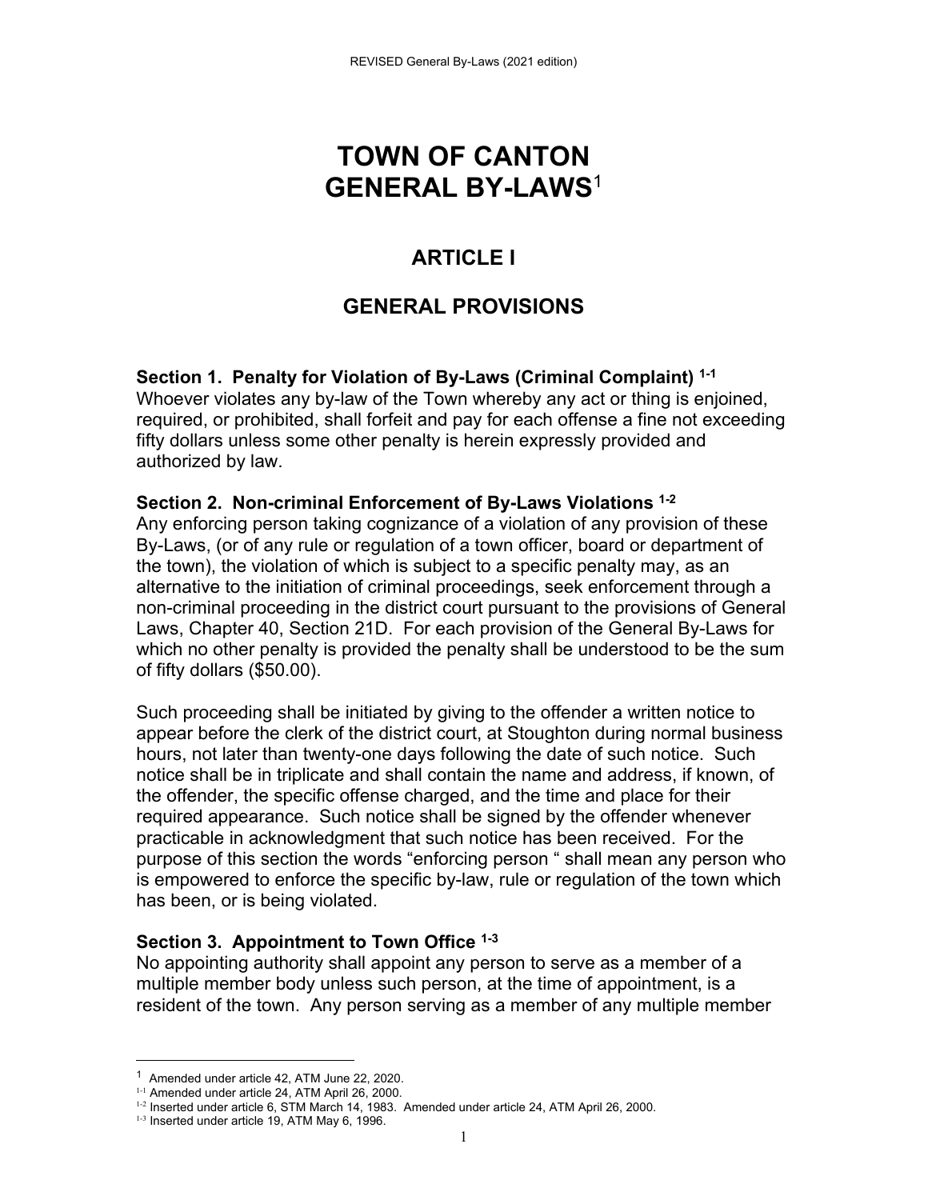# TOWN OF CANTON GENERAL BY-LAWS[1]

## ARTICLE I

## GENERAL PROVISIONS

**Section 1. Penalty for Violation of By-Laws (Criminal Complaint) [1-1]**
Whoever violates any by-law of the Town whereby any act or thing is enjoined, required, or prohibited, shall forfeit and pay for each offense a fine not exceeding fifty dollars unless some other penalty is herein expressly provided and authorized by law.

**Section 2. Non-criminal Enforcement of By-Laws Violations [1-2]**
Any enforcing person taking cognizance of a violation of any provision of these By-Laws, (or of any rule or regulation of a town officer, board or department of the town), the violation of which is subject to a specific penalty may, as an alternative to the initiation of criminal proceedings, seek enforcement through a non-criminal proceeding in the district court pursuant to the provisions of General Laws, Chapter 40, Section 21D. For each provision of the General By-Laws for which no other penalty is provided the penalty shall be understood to be the sum of fifty dollars ($50.00).

Such proceeding shall be initiated by giving to the offender a written notice to appear before the clerk of the district court, at Stoughton during normal business hours, not later than twenty-one days following the date of such notice. Such notice shall be in triplicate and shall contain the name and address, if known, of the offender, the specific offense charged, and the time and place for their required appearance. Such notice shall be signed by the offender whenever practicable in acknowledgment that such notice has been received. For the purpose of this section the words "enforcing person " shall mean any person who is empowered to enforce the specific by-law, rule or regulation of the town which has been, or is being violated.

**Section 3. Appointment to Town Office [1-3]**
No appointing authority shall appoint any person to serve as a member of a multiple member body unless such person, at the time of appointment, is a resident of the town. Any person serving as a member of any multiple member

---

[1] Amended under article 42, ATM June 22, 2020.
[1-1] Amended under article 24, ATM April 26, 2000.
[1-2] Inserted under article 6, STM March 14, 1983. Amended under article 24, ATM April 26, 2000.
[1-3] Inserted under article 19, ATM May 6, 1996.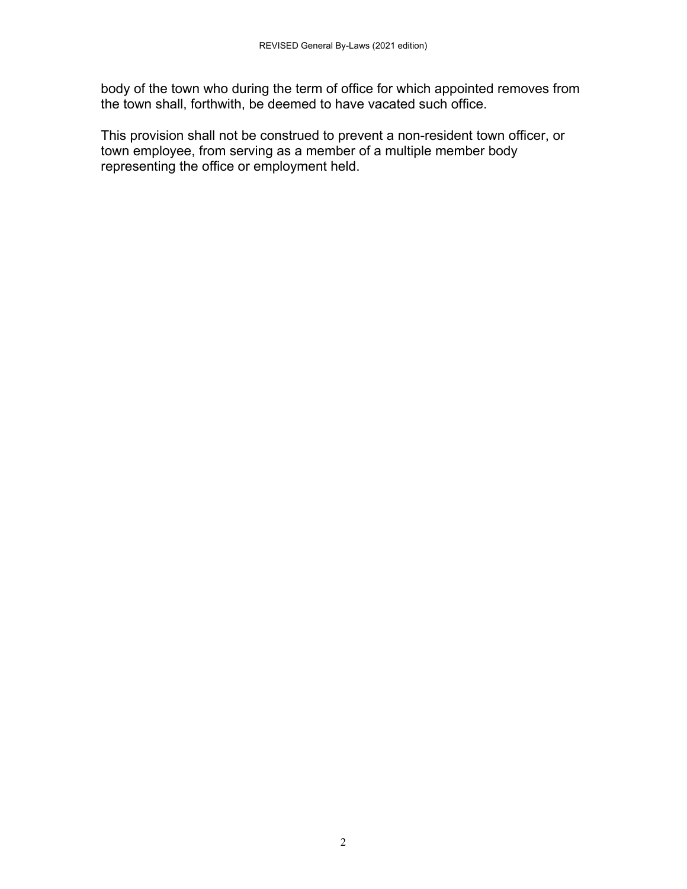body of the town who during the term of office for which appointed removes from the town shall, forthwith, be deemed to have vacated such office.

This provision shall not be construed to prevent a non-resident town officer, or town employee, from serving as a member of a multiple member body representing the office or employment held.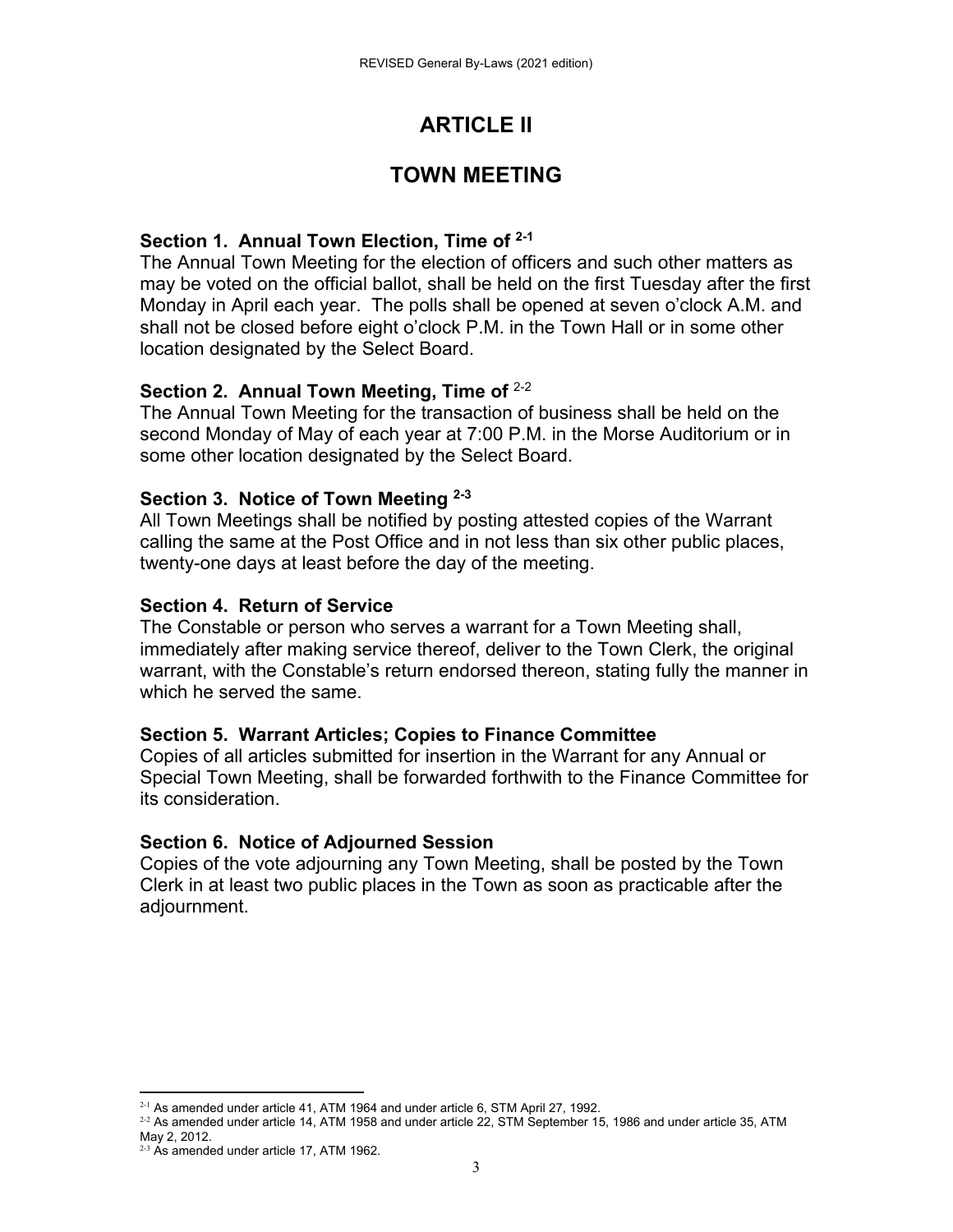# ARTICLE II

# TOWN MEETING

### Section 1. Annual Town Election, Time of [2-1]

The Annual Town Meeting for the election of officers and such other matters as may be voted on the official ballot, shall be held on the first Tuesday after the first Monday in April each year. The polls shall be opened at seven o'clock A.M. and shall not be closed before eight o'clock P.M. in the Town Hall or in some other location designated by the Select Board.

### Section 2. Annual Town Meeting, Time of [2-2]

The Annual Town Meeting for the transaction of business shall be held on the second Monday of May of each year at 7:00 P.M. in the Morse Auditorium or in some other location designated by the Select Board.

### Section 3. Notice of Town Meeting [2-3]

All Town Meetings shall be notified by posting attested copies of the Warrant calling the same at the Post Office and in not less than six other public places, twenty-one days at least before the day of the meeting.

### Section 4. Return of Service

The Constable or person who serves a warrant for a Town Meeting shall, immediately after making service thereof, deliver to the Town Clerk, the original warrant, with the Constable's return endorsed thereon, stating fully the manner in which he served the same.

### Section 5. Warrant Articles; Copies to Finance Committee

Copies of all articles submitted for insertion in the Warrant for any Annual or Special Town Meeting, shall be forwarded forthwith to the Finance Committee for its consideration.

### Section 6. Notice of Adjourned Session

Copies of the vote adjourning any Town Meeting, shall be posted by the Town Clerk in at least two public places in the Town as soon as practicable after the adjournment.

---

[2-1] As amended under article 41, ATM 1964 and under article 6, STM April 27, 1992.

[2-2] As amended under article 14, ATM 1958 and under article 22, STM September 15, 1986 and under article 35, ATM May 2, 2012.

[2-3] As amended under article 17, ATM 1962.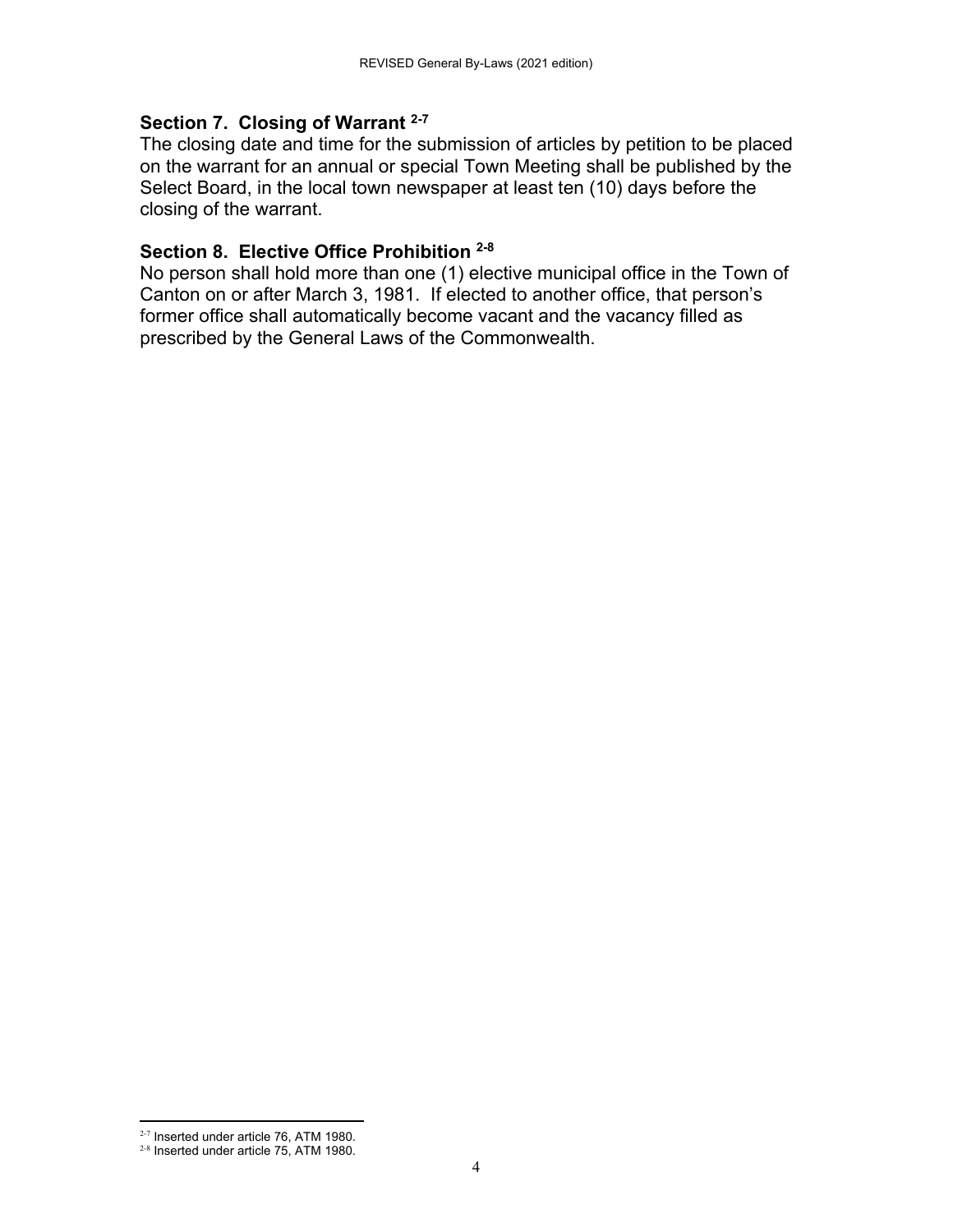### Section 7. Closing of Warrant [2-7]

The closing date and time for the submission of articles by petition to be placed on the warrant for an annual or special Town Meeting shall be published by the Select Board, in the local town newspaper at least ten (10) days before the closing of the warrant.

### Section 8. Elective Office Prohibition [2-8]

No person shall hold more than one (1) elective municipal office in the Town of Canton on or after March 3, 1981. If elected to another office, that person's former office shall automatically become vacant and the vacancy filled as prescribed by the General Laws of the Commonwealth.

---

[2-7] Inserted under article 76, ATM 1980.

[2-8] Inserted under article 75, ATM 1980.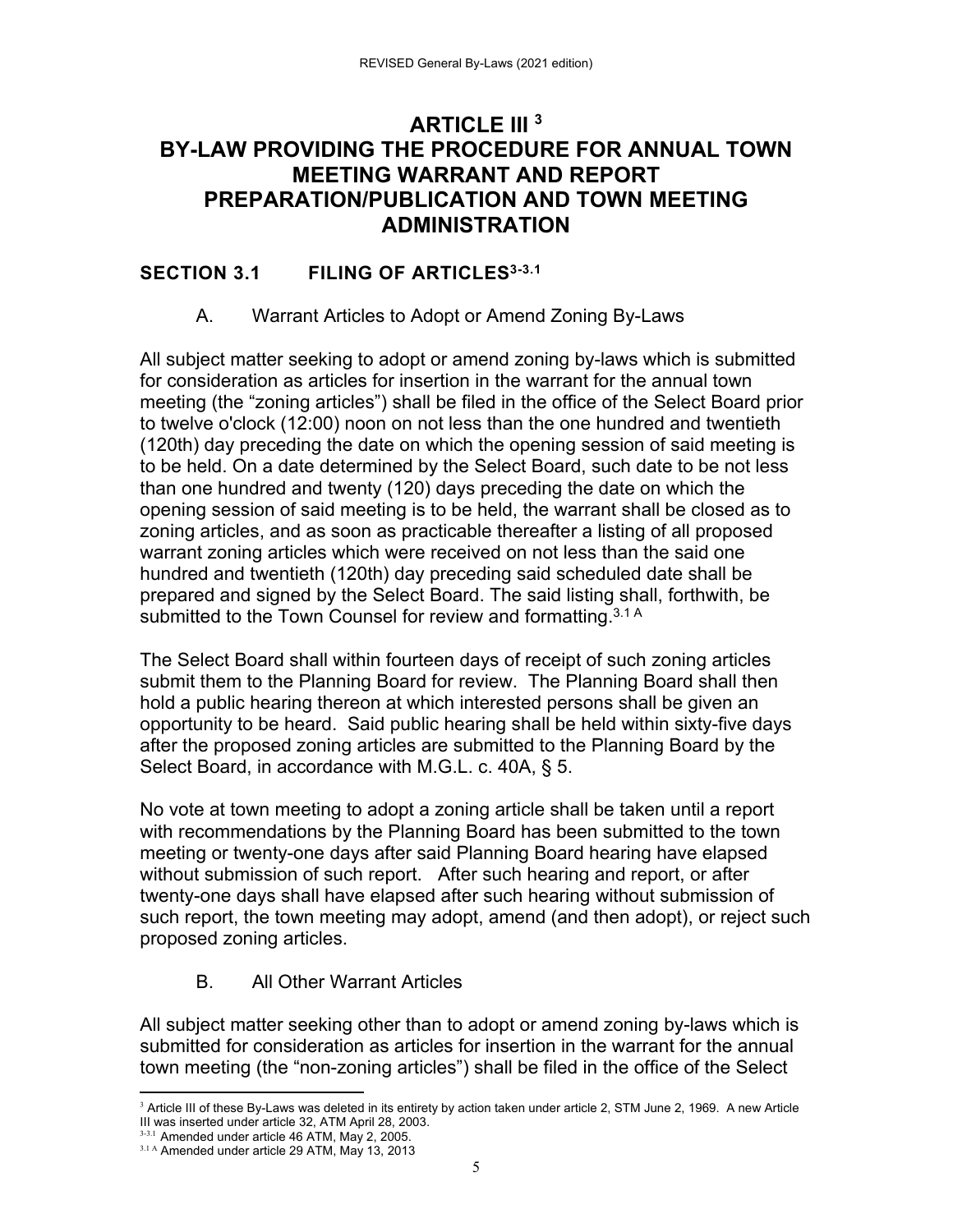# ARTICLE III [3]
# BY-LAW PROVIDING THE PROCEDURE FOR ANNUAL TOWN MEETING WARRANT AND REPORT PREPARATION/PUBLICATION AND TOWN MEETING ADMINISTRATION

## SECTION 3.1 FILING OF ARTICLES[3-3.1]

A. Warrant Articles to Adopt or Amend Zoning By-Laws

All subject matter seeking to adopt or amend zoning by-laws which is submitted for consideration as articles for insertion in the warrant for the annual town meeting (the "zoning articles") shall be filed in the office of the Select Board prior to twelve o'clock (12:00) noon on not less than the one hundred and twentieth (120th) day preceding the date on which the opening session of said meeting is to be held. On a date determined by the Select Board, such date to be not less than one hundred and twenty (120) days preceding the date on which the opening session of said meeting is to be held, the warrant shall be closed as to zoning articles, and as soon as practicable thereafter a listing of all proposed warrant zoning articles which were received on not less than the said one hundred and twentieth (120th) day preceding said scheduled date shall be prepared and signed by the Select Board. The said listing shall, forthwith, be submitted to the Town Counsel for review and formatting.[3.1 A]

The Select Board shall within fourteen days of receipt of such zoning articles submit them to the Planning Board for review. The Planning Board shall then hold a public hearing thereon at which interested persons shall be given an opportunity to be heard. Said public hearing shall be held within sixty-five days after the proposed zoning articles are submitted to the Planning Board by the Select Board, in accordance with M.G.L. c. 40A, § 5.

No vote at town meeting to adopt a zoning article shall be taken until a report with recommendations by the Planning Board has been submitted to the town meeting or twenty-one days after said Planning Board hearing have elapsed without submission of such report. After such hearing and report, or after twenty-one days shall have elapsed after such hearing without submission of such report, the town meeting may adopt, amend (and then adopt), or reject such proposed zoning articles.

B. All Other Warrant Articles

All subject matter seeking other than to adopt or amend zoning by-laws which is submitted for consideration as articles for insertion in the warrant for the annual town meeting (the "non-zoning articles") shall be filed in the office of the Select

---

[3] Article III of these By-Laws was deleted in its entirety by action taken under article 2, STM June 2, 1969. A new Article III was inserted under article 32, ATM April 28, 2003.

[3-3.1] Amended under article 46 ATM, May 2, 2005.

[3.1 A] Amended under article 29 ATM, May 13, 2013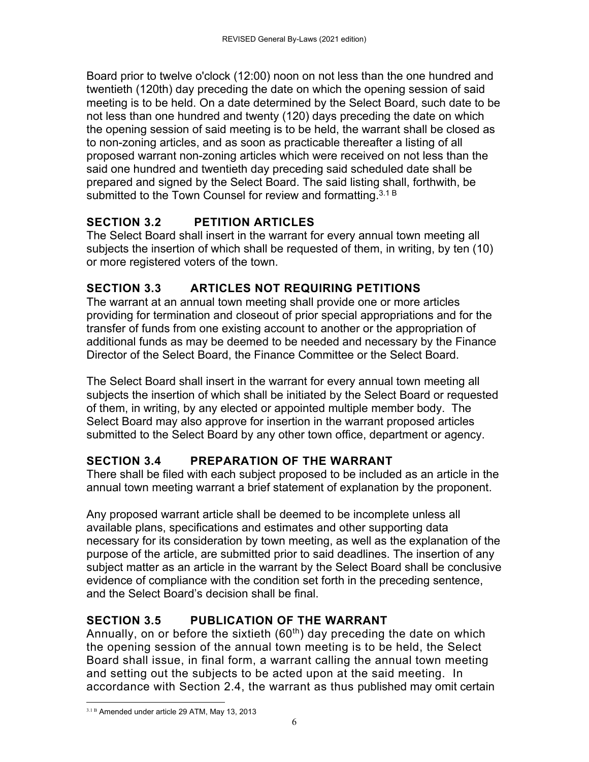Board prior to twelve o'clock (12:00) noon on not less than the one hundred and twentieth (120th) day preceding the date on which the opening session of said meeting is to be held. On a date determined by the Select Board, such date to be not less than one hundred and twenty (120) days preceding the date on which the opening session of said meeting is to be held, the warrant shall be closed as to non-zoning articles, and as soon as practicable thereafter a listing of all proposed warrant non-zoning articles which were received on not less than the said one hundred and twentieth day preceding said scheduled date shall be prepared and signed by the Select Board. The said listing shall, forthwith, be submitted to the Town Counsel for review and formatting.[3.1 B]

## SECTION 3.2 PETITION ARTICLES

The Select Board shall insert in the warrant for every annual town meeting all subjects the insertion of which shall be requested of them, in writing, by ten (10) or more registered voters of the town.

## SECTION 3.3 ARTICLES NOT REQUIRING PETITIONS

The warrant at an annual town meeting shall provide one or more articles providing for termination and closeout of prior special appropriations and for the transfer of funds from one existing account to another or the appropriation of additional funds as may be deemed to be needed and necessary by the Finance Director of the Select Board, the Finance Committee or the Select Board.

The Select Board shall insert in the warrant for every annual town meeting all subjects the insertion of which shall be initiated by the Select Board or requested of them, in writing, by any elected or appointed multiple member body. The Select Board may also approve for insertion in the warrant proposed articles submitted to the Select Board by any other town office, department or agency.

## SECTION 3.4 PREPARATION OF THE WARRANT

There shall be filed with each subject proposed to be included as an article in the annual town meeting warrant a brief statement of explanation by the proponent.

Any proposed warrant article shall be deemed to be incomplete unless all available plans, specifications and estimates and other supporting data necessary for its consideration by town meeting, as well as the explanation of the purpose of the article, are submitted prior to said deadlines. The insertion of any subject matter as an article in the warrant by the Select Board shall be conclusive evidence of compliance with the condition set forth in the preceding sentence, and the Select Board's decision shall be final.

## SECTION 3.5 PUBLICATION OF THE WARRANT

Annually, on or before the sixtieth (60th) day preceding the date on which the opening session of the annual town meeting is to be held, the Select Board shall issue, in final form, a warrant calling the annual town meeting and setting out the subjects to be acted upon at the said meeting. In accordance with Section 2.4, the warrant as thus published may omit certain

---

[3.1 B] Amended under article 29 ATM, May 13, 2013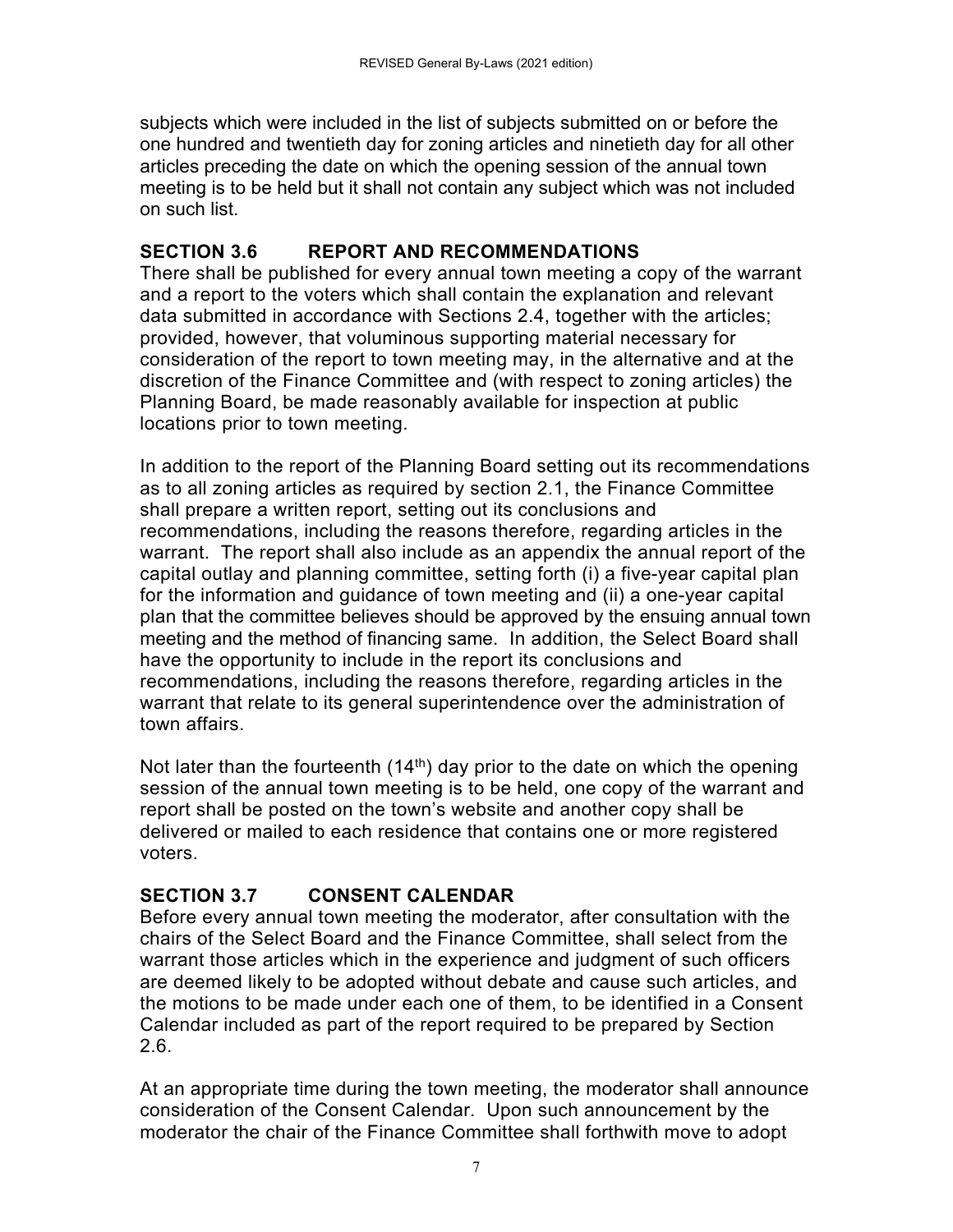subjects which were included in the list of subjects submitted on or before the one hundred and twentieth day for zoning articles and ninetieth day for all other articles preceding the date on which the opening session of the annual town meeting is to be held but it shall not contain any subject which was not included on such list.

## SECTION 3.6 REPORT AND RECOMMENDATIONS

There shall be published for every annual town meeting a copy of the warrant and a report to the voters which shall contain the explanation and relevant data submitted in accordance with Sections 2.4, together with the articles; provided, however, that voluminous supporting material necessary for consideration of the report to town meeting may, in the alternative and at the discretion of the Finance Committee and (with respect to zoning articles) the Planning Board, be made reasonably available for inspection at public locations prior to town meeting.

In addition to the report of the Planning Board setting out its recommendations as to all zoning articles as required by section 2.1, the Finance Committee shall prepare a written report, setting out its conclusions and recommendations, including the reasons therefore, regarding articles in the warrant. The report shall also include as an appendix the annual report of the capital outlay and planning committee, setting forth (i) a five-year capital plan for the information and guidance of town meeting and (ii) a one-year capital plan that the committee believes should be approved by the ensuing annual town meeting and the method of financing same. In addition, the Select Board shall have the opportunity to include in the report its conclusions and recommendations, including the reasons therefore, regarding articles in the warrant that relate to its general superintendence over the administration of town affairs.

Not later than the fourteenth (14th) day prior to the date on which the opening session of the annual town meeting is to be held, one copy of the warrant and report shall be posted on the town's website and another copy shall be delivered or mailed to each residence that contains one or more registered voters.

## SECTION 3.7 CONSENT CALENDAR

Before every annual town meeting the moderator, after consultation with the chairs of the Select Board and the Finance Committee, shall select from the warrant those articles which in the experience and judgment of such officers are deemed likely to be adopted without debate and cause such articles, and the motions to be made under each one of them, to be identified in a Consent Calendar included as part of the report required to be prepared by Section 2.6.

At an appropriate time during the town meeting, the moderator shall announce consideration of the Consent Calendar. Upon such announcement by the moderator the chair of the Finance Committee shall forthwith move to adopt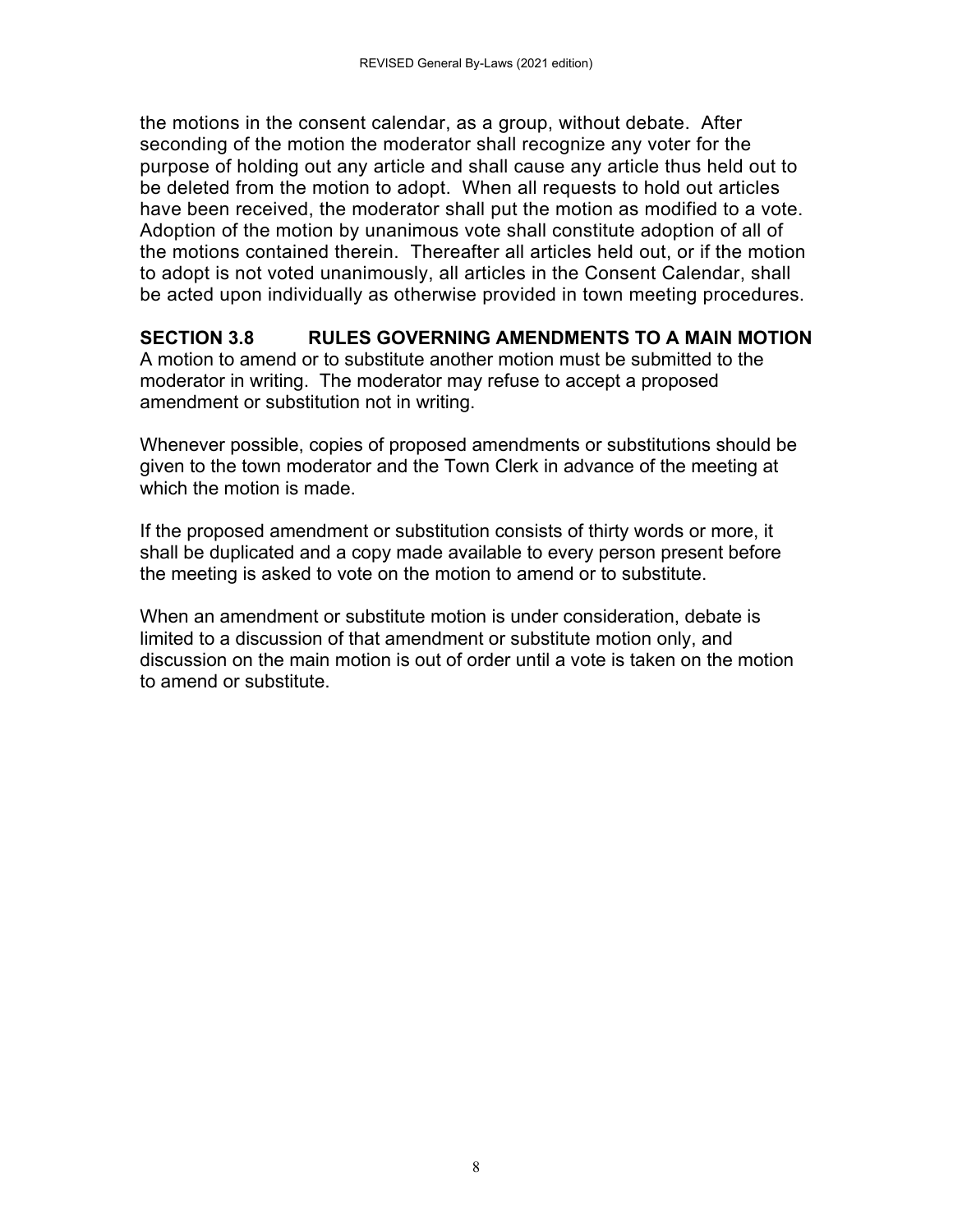the motions in the consent calendar, as a group, without debate. After seconding of the motion the moderator shall recognize any voter for the purpose of holding out any article and shall cause any article thus held out to be deleted from the motion to adopt. When all requests to hold out articles have been received, the moderator shall put the motion as modified to a vote. Adoption of the motion by unanimous vote shall constitute adoption of all of the motions contained therein. Thereafter all articles held out, or if the motion to adopt is not voted unanimously, all articles in the Consent Calendar, shall be acted upon individually as otherwise provided in town meeting procedures.

## SECTION 3.8 RULES GOVERNING AMENDMENTS TO A MAIN MOTION

A motion to amend or to substitute another motion must be submitted to the moderator in writing. The moderator may refuse to accept a proposed amendment or substitution not in writing.

Whenever possible, copies of proposed amendments or substitutions should be given to the town moderator and the Town Clerk in advance of the meeting at which the motion is made.

If the proposed amendment or substitution consists of thirty words or more, it shall be duplicated and a copy made available to every person present before the meeting is asked to vote on the motion to amend or to substitute.

When an amendment or substitute motion is under consideration, debate is limited to a discussion of that amendment or substitute motion only, and discussion on the main motion is out of order until a vote is taken on the motion to amend or substitute.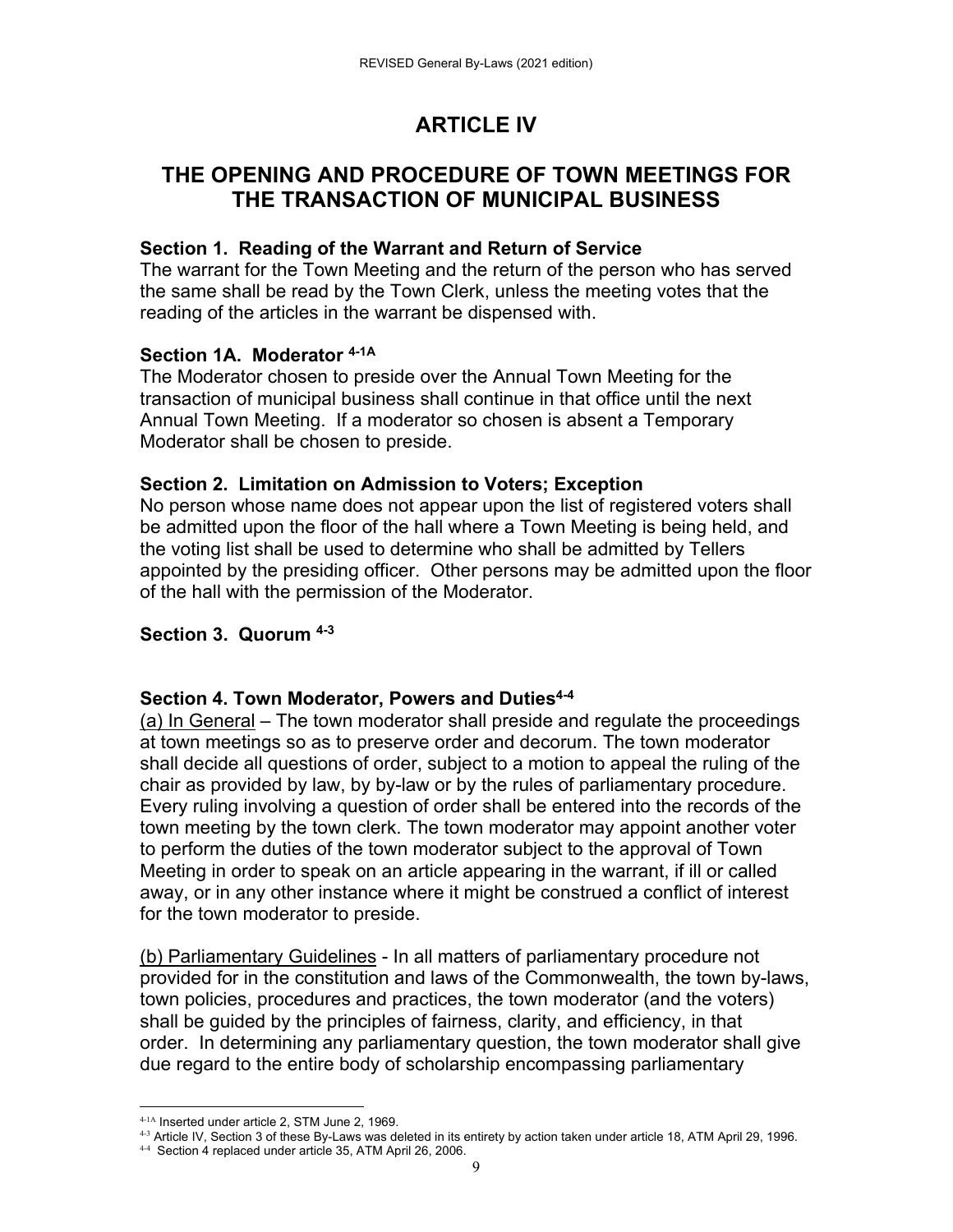# ARTICLE IV

## THE OPENING AND PROCEDURE OF TOWN MEETINGS FOR THE TRANSACTION OF MUNICIPAL BUSINESS

### Section 1. Reading of the Warrant and Return of Service

The warrant for the Town Meeting and the return of the person who has served the same shall be read by the Town Clerk, unless the meeting votes that the reading of the articles in the warrant be dispensed with.

### Section 1A. Moderator [4-1A]

The Moderator chosen to preside over the Annual Town Meeting for the transaction of municipal business shall continue in that office until the next Annual Town Meeting. If a moderator so chosen is absent a Temporary Moderator shall be chosen to preside.

### Section 2. Limitation on Admission to Voters; Exception

No person whose name does not appear upon the list of registered voters shall be admitted upon the floor of the hall where a Town Meeting is being held, and the voting list shall be used to determine who shall be admitted by Tellers appointed by the presiding officer. Other persons may be admitted upon the floor of the hall with the permission of the Moderator.

### Section 3. Quorum [4-3]

### Section 4. Town Moderator, Powers and Duties[4-4]

(a) In General – The town moderator shall preside and regulate the proceedings at town meetings so as to preserve order and decorum. The town moderator shall decide all questions of order, subject to a motion to appeal the ruling of the chair as provided by law, by by-law or by the rules of parliamentary procedure. Every ruling involving a question of order shall be entered into the records of the town meeting by the town clerk. The town moderator may appoint another voter to perform the duties of the town moderator subject to the approval of Town Meeting in order to speak on an article appearing in the warrant, if ill or called away, or in any other instance where it might be construed a conflict of interest for the town moderator to preside.

(b) Parliamentary Guidelines - In all matters of parliamentary procedure not provided for in the constitution and laws of the Commonwealth, the town by-laws, town policies, procedures and practices, the town moderator (and the voters) shall be guided by the principles of fairness, clarity, and efficiency, in that order. In determining any parliamentary question, the town moderator shall give due regard to the entire body of scholarship encompassing parliamentary

---

[4-1A] Inserted under article 2, STM June 2, 1969.

[4-3] Article IV, Section 3 of these By-Laws was deleted in its entirety by action taken under article 18, ATM April 29, 1996.

[4-4] Section 4 replaced under article 35, ATM April 26, 2006.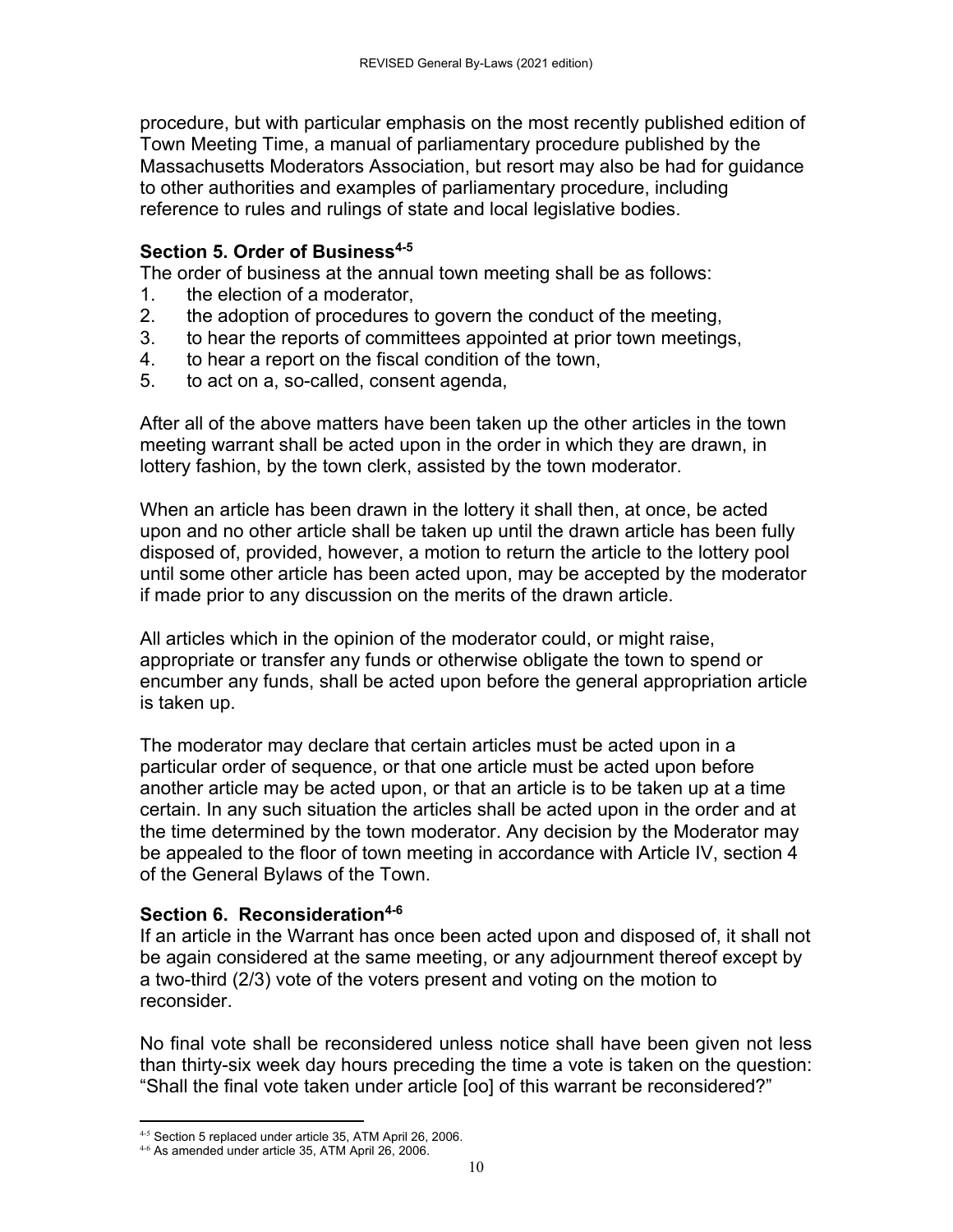procedure, but with particular emphasis on the most recently published edition of Town Meeting Time, a manual of parliamentary procedure published by the Massachusetts Moderators Association, but resort may also be had for guidance to other authorities and examples of parliamentary procedure, including reference to rules and rulings of state and local legislative bodies.

**Section 5. Order of Business[4-5]**

The order of business at the annual town meeting shall be as follows:

1. the election of a moderator,
2. the adoption of procedures to govern the conduct of the meeting,
3. to hear the reports of committees appointed at prior town meetings,
4. to hear a report on the fiscal condition of the town,
5. to act on a, so-called, consent agenda,

After all of the above matters have been taken up the other articles in the town meeting warrant shall be acted upon in the order in which they are drawn, in lottery fashion, by the town clerk, assisted by the town moderator.

When an article has been drawn in the lottery it shall then, at once, be acted upon and no other article shall be taken up until the drawn article has been fully disposed of, provided, however, a motion to return the article to the lottery pool until some other article has been acted upon, may be accepted by the moderator if made prior to any discussion on the merits of the drawn article.

All articles which in the opinion of the moderator could, or might raise, appropriate or transfer any funds or otherwise obligate the town to spend or encumber any funds, shall be acted upon before the general appropriation article is taken up.

The moderator may declare that certain articles must be acted upon in a particular order of sequence, or that one article must be acted upon before another article may be acted upon, or that an article is to be taken up at a time certain. In any such situation the articles shall be acted upon in the order and at the time determined by the town moderator. Any decision by the Moderator may be appealed to the floor of town meeting in accordance with Article IV, section 4 of the General Bylaws of the Town.

**Section 6. Reconsideration[4-6]**

If an article in the Warrant has once been acted upon and disposed of, it shall not be again considered at the same meeting, or any adjournment thereof except by a two-third (2/3) vote of the voters present and voting on the motion to reconsider.

No final vote shall be reconsidered unless notice shall have been given not less than thirty-six week day hours preceding the time a vote is taken on the question: "Shall the final vote taken under article [oo] of this warrant be reconsidered?"

---

[4-5] Section 5 replaced under article 35, ATM April 26, 2006.

[4-6] As amended under article 35, ATM April 26, 2006.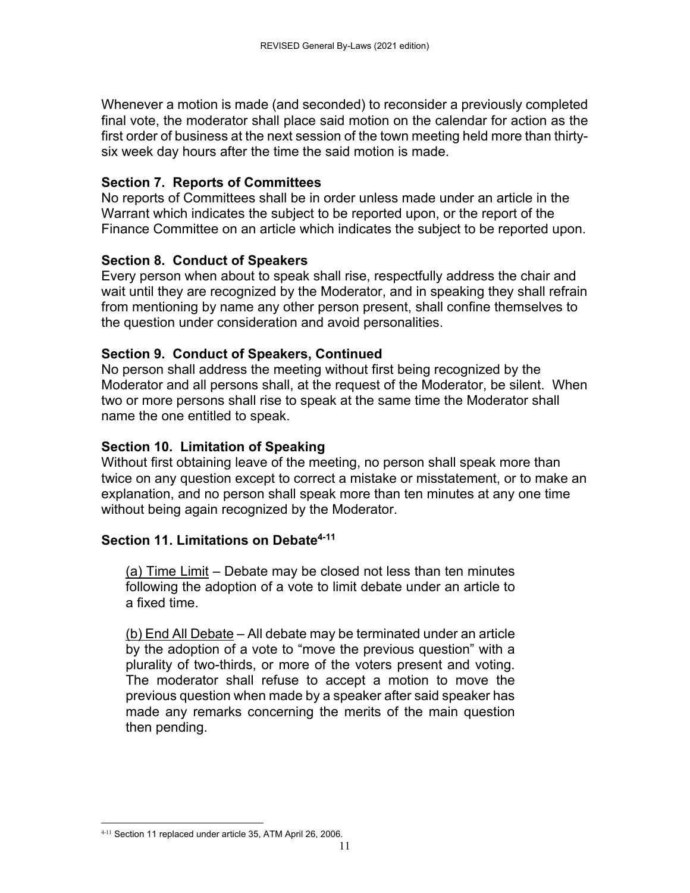Whenever a motion is made (and seconded) to reconsider a previously completed final vote, the moderator shall place said motion on the calendar for action as the first order of business at the next session of the town meeting held more than thirty-six week day hours after the time the said motion is made.

**Section 7. Reports of Committees**

No reports of Committees shall be in order unless made under an article in the Warrant which indicates the subject to be reported upon, or the report of the Finance Committee on an article which indicates the subject to be reported upon.

**Section 8. Conduct of Speakers**

Every person when about to speak shall rise, respectfully address the chair and wait until they are recognized by the Moderator, and in speaking they shall refrain from mentioning by name any other person present, shall confine themselves to the question under consideration and avoid personalities.

**Section 9. Conduct of Speakers, Continued**

No person shall address the meeting without first being recognized by the Moderator and all persons shall, at the request of the Moderator, be silent. When two or more persons shall rise to speak at the same time the Moderator shall name the one entitled to speak.

**Section 10. Limitation of Speaking**

Without first obtaining leave of the meeting, no person shall speak more than twice on any question except to correct a mistake or misstatement, or to make an explanation, and no person shall speak more than ten minutes at any one time without being again recognized by the Moderator.

**Section 11. Limitations on Debate[4-11]**

(a) Time Limit – Debate may be closed not less than ten minutes following the adoption of a vote to limit debate under an article to a fixed time.

(b) End All Debate – All debate may be terminated under an article by the adoption of a vote to "move the previous question" with a plurality of two-thirds, or more of the voters present and voting. The moderator shall refuse to accept a motion to move the previous question when made by a speaker after said speaker has made any remarks concerning the merits of the main question then pending.

[4-11] Section 11 replaced under article 35, ATM April 26, 2006.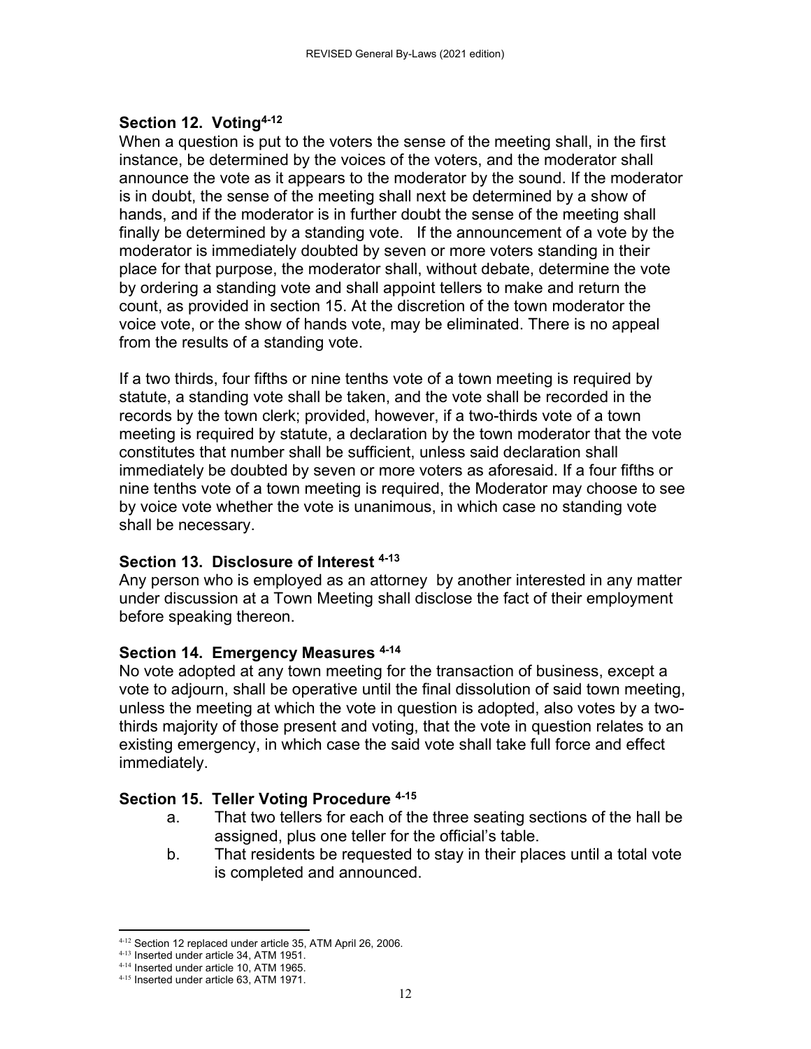## Section 12. Voting[4-12]

When a question is put to the voters the sense of the meeting shall, in the first instance, be determined by the voices of the voters, and the moderator shall announce the vote as it appears to the moderator by the sound. If the moderator is in doubt, the sense of the meeting shall next be determined by a show of hands, and if the moderator is in further doubt the sense of the meeting shall finally be determined by a standing vote. If the announcement of a vote by the moderator is immediately doubted by seven or more voters standing in their place for that purpose, the moderator shall, without debate, determine the vote by ordering a standing vote and shall appoint tellers to make and return the count, as provided in section 15. At the discretion of the town moderator the voice vote, or the show of hands vote, may be eliminated. There is no appeal from the results of a standing vote.

If a two thirds, four fifths or nine tenths vote of a town meeting is required by statute, a standing vote shall be taken, and the vote shall be recorded in the records by the town clerk; provided, however, if a two-thirds vote of a town meeting is required by statute, a declaration by the town moderator that the vote constitutes that number shall be sufficient, unless said declaration shall immediately be doubted by seven or more voters as aforesaid. If a four fifths or nine tenths vote of a town meeting is required, the Moderator may choose to see by voice vote whether the vote is unanimous, in which case no standing vote shall be necessary.

## Section 13. Disclosure of Interest [4-13]

Any person who is employed as an attorney by another interested in any matter under discussion at a Town Meeting shall disclose the fact of their employment before speaking thereon.

## Section 14. Emergency Measures [4-14]

No vote adopted at any town meeting for the transaction of business, except a vote to adjourn, shall be operative until the final dissolution of said town meeting, unless the meeting at which the vote in question is adopted, also votes by a two-thirds majority of those present and voting, that the vote in question relates to an existing emergency, in which case the said vote shall take full force and effect immediately.

## Section 15. Teller Voting Procedure [4-15]

a. That two tellers for each of the three seating sections of the hall be assigned, plus one teller for the official's table.

b. That residents be requested to stay in their places until a total vote is completed and announced.

---

[4-12] Section 12 replaced under article 35, ATM April 26, 2006.
[4-13] Inserted under article 34, ATM 1951.
[4-14] Inserted under article 10, ATM 1965.
[4-15] Inserted under article 63, ATM 1971.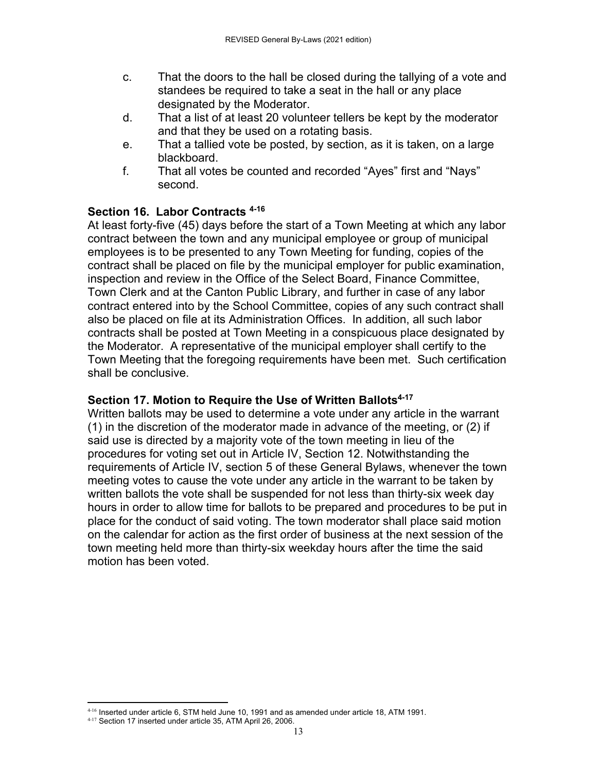c. That the doors to the hall be closed during the tallying of a vote and standees be required to take a seat in the hall or any place designated by the Moderator.

d. That a list of at least 20 volunteer tellers be kept by the moderator and that they be used on a rotating basis.

e. That a tallied vote be posted, by section, as it is taken, on a large blackboard.

f. That all votes be counted and recorded “Ayes” first and “Nays” second.

### Section 16. Labor Contracts [4-16]

At least forty-five (45) days before the start of a Town Meeting at which any labor contract between the town and any municipal employee or group of municipal employees is to be presented to any Town Meeting for funding, copies of the contract shall be placed on file by the municipal employer for public examination, inspection and review in the Office of the Select Board, Finance Committee, Town Clerk and at the Canton Public Library, and further in case of any labor contract entered into by the School Committee, copies of any such contract shall also be placed on file at its Administration Offices. In addition, all such labor contracts shall be posted at Town Meeting in a conspicuous place designated by the Moderator. A representative of the municipal employer shall certify to the Town Meeting that the foregoing requirements have been met. Such certification shall be conclusive.

### Section 17. Motion to Require the Use of Written Ballots[4-17]

Written ballots may be used to determine a vote under any article in the warrant (1) in the discretion of the moderator made in advance of the meeting, or (2) if said use is directed by a majority vote of the town meeting in lieu of the procedures for voting set out in Article IV, Section 12. Notwithstanding the requirements of Article IV, section 5 of these General Bylaws, whenever the town meeting votes to cause the vote under any article in the warrant to be taken by written ballots the vote shall be suspended for not less than thirty-six week day hours in order to allow time for ballots to be prepared and procedures to be put in place for the conduct of said voting. The town moderator shall place said motion on the calendar for action as the first order of business at the next session of the town meeting held more than thirty-six weekday hours after the time the said motion has been voted.

---

[4-16] Inserted under article 6, STM held June 10, 1991 and as amended under article 18, ATM 1991.

[4-17] Section 17 inserted under article 35, ATM April 26, 2006.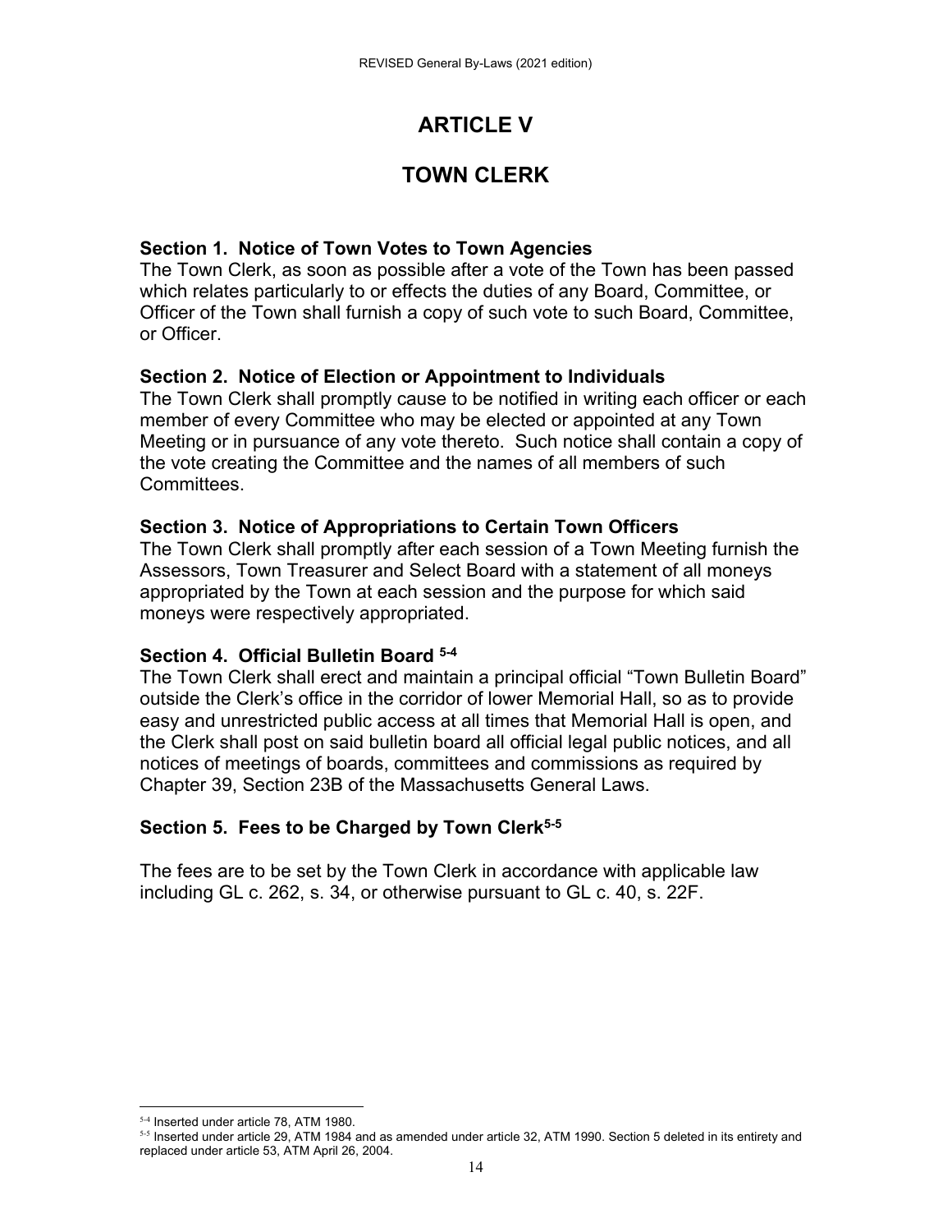# ARTICLE V

# TOWN CLERK

### Section 1. Notice of Town Votes to Town Agencies

The Town Clerk, as soon as possible after a vote of the Town has been passed which relates particularly to or effects the duties of any Board, Committee, or Officer of the Town shall furnish a copy of such vote to such Board, Committee, or Officer.

### Section 2. Notice of Election or Appointment to Individuals

The Town Clerk shall promptly cause to be notified in writing each officer or each member of every Committee who may be elected or appointed at any Town Meeting or in pursuance of any vote thereto. Such notice shall contain a copy of the vote creating the Committee and the names of all members of such Committees.

### Section 3. Notice of Appropriations to Certain Town Officers

The Town Clerk shall promptly after each session of a Town Meeting furnish the Assessors, Town Treasurer and Select Board with a statement of all moneys appropriated by the Town at each session and the purpose for which said moneys were respectively appropriated.

### Section 4. Official Bulletin Board [5-4]

The Town Clerk shall erect and maintain a principal official "Town Bulletin Board" outside the Clerk's office in the corridor of lower Memorial Hall, so as to provide easy and unrestricted public access at all times that Memorial Hall is open, and the Clerk shall post on said bulletin board all official legal public notices, and all notices of meetings of boards, committees and commissions as required by Chapter 39, Section 23B of the Massachusetts General Laws.

### Section 5. Fees to be Charged by Town Clerk[5-5]

The fees are to be set by the Town Clerk in accordance with applicable law including GL c. 262, s. 34, or otherwise pursuant to GL c. 40, s. 22F.

---

[5-4] Inserted under article 78, ATM 1980.

[5-5] Inserted under article 29, ATM 1984 and as amended under article 32, ATM 1990. Section 5 deleted in its entirety and replaced under article 53, ATM April 26, 2004.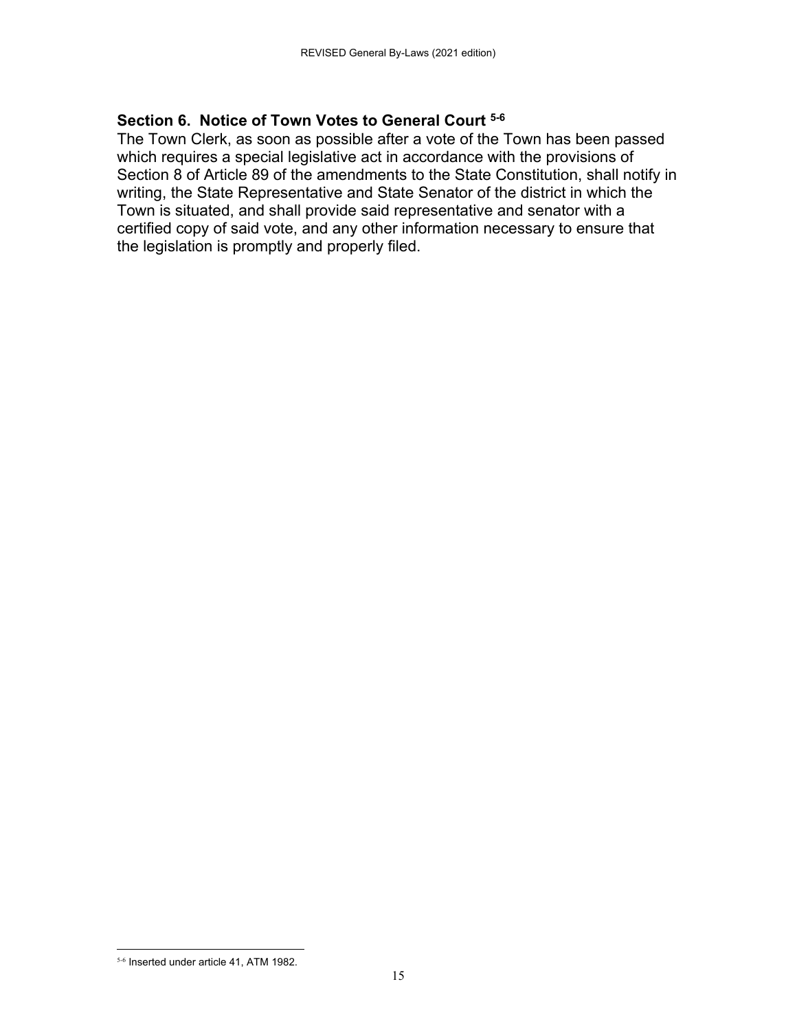## Section 6. Notice of Town Votes to General Court [5-6]

The Town Clerk, as soon as possible after a vote of the Town has been passed which requires a special legislative act in accordance with the provisions of Section 8 of Article 89 of the amendments to the State Constitution, shall notify in writing, the State Representative and State Senator of the district in which the Town is situated, and shall provide said representative and senator with a certified copy of said vote, and any other information necessary to ensure that the legislation is promptly and properly filed.

[5-6] Inserted under article 41, ATM 1982.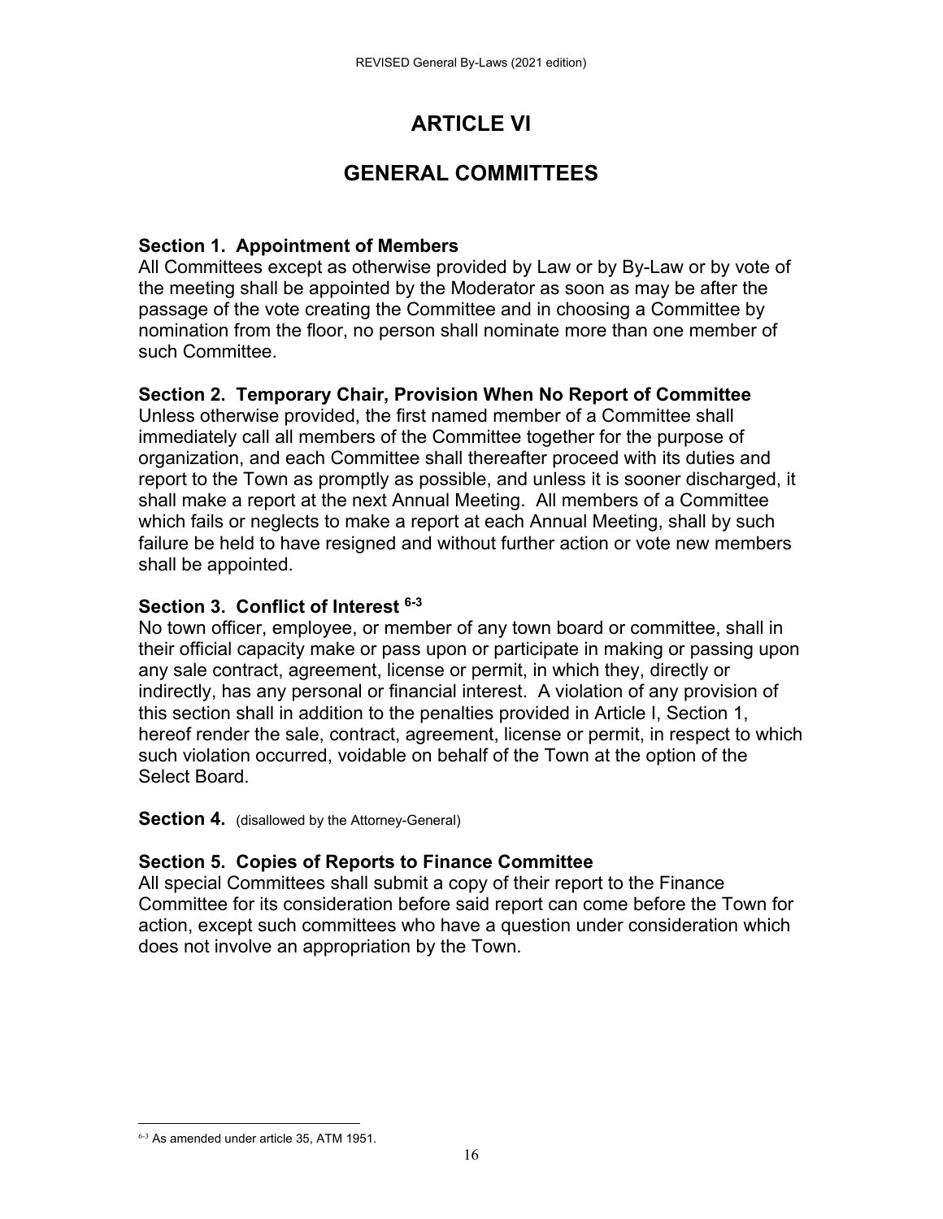# ARTICLE VI

# GENERAL COMMITTEES

**Section 1. Appointment of Members**
All Committees except as otherwise provided by Law or by By-Law or by vote of the meeting shall be appointed by the Moderator as soon as may be after the passage of the vote creating the Committee and in choosing a Committee by nomination from the floor, no person shall nominate more than one member of such Committee.

**Section 2. Temporary Chair, Provision When No Report of Committee**
Unless otherwise provided, the first named member of a Committee shall immediately call all members of the Committee together for the purpose of organization, and each Committee shall thereafter proceed with its duties and report to the Town as promptly as possible, and unless it is sooner discharged, it shall make a report at the next Annual Meeting. All members of a Committee which fails or neglects to make a report at each Annual Meeting, shall by such failure be held to have resigned and without further action or vote new members shall be appointed.

**Section 3. Conflict of Interest [6-3]**
No town officer, employee, or member of any town board or committee, shall in their official capacity make or pass upon or participate in making or passing upon any sale contract, agreement, license or permit, in which they, directly or indirectly, has any personal or financial interest. A violation of any provision of this section shall in addition to the penalties provided in Article I, Section 1, hereof render the sale, contract, agreement, license or permit, in respect to which such violation occurred, voidable on behalf of the Town at the option of the Select Board.

**Section 4.** (disallowed by the Attorney-General)

**Section 5. Copies of Reports to Finance Committee**
All special Committees shall submit a copy of their report to the Finance Committee for its consideration before said report can come before the Town for action, except such committees who have a question under consideration which does not involve an appropriation by the Town.

---

[6-3] As amended under article 35, ATM 1951.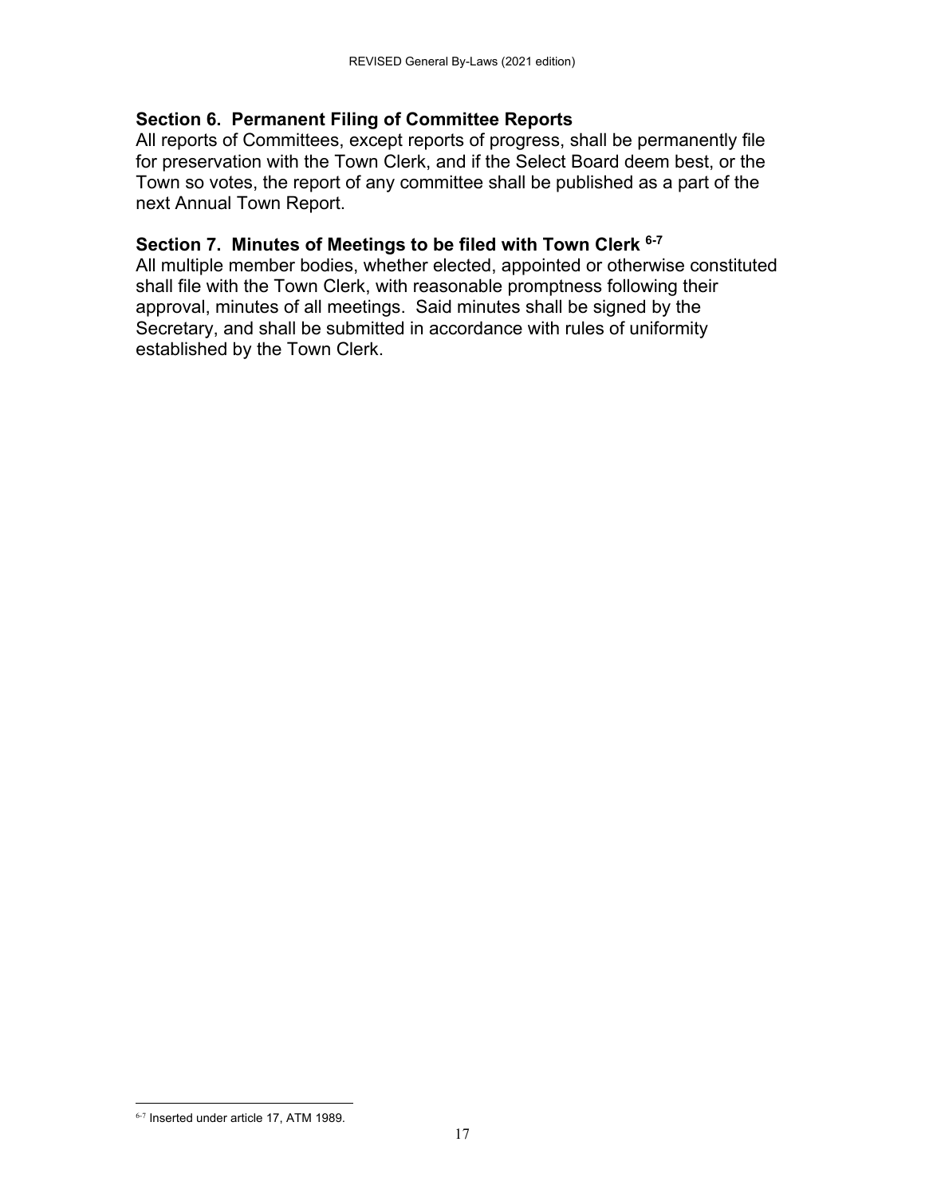### Section 6. Permanent Filing of Committee Reports

All reports of Committees, except reports of progress, shall be permanently file for preservation with the Town Clerk, and if the Select Board deem best, or the Town so votes, the report of any committee shall be published as a part of the next Annual Town Report.

### Section 7. Minutes of Meetings to be filed with Town Clerk [6-7]

All multiple member bodies, whether elected, appointed or otherwise constituted shall file with the Town Clerk, with reasonable promptness following their approval, minutes of all meetings. Said minutes shall be signed by the Secretary, and shall be submitted in accordance with rules of uniformity established by the Town Clerk.

---

[6-7] Inserted under article 17, ATM 1989.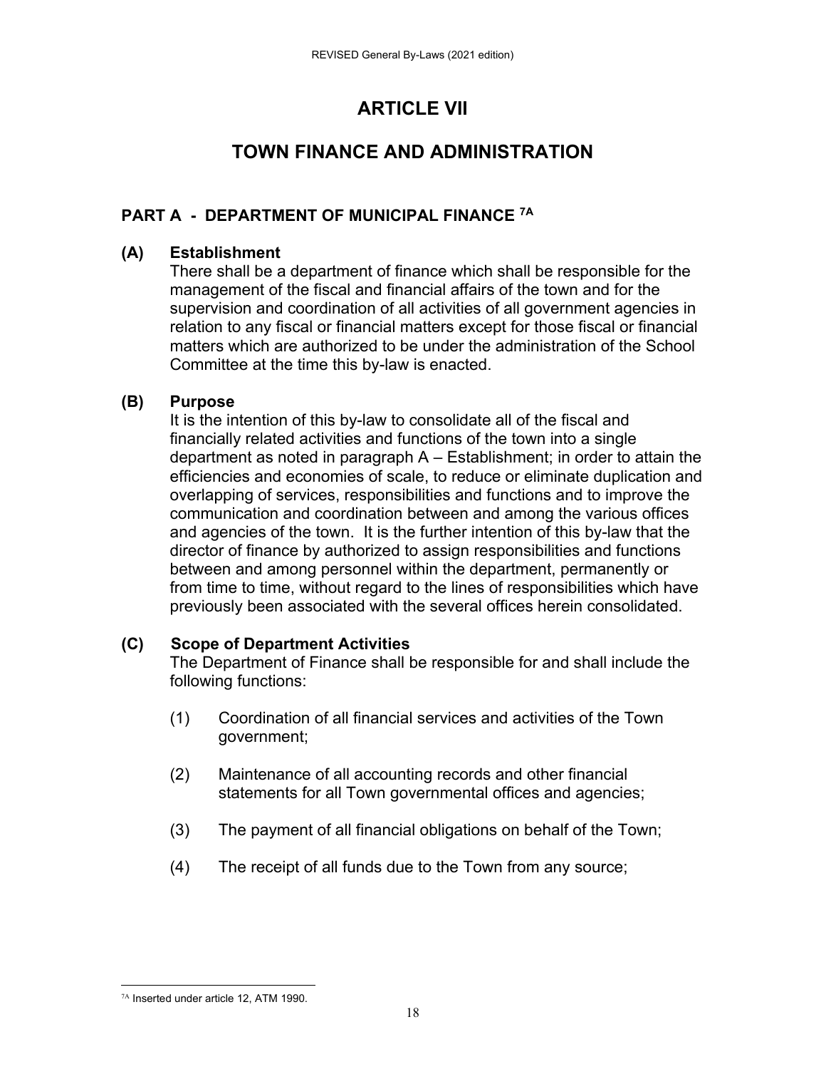# ARTICLE VII

# TOWN FINANCE AND ADMINISTRATION

## PART A - DEPARTMENT OF MUNICIPAL FINANCE [7A]

### (A) Establishment

There shall be a department of finance which shall be responsible for the management of the fiscal and financial affairs of the town and for the supervision and coordination of all activities of all government agencies in relation to any fiscal or financial matters except for those fiscal or financial matters which are authorized to be under the administration of the School Committee at the time this by-law is enacted.

### (B) Purpose

It is the intention of this by-law to consolidate all of the fiscal and financially related activities and functions of the town into a single department as noted in paragraph A – Establishment; in order to attain the efficiencies and economies of scale, to reduce or eliminate duplication and overlapping of services, responsibilities and functions and to improve the communication and coordination between and among the various offices and agencies of the town. It is the further intention of this by-law that the director of finance by authorized to assign responsibilities and functions between and among personnel within the department, permanently or from time to time, without regard to the lines of responsibilities which have previously been associated with the several offices herein consolidated.

### (C) Scope of Department Activities

The Department of Finance shall be responsible for and shall include the following functions:

(1) Coordination of all financial services and activities of the Town government;

(2) Maintenance of all accounting records and other financial statements for all Town governmental offices and agencies;

(3) The payment of all financial obligations on behalf of the Town;

(4) The receipt of all funds due to the Town from any source;

---

[7A] Inserted under article 12, ATM 1990.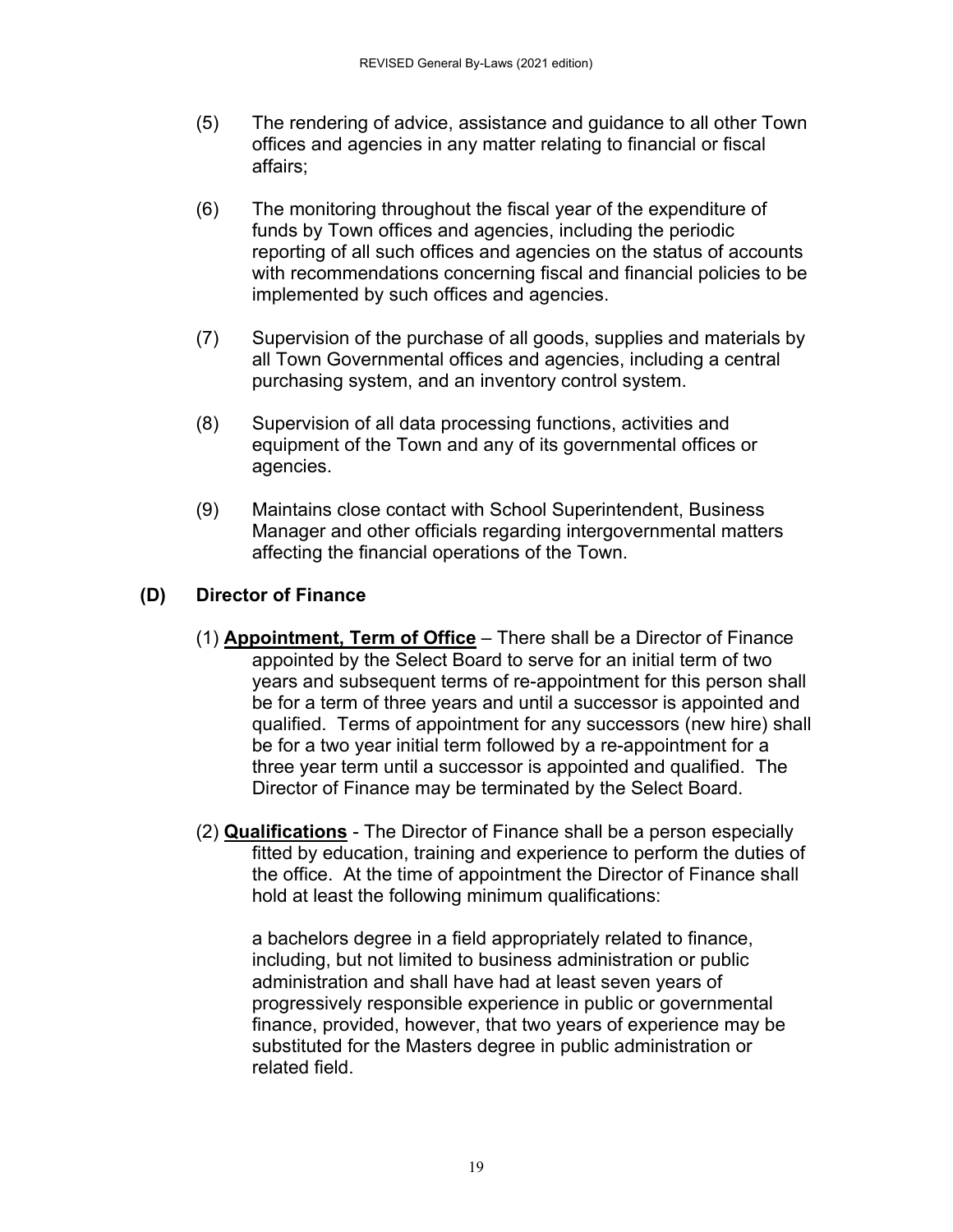(5) The rendering of advice, assistance and guidance to all other Town offices and agencies in any matter relating to financial or fiscal affairs;

(6) The monitoring throughout the fiscal year of the expenditure of funds by Town offices and agencies, including the periodic reporting of all such offices and agencies on the status of accounts with recommendations concerning fiscal and financial policies to be implemented by such offices and agencies.

(7) Supervision of the purchase of all goods, supplies and materials by all Town Governmental offices and agencies, including a central purchasing system, and an inventory control system.

(8) Supervision of all data processing functions, activities and equipment of the Town and any of its governmental offices or agencies.

(9) Maintains close contact with School Superintendent, Business Manager and other officials regarding intergovernmental matters affecting the financial operations of the Town.

### (D) Director of Finance

(1) **Appointment, Term of Office** – There shall be a Director of Finance appointed by the Select Board to serve for an initial term of two years and subsequent terms of re-appointment for this person shall be for a term of three years and until a successor is appointed and qualified. Terms of appointment for any successors (new hire) shall be for a two year initial term followed by a re-appointment for a three year term until a successor is appointed and qualified. The Director of Finance may be terminated by the Select Board.

(2) **Qualifications** - The Director of Finance shall be a person especially fitted by education, training and experience to perform the duties of the office. At the time of appointment the Director of Finance shall hold at least the following minimum qualifications:

a bachelors degree in a field appropriately related to finance, including, but not limited to business administration or public administration and shall have had at least seven years of progressively responsible experience in public or governmental finance, provided, however, that two years of experience may be substituted for the Masters degree in public administration or related field.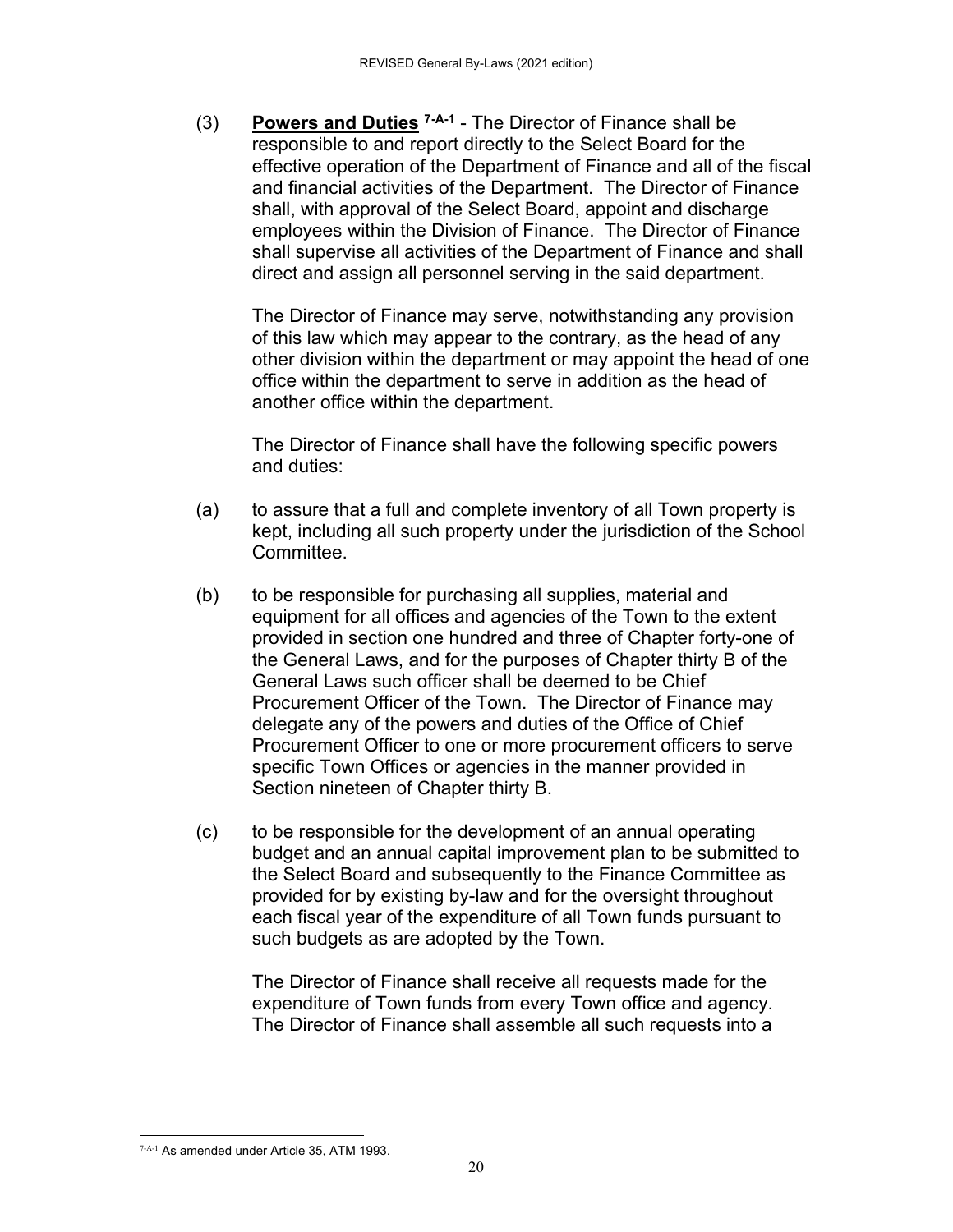(3) **Powers and Duties** [7-A-1] - The Director of Finance shall be responsible to and report directly to the Select Board for the effective operation of the Department of Finance and all of the fiscal and financial activities of the Department. The Director of Finance shall, with approval of the Select Board, appoint and discharge employees within the Division of Finance. The Director of Finance shall supervise all activities of the Department of Finance and shall direct and assign all personnel serving in the said department.

The Director of Finance may serve, notwithstanding any provision of this law which may appear to the contrary, as the head of any other division within the department or may appoint the head of one office within the department to serve in addition as the head of another office within the department.

The Director of Finance shall have the following specific powers and duties:

(a) to assure that a full and complete inventory of all Town property is kept, including all such property under the jurisdiction of the School Committee.

(b) to be responsible for purchasing all supplies, material and equipment for all offices and agencies of the Town to the extent provided in section one hundred and three of Chapter forty-one of the General Laws, and for the purposes of Chapter thirty B of the General Laws such officer shall be deemed to be Chief Procurement Officer of the Town. The Director of Finance may delegate any of the powers and duties of the Office of Chief Procurement Officer to one or more procurement officers to serve specific Town Offices or agencies in the manner provided in Section nineteen of Chapter thirty B.

(c) to be responsible for the development of an annual operating budget and an annual capital improvement plan to be submitted to the Select Board and subsequently to the Finance Committee as provided for by existing by-law and for the oversight throughout each fiscal year of the expenditure of all Town funds pursuant to such budgets as are adopted by the Town.

The Director of Finance shall receive all requests made for the expenditure of Town funds from every Town office and agency. The Director of Finance shall assemble all such requests into a

[7-A-1] As amended under Article 35, ATM 1993.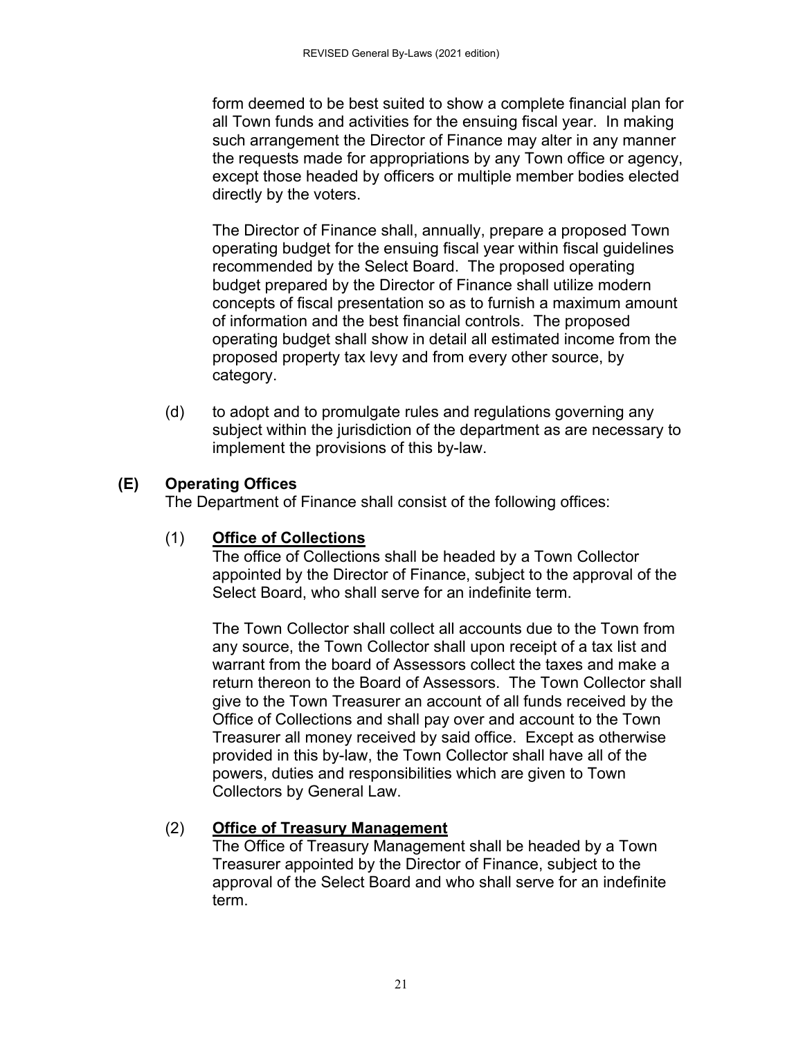form deemed to be best suited to show a complete financial plan for all Town funds and activities for the ensuing fiscal year. In making such arrangement the Director of Finance may alter in any manner the requests made for appropriations by any Town office or agency, except those headed by officers or multiple member bodies elected directly by the voters.

The Director of Finance shall, annually, prepare a proposed Town operating budget for the ensuing fiscal year within fiscal guidelines recommended by the Select Board. The proposed operating budget prepared by the Director of Finance shall utilize modern concepts of fiscal presentation so as to furnish a maximum amount of information and the best financial controls. The proposed operating budget shall show in detail all estimated income from the proposed property tax levy and from every other source, by category.

(d) to adopt and to promulgate rules and regulations governing any subject within the jurisdiction of the department as are necessary to implement the provisions of this by-law.

## (E) Operating Offices

The Department of Finance shall consist of the following offices:

### (1) <u>Office of Collections</u>

The office of Collections shall be headed by a Town Collector appointed by the Director of Finance, subject to the approval of the Select Board, who shall serve for an indefinite term.

The Town Collector shall collect all accounts due to the Town from any source, the Town Collector shall upon receipt of a tax list and warrant from the board of Assessors collect the taxes and make a return thereon to the Board of Assessors. The Town Collector shall give to the Town Treasurer an account of all funds received by the Office of Collections and shall pay over and account to the Town Treasurer all money received by said office. Except as otherwise provided in this by-law, the Town Collector shall have all of the powers, duties and responsibilities which are given to Town Collectors by General Law.

### (2) <u>Office of Treasury Management</u>

The Office of Treasury Management shall be headed by a Town Treasurer appointed by the Director of Finance, subject to the approval of the Select Board and who shall serve for an indefinite term.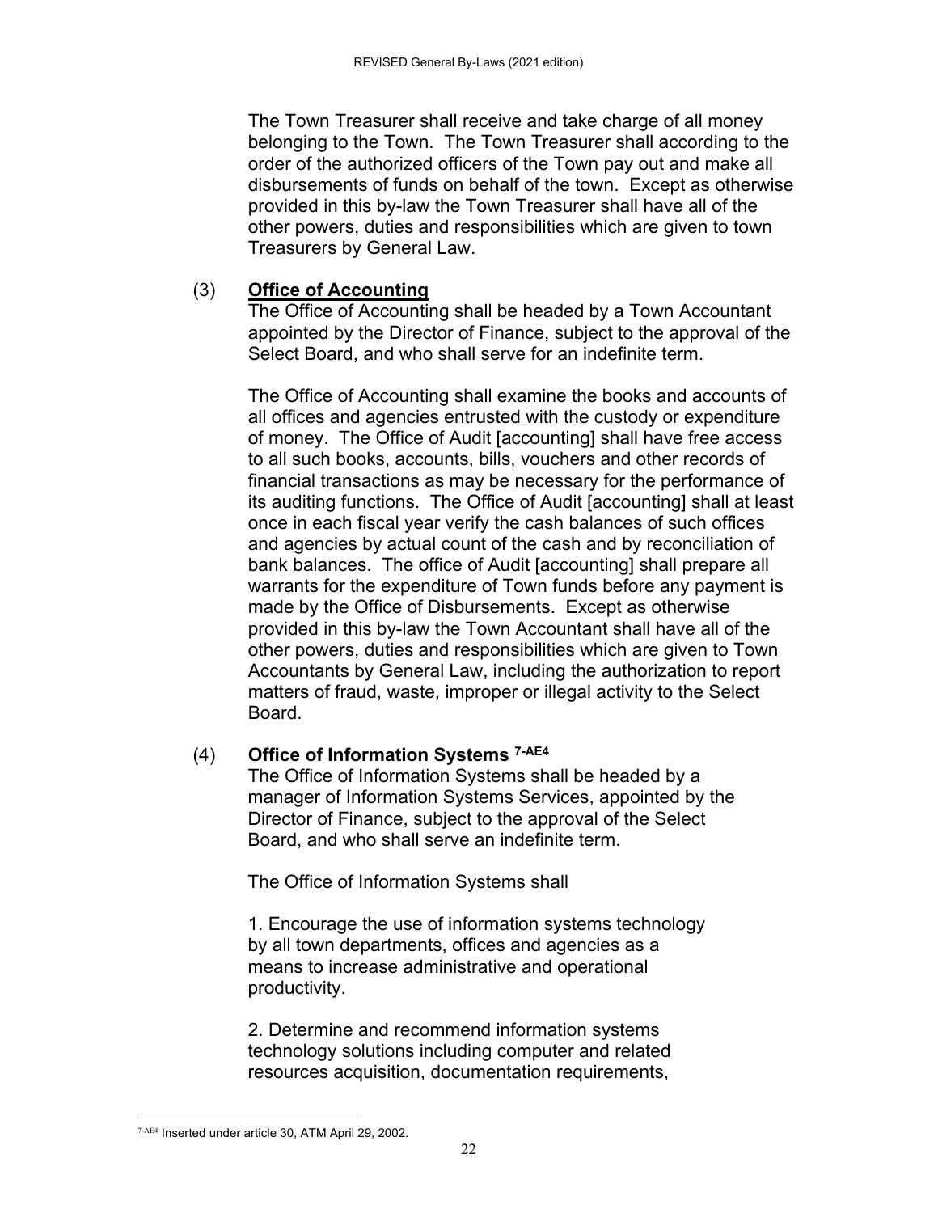The Town Treasurer shall receive and take charge of all money belonging to the Town. The Town Treasurer shall according to the order of the authorized officers of the Town pay out and make all disbursements of funds on behalf of the town. Except as otherwise provided in this by-law the Town Treasurer shall have all of the other powers, duties and responsibilities which are given to town Treasurers by General Law.

(3) **Office of Accounting**

The Office of Accounting shall be headed by a Town Accountant appointed by the Director of Finance, subject to the approval of the Select Board, and who shall serve for an indefinite term.

The Office of Accounting shall examine the books and accounts of all offices and agencies entrusted with the custody or expenditure of money. The Office of Audit [accounting] shall have free access to all such books, accounts, bills, vouchers and other records of financial transactions as may be necessary for the performance of its auditing functions. The Office of Audit [accounting] shall at least once in each fiscal year verify the cash balances of such offices and agencies by actual count of the cash and by reconciliation of bank balances. The office of Audit [accounting] shall prepare all warrants for the expenditure of Town funds before any payment is made by the Office of Disbursements. Except as otherwise provided in this by-law the Town Accountant shall have all of the other powers, duties and responsibilities which are given to Town Accountants by General Law, including the authorization to report matters of fraud, waste, improper or illegal activity to the Select Board.

(4) **Office of Information Systems** [7-AE4]

The Office of Information Systems shall be headed by a manager of Information Systems Services, appointed by the Director of Finance, subject to the approval of the Select Board, and who shall serve an indefinite term.

The Office of Information Systems shall

1. Encourage the use of information systems technology by all town departments, offices and agencies as a means to increase administrative and operational productivity.

2. Determine and recommend information systems technology solutions including computer and related resources acquisition, documentation requirements,

---

[7-AE4] Inserted under article 30, ATM April 29, 2002.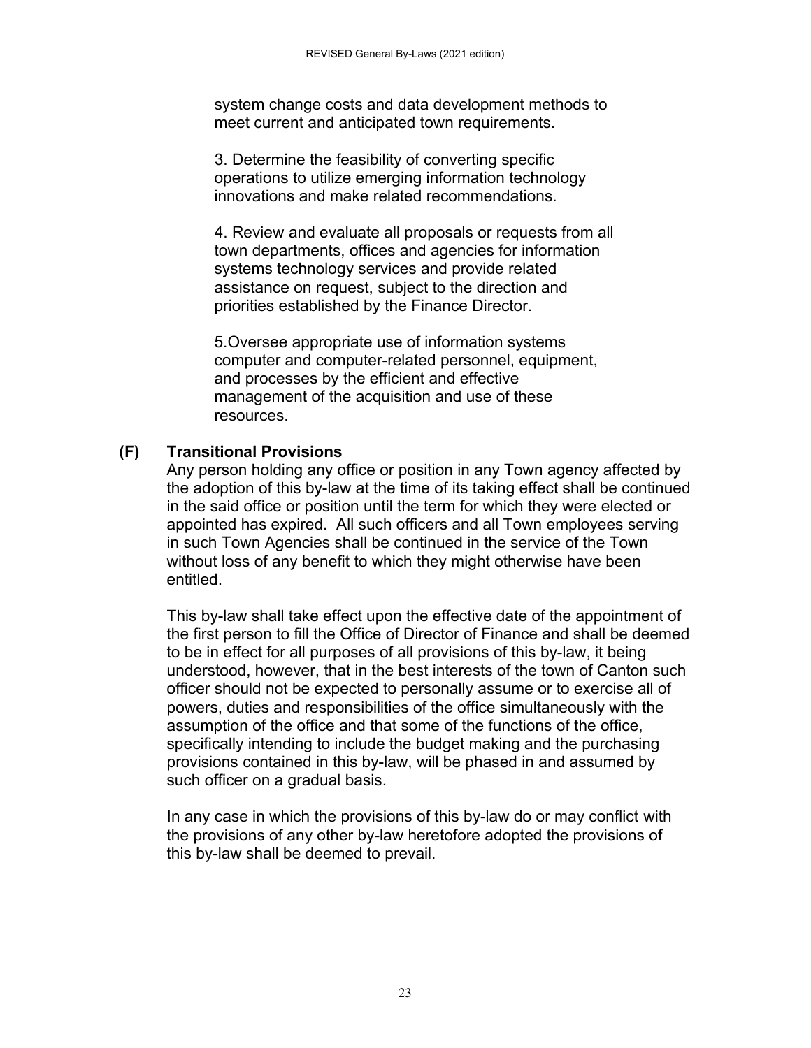system change costs and data development methods to meet current and anticipated town requirements.

3. Determine the feasibility of converting specific operations to utilize emerging information technology innovations and make related recommendations.

4. Review and evaluate all proposals or requests from all town departments, offices and agencies for information systems technology services and provide related assistance on request, subject to the direction and priorities established by the Finance Director.

5.Oversee appropriate use of information systems computer and computer-related personnel, equipment, and processes by the efficient and effective management of the acquisition and use of these resources.

**(F) Transitional Provisions**

Any person holding any office or position in any Town agency affected by the adoption of this by-law at the time of its taking effect shall be continued in the said office or position until the term for which they were elected or appointed has expired. All such officers and all Town employees serving in such Town Agencies shall be continued in the service of the Town without loss of any benefit to which they might otherwise have been entitled.

This by-law shall take effect upon the effective date of the appointment of the first person to fill the Office of Director of Finance and shall be deemed to be in effect for all purposes of all provisions of this by-law, it being understood, however, that in the best interests of the town of Canton such officer should not be expected to personally assume or to exercise all of powers, duties and responsibilities of the office simultaneously with the assumption of the office and that some of the functions of the office, specifically intending to include the budget making and the purchasing provisions contained in this by-law, will be phased in and assumed by such officer on a gradual basis.

In any case in which the provisions of this by-law do or may conflict with the provisions of any other by-law heretofore adopted the provisions of this by-law shall be deemed to prevail.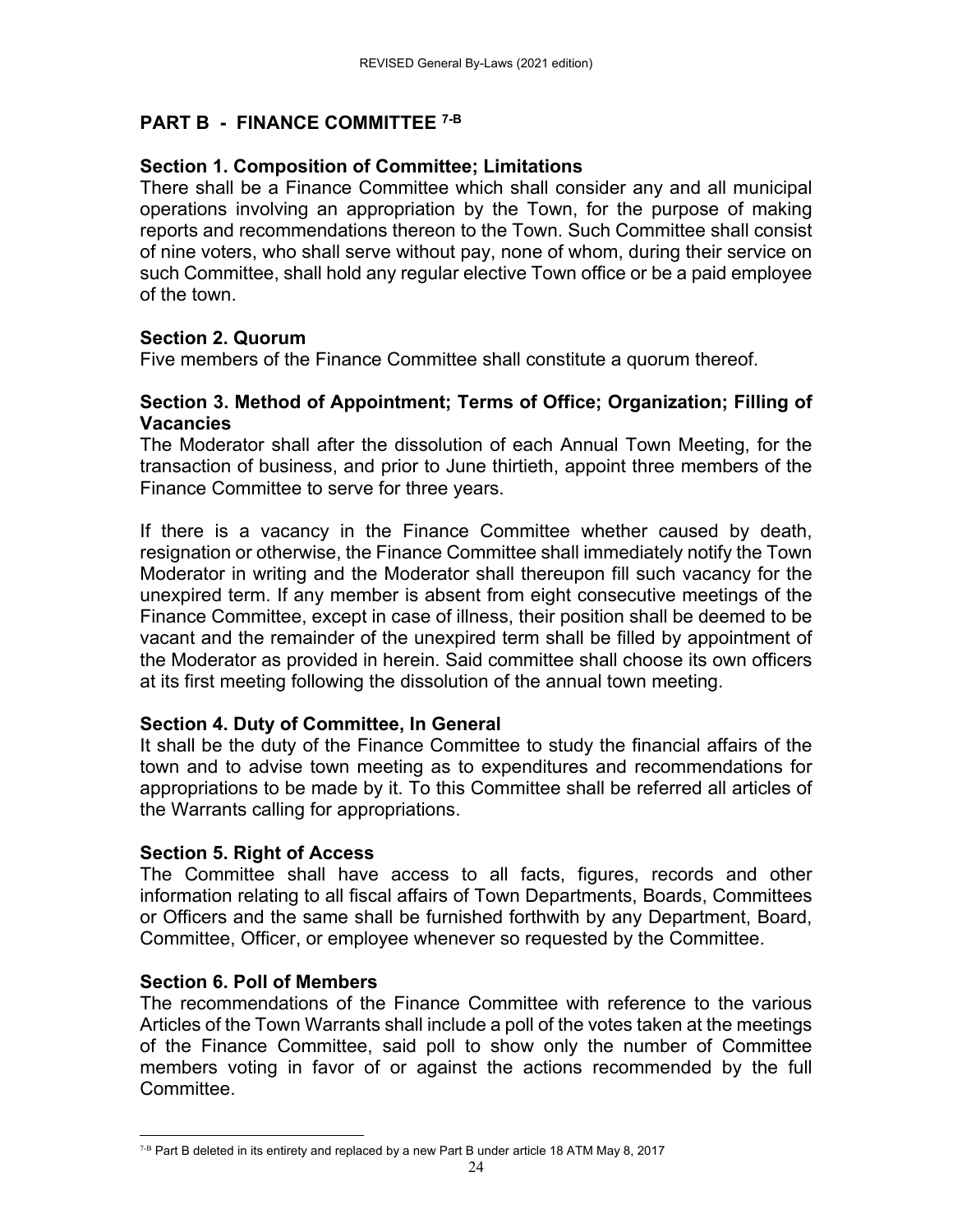## PART B - FINANCE COMMITTEE [7-B]

### Section 1. Composition of Committee; Limitations

There shall be a Finance Committee which shall consider any and all municipal operations involving an appropriation by the Town, for the purpose of making reports and recommendations thereon to the Town. Such Committee shall consist of nine voters, who shall serve without pay, none of whom, during their service on such Committee, shall hold any regular elective Town office or be a paid employee of the town.

### Section 2. Quorum

Five members of the Finance Committee shall constitute a quorum thereof.

### Section 3. Method of Appointment; Terms of Office; Organization; Filling of Vacancies

The Moderator shall after the dissolution of each Annual Town Meeting, for the transaction of business, and prior to June thirtieth, appoint three members of the Finance Committee to serve for three years.

If there is a vacancy in the Finance Committee whether caused by death, resignation or otherwise, the Finance Committee shall immediately notify the Town Moderator in writing and the Moderator shall thereupon fill such vacancy for the unexpired term. If any member is absent from eight consecutive meetings of the Finance Committee, except in case of illness, their position shall be deemed to be vacant and the remainder of the unexpired term shall be filled by appointment of the Moderator as provided in herein. Said committee shall choose its own officers at its first meeting following the dissolution of the annual town meeting.

### Section 4. Duty of Committee, In General

It shall be the duty of the Finance Committee to study the financial affairs of the town and to advise town meeting as to expenditures and recommendations for appropriations to be made by it. To this Committee shall be referred all articles of the Warrants calling for appropriations.

### Section 5. Right of Access

The Committee shall have access to all facts, figures, records and other information relating to all fiscal affairs of Town Departments, Boards, Committees or Officers and the same shall be furnished forthwith by any Department, Board, Committee, Officer, or employee whenever so requested by the Committee.

### Section 6. Poll of Members

The recommendations of the Finance Committee with reference to the various Articles of the Town Warrants shall include a poll of the votes taken at the meetings of the Finance Committee, said poll to show only the number of Committee members voting in favor of or against the actions recommended by the full Committee.

---

[7-B] Part B deleted in its entirety and replaced by a new Part B under article 18 ATM May 8, 2017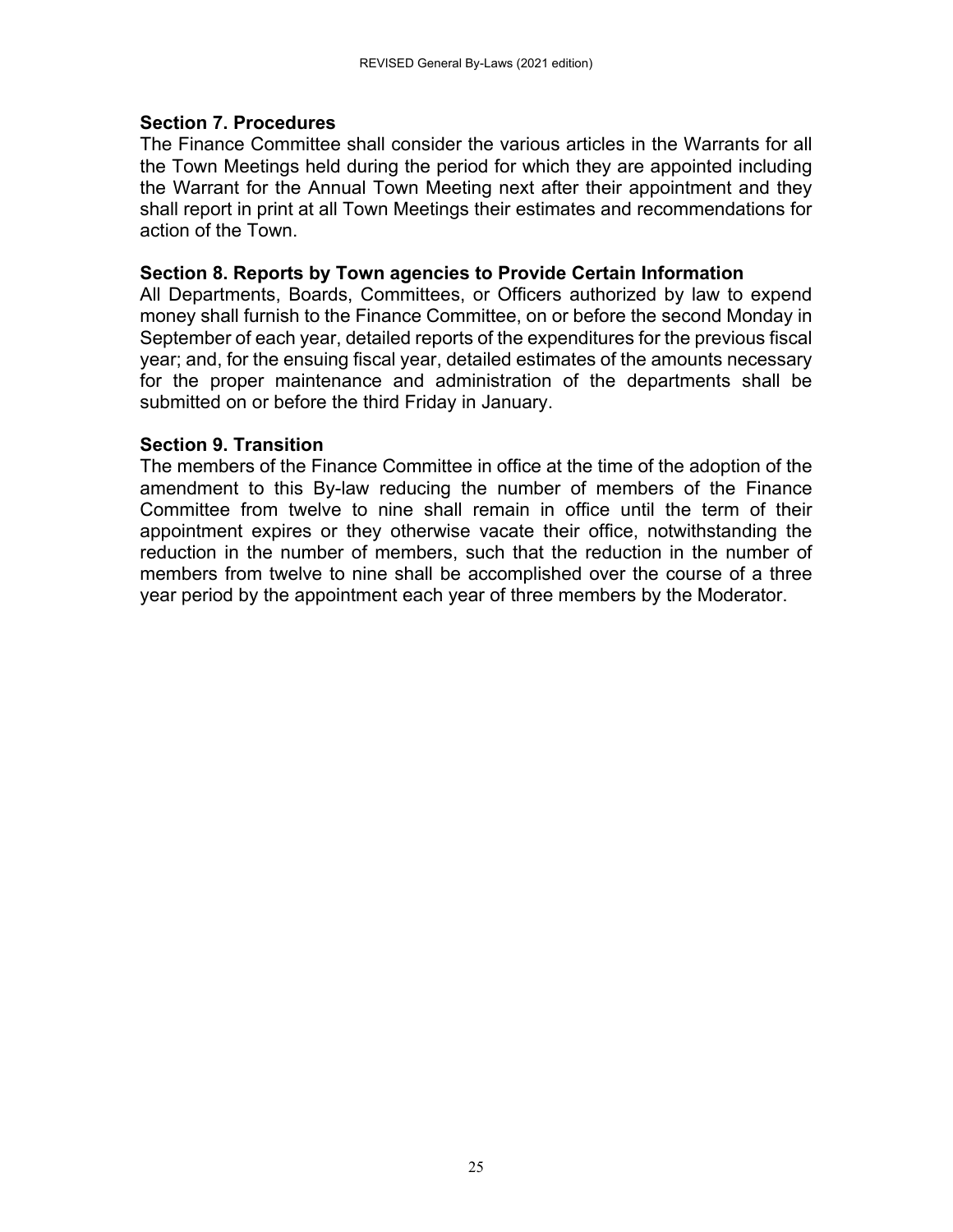### Section 7. Procedures

The Finance Committee shall consider the various articles in the Warrants for all the Town Meetings held during the period for which they are appointed including the Warrant for the Annual Town Meeting next after their appointment and they shall report in print at all Town Meetings their estimates and recommendations for action of the Town.

### Section 8. Reports by Town agencies to Provide Certain Information

All Departments, Boards, Committees, or Officers authorized by law to expend money shall furnish to the Finance Committee, on or before the second Monday in September of each year, detailed reports of the expenditures for the previous fiscal year; and, for the ensuing fiscal year, detailed estimates of the amounts necessary for the proper maintenance and administration of the departments shall be submitted on or before the third Friday in January.

### Section 9. Transition

The members of the Finance Committee in office at the time of the adoption of the amendment to this By-law reducing the number of members of the Finance Committee from twelve to nine shall remain in office until the term of their appointment expires or they otherwise vacate their office, notwithstanding the reduction in the number of members, such that the reduction in the number of members from twelve to nine shall be accomplished over the course of a three year period by the appointment each year of three members by the Moderator.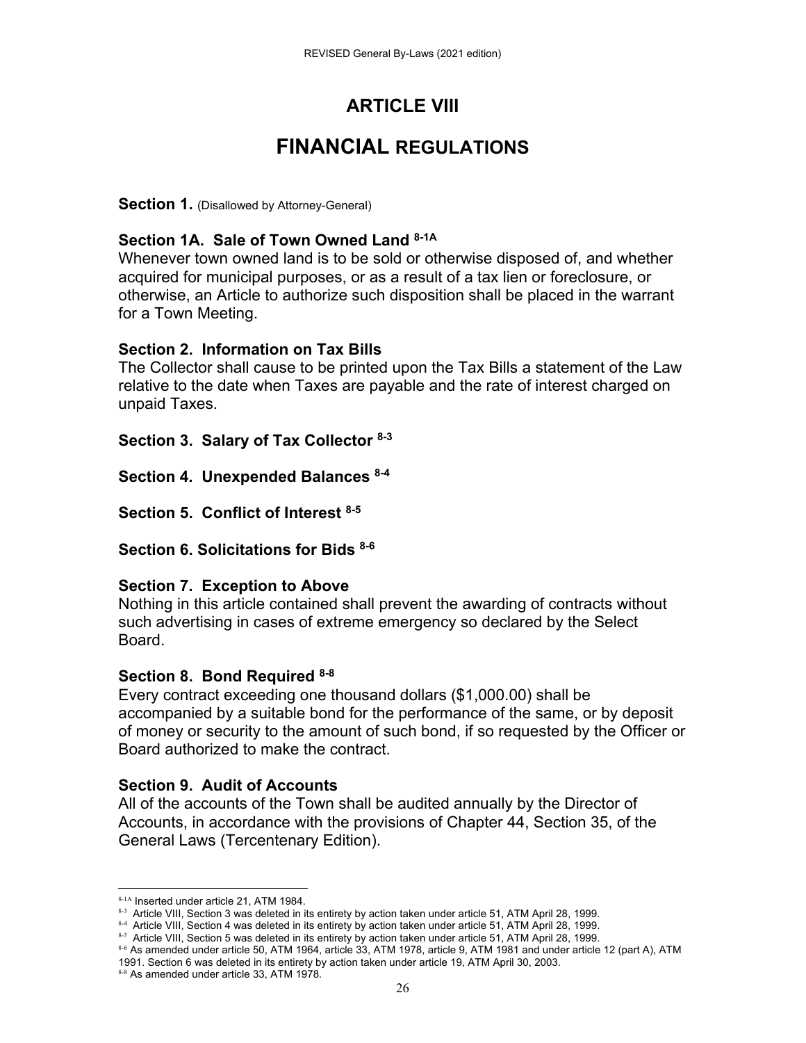# ARTICLE VIII

# FINANCIAL REGULATIONS

**Section 1.** (Disallowed by Attorney-General)

**Section 1A. Sale of Town Owned Land** [8-1A]

Whenever town owned land is to be sold or otherwise disposed of, and whether acquired for municipal purposes, or as a result of a tax lien or foreclosure, or otherwise, an Article to authorize such disposition shall be placed in the warrant for a Town Meeting.

**Section 2. Information on Tax Bills**

The Collector shall cause to be printed upon the Tax Bills a statement of the Law relative to the date when Taxes are payable and the rate of interest charged on unpaid Taxes.

**Section 3. Salary of Tax Collector** [8-3]

**Section 4. Unexpended Balances** [8-4]

**Section 5. Conflict of Interest** [8-5]

**Section 6. Solicitations for Bids** [8-6]

**Section 7. Exception to Above**

Nothing in this article contained shall prevent the awarding of contracts without such advertising in cases of extreme emergency so declared by the Select Board.

**Section 8. Bond Required** [8-8]

Every contract exceeding one thousand dollars ($1,000.00) shall be accompanied by a suitable bond for the performance of the same, or by deposit of money or security to the amount of such bond, if so requested by the Officer or Board authorized to make the contract.

**Section 9. Audit of Accounts**

All of the accounts of the Town shall be audited annually by the Director of Accounts, in accordance with the provisions of Chapter 44, Section 35, of the General Laws (Tercentenary Edition).

---

[8-1A] Inserted under article 21, ATM 1984.

[8-3] Article VIII, Section 3 was deleted in its entirety by action taken under article 51, ATM April 28, 1999.

[8-4] Article VIII, Section 4 was deleted in its entirety by action taken under article 51, ATM April 28, 1999.

[8-5] Article VIII, Section 5 was deleted in its entirety by action taken under article 51, ATM April 28, 1999.

[8-6] As amended under article 50, ATM 1964, article 33, ATM 1978, article 9, ATM 1981 and under article 12 (part A), ATM 1991. Section 6 was deleted in its entirety by action taken under article 19, ATM April 30, 2003.

[8-8] As amended under article 33, ATM 1978.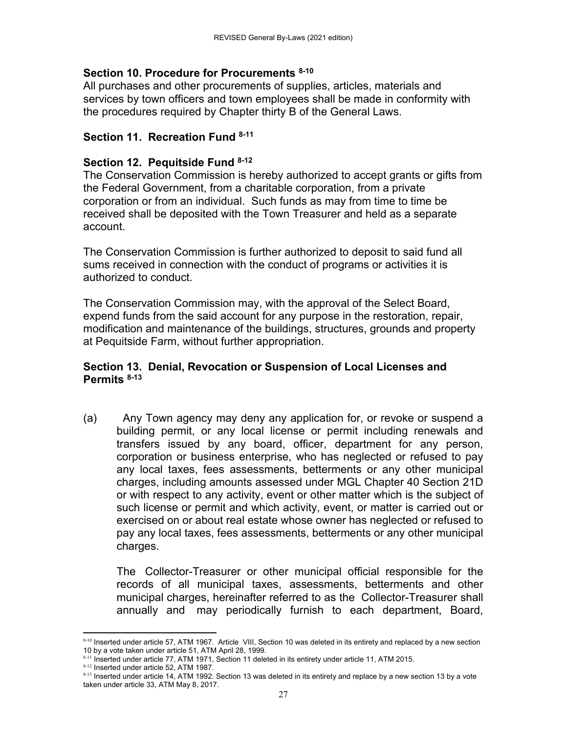### Section 10. Procedure for Procurements [8-10]

All purchases and other procurements of supplies, articles, materials and services by town officers and town employees shall be made in conformity with the procedures required by Chapter thirty B of the General Laws.

### Section 11. Recreation Fund [8-11]

### Section 12. Pequitside Fund [8-12]

The Conservation Commission is hereby authorized to accept grants or gifts from the Federal Government, from a charitable corporation, from a private corporation or from an individual. Such funds as may from time to time be received shall be deposited with the Town Treasurer and held as a separate account.

The Conservation Commission is further authorized to deposit to said fund all sums received in connection with the conduct of programs or activities it is authorized to conduct.

The Conservation Commission may, with the approval of the Select Board, expend funds from the said account for any purpose in the restoration, repair, modification and maintenance of the buildings, structures, grounds and property at Pequitside Farm, without further appropriation.

### Section 13. Denial, Revocation or Suspension of Local Licenses and Permits [8-13]

(a) Any Town agency may deny any application for, or revoke or suspend a building permit, or any local license or permit including renewals and transfers issued by any board, officer, department for any person, corporation or business enterprise, who has neglected or refused to pay any local taxes, fees assessments, betterments or any other municipal charges, including amounts assessed under MGL Chapter 40 Section 21D or with respect to any activity, event or other matter which is the subject of such license or permit and which activity, event, or matter is carried out or exercised on or about real estate whose owner has neglected or refused to pay any local taxes, fees assessments, betterments or any other municipal charges.

The Collector-Treasurer or other municipal official responsible for the records of all municipal taxes, assessments, betterments and other municipal charges, hereinafter referred to as the Collector-Treasurer shall annually and may periodically furnish to each department, Board,

---

[8-10] Inserted under article 57, ATM 1967. Article VIII, Section 10 was deleted in its entirety and replaced by a new section 10 by a vote taken under article 51, ATM April 28, 1999.

[8-11] Inserted under article 77, ATM 1971, Section 11 deleted in its entirety under article 11, ATM 2015.

[8-12] Inserted under article 52, ATM 1987.

[8-13] Inserted under article 14, ATM 1992. Section 13 was deleted in its entirety and replace by a new section 13 by a vote taken under article 33, ATM May 8, 2017.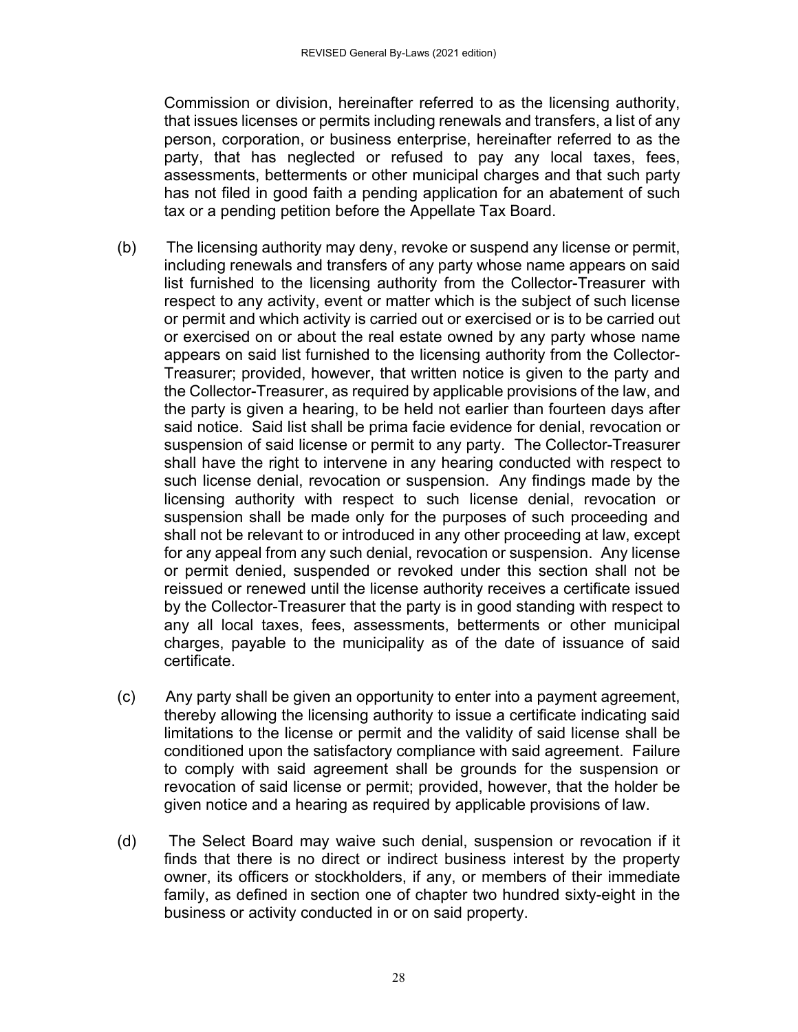Commission or division, hereinafter referred to as the licensing authority, that issues licenses or permits including renewals and transfers, a list of any person, corporation, or business enterprise, hereinafter referred to as the party, that has neglected or refused to pay any local taxes, fees, assessments, betterments or other municipal charges and that such party has not filed in good faith a pending application for an abatement of such tax or a pending petition before the Appellate Tax Board.

(b) The licensing authority may deny, revoke or suspend any license or permit, including renewals and transfers of any party whose name appears on said list furnished to the licensing authority from the Collector-Treasurer with respect to any activity, event or matter which is the subject of such license or permit and which activity is carried out or exercised or is to be carried out or exercised on or about the real estate owned by any party whose name appears on said list furnished to the licensing authority from the Collector-Treasurer; provided, however, that written notice is given to the party and the Collector-Treasurer, as required by applicable provisions of the law, and the party is given a hearing, to be held not earlier than fourteen days after said notice. Said list shall be prima facie evidence for denial, revocation or suspension of said license or permit to any party. The Collector-Treasurer shall have the right to intervene in any hearing conducted with respect to such license denial, revocation or suspension. Any findings made by the licensing authority with respect to such license denial, revocation or suspension shall be made only for the purposes of such proceeding and shall not be relevant to or introduced in any other proceeding at law, except for any appeal from any such denial, revocation or suspension. Any license or permit denied, suspended or revoked under this section shall not be reissued or renewed until the license authority receives a certificate issued by the Collector-Treasurer that the party is in good standing with respect to any all local taxes, fees, assessments, betterments or other municipal charges, payable to the municipality as of the date of issuance of said certificate.

(c) Any party shall be given an opportunity to enter into a payment agreement, thereby allowing the licensing authority to issue a certificate indicating said limitations to the license or permit and the validity of said license shall be conditioned upon the satisfactory compliance with said agreement. Failure to comply with said agreement shall be grounds for the suspension or revocation of said license or permit; provided, however, that the holder be given notice and a hearing as required by applicable provisions of law.

(d) The Select Board may waive such denial, suspension or revocation if it finds that there is no direct or indirect business interest by the property owner, its officers or stockholders, if any, or members of their immediate family, as defined in section one of chapter two hundred sixty-eight in the business or activity conducted in or on said property.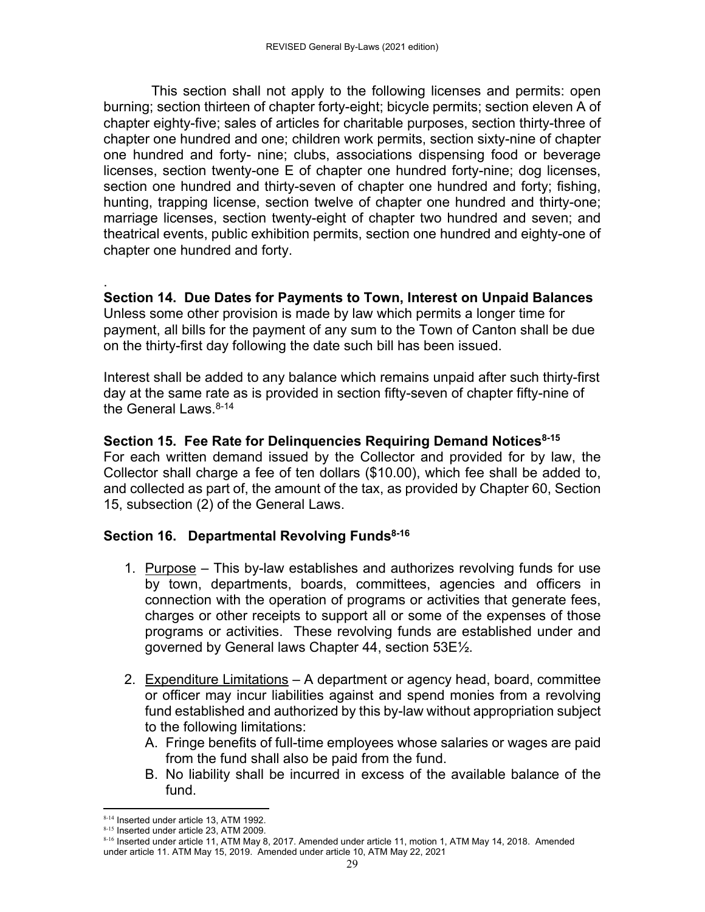This section shall not apply to the following licenses and permits: open burning; section thirteen of chapter forty-eight; bicycle permits; section eleven A of chapter eighty-five; sales of articles for charitable purposes, section thirty-three of chapter one hundred and one; children work permits, section sixty-nine of chapter one hundred and forty- nine; clubs, associations dispensing food or beverage licenses, section twenty-one E of chapter one hundred forty-nine; dog licenses, section one hundred and thirty-seven of chapter one hundred and forty; fishing, hunting, trapping license, section twelve of chapter one hundred and thirty-one; marriage licenses, section twenty-eight of chapter two hundred and seven; and theatrical events, public exhibition permits, section one hundred and eighty-one of chapter one hundred and forty.

.

**Section 14. Due Dates for Payments to Town, Interest on Unpaid Balances**

Unless some other provision is made by law which permits a longer time for payment, all bills for the payment of any sum to the Town of Canton shall be due on the thirty-first day following the date such bill has been issued.

Interest shall be added to any balance which remains unpaid after such thirty-first day at the same rate as is provided in section fifty-seven of chapter fifty-nine of the General Laws.[8-14]

**Section 15. Fee Rate for Delinquencies Requiring Demand Notices[8-15]**

For each written demand issued by the Collector and provided for by law, the Collector shall charge a fee of ten dollars ($10.00), which fee shall be added to, and collected as part of, the amount of the tax, as provided by Chapter 60, Section 15, subsection (2) of the General Laws.

**Section 16. Departmental Revolving Funds[8-16]**

1. Purpose – This by-law establishes and authorizes revolving funds for use by town, departments, boards, committees, agencies and officers in connection with the operation of programs or activities that generate fees, charges or other receipts to support all or some of the expenses of those programs or activities. These revolving funds are established under and governed by General laws Chapter 44, section 53E½.

2. Expenditure Limitations – A department or agency head, board, committee or officer may incur liabilities against and spend monies from a revolving fund established and authorized by this by-law without appropriation subject to the following limitations:
   A. Fringe benefits of full-time employees whose salaries or wages are paid from the fund shall also be paid from the fund.
   B. No liability shall be incurred in excess of the available balance of the fund.

---

[8-14] Inserted under article 13, ATM 1992.

[8-15] Inserted under article 23, ATM 2009.

[8-16] Inserted under article 11, ATM May 8, 2017. Amended under article 11, motion 1, ATM May 14, 2018. Amended under article 11. ATM May 15, 2019. Amended under article 10, ATM May 22, 2021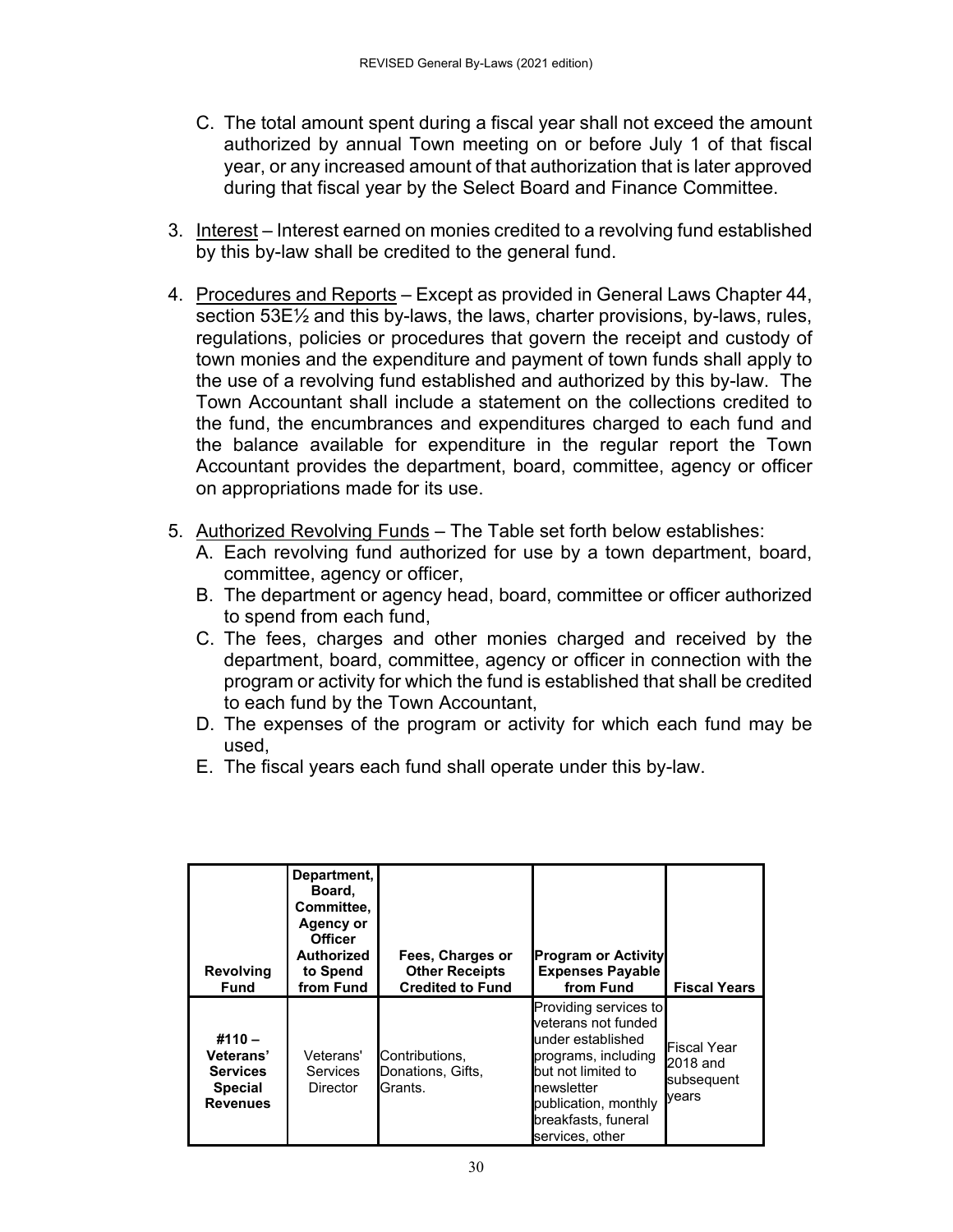C. The total amount spent during a fiscal year shall not exceed the amount authorized by annual Town meeting on or before July 1 of that fiscal year, or any increased amount of that authorization that is later approved during that fiscal year by the Select Board and Finance Committee.

3. Interest – Interest earned on monies credited to a revolving fund established by this by-law shall be credited to the general fund.

4. Procedures and Reports – Except as provided in General Laws Chapter 44, section 53E½ and this by-laws, the laws, charter provisions, by-laws, rules, regulations, policies or procedures that govern the receipt and custody of town monies and the expenditure and payment of town funds shall apply to the use of a revolving fund established and authorized by this by-law. The Town Accountant shall include a statement on the collections credited to the fund, the encumbrances and expenditures charged to each fund and the balance available for expenditure in the regular report the Town Accountant provides the department, board, committee, agency or officer on appropriations made for its use.

5. Authorized Revolving Funds – The Table set forth below establishes:
   A. Each revolving fund authorized for use by a town department, board, committee, agency or officer,
   B. The department or agency head, board, committee or officer authorized to spend from each fund,
   C. The fees, charges and other monies charged and received by the department, board, committee, agency or officer in connection with the program or activity for which the fund is established that shall be credited to each fund by the Town Accountant,
   D. The expenses of the program or activity for which each fund may be used,
   E. The fiscal years each fund shall operate under this by-law.

| Revolving Fund | Department, Board, Committee, Agency or Officer Authorized to Spend from Fund | Fees, Charges or Other Receipts Credited to Fund | Program or Activity Expenses Payable from Fund | Fiscal Years |
|---|---|---|---|---|
| **#110 – Veterans' Services Special Revenues** | Veterans' Services Director | Contributions, Donations, Gifts, Grants. | Providing services to veterans not funded under established programs, including but not limited to newsletter publication, monthly breakfasts, funeral services, other | Fiscal Year 2018 and subsequent years |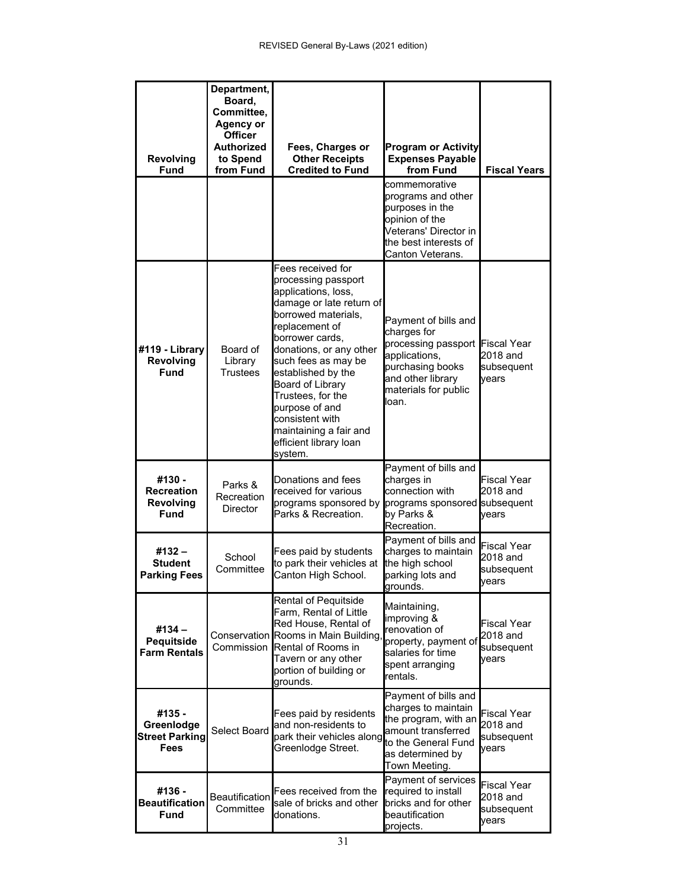| Revolving Fund | Department, Board, Committee, Agency or Officer Authorized to Spend from Fund | Fees, Charges or Other Receipts Credited to Fund | Program or Activity Expenses Payable from Fund | Fiscal Years |
|---|---|---|---|---|
| | | | commemorative programs and other purposes in the opinion of the Veterans' Director in the best interests of Canton Veterans. | |
| **#119 - Library Revolving Fund** | Board of Library Trustees | Fees received for processing passport applications, loss, damage or late return of borrowed materials, replacement of borrower cards, donations, or any other such fees as may be established by the Board of Library Trustees, for the purpose of and consistent with maintaining a fair and efficient library loan system. | Payment of bills and charges for processing passport applications, purchasing books and other library materials for public loan. | Fiscal Year 2018 and subsequent years |
| **#130 - Recreation Revolving Fund** | Parks & Recreation Director | Donations and fees received for various programs sponsored by Parks & Recreation. | Payment of bills and charges in connection with programs sponsored by Parks & Recreation. | Fiscal Year 2018 and subsequent years |
| **#132 – Student Parking Fees** | School Committee | Fees paid by students to park their vehicles at Canton High School. | Payment of bills and charges to maintain the high school parking lots and grounds. | Fiscal Year 2018 and subsequent years |
| **#134 – Pequitside Farm Rentals** | Conservation Commission | Rental of Pequitside Farm, Rental of Little Red House, Rental of Rooms in Main Building, Rental of Rooms in Tavern or any other portion of building or grounds. | Maintaining, improving & renovation of property, payment of salaries for time spent arranging rentals. | Fiscal Year 2018 and subsequent years |
| **#135 - Greenlodge Street Parking Fees** | Select Board | Fees paid by residents and non-residents to park their vehicles along Greenlodge Street. | Payment of bills and charges to maintain the program, with an amount transferred to the General Fund as determined by Town Meeting. | Fiscal Year 2018 and subsequent years |
| **#136 - Beautification Fund** | Beautification Committee | Fees received from the sale of bricks and other donations. | Payment of services required to install bricks and for other beautification projects. | Fiscal Year 2018 and subsequent years |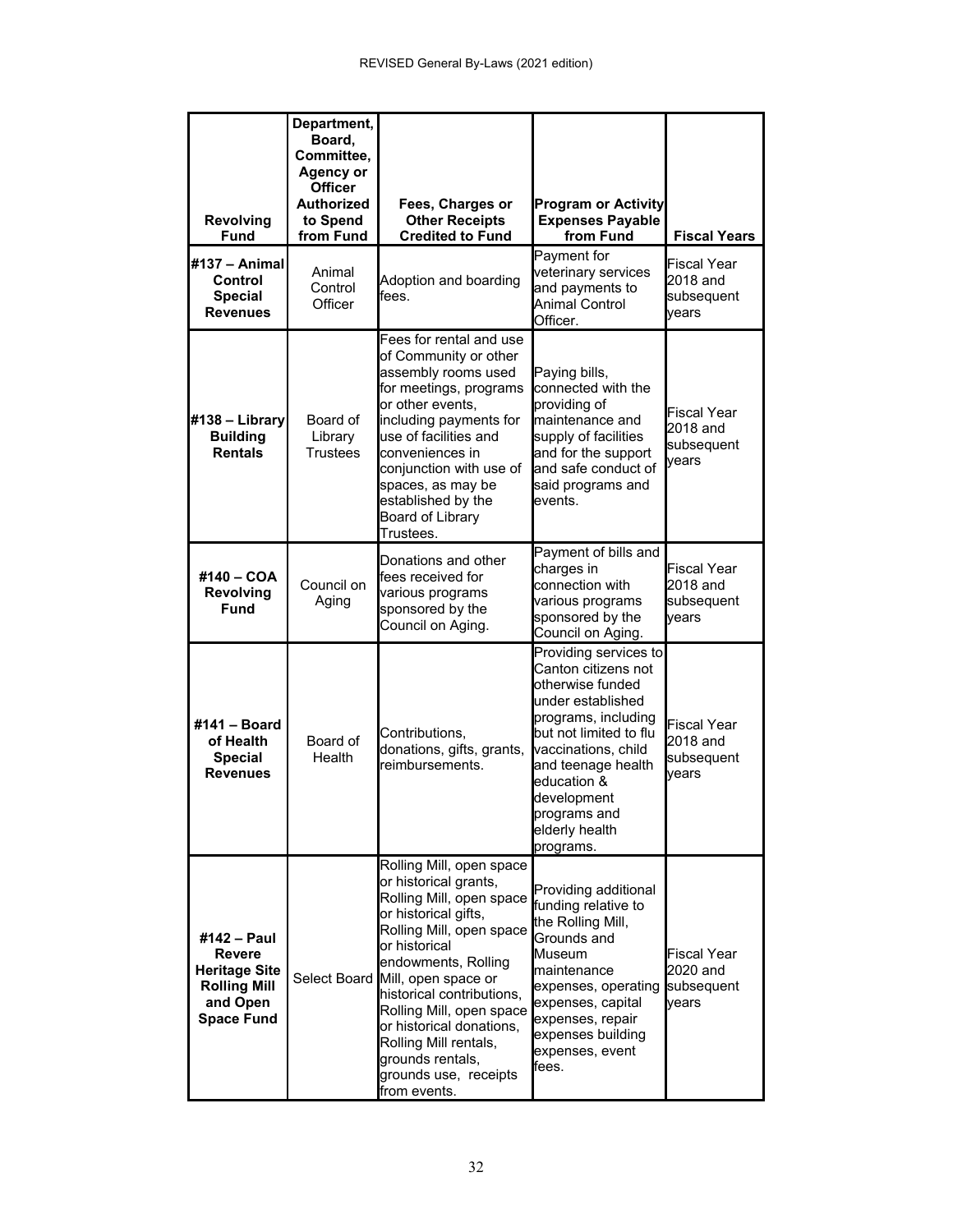| Revolving Fund | Department, Board, Committee, Agency or Officer Authorized to Spend from Fund | Fees, Charges or Other Receipts Credited to Fund | Program or Activity Expenses Payable from Fund | Fiscal Years |
|---|---|---|---|---|
| **#137 – Animal Control Special Revenues** | Animal Control Officer | Adoption and boarding fees. | Payment for veterinary services and payments to Animal Control Officer. | Fiscal Year 2018 and subsequent years |
| **#138 – Library Building Rentals** | Board of Library Trustees | Fees for rental and use of Community or other assembly rooms used for meetings, programs or other events, including payments for use of facilities and conveniences in conjunction with use of spaces, as may be established by the Board of Library Trustees. | Paying bills, connected with the providing of maintenance and supply of facilities and for the support and safe conduct of said programs and events. | Fiscal Year 2018 and subsequent years |
| **#140 – COA Revolving Fund** | Council on Aging | Donations and other fees received for various programs sponsored by the Council on Aging. | Payment of bills and charges in connection with various programs sponsored by the Council on Aging. | Fiscal Year 2018 and subsequent years |
| **#141 – Board of Health Special Revenues** | Board of Health | Contributions, donations, gifts, grants, reimbursements. | Providing services to Canton citizens not otherwise funded under established programs, including but not limited to flu vaccinations, child and teenage health education & development programs and elderly health programs. | Fiscal Year 2018 and subsequent years |
| **#142 – Paul Revere Heritage Site Rolling Mill and Open Space Fund** | Select Board | Rolling Mill, open space or historical grants, Rolling Mill, open space or historical gifts, Rolling Mill, open space or historical endowments, Rolling Mill, open space or historical contributions, Rolling Mill, open space or historical donations, Rolling Mill rentals, grounds rentals, grounds use, receipts from events. | Providing additional funding relative to the Rolling Mill, Grounds and Museum maintenance expenses, operating expenses, capital expenses, repair expenses building expenses, event fees. | Fiscal Year 2020 and subsequent years |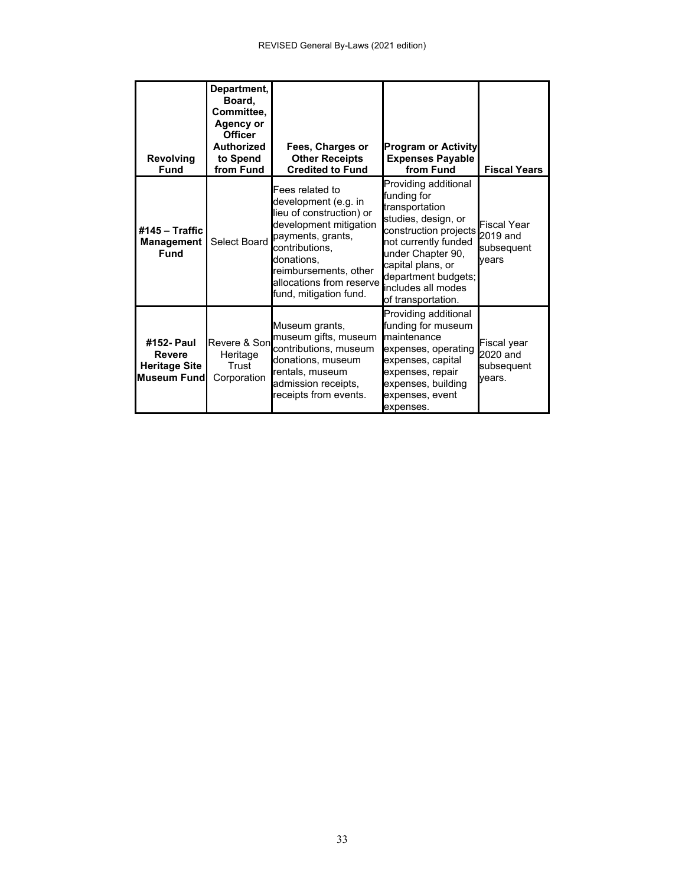| Revolving Fund | Department, Board, Committee, Agency or Officer Authorized to Spend from Fund | Fees, Charges or Other Receipts Credited to Fund | Program or Activity Expenses Payable from Fund | Fiscal Years |
|---|---|---|---|---|
| **#145 – Traffic Management Fund** | Select Board | Fees related to development (e.g. in lieu of construction) or development mitigation payments, grants, contributions, donations, reimbursements, other allocations from reserve fund, mitigation fund. | Providing additional funding for transportation studies, design, or construction projects not currently funded under Chapter 90, capital plans, or department budgets; includes all modes of transportation. | Fiscal Year 2019 and subsequent years |
| **#152- Paul Revere Heritage Site Museum Fund** | Revere & Son Heritage Trust Corporation | Museum grants, museum gifts, museum contributions, museum donations, museum rentals, museum admission receipts, receipts from events. | Providing additional funding for museum maintenance expenses, operating expenses, capital expenses, repair expenses, building expenses, event expenses. | Fiscal year 2020 and subsequent years. |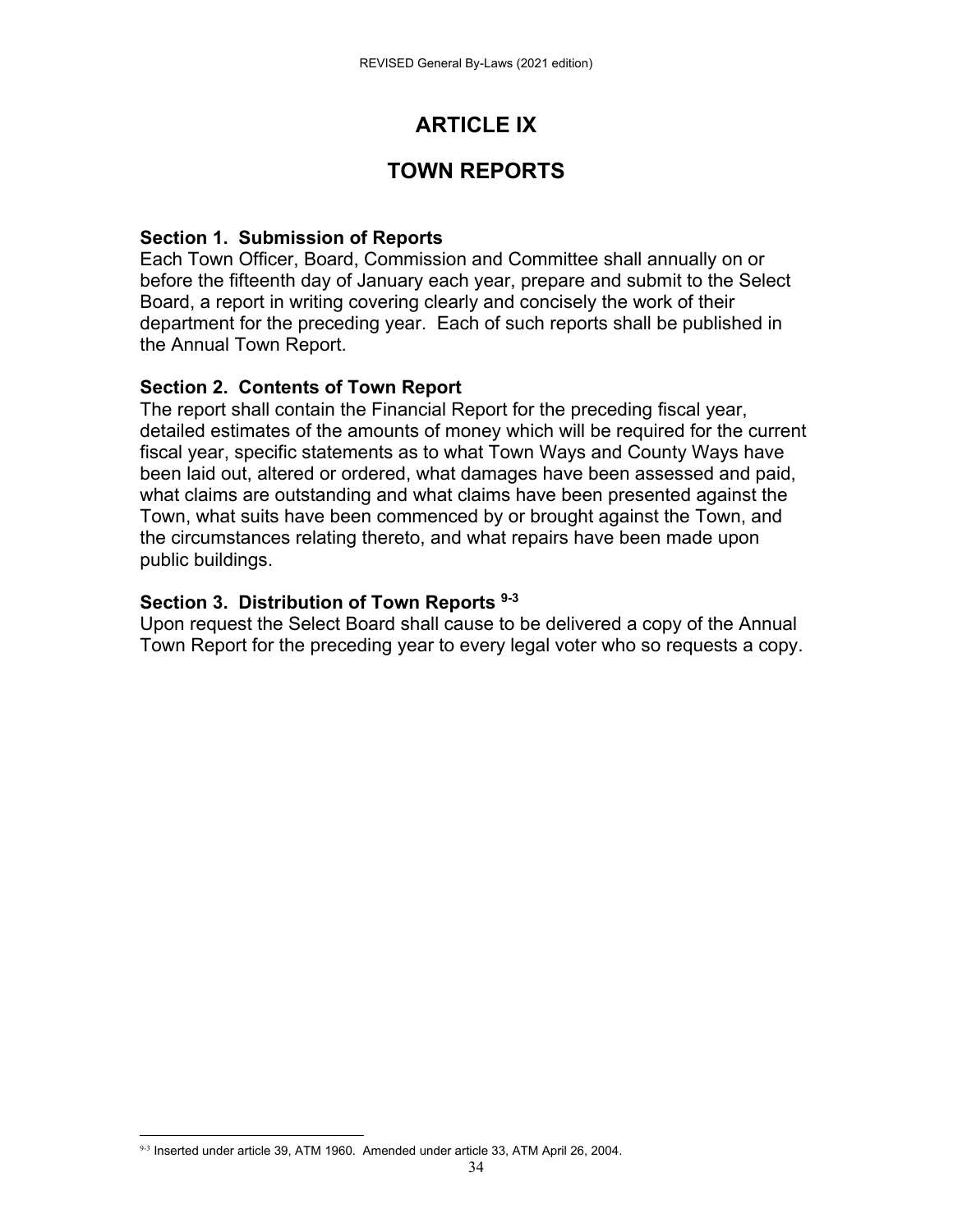# ARTICLE IX

# TOWN REPORTS

**Section 1. Submission of Reports**
Each Town Officer, Board, Commission and Committee shall annually on or before the fifteenth day of January each year, prepare and submit to the Select Board, a report in writing covering clearly and concisely the work of their department for the preceding year. Each of such reports shall be published in the Annual Town Report.

**Section 2. Contents of Town Report**
The report shall contain the Financial Report for the preceding fiscal year, detailed estimates of the amounts of money which will be required for the current fiscal year, specific statements as to what Town Ways and County Ways have been laid out, altered or ordered, what damages have been assessed and paid, what claims are outstanding and what claims have been presented against the Town, what suits have been commenced by or brought against the Town, and the circumstances relating thereto, and what repairs have been made upon public buildings.

**Section 3. Distribution of Town Reports [9-3]**
Upon request the Select Board shall cause to be delivered a copy of the Annual Town Report for the preceding year to every legal voter who so requests a copy.

---

[9-3] Inserted under article 39, ATM 1960. Amended under article 33, ATM April 26, 2004.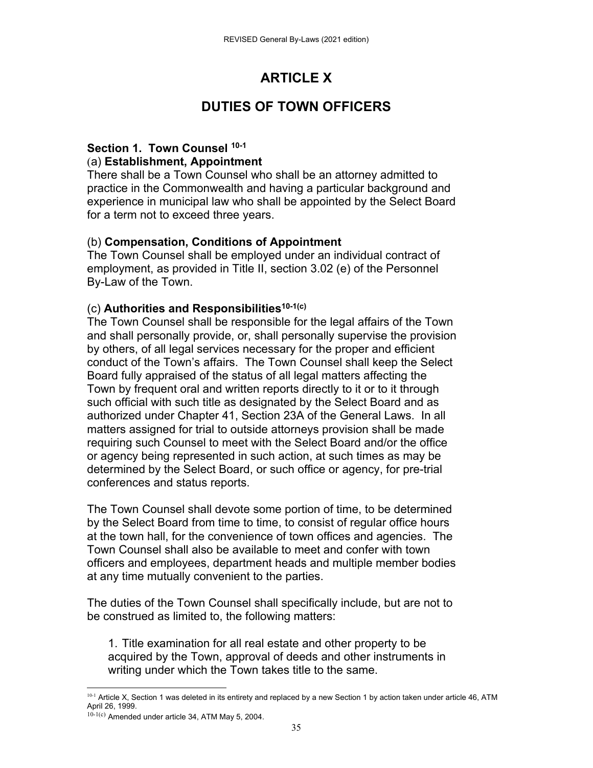# ARTICLE X

## DUTIES OF TOWN OFFICERS

### Section 1. Town Counsel [10-1]

(a) **Establishment, Appointment**

There shall be a Town Counsel who shall be an attorney admitted to practice in the Commonwealth and having a particular background and experience in municipal law who shall be appointed by the Select Board for a term not to exceed three years.

(b) **Compensation, Conditions of Appointment**

The Town Counsel shall be employed under an individual contract of employment, as provided in Title II, section 3.02 (e) of the Personnel By-Law of the Town.

(c) **Authorities and Responsibilities**[10-1(c)]

The Town Counsel shall be responsible for the legal affairs of the Town and shall personally provide, or, shall personally supervise the provision by others, of all legal services necessary for the proper and efficient conduct of the Town's affairs. The Town Counsel shall keep the Select Board fully appraised of the status of all legal matters affecting the Town by frequent oral and written reports directly to it or to it through such official with such title as designated by the Select Board and as authorized under Chapter 41, Section 23A of the General Laws. In all matters assigned for trial to outside attorneys provision shall be made requiring such Counsel to meet with the Select Board and/or the office or agency being represented in such action, at such times as may be determined by the Select Board, or such office or agency, for pre-trial conferences and status reports.

The Town Counsel shall devote some portion of time, to be determined by the Select Board from time to time, to consist of regular office hours at the town hall, for the convenience of town offices and agencies. The Town Counsel shall also be available to meet and confer with town officers and employees, department heads and multiple member bodies at any time mutually convenient to the parties.

The duties of the Town Counsel shall specifically include, but are not to be construed as limited to, the following matters:

1. Title examination for all real estate and other property to be acquired by the Town, approval of deeds and other instruments in writing under which the Town takes title to the same.

---

[10-1] Article X, Section 1 was deleted in its entirety and replaced by a new Section 1 by action taken under article 46, ATM April 26, 1999.

[10-1(c)] Amended under article 34, ATM May 5, 2004.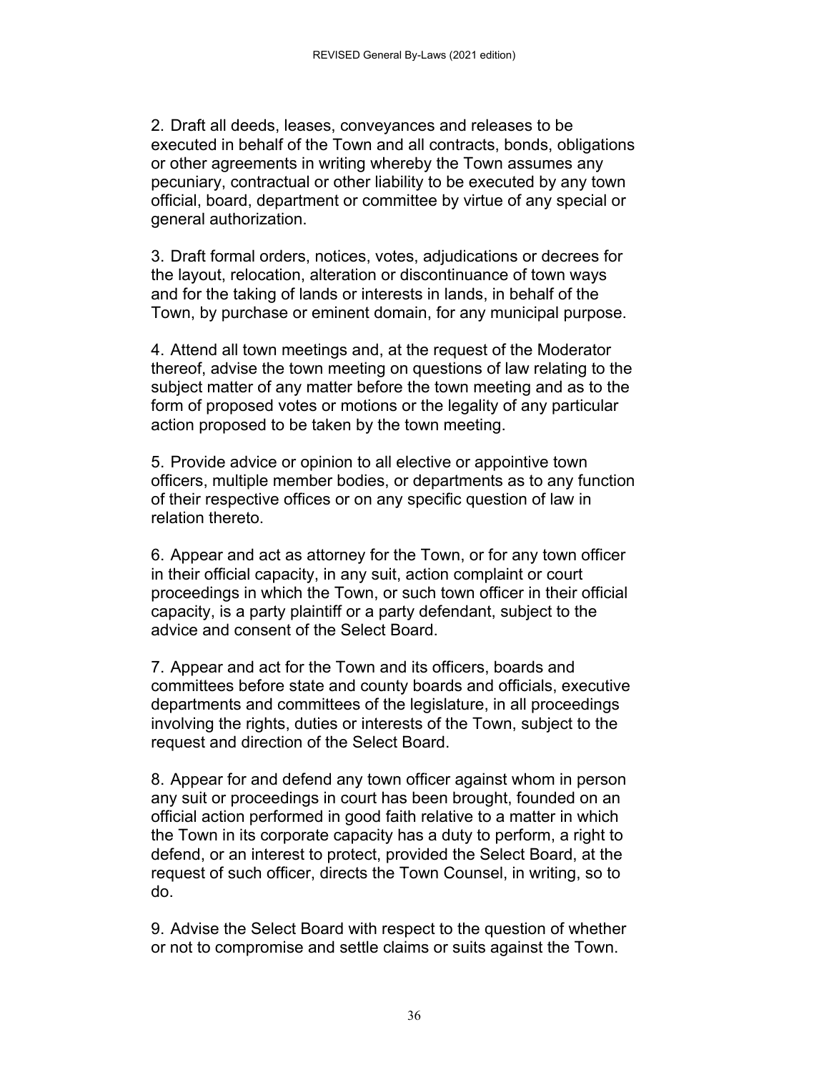2. Draft all deeds, leases, conveyances and releases to be executed in behalf of the Town and all contracts, bonds, obligations or other agreements in writing whereby the Town assumes any pecuniary, contractual or other liability to be executed by any town official, board, department or committee by virtue of any special or general authorization.

3. Draft formal orders, notices, votes, adjudications or decrees for the layout, relocation, alteration or discontinuance of town ways and for the taking of lands or interests in lands, in behalf of the Town, by purchase or eminent domain, for any municipal purpose.

4. Attend all town meetings and, at the request of the Moderator thereof, advise the town meeting on questions of law relating to the subject matter of any matter before the town meeting and as to the form of proposed votes or motions or the legality of any particular action proposed to be taken by the town meeting.

5. Provide advice or opinion to all elective or appointive town officers, multiple member bodies, or departments as to any function of their respective offices or on any specific question of law in relation thereto.

6. Appear and act as attorney for the Town, or for any town officer in their official capacity, in any suit, action complaint or court proceedings in which the Town, or such town officer in their official capacity, is a party plaintiff or a party defendant, subject to the advice and consent of the Select Board.

7. Appear and act for the Town and its officers, boards and committees before state and county boards and officials, executive departments and committees of the legislature, in all proceedings involving the rights, duties or interests of the Town, subject to the request and direction of the Select Board.

8. Appear for and defend any town officer against whom in person any suit or proceedings in court has been brought, founded on an official action performed in good faith relative to a matter in which the Town in its corporate capacity has a duty to perform, a right to defend, or an interest to protect, provided the Select Board, at the request of such officer, directs the Town Counsel, in writing, so to do.

9. Advise the Select Board with respect to the question of whether or not to compromise and settle claims or suits against the Town.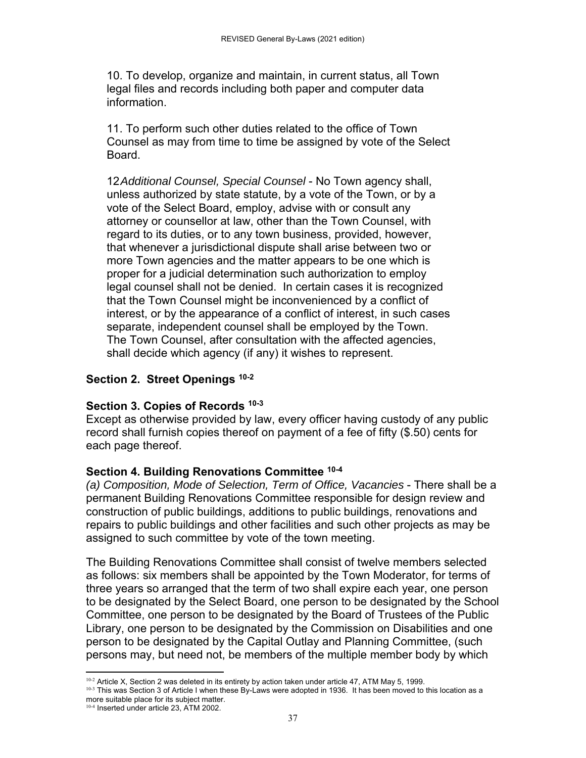10. To develop, organize and maintain, in current status, all Town legal files and records including both paper and computer data information.

11. To perform such other duties related to the office of Town Counsel as may from time to time be assigned by vote of the Select Board.

12*Additional Counsel, Special Counsel* - No Town agency shall, unless authorized by state statute, by a vote of the Town, or by a vote of the Select Board, employ, advise with or consult any attorney or counsellor at law, other than the Town Counsel, with regard to its duties, or to any town business, provided, however, that whenever a jurisdictional dispute shall arise between two or more Town agencies and the matter appears to be one which is proper for a judicial determination such authorization to employ legal counsel shall not be denied. In certain cases it is recognized that the Town Counsel might be inconvenienced by a conflict of interest, or by the appearance of a conflict of interest, in such cases separate, independent counsel shall be employed by the Town. The Town Counsel, after consultation with the affected agencies, shall decide which agency (if any) it wishes to represent.

### Section 2. Street Openings [10-2]

### Section 3. Copies of Records [10-3]

Except as otherwise provided by law, every officer having custody of any public record shall furnish copies thereof on payment of a fee of fifty ($.50) cents for each page thereof.

### Section 4. Building Renovations Committee [10-4]

*(a) Composition, Mode of Selection, Term of Office, Vacancies* - There shall be a permanent Building Renovations Committee responsible for design review and construction of public buildings, additions to public buildings, renovations and repairs to public buildings and other facilities and such other projects as may be assigned to such committee by vote of the town meeting.

The Building Renovations Committee shall consist of twelve members selected as follows: six members shall be appointed by the Town Moderator, for terms of three years so arranged that the term of two shall expire each year, one person to be designated by the Select Board, one person to be designated by the School Committee, one person to be designated by the Board of Trustees of the Public Library, one person to be designated by the Commission on Disabilities and one person to be designated by the Capital Outlay and Planning Committee, (such persons may, but need not, be members of the multiple member body by which

---

[10-2] Article X, Section 2 was deleted in its entirety by action taken under article 47, ATM May 5, 1999.

[10-3] This was Section 3 of Article I when these By-Laws were adopted in 1936. It has been moved to this location as a more suitable place for its subject matter.

[10-4] Inserted under article 23, ATM 2002.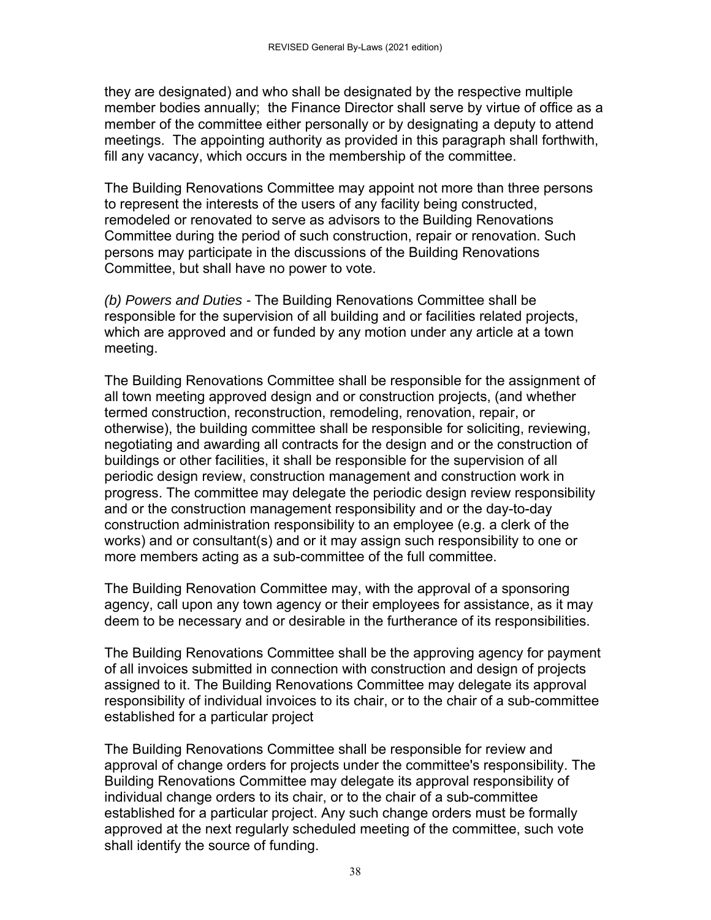they are designated) and who shall be designated by the respective multiple member bodies annually; the Finance Director shall serve by virtue of office as a member of the committee either personally or by designating a deputy to attend meetings. The appointing authority as provided in this paragraph shall forthwith, fill any vacancy, which occurs in the membership of the committee.

The Building Renovations Committee may appoint not more than three persons to represent the interests of the users of any facility being constructed, remodeled or renovated to serve as advisors to the Building Renovations Committee during the period of such construction, repair or renovation. Such persons may participate in the discussions of the Building Renovations Committee, but shall have no power to vote.

*(b) Powers and Duties* - The Building Renovations Committee shall be responsible for the supervision of all building and or facilities related projects, which are approved and or funded by any motion under any article at a town meeting.

The Building Renovations Committee shall be responsible for the assignment of all town meeting approved design and or construction projects, (and whether termed construction, reconstruction, remodeling, renovation, repair, or otherwise), the building committee shall be responsible for soliciting, reviewing, negotiating and awarding all contracts for the design and or the construction of buildings or other facilities, it shall be responsible for the supervision of all periodic design review, construction management and construction work in progress. The committee may delegate the periodic design review responsibility and or the construction management responsibility and or the day-to-day construction administration responsibility to an employee (e.g. a clerk of the works) and or consultant(s) and or it may assign such responsibility to one or more members acting as a sub-committee of the full committee.

The Building Renovation Committee may, with the approval of a sponsoring agency, call upon any town agency or their employees for assistance, as it may deem to be necessary and or desirable in the furtherance of its responsibilities.

The Building Renovations Committee shall be the approving agency for payment of all invoices submitted in connection with construction and design of projects assigned to it. The Building Renovations Committee may delegate its approval responsibility of individual invoices to its chair, or to the chair of a sub-committee established for a particular project

The Building Renovations Committee shall be responsible for review and approval of change orders for projects under the committee's responsibility. The Building Renovations Committee may delegate its approval responsibility of individual change orders to its chair, or to the chair of a sub-committee established for a particular project. Any such change orders must be formally approved at the next regularly scheduled meeting of the committee, such vote shall identify the source of funding.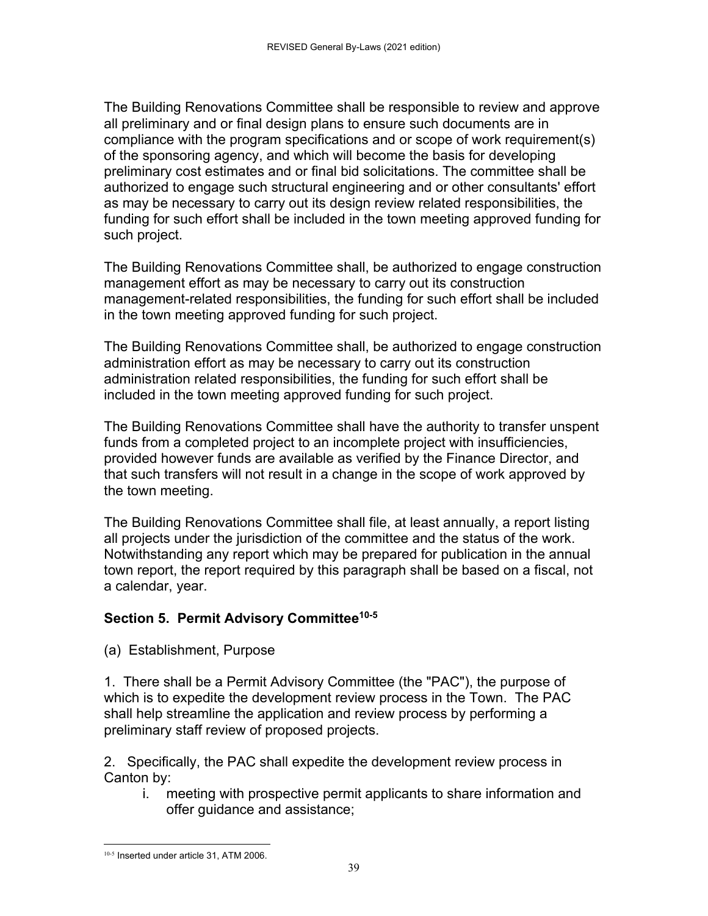The Building Renovations Committee shall be responsible to review and approve all preliminary and or final design plans to ensure such documents are in compliance with the program specifications and or scope of work requirement(s) of the sponsoring agency, and which will become the basis for developing preliminary cost estimates and or final bid solicitations. The committee shall be authorized to engage such structural engineering and or other consultants' effort as may be necessary to carry out its design review related responsibilities, the funding for such effort shall be included in the town meeting approved funding for such project.

The Building Renovations Committee shall, be authorized to engage construction management effort as may be necessary to carry out its construction management-related responsibilities, the funding for such effort shall be included in the town meeting approved funding for such project.

The Building Renovations Committee shall, be authorized to engage construction administration effort as may be necessary to carry out its construction administration related responsibilities, the funding for such effort shall be included in the town meeting approved funding for such project.

The Building Renovations Committee shall have the authority to transfer unspent funds from a completed project to an incomplete project with insufficiencies, provided however funds are available as verified by the Finance Director, and that such transfers will not result in a change in the scope of work approved by the town meeting.

The Building Renovations Committee shall file, at least annually, a report listing all projects under the jurisdiction of the committee and the status of the work. Notwithstanding any report which may be prepared for publication in the annual town report, the report required by this paragraph shall be based on a fiscal, not a calendar, year.

### Section 5. Permit Advisory Committee[10-5]

(a) Establishment, Purpose

1. There shall be a Permit Advisory Committee (the "PAC"), the purpose of which is to expedite the development review process in the Town. The PAC shall help streamline the application and review process by performing a preliminary staff review of proposed projects.

2. Specifically, the PAC shall expedite the development review process in Canton by:

   i. meeting with prospective permit applicants to share information and offer guidance and assistance;

---

[10-5] Inserted under article 31, ATM 2006.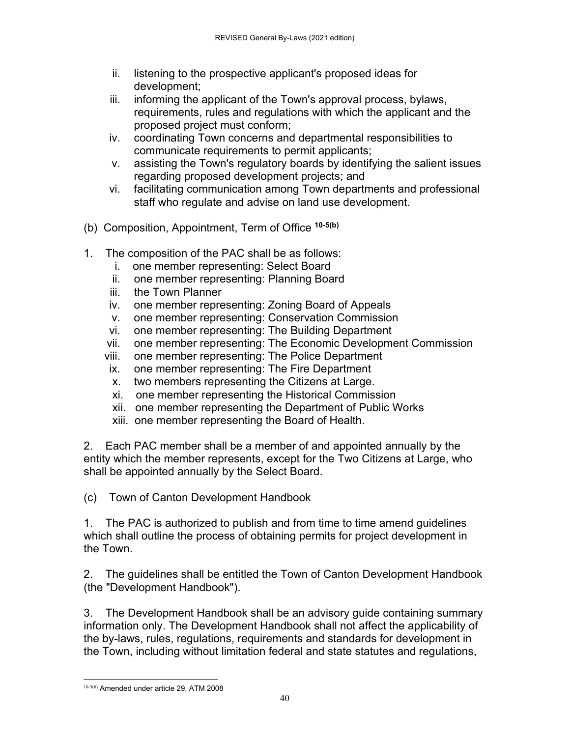ii. listening to the prospective applicant's proposed ideas for development;
iii. informing the applicant of the Town's approval process, bylaws, requirements, rules and regulations with which the applicant and the proposed project must conform;
iv. coordinating Town concerns and departmental responsibilities to communicate requirements to permit applicants;
v. assisting the Town's regulatory boards by identifying the salient issues regarding proposed development projects; and
vi. facilitating communication among Town departments and professional staff who regulate and advise on land use development.

(b) Composition, Appointment, Term of Office [10-5(b)]

1. The composition of the PAC shall be as follows:
   i. one member representing: Select Board
   ii. one member representing: Planning Board
   iii. the Town Planner
   iv. one member representing: Zoning Board of Appeals
   v. one member representing: Conservation Commission
   vi. one member representing: The Building Department
   vii. one member representing: The Economic Development Commission
   viii. one member representing: The Police Department
   ix. one member representing: The Fire Department
   x. two members representing the Citizens at Large.
   xi. one member representing the Historical Commission
   xii. one member representing the Department of Public Works
   xiii. one member representing the Board of Health.

2. Each PAC member shall be a member of and appointed annually by the entity which the member represents, except for the Two Citizens at Large, who shall be appointed annually by the Select Board.

(c) Town of Canton Development Handbook

1. The PAC is authorized to publish and from time to time amend guidelines which shall outline the process of obtaining permits for project development in the Town.

2. The guidelines shall be entitled the Town of Canton Development Handbook (the "Development Handbook").

3. The Development Handbook shall be an advisory guide containing summary information only. The Development Handbook shall not affect the applicability of the by-laws, rules, regulations, requirements and standards for development in the Town, including without limitation federal and state statutes and regulations,

---

[10-5(b)] Amended under article 29, ATM 2008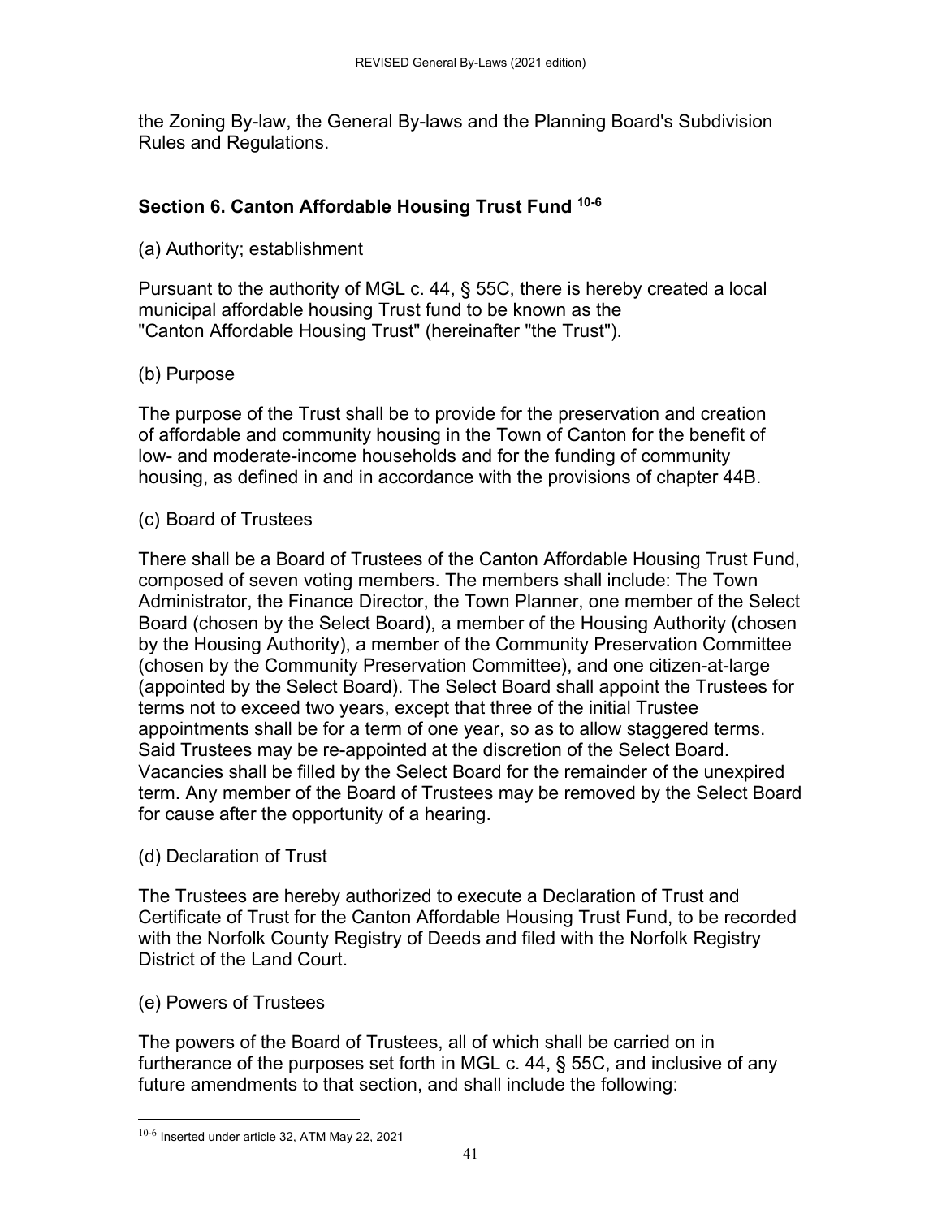the Zoning By-law, the General By-laws and the Planning Board's Subdivision Rules and Regulations.

### Section 6. Canton Affordable Housing Trust Fund [10-6]

(a) Authority; establishment

Pursuant to the authority of MGL c. 44, § 55C, there is hereby created a local municipal affordable housing Trust fund to be known as the "Canton Affordable Housing Trust" (hereinafter "the Trust").

(b) Purpose

The purpose of the Trust shall be to provide for the preservation and creation of affordable and community housing in the Town of Canton for the benefit of low- and moderate-income households and for the funding of community housing, as defined in and in accordance with the provisions of chapter 44B.

(c) Board of Trustees

There shall be a Board of Trustees of the Canton Affordable Housing Trust Fund, composed of seven voting members. The members shall include: The Town Administrator, the Finance Director, the Town Planner, one member of the Select Board (chosen by the Select Board), a member of the Housing Authority (chosen by the Housing Authority), a member of the Community Preservation Committee (chosen by the Community Preservation Committee), and one citizen-at-large (appointed by the Select Board). The Select Board shall appoint the Trustees for terms not to exceed two years, except that three of the initial Trustee appointments shall be for a term of one year, so as to allow staggered terms. Said Trustees may be re-appointed at the discretion of the Select Board. Vacancies shall be filled by the Select Board for the remainder of the unexpired term. Any member of the Board of Trustees may be removed by the Select Board for cause after the opportunity of a hearing.

(d) Declaration of Trust

The Trustees are hereby authorized to execute a Declaration of Trust and Certificate of Trust for the Canton Affordable Housing Trust Fund, to be recorded with the Norfolk County Registry of Deeds and filed with the Norfolk Registry District of the Land Court.

(e) Powers of Trustees

The powers of the Board of Trustees, all of which shall be carried on in furtherance of the purposes set forth in MGL c. 44, § 55C, and inclusive of any future amendments to that section, and shall include the following:

---

[10-6] Inserted under article 32, ATM May 22, 2021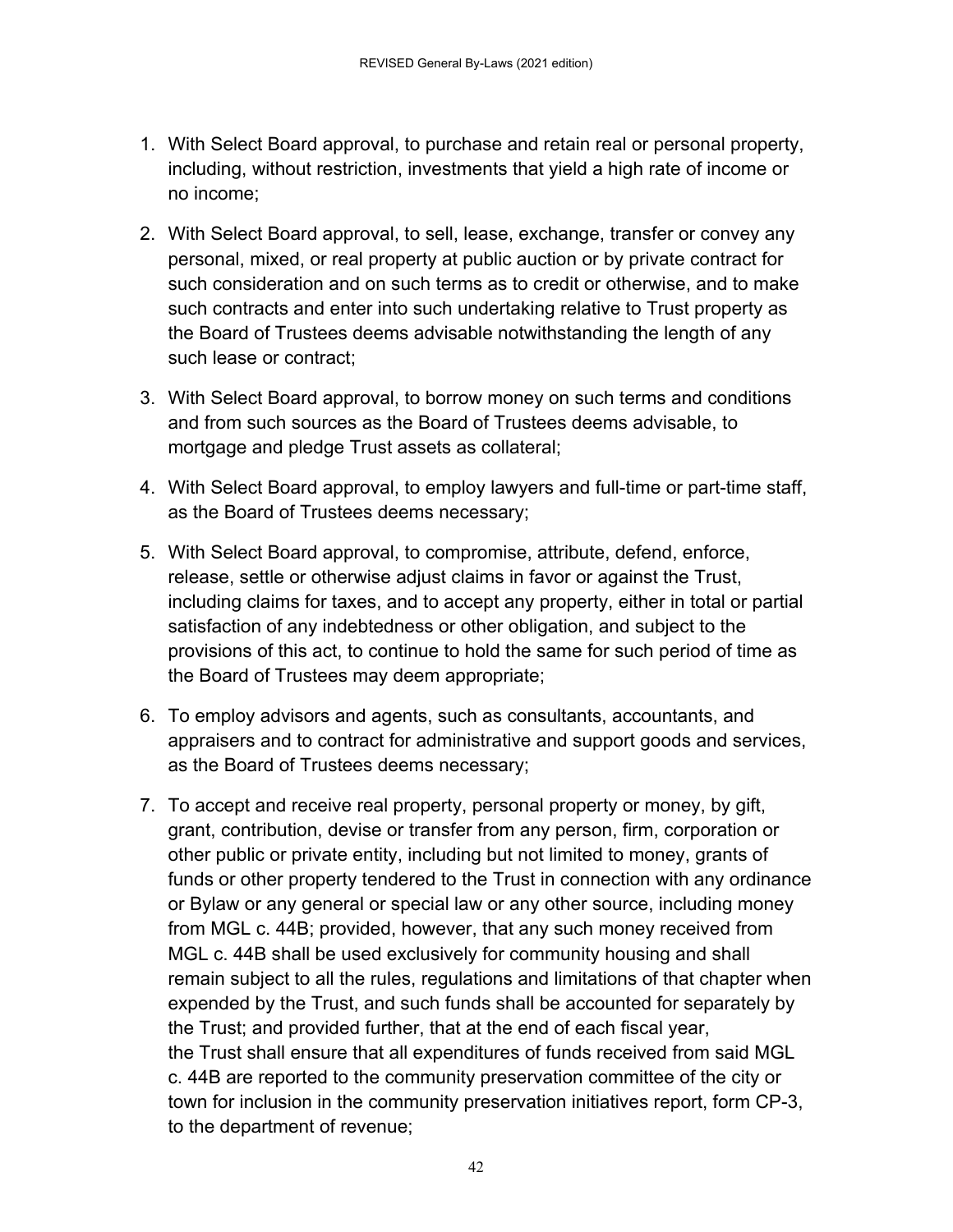1. With Select Board approval, to purchase and retain real or personal property, including, without restriction, investments that yield a high rate of income or no income;
2. With Select Board approval, to sell, lease, exchange, transfer or convey any personal, mixed, or real property at public auction or by private contract for such consideration and on such terms as to credit or otherwise, and to make such contracts and enter into such undertaking relative to Trust property as the Board of Trustees deems advisable notwithstanding the length of any such lease or contract;
3. With Select Board approval, to borrow money on such terms and conditions and from such sources as the Board of Trustees deems advisable, to mortgage and pledge Trust assets as collateral;
4. With Select Board approval, to employ lawyers and full-time or part-time staff, as the Board of Trustees deems necessary;
5. With Select Board approval, to compromise, attribute, defend, enforce, release, settle or otherwise adjust claims in favor or against the Trust, including claims for taxes, and to accept any property, either in total or partial satisfaction of any indebtedness or other obligation, and subject to the provisions of this act, to continue to hold the same for such period of time as the Board of Trustees may deem appropriate;
6. To employ advisors and agents, such as consultants, accountants, and appraisers and to contract for administrative and support goods and services, as the Board of Trustees deems necessary;
7. To accept and receive real property, personal property or money, by gift, grant, contribution, devise or transfer from any person, firm, corporation or other public or private entity, including but not limited to money, grants of funds or other property tendered to the Trust in connection with any ordinance or Bylaw or any general or special law or any other source, including money from MGL c. 44B; provided, however, that any such money received from MGL c. 44B shall be used exclusively for community housing and shall remain subject to all the rules, regulations and limitations of that chapter when expended by the Trust, and such funds shall be accounted for separately by the Trust; and provided further, that at the end of each fiscal year, the Trust shall ensure that all expenditures of funds received from said MGL c. 44B are reported to the community preservation committee of the city or town for inclusion in the community preservation initiatives report, form CP-3, to the department of revenue;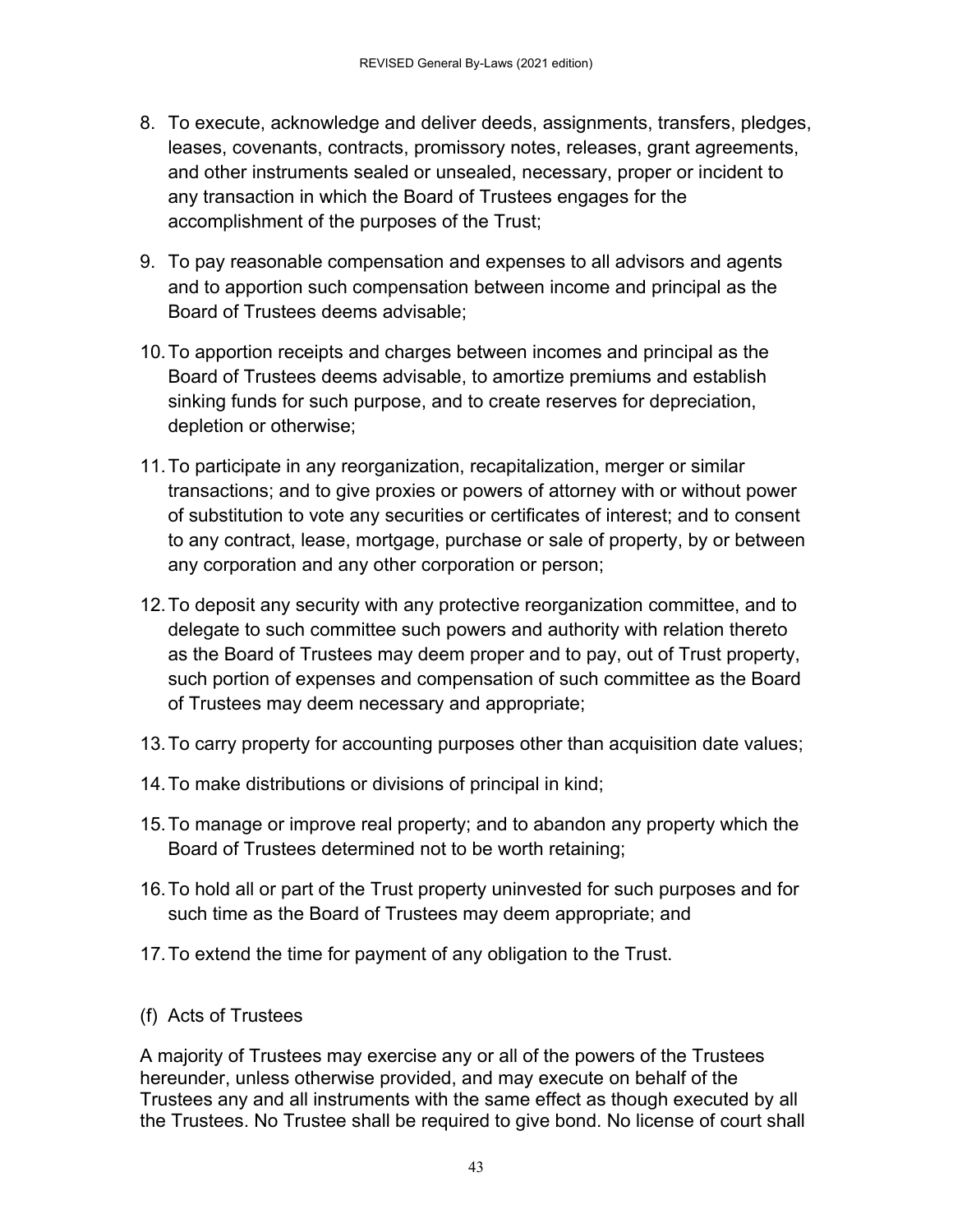8. To execute, acknowledge and deliver deeds, assignments, transfers, pledges, leases, covenants, contracts, promissory notes, releases, grant agreements, and other instruments sealed or unsealed, necessary, proper or incident to any transaction in which the Board of Trustees engages for the accomplishment of the purposes of the Trust;
9. To pay reasonable compensation and expenses to all advisors and agents and to apportion such compensation between income and principal as the Board of Trustees deems advisable;
10. To apportion receipts and charges between incomes and principal as the Board of Trustees deems advisable, to amortize premiums and establish sinking funds for such purpose, and to create reserves for depreciation, depletion or otherwise;
11. To participate in any reorganization, recapitalization, merger or similar transactions; and to give proxies or powers of attorney with or without power of substitution to vote any securities or certificates of interest; and to consent to any contract, lease, mortgage, purchase or sale of property, by or between any corporation and any other corporation or person;
12. To deposit any security with any protective reorganization committee, and to delegate to such committee such powers and authority with relation thereto as the Board of Trustees may deem proper and to pay, out of Trust property, such portion of expenses and compensation of such committee as the Board of Trustees may deem necessary and appropriate;
13. To carry property for accounting purposes other than acquisition date values;
14. To make distributions or divisions of principal in kind;
15. To manage or improve real property; and to abandon any property which the Board of Trustees determined not to be worth retaining;
16. To hold all or part of the Trust property uninvested for such purposes and for such time as the Board of Trustees may deem appropriate; and
17. To extend the time for payment of any obligation to the Trust.

(f) Acts of Trustees

A majority of Trustees may exercise any or all of the powers of the Trustees hereunder, unless otherwise provided, and may execute on behalf of the Trustees any and all instruments with the same effect as though executed by all the Trustees. No Trustee shall be required to give bond. No license of court shall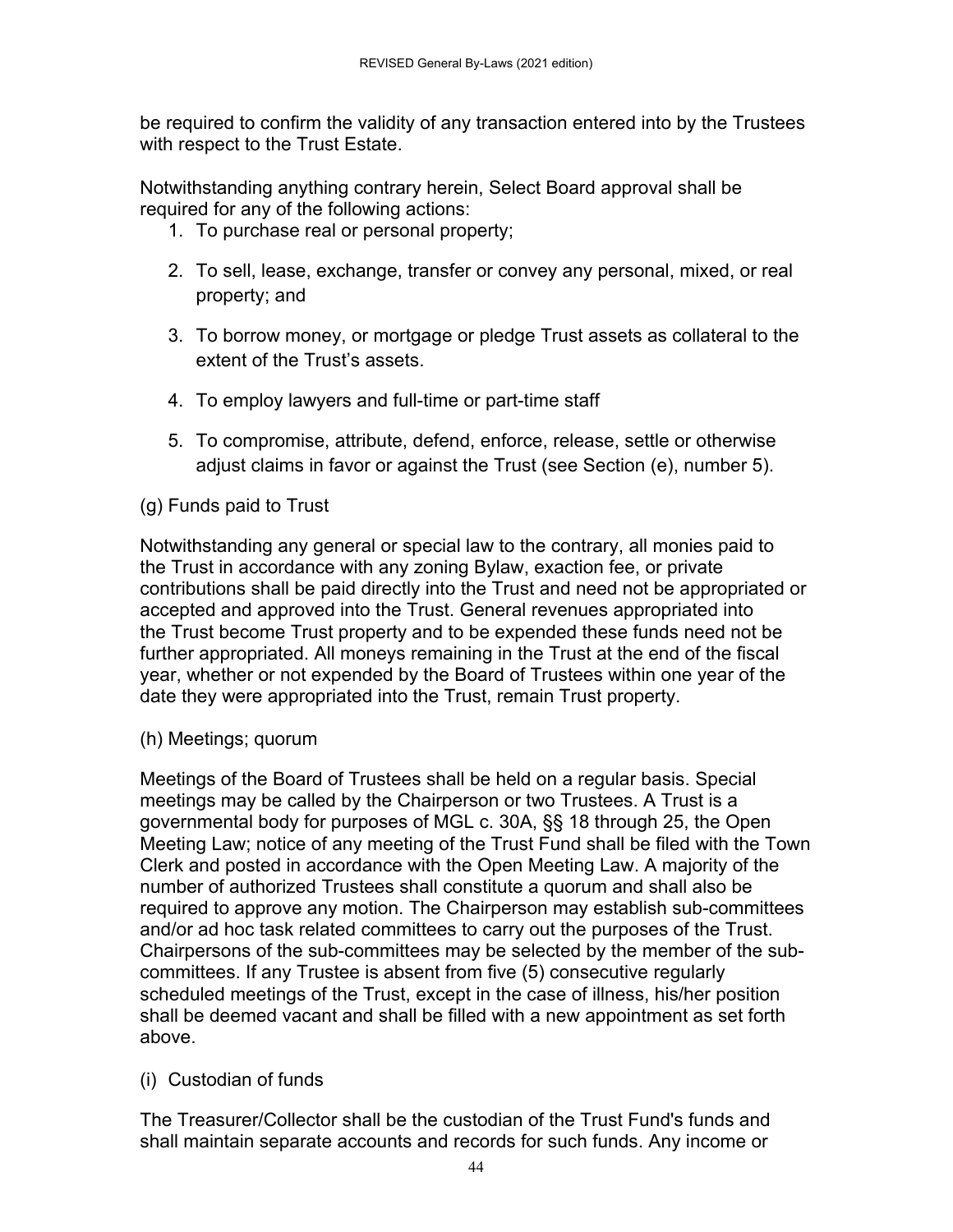be required to confirm the validity of any transaction entered into by the Trustees with respect to the Trust Estate.

Notwithstanding anything contrary herein, Select Board approval shall be required for any of the following actions:

1. To purchase real or personal property;
2. To sell, lease, exchange, transfer or convey any personal, mixed, or real property; and
3. To borrow money, or mortgage or pledge Trust assets as collateral to the extent of the Trust's assets.
4. To employ lawyers and full-time or part-time staff
5. To compromise, attribute, defend, enforce, release, settle or otherwise adjust claims in favor or against the Trust (see Section (e), number 5).

(g) Funds paid to Trust

Notwithstanding any general or special law to the contrary, all monies paid to the Trust in accordance with any zoning Bylaw, exaction fee, or private contributions shall be paid directly into the Trust and need not be appropriated or accepted and approved into the Trust. General revenues appropriated into the Trust become Trust property and to be expended these funds need not be further appropriated. All moneys remaining in the Trust at the end of the fiscal year, whether or not expended by the Board of Trustees within one year of the date they were appropriated into the Trust, remain Trust property.

(h) Meetings; quorum

Meetings of the Board of Trustees shall be held on a regular basis. Special meetings may be called by the Chairperson or two Trustees. A Trust is a governmental body for purposes of MGL c. 30A, §§ 18 through 25, the Open Meeting Law; notice of any meeting of the Trust Fund shall be filed with the Town Clerk and posted in accordance with the Open Meeting Law. A majority of the number of authorized Trustees shall constitute a quorum and shall also be required to approve any motion. The Chairperson may establish sub-committees and/or ad hoc task related committees to carry out the purposes of the Trust. Chairpersons of the sub-committees may be selected by the member of the sub-committees. If any Trustee is absent from five (5) consecutive regularly scheduled meetings of the Trust, except in the case of illness, his/her position shall be deemed vacant and shall be filled with a new appointment as set forth above.

(i) Custodian of funds

The Treasurer/Collector shall be the custodian of the Trust Fund's funds and shall maintain separate accounts and records for such funds. Any income or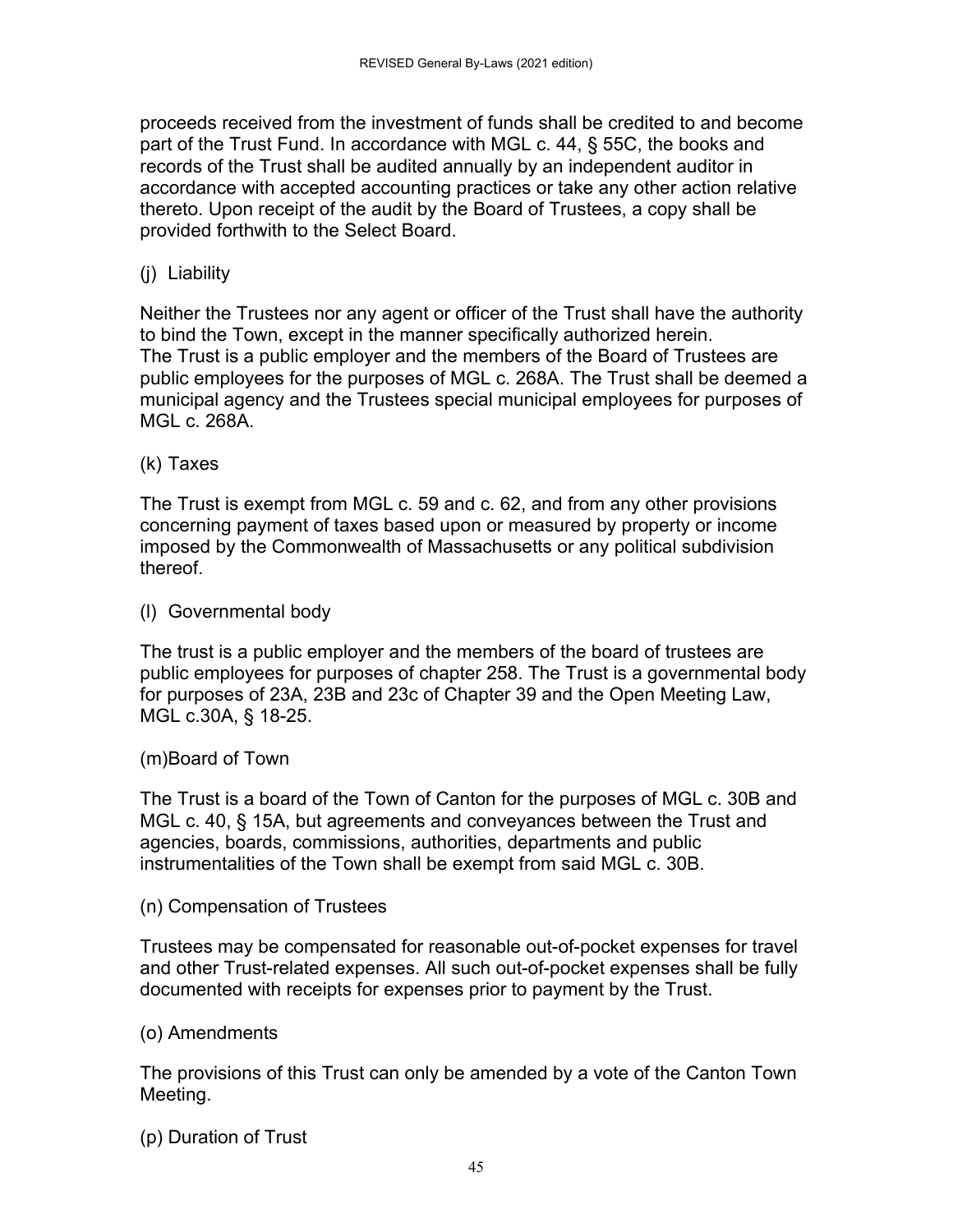proceeds received from the investment of funds shall be credited to and become part of the Trust Fund. In accordance with MGL c. 44, § 55C, the books and records of the Trust shall be audited annually by an independent auditor in accordance with accepted accounting practices or take any other action relative thereto. Upon receipt of the audit by the Board of Trustees, a copy shall be provided forthwith to the Select Board.

(j) Liability

Neither the Trustees nor any agent or officer of the Trust shall have the authority to bind the Town, except in the manner specifically authorized herein.
The Trust is a public employer and the members of the Board of Trustees are public employees for the purposes of MGL c. 268A. The Trust shall be deemed a municipal agency and the Trustees special municipal employees for purposes of MGL c. 268A.

(k) Taxes

The Trust is exempt from MGL c. 59 and c. 62, and from any other provisions concerning payment of taxes based upon or measured by property or income imposed by the Commonwealth of Massachusetts or any political subdivision thereof.

(l) Governmental body

The trust is a public employer and the members of the board of trustees are public employees for purposes of chapter 258. The Trust is a governmental body for purposes of 23A, 23B and 23c of Chapter 39 and the Open Meeting Law, MGL c.30A, § 18-25.

(m)Board of Town

The Trust is a board of the Town of Canton for the purposes of MGL c. 30B and MGL c. 40, § 15A, but agreements and conveyances between the Trust and agencies, boards, commissions, authorities, departments and public instrumentalities of the Town shall be exempt from said MGL c. 30B.

(n) Compensation of Trustees

Trustees may be compensated for reasonable out-of-pocket expenses for travel and other Trust-related expenses. All such out-of-pocket expenses shall be fully documented with receipts for expenses prior to payment by the Trust.

(o) Amendments

The provisions of this Trust can only be amended by a vote of the Canton Town Meeting.

(p) Duration of Trust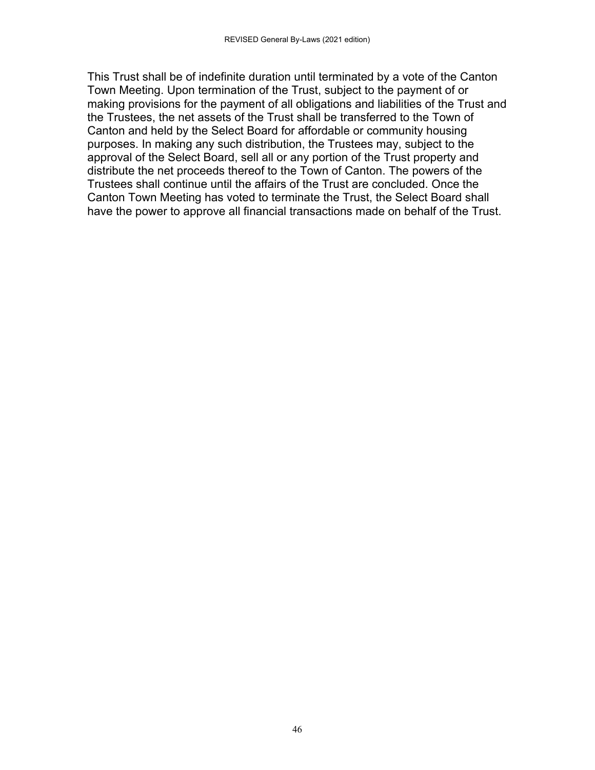This Trust shall be of indefinite duration until terminated by a vote of the Canton Town Meeting. Upon termination of the Trust, subject to the payment of or making provisions for the payment of all obligations and liabilities of the Trust and the Trustees, the net assets of the Trust shall be transferred to the Town of Canton and held by the Select Board for affordable or community housing purposes. In making any such distribution, the Trustees may, subject to the approval of the Select Board, sell all or any portion of the Trust property and distribute the net proceeds thereof to the Town of Canton. The powers of the Trustees shall continue until the affairs of the Trust are concluded. Once the Canton Town Meeting has voted to terminate the Trust, the Select Board shall have the power to approve all financial transactions made on behalf of the Trust.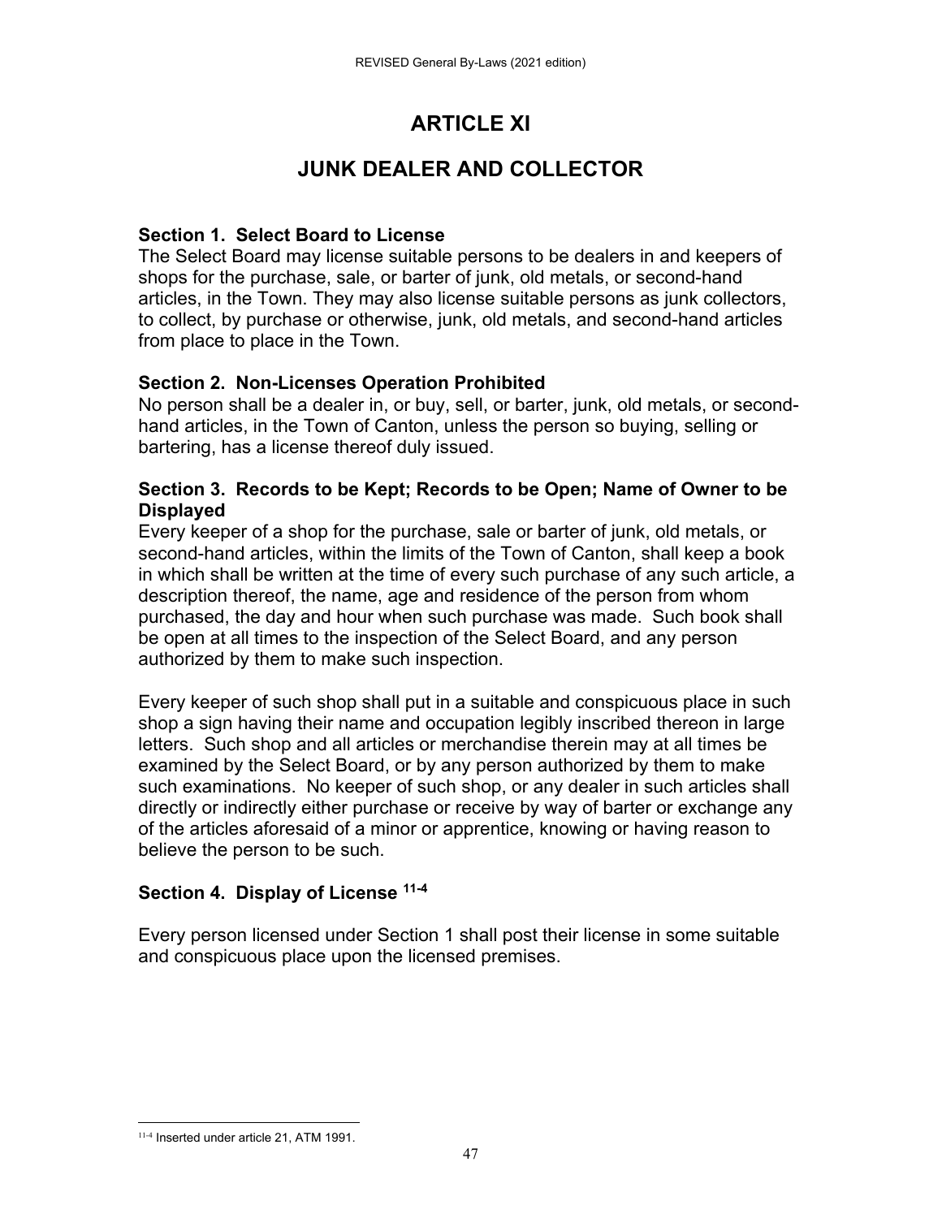# ARTICLE XI

## JUNK DEALER AND COLLECTOR

### Section 1. Select Board to License

The Select Board may license suitable persons to be dealers in and keepers of shops for the purchase, sale, or barter of junk, old metals, or second-hand articles, in the Town. They may also license suitable persons as junk collectors, to collect, by purchase or otherwise, junk, old metals, and second-hand articles from place to place in the Town.

### Section 2. Non-Licenses Operation Prohibited

No person shall be a dealer in, or buy, sell, or barter, junk, old metals, or second-hand articles, in the Town of Canton, unless the person so buying, selling or bartering, has a license thereof duly issued.

### Section 3. Records to be Kept; Records to be Open; Name of Owner to be Displayed

Every keeper of a shop for the purchase, sale or barter of junk, old metals, or second-hand articles, within the limits of the Town of Canton, shall keep a book in which shall be written at the time of every such purchase of any such article, a description thereof, the name, age and residence of the person from whom purchased, the day and hour when such purchase was made. Such book shall be open at all times to the inspection of the Select Board, and any person authorized by them to make such inspection.

Every keeper of such shop shall put in a suitable and conspicuous place in such shop a sign having their name and occupation legibly inscribed thereon in large letters. Such shop and all articles or merchandise therein may at all times be examined by the Select Board, or by any person authorized by them to make such examinations. No keeper of such shop, or any dealer in such articles shall directly or indirectly either purchase or receive by way of barter or exchange any of the articles aforesaid of a minor or apprentice, knowing or having reason to believe the person to be such.

### Section 4. Display of License [11-4]

Every person licensed under Section 1 shall post their license in some suitable and conspicuous place upon the licensed premises.

---

[11-4] Inserted under article 21, ATM 1991.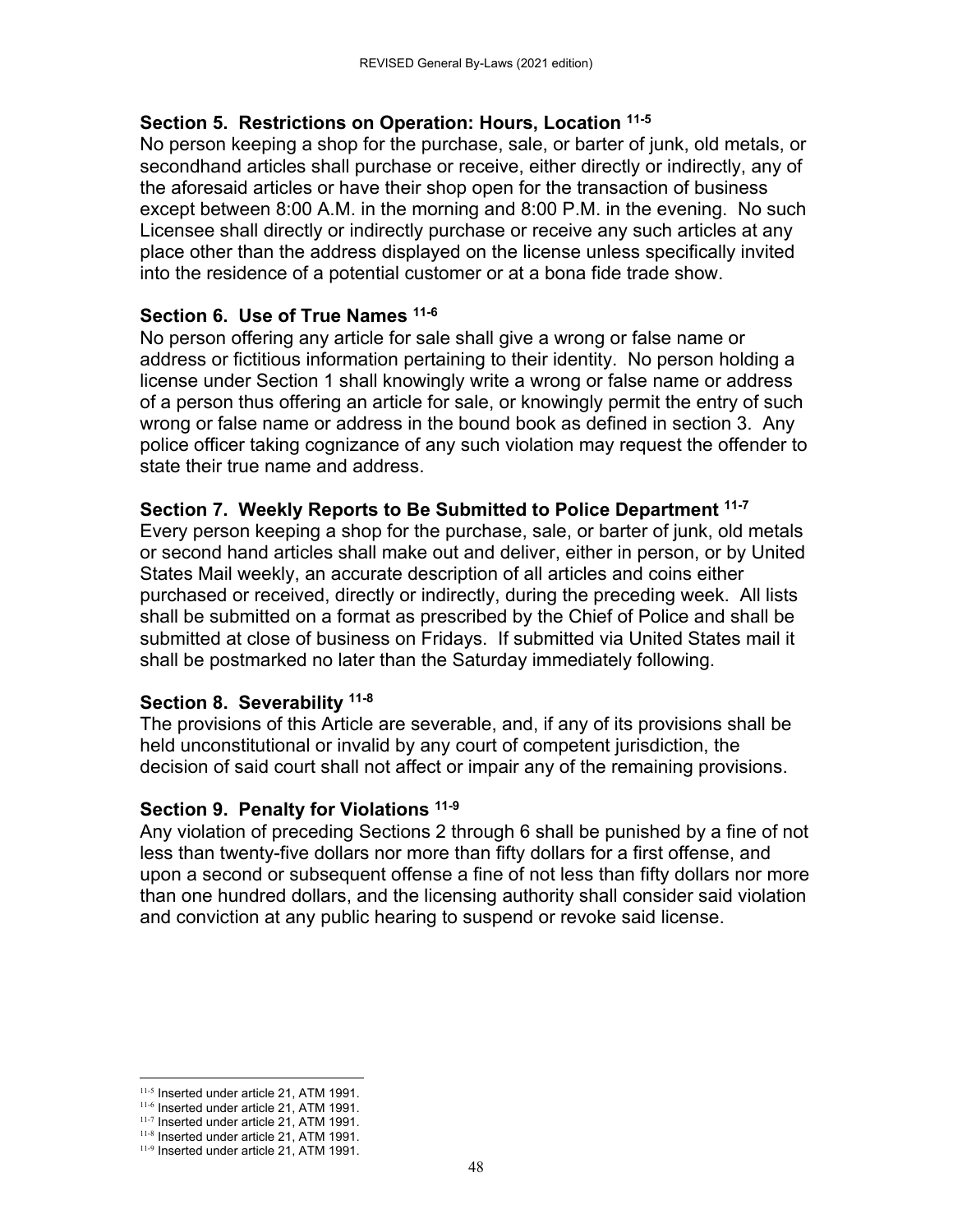### Section 5. Restrictions on Operation: Hours, Location [11-5]

No person keeping a shop for the purchase, sale, or barter of junk, old metals, or secondhand articles shall purchase or receive, either directly or indirectly, any of the aforesaid articles or have their shop open for the transaction of business except between 8:00 A.M. in the morning and 8:00 P.M. in the evening. No such Licensee shall directly or indirectly purchase or receive any such articles at any place other than the address displayed on the license unless specifically invited into the residence of a potential customer or at a bona fide trade show.

### Section 6. Use of True Names [11-6]

No person offering any article for sale shall give a wrong or false name or address or fictitious information pertaining to their identity. No person holding a license under Section 1 shall knowingly write a wrong or false name or address of a person thus offering an article for sale, or knowingly permit the entry of such wrong or false name or address in the bound book as defined in section 3. Any police officer taking cognizance of any such violation may request the offender to state their true name and address.

### Section 7. Weekly Reports to Be Submitted to Police Department [11-7]

Every person keeping a shop for the purchase, sale, or barter of junk, old metals or second hand articles shall make out and deliver, either in person, or by United States Mail weekly, an accurate description of all articles and coins either purchased or received, directly or indirectly, during the preceding week. All lists shall be submitted on a format as prescribed by the Chief of Police and shall be submitted at close of business on Fridays. If submitted via United States mail it shall be postmarked no later than the Saturday immediately following.

### Section 8. Severability [11-8]

The provisions of this Article are severable, and, if any of its provisions shall be held unconstitutional or invalid by any court of competent jurisdiction, the decision of said court shall not affect or impair any of the remaining provisions.

### Section 9. Penalty for Violations [11-9]

Any violation of preceding Sections 2 through 6 shall be punished by a fine of not less than twenty-five dollars nor more than fifty dollars for a first offense, and upon a second or subsequent offense a fine of not less than fifty dollars nor more than one hundred dollars, and the licensing authority shall consider said violation and conviction at any public hearing to suspend or revoke said license.

---

[11-5] Inserted under article 21, ATM 1991.
[11-6] Inserted under article 21, ATM 1991.
[11-7] Inserted under article 21, ATM 1991.
[11-8] Inserted under article 21, ATM 1991.
[11-9] Inserted under article 21, ATM 1991.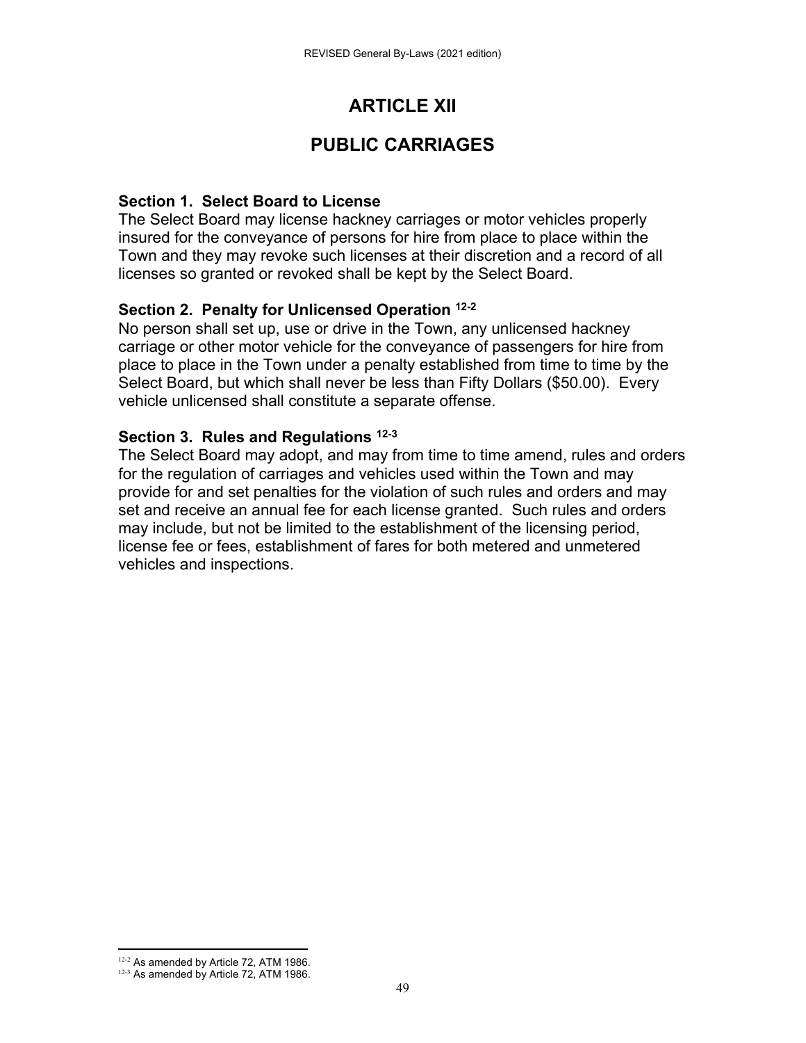# ARTICLE XII

# PUBLIC CARRIAGES

### Section 1. Select Board to License

The Select Board may license hackney carriages or motor vehicles properly insured for the conveyance of persons for hire from place to place within the Town and they may revoke such licenses at their discretion and a record of all licenses so granted or revoked shall be kept by the Select Board.

### Section 2. Penalty for Unlicensed Operation [12-2]

No person shall set up, use or drive in the Town, any unlicensed hackney carriage or other motor vehicle for the conveyance of passengers for hire from place to place in the Town under a penalty established from time to time by the Select Board, but which shall never be less than Fifty Dollars ($50.00). Every vehicle unlicensed shall constitute a separate offense.

### Section 3. Rules and Regulations [12-3]

The Select Board may adopt, and may from time to time amend, rules and orders for the regulation of carriages and vehicles used within the Town and may provide for and set penalties for the violation of such rules and orders and may set and receive an annual fee for each license granted. Such rules and orders may include, but not be limited to the establishment of the licensing period, license fee or fees, establishment of fares for both metered and unmetered vehicles and inspections.

---

[12-2] As amended by Article 72, ATM 1986.

[12-3] As amended by Article 72, ATM 1986.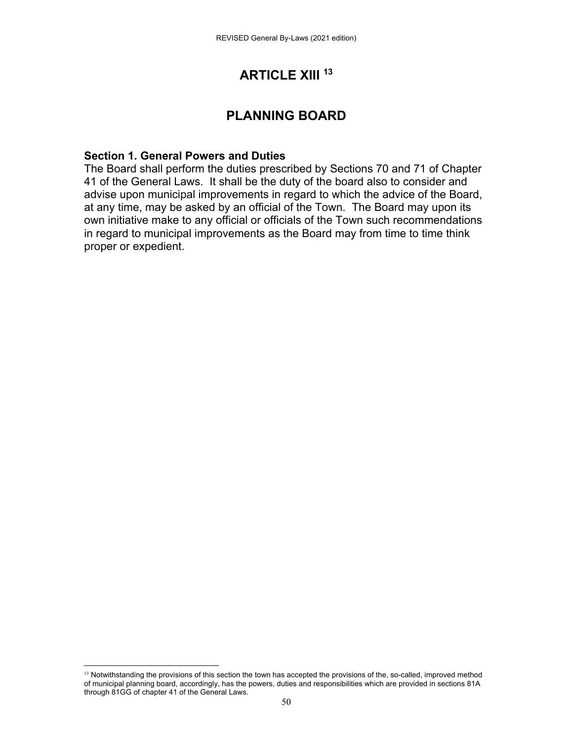# ARTICLE XIII [13]

## PLANNING BOARD

**Section 1. General Powers and Duties**
The Board shall perform the duties prescribed by Sections 70 and 71 of Chapter 41 of the General Laws. It shall be the duty of the board also to consider and advise upon municipal improvements in regard to which the advice of the Board, at any time, may be asked by an official of the Town. The Board may upon its own initiative make to any official or officials of the Town such recommendations in regard to municipal improvements as the Board may from time to time think proper or expedient.

---

[13] Notwithstanding the provisions of this section the town has accepted the provisions of the, so-called, improved method of municipal planning board, accordingly, has the powers, duties and responsibilities which are provided in sections 81A through 81GG of chapter 41 of the General Laws.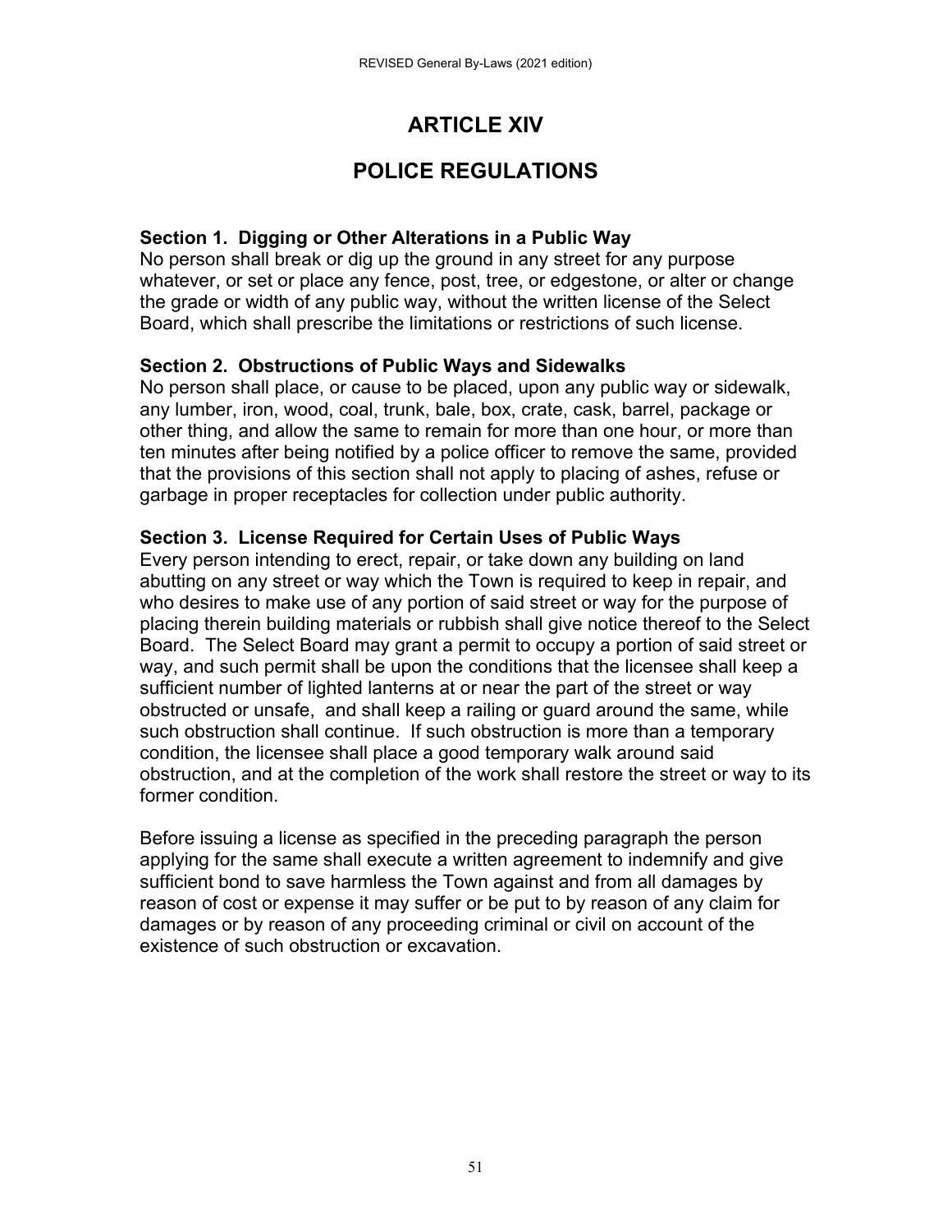# ARTICLE XIV

# POLICE REGULATIONS

### Section 1. Digging or Other Alterations in a Public Way

No person shall break or dig up the ground in any street for any purpose whatever, or set or place any fence, post, tree, or edgestone, or alter or change the grade or width of any public way, without the written license of the Select Board, which shall prescribe the limitations or restrictions of such license.

### Section 2. Obstructions of Public Ways and Sidewalks

No person shall place, or cause to be placed, upon any public way or sidewalk, any lumber, iron, wood, coal, trunk, bale, box, crate, cask, barrel, package or other thing, and allow the same to remain for more than one hour, or more than ten minutes after being notified by a police officer to remove the same, provided that the provisions of this section shall not apply to placing of ashes, refuse or garbage in proper receptacles for collection under public authority.

### Section 3. License Required for Certain Uses of Public Ways

Every person intending to erect, repair, or take down any building on land abutting on any street or way which the Town is required to keep in repair, and who desires to make use of any portion of said street or way for the purpose of placing therein building materials or rubbish shall give notice thereof to the Select Board. The Select Board may grant a permit to occupy a portion of said street or way, and such permit shall be upon the conditions that the licensee shall keep a sufficient number of lighted lanterns at or near the part of the street or way obstructed or unsafe, and shall keep a railing or guard around the same, while such obstruction shall continue. If such obstruction is more than a temporary condition, the licensee shall place a good temporary walk around said obstruction, and at the completion of the work shall restore the street or way to its former condition.

Before issuing a license as specified in the preceding paragraph the person applying for the same shall execute a written agreement to indemnify and give sufficient bond to save harmless the Town against and from all damages by reason of cost or expense it may suffer or be put to by reason of any claim for damages or by reason of any proceeding criminal or civil on account of the existence of such obstruction or excavation.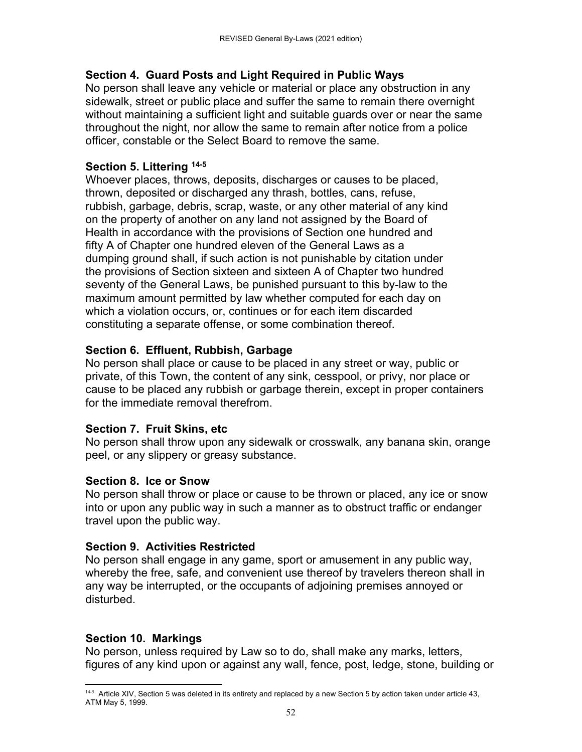### Section 4. Guard Posts and Light Required in Public Ways

No person shall leave any vehicle or material or place any obstruction in any sidewalk, street or public place and suffer the same to remain there overnight without maintaining a sufficient light and suitable guards over or near the same throughout the night, nor allow the same to remain after notice from a police officer, constable or the Select Board to remove the same.

### Section 5. Littering [14-5]

Whoever places, throws, deposits, discharges or causes to be placed, thrown, deposited or discharged any thrash, bottles, cans, refuse, rubbish, garbage, debris, scrap, waste, or any other material of any kind on the property of another on any land not assigned by the Board of Health in accordance with the provisions of Section one hundred and fifty A of Chapter one hundred eleven of the General Laws as a dumping ground shall, if such action is not punishable by citation under the provisions of Section sixteen and sixteen A of Chapter two hundred seventy of the General Laws, be punished pursuant to this by-law to the maximum amount permitted by law whether computed for each day on which a violation occurs, or, continues or for each item discarded constituting a separate offense, or some combination thereof.

### Section 6. Effluent, Rubbish, Garbage

No person shall place or cause to be placed in any street or way, public or private, of this Town, the content of any sink, cesspool, or privy, nor place or cause to be placed any rubbish or garbage therein, except in proper containers for the immediate removal therefrom.

### Section 7. Fruit Skins, etc

No person shall throw upon any sidewalk or crosswalk, any banana skin, orange peel, or any slippery or greasy substance.

### Section 8. Ice or Snow

No person shall throw or place or cause to be thrown or placed, any ice or snow into or upon any public way in such a manner as to obstruct traffic or endanger travel upon the public way.

### Section 9. Activities Restricted

No person shall engage in any game, sport or amusement in any public way, whereby the free, safe, and convenient use thereof by travelers thereon shall in any way be interrupted, or the occupants of adjoining premises annoyed or disturbed.

### Section 10. Markings

No person, unless required by Law so to do, shall make any marks, letters, figures of any kind upon or against any wall, fence, post, ledge, stone, building or

---

[14-5] Article XIV, Section 5 was deleted in its entirety and replaced by a new Section 5 by action taken under article 43, ATM May 5, 1999.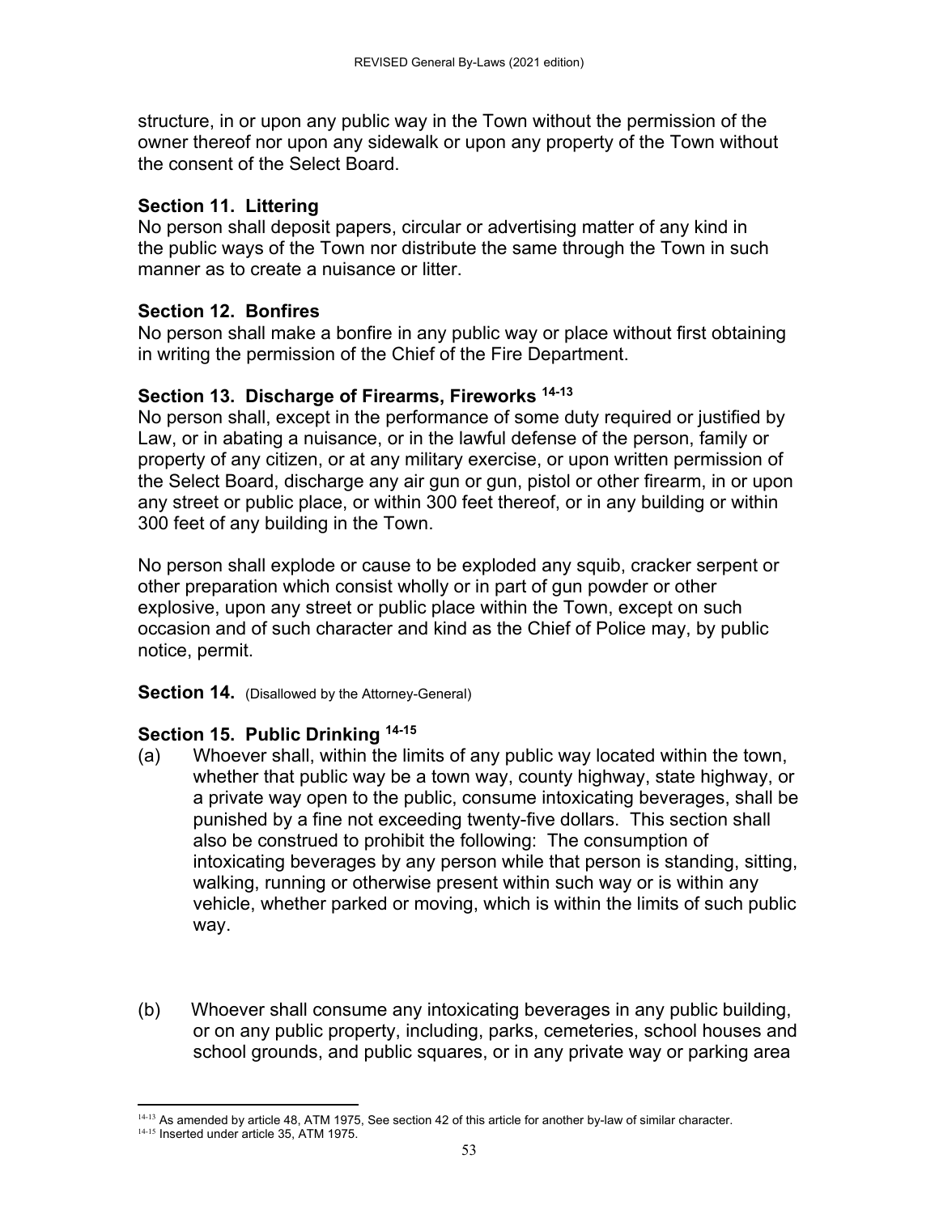structure, in or upon any public way in the Town without the permission of the owner thereof nor upon any sidewalk or upon any property of the Town without the consent of the Select Board.

### Section 11. Littering

No person shall deposit papers, circular or advertising matter of any kind in the public ways of the Town nor distribute the same through the Town in such manner as to create a nuisance or litter.

### Section 12. Bonfires

No person shall make a bonfire in any public way or place without first obtaining in writing the permission of the Chief of the Fire Department.

### Section 13. Discharge of Firearms, Fireworks [14-13]

No person shall, except in the performance of some duty required or justified by Law, or in abating a nuisance, or in the lawful defense of the person, family or property of any citizen, or at any military exercise, or upon written permission of the Select Board, discharge any air gun or gun, pistol or other firearm, in or upon any street or public place, or within 300 feet thereof, or in any building or within 300 feet of any building in the Town.

No person shall explode or cause to be exploded any squib, cracker serpent or other preparation which consist wholly or in part of gun powder or other explosive, upon any street or public place within the Town, except on such occasion and of such character and kind as the Chief of Police may, by public notice, permit.

**Section 14.** (Disallowed by the Attorney-General)

### Section 15. Public Drinking [14-15]

(a) Whoever shall, within the limits of any public way located within the town, whether that public way be a town way, county highway, state highway, or a private way open to the public, consume intoxicating beverages, shall be punished by a fine not exceeding twenty-five dollars. This section shall also be construed to prohibit the following: The consumption of intoxicating beverages by any person while that person is standing, sitting, walking, running or otherwise present within such way or is within any vehicle, whether parked or moving, which is within the limits of such public way.

(b) Whoever shall consume any intoxicating beverages in any public building, or on any public property, including, parks, cemeteries, school houses and school grounds, and public squares, or in any private way or parking area

---

[14-13] As amended by article 48, ATM 1975, See section 42 of this article for another by-law of similar character.

[14-15] Inserted under article 35, ATM 1975.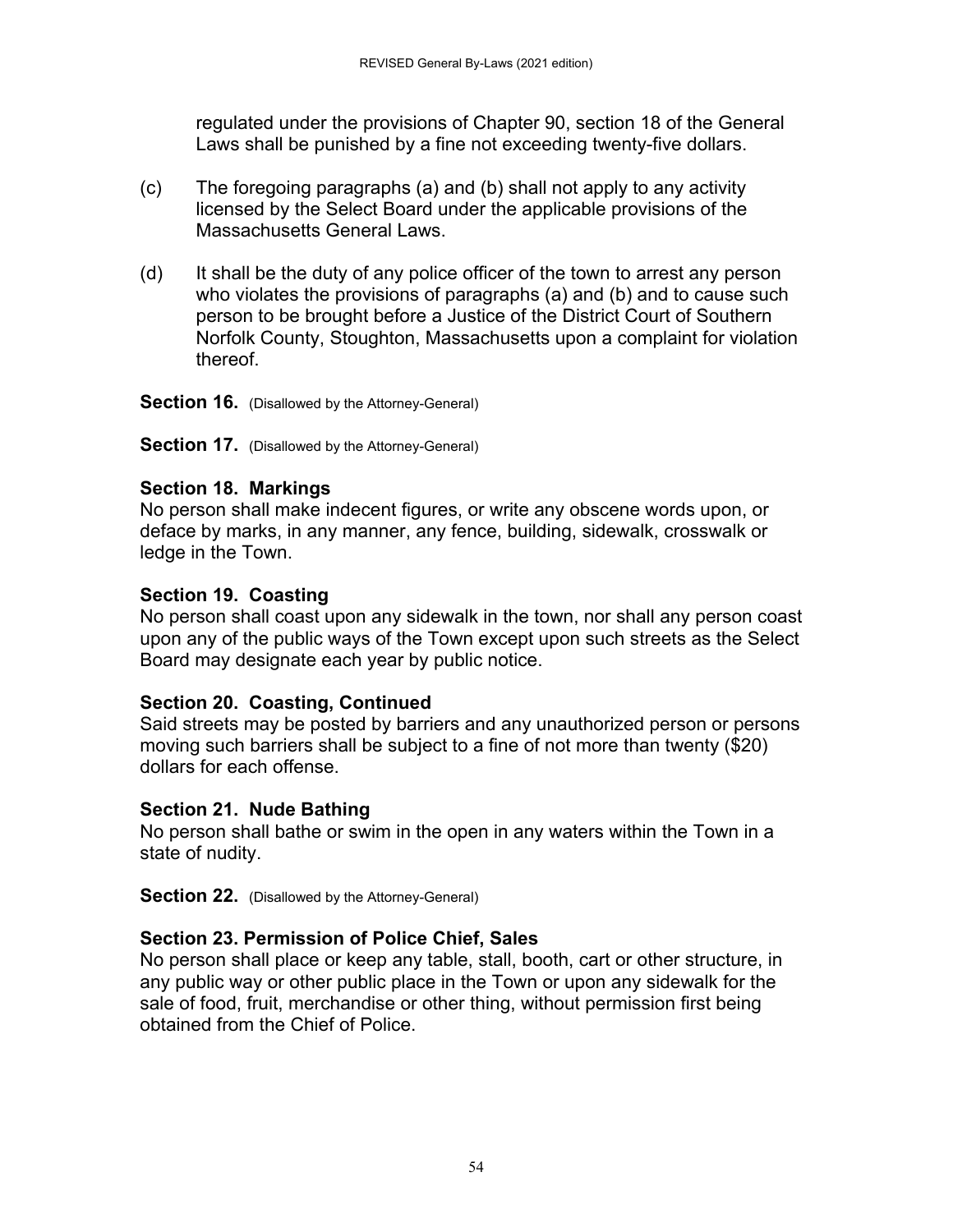regulated under the provisions of Chapter 90, section 18 of the General Laws shall be punished by a fine not exceeding twenty-five dollars.

(c) The foregoing paragraphs (a) and (b) shall not apply to any activity licensed by the Select Board under the applicable provisions of the Massachusetts General Laws.

(d) It shall be the duty of any police officer of the town to arrest any person who violates the provisions of paragraphs (a) and (b) and to cause such person to be brought before a Justice of the District Court of Southern Norfolk County, Stoughton, Massachusetts upon a complaint for violation thereof.

**Section 16.** (Disallowed by the Attorney-General)

**Section 17.** (Disallowed by the Attorney-General)

### Section 18. Markings

No person shall make indecent figures, or write any obscene words upon, or deface by marks, in any manner, any fence, building, sidewalk, crosswalk or ledge in the Town.

### Section 19. Coasting

No person shall coast upon any sidewalk in the town, nor shall any person coast upon any of the public ways of the Town except upon such streets as the Select Board may designate each year by public notice.

### Section 20. Coasting, Continued

Said streets may be posted by barriers and any unauthorized person or persons moving such barriers shall be subject to a fine of not more than twenty ($20) dollars for each offense.

### Section 21. Nude Bathing

No person shall bathe or swim in the open in any waters within the Town in a state of nudity.

**Section 22.** (Disallowed by the Attorney-General)

### Section 23. Permission of Police Chief, Sales

No person shall place or keep any table, stall, booth, cart or other structure, in any public way or other public place in the Town or upon any sidewalk for the sale of food, fruit, merchandise or other thing, without permission first being obtained from the Chief of Police.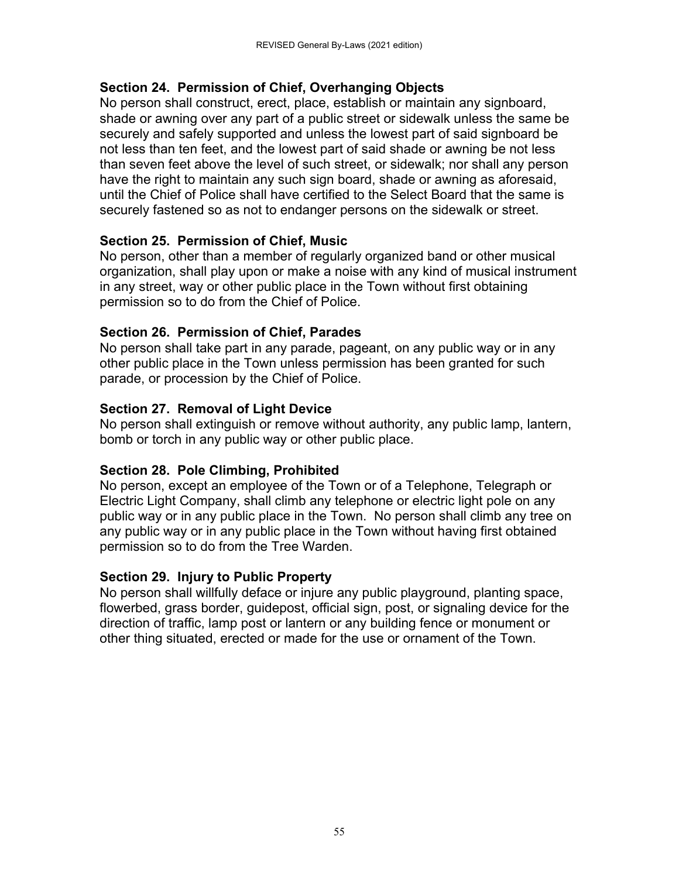### Section 24. Permission of Chief, Overhanging Objects

No person shall construct, erect, place, establish or maintain any signboard, shade or awning over any part of a public street or sidewalk unless the same be securely and safely supported and unless the lowest part of said signboard be not less than ten feet, and the lowest part of said shade or awning be not less than seven feet above the level of such street, or sidewalk; nor shall any person have the right to maintain any such sign board, shade or awning as aforesaid, until the Chief of Police shall have certified to the Select Board that the same is securely fastened so as not to endanger persons on the sidewalk or street.

### Section 25. Permission of Chief, Music

No person, other than a member of regularly organized band or other musical organization, shall play upon or make a noise with any kind of musical instrument in any street, way or other public place in the Town without first obtaining permission so to do from the Chief of Police.

### Section 26. Permission of Chief, Parades

No person shall take part in any parade, pageant, on any public way or in any other public place in the Town unless permission has been granted for such parade, or procession by the Chief of Police.

### Section 27. Removal of Light Device

No person shall extinguish or remove without authority, any public lamp, lantern, bomb or torch in any public way or other public place.

### Section 28. Pole Climbing, Prohibited

No person, except an employee of the Town or of a Telephone, Telegraph or Electric Light Company, shall climb any telephone or electric light pole on any public way or in any public place in the Town. No person shall climb any tree on any public way or in any public place in the Town without having first obtained permission so to do from the Tree Warden.

### Section 29. Injury to Public Property

No person shall willfully deface or injure any public playground, planting space, flowerbed, grass border, guidepost, official sign, post, or signaling device for the direction of traffic, lamp post or lantern or any building fence or monument or other thing situated, erected or made for the use or ornament of the Town.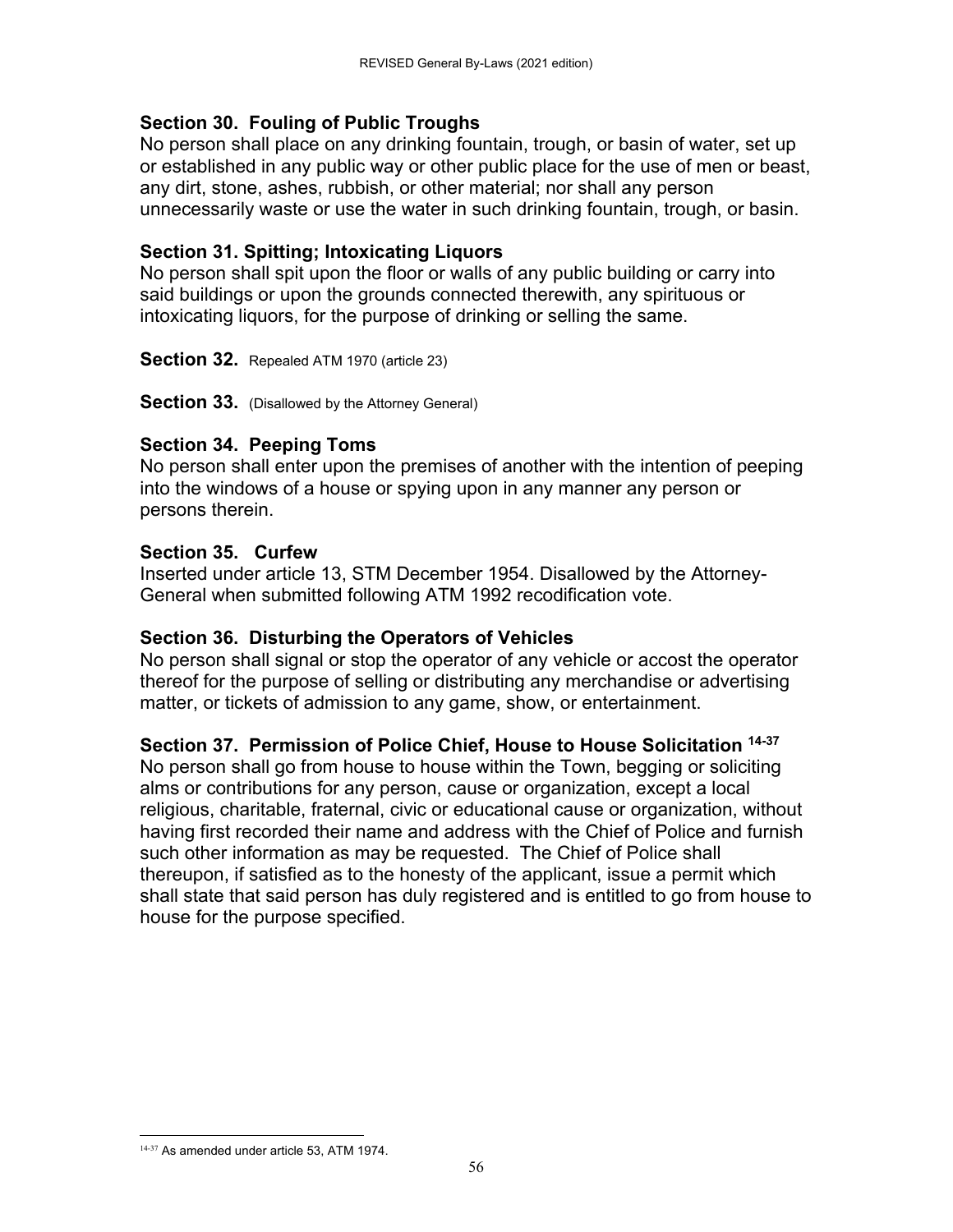### Section 30. Fouling of Public Troughs

No person shall place on any drinking fountain, trough, or basin of water, set up or established in any public way or other public place for the use of men or beast, any dirt, stone, ashes, rubbish, or other material; nor shall any person unnecessarily waste or use the water in such drinking fountain, trough, or basin.

### Section 31. Spitting; Intoxicating Liquors

No person shall spit upon the floor or walls of any public building or carry into said buildings or upon the grounds connected therewith, any spirituous or intoxicating liquors, for the purpose of drinking or selling the same.

**Section 32.** Repealed ATM 1970 (article 23)

**Section 33.** (Disallowed by the Attorney General)

### Section 34. Peeping Toms

No person shall enter upon the premises of another with the intention of peeping into the windows of a house or spying upon in any manner any person or persons therein.

### Section 35. Curfew

Inserted under article 13, STM December 1954. Disallowed by the Attorney-General when submitted following ATM 1992 recodification vote.

### Section 36. Disturbing the Operators of Vehicles

No person shall signal or stop the operator of any vehicle or accost the operator thereof for the purpose of selling or distributing any merchandise or advertising matter, or tickets of admission to any game, show, or entertainment.

### Section 37. Permission of Police Chief, House to House Solicitation [14-37]

No person shall go from house to house within the Town, begging or soliciting alms or contributions for any person, cause or organization, except a local religious, charitable, fraternal, civic or educational cause or organization, without having first recorded their name and address with the Chief of Police and furnish such other information as may be requested. The Chief of Police shall thereupon, if satisfied as to the honesty of the applicant, issue a permit which shall state that said person has duly registered and is entitled to go from house to house for the purpose specified.

---

[14-37] As amended under article 53, ATM 1974.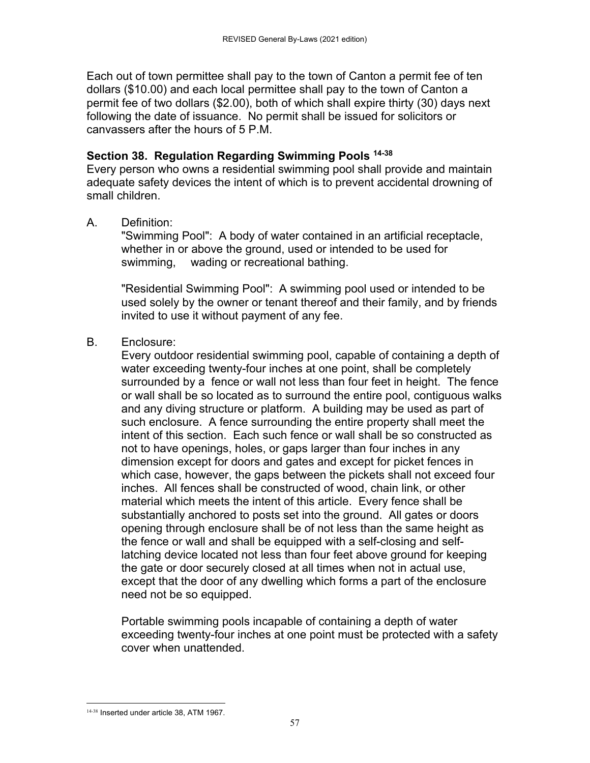Each out of town permittee shall pay to the town of Canton a permit fee of ten dollars ($10.00) and each local permittee shall pay to the town of Canton a permit fee of two dollars ($2.00), both of which shall expire thirty (30) days next following the date of issuance. No permit shall be issued for solicitors or canvassers after the hours of 5 P.M.

### Section 38. Regulation Regarding Swimming Pools [14-38]

Every person who owns a residential swimming pool shall provide and maintain adequate safety devices the intent of which is to prevent accidental drowning of small children.

A. Definition:

"Swimming Pool": A body of water contained in an artificial receptacle, whether in or above the ground, used or intended to be used for swimming, wading or recreational bathing.

"Residential Swimming Pool": A swimming pool used or intended to be used solely by the owner or tenant thereof and their family, and by friends invited to use it without payment of any fee.

B. Enclosure:

Every outdoor residential swimming pool, capable of containing a depth of water exceeding twenty-four inches at one point, shall be completely surrounded by a fence or wall not less than four feet in height. The fence or wall shall be so located as to surround the entire pool, contiguous walks and any diving structure or platform. A building may be used as part of such enclosure. A fence surrounding the entire property shall meet the intent of this section. Each such fence or wall shall be so constructed as not to have openings, holes, or gaps larger than four inches in any dimension except for doors and gates and except for picket fences in which case, however, the gaps between the pickets shall not exceed four inches. All fences shall be constructed of wood, chain link, or other material which meets the intent of this article. Every fence shall be substantially anchored to posts set into the ground. All gates or doors opening through enclosure shall be of not less than the same height as the fence or wall and shall be equipped with a self-closing and self-latching device located not less than four feet above ground for keeping the gate or door securely closed at all times when not in actual use, except that the door of any dwelling which forms a part of the enclosure need not be so equipped.

Portable swimming pools incapable of containing a depth of water exceeding twenty-four inches at one point must be protected with a safety cover when unattended.

---

[14-38] Inserted under article 38, ATM 1967.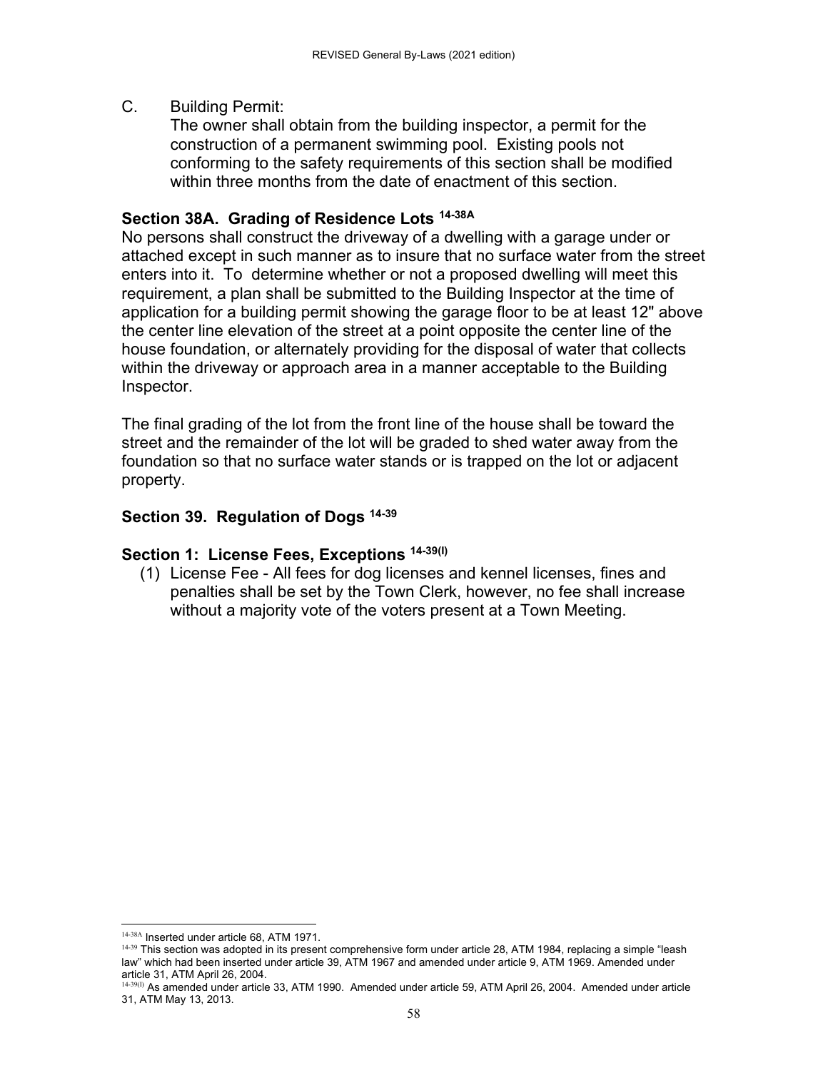C. Building Permit:
   The owner shall obtain from the building inspector, a permit for the construction of a permanent swimming pool. Existing pools not conforming to the safety requirements of this section shall be modified within three months from the date of enactment of this section.

### Section 38A. Grading of Residence Lots [14-38A]

No persons shall construct the driveway of a dwelling with a garage under or attached except in such manner as to insure that no surface water from the street enters into it. To determine whether or not a proposed dwelling will meet this requirement, a plan shall be submitted to the Building Inspector at the time of application for a building permit showing the garage floor to be at least 12" above the center line elevation of the street at a point opposite the center line of the house foundation, or alternately providing for the disposal of water that collects within the driveway or approach area in a manner acceptable to the Building Inspector.

The final grading of the lot from the front line of the house shall be toward the street and the remainder of the lot will be graded to shed water away from the foundation so that no surface water stands or is trapped on the lot or adjacent property.

### Section 39. Regulation of Dogs [14-39]

### Section 1: License Fees, Exceptions [14-39(I)]

(1) License Fee - All fees for dog licenses and kennel licenses, fines and penalties shall be set by the Town Clerk, however, no fee shall increase without a majority vote of the voters present at a Town Meeting.

---

[14-38A] Inserted under article 68, ATM 1971.

[14-39] This section was adopted in its present comprehensive form under article 28, ATM 1984, replacing a simple "leash law" which had been inserted under article 39, ATM 1967 and amended under article 9, ATM 1969. Amended under article 31, ATM April 26, 2004.

[14-39(I)] As amended under article 33, ATM 1990. Amended under article 59, ATM April 26, 2004. Amended under article 31, ATM May 13, 2013.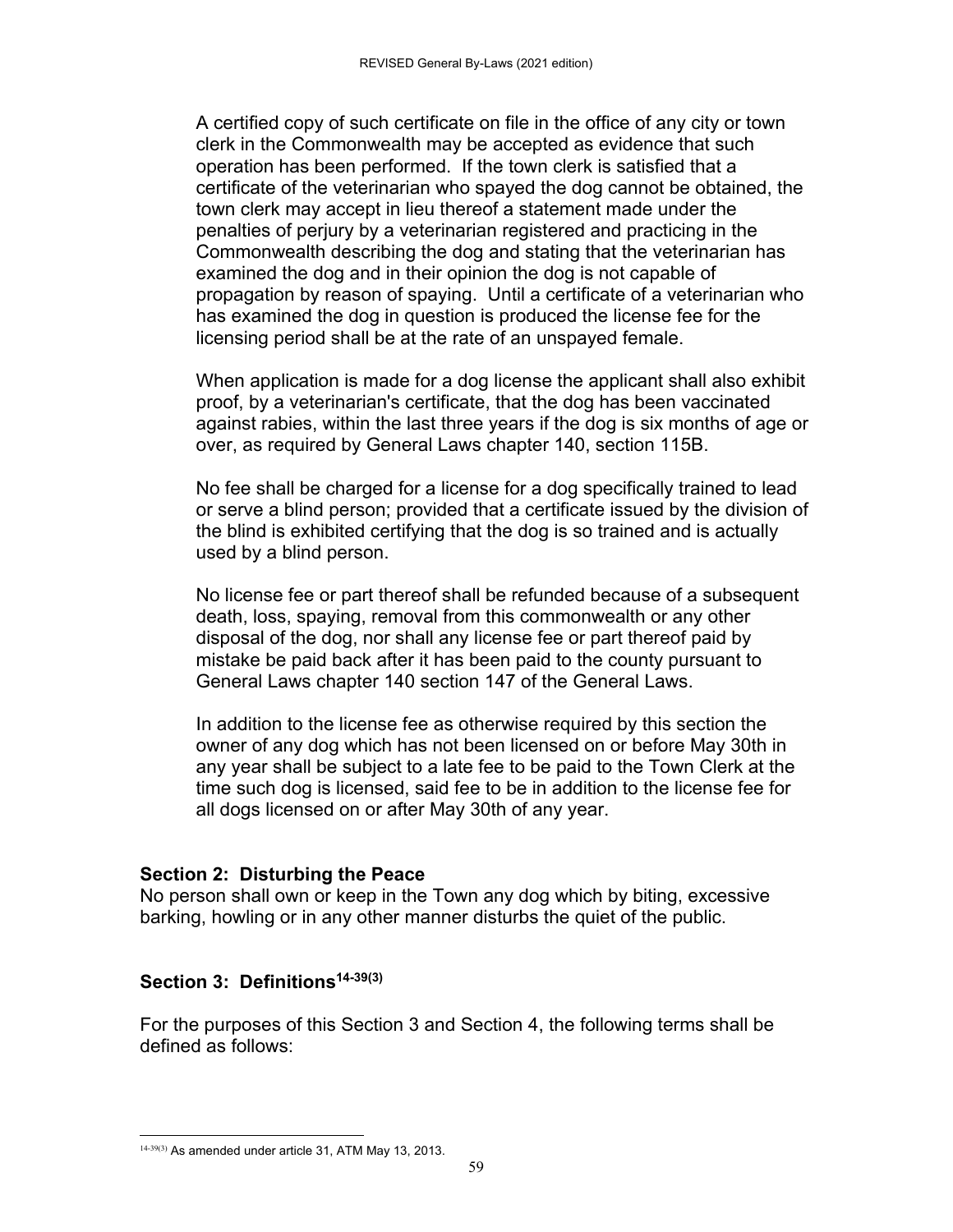A certified copy of such certificate on file in the office of any city or town clerk in the Commonwealth may be accepted as evidence that such operation has been performed. If the town clerk is satisfied that a certificate of the veterinarian who spayed the dog cannot be obtained, the town clerk may accept in lieu thereof a statement made under the penalties of perjury by a veterinarian registered and practicing in the Commonwealth describing the dog and stating that the veterinarian has examined the dog and in their opinion the dog is not capable of propagation by reason of spaying. Until a certificate of a veterinarian who has examined the dog in question is produced the license fee for the licensing period shall be at the rate of an unspayed female.

When application is made for a dog license the applicant shall also exhibit proof, by a veterinarian's certificate, that the dog has been vaccinated against rabies, within the last three years if the dog is six months of age or over, as required by General Laws chapter 140, section 115B.

No fee shall be charged for a license for a dog specifically trained to lead or serve a blind person; provided that a certificate issued by the division of the blind is exhibited certifying that the dog is so trained and is actually used by a blind person.

No license fee or part thereof shall be refunded because of a subsequent death, loss, spaying, removal from this commonwealth or any other disposal of the dog, nor shall any license fee or part thereof paid by mistake be paid back after it has been paid to the county pursuant to General Laws chapter 140 section 147 of the General Laws.

In addition to the license fee as otherwise required by this section the owner of any dog which has not been licensed on or before May 30th in any year shall be subject to a late fee to be paid to the Town Clerk at the time such dog is licensed, said fee to be in addition to the license fee for all dogs licensed on or after May 30th of any year.

### Section 2: Disturbing the Peace

No person shall own or keep in the Town any dog which by biting, excessive barking, howling or in any other manner disturbs the quiet of the public.

### Section 3: Definitions[14-39(3)]

For the purposes of this Section 3 and Section 4, the following terms shall be defined as follows:

[14-39(3)] As amended under article 31, ATM May 13, 2013.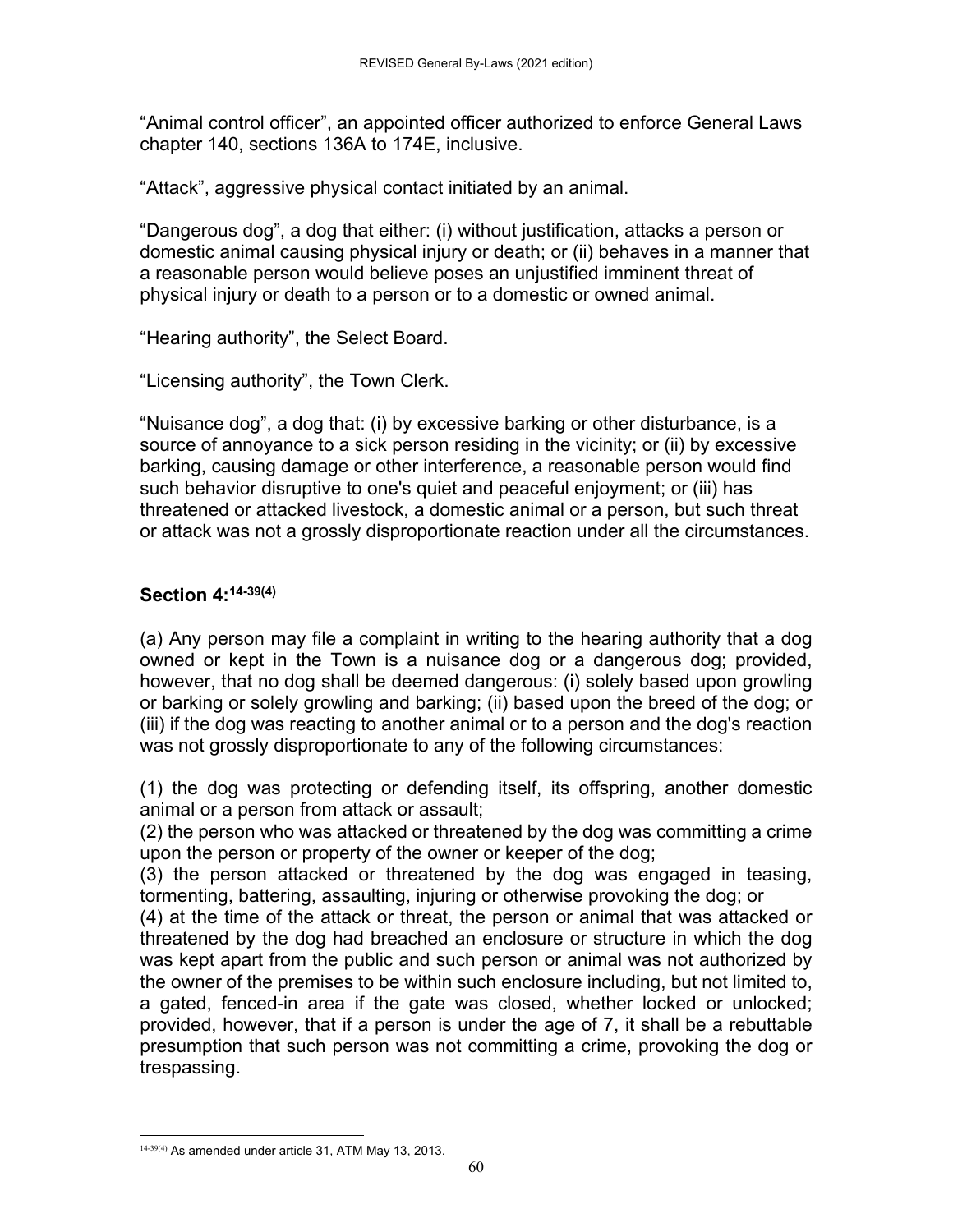“Animal control officer”, an appointed officer authorized to enforce General Laws chapter 140, sections 136A to 174E, inclusive.

“Attack”, aggressive physical contact initiated by an animal.

“Dangerous dog”, a dog that either: (i) without justification, attacks a person or domestic animal causing physical injury or death; or (ii) behaves in a manner that a reasonable person would believe poses an unjustified imminent threat of physical injury or death to a person or to a domestic or owned animal.

“Hearing authority”, the Select Board.

“Licensing authority”, the Town Clerk.

“Nuisance dog”, a dog that: (i) by excessive barking or other disturbance, is a source of annoyance to a sick person residing in the vicinity; or (ii) by excessive barking, causing damage or other interference, a reasonable person would find such behavior disruptive to one's quiet and peaceful enjoyment; or (iii) has threatened or attacked livestock, a domestic animal or a person, but such threat or attack was not a grossly disproportionate reaction under all the circumstances.

### Section 4:[14-39(4)]

(a) Any person may file a complaint in writing to the hearing authority that a dog owned or kept in the Town is a nuisance dog or a dangerous dog; provided, however, that no dog shall be deemed dangerous: (i) solely based upon growling or barking or solely growling and barking; (ii) based upon the breed of the dog; or (iii) if the dog was reacting to another animal or to a person and the dog's reaction was not grossly disproportionate to any of the following circumstances:

(1) the dog was protecting or defending itself, its offspring, another domestic animal or a person from attack or assault;
(2) the person who was attacked or threatened by the dog was committing a crime upon the person or property of the owner or keeper of the dog;
(3) the person attacked or threatened by the dog was engaged in teasing, tormenting, battering, assaulting, injuring or otherwise provoking the dog; or
(4) at the time of the attack or threat, the person or animal that was attacked or threatened by the dog had breached an enclosure or structure in which the dog was kept apart from the public and such person or animal was not authorized by the owner of the premises to be within such enclosure including, but not limited to, a gated, fenced-in area if the gate was closed, whether locked or unlocked; provided, however, that if a person is under the age of 7, it shall be a rebuttable presumption that such person was not committing a crime, provoking the dog or trespassing.

[14-39(4)] As amended under article 31, ATM May 13, 2013.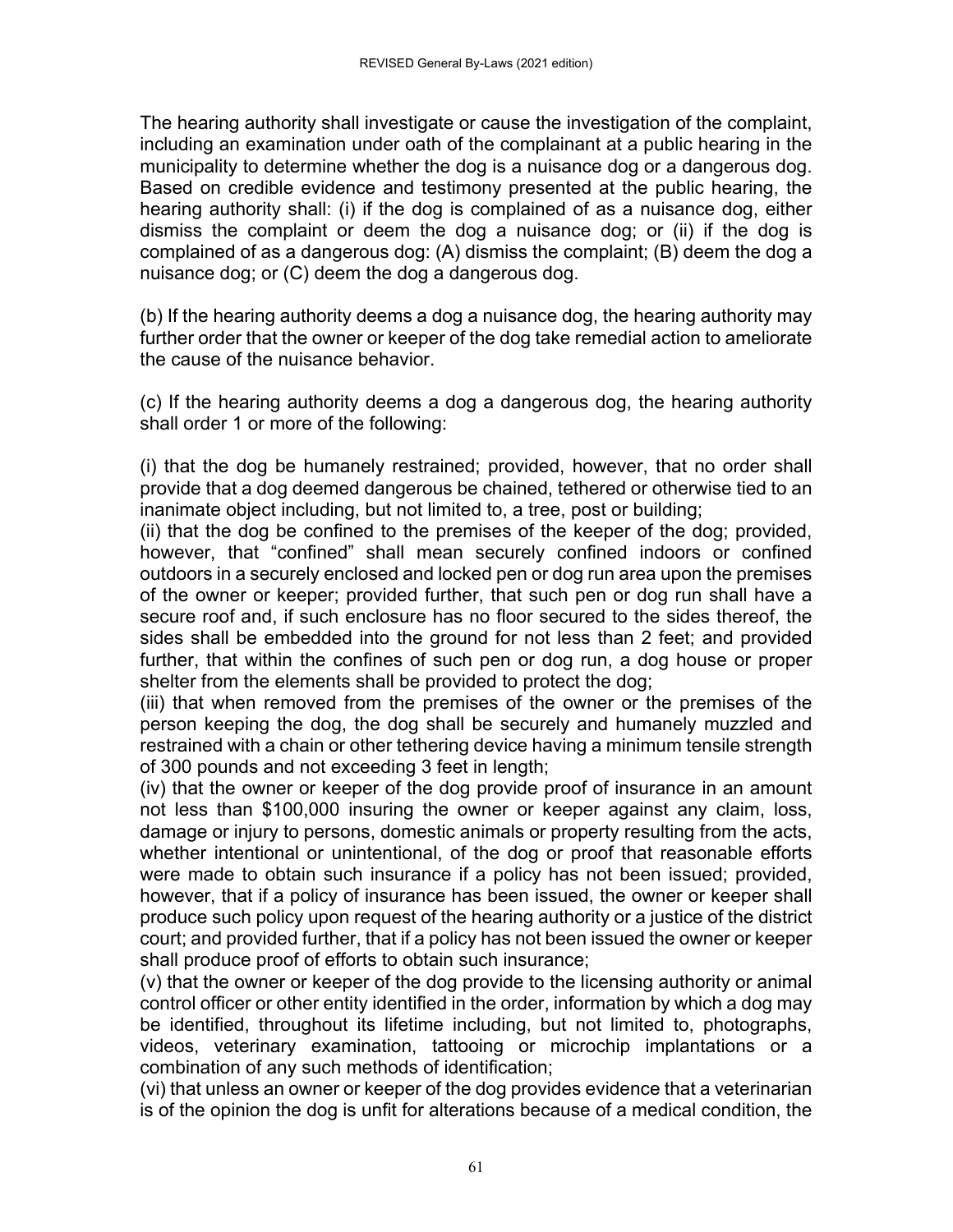The hearing authority shall investigate or cause the investigation of the complaint, including an examination under oath of the complainant at a public hearing in the municipality to determine whether the dog is a nuisance dog or a dangerous dog. Based on credible evidence and testimony presented at the public hearing, the hearing authority shall: (i) if the dog is complained of as a nuisance dog, either dismiss the complaint or deem the dog a nuisance dog; or (ii) if the dog is complained of as a dangerous dog: (A) dismiss the complaint; (B) deem the dog a nuisance dog; or (C) deem the dog a dangerous dog.

(b) If the hearing authority deems a dog a nuisance dog, the hearing authority may further order that the owner or keeper of the dog take remedial action to ameliorate the cause of the nuisance behavior.

(c) If the hearing authority deems a dog a dangerous dog, the hearing authority shall order 1 or more of the following:

(i) that the dog be humanely restrained; provided, however, that no order shall provide that a dog deemed dangerous be chained, tethered or otherwise tied to an inanimate object including, but not limited to, a tree, post or building;
(ii) that the dog be confined to the premises of the keeper of the dog; provided, however, that “confined” shall mean securely confined indoors or confined outdoors in a securely enclosed and locked pen or dog run area upon the premises of the owner or keeper; provided further, that such pen or dog run shall have a secure roof and, if such enclosure has no floor secured to the sides thereof, the sides shall be embedded into the ground for not less than 2 feet; and provided further, that within the confines of such pen or dog run, a dog house or proper shelter from the elements shall be provided to protect the dog;
(iii) that when removed from the premises of the owner or the premises of the person keeping the dog, the dog shall be securely and humanely muzzled and restrained with a chain or other tethering device having a minimum tensile strength of 300 pounds and not exceeding 3 feet in length;
(iv) that the owner or keeper of the dog provide proof of insurance in an amount not less than $100,000 insuring the owner or keeper against any claim, loss, damage or injury to persons, domestic animals or property resulting from the acts, whether intentional or unintentional, of the dog or proof that reasonable efforts were made to obtain such insurance if a policy has not been issued; provided, however, that if a policy of insurance has been issued, the owner or keeper shall produce such policy upon request of the hearing authority or a justice of the district court; and provided further, that if a policy has not been issued the owner or keeper shall produce proof of efforts to obtain such insurance;
(v) that the owner or keeper of the dog provide to the licensing authority or animal control officer or other entity identified in the order, information by which a dog may be identified, throughout its lifetime including, but not limited to, photographs, videos, veterinary examination, tattooing or microchip implantations or a combination of any such methods of identification;
(vi) that unless an owner or keeper of the dog provides evidence that a veterinarian is of the opinion the dog is unfit for alterations because of a medical condition, the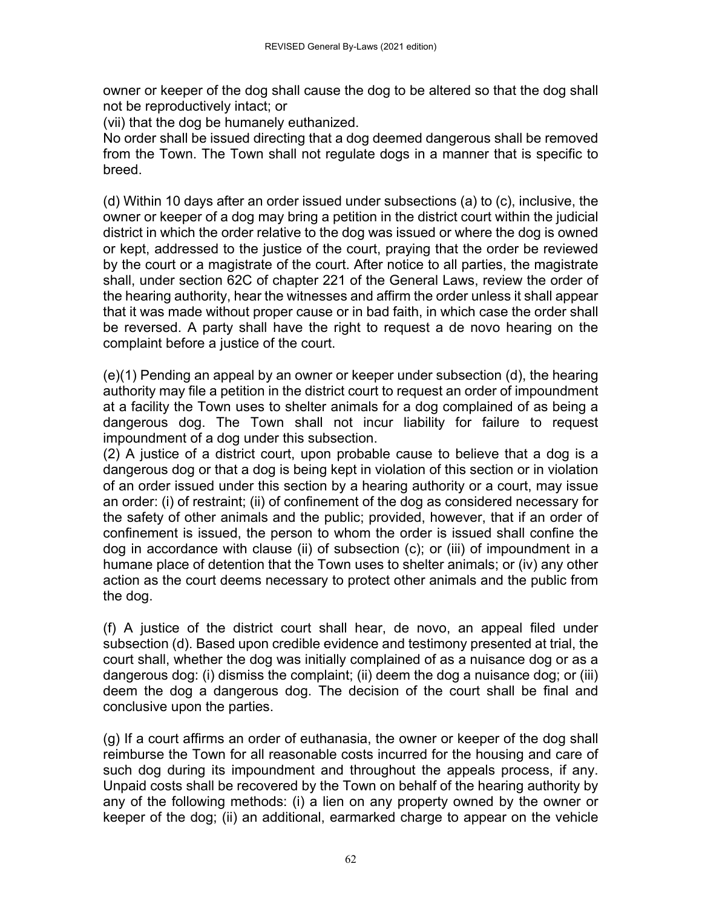owner or keeper of the dog shall cause the dog to be altered so that the dog shall not be reproductively intact; or
(vii) that the dog be humanely euthanized.
No order shall be issued directing that a dog deemed dangerous shall be removed from the Town. The Town shall not regulate dogs in a manner that is specific to breed.

(d) Within 10 days after an order issued under subsections (a) to (c), inclusive, the owner or keeper of a dog may bring a petition in the district court within the judicial district in which the order relative to the dog was issued or where the dog is owned or kept, addressed to the justice of the court, praying that the order be reviewed by the court or a magistrate of the court. After notice to all parties, the magistrate shall, under section 62C of chapter 221 of the General Laws, review the order of the hearing authority, hear the witnesses and affirm the order unless it shall appear that it was made without proper cause or in bad faith, in which case the order shall be reversed. A party shall have the right to request a de novo hearing on the complaint before a justice of the court.

(e)(1) Pending an appeal by an owner or keeper under subsection (d), the hearing authority may file a petition in the district court to request an order of impoundment at a facility the Town uses to shelter animals for a dog complained of as being a dangerous dog. The Town shall not incur liability for failure to request impoundment of a dog under this subsection.
(2) A justice of a district court, upon probable cause to believe that a dog is a dangerous dog or that a dog is being kept in violation of this section or in violation of an order issued under this section by a hearing authority or a court, may issue an order: (i) of restraint; (ii) of confinement of the dog as considered necessary for the safety of other animals and the public; provided, however, that if an order of confinement is issued, the person to whom the order is issued shall confine the dog in accordance with clause (ii) of subsection (c); or (iii) of impoundment in a humane place of detention that the Town uses to shelter animals; or (iv) any other action as the court deems necessary to protect other animals and the public from the dog.

(f) A justice of the district court shall hear, de novo, an appeal filed under subsection (d). Based upon credible evidence and testimony presented at trial, the court shall, whether the dog was initially complained of as a nuisance dog or as a dangerous dog: (i) dismiss the complaint; (ii) deem the dog a nuisance dog; or (iii) deem the dog a dangerous dog. The decision of the court shall be final and conclusive upon the parties.

(g) If a court affirms an order of euthanasia, the owner or keeper of the dog shall reimburse the Town for all reasonable costs incurred for the housing and care of such dog during its impoundment and throughout the appeals process, if any. Unpaid costs shall be recovered by the Town on behalf of the hearing authority by any of the following methods: (i) a lien on any property owned by the owner or keeper of the dog; (ii) an additional, earmarked charge to appear on the vehicle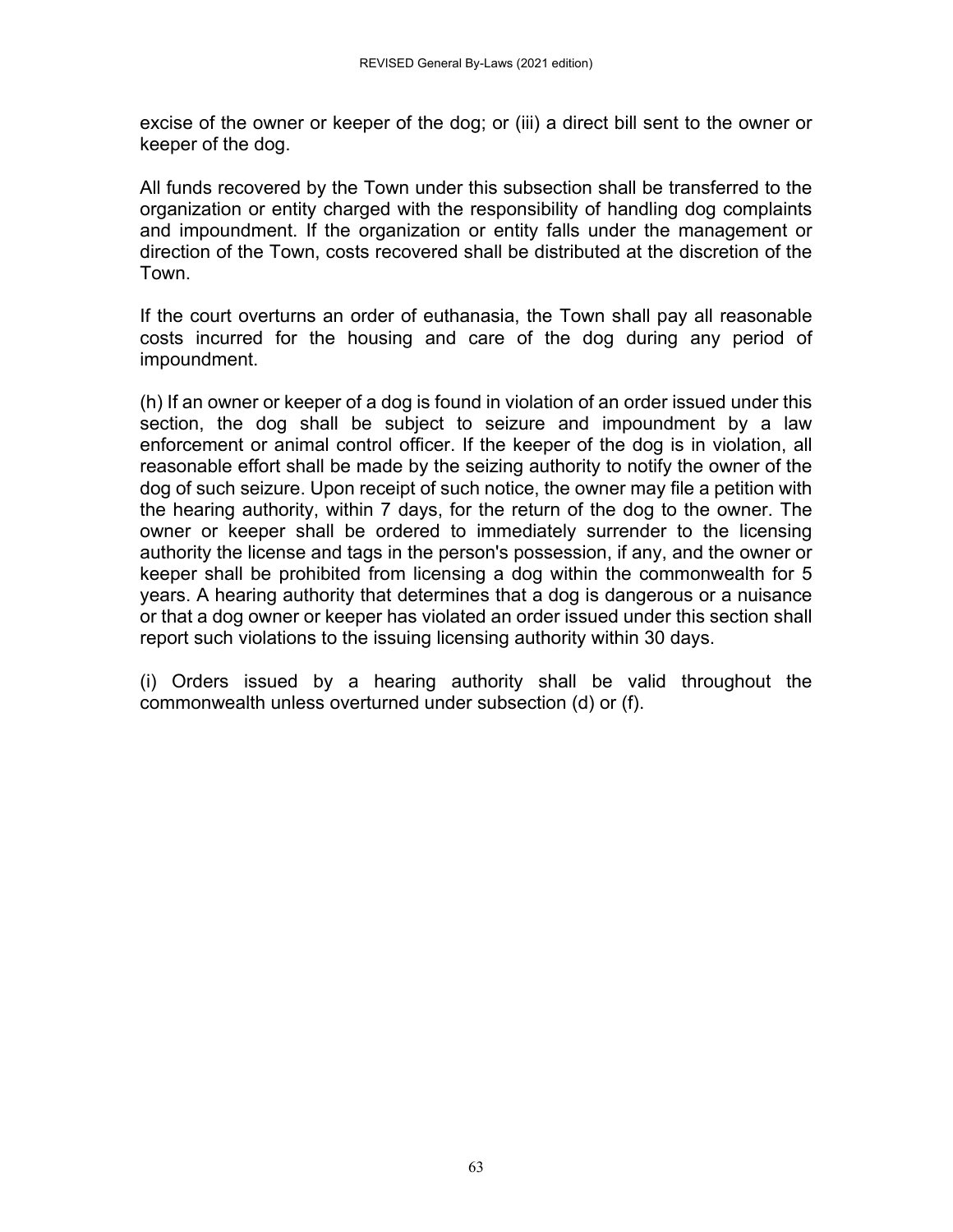excise of the owner or keeper of the dog; or (iii) a direct bill sent to the owner or keeper of the dog.

All funds recovered by the Town under this subsection shall be transferred to the organization or entity charged with the responsibility of handling dog complaints and impoundment. If the organization or entity falls under the management or direction of the Town, costs recovered shall be distributed at the discretion of the Town.

If the court overturns an order of euthanasia, the Town shall pay all reasonable costs incurred for the housing and care of the dog during any period of impoundment.

(h) If an owner or keeper of a dog is found in violation of an order issued under this section, the dog shall be subject to seizure and impoundment by a law enforcement or animal control officer. If the keeper of the dog is in violation, all reasonable effort shall be made by the seizing authority to notify the owner of the dog of such seizure. Upon receipt of such notice, the owner may file a petition with the hearing authority, within 7 days, for the return of the dog to the owner. The owner or keeper shall be ordered to immediately surrender to the licensing authority the license and tags in the person's possession, if any, and the owner or keeper shall be prohibited from licensing a dog within the commonwealth for 5 years. A hearing authority that determines that a dog is dangerous or a nuisance or that a dog owner or keeper has violated an order issued under this section shall report such violations to the issuing licensing authority within 30 days.

(i) Orders issued by a hearing authority shall be valid throughout the commonwealth unless overturned under subsection (d) or (f).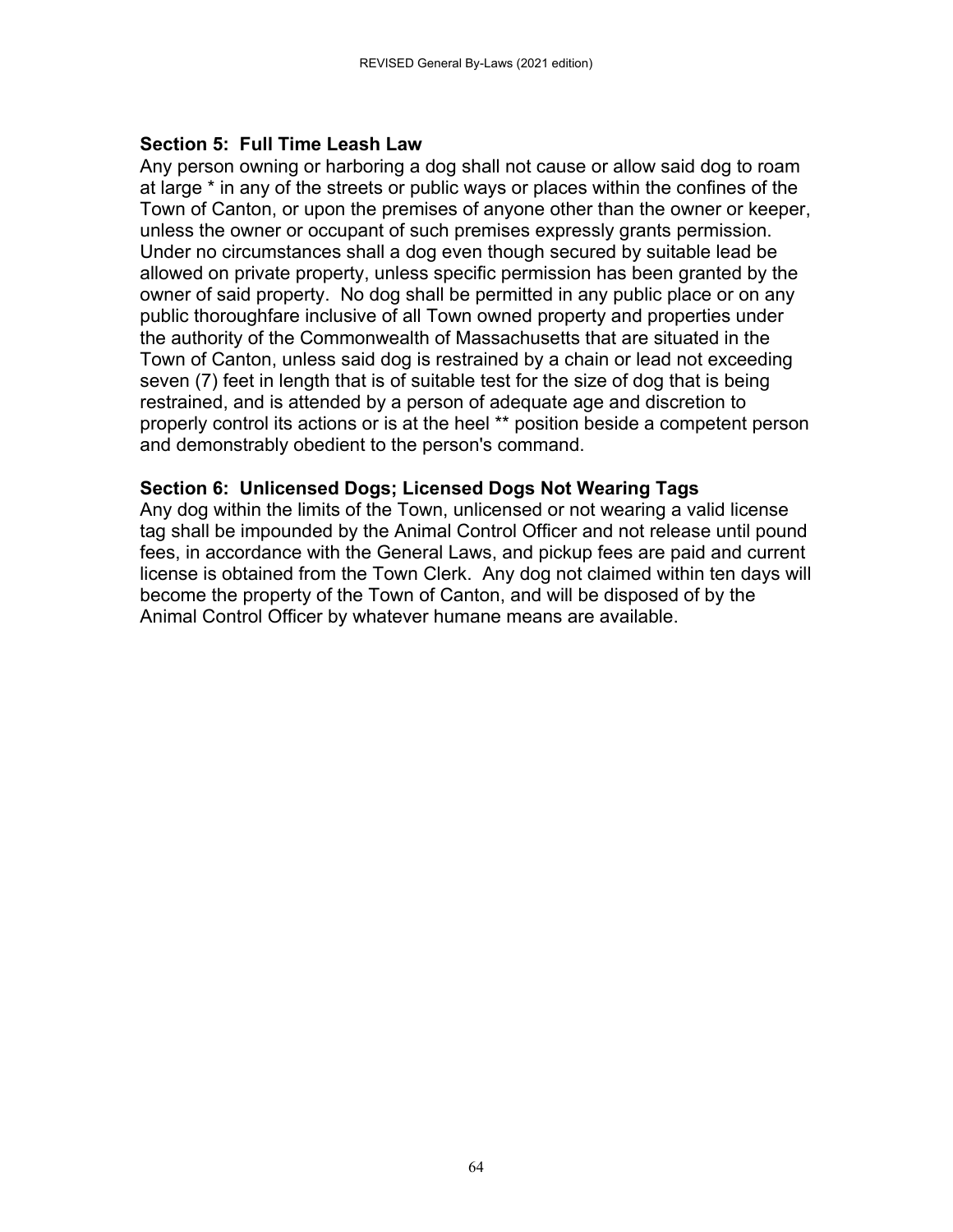**Section 5: Full Time Leash Law**

Any person owning or harboring a dog shall not cause or allow said dog to roam at large * in any of the streets or public ways or places within the confines of the Town of Canton, or upon the premises of anyone other than the owner or keeper, unless the owner or occupant of such premises expressly grants permission. Under no circumstances shall a dog even though secured by suitable lead be allowed on private property, unless specific permission has been granted by the owner of said property. No dog shall be permitted in any public place or on any public thoroughfare inclusive of all Town owned property and properties under the authority of the Commonwealth of Massachusetts that are situated in the Town of Canton, unless said dog is restrained by a chain or lead not exceeding seven (7) feet in length that is of suitable test for the size of dog that is being restrained, and is attended by a person of adequate age and discretion to properly control its actions or is at the heel ** position beside a competent person and demonstrably obedient to the person's command.

**Section 6: Unlicensed Dogs; Licensed Dogs Not Wearing Tags**

Any dog within the limits of the Town, unlicensed or not wearing a valid license tag shall be impounded by the Animal Control Officer and not release until pound fees, in accordance with the General Laws, and pickup fees are paid and current license is obtained from the Town Clerk. Any dog not claimed within ten days will become the property of the Town of Canton, and will be disposed of by the Animal Control Officer by whatever humane means are available.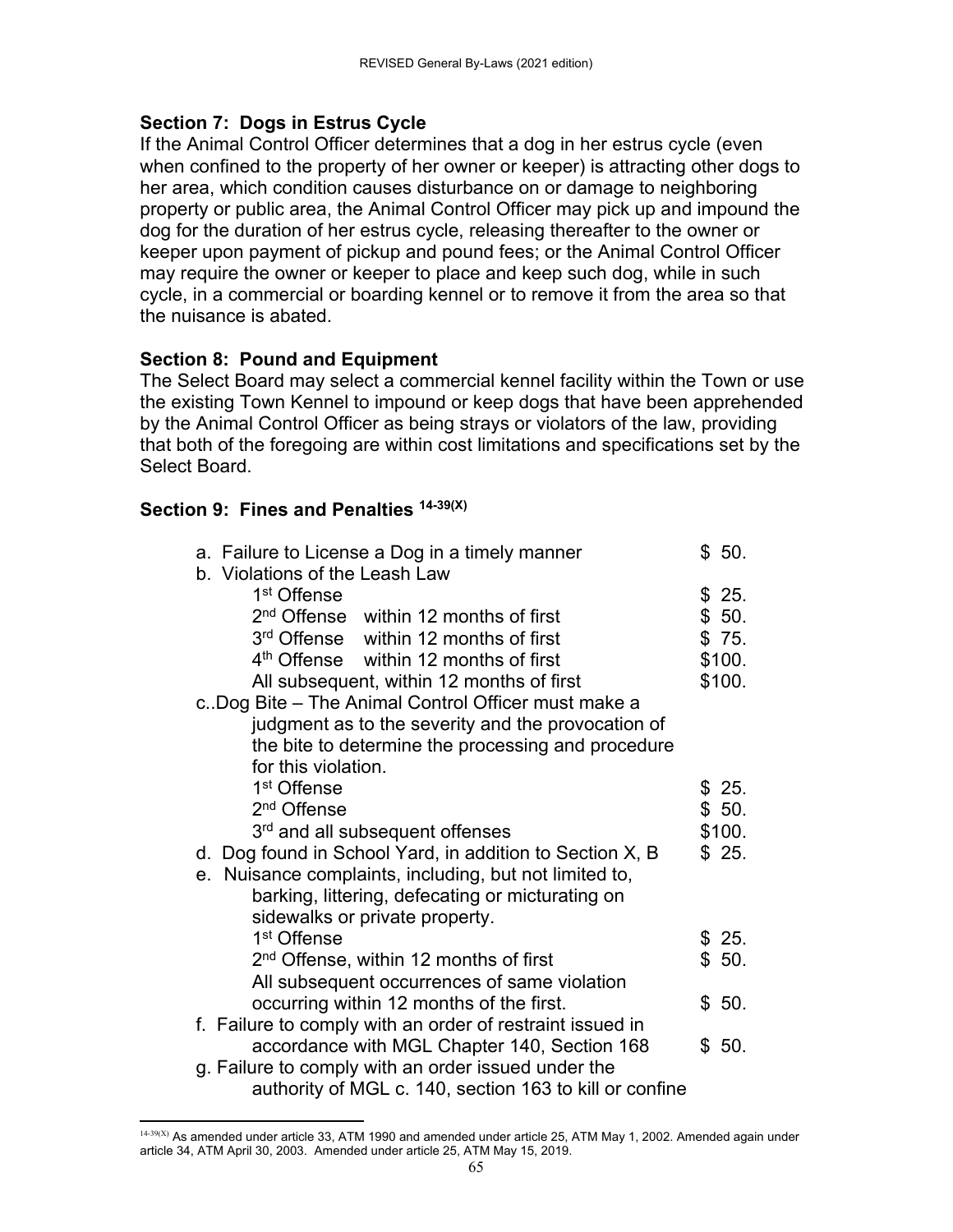### Section 7: Dogs in Estrus Cycle

If the Animal Control Officer determines that a dog in her estrus cycle (even when confined to the property of her owner or keeper) is attracting other dogs to her area, which condition causes disturbance on or damage to neighboring property or public area, the Animal Control Officer may pick up and impound the dog for the duration of her estrus cycle, releasing thereafter to the owner or keeper upon payment of pickup and pound fees; or the Animal Control Officer may require the owner or keeper to place and keep such dog, while in such cycle, in a commercial or boarding kennel or to remove it from the area so that the nuisance is abated.

### Section 8: Pound and Equipment

The Select Board may select a commercial kennel facility within the Town or use the existing Town Kennel to impound or keep dogs that have been apprehended by the Animal Control Officer as being strays or violators of the law, providing that both of the foregoing are within cost limitations and specifications set by the Select Board.

### Section 9: Fines and Penalties [14-39(X)]

| | |
|---|---|
| a. Failure to License a Dog in a timely manner | $ 50. |
| b. Violations of the Leash Law | |
| 1st Offense | $ 25. |
| 2nd Offense within 12 months of first | $ 50. |
| 3rd Offense within 12 months of first | $ 75. |
| 4th Offense within 12 months of first | $100. |
| All subsequent, within 12 months of first | $100. |
| c..Dog Bite – The Animal Control Officer must make a judgment as to the severity and the provocation of the bite to determine the processing and procedure for this violation. | |
| 1st Offense | $ 25. |
| 2nd Offense | $ 50. |
| 3rd and all subsequent offenses | $100. |
| d. Dog found in School Yard, in addition to Section X, B | $ 25. |
| e. Nuisance complaints, including, but not limited to, barking, littering, defecating or micturating on sidewalks or private property. | |
| 1st Offense | $ 25. |
| 2nd Offense, within 12 months of first | $ 50. |
| All subsequent occurrences of same violation occurring within 12 months of the first. | $ 50. |
| f. Failure to comply with an order of restraint issued in accordance with MGL Chapter 140, Section 168 | $ 50. |
| g. Failure to comply with an order issued under the authority of MGL c. 140, section 163 to kill or confine | |

[14-39(X)] As amended under article 33, ATM 1990 and amended under article 25, ATM May 1, 2002. Amended again under article 34, ATM April 30, 2003. Amended under article 25, ATM May 15, 2019.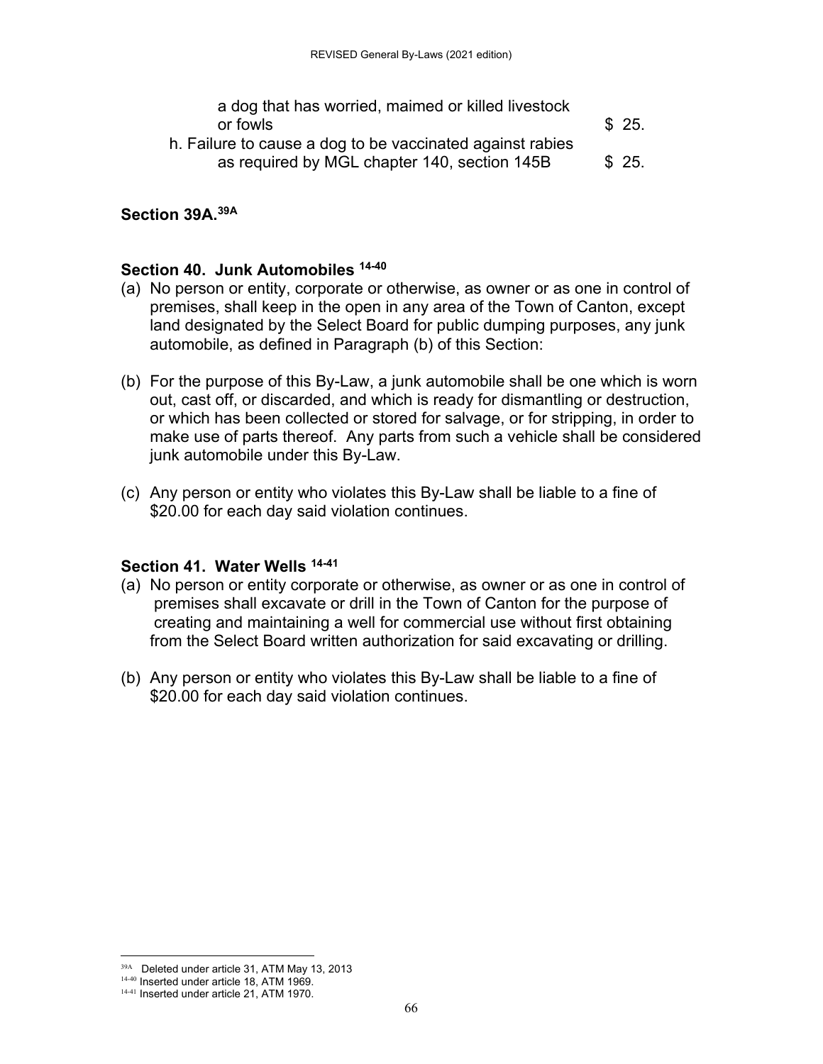a dog that has worried, maimed or killed livestock or fowls $ 25.

h. Failure to cause a dog to be vaccinated against rabies as required by MGL chapter 140, section 145B $ 25.

**Section 39A.**[39A]

**Section 40. Junk Automobiles** [14-40]

(a) No person or entity, corporate or otherwise, as owner or as one in control of premises, shall keep in the open in any area of the Town of Canton, except land designated by the Select Board for public dumping purposes, any junk automobile, as defined in Paragraph (b) of this Section:

(b) For the purpose of this By-Law, a junk automobile shall be one which is worn out, cast off, or discarded, and which is ready for dismantling or destruction, or which has been collected or stored for salvage, or for stripping, in order to make use of parts thereof. Any parts from such a vehicle shall be considered junk automobile under this By-Law.

(c) Any person or entity who violates this By-Law shall be liable to a fine of $20.00 for each day said violation continues.

**Section 41. Water Wells** [14-41]

(a) No person or entity corporate or otherwise, as owner or as one in control of premises shall excavate or drill in the Town of Canton for the purpose of creating and maintaining a well for commercial use without first obtaining from the Select Board written authorization for said excavating or drilling.

(b) Any person or entity who violates this By-Law shall be liable to a fine of $20.00 for each day said violation continues.

---

[39A] Deleted under article 31, ATM May 13, 2013

[14-40] Inserted under article 18, ATM 1969.

[14-41] Inserted under article 21, ATM 1970.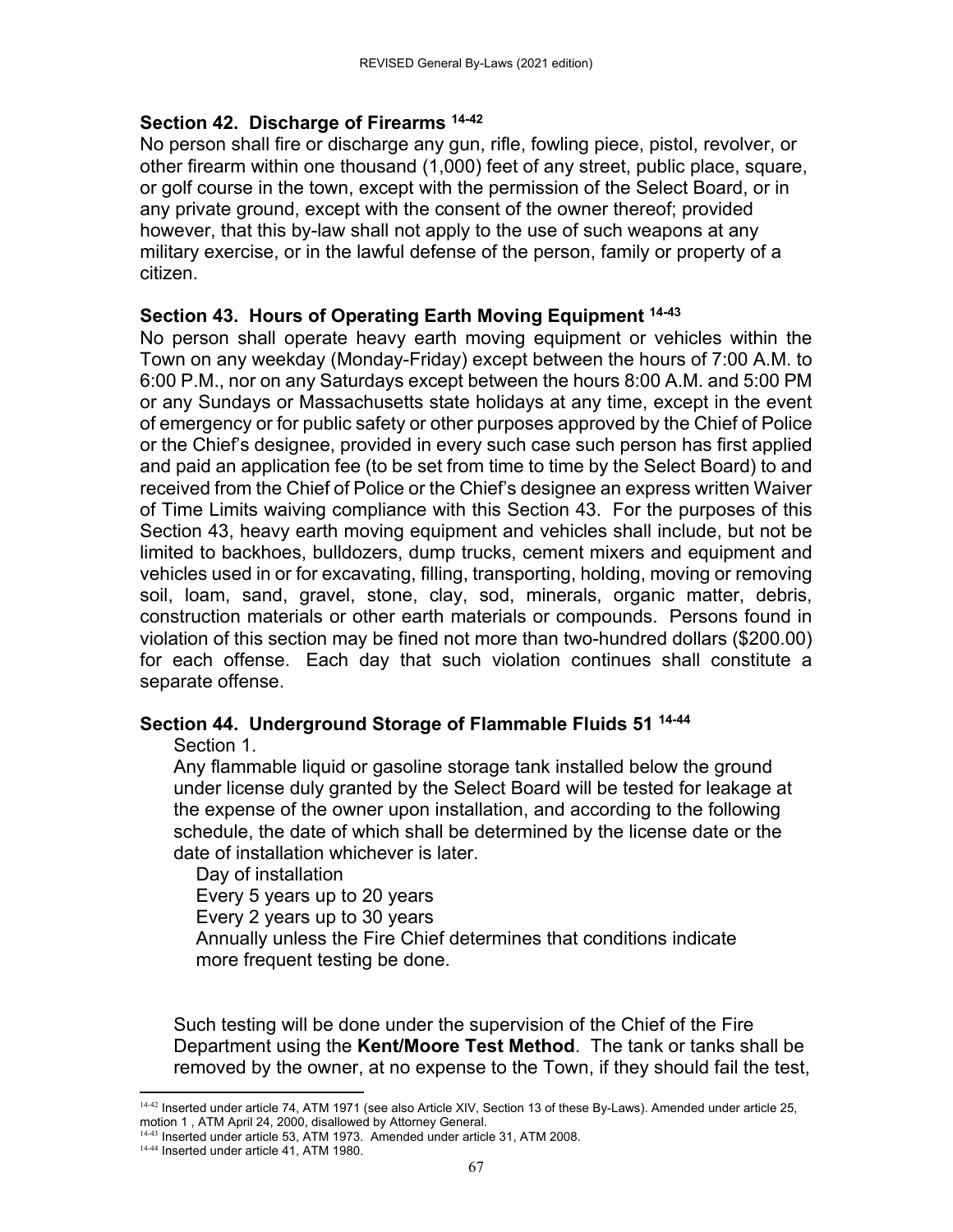### Section 42. Discharge of Firearms [14-42]

No person shall fire or discharge any gun, rifle, fowling piece, pistol, revolver, or other firearm within one thousand (1,000) feet of any street, public place, square, or golf course in the town, except with the permission of the Select Board, or in any private ground, except with the consent of the owner thereof; provided however, that this by-law shall not apply to the use of such weapons at any military exercise, or in the lawful defense of the person, family or property of a citizen.

### Section 43. Hours of Operating Earth Moving Equipment [14-43]

No person shall operate heavy earth moving equipment or vehicles within the Town on any weekday (Monday-Friday) except between the hours of 7:00 A.M. to 6:00 P.M., nor on any Saturdays except between the hours 8:00 A.M. and 5:00 PM or any Sundays or Massachusetts state holidays at any time, except in the event of emergency or for public safety or other purposes approved by the Chief of Police or the Chief's designee, provided in every such case such person has first applied and paid an application fee (to be set from time to time by the Select Board) to and received from the Chief of Police or the Chief's designee an express written Waiver of Time Limits waiving compliance with this Section 43. For the purposes of this Section 43, heavy earth moving equipment and vehicles shall include, but not be limited to backhoes, bulldozers, dump trucks, cement mixers and equipment and vehicles used in or for excavating, filling, transporting, holding, moving or removing soil, loam, sand, gravel, stone, clay, sod, minerals, organic matter, debris, construction materials or other earth materials or compounds. Persons found in violation of this section may be fined not more than two-hundred dollars ($200.00) for each offense. Each day that such violation continues shall constitute a separate offense.

### Section 44. Underground Storage of Flammable Fluids 51 [14-44]

Section 1.

Any flammable liquid or gasoline storage tank installed below the ground under license duly granted by the Select Board will be tested for leakage at the expense of the owner upon installation, and according to the following schedule, the date of which shall be determined by the license date or the date of installation whichever is later.

Day of installation
Every 5 years up to 20 years
Every 2 years up to 30 years
Annually unless the Fire Chief determines that conditions indicate more frequent testing be done.

Such testing will be done under the supervision of the Chief of the Fire Department using the **Kent/Moore Test Method**. The tank or tanks shall be removed by the owner, at no expense to the Town, if they should fail the test,

---

[14-42] Inserted under article 74, ATM 1971 (see also Article XIV, Section 13 of these By-Laws). Amended under article 25, motion 1 , ATM April 24, 2000, disallowed by Attorney General.

[14-43] Inserted under article 53, ATM 1973. Amended under article 31, ATM 2008.

[14-44] Inserted under article 41, ATM 1980.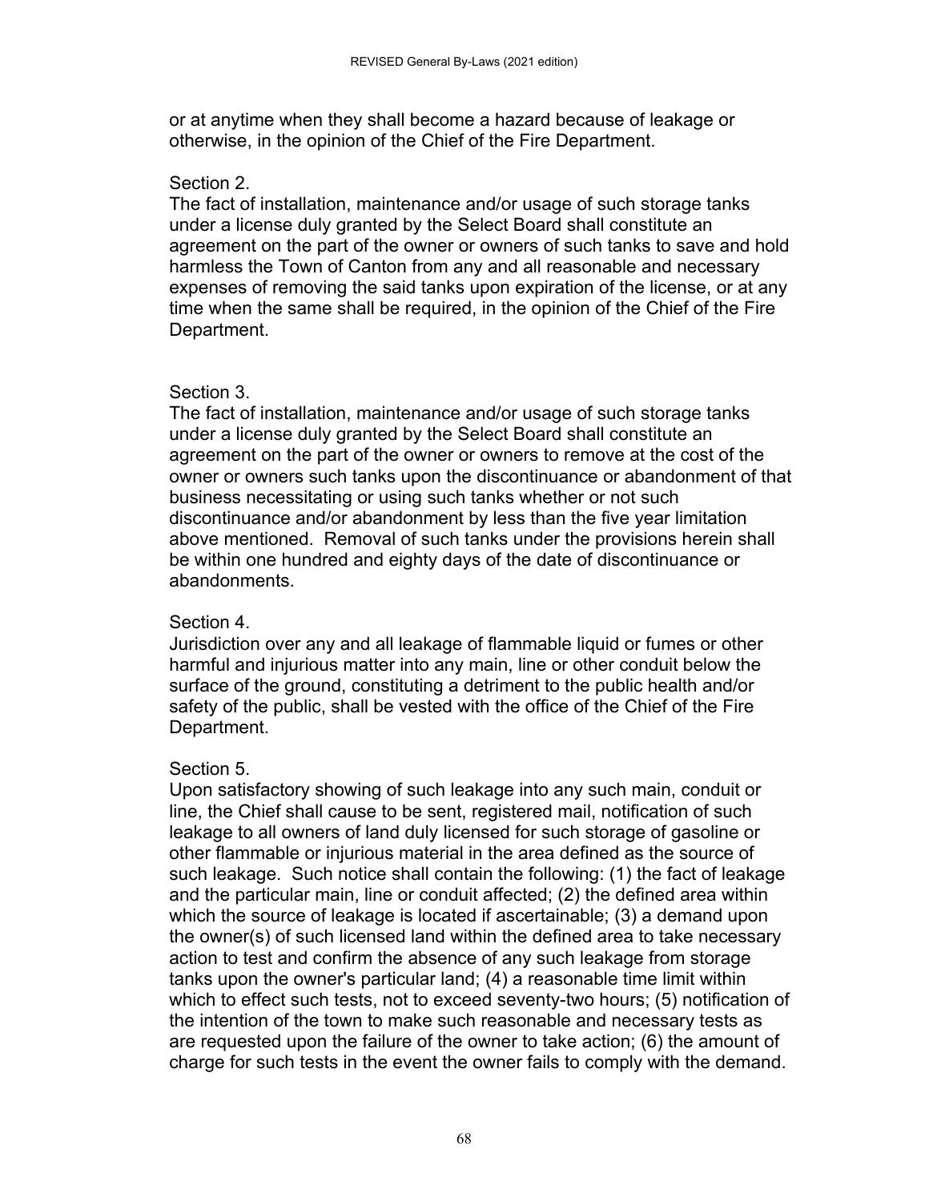or at anytime when they shall become a hazard because of leakage or otherwise, in the opinion of the Chief of the Fire Department.

Section 2.
The fact of installation, maintenance and/or usage of such storage tanks under a license duly granted by the Select Board shall constitute an agreement on the part of the owner or owners of such tanks to save and hold harmless the Town of Canton from any and all reasonable and necessary expenses of removing the said tanks upon expiration of the license, or at any time when the same shall be required, in the opinion of the Chief of the Fire Department.

Section 3.
The fact of installation, maintenance and/or usage of such storage tanks under a license duly granted by the Select Board shall constitute an agreement on the part of the owner or owners to remove at the cost of the owner or owners such tanks upon the discontinuance or abandonment of that business necessitating or using such tanks whether or not such discontinuance and/or abandonment by less than the five year limitation above mentioned. Removal of such tanks under the provisions herein shall be within one hundred and eighty days of the date of discontinuance or abandonments.

Section 4.
Jurisdiction over any and all leakage of flammable liquid or fumes or other harmful and injurious matter into any main, line or other conduit below the surface of the ground, constituting a detriment to the public health and/or safety of the public, shall be vested with the office of the Chief of the Fire Department.

Section 5.
Upon satisfactory showing of such leakage into any such main, conduit or line, the Chief shall cause to be sent, registered mail, notification of such leakage to all owners of land duly licensed for such storage of gasoline or other flammable or injurious material in the area defined as the source of such leakage. Such notice shall contain the following: (1) the fact of leakage and the particular main, line or conduit affected; (2) the defined area within which the source of leakage is located if ascertainable; (3) a demand upon the owner(s) of such licensed land within the defined area to take necessary action to test and confirm the absence of any such leakage from storage tanks upon the owner's particular land; (4) a reasonable time limit within which to effect such tests, not to exceed seventy-two hours; (5) notification of the intention of the town to make such reasonable and necessary tests as are requested upon the failure of the owner to take action; (6) the amount of charge for such tests in the event the owner fails to comply with the demand.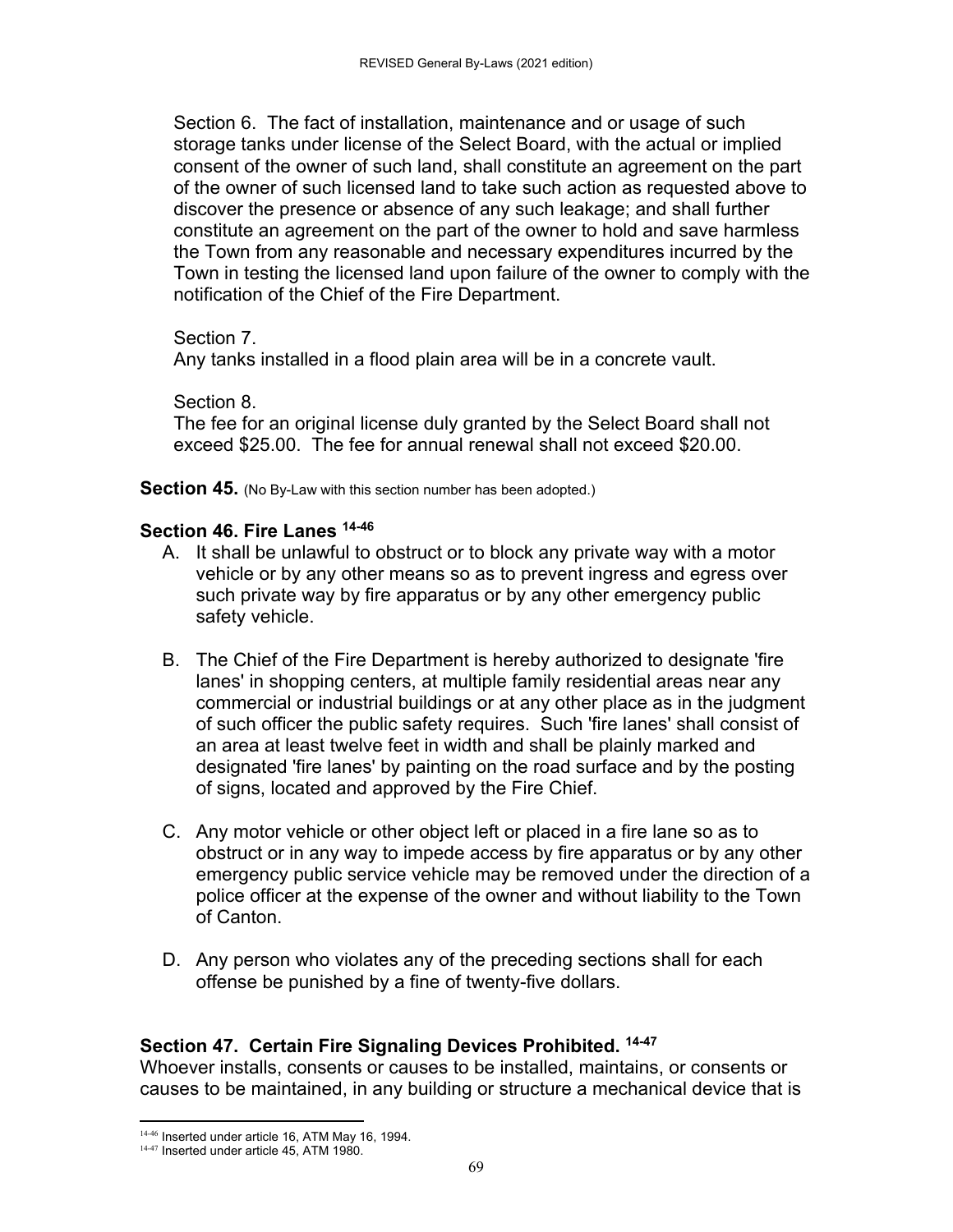Section 6. The fact of installation, maintenance and or usage of such storage tanks under license of the Select Board, with the actual or implied consent of the owner of such land, shall constitute an agreement on the part of the owner of such licensed land to take such action as requested above to discover the presence or absence of any such leakage; and shall further constitute an agreement on the part of the owner to hold and save harmless the Town from any reasonable and necessary expenditures incurred by the Town in testing the licensed land upon failure of the owner to comply with the notification of the Chief of the Fire Department.

Section 7.
Any tanks installed in a flood plain area will be in a concrete vault.

Section 8.
The fee for an original license duly granted by the Select Board shall not exceed $25.00. The fee for annual renewal shall not exceed $20.00.

**Section 45.** (No By-Law with this section number has been adopted.)

### Section 46. Fire Lanes [14-46]

A. It shall be unlawful to obstruct or to block any private way with a motor vehicle or by any other means so as to prevent ingress and egress over such private way by fire apparatus or by any other emergency public safety vehicle.

B. The Chief of the Fire Department is hereby authorized to designate 'fire lanes' in shopping centers, at multiple family residential areas near any commercial or industrial buildings or at any other place as in the judgment of such officer the public safety requires. Such 'fire lanes' shall consist of an area at least twelve feet in width and shall be plainly marked and designated 'fire lanes' by painting on the road surface and by the posting of signs, located and approved by the Fire Chief.

C. Any motor vehicle or other object left or placed in a fire lane so as to obstruct or in any way to impede access by fire apparatus or by any other emergency public service vehicle may be removed under the direction of a police officer at the expense of the owner and without liability to the Town of Canton.

D. Any person who violates any of the preceding sections shall for each offense be punished by a fine of twenty-five dollars.

### Section 47. Certain Fire Signaling Devices Prohibited. [14-47]

Whoever installs, consents or causes to be installed, maintains, or consents or causes to be maintained, in any building or structure a mechanical device that is

---

[14-46] Inserted under article 16, ATM May 16, 1994.
[14-47] Inserted under article 45, ATM 1980.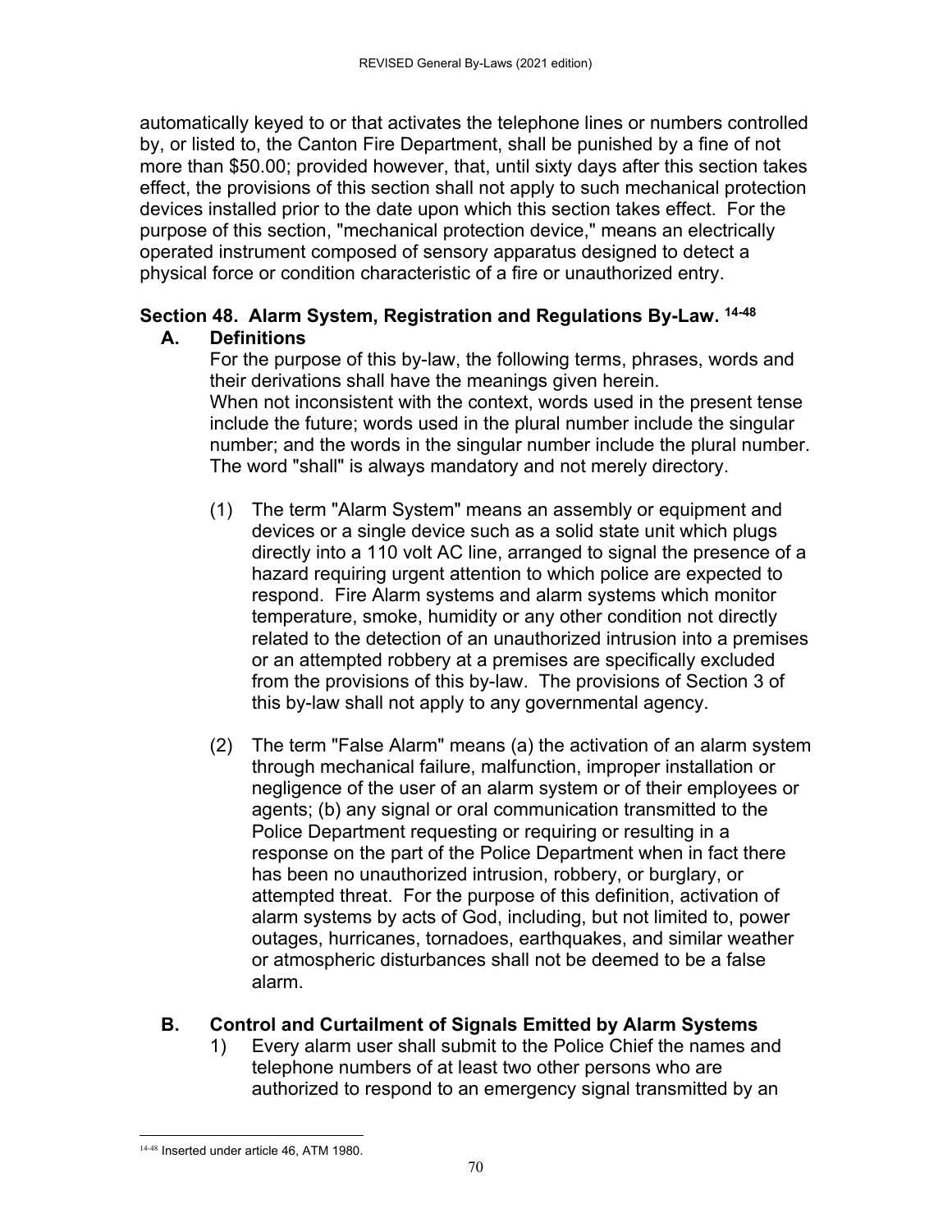automatically keyed to or that activates the telephone lines or numbers controlled by, or listed to, the Canton Fire Department, shall be punished by a fine of not more than $50.00; provided however, that, until sixty days after this section takes effect, the provisions of this section shall not apply to such mechanical protection devices installed prior to the date upon which this section takes effect. For the purpose of this section, "mechanical protection device," means an electrically operated instrument composed of sensory apparatus designed to detect a physical force or condition characteristic of a fire or unauthorized entry.

### Section 48. Alarm System, Registration and Regulations By-Law. [14-48]

**A. Definitions**

For the purpose of this by-law, the following terms, phrases, words and their derivations shall have the meanings given herein.
When not inconsistent with the context, words used in the present tense include the future; words used in the plural number include the singular number; and the words in the singular number include the plural number. The word "shall" is always mandatory and not merely directory.

(1) The term "Alarm System" means an assembly or equipment and devices or a single device such as a solid state unit which plugs directly into a 110 volt AC line, arranged to signal the presence of a hazard requiring urgent attention to which police are expected to respond. Fire Alarm systems and alarm systems which monitor temperature, smoke, humidity or any other condition not directly related to the detection of an unauthorized intrusion into a premises or an attempted robbery at a premises are specifically excluded from the provisions of this by-law. The provisions of Section 3 of this by-law shall not apply to any governmental agency.

(2) The term "False Alarm" means (a) the activation of an alarm system through mechanical failure, malfunction, improper installation or negligence of the user of an alarm system or of their employees or agents; (b) any signal or oral communication transmitted to the Police Department requesting or requiring or resulting in a response on the part of the Police Department when in fact there has been no unauthorized intrusion, robbery, or burglary, or attempted threat. For the purpose of this definition, activation of alarm systems by acts of God, including, but not limited to, power outages, hurricanes, tornadoes, earthquakes, and similar weather or atmospheric disturbances shall not be deemed to be a false alarm.

**B. Control and Curtailment of Signals Emitted by Alarm Systems**

1) Every alarm user shall submit to the Police Chief the names and telephone numbers of at least two other persons who are authorized to respond to an emergency signal transmitted by an

---

[14-48] Inserted under article 46, ATM 1980.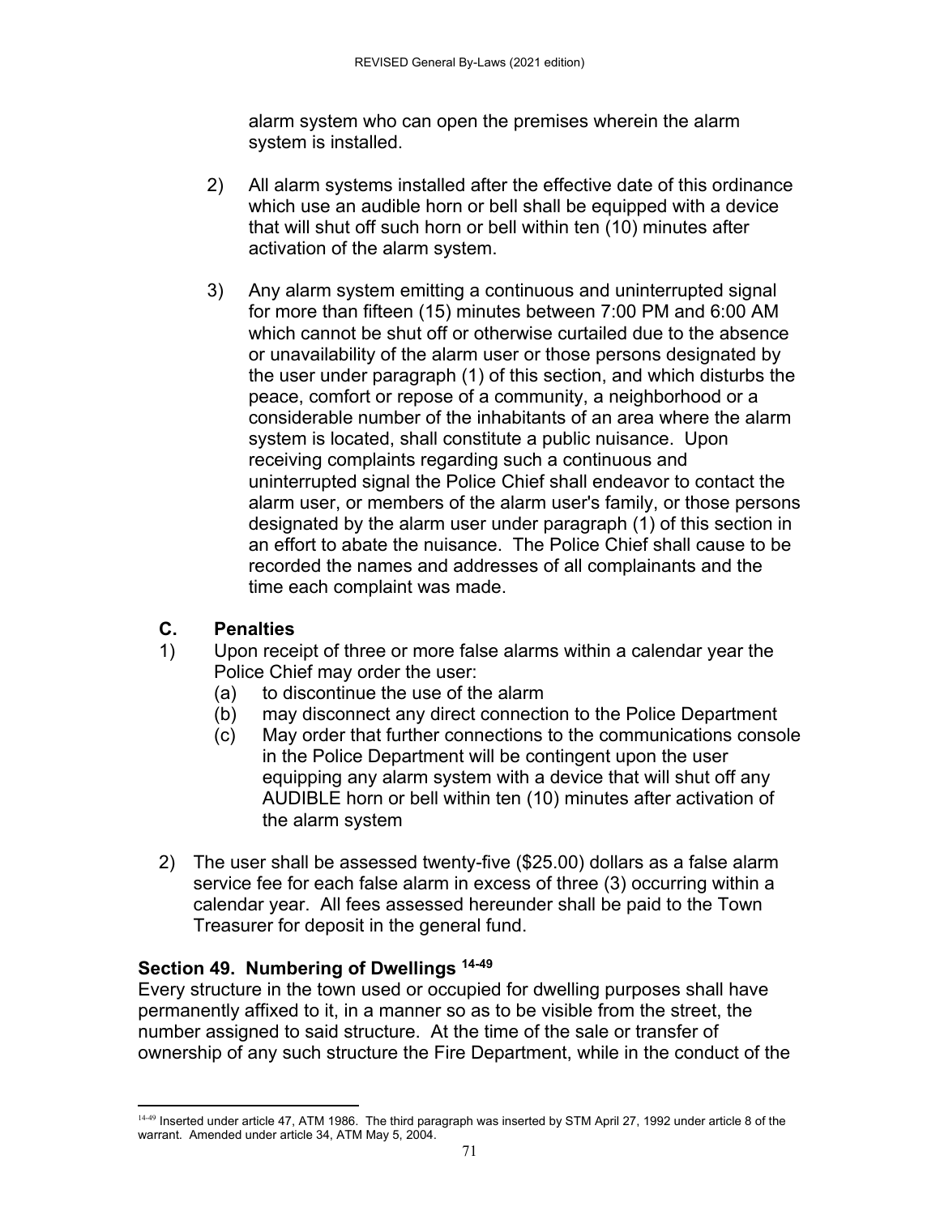alarm system who can open the premises wherein the alarm system is installed.

2) All alarm systems installed after the effective date of this ordinance which use an audible horn or bell shall be equipped with a device that will shut off such horn or bell within ten (10) minutes after activation of the alarm system.

3) Any alarm system emitting a continuous and uninterrupted signal for more than fifteen (15) minutes between 7:00 PM and 6:00 AM which cannot be shut off or otherwise curtailed due to the absence or unavailability of the alarm user or those persons designated by the user under paragraph (1) of this section, and which disturbs the peace, comfort or repose of a community, a neighborhood or a considerable number of the inhabitants of an area where the alarm system is located, shall constitute a public nuisance. Upon receiving complaints regarding such a continuous and uninterrupted signal the Police Chief shall endeavor to contact the alarm user, or members of the alarm user's family, or those persons designated by the alarm user under paragraph (1) of this section in an effort to abate the nuisance. The Police Chief shall cause to be recorded the names and addresses of all complainants and the time each complaint was made.

### C. Penalties

1) Upon receipt of three or more false alarms within a calendar year the Police Chief may order the user:
   (a) to discontinue the use of the alarm
   (b) may disconnect any direct connection to the Police Department
   (c) May order that further connections to the communications console in the Police Department will be contingent upon the user equipping any alarm system with a device that will shut off any AUDIBLE horn or bell within ten (10) minutes after activation of the alarm system

2) The user shall be assessed twenty-five ($25.00) dollars as a false alarm service fee for each false alarm in excess of three (3) occurring within a calendar year. All fees assessed hereunder shall be paid to the Town Treasurer for deposit in the general fund.

## Section 49. Numbering of Dwellings [14-49]

Every structure in the town used or occupied for dwelling purposes shall have permanently affixed to it, in a manner so as to be visible from the street, the number assigned to said structure. At the time of the sale or transfer of ownership of any such structure the Fire Department, while in the conduct of the

[14-49] Inserted under article 47, ATM 1986. The third paragraph was inserted by STM April 27, 1992 under article 8 of the warrant. Amended under article 34, ATM May 5, 2004.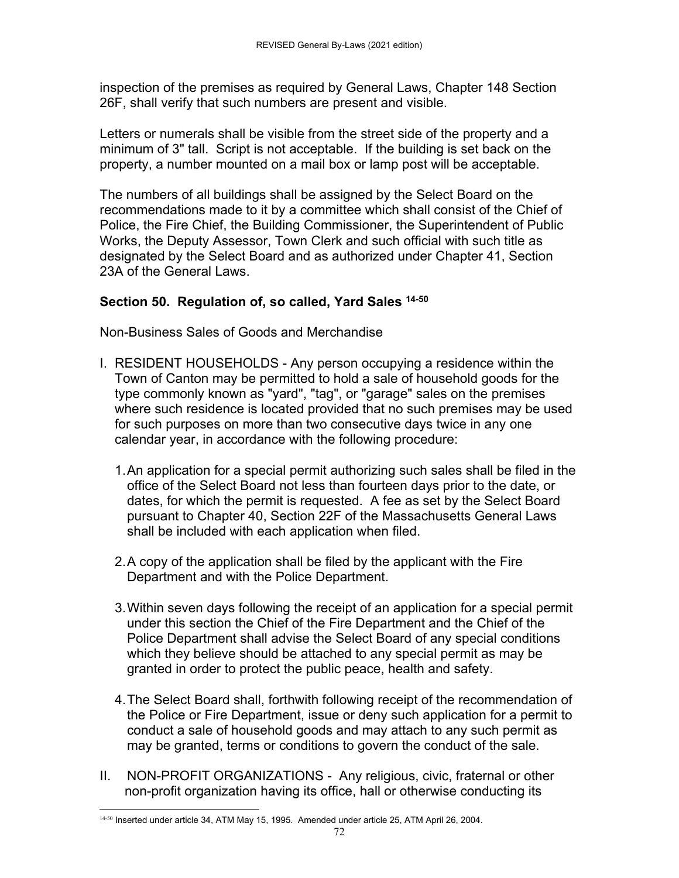inspection of the premises as required by General Laws, Chapter 148 Section 26F, shall verify that such numbers are present and visible.

Letters or numerals shall be visible from the street side of the property and a minimum of 3" tall. Script is not acceptable. If the building is set back on the property, a number mounted on a mail box or lamp post will be acceptable.

The numbers of all buildings shall be assigned by the Select Board on the recommendations made to it by a committee which shall consist of the Chief of Police, the Fire Chief, the Building Commissioner, the Superintendent of Public Works, the Deputy Assessor, Town Clerk and such official with such title as designated by the Select Board and as authorized under Chapter 41, Section 23A of the General Laws.

### Section 50. Regulation of, so called, Yard Sales [14-50]

Non-Business Sales of Goods and Merchandise

I. RESIDENT HOUSEHOLDS - Any person occupying a residence within the Town of Canton may be permitted to hold a sale of household goods for the type commonly known as "yard", "tag", or "garage" sales on the premises where such residence is located provided that no such premises may be used for such purposes on more than two consecutive days twice in any one calendar year, in accordance with the following procedure:

   1. An application for a special permit authorizing such sales shall be filed in the office of the Select Board not less than fourteen days prior to the date, or dates, for which the permit is requested. A fee as set by the Select Board pursuant to Chapter 40, Section 22F of the Massachusetts General Laws shall be included with each application when filed.

   2. A copy of the application shall be filed by the applicant with the Fire Department and with the Police Department.

   3. Within seven days following the receipt of an application for a special permit under this section the Chief of the Fire Department and the Chief of the Police Department shall advise the Select Board of any special conditions which they believe should be attached to any special permit as may be granted in order to protect the public peace, health and safety.

   4. The Select Board shall, forthwith following receipt of the recommendation of the Police or Fire Department, issue or deny such application for a permit to conduct a sale of household goods and may attach to any such permit as may be granted, terms or conditions to govern the conduct of the sale.

II. NON-PROFIT ORGANIZATIONS - Any religious, civic, fraternal or other non-profit organization having its office, hall or otherwise conducting its

---

[14-50] Inserted under article 34, ATM May 15, 1995. Amended under article 25, ATM April 26, 2004.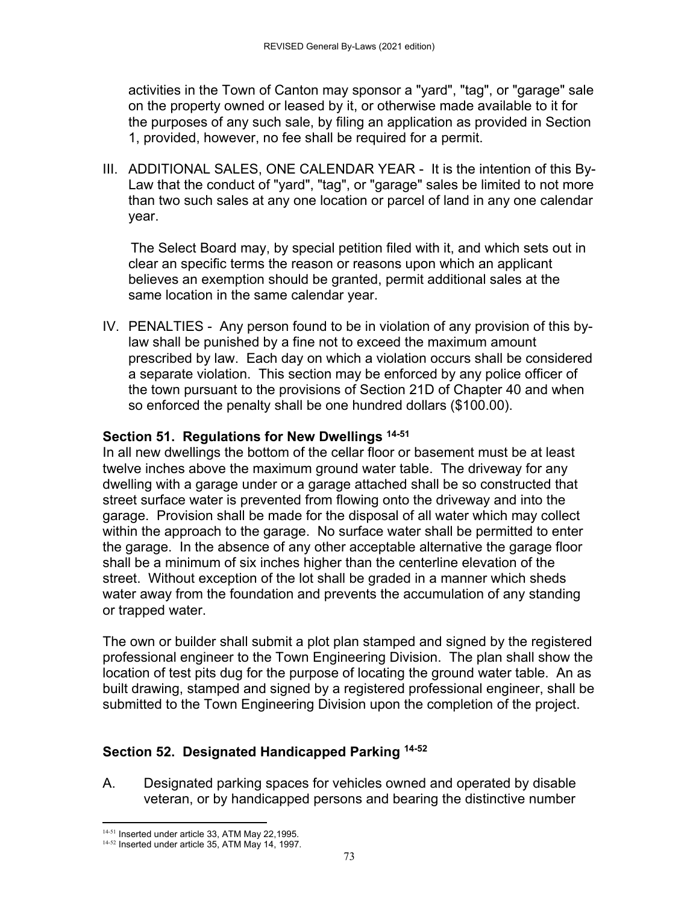activities in the Town of Canton may sponsor a "yard", "tag", or "garage" sale on the property owned or leased by it, or otherwise made available to it for the purposes of any such sale, by filing an application as provided in Section 1, provided, however, no fee shall be required for a permit.

III. ADDITIONAL SALES, ONE CALENDAR YEAR - It is the intention of this By-Law that the conduct of "yard", "tag", or "garage" sales be limited to not more than two such sales at any one location or parcel of land in any one calendar year.

The Select Board may, by special petition filed with it, and which sets out in clear an specific terms the reason or reasons upon which an applicant believes an exemption should be granted, permit additional sales at the same location in the same calendar year.

IV. PENALTIES - Any person found to be in violation of any provision of this by-law shall be punished by a fine not to exceed the maximum amount prescribed by law. Each day on which a violation occurs shall be considered a separate violation. This section may be enforced by any police officer of the town pursuant to the provisions of Section 21D of Chapter 40 and when so enforced the penalty shall be one hundred dollars ($100.00).

### Section 51. Regulations for New Dwellings [14-51]

In all new dwellings the bottom of the cellar floor or basement must be at least twelve inches above the maximum ground water table. The driveway for any dwelling with a garage under or a garage attached shall be so constructed that street surface water is prevented from flowing onto the driveway and into the garage. Provision shall be made for the disposal of all water which may collect within the approach to the garage. No surface water shall be permitted to enter the garage. In the absence of any other acceptable alternative the garage floor shall be a minimum of six inches higher than the centerline elevation of the street. Without exception of the lot shall be graded in a manner which sheds water away from the foundation and prevents the accumulation of any standing or trapped water.

The own or builder shall submit a plot plan stamped and signed by the registered professional engineer to the Town Engineering Division. The plan shall show the location of test pits dug for the purpose of locating the ground water table. An as built drawing, stamped and signed by a registered professional engineer, shall be submitted to the Town Engineering Division upon the completion of the project.

### Section 52. Designated Handicapped Parking [14-52]

A. Designated parking spaces for vehicles owned and operated by disable veteran, or by handicapped persons and bearing the distinctive number

---

[14-51] Inserted under article 33, ATM May 22,1995.
[14-52] Inserted under article 35, ATM May 14, 1997.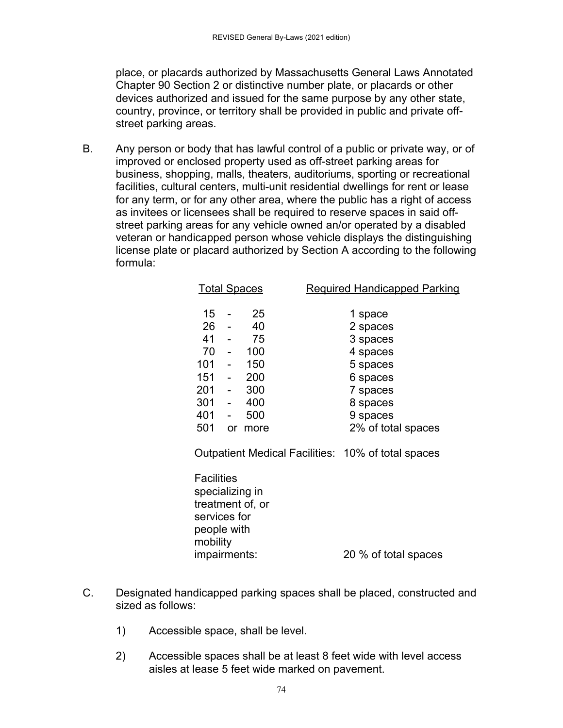place, or placards authorized by Massachusetts General Laws Annotated Chapter 90 Section 2 or distinctive number plate, or placards or other devices authorized and issued for the same purpose by any other state, country, province, or territory shall be provided in public and private off-street parking areas.

B. Any person or body that has lawful control of a public or private way, or of improved or enclosed property used as off-street parking areas for business, shopping, malls, theaters, auditoriums, sporting or recreational facilities, cultural centers, multi-unit residential dwellings for rent or lease for any term, or for any other area, where the public has a right of access as invitees or licensees shall be required to reserve spaces in said off-street parking areas for any vehicle owned an/or operated by a disabled veteran or handicapped person whose vehicle displays the distinguishing license plate or placard authorized by Section A according to the following formula:

| Total Spaces | Required Handicapped Parking |
|---|---|
| 15 - 25 | 1 space |
| 26 - 40 | 2 spaces |
| 41 - 75 | 3 spaces |
| 70 - 100 | 4 spaces |
| 101 - 150 | 5 spaces |
| 151 - 200 | 6 spaces |
| 201 - 300 | 7 spaces |
| 301 - 400 | 8 spaces |
| 401 - 500 | 9 spaces |
| 501 or more | 2% of total spaces |
| Outpatient Medical Facilities: | 10% of total spaces |
| Facilities specializing in treatment of, or services for people with mobility impairments: | 20 % of total spaces |

C. Designated handicapped parking spaces shall be placed, constructed and sized as follows:

1) Accessible space, shall be level.

2) Accessible spaces shall be at least 8 feet wide with level access aisles at lease 5 feet wide marked on pavement.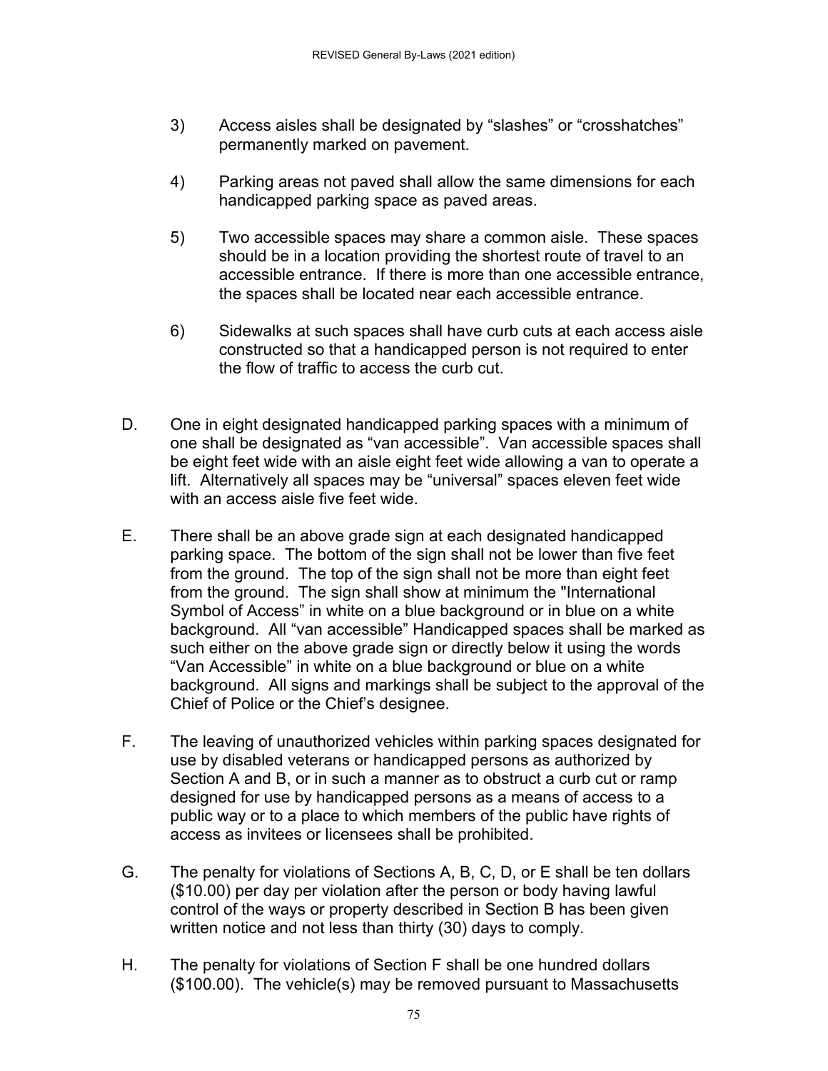3) Access aisles shall be designated by "slashes" or "crosshatches" permanently marked on pavement.

4) Parking areas not paved shall allow the same dimensions for each handicapped parking space as paved areas.

5) Two accessible spaces may share a common aisle. These spaces should be in a location providing the shortest route of travel to an accessible entrance. If there is more than one accessible entrance, the spaces shall be located near each accessible entrance.

6) Sidewalks at such spaces shall have curb cuts at each access aisle constructed so that a handicapped person is not required to enter the flow of traffic to access the curb cut.

D. One in eight designated handicapped parking spaces with a minimum of one shall be designated as "van accessible". Van accessible spaces shall be eight feet wide with an aisle eight feet wide allowing a van to operate a lift. Alternatively all spaces may be "universal" spaces eleven feet wide with an access aisle five feet wide.

E. There shall be an above grade sign at each designated handicapped parking space. The bottom of the sign shall not be lower than five feet from the ground. The top of the sign shall not be more than eight feet from the ground. The sign shall show at minimum the "International Symbol of Access" in white on a blue background or in blue on a white background. All "van accessible" Handicapped spaces shall be marked as such either on the above grade sign or directly below it using the words "Van Accessible" in white on a blue background or blue on a white background. All signs and markings shall be subject to the approval of the Chief of Police or the Chief's designee.

F. The leaving of unauthorized vehicles within parking spaces designated for use by disabled veterans or handicapped persons as authorized by Section A and B, or in such a manner as to obstruct a curb cut or ramp designed for use by handicapped persons as a means of access to a public way or to a place to which members of the public have rights of access as invitees or licensees shall be prohibited.

G. The penalty for violations of Sections A, B, C, D, or E shall be ten dollars ($10.00) per day per violation after the person or body having lawful control of the ways or property described in Section B has been given written notice and not less than thirty (30) days to comply.

H. The penalty for violations of Section F shall be one hundred dollars ($100.00). The vehicle(s) may be removed pursuant to Massachusetts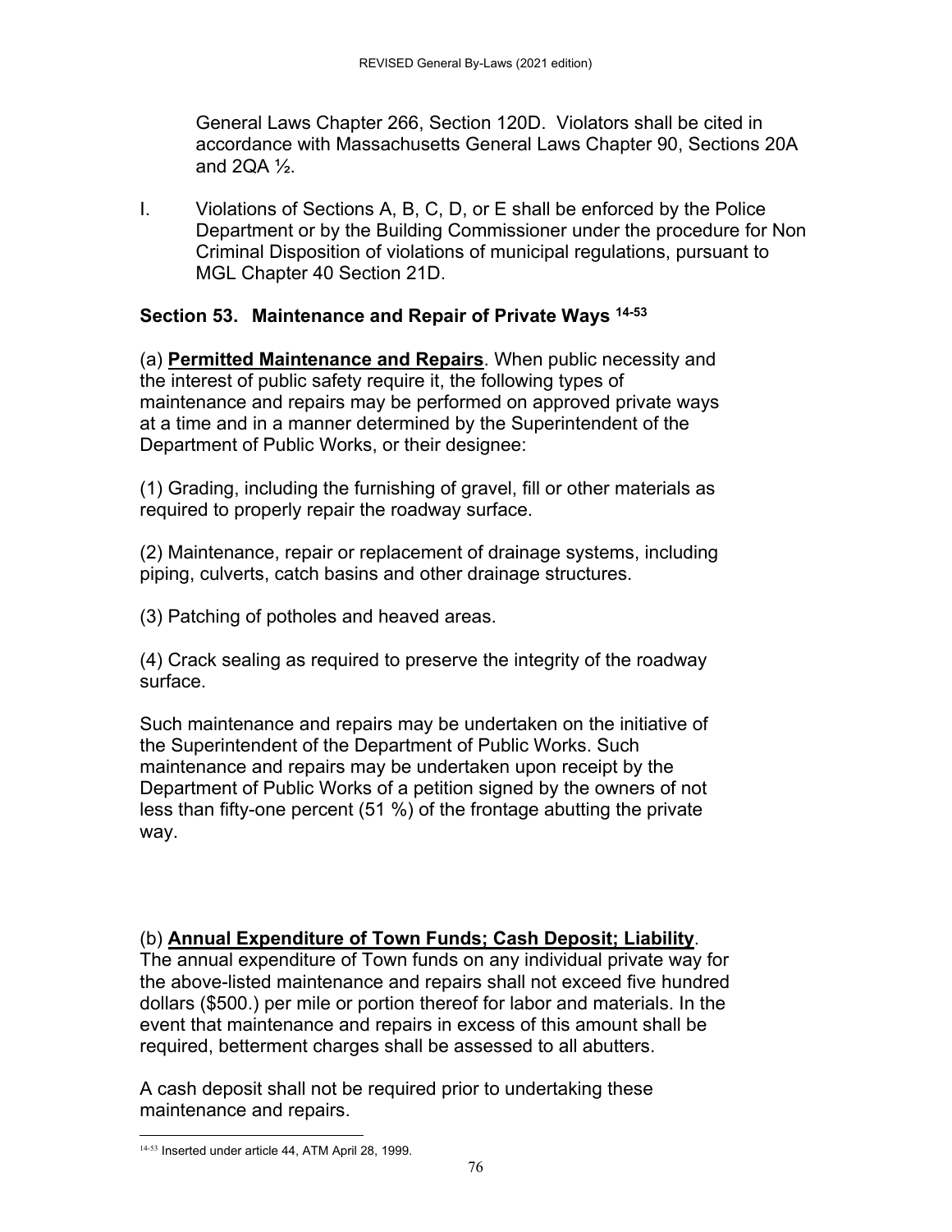General Laws Chapter 266, Section 120D. Violators shall be cited in accordance with Massachusetts General Laws Chapter 90, Sections 20A and 2QA ½.

I. Violations of Sections A, B, C, D, or E shall be enforced by the Police Department or by the Building Commissioner under the procedure for Non Criminal Disposition of violations of municipal regulations, pursuant to MGL Chapter 40 Section 21D.

## Section 53. Maintenance and Repair of Private Ways [14-53]

(a) **Permitted Maintenance and Repairs**. When public necessity and the interest of public safety require it, the following types of maintenance and repairs may be performed on approved private ways at a time and in a manner determined by the Superintendent of the Department of Public Works, or their designee:

(1) Grading, including the furnishing of gravel, fill or other materials as required to properly repair the roadway surface.

(2) Maintenance, repair or replacement of drainage systems, including piping, culverts, catch basins and other drainage structures.

(3) Patching of potholes and heaved areas.

(4) Crack sealing as required to preserve the integrity of the roadway surface.

Such maintenance and repairs may be undertaken on the initiative of the Superintendent of the Department of Public Works. Such maintenance and repairs may be undertaken upon receipt by the Department of Public Works of a petition signed by the owners of not less than fifty-one percent (51 %) of the frontage abutting the private way.

(b) **Annual Expenditure of Town Funds; Cash Deposit; Liability**. The annual expenditure of Town funds on any individual private way for the above-listed maintenance and repairs shall not exceed five hundred dollars ($500.) per mile or portion thereof for labor and materials. In the event that maintenance and repairs in excess of this amount shall be required, betterment charges shall be assessed to all abutters.

A cash deposit shall not be required prior to undertaking these maintenance and repairs.

[14-53] Inserted under article 44, ATM April 28, 1999.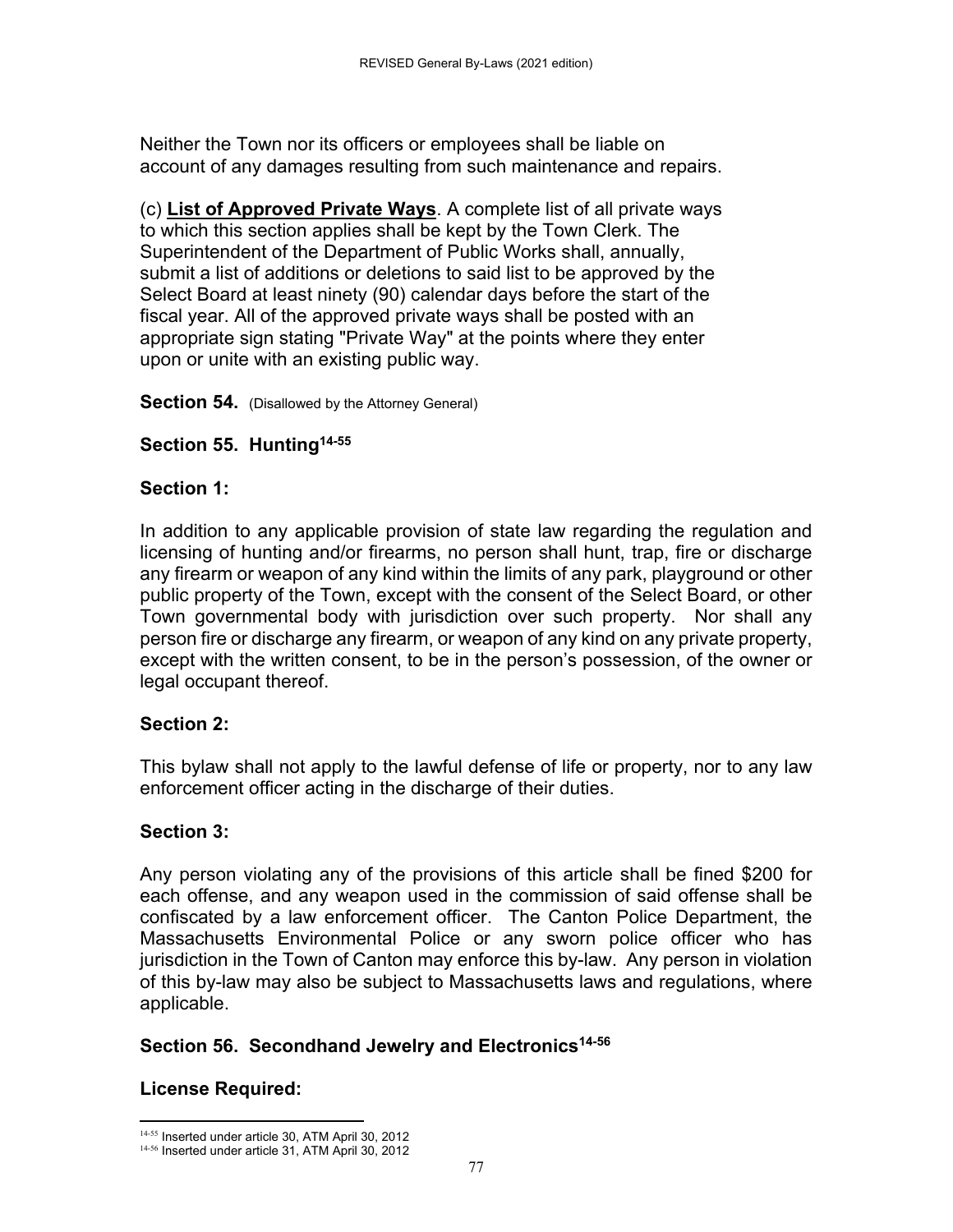Neither the Town nor its officers or employees shall be liable on account of any damages resulting from such maintenance and repairs.

(c) **List of Approved Private Ways**. A complete list of all private ways to which this section applies shall be kept by the Town Clerk. The Superintendent of the Department of Public Works shall, annually, submit a list of additions or deletions to said list to be approved by the Select Board at least ninety (90) calendar days before the start of the fiscal year. All of the approved private ways shall be posted with an appropriate sign stating "Private Way" at the points where they enter upon or unite with an existing public way.

**Section 54.** (Disallowed by the Attorney General)

**Section 55. Hunting[14-55]**

**Section 1:**

In addition to any applicable provision of state law regarding the regulation and licensing of hunting and/or firearms, no person shall hunt, trap, fire or discharge any firearm or weapon of any kind within the limits of any park, playground or other public property of the Town, except with the consent of the Select Board, or other Town governmental body with jurisdiction over such property. Nor shall any person fire or discharge any firearm, or weapon of any kind on any private property, except with the written consent, to be in the person's possession, of the owner or legal occupant thereof.

**Section 2:**

This bylaw shall not apply to the lawful defense of life or property, nor to any law enforcement officer acting in the discharge of their duties.

**Section 3:**

Any person violating any of the provisions of this article shall be fined $200 for each offense, and any weapon used in the commission of said offense shall be confiscated by a law enforcement officer. The Canton Police Department, the Massachusetts Environmental Police or any sworn police officer who has jurisdiction in the Town of Canton may enforce this by-law. Any person in violation of this by-law may also be subject to Massachusetts laws and regulations, where applicable.

**Section 56. Secondhand Jewelry and Electronics[14-56]**

**License Required:**

[14-55] Inserted under article 30, ATM April 30, 2012

[14-56] Inserted under article 31, ATM April 30, 2012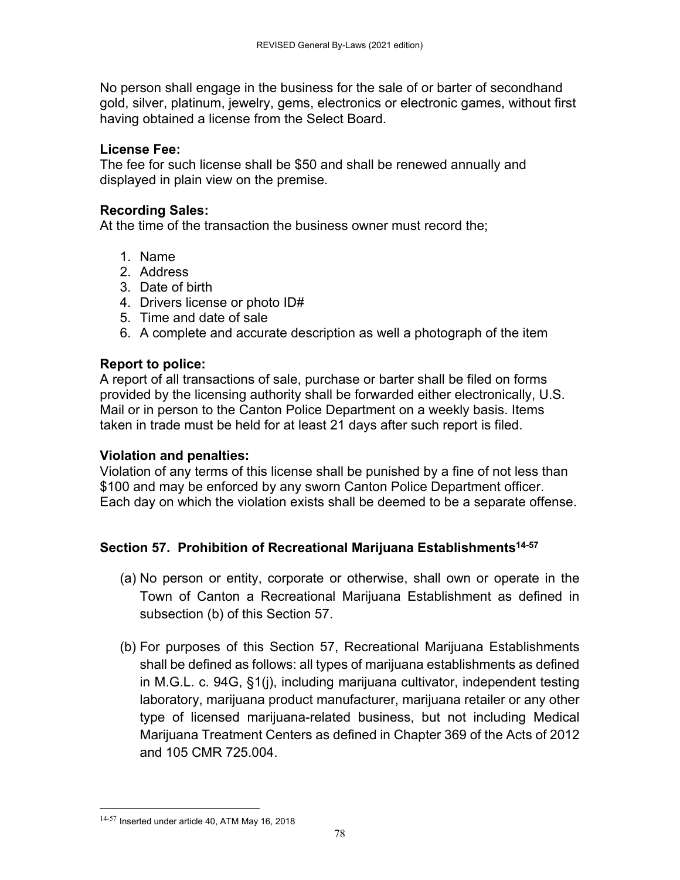No person shall engage in the business for the sale of or barter of secondhand gold, silver, platinum, jewelry, gems, electronics or electronic games, without first having obtained a license from the Select Board.

**License Fee:**
The fee for such license shall be $50 and shall be renewed annually and displayed in plain view on the premise.

**Recording Sales:**
At the time of the transaction the business owner must record the;

1. Name
2. Address
3. Date of birth
4. Drivers license or photo ID#
5. Time and date of sale
6. A complete and accurate description as well a photograph of the item

**Report to police:**
A report of all transactions of sale, purchase or barter shall be filed on forms provided by the licensing authority shall be forwarded either electronically, U.S. Mail or in person to the Canton Police Department on a weekly basis. Items taken in trade must be held for at least 21 days after such report is filed.

**Violation and penalties:**
Violation of any terms of this license shall be punished by a fine of not less than $100 and may be enforced by any sworn Canton Police Department officer. Each day on which the violation exists shall be deemed to be a separate offense.

### Section 57. Prohibition of Recreational Marijuana Establishments[14-57]

(a) No person or entity, corporate or otherwise, shall own or operate in the Town of Canton a Recreational Marijuana Establishment as defined in subsection (b) of this Section 57.

(b) For purposes of this Section 57, Recreational Marijuana Establishments shall be defined as follows: all types of marijuana establishments as defined in M.G.L. c. 94G, §1(j), including marijuana cultivator, independent testing laboratory, marijuana product manufacturer, marijuana retailer or any other type of licensed marijuana-related business, but not including Medical Marijuana Treatment Centers as defined in Chapter 369 of the Acts of 2012 and 105 CMR 725.004.

---

[14-57] Inserted under article 40, ATM May 16, 2018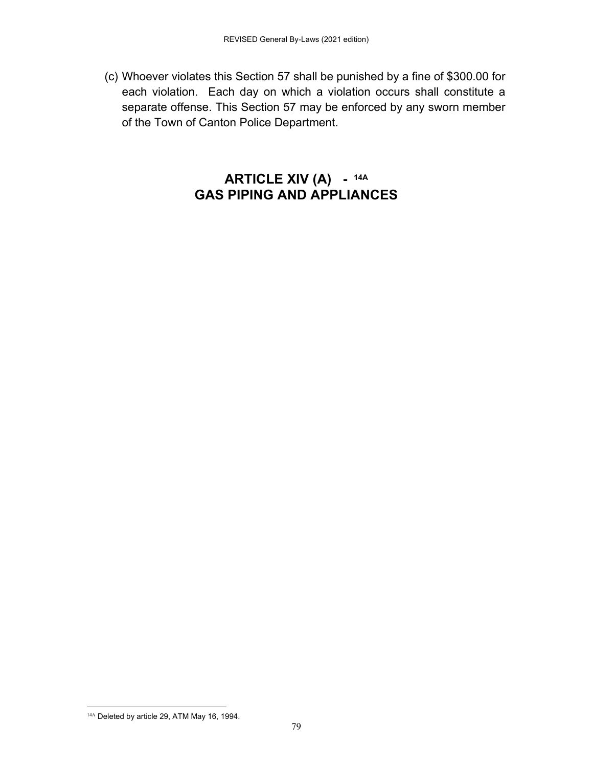(c) Whoever violates this Section 57 shall be punished by a fine of $300.00 for each violation. Each day on which a violation occurs shall constitute a separate offense. This Section 57 may be enforced by any sworn member of the Town of Canton Police Department.

# ARTICLE XIV (A) - [14A]
# GAS PIPING AND APPLIANCES

---

[14A] Deleted by article 29, ATM May 16, 1994.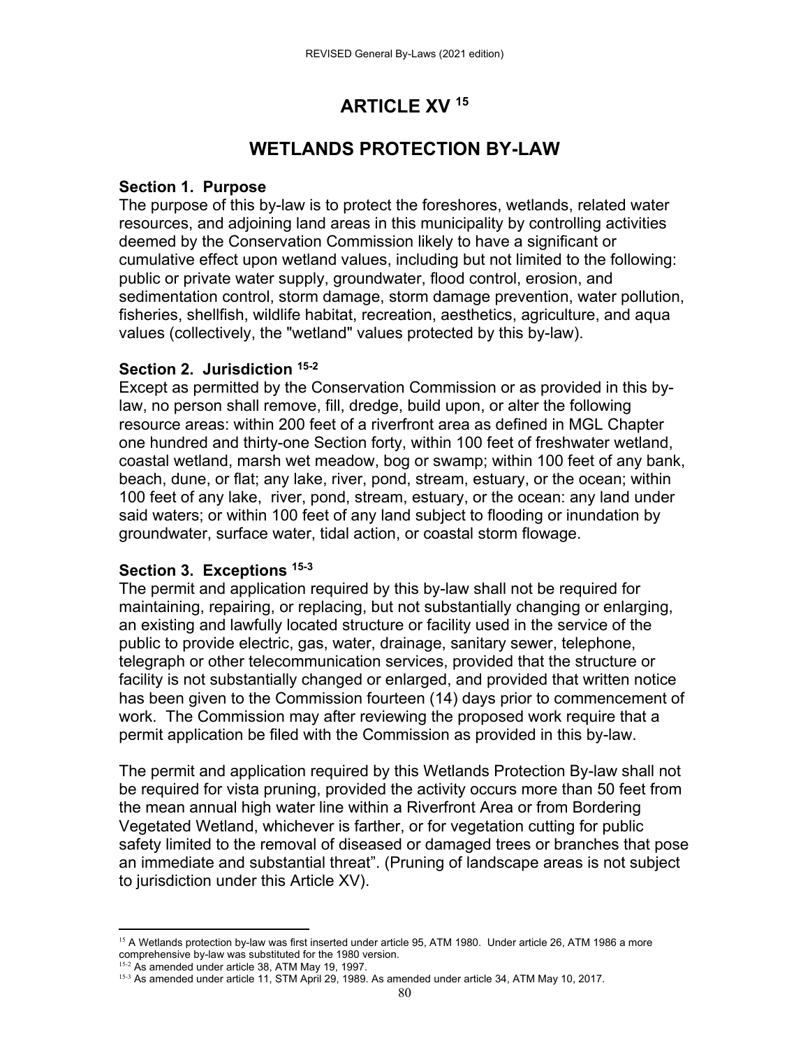# ARTICLE XV [15]

## WETLANDS PROTECTION BY-LAW

**Section 1. Purpose**
The purpose of this by-law is to protect the foreshores, wetlands, related water resources, and adjoining land areas in this municipality by controlling activities deemed by the Conservation Commission likely to have a significant or cumulative effect upon wetland values, including but not limited to the following: public or private water supply, groundwater, flood control, erosion, and sedimentation control, storm damage, storm damage prevention, water pollution, fisheries, shellfish, wildlife habitat, recreation, aesthetics, agriculture, and aqua values (collectively, the "wetland" values protected by this by-law).

**Section 2. Jurisdiction [15-2]**
Except as permitted by the Conservation Commission or as provided in this by-law, no person shall remove, fill, dredge, build upon, or alter the following resource areas: within 200 feet of a riverfront area as defined in MGL Chapter one hundred and thirty-one Section forty, within 100 feet of freshwater wetland, coastal wetland, marsh wet meadow, bog or swamp; within 100 feet of any bank, beach, dune, or flat; any lake, river, pond, stream, estuary, or the ocean; within 100 feet of any lake, river, pond, stream, estuary, or the ocean: any land under said waters; or within 100 feet of any land subject to flooding or inundation by groundwater, surface water, tidal action, or coastal storm flowage.

**Section 3. Exceptions [15-3]**
The permit and application required by this by-law shall not be required for maintaining, repairing, or replacing, but not substantially changing or enlarging, an existing and lawfully located structure or facility used in the service of the public to provide electric, gas, water, drainage, sanitary sewer, telephone, telegraph or other telecommunication services, provided that the structure or facility is not substantially changed or enlarged, and provided that written notice has been given to the Commission fourteen (14) days prior to commencement of work. The Commission may after reviewing the proposed work require that a permit application be filed with the Commission as provided in this by-law.

The permit and application required by this Wetlands Protection By-law shall not be required for vista pruning, provided the activity occurs more than 50 feet from the mean annual high water line within a Riverfront Area or from Bordering Vegetated Wetland, whichever is farther, or for vegetation cutting for public safety limited to the removal of diseased or damaged trees or branches that pose an immediate and substantial threat". (Pruning of landscape areas is not subject to jurisdiction under this Article XV).

---

[15] A Wetlands protection by-law was first inserted under article 95, ATM 1980. Under article 26, ATM 1986 a more comprehensive by-law was substituted for the 1980 version.

[15-2] As amended under article 38, ATM May 19, 1997.

[15-3] As amended under article 11, STM April 29, 1989. As amended under article 34, ATM May 10, 2017.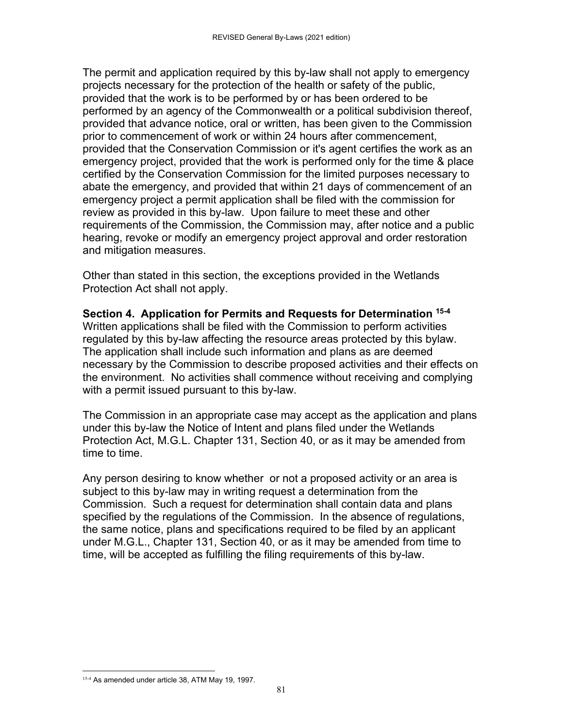The permit and application required by this by-law shall not apply to emergency projects necessary for the protection of the health or safety of the public, provided that the work is to be performed by or has been ordered to be performed by an agency of the Commonwealth or a political subdivision thereof, provided that advance notice, oral or written, has been given to the Commission prior to commencement of work or within 24 hours after commencement, provided that the Conservation Commission or it's agent certifies the work as an emergency project, provided that the work is performed only for the time & place certified by the Conservation Commission for the limited purposes necessary to abate the emergency, and provided that within 21 days of commencement of an emergency project a permit application shall be filed with the commission for review as provided in this by-law. Upon failure to meet these and other requirements of the Commission, the Commission may, after notice and a public hearing, revoke or modify an emergency project approval and order restoration and mitigation measures.

Other than stated in this section, the exceptions provided in the Wetlands Protection Act shall not apply.

**Section 4. Application for Permits and Requests for Determination [15-4]**
Written applications shall be filed with the Commission to perform activities regulated by this by-law affecting the resource areas protected by this bylaw. The application shall include such information and plans as are deemed necessary by the Commission to describe proposed activities and their effects on the environment. No activities shall commence without receiving and complying with a permit issued pursuant to this by-law.

The Commission in an appropriate case may accept as the application and plans under this by-law the Notice of Intent and plans filed under the Wetlands Protection Act, M.G.L. Chapter 131, Section 40, or as it may be amended from time to time.

Any person desiring to know whether or not a proposed activity or an area is subject to this by-law may in writing request a determination from the Commission. Such a request for determination shall contain data and plans specified by the regulations of the Commission. In the absence of regulations, the same notice, plans and specifications required to be filed by an applicant under M.G.L., Chapter 131, Section 40, or as it may be amended from time to time, will be accepted as fulfilling the filing requirements of this by-law.

---

[15-4] As amended under article 38, ATM May 19, 1997.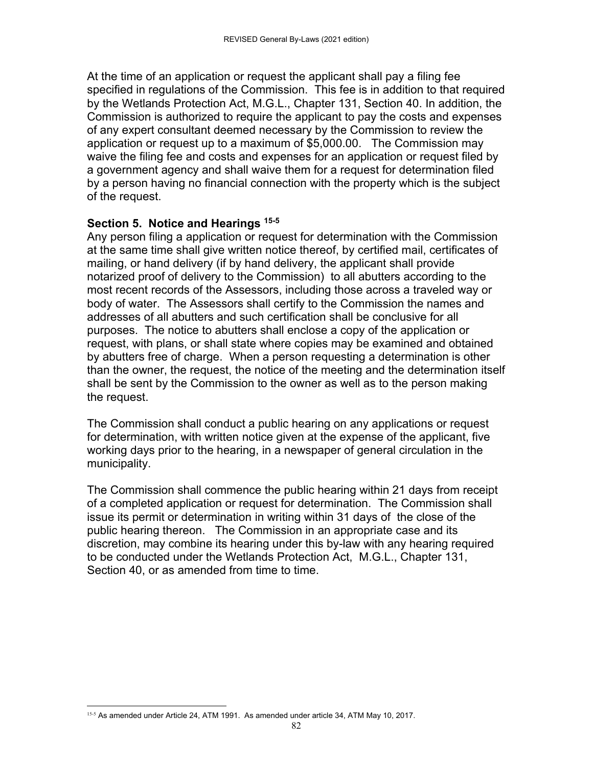At the time of an application or request the applicant shall pay a filing fee specified in regulations of the Commission. This fee is in addition to that required by the Wetlands Protection Act, M.G.L., Chapter 131, Section 40. In addition, the Commission is authorized to require the applicant to pay the costs and expenses of any expert consultant deemed necessary by the Commission to review the application or request up to a maximum of $5,000.00. The Commission may waive the filing fee and costs and expenses for an application or request filed by a government agency and shall waive them for a request for determination filed by a person having no financial connection with the property which is the subject of the request.

### Section 5. Notice and Hearings [15-5]

Any person filing a application or request for determination with the Commission at the same time shall give written notice thereof, by certified mail, certificates of mailing, or hand delivery (if by hand delivery, the applicant shall provide notarized proof of delivery to the Commission) to all abutters according to the most recent records of the Assessors, including those across a traveled way or body of water. The Assessors shall certify to the Commission the names and addresses of all abutters and such certification shall be conclusive for all purposes. The notice to abutters shall enclose a copy of the application or request, with plans, or shall state where copies may be examined and obtained by abutters free of charge. When a person requesting a determination is other than the owner, the request, the notice of the meeting and the determination itself shall be sent by the Commission to the owner as well as to the person making the request.

The Commission shall conduct a public hearing on any applications or request for determination, with written notice given at the expense of the applicant, five working days prior to the hearing, in a newspaper of general circulation in the municipality.

The Commission shall commence the public hearing within 21 days from receipt of a completed application or request for determination. The Commission shall issue its permit or determination in writing within 31 days of the close of the public hearing thereon. The Commission in an appropriate case and its discretion, may combine its hearing under this by-law with any hearing required to be conducted under the Wetlands Protection Act, M.G.L., Chapter 131, Section 40, or as amended from time to time.

---

[15-5] As amended under Article 24, ATM 1991. As amended under article 34, ATM May 10, 2017.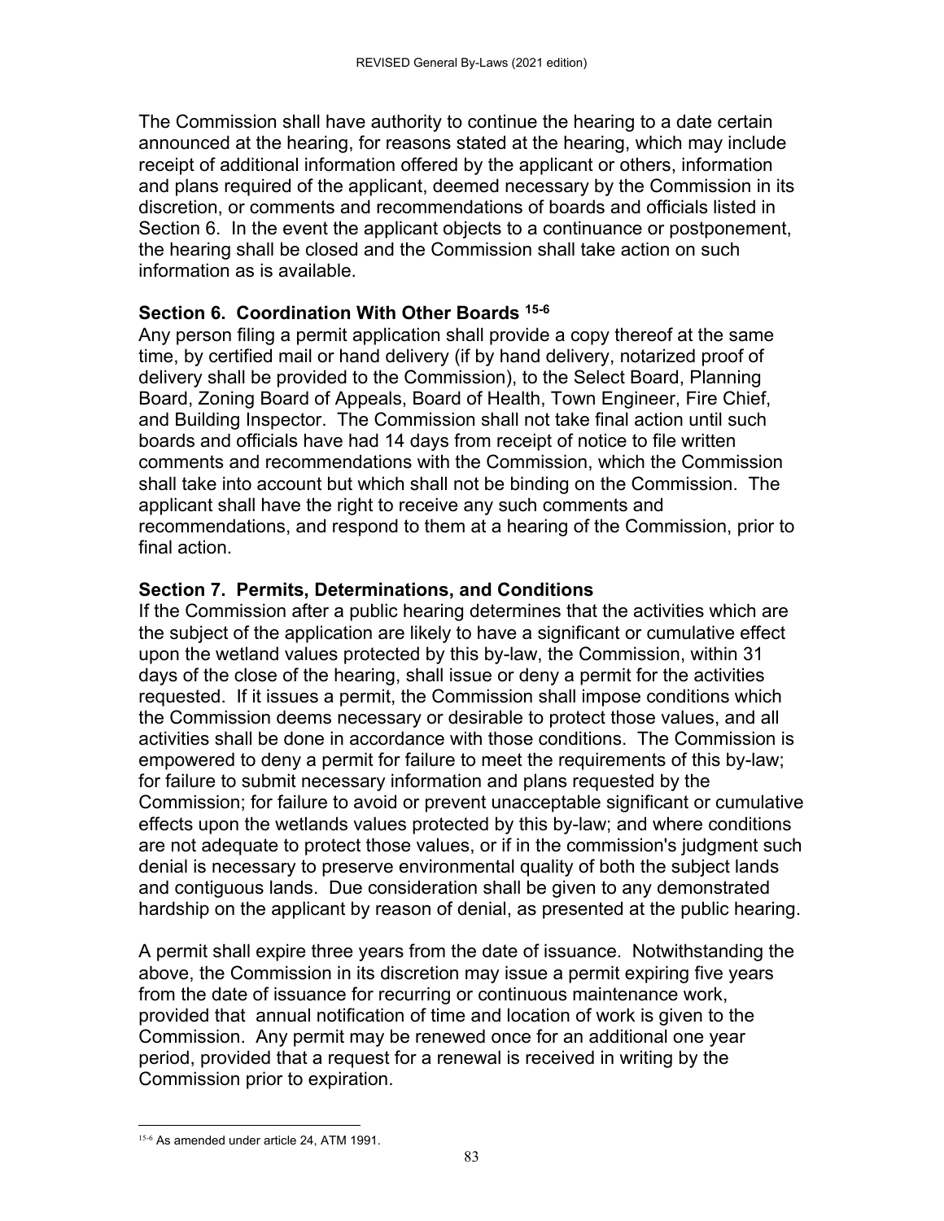The Commission shall have authority to continue the hearing to a date certain announced at the hearing, for reasons stated at the hearing, which may include receipt of additional information offered by the applicant or others, information and plans required of the applicant, deemed necessary by the Commission in its discretion, or comments and recommendations of boards and officials listed in Section 6. In the event the applicant objects to a continuance or postponement, the hearing shall be closed and the Commission shall take action on such information as is available.

**Section 6. Coordination With Other Boards [15-6]**

Any person filing a permit application shall provide a copy thereof at the same time, by certified mail or hand delivery (if by hand delivery, notarized proof of delivery shall be provided to the Commission), to the Select Board, Planning Board, Zoning Board of Appeals, Board of Health, Town Engineer, Fire Chief, and Building Inspector. The Commission shall not take final action until such boards and officials have had 14 days from receipt of notice to file written comments and recommendations with the Commission, which the Commission shall take into account but which shall not be binding on the Commission. The applicant shall have the right to receive any such comments and recommendations, and respond to them at a hearing of the Commission, prior to final action.

**Section 7. Permits, Determinations, and Conditions**

If the Commission after a public hearing determines that the activities which are the subject of the application are likely to have a significant or cumulative effect upon the wetland values protected by this by-law, the Commission, within 31 days of the close of the hearing, shall issue or deny a permit for the activities requested. If it issues a permit, the Commission shall impose conditions which the Commission deems necessary or desirable to protect those values, and all activities shall be done in accordance with those conditions. The Commission is empowered to deny a permit for failure to meet the requirements of this by-law; for failure to submit necessary information and plans requested by the Commission; for failure to avoid or prevent unacceptable significant or cumulative effects upon the wetlands values protected by this by-law; and where conditions are not adequate to protect those values, or if in the commission's judgment such denial is necessary to preserve environmental quality of both the subject lands and contiguous lands. Due consideration shall be given to any demonstrated hardship on the applicant by reason of denial, as presented at the public hearing.

A permit shall expire three years from the date of issuance. Notwithstanding the above, the Commission in its discretion may issue a permit expiring five years from the date of issuance for recurring or continuous maintenance work, provided that annual notification of time and location of work is given to the Commission. Any permit may be renewed once for an additional one year period, provided that a request for a renewal is received in writing by the Commission prior to expiration.

---

[15-6] As amended under article 24, ATM 1991.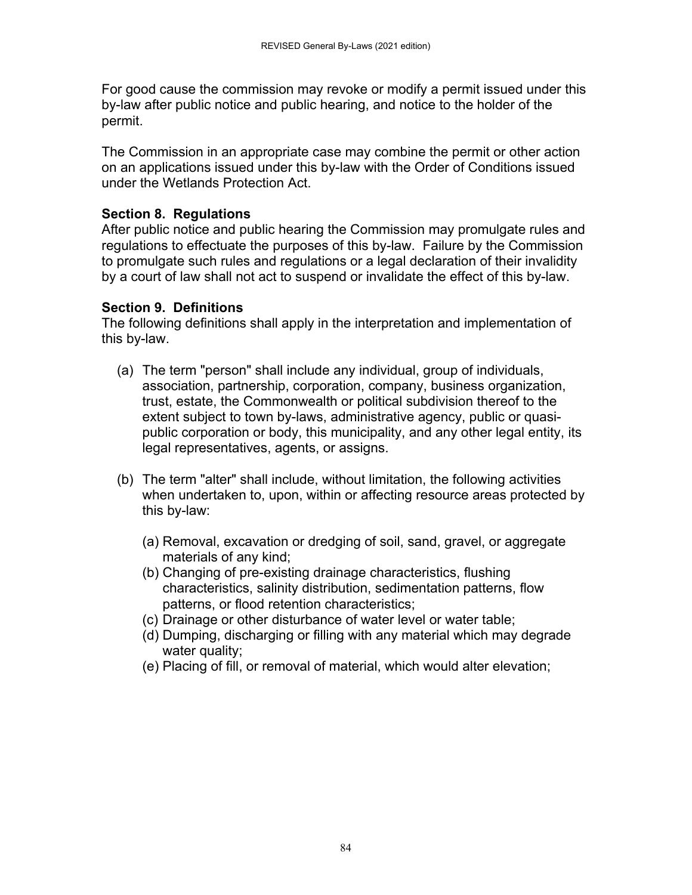For good cause the commission may revoke or modify a permit issued under this by-law after public notice and public hearing, and notice to the holder of the permit.

The Commission in an appropriate case may combine the permit or other action on an applications issued under this by-law with the Order of Conditions issued under the Wetlands Protection Act.

**Section 8. Regulations**

After public notice and public hearing the Commission may promulgate rules and regulations to effectuate the purposes of this by-law. Failure by the Commission to promulgate such rules and regulations or a legal declaration of their invalidity by a court of law shall not act to suspend or invalidate the effect of this by-law.

**Section 9. Definitions**

The following definitions shall apply in the interpretation and implementation of this by-law.

(a) The term "person" shall include any individual, group of individuals, association, partnership, corporation, company, business organization, trust, estate, the Commonwealth or political subdivision thereof to the extent subject to town by-laws, administrative agency, public or quasi-public corporation or body, this municipality, and any other legal entity, its legal representatives, agents, or assigns.

(b) The term "alter" shall include, without limitation, the following activities when undertaken to, upon, within or affecting resource areas protected by this by-law:

   (a) Removal, excavation or dredging of soil, sand, gravel, or aggregate materials of any kind;
   (b) Changing of pre-existing drainage characteristics, flushing characteristics, salinity distribution, sedimentation patterns, flow patterns, or flood retention characteristics;
   (c) Drainage or other disturbance of water level or water table;
   (d) Dumping, discharging or filling with any material which may degrade water quality;
   (e) Placing of fill, or removal of material, which would alter elevation;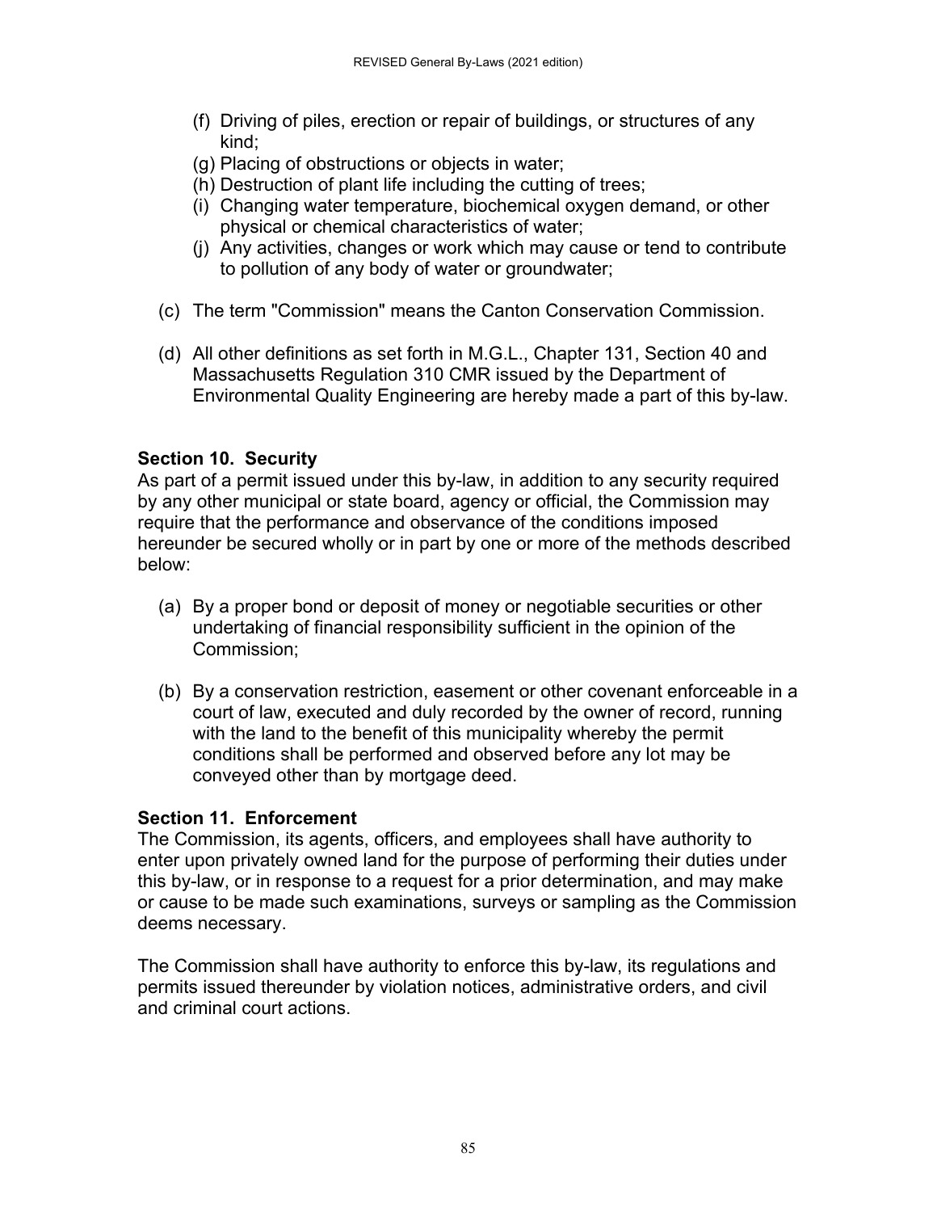(f) Driving of piles, erection or repair of buildings, or structures of any kind;
(g) Placing of obstructions or objects in water;
(h) Destruction of plant life including the cutting of trees;
(i) Changing water temperature, biochemical oxygen demand, or other physical or chemical characteristics of water;
(j) Any activities, changes or work which may cause or tend to contribute to pollution of any body of water or groundwater;

(c) The term "Commission" means the Canton Conservation Commission.

(d) All other definitions as set forth in M.G.L., Chapter 131, Section 40 and Massachusetts Regulation 310 CMR issued by the Department of Environmental Quality Engineering are hereby made a part of this by-law.

**Section 10. Security**

As part of a permit issued under this by-law, in addition to any security required by any other municipal or state board, agency or official, the Commission may require that the performance and observance of the conditions imposed hereunder be secured wholly or in part by one or more of the methods described below:

(a) By a proper bond or deposit of money or negotiable securities or other undertaking of financial responsibility sufficient in the opinion of the Commission;

(b) By a conservation restriction, easement or other covenant enforceable in a court of law, executed and duly recorded by the owner of record, running with the land to the benefit of this municipality whereby the permit conditions shall be performed and observed before any lot may be conveyed other than by mortgage deed.

**Section 11. Enforcement**

The Commission, its agents, officers, and employees shall have authority to enter upon privately owned land for the purpose of performing their duties under this by-law, or in response to a request for a prior determination, and may make or cause to be made such examinations, surveys or sampling as the Commission deems necessary.

The Commission shall have authority to enforce this by-law, its regulations and permits issued thereunder by violation notices, administrative orders, and civil and criminal court actions.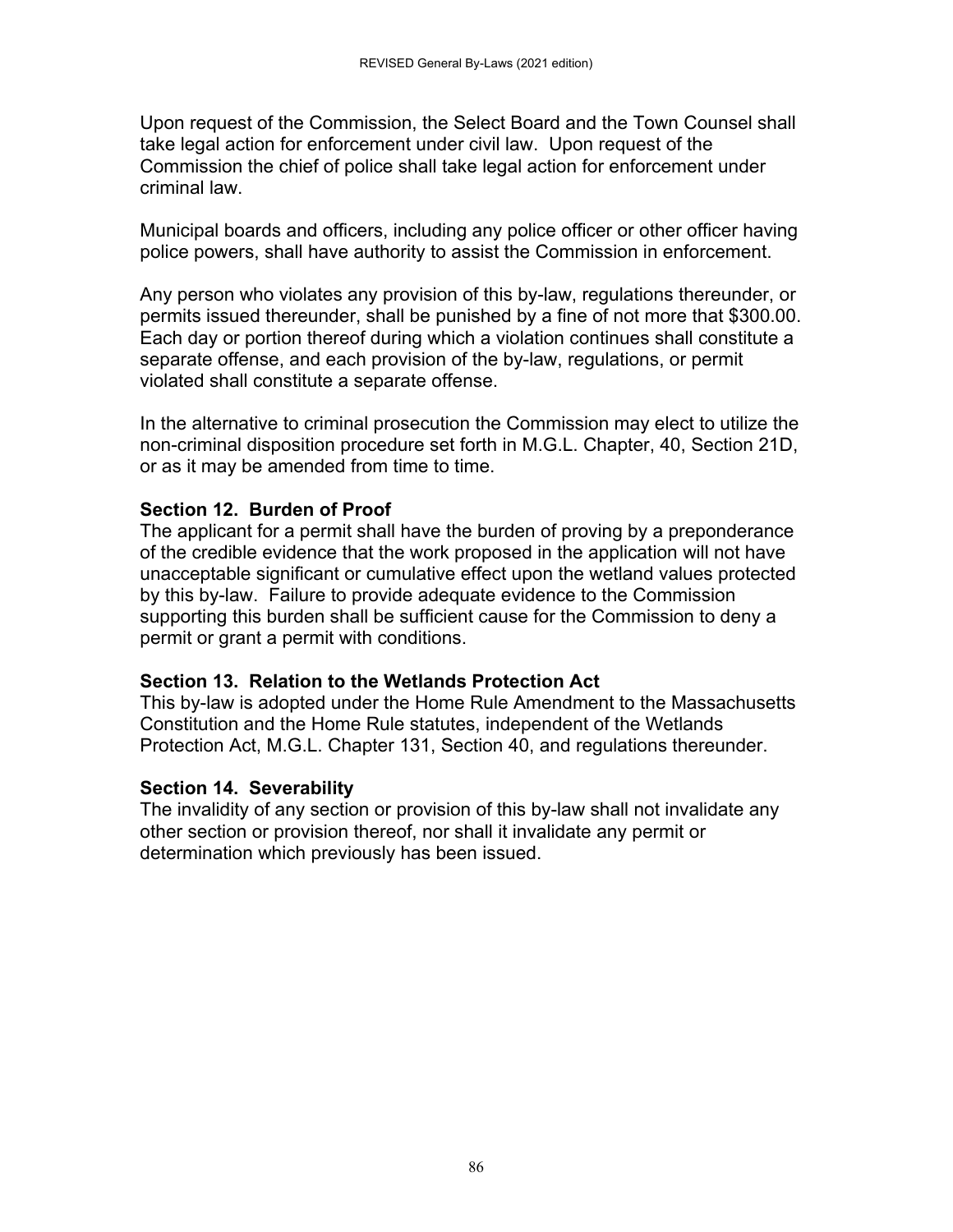Upon request of the Commission, the Select Board and the Town Counsel shall take legal action for enforcement under civil law. Upon request of the Commission the chief of police shall take legal action for enforcement under criminal law.

Municipal boards and officers, including any police officer or other officer having police powers, shall have authority to assist the Commission in enforcement.

Any person who violates any provision of this by-law, regulations thereunder, or permits issued thereunder, shall be punished by a fine of not more that $300.00. Each day or portion thereof during which a violation continues shall constitute a separate offense, and each provision of the by-law, regulations, or permit violated shall constitute a separate offense.

In the alternative to criminal prosecution the Commission may elect to utilize the non-criminal disposition procedure set forth in M.G.L. Chapter, 40, Section 21D, or as it may be amended from time to time.

**Section 12. Burden of Proof**

The applicant for a permit shall have the burden of proving by a preponderance of the credible evidence that the work proposed in the application will not have unacceptable significant or cumulative effect upon the wetland values protected by this by-law. Failure to provide adequate evidence to the Commission supporting this burden shall be sufficient cause for the Commission to deny a permit or grant a permit with conditions.

**Section 13. Relation to the Wetlands Protection Act**

This by-law is adopted under the Home Rule Amendment to the Massachusetts Constitution and the Home Rule statutes, independent of the Wetlands Protection Act, M.G.L. Chapter 131, Section 40, and regulations thereunder.

**Section 14. Severability**

The invalidity of any section or provision of this by-law shall not invalidate any other section or provision thereof, nor shall it invalidate any permit or determination which previously has been issued.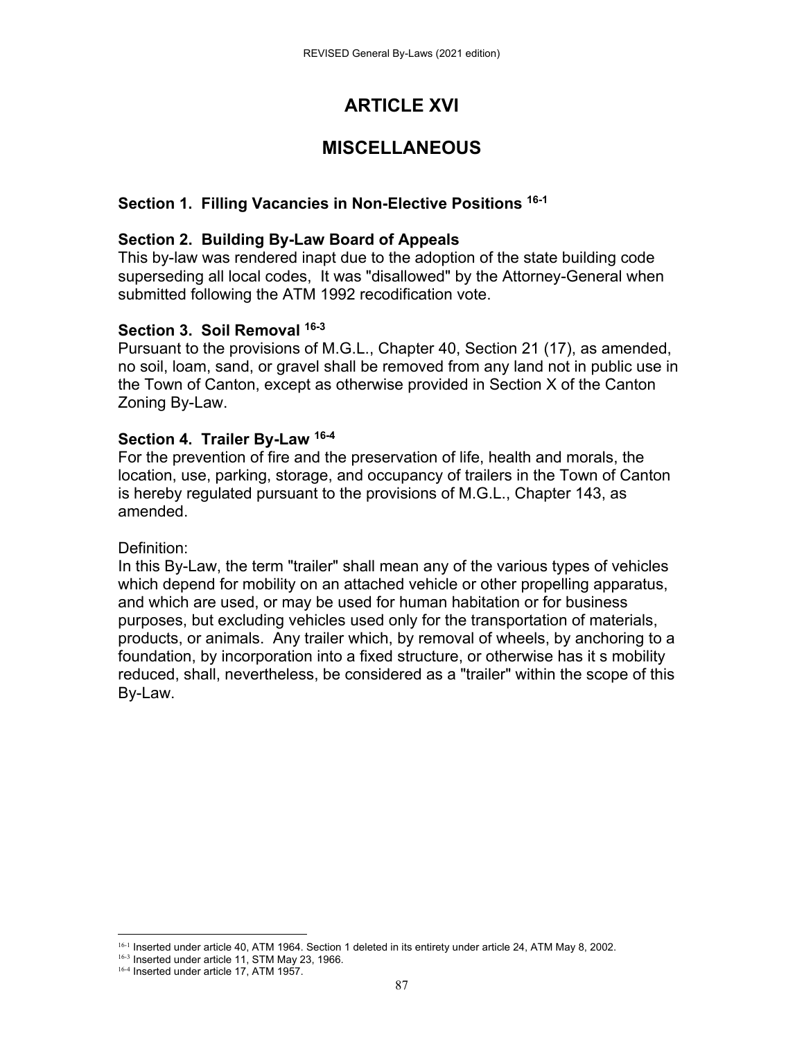# ARTICLE XVI

# MISCELLANEOUS

### Section 1. Filling Vacancies in Non-Elective Positions [16-1]

### Section 2. Building By-Law Board of Appeals

This by-law was rendered inapt due to the adoption of the state building code superseding all local codes, It was "disallowed" by the Attorney-General when submitted following the ATM 1992 recodification vote.

### Section 3. Soil Removal [16-3]

Pursuant to the provisions of M.G.L., Chapter 40, Section 21 (17), as amended, no soil, loam, sand, or gravel shall be removed from any land not in public use in the Town of Canton, except as otherwise provided in Section X of the Canton Zoning By-Law.

### Section 4. Trailer By-Law [16-4]

For the prevention of fire and the preservation of life, health and morals, the location, use, parking, storage, and occupancy of trailers in the Town of Canton is hereby regulated pursuant to the provisions of M.G.L., Chapter 143, as amended.

Definition:
In this By-Law, the term "trailer" shall mean any of the various types of vehicles which depend for mobility on an attached vehicle or other propelling apparatus, and which are used, or may be used for human habitation or for business purposes, but excluding vehicles used only for the transportation of materials, products, or animals. Any trailer which, by removal of wheels, by anchoring to a foundation, by incorporation into a fixed structure, or otherwise has it s mobility reduced, shall, nevertheless, be considered as a "trailer" within the scope of this By-Law.

---

[16-1] Inserted under article 40, ATM 1964. Section 1 deleted in its entirety under article 24, ATM May 8, 2002.
[16-3] Inserted under article 11, STM May 23, 1966.
[16-4] Inserted under article 17, ATM 1957.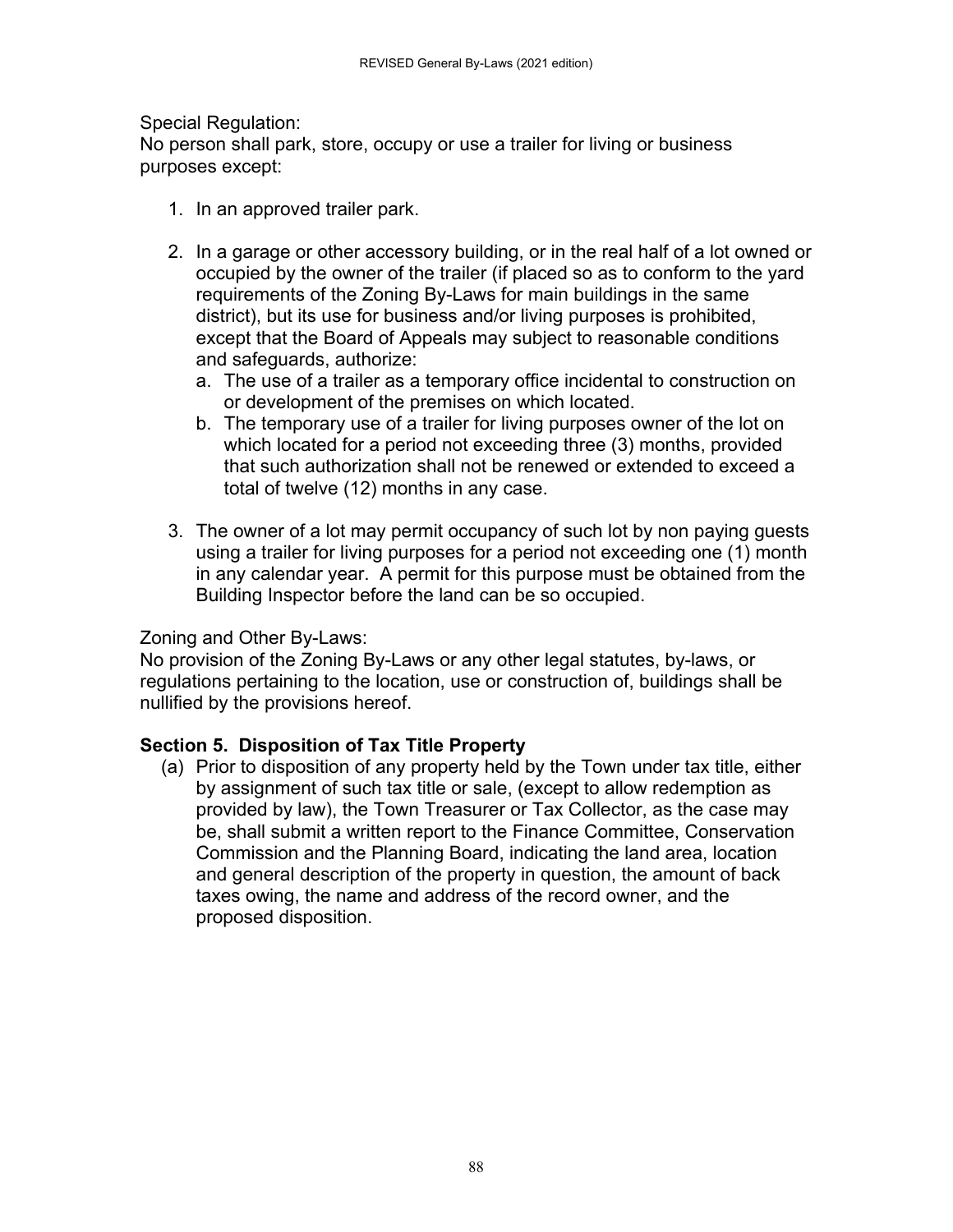Special Regulation:
No person shall park, store, occupy or use a trailer for living or business purposes except:

1. In an approved trailer park.

2. In a garage or other accessory building, or in the real half of a lot owned or occupied by the owner of the trailer (if placed so as to conform to the yard requirements of the Zoning By-Laws for main buildings in the same district), but its use for business and/or living purposes is prohibited, except that the Board of Appeals may subject to reasonable conditions and safeguards, authorize:
   a. The use of a trailer as a temporary office incidental to construction on or development of the premises on which located.
   b. The temporary use of a trailer for living purposes owner of the lot on which located for a period not exceeding three (3) months, provided that such authorization shall not be renewed or extended to exceed a total of twelve (12) months in any case.

3. The owner of a lot may permit occupancy of such lot by non paying guests using a trailer for living purposes for a period not exceeding one (1) month in any calendar year. A permit for this purpose must be obtained from the Building Inspector before the land can be so occupied.

Zoning and Other By-Laws:
No provision of the Zoning By-Laws or any other legal statutes, by-laws, or regulations pertaining to the location, use or construction of, buildings shall be nullified by the provisions hereof.

### Section 5. Disposition of Tax Title Property

(a) Prior to disposition of any property held by the Town under tax title, either by assignment of such tax title or sale, (except to allow redemption as provided by law), the Town Treasurer or Tax Collector, as the case may be, shall submit a written report to the Finance Committee, Conservation Commission and the Planning Board, indicating the land area, location and general description of the property in question, the amount of back taxes owing, the name and address of the record owner, and the proposed disposition.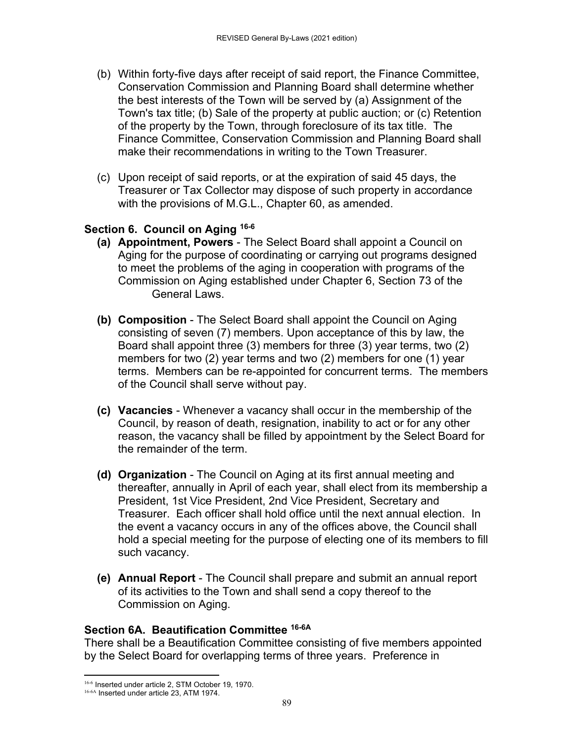(b) Within forty-five days after receipt of said report, the Finance Committee, Conservation Commission and Planning Board shall determine whether the best interests of the Town will be served by (a) Assignment of the Town's tax title; (b) Sale of the property at public auction; or (c) Retention of the property by the Town, through foreclosure of its tax title. The Finance Committee, Conservation Commission and Planning Board shall make their recommendations in writing to the Town Treasurer.

(c) Upon receipt of said reports, or at the expiration of said 45 days, the Treasurer or Tax Collector may dispose of such property in accordance with the provisions of M.G.L., Chapter 60, as amended.

### Section 6. Council on Aging [16-6]

**(a) Appointment, Powers** - The Select Board shall appoint a Council on Aging for the purpose of coordinating or carrying out programs designed to meet the problems of the aging in cooperation with programs of the Commission on Aging established under Chapter 6, Section 73 of the General Laws.

**(b) Composition** - The Select Board shall appoint the Council on Aging consisting of seven (7) members. Upon acceptance of this by law, the Board shall appoint three (3) members for three (3) year terms, two (2) members for two (2) year terms and two (2) members for one (1) year terms. Members can be re-appointed for concurrent terms. The members of the Council shall serve without pay.

**(c) Vacancies** - Whenever a vacancy shall occur in the membership of the Council, by reason of death, resignation, inability to act or for any other reason, the vacancy shall be filled by appointment by the Select Board for the remainder of the term.

**(d) Organization** - The Council on Aging at its first annual meeting and thereafter, annually in April of each year, shall elect from its membership a President, 1st Vice President, 2nd Vice President, Secretary and Treasurer. Each officer shall hold office until the next annual election. In the event a vacancy occurs in any of the offices above, the Council shall hold a special meeting for the purpose of electing one of its members to fill such vacancy.

**(e) Annual Report** - The Council shall prepare and submit an annual report of its activities to the Town and shall send a copy thereof to the Commission on Aging.

### Section 6A. Beautification Committee [16-6A]

There shall be a Beautification Committee consisting of five members appointed by the Select Board for overlapping terms of three years. Preference in

---

[16-6] Inserted under article 2, STM October 19, 1970.
[16-6A] Inserted under article 23, ATM 1974.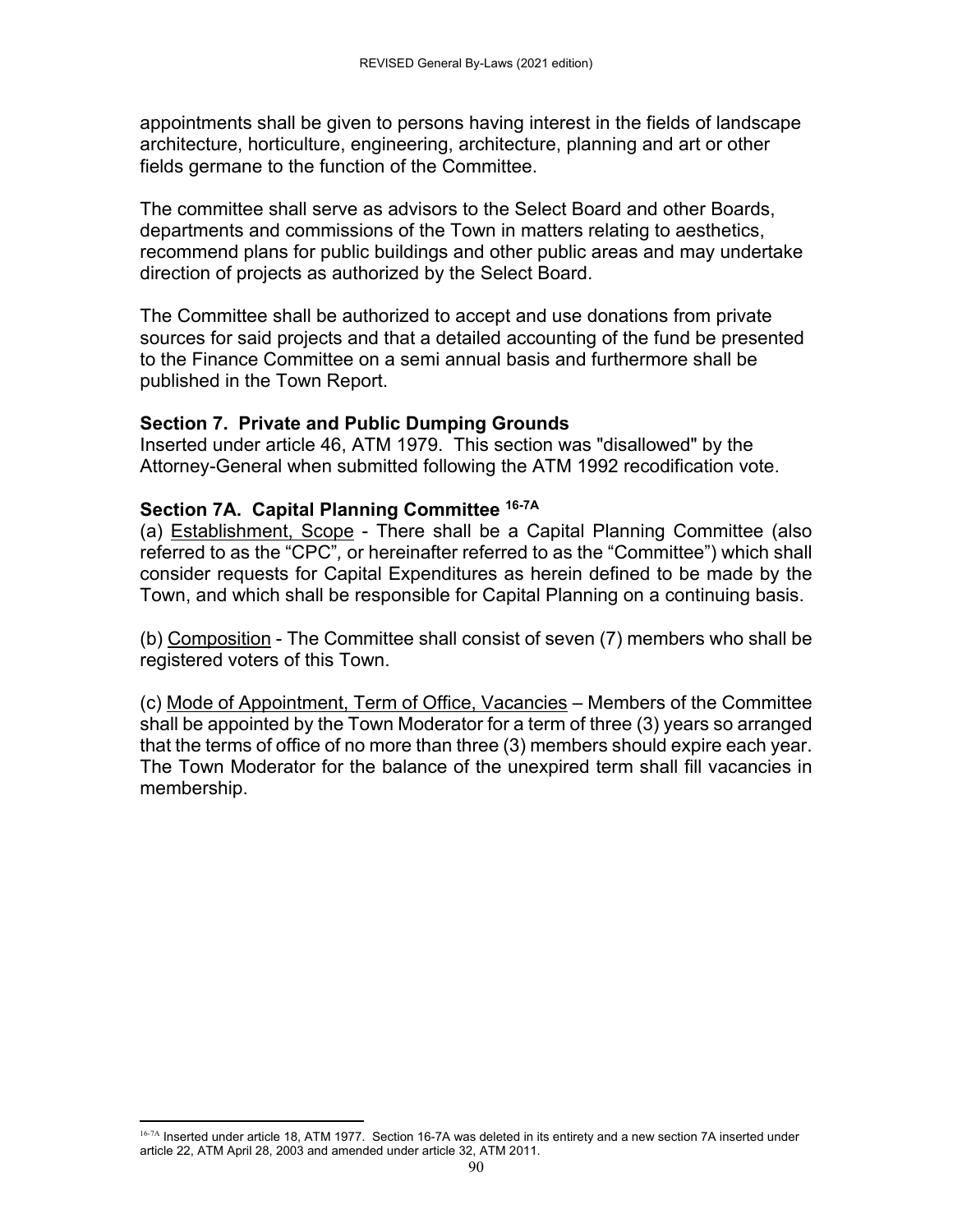appointments shall be given to persons having interest in the fields of landscape architecture, horticulture, engineering, architecture, planning and art or other fields germane to the function of the Committee.

The committee shall serve as advisors to the Select Board and other Boards, departments and commissions of the Town in matters relating to aesthetics, recommend plans for public buildings and other public areas and may undertake direction of projects as authorized by the Select Board.

The Committee shall be authorized to accept and use donations from private sources for said projects and that a detailed accounting of the fund be presented to the Finance Committee on a semi annual basis and furthermore shall be published in the Town Report.

### Section 7. Private and Public Dumping Grounds

Inserted under article 46, ATM 1979. This section was "disallowed" by the Attorney-General when submitted following the ATM 1992 recodification vote.

### Section 7A. Capital Planning Committee [16-7A]

(a) Establishment, Scope - There shall be a Capital Planning Committee (also referred to as the "CPC", or hereinafter referred to as the "Committee") which shall consider requests for Capital Expenditures as herein defined to be made by the Town, and which shall be responsible for Capital Planning on a continuing basis.

(b) Composition - The Committee shall consist of seven (7) members who shall be registered voters of this Town.

(c) Mode of Appointment, Term of Office, Vacancies – Members of the Committee shall be appointed by the Town Moderator for a term of three (3) years so arranged that the terms of office of no more than three (3) members should expire each year. The Town Moderator for the balance of the unexpired term shall fill vacancies in membership.

---

[16-7A] Inserted under article 18, ATM 1977. Section 16-7A was deleted in its entirety and a new section 7A inserted under article 22, ATM April 28, 2003 and amended under article 32, ATM 2011.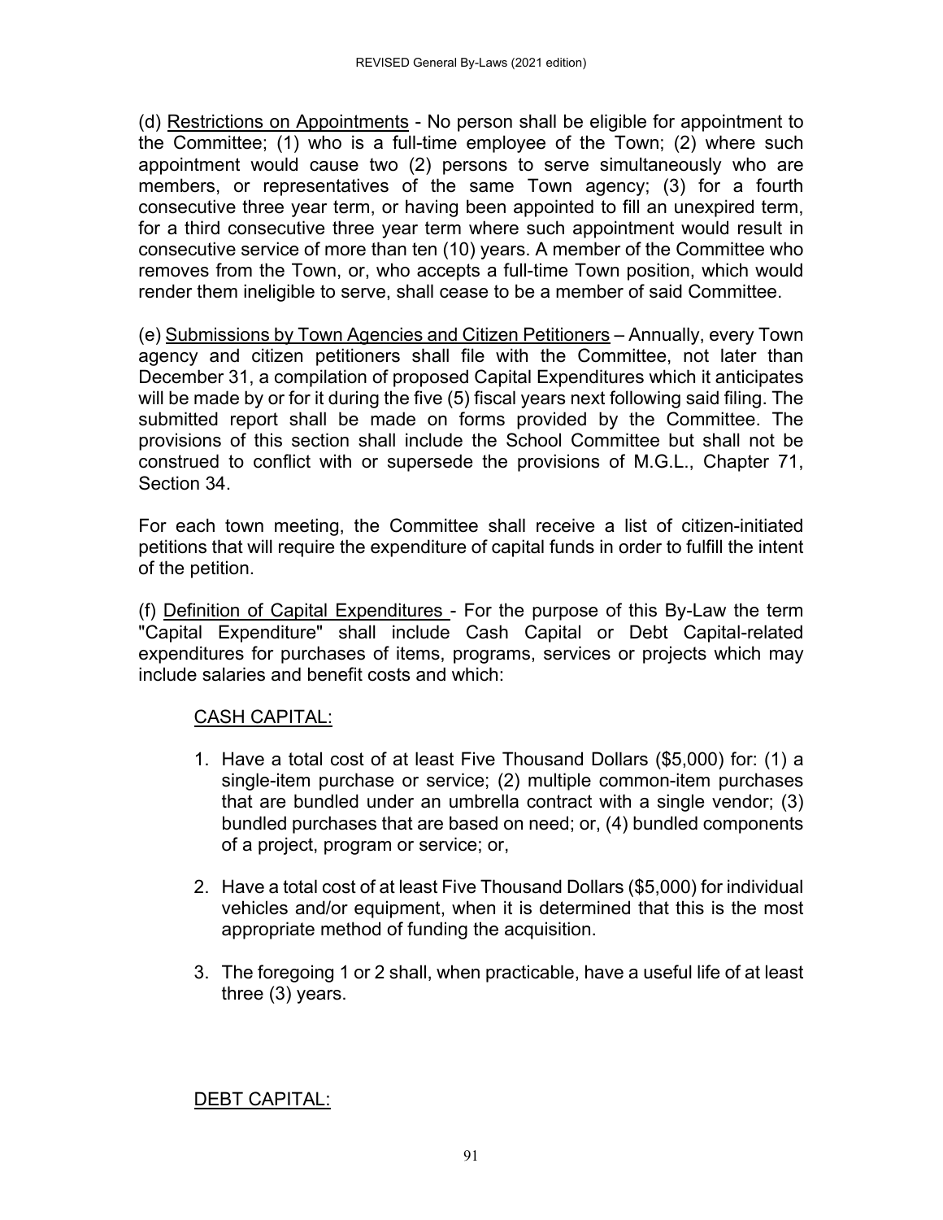(d) Restrictions on Appointments - No person shall be eligible for appointment to the Committee; (1) who is a full-time employee of the Town; (2) where such appointment would cause two (2) persons to serve simultaneously who are members, or representatives of the same Town agency; (3) for a fourth consecutive three year term, or having been appointed to fill an unexpired term, for a third consecutive three year term where such appointment would result in consecutive service of more than ten (10) years. A member of the Committee who removes from the Town, or, who accepts a full-time Town position, which would render them ineligible to serve, shall cease to be a member of said Committee.

(e) Submissions by Town Agencies and Citizen Petitioners – Annually, every Town agency and citizen petitioners shall file with the Committee, not later than December 31, a compilation of proposed Capital Expenditures which it anticipates will be made by or for it during the five (5) fiscal years next following said filing. The submitted report shall be made on forms provided by the Committee. The provisions of this section shall include the School Committee but shall not be construed to conflict with or supersede the provisions of M.G.L., Chapter 71, Section 34.

For each town meeting, the Committee shall receive a list of citizen-initiated petitions that will require the expenditure of capital funds in order to fulfill the intent of the petition.

(f) Definition of Capital Expenditures - For the purpose of this By-Law the term "Capital Expenditure" shall include Cash Capital or Debt Capital-related expenditures for purchases of items, programs, services or projects which may include salaries and benefit costs and which:

CASH CAPITAL:

1. Have a total cost of at least Five Thousand Dollars ($5,000) for: (1) a single-item purchase or service; (2) multiple common-item purchases that are bundled under an umbrella contract with a single vendor; (3) bundled purchases that are based on need; or, (4) bundled components of a project, program or service; or,

2. Have a total cost of at least Five Thousand Dollars ($5,000) for individual vehicles and/or equipment, when it is determined that this is the most appropriate method of funding the acquisition.

3. The foregoing 1 or 2 shall, when practicable, have a useful life of at least three (3) years.

DEBT CAPITAL: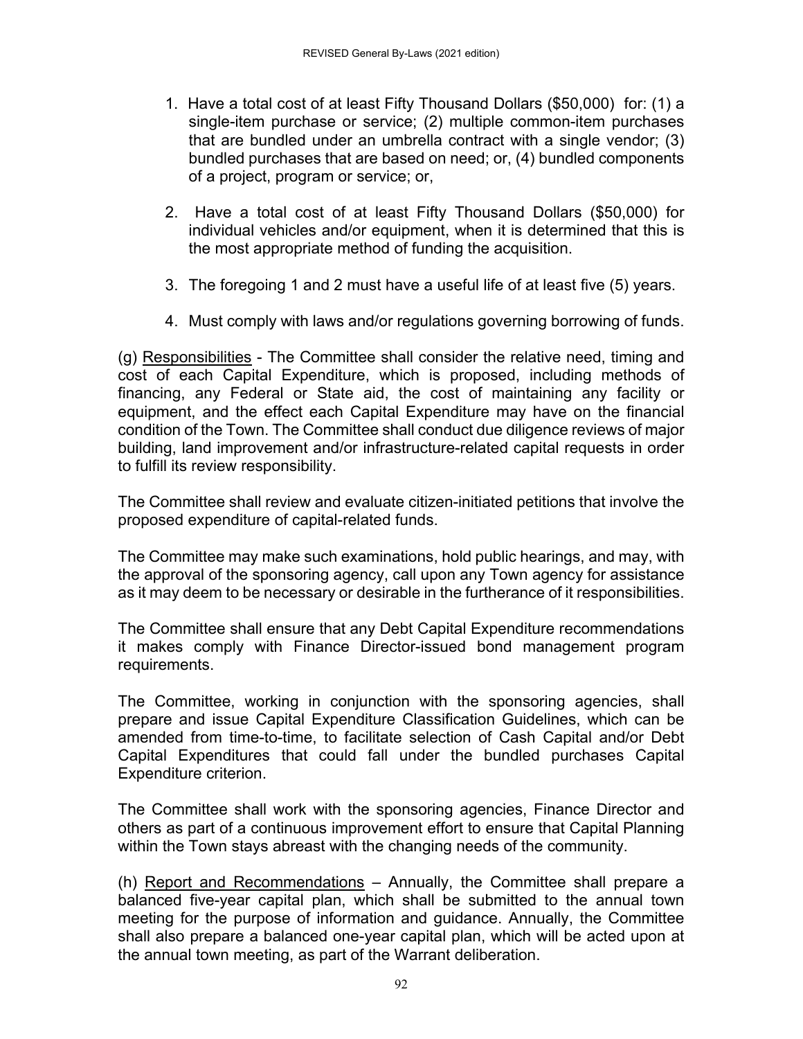1. Have a total cost of at least Fifty Thousand Dollars ($50,000) for: (1) a single-item purchase or service; (2) multiple common-item purchases that are bundled under an umbrella contract with a single vendor; (3) bundled purchases that are based on need; or, (4) bundled components of a project, program or service; or,

2. Have a total cost of at least Fifty Thousand Dollars ($50,000) for individual vehicles and/or equipment, when it is determined that this is the most appropriate method of funding the acquisition.

3. The foregoing 1 and 2 must have a useful life of at least five (5) years.

4. Must comply with laws and/or regulations governing borrowing of funds.

(g) <u>Responsibilities</u> - The Committee shall consider the relative need, timing and cost of each Capital Expenditure, which is proposed, including methods of financing, any Federal or State aid, the cost of maintaining any facility or equipment, and the effect each Capital Expenditure may have on the financial condition of the Town. The Committee shall conduct due diligence reviews of major building, land improvement and/or infrastructure-related capital requests in order to fulfill its review responsibility.

The Committee shall review and evaluate citizen-initiated petitions that involve the proposed expenditure of capital-related funds.

The Committee may make such examinations, hold public hearings, and may, with the approval of the sponsoring agency, call upon any Town agency for assistance as it may deem to be necessary or desirable in the furtherance of it responsibilities.

The Committee shall ensure that any Debt Capital Expenditure recommendations it makes comply with Finance Director-issued bond management program requirements.

The Committee, working in conjunction with the sponsoring agencies, shall prepare and issue Capital Expenditure Classification Guidelines, which can be amended from time-to-time, to facilitate selection of Cash Capital and/or Debt Capital Expenditures that could fall under the bundled purchases Capital Expenditure criterion.

The Committee shall work with the sponsoring agencies, Finance Director and others as part of a continuous improvement effort to ensure that Capital Planning within the Town stays abreast with the changing needs of the community.

(h) <u>Report and Recommendations</u> – Annually, the Committee shall prepare a balanced five-year capital plan, which shall be submitted to the annual town meeting for the purpose of information and guidance. Annually, the Committee shall also prepare a balanced one-year capital plan, which will be acted upon at the annual town meeting, as part of the Warrant deliberation.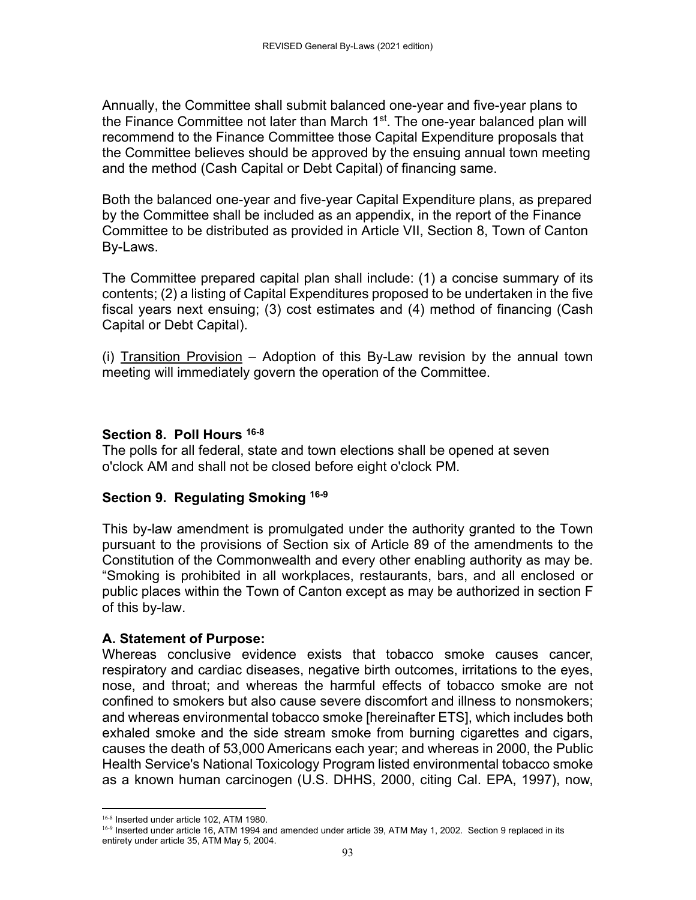Annually, the Committee shall submit balanced one-year and five-year plans to the Finance Committee not later than March 1st. The one-year balanced plan will recommend to the Finance Committee those Capital Expenditure proposals that the Committee believes should be approved by the ensuing annual town meeting and the method (Cash Capital or Debt Capital) of financing same.

Both the balanced one-year and five-year Capital Expenditure plans, as prepared by the Committee shall be included as an appendix, in the report of the Finance Committee to be distributed as provided in Article VII, Section 8, Town of Canton By-Laws.

The Committee prepared capital plan shall include: (1) a concise summary of its contents; (2) a listing of Capital Expenditures proposed to be undertaken in the five fiscal years next ensuing; (3) cost estimates and (4) method of financing (Cash Capital or Debt Capital).

(i) Transition Provision – Adoption of this By-Law revision by the annual town meeting will immediately govern the operation of the Committee.

### Section 8. Poll Hours [16-8]

The polls for all federal, state and town elections shall be opened at seven o'clock AM and shall not be closed before eight o'clock PM.

### Section 9. Regulating Smoking [16-9]

This by-law amendment is promulgated under the authority granted to the Town pursuant to the provisions of Section six of Article 89 of the amendments to the Constitution of the Commonwealth and every other enabling authority as may be. "Smoking is prohibited in all workplaces, restaurants, bars, and all enclosed or public places within the Town of Canton except as may be authorized in section F of this by-law.

**A. Statement of Purpose:**

Whereas conclusive evidence exists that tobacco smoke causes cancer, respiratory and cardiac diseases, negative birth outcomes, irritations to the eyes, nose, and throat; and whereas the harmful effects of tobacco smoke are not confined to smokers but also cause severe discomfort and illness to nonsmokers; and whereas environmental tobacco smoke [hereinafter ETS], which includes both exhaled smoke and the side stream smoke from burning cigarettes and cigars, causes the death of 53,000 Americans each year; and whereas in 2000, the Public Health Service's National Toxicology Program listed environmental tobacco smoke as a known human carcinogen (U.S. DHHS, 2000, citing Cal. EPA, 1997), now,

---

[16-8] Inserted under article 102, ATM 1980.

[16-9] Inserted under article 16, ATM 1994 and amended under article 39, ATM May 1, 2002. Section 9 replaced in its entirety under article 35, ATM May 5, 2004.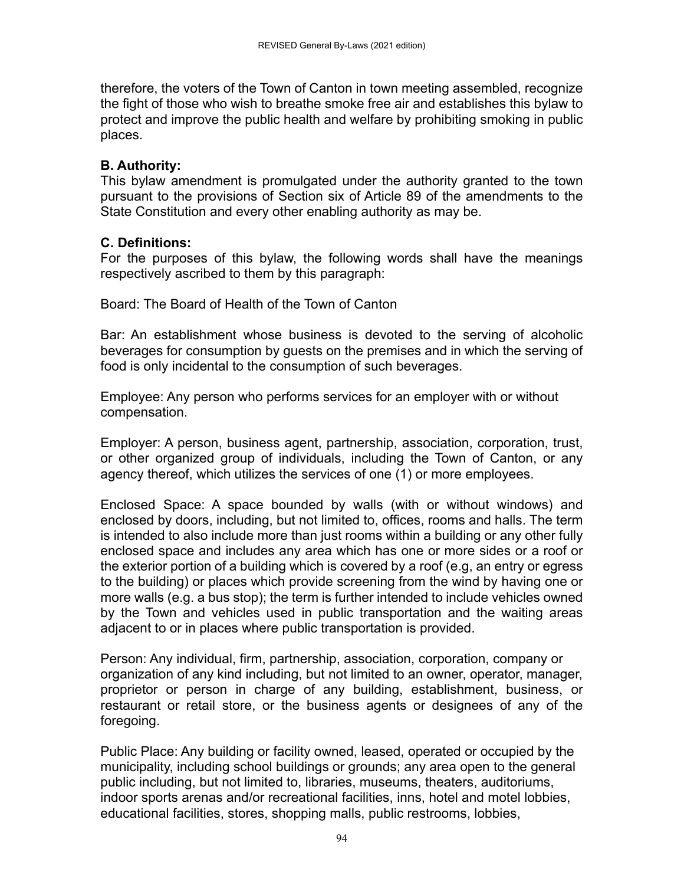therefore, the voters of the Town of Canton in town meeting assembled, recognize the fight of those who wish to breathe smoke free air and establishes this bylaw to protect and improve the public health and welfare by prohibiting smoking in public places.

**B. Authority:**
This bylaw amendment is promulgated under the authority granted to the town pursuant to the provisions of Section six of Article 89 of the amendments to the State Constitution and every other enabling authority as may be.

**C. Definitions:**
For the purposes of this bylaw, the following words shall have the meanings respectively ascribed to them by this paragraph:

Board: The Board of Health of the Town of Canton

Bar: An establishment whose business is devoted to the serving of alcoholic beverages for consumption by guests on the premises and in which the serving of food is only incidental to the consumption of such beverages.

Employee: Any person who performs services for an employer with or without compensation.

Employer: A person, business agent, partnership, association, corporation, trust, or other organized group of individuals, including the Town of Canton, or any agency thereof, which utilizes the services of one (1) or more employees.

Enclosed Space: A space bounded by walls (with or without windows) and enclosed by doors, including, but not limited to, offices, rooms and halls. The term is intended to also include more than just rooms within a building or any other fully enclosed space and includes any area which has one or more sides or a roof or the exterior portion of a building which is covered by a roof (e.g, an entry or egress to the building) or places which provide screening from the wind by having one or more walls (e.g. a bus stop); the term is further intended to include vehicles owned by the Town and vehicles used in public transportation and the waiting areas adjacent to or in places where public transportation is provided.

Person: Any individual, firm, partnership, association, corporation, company or organization of any kind including, but not limited to an owner, operator, manager, proprietor or person in charge of any building, establishment, business, or restaurant or retail store, or the business agents or designees of any of the foregoing.

Public Place: Any building or facility owned, leased, operated or occupied by the municipality, including school buildings or grounds; any area open to the general public including, but not limited to, libraries, museums, theaters, auditoriums, indoor sports arenas and/or recreational facilities, inns, hotel and motel lobbies, educational facilities, stores, shopping malls, public restrooms, lobbies,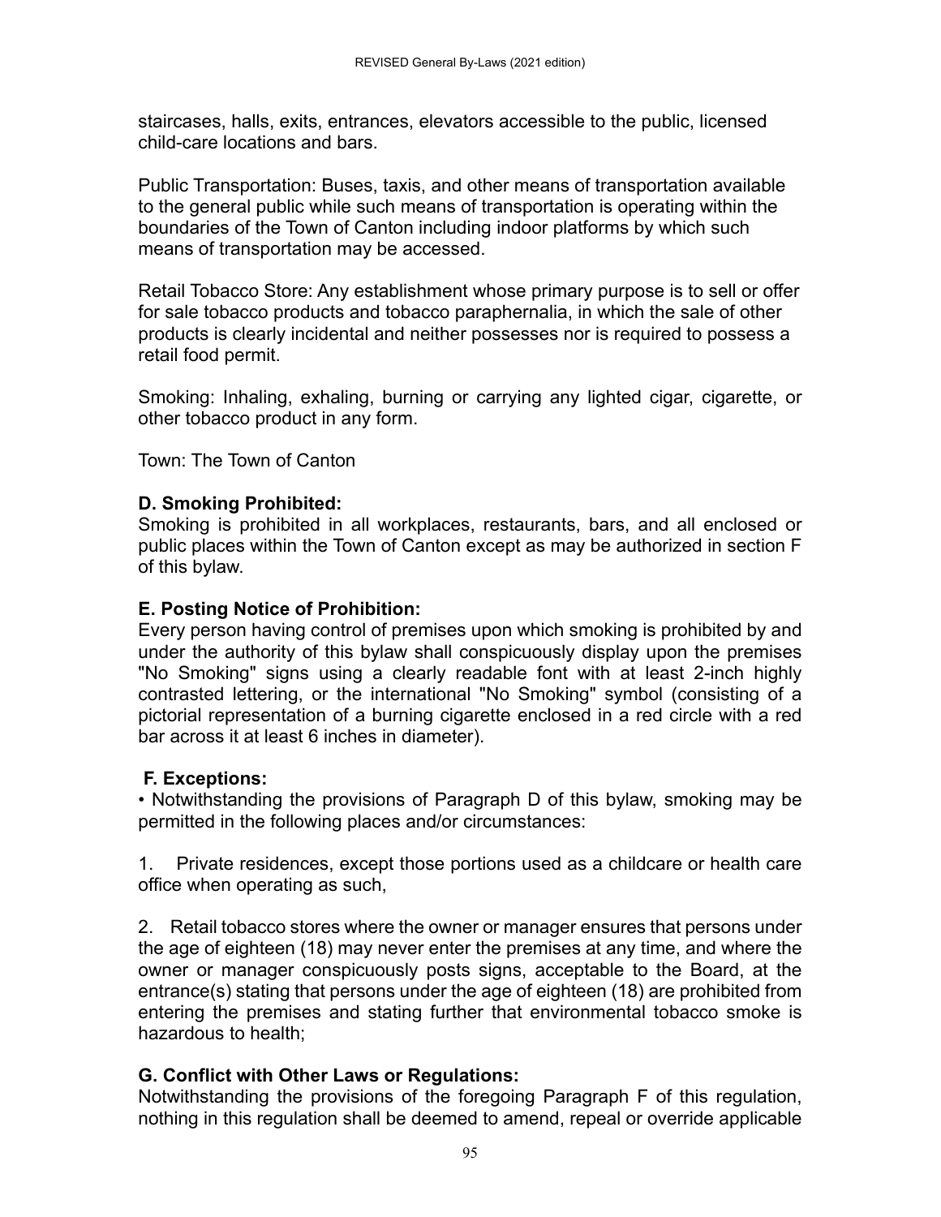staircases, halls, exits, entrances, elevators accessible to the public, licensed child-care locations and bars.

Public Transportation: Buses, taxis, and other means of transportation available to the general public while such means of transportation is operating within the boundaries of the Town of Canton including indoor platforms by which such means of transportation may be accessed.

Retail Tobacco Store: Any establishment whose primary purpose is to sell or offer for sale tobacco products and tobacco paraphernalia, in which the sale of other products is clearly incidental and neither possesses nor is required to possess a retail food permit.

Smoking: Inhaling, exhaling, burning or carrying any lighted cigar, cigarette, or other tobacco product in any form.

Town: The Town of Canton

**D. Smoking Prohibited:**
Smoking is prohibited in all workplaces, restaurants, bars, and all enclosed or public places within the Town of Canton except as may be authorized in section F of this bylaw.

**E. Posting Notice of Prohibition:**
Every person having control of premises upon which smoking is prohibited by and under the authority of this bylaw shall conspicuously display upon the premises "No Smoking" signs using a clearly readable font with at least 2-inch highly contrasted lettering, or the international "No Smoking" symbol (consisting of a pictorial representation of a burning cigarette enclosed in a red circle with a red bar across it at least 6 inches in diameter).

**F. Exceptions:**
• Notwithstanding the provisions of Paragraph D of this bylaw, smoking may be permitted in the following places and/or circumstances:

1. Private residences, except those portions used as a childcare or health care office when operating as such,

2. Retail tobacco stores where the owner or manager ensures that persons under the age of eighteen (18) may never enter the premises at any time, and where the owner or manager conspicuously posts signs, acceptable to the Board, at the entrance(s) stating that persons under the age of eighteen (18) are prohibited from entering the premises and stating further that environmental tobacco smoke is hazardous to health;

**G. Conflict with Other Laws or Regulations:**
Notwithstanding the provisions of the foregoing Paragraph F of this regulation, nothing in this regulation shall be deemed to amend, repeal or override applicable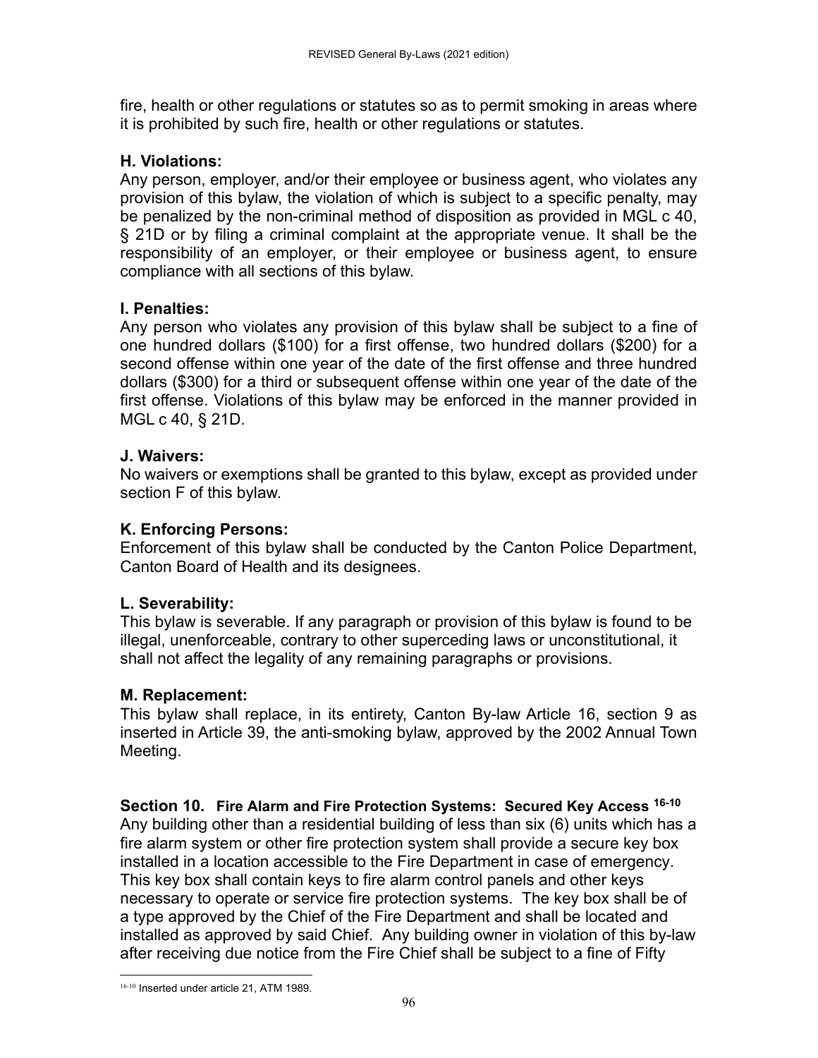fire, health or other regulations or statutes so as to permit smoking in areas where it is prohibited by such fire, health or other regulations or statutes.

**H. Violations:**
Any person, employer, and/or their employee or business agent, who violates any provision of this bylaw, the violation of which is subject to a specific penalty, may be penalized by the non-criminal method of disposition as provided in MGL c 40, § 21D or by filing a criminal complaint at the appropriate venue. It shall be the responsibility of an employer, or their employee or business agent, to ensure compliance with all sections of this bylaw.

**I. Penalties:**
Any person who violates any provision of this bylaw shall be subject to a fine of one hundred dollars ($100) for a first offense, two hundred dollars ($200) for a second offense within one year of the date of the first offense and three hundred dollars ($300) for a third or subsequent offense within one year of the date of the first offense. Violations of this bylaw may be enforced in the manner provided in MGL c 40, § 21D.

**J. Waivers:**
No waivers or exemptions shall be granted to this bylaw, except as provided under section F of this bylaw.

**K. Enforcing Persons:**
Enforcement of this bylaw shall be conducted by the Canton Police Department, Canton Board of Health and its designees.

**L. Severability:**
This bylaw is severable. If any paragraph or provision of this bylaw is found to be illegal, unenforceable, contrary to other superceding laws or unconstitutional, it shall not affect the legality of any remaining paragraphs or provisions.

**M. Replacement:**
This bylaw shall replace, in its entirety, Canton By-law Article 16, section 9 as inserted in Article 39, the anti-smoking bylaw, approved by the 2002 Annual Town Meeting.

**Section 10. Fire Alarm and Fire Protection Systems: Secured Key Access** [16-10]
Any building other than a residential building of less than six (6) units which has a fire alarm system or other fire protection system shall provide a secure key box installed in a location accessible to the Fire Department in case of emergency. This key box shall contain keys to fire alarm control panels and other keys necessary to operate or service fire protection systems. The key box shall be of a type approved by the Chief of the Fire Department and shall be located and installed as approved by said Chief. Any building owner in violation of this by-law after receiving due notice from the Fire Chief shall be subject to a fine of Fifty

[16-10] Inserted under article 21, ATM 1989.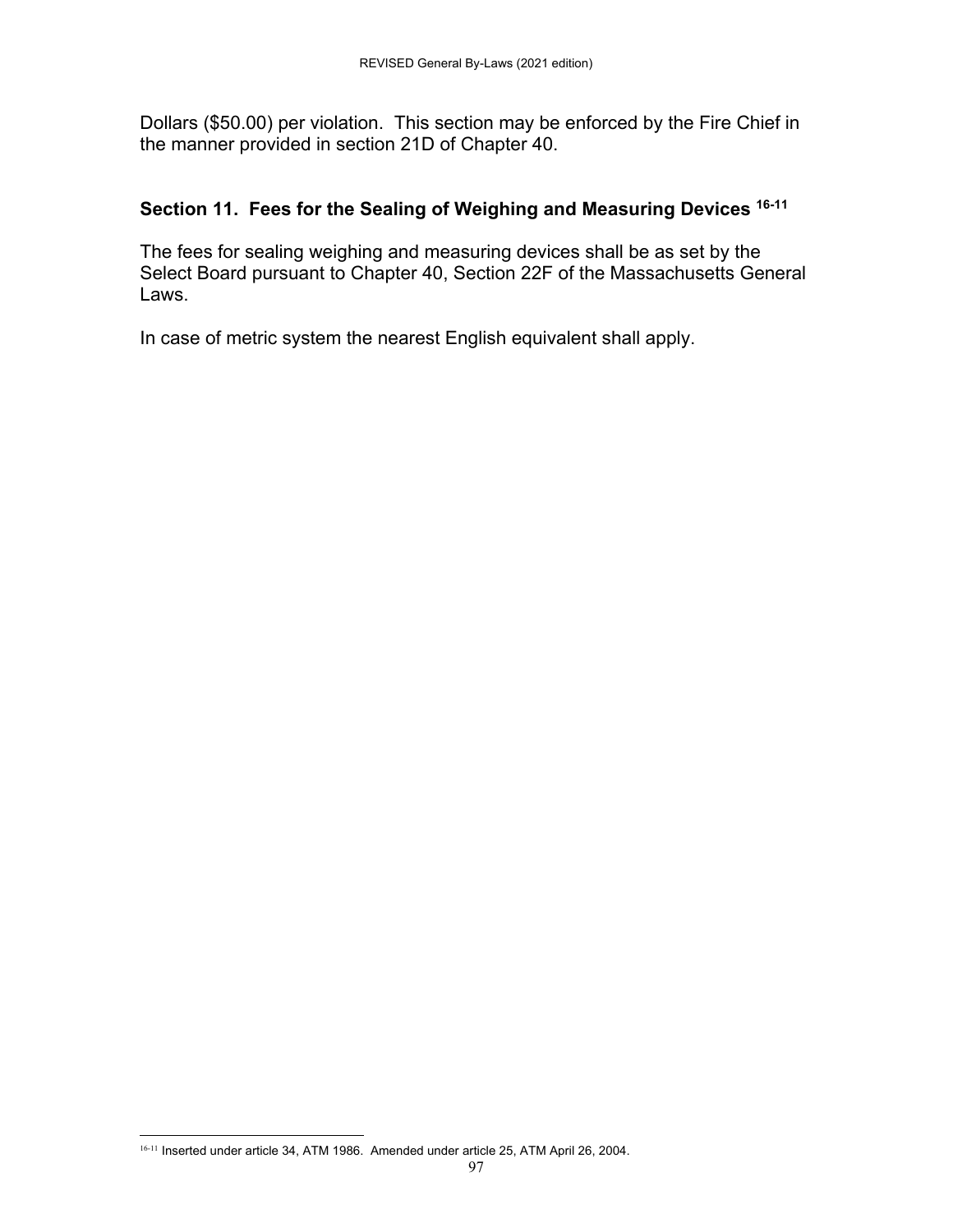Dollars ($50.00) per violation. This section may be enforced by the Fire Chief in the manner provided in section 21D of Chapter 40.

### Section 11. Fees for the Sealing of Weighing and Measuring Devices [16-11]

The fees for sealing weighing and measuring devices shall be as set by the Select Board pursuant to Chapter 40, Section 22F of the Massachusetts General Laws.

In case of metric system the nearest English equivalent shall apply.

---

[16-11] Inserted under article 34, ATM 1986. Amended under article 25, ATM April 26, 2004.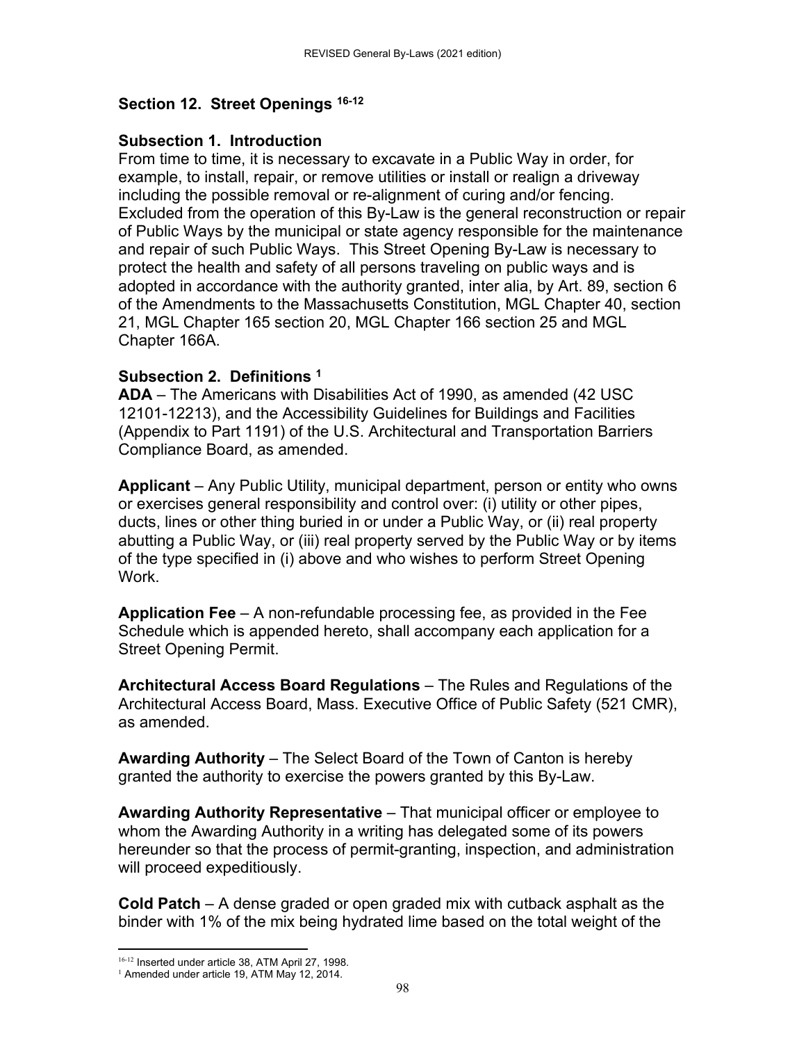## Section 12. Street Openings [16-12]

### Subsection 1. Introduction

From time to time, it is necessary to excavate in a Public Way in order, for example, to install, repair, or remove utilities or install or realign a driveway including the possible removal or re-alignment of curing and/or fencing. Excluded from the operation of this By-Law is the general reconstruction or repair of Public Ways by the municipal or state agency responsible for the maintenance and repair of such Public Ways. This Street Opening By-Law is necessary to protect the health and safety of all persons traveling on public ways and is adopted in accordance with the authority granted, inter alia, by Art. 89, section 6 of the Amendments to the Massachusetts Constitution, MGL Chapter 40, section 21, MGL Chapter 165 section 20, MGL Chapter 166 section 25 and MGL Chapter 166A.

### Subsection 2. Definitions [1]

**ADA** – The Americans with Disabilities Act of 1990, as amended (42 USC 12101-12213), and the Accessibility Guidelines for Buildings and Facilities (Appendix to Part 1191) of the U.S. Architectural and Transportation Barriers Compliance Board, as amended.

**Applicant** – Any Public Utility, municipal department, person or entity who owns or exercises general responsibility and control over: (i) utility or other pipes, ducts, lines or other thing buried in or under a Public Way, or (ii) real property abutting a Public Way, or (iii) real property served by the Public Way or by items of the type specified in (i) above and who wishes to perform Street Opening Work.

**Application Fee** – A non-refundable processing fee, as provided in the Fee Schedule which is appended hereto, shall accompany each application for a Street Opening Permit.

**Architectural Access Board Regulations** – The Rules and Regulations of the Architectural Access Board, Mass. Executive Office of Public Safety (521 CMR), as amended.

**Awarding Authority** – The Select Board of the Town of Canton is hereby granted the authority to exercise the powers granted by this By-Law.

**Awarding Authority Representative** – That municipal officer or employee to whom the Awarding Authority in a writing has delegated some of its powers hereunder so that the process of permit-granting, inspection, and administration will proceed expeditiously.

**Cold Patch** – A dense graded or open graded mix with cutback asphalt as the binder with 1% of the mix being hydrated lime based on the total weight of the

---

[16-12] Inserted under article 38, ATM April 27, 1998.

[1] Amended under article 19, ATM May 12, 2014.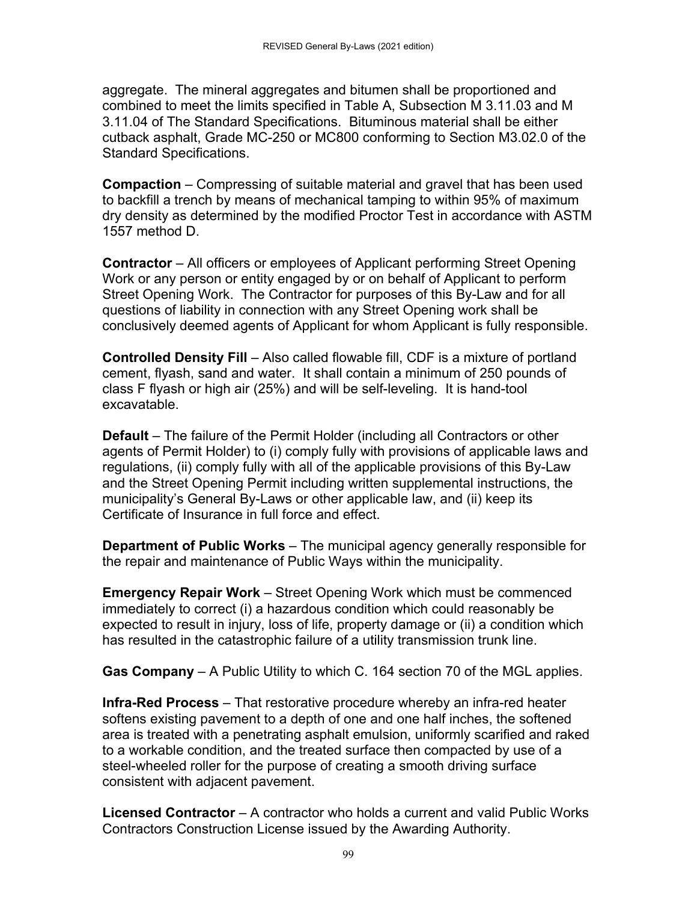aggregate. The mineral aggregates and bitumen shall be proportioned and combined to meet the limits specified in Table A, Subsection M 3.11.03 and M 3.11.04 of The Standard Specifications. Bituminous material shall be either cutback asphalt, Grade MC-250 or MC800 conforming to Section M3.02.0 of the Standard Specifications.

**Compaction** – Compressing of suitable material and gravel that has been used to backfill a trench by means of mechanical tamping to within 95% of maximum dry density as determined by the modified Proctor Test in accordance with ASTM 1557 method D.

**Contractor** – All officers or employees of Applicant performing Street Opening Work or any person or entity engaged by or on behalf of Applicant to perform Street Opening Work. The Contractor for purposes of this By-Law and for all questions of liability in connection with any Street Opening work shall be conclusively deemed agents of Applicant for whom Applicant is fully responsible.

**Controlled Density Fill** – Also called flowable fill, CDF is a mixture of portland cement, flyash, sand and water. It shall contain a minimum of 250 pounds of class F flyash or high air (25%) and will be self-leveling. It is hand-tool excavatable.

**Default** – The failure of the Permit Holder (including all Contractors or other agents of Permit Holder) to (i) comply fully with provisions of applicable laws and regulations, (ii) comply fully with all of the applicable provisions of this By-Law and the Street Opening Permit including written supplemental instructions, the municipality's General By-Laws or other applicable law, and (ii) keep its Certificate of Insurance in full force and effect.

**Department of Public Works** – The municipal agency generally responsible for the repair and maintenance of Public Ways within the municipality.

**Emergency Repair Work** – Street Opening Work which must be commenced immediately to correct (i) a hazardous condition which could reasonably be expected to result in injury, loss of life, property damage or (ii) a condition which has resulted in the catastrophic failure of a utility transmission trunk line.

**Gas Company** – A Public Utility to which C. 164 section 70 of the MGL applies.

**Infra-Red Process** – That restorative procedure whereby an infra-red heater softens existing pavement to a depth of one and one half inches, the softened area is treated with a penetrating asphalt emulsion, uniformly scarified and raked to a workable condition, and the treated surface then compacted by use of a steel-wheeled roller for the purpose of creating a smooth driving surface consistent with adjacent pavement.

**Licensed Contractor** – A contractor who holds a current and valid Public Works Contractors Construction License issued by the Awarding Authority.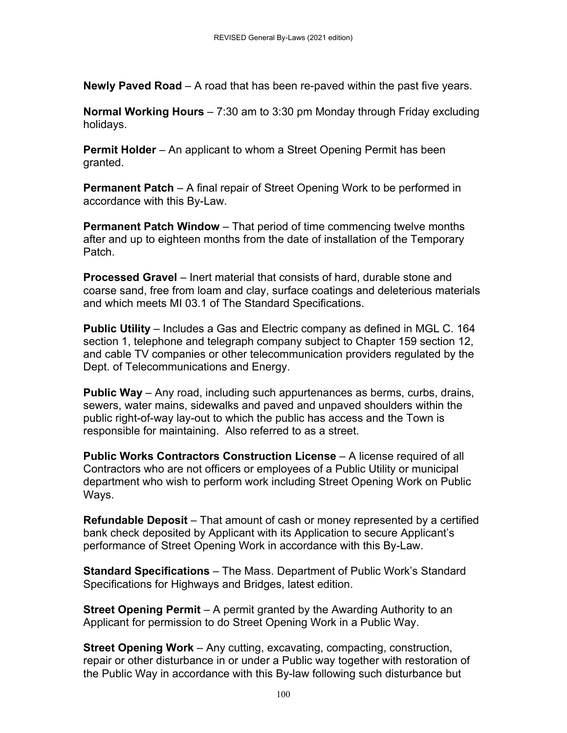**Newly Paved Road** – A road that has been re-paved within the past five years.

**Normal Working Hours** – 7:30 am to 3:30 pm Monday through Friday excluding holidays.

**Permit Holder** – An applicant to whom a Street Opening Permit has been granted.

**Permanent Patch** – A final repair of Street Opening Work to be performed in accordance with this By-Law.

**Permanent Patch Window** – That period of time commencing twelve months after and up to eighteen months from the date of installation of the Temporary Patch.

**Processed Gravel** – Inert material that consists of hard, durable stone and coarse sand, free from loam and clay, surface coatings and deleterious materials and which meets MI 03.1 of The Standard Specifications.

**Public Utility** – Includes a Gas and Electric company as defined in MGL C. 164 section 1, telephone and telegraph company subject to Chapter 159 section 12, and cable TV companies or other telecommunication providers regulated by the Dept. of Telecommunications and Energy.

**Public Way** – Any road, including such appurtenances as berms, curbs, drains, sewers, water mains, sidewalks and paved and unpaved shoulders within the public right-of-way lay-out to which the public has access and the Town is responsible for maintaining. Also referred to as a street.

**Public Works Contractors Construction License** – A license required of all Contractors who are not officers or employees of a Public Utility or municipal department who wish to perform work including Street Opening Work on Public Ways.

**Refundable Deposit** – That amount of cash or money represented by a certified bank check deposited by Applicant with its Application to secure Applicant's performance of Street Opening Work in accordance with this By-Law.

**Standard Specifications** – The Mass. Department of Public Work's Standard Specifications for Highways and Bridges, latest edition.

**Street Opening Permit** – A permit granted by the Awarding Authority to an Applicant for permission to do Street Opening Work in a Public Way.

**Street Opening Work** – Any cutting, excavating, compacting, construction, repair or other disturbance in or under a Public way together with restoration of the Public Way in accordance with this By-law following such disturbance but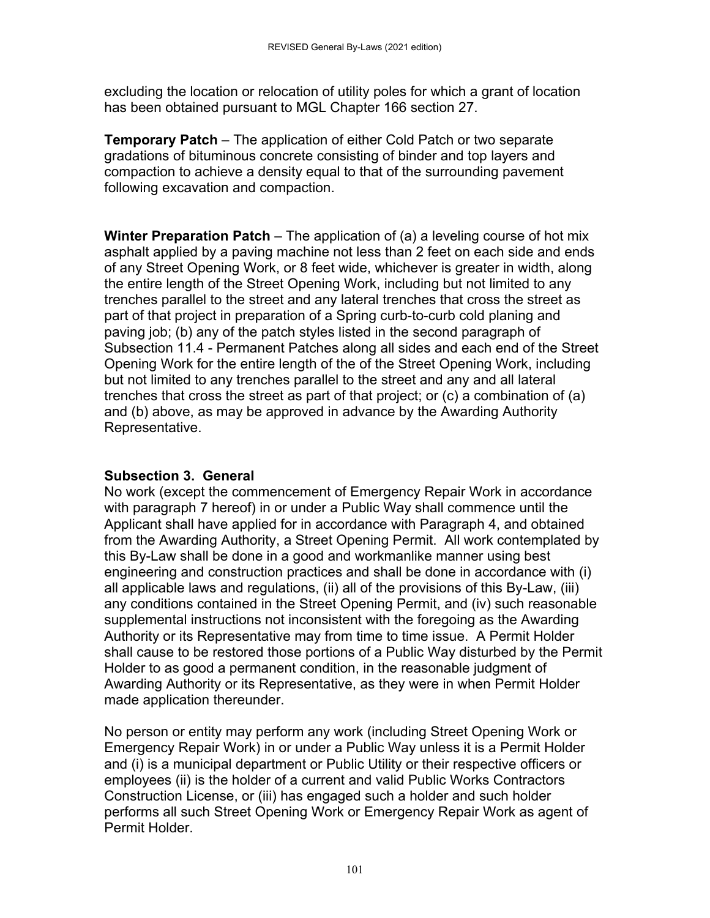excluding the location or relocation of utility poles for which a grant of location has been obtained pursuant to MGL Chapter 166 section 27.

**Temporary Patch** – The application of either Cold Patch or two separate gradations of bituminous concrete consisting of binder and top layers and compaction to achieve a density equal to that of the surrounding pavement following excavation and compaction.

**Winter Preparation Patch** – The application of (a) a leveling course of hot mix asphalt applied by a paving machine not less than 2 feet on each side and ends of any Street Opening Work, or 8 feet wide, whichever is greater in width, along the entire length of the Street Opening Work, including but not limited to any trenches parallel to the street and any lateral trenches that cross the street as part of that project in preparation of a Spring curb-to-curb cold planing and paving job; (b) any of the patch styles listed in the second paragraph of Subsection 11.4 - Permanent Patches along all sides and each end of the Street Opening Work for the entire length of the of the Street Opening Work, including but not limited to any trenches parallel to the street and any and all lateral trenches that cross the street as part of that project; or (c) a combination of (a) and (b) above, as may be approved in advance by the Awarding Authority Representative.

### Subsection 3. General

No work (except the commencement of Emergency Repair Work in accordance with paragraph 7 hereof) in or under a Public Way shall commence until the Applicant shall have applied for in accordance with Paragraph 4, and obtained from the Awarding Authority, a Street Opening Permit. All work contemplated by this By-Law shall be done in a good and workmanlike manner using best engineering and construction practices and shall be done in accordance with (i) all applicable laws and regulations, (ii) all of the provisions of this By-Law, (iii) any conditions contained in the Street Opening Permit, and (iv) such reasonable supplemental instructions not inconsistent with the foregoing as the Awarding Authority or its Representative may from time to time issue. A Permit Holder shall cause to be restored those portions of a Public Way disturbed by the Permit Holder to as good a permanent condition, in the reasonable judgment of Awarding Authority or its Representative, as they were in when Permit Holder made application thereunder.

No person or entity may perform any work (including Street Opening Work or Emergency Repair Work) in or under a Public Way unless it is a Permit Holder and (i) is a municipal department or Public Utility or their respective officers or employees (ii) is the holder of a current and valid Public Works Contractors Construction License, or (iii) has engaged such a holder and such holder performs all such Street Opening Work or Emergency Repair Work as agent of Permit Holder.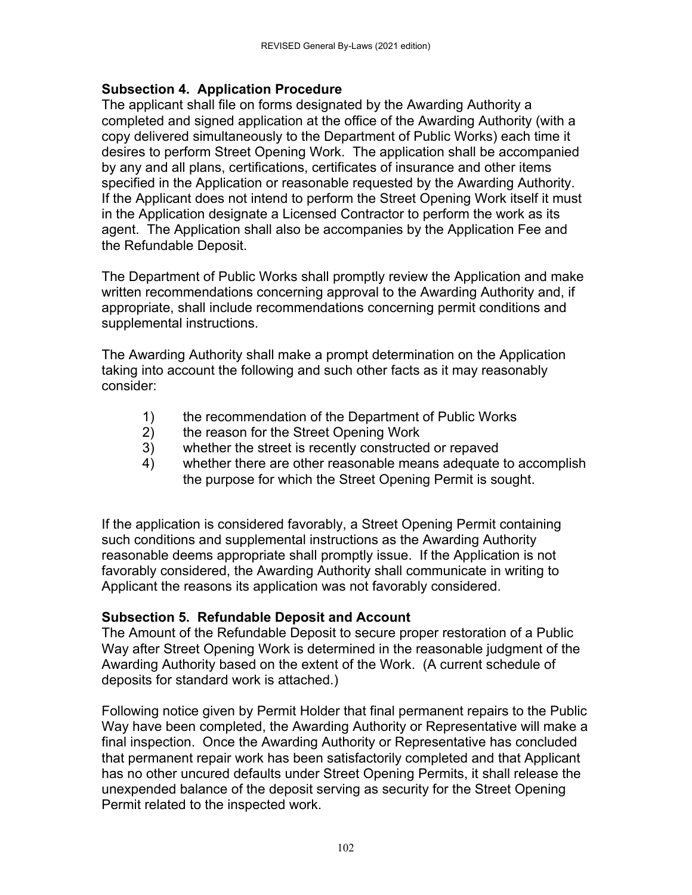### Subsection 4. Application Procedure

The applicant shall file on forms designated by the Awarding Authority a completed and signed application at the office of the Awarding Authority (with a copy delivered simultaneously to the Department of Public Works) each time it desires to perform Street Opening Work. The application shall be accompanied by any and all plans, certifications, certificates of insurance and other items specified in the Application or reasonable requested by the Awarding Authority. If the Applicant does not intend to perform the Street Opening Work itself it must in the Application designate a Licensed Contractor to perform the work as its agent. The Application shall also be accompanies by the Application Fee and the Refundable Deposit.

The Department of Public Works shall promptly review the Application and make written recommendations concerning approval to the Awarding Authority and, if appropriate, shall include recommendations concerning permit conditions and supplemental instructions.

The Awarding Authority shall make a prompt determination on the Application taking into account the following and such other facts as it may reasonably consider:

1) the recommendation of the Department of Public Works
2) the reason for the Street Opening Work
3) whether the street is recently constructed or repaved
4) whether there are other reasonable means adequate to accomplish the purpose for which the Street Opening Permit is sought.

If the application is considered favorably, a Street Opening Permit containing such conditions and supplemental instructions as the Awarding Authority reasonable deems appropriate shall promptly issue. If the Application is not favorably considered, the Awarding Authority shall communicate in writing to Applicant the reasons its application was not favorably considered.

### Subsection 5. Refundable Deposit and Account

The Amount of the Refundable Deposit to secure proper restoration of a Public Way after Street Opening Work is determined in the reasonable judgment of the Awarding Authority based on the extent of the Work. (A current schedule of deposits for standard work is attached.)

Following notice given by Permit Holder that final permanent repairs to the Public Way have been completed, the Awarding Authority or Representative will make a final inspection. Once the Awarding Authority or Representative has concluded that permanent repair work has been satisfactorily completed and that Applicant has no other uncured defaults under Street Opening Permits, it shall release the unexpended balance of the deposit serving as security for the Street Opening Permit related to the inspected work.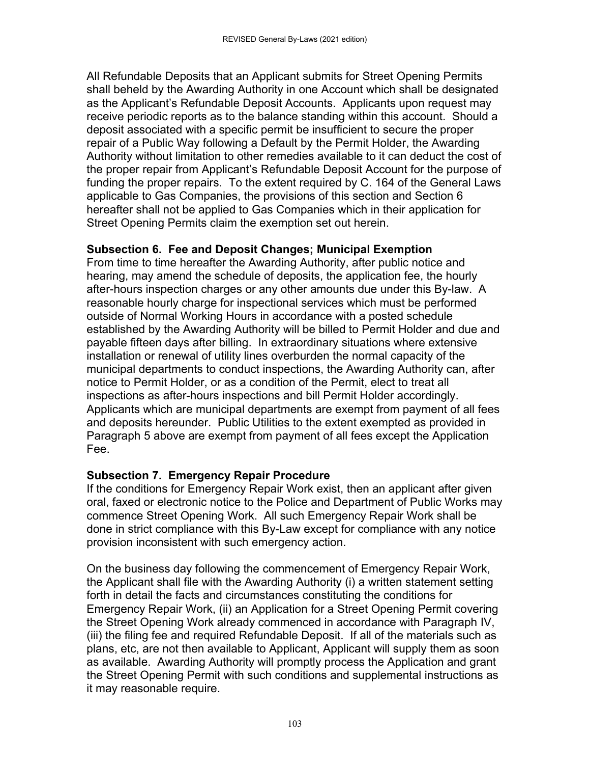All Refundable Deposits that an Applicant submits for Street Opening Permits shall beheld by the Awarding Authority in one Account which shall be designated as the Applicant's Refundable Deposit Accounts. Applicants upon request may receive periodic reports as to the balance standing within this account. Should a deposit associated with a specific permit be insufficient to secure the proper repair of a Public Way following a Default by the Permit Holder, the Awarding Authority without limitation to other remedies available to it can deduct the cost of the proper repair from Applicant's Refundable Deposit Account for the purpose of funding the proper repairs. To the extent required by C. 164 of the General Laws applicable to Gas Companies, the provisions of this section and Section 6 hereafter shall not be applied to Gas Companies which in their application for Street Opening Permits claim the exemption set out herein.

**Subsection 6. Fee and Deposit Changes; Municipal Exemption**
From time to time hereafter the Awarding Authority, after public notice and hearing, may amend the schedule of deposits, the application fee, the hourly after-hours inspection charges or any other amounts due under this By-law. A reasonable hourly charge for inspectional services which must be performed outside of Normal Working Hours in accordance with a posted schedule established by the Awarding Authority will be billed to Permit Holder and due and payable fifteen days after billing. In extraordinary situations where extensive installation or renewal of utility lines overburden the normal capacity of the municipal departments to conduct inspections, the Awarding Authority can, after notice to Permit Holder, or as a condition of the Permit, elect to treat all inspections as after-hours inspections and bill Permit Holder accordingly. Applicants which are municipal departments are exempt from payment of all fees and deposits hereunder. Public Utilities to the extent exempted as provided in Paragraph 5 above are exempt from payment of all fees except the Application Fee.

**Subsection 7. Emergency Repair Procedure**
If the conditions for Emergency Repair Work exist, then an applicant after given oral, faxed or electronic notice to the Police and Department of Public Works may commence Street Opening Work. All such Emergency Repair Work shall be done in strict compliance with this By-Law except for compliance with any notice provision inconsistent with such emergency action.

On the business day following the commencement of Emergency Repair Work, the Applicant shall file with the Awarding Authority (i) a written statement setting forth in detail the facts and circumstances constituting the conditions for Emergency Repair Work, (ii) an Application for a Street Opening Permit covering the Street Opening Work already commenced in accordance with Paragraph IV, (iii) the filing fee and required Refundable Deposit. If all of the materials such as plans, etc, are not then available to Applicant, Applicant will supply them as soon as available. Awarding Authority will promptly process the Application and grant the Street Opening Permit with such conditions and supplemental instructions as it may reasonable require.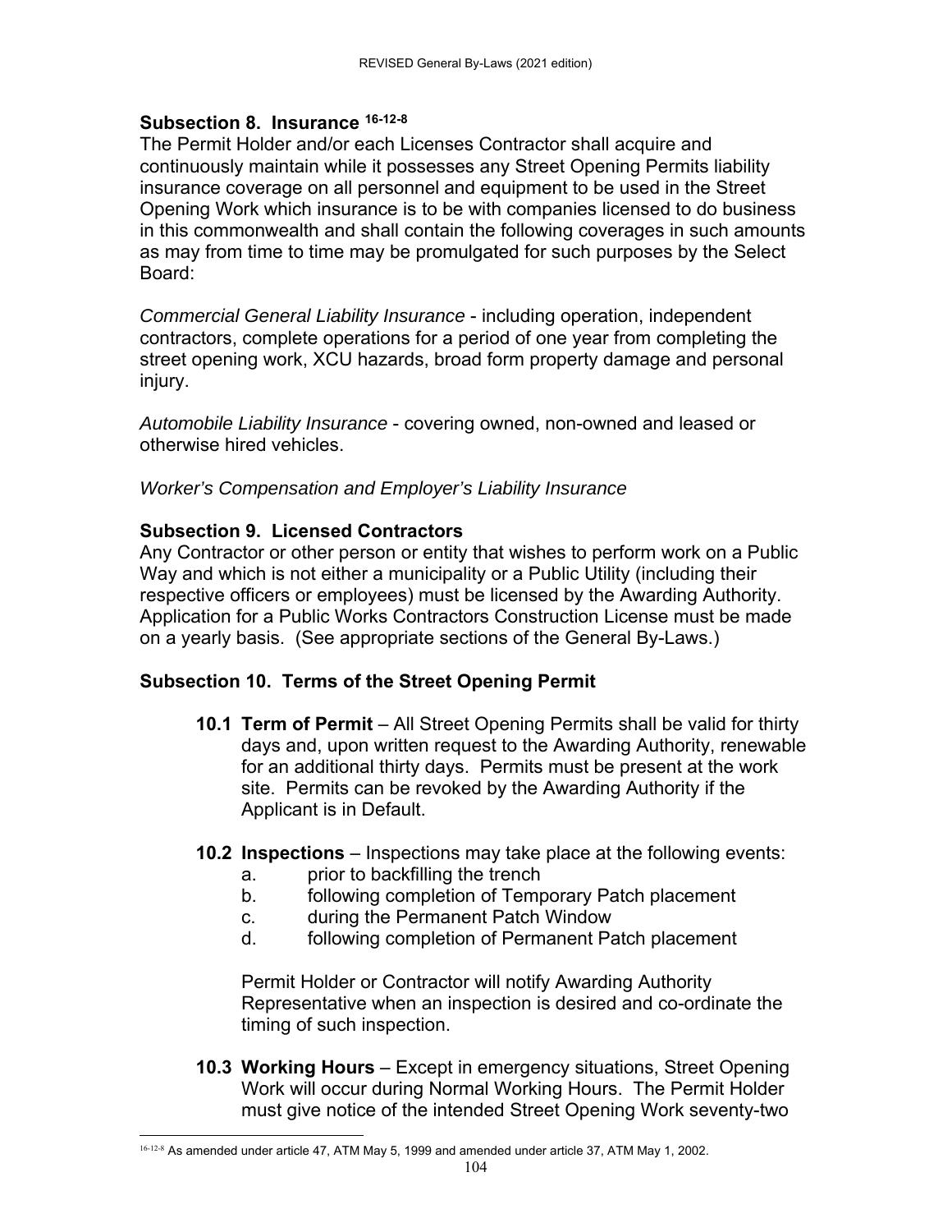### Subsection 8. Insurance [16-12-8]

The Permit Holder and/or each Licenses Contractor shall acquire and continuously maintain while it possesses any Street Opening Permits liability insurance coverage on all personnel and equipment to be used in the Street Opening Work which insurance is to be with companies licensed to do business in this commonwealth and shall contain the following coverages in such amounts as may from time to time may be promulgated for such purposes by the Select Board:

*Commercial General Liability Insurance* - including operation, independent contractors, complete operations for a period of one year from completing the street opening work, XCU hazards, broad form property damage and personal injury.

*Automobile Liability Insurance* - covering owned, non-owned and leased or otherwise hired vehicles.

*Worker's Compensation and Employer's Liability Insurance*

### Subsection 9. Licensed Contractors

Any Contractor or other person or entity that wishes to perform work on a Public Way and which is not either a municipality or a Public Utility (including their respective officers or employees) must be licensed by the Awarding Authority. Application for a Public Works Contractors Construction License must be made on a yearly basis. (See appropriate sections of the General By-Laws.)

### Subsection 10. Terms of the Street Opening Permit

**10.1 Term of Permit** – All Street Opening Permits shall be valid for thirty days and, upon written request to the Awarding Authority, renewable for an additional thirty days. Permits must be present at the work site. Permits can be revoked by the Awarding Authority if the Applicant is in Default.

**10.2 Inspections** – Inspections may take place at the following events:

a. prior to backfilling the trench
b. following completion of Temporary Patch placement
c. during the Permanent Patch Window
d. following completion of Permanent Patch placement

Permit Holder or Contractor will notify Awarding Authority Representative when an inspection is desired and co-ordinate the timing of such inspection.

**10.3 Working Hours** – Except in emergency situations, Street Opening Work will occur during Normal Working Hours. The Permit Holder must give notice of the intended Street Opening Work seventy-two

[16-12-8] As amended under article 47, ATM May 5, 1999 and amended under article 37, ATM May 1, 2002.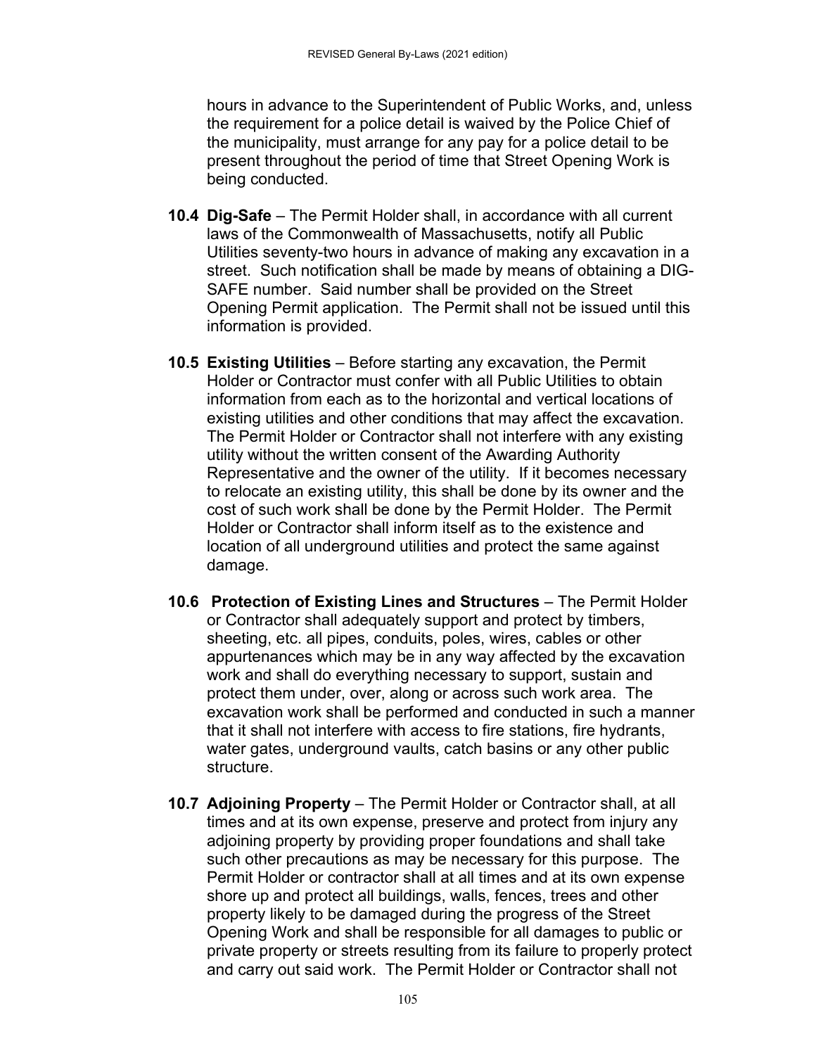hours in advance to the Superintendent of Public Works, and, unless the requirement for a police detail is waived by the Police Chief of the municipality, must arrange for any pay for a police detail to be present throughout the period of time that Street Opening Work is being conducted.

**10.4 Dig-Safe** – The Permit Holder shall, in accordance with all current laws of the Commonwealth of Massachusetts, notify all Public Utilities seventy-two hours in advance of making any excavation in a street. Such notification shall be made by means of obtaining a DIG-SAFE number. Said number shall be provided on the Street Opening Permit application. The Permit shall not be issued until this information is provided.

**10.5 Existing Utilities** – Before starting any excavation, the Permit Holder or Contractor must confer with all Public Utilities to obtain information from each as to the horizontal and vertical locations of existing utilities and other conditions that may affect the excavation. The Permit Holder or Contractor shall not interfere with any existing utility without the written consent of the Awarding Authority Representative and the owner of the utility. If it becomes necessary to relocate an existing utility, this shall be done by its owner and the cost of such work shall be done by the Permit Holder. The Permit Holder or Contractor shall inform itself as to the existence and location of all underground utilities and protect the same against damage.

**10.6 Protection of Existing Lines and Structures** – The Permit Holder or Contractor shall adequately support and protect by timbers, sheeting, etc. all pipes, conduits, poles, wires, cables or other appurtenances which may be in any way affected by the excavation work and shall do everything necessary to support, sustain and protect them under, over, along or across such work area. The excavation work shall be performed and conducted in such a manner that it shall not interfere with access to fire stations, fire hydrants, water gates, underground vaults, catch basins or any other public structure.

**10.7 Adjoining Property** – The Permit Holder or Contractor shall, at all times and at its own expense, preserve and protect from injury any adjoining property by providing proper foundations and shall take such other precautions as may be necessary for this purpose. The Permit Holder or contractor shall at all times and at its own expense shore up and protect all buildings, walls, fences, trees and other property likely to be damaged during the progress of the Street Opening Work and shall be responsible for all damages to public or private property or streets resulting from its failure to properly protect and carry out said work. The Permit Holder or Contractor shall not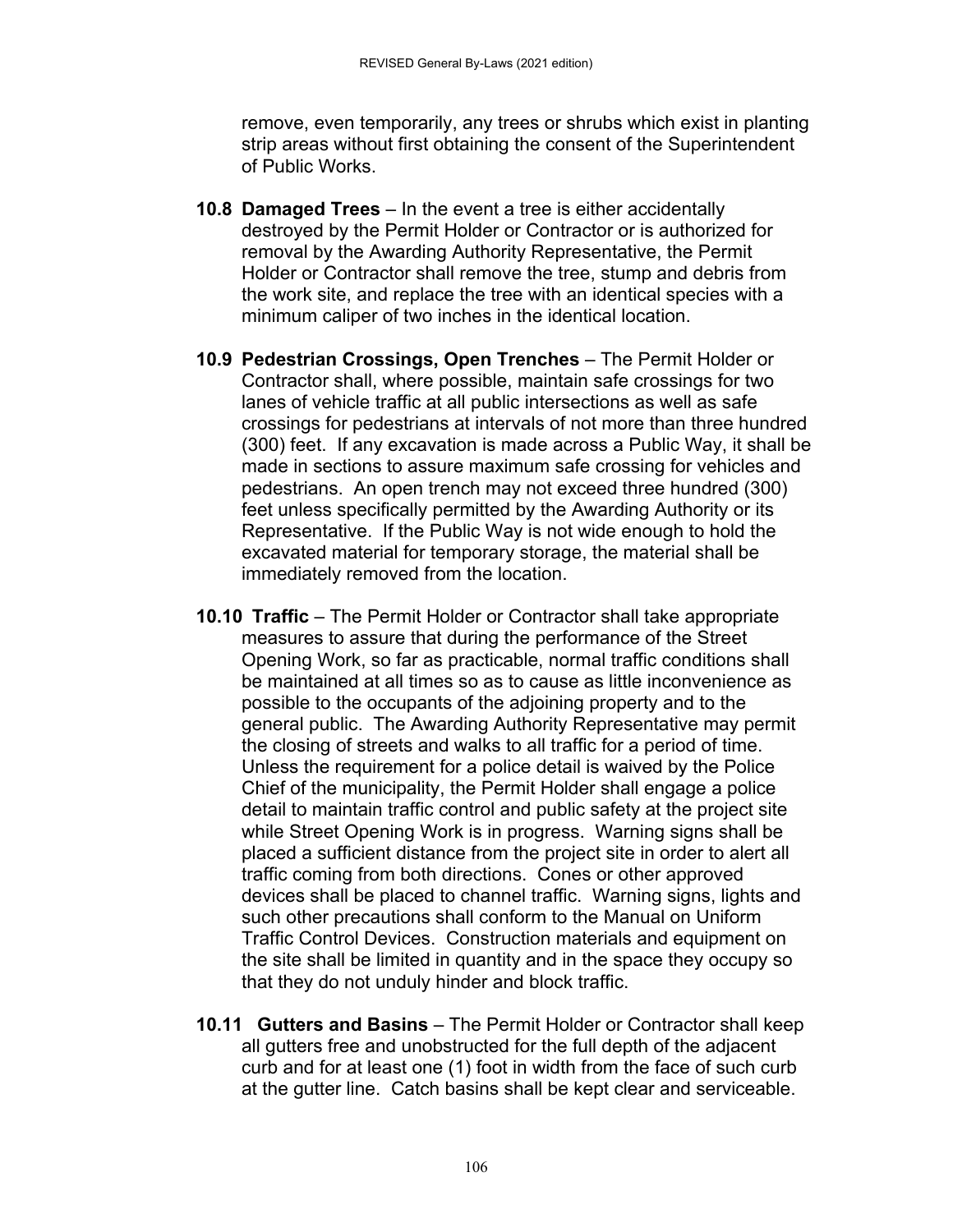remove, even temporarily, any trees or shrubs which exist in planting strip areas without first obtaining the consent of the Superintendent of Public Works.

**10.8 Damaged Trees** – In the event a tree is either accidentally destroyed by the Permit Holder or Contractor or is authorized for removal by the Awarding Authority Representative, the Permit Holder or Contractor shall remove the tree, stump and debris from the work site, and replace the tree with an identical species with a minimum caliper of two inches in the identical location.

**10.9 Pedestrian Crossings, Open Trenches** – The Permit Holder or Contractor shall, where possible, maintain safe crossings for two lanes of vehicle traffic at all public intersections as well as safe crossings for pedestrians at intervals of not more than three hundred (300) feet. If any excavation is made across a Public Way, it shall be made in sections to assure maximum safe crossing for vehicles and pedestrians. An open trench may not exceed three hundred (300) feet unless specifically permitted by the Awarding Authority or its Representative. If the Public Way is not wide enough to hold the excavated material for temporary storage, the material shall be immediately removed from the location.

**10.10 Traffic** – The Permit Holder or Contractor shall take appropriate measures to assure that during the performance of the Street Opening Work, so far as practicable, normal traffic conditions shall be maintained at all times so as to cause as little inconvenience as possible to the occupants of the adjoining property and to the general public. The Awarding Authority Representative may permit the closing of streets and walks to all traffic for a period of time. Unless the requirement for a police detail is waived by the Police Chief of the municipality, the Permit Holder shall engage a police detail to maintain traffic control and public safety at the project site while Street Opening Work is in progress. Warning signs shall be placed a sufficient distance from the project site in order to alert all traffic coming from both directions. Cones or other approved devices shall be placed to channel traffic. Warning signs, lights and such other precautions shall conform to the Manual on Uniform Traffic Control Devices. Construction materials and equipment on the site shall be limited in quantity and in the space they occupy so that they do not unduly hinder and block traffic.

**10.11 Gutters and Basins** – The Permit Holder or Contractor shall keep all gutters free and unobstructed for the full depth of the adjacent curb and for at least one (1) foot in width from the face of such curb at the gutter line. Catch basins shall be kept clear and serviceable.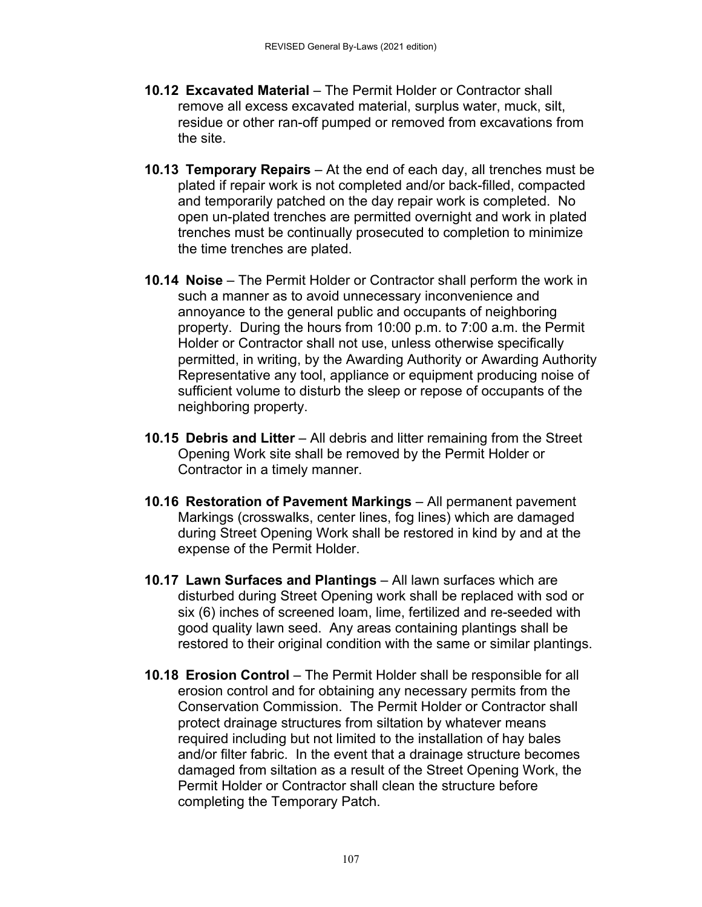**10.12 Excavated Material** – The Permit Holder or Contractor shall remove all excess excavated material, surplus water, muck, silt, residue or other ran-off pumped or removed from excavations from the site.

**10.13 Temporary Repairs** – At the end of each day, all trenches must be plated if repair work is not completed and/or back-filled, compacted and temporarily patched on the day repair work is completed. No open un-plated trenches are permitted overnight and work in plated trenches must be continually prosecuted to completion to minimize the time trenches are plated.

**10.14 Noise** – The Permit Holder or Contractor shall perform the work in such a manner as to avoid unnecessary inconvenience and annoyance to the general public and occupants of neighboring property. During the hours from 10:00 p.m. to 7:00 a.m. the Permit Holder or Contractor shall not use, unless otherwise specifically permitted, in writing, by the Awarding Authority or Awarding Authority Representative any tool, appliance or equipment producing noise of sufficient volume to disturb the sleep or repose of occupants of the neighboring property.

**10.15 Debris and Litter** – All debris and litter remaining from the Street Opening Work site shall be removed by the Permit Holder or Contractor in a timely manner.

**10.16 Restoration of Pavement Markings** – All permanent pavement Markings (crosswalks, center lines, fog lines) which are damaged during Street Opening Work shall be restored in kind by and at the expense of the Permit Holder.

**10.17 Lawn Surfaces and Plantings** – All lawn surfaces which are disturbed during Street Opening work shall be replaced with sod or six (6) inches of screened loam, lime, fertilized and re-seeded with good quality lawn seed. Any areas containing plantings shall be restored to their original condition with the same or similar plantings.

**10.18 Erosion Control** – The Permit Holder shall be responsible for all erosion control and for obtaining any necessary permits from the Conservation Commission. The Permit Holder or Contractor shall protect drainage structures from siltation by whatever means required including but not limited to the installation of hay bales and/or filter fabric. In the event that a drainage structure becomes damaged from siltation as a result of the Street Opening Work, the Permit Holder or Contractor shall clean the structure before completing the Temporary Patch.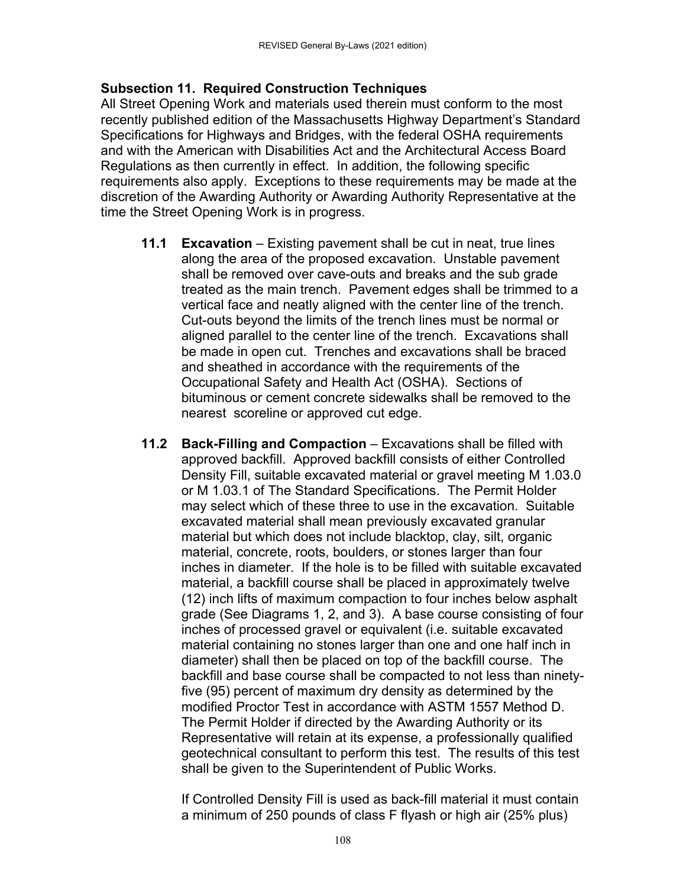### Subsection 11. Required Construction Techniques

All Street Opening Work and materials used therein must conform to the most recently published edition of the Massachusetts Highway Department's Standard Specifications for Highways and Bridges, with the federal OSHA requirements and with the American with Disabilities Act and the Architectural Access Board Regulations as then currently in effect. In addition, the following specific requirements also apply. Exceptions to these requirements may be made at the discretion of the Awarding Authority or Awarding Authority Representative at the time the Street Opening Work is in progress.

**11.1 Excavation** – Existing pavement shall be cut in neat, true lines along the area of the proposed excavation. Unstable pavement shall be removed over cave-outs and breaks and the sub grade treated as the main trench. Pavement edges shall be trimmed to a vertical face and neatly aligned with the center line of the trench. Cut-outs beyond the limits of the trench lines must be normal or aligned parallel to the center line of the trench. Excavations shall be made in open cut. Trenches and excavations shall be braced and sheathed in accordance with the requirements of the Occupational Safety and Health Act (OSHA). Sections of bituminous or cement concrete sidewalks shall be removed to the nearest scoreline or approved cut edge.

**11.2 Back-Filling and Compaction** – Excavations shall be filled with approved backfill. Approved backfill consists of either Controlled Density Fill, suitable excavated material or gravel meeting M 1.03.0 or M 1.03.1 of The Standard Specifications. The Permit Holder may select which of these three to use in the excavation. Suitable excavated material shall mean previously excavated granular material but which does not include blacktop, clay, silt, organic material, concrete, roots, boulders, or stones larger than four inches in diameter. If the hole is to be filled with suitable excavated material, a backfill course shall be placed in approximately twelve (12) inch lifts of maximum compaction to four inches below asphalt grade (See Diagrams 1, 2, and 3). A base course consisting of four inches of processed gravel or equivalent (i.e. suitable excavated material containing no stones larger than one and one half inch in diameter) shall then be placed on top of the backfill course. The backfill and base course shall be compacted to not less than ninety-five (95) percent of maximum dry density as determined by the modified Proctor Test in accordance with ASTM 1557 Method D. The Permit Holder if directed by the Awarding Authority or its Representative will retain at its expense, a professionally qualified geotechnical consultant to perform this test. The results of this test shall be given to the Superintendent of Public Works.

If Controlled Density Fill is used as back-fill material it must contain a minimum of 250 pounds of class F flyash or high air (25% plus)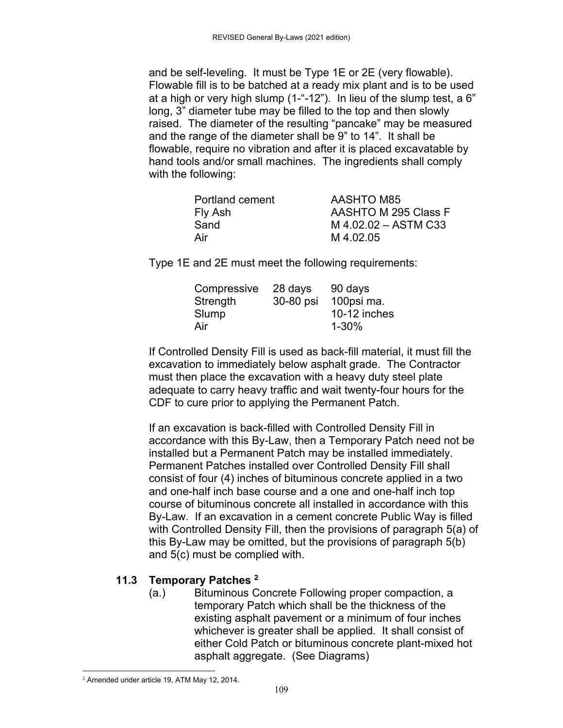and be self-leveling. It must be Type 1E or 2E (very flowable). Flowable fill is to be batched at a ready mix plant and is to be used at a high or very high slump (1-"-12"). In lieu of the slump test, a 6" long, 3" diameter tube may be filled to the top and then slowly raised. The diameter of the resulting "pancake" may be measured and the range of the diameter shall be 9" to 14". It shall be flowable, require no vibration and after it is placed excavatable by hand tools and/or small machines. The ingredients shall comply with the following:

| | |
|---|---|
| Portland cement | AASHTO M85 |
| Fly Ash | AASHTO M 295 Class F |
| Sand | M 4.02.02 – ASTM C33 |
| Air | M 4.02.05 |

Type 1E and 2E must meet the following requirements:

| | | |
|---|---|---|
| Compressive | 28 days | 90 days |
| Strength | 30-80 psi | 100psi ma. |
| Slump | | 10-12 inches |
| Air | | 1-30% |

If Controlled Density Fill is used as back-fill material, it must fill the excavation to immediately below asphalt grade. The Contractor must then place the excavation with a heavy duty steel plate adequate to carry heavy traffic and wait twenty-four hours for the CDF to cure prior to applying the Permanent Patch.

If an excavation is back-filled with Controlled Density Fill in accordance with this By-Law, then a Temporary Patch need not be installed but a Permanent Patch may be installed immediately. Permanent Patches installed over Controlled Density Fill shall consist of four (4) inches of bituminous concrete applied in a two and one-half inch base course and a one and one-half inch top course of bituminous concrete all installed in accordance with this By-Law. If an excavation in a cement concrete Public Way is filled with Controlled Density Fill, then the provisions of paragraph 5(a) of this By-Law may be omitted, but the provisions of paragraph 5(b) and 5(c) must be complied with.

## 11.3 Temporary Patches [2]

(a.) Bituminous Concrete Following proper compaction, a temporary Patch which shall be the thickness of the existing asphalt pavement or a minimum of four inches whichever is greater shall be applied. It shall consist of either Cold Patch or bituminous concrete plant-mixed hot asphalt aggregate. (See Diagrams)

[2] Amended under article 19, ATM May 12, 2014.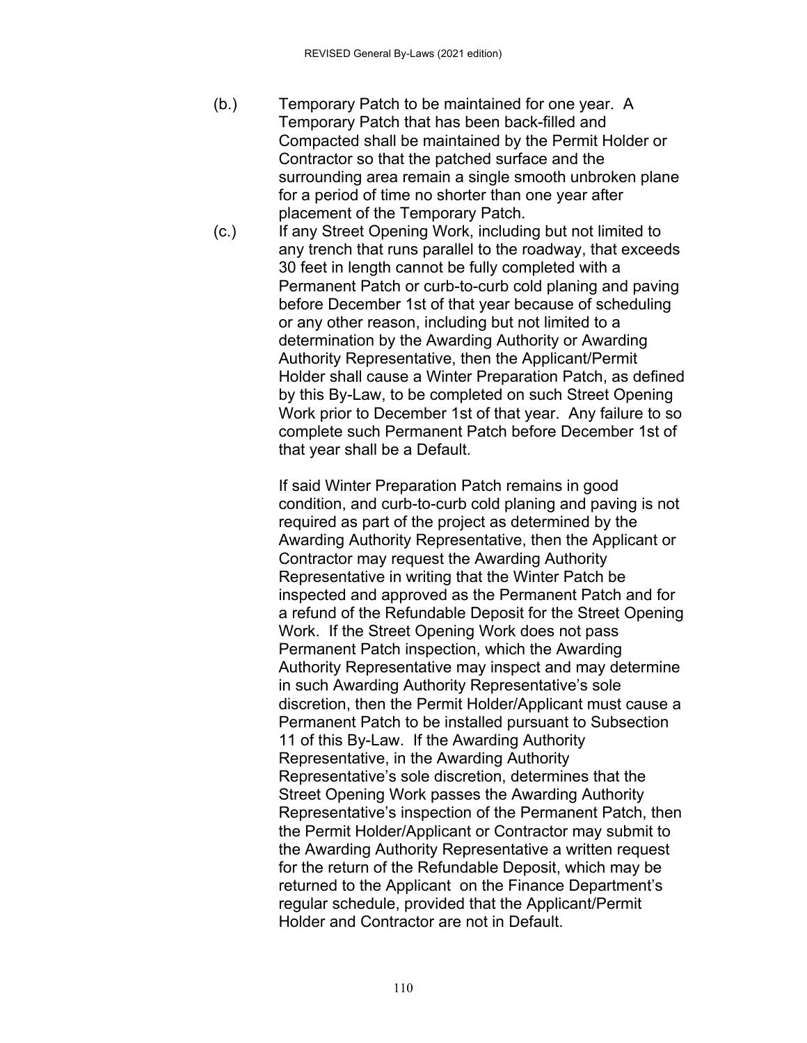(b.) Temporary Patch to be maintained for one year. A Temporary Patch that has been back-filled and Compacted shall be maintained by the Permit Holder or Contractor so that the patched surface and the surrounding area remain a single smooth unbroken plane for a period of time no shorter than one year after placement of the Temporary Patch.

(c.) If any Street Opening Work, including but not limited to any trench that runs parallel to the roadway, that exceeds 30 feet in length cannot be fully completed with a Permanent Patch or curb-to-curb cold planing and paving before December 1st of that year because of scheduling or any other reason, including but not limited to a determination by the Awarding Authority or Awarding Authority Representative, then the Applicant/Permit Holder shall cause a Winter Preparation Patch, as defined by this By-Law, to be completed on such Street Opening Work prior to December 1st of that year. Any failure to so complete such Permanent Patch before December 1st of that year shall be a Default.

If said Winter Preparation Patch remains in good condition, and curb-to-curb cold planing and paving is not required as part of the project as determined by the Awarding Authority Representative, then the Applicant or Contractor may request the Awarding Authority Representative in writing that the Winter Patch be inspected and approved as the Permanent Patch and for a refund of the Refundable Deposit for the Street Opening Work. If the Street Opening Work does not pass Permanent Patch inspection, which the Awarding Authority Representative may inspect and may determine in such Awarding Authority Representative's sole discretion, then the Permit Holder/Applicant must cause a Permanent Patch to be installed pursuant to Subsection 11 of this By-Law. If the Awarding Authority Representative, in the Awarding Authority Representative's sole discretion, determines that the Street Opening Work passes the Awarding Authority Representative's inspection of the Permanent Patch, then the Permit Holder/Applicant or Contractor may submit to the Awarding Authority Representative a written request for the return of the Refundable Deposit, which may be returned to the Applicant on the Finance Department's regular schedule, provided that the Applicant/Permit Holder and Contractor are not in Default.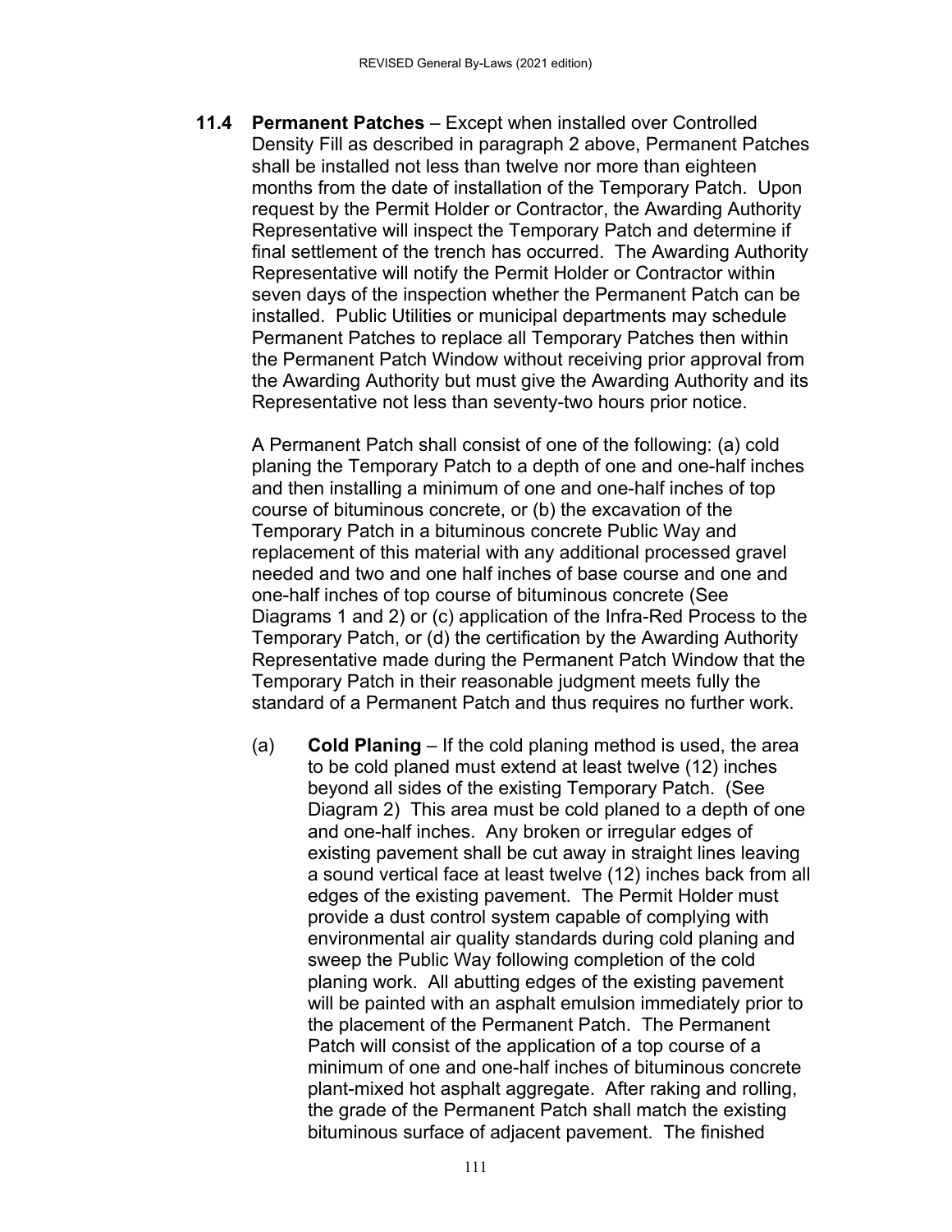**11.4 Permanent Patches** – Except when installed over Controlled Density Fill as described in paragraph 2 above, Permanent Patches shall be installed not less than twelve nor more than eighteen months from the date of installation of the Temporary Patch. Upon request by the Permit Holder or Contractor, the Awarding Authority Representative will inspect the Temporary Patch and determine if final settlement of the trench has occurred. The Awarding Authority Representative will notify the Permit Holder or Contractor within seven days of the inspection whether the Permanent Patch can be installed. Public Utilities or municipal departments may schedule Permanent Patches to replace all Temporary Patches then within the Permanent Patch Window without receiving prior approval from the Awarding Authority but must give the Awarding Authority and its Representative not less than seventy-two hours prior notice.

A Permanent Patch shall consist of one of the following: (a) cold planing the Temporary Patch to a depth of one and one-half inches and then installing a minimum of one and one-half inches of top course of bituminous concrete, or (b) the excavation of the Temporary Patch in a bituminous concrete Public Way and replacement of this material with any additional processed gravel needed and two and one half inches of base course and one and one-half inches of top course of bituminous concrete (See Diagrams 1 and 2) or (c) application of the Infra-Red Process to the Temporary Patch, or (d) the certification by the Awarding Authority Representative made during the Permanent Patch Window that the Temporary Patch in their reasonable judgment meets fully the standard of a Permanent Patch and thus requires no further work.

(a) **Cold Planing** – If the cold planing method is used, the area to be cold planed must extend at least twelve (12) inches beyond all sides of the existing Temporary Patch. (See Diagram 2) This area must be cold planed to a depth of one and one-half inches. Any broken or irregular edges of existing pavement shall be cut away in straight lines leaving a sound vertical face at least twelve (12) inches back from all edges of the existing pavement. The Permit Holder must provide a dust control system capable of complying with environmental air quality standards during cold planing and sweep the Public Way following completion of the cold planing work. All abutting edges of the existing pavement will be painted with an asphalt emulsion immediately prior to the placement of the Permanent Patch. The Permanent Patch will consist of the application of a top course of a minimum of one and one-half inches of bituminous concrete plant-mixed hot asphalt aggregate. After raking and rolling, the grade of the Permanent Patch shall match the existing bituminous surface of adjacent pavement. The finished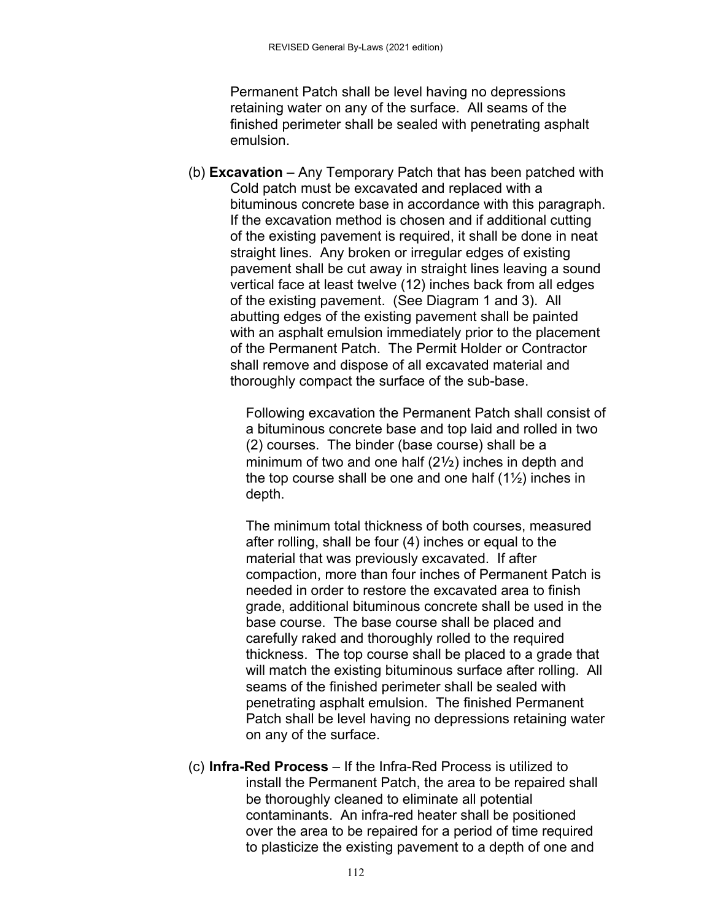Permanent Patch shall be level having no depressions retaining water on any of the surface. All seams of the finished perimeter shall be sealed with penetrating asphalt emulsion.

(b) **Excavation** – Any Temporary Patch that has been patched with Cold patch must be excavated and replaced with a bituminous concrete base in accordance with this paragraph. If the excavation method is chosen and if additional cutting of the existing pavement is required, it shall be done in neat straight lines. Any broken or irregular edges of existing pavement shall be cut away in straight lines leaving a sound vertical face at least twelve (12) inches back from all edges of the existing pavement. (See Diagram 1 and 3). All abutting edges of the existing pavement shall be painted with an asphalt emulsion immediately prior to the placement of the Permanent Patch. The Permit Holder or Contractor shall remove and dispose of all excavated material and thoroughly compact the surface of the sub-base.

Following excavation the Permanent Patch shall consist of a bituminous concrete base and top laid and rolled in two (2) courses. The binder (base course) shall be a minimum of two and one half (2½) inches in depth and the top course shall be one and one half (1½) inches in depth.

The minimum total thickness of both courses, measured after rolling, shall be four (4) inches or equal to the material that was previously excavated. If after compaction, more than four inches of Permanent Patch is needed in order to restore the excavated area to finish grade, additional bituminous concrete shall be used in the base course. The base course shall be placed and carefully raked and thoroughly rolled to the required thickness. The top course shall be placed to a grade that will match the existing bituminous surface after rolling. All seams of the finished perimeter shall be sealed with penetrating asphalt emulsion. The finished Permanent Patch shall be level having no depressions retaining water on any of the surface.

(c) **Infra-Red Process** – If the Infra-Red Process is utilized to install the Permanent Patch, the area to be repaired shall be thoroughly cleaned to eliminate all potential contaminants. An infra-red heater shall be positioned over the area to be repaired for a period of time required to plasticize the existing pavement to a depth of one and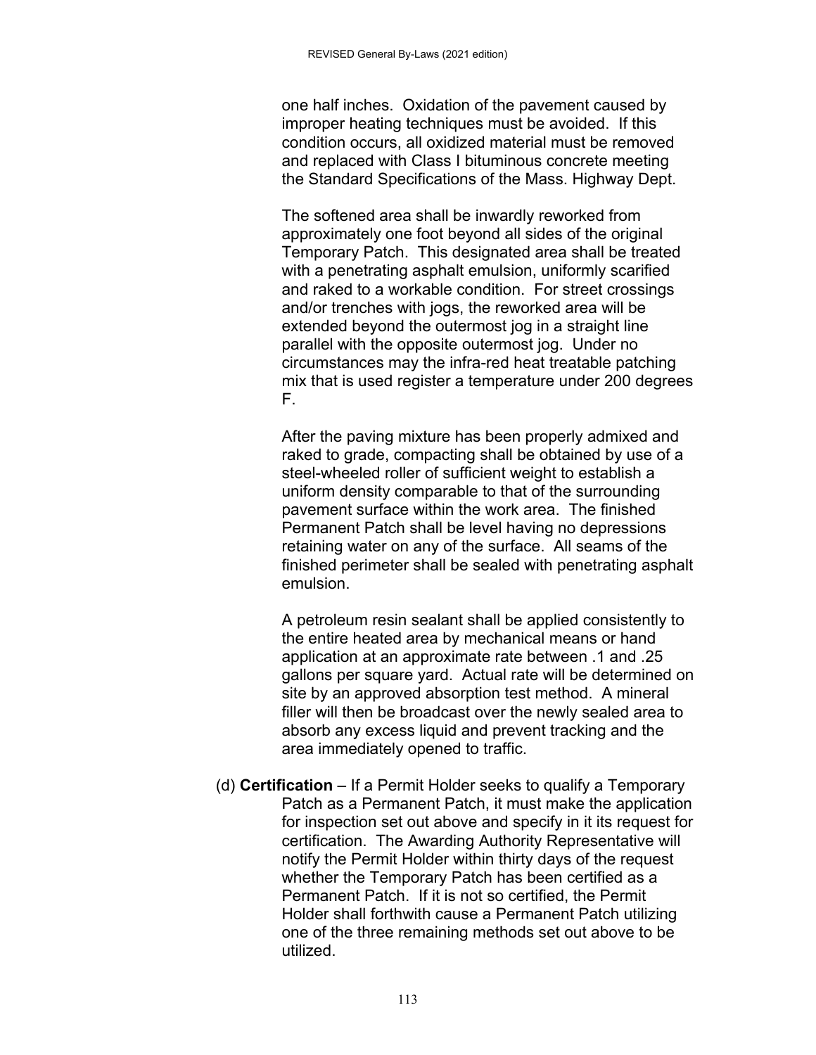one half inches. Oxidation of the pavement caused by improper heating techniques must be avoided. If this condition occurs, all oxidized material must be removed and replaced with Class I bituminous concrete meeting the Standard Specifications of the Mass. Highway Dept.

The softened area shall be inwardly reworked from approximately one foot beyond all sides of the original Temporary Patch. This designated area shall be treated with a penetrating asphalt emulsion, uniformly scarified and raked to a workable condition. For street crossings and/or trenches with jogs, the reworked area will be extended beyond the outermost jog in a straight line parallel with the opposite outermost jog. Under no circumstances may the infra-red heat treatable patching mix that is used register a temperature under 200 degrees F.

After the paving mixture has been properly admixed and raked to grade, compacting shall be obtained by use of a steel-wheeled roller of sufficient weight to establish a uniform density comparable to that of the surrounding pavement surface within the work area. The finished Permanent Patch shall be level having no depressions retaining water on any of the surface. All seams of the finished perimeter shall be sealed with penetrating asphalt emulsion.

A petroleum resin sealant shall be applied consistently to the entire heated area by mechanical means or hand application at an approximate rate between .1 and .25 gallons per square yard. Actual rate will be determined on site by an approved absorption test method. A mineral filler will then be broadcast over the newly sealed area to absorb any excess liquid and prevent tracking and the area immediately opened to traffic.

(d) **Certification** – If a Permit Holder seeks to qualify a Temporary Patch as a Permanent Patch, it must make the application for inspection set out above and specify in it its request for certification. The Awarding Authority Representative will notify the Permit Holder within thirty days of the request whether the Temporary Patch has been certified as a Permanent Patch. If it is not so certified, the Permit Holder shall forthwith cause a Permanent Patch utilizing one of the three remaining methods set out above to be utilized.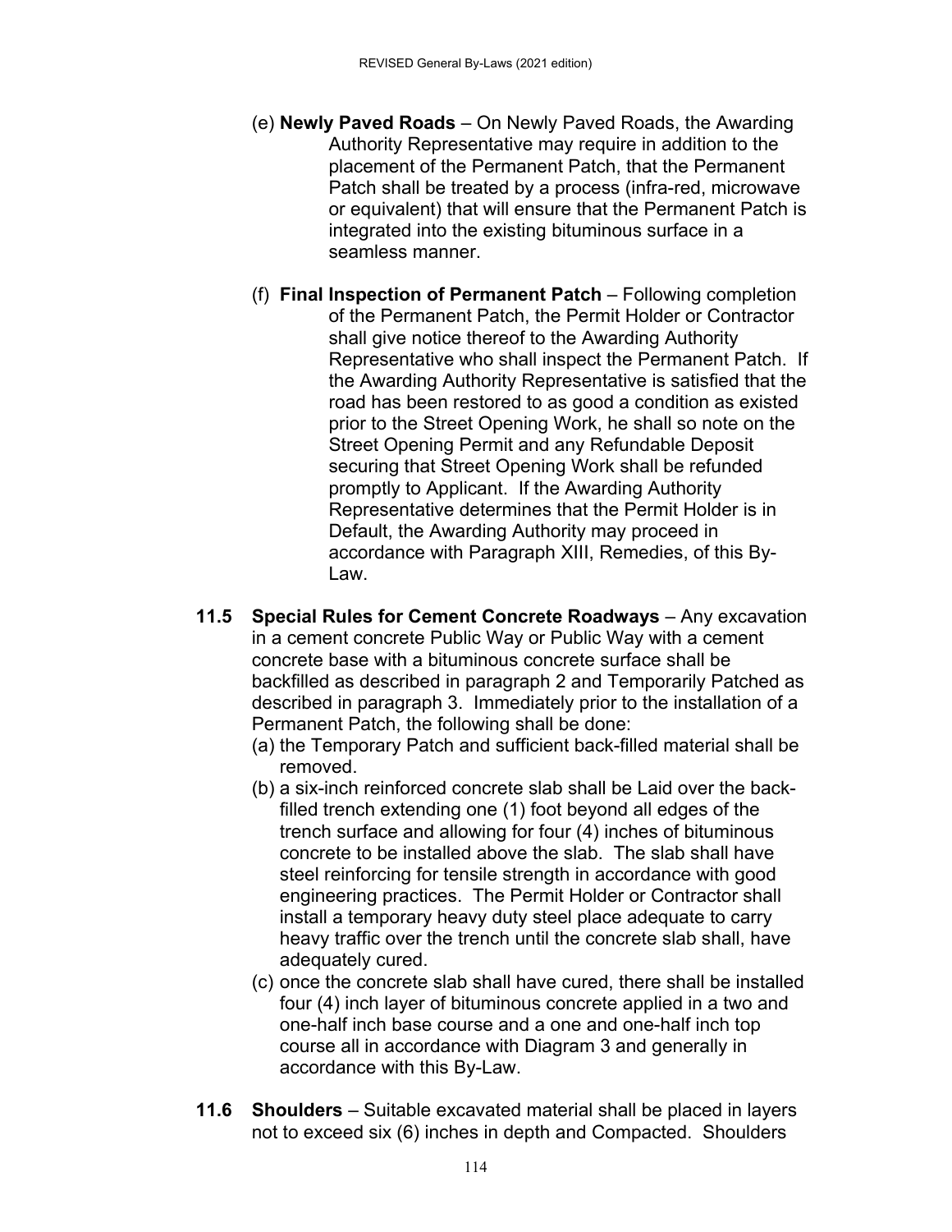(e) **Newly Paved Roads** – On Newly Paved Roads, the Awarding Authority Representative may require in addition to the placement of the Permanent Patch, that the Permanent Patch shall be treated by a process (infra-red, microwave or equivalent) that will ensure that the Permanent Patch is integrated into the existing bituminous surface in a seamless manner.

(f) **Final Inspection of Permanent Patch** – Following completion of the Permanent Patch, the Permit Holder or Contractor shall give notice thereof to the Awarding Authority Representative who shall inspect the Permanent Patch. If the Awarding Authority Representative is satisfied that the road has been restored to as good a condition as existed prior to the Street Opening Work, he shall so note on the Street Opening Permit and any Refundable Deposit securing that Street Opening Work shall be refunded promptly to Applicant. If the Awarding Authority Representative determines that the Permit Holder is in Default, the Awarding Authority may proceed in accordance with Paragraph XIII, Remedies, of this By-Law.

**11.5 Special Rules for Cement Concrete Roadways** – Any excavation in a cement concrete Public Way or Public Way with a cement concrete base with a bituminous concrete surface shall be backfilled as described in paragraph 2 and Temporarily Patched as described in paragraph 3. Immediately prior to the installation of a Permanent Patch, the following shall be done:

(a) the Temporary Patch and sufficient back-filled material shall be removed.

(b) a six-inch reinforced concrete slab shall be Laid over the back-filled trench extending one (1) foot beyond all edges of the trench surface and allowing for four (4) inches of bituminous concrete to be installed above the slab. The slab shall have steel reinforcing for tensile strength in accordance with good engineering practices. The Permit Holder or Contractor shall install a temporary heavy duty steel place adequate to carry heavy traffic over the trench until the concrete slab shall, have adequately cured.

(c) once the concrete slab shall have cured, there shall be installed four (4) inch layer of bituminous concrete applied in a two and one-half inch base course and a one and one-half inch top course all in accordance with Diagram 3 and generally in accordance with this By-Law.

**11.6 Shoulders** – Suitable excavated material shall be placed in layers not to exceed six (6) inches in depth and Compacted. Shoulders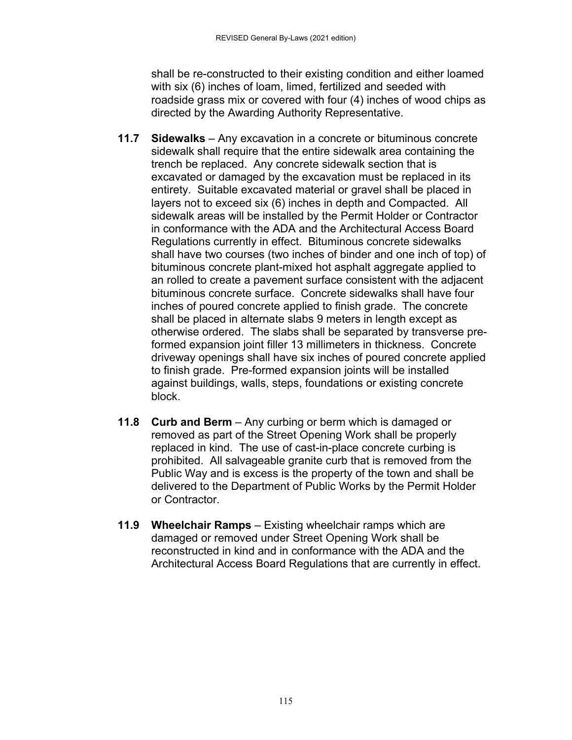shall be re-constructed to their existing condition and either loamed with six (6) inches of loam, limed, fertilized and seeded with roadside grass mix or covered with four (4) inches of wood chips as directed by the Awarding Authority Representative.

**11.7 Sidewalks** – Any excavation in a concrete or bituminous concrete sidewalk shall require that the entire sidewalk area containing the trench be replaced. Any concrete sidewalk section that is excavated or damaged by the excavation must be replaced in its entirety. Suitable excavated material or gravel shall be placed in layers not to exceed six (6) inches in depth and Compacted. All sidewalk areas will be installed by the Permit Holder or Contractor in conformance with the ADA and the Architectural Access Board Regulations currently in effect. Bituminous concrete sidewalks shall have two courses (two inches of binder and one inch of top) of bituminous concrete plant-mixed hot asphalt aggregate applied to an rolled to create a pavement surface consistent with the adjacent bituminous concrete surface. Concrete sidewalks shall have four inches of poured concrete applied to finish grade. The concrete shall be placed in alternate slabs 9 meters in length except as otherwise ordered. The slabs shall be separated by transverse pre-formed expansion joint filler 13 millimeters in thickness. Concrete driveway openings shall have six inches of poured concrete applied to finish grade. Pre-formed expansion joints will be installed against buildings, walls, steps, foundations or existing concrete block.

**11.8 Curb and Berm** – Any curbing or berm which is damaged or removed as part of the Street Opening Work shall be properly replaced in kind. The use of cast-in-place concrete curbing is prohibited. All salvageable granite curb that is removed from the Public Way and is excess is the property of the town and shall be delivered to the Department of Public Works by the Permit Holder or Contractor.

**11.9 Wheelchair Ramps** – Existing wheelchair ramps which are damaged or removed under Street Opening Work shall be reconstructed in kind and in conformance with the ADA and the Architectural Access Board Regulations that are currently in effect.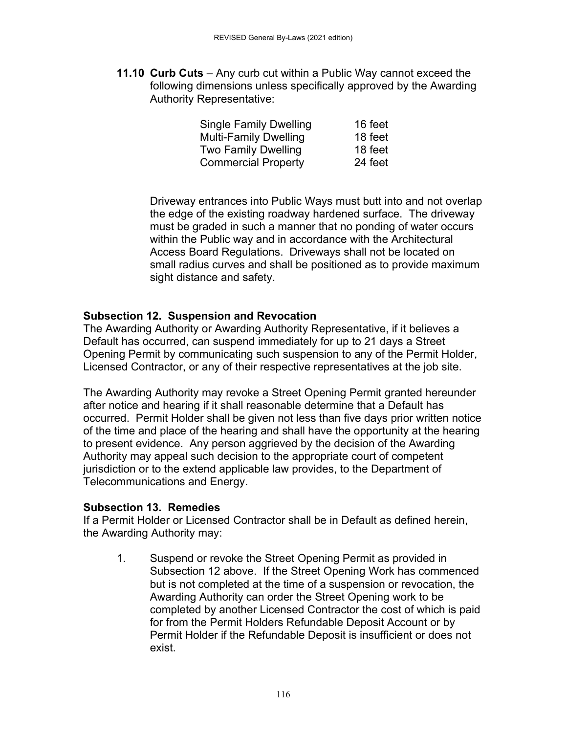**11.10 Curb Cuts** – Any curb cut within a Public Way cannot exceed the following dimensions unless specifically approved by the Awarding Authority Representative:

| | |
|---|---|
| Single Family Dwelling | 16 feet |
| Multi-Family Dwelling | 18 feet |
| Two Family Dwelling | 18 feet |
| Commercial Property | 24 feet |

Driveway entrances into Public Ways must butt into and not overlap the edge of the existing roadway hardened surface. The driveway must be graded in such a manner that no ponding of water occurs within the Public way and in accordance with the Architectural Access Board Regulations. Driveways shall not be located on small radius curves and shall be positioned as to provide maximum sight distance and safety.

### Subsection 12. Suspension and Revocation

The Awarding Authority or Awarding Authority Representative, if it believes a Default has occurred, can suspend immediately for up to 21 days a Street Opening Permit by communicating such suspension to any of the Permit Holder, Licensed Contractor, or any of their respective representatives at the job site.

The Awarding Authority may revoke a Street Opening Permit granted hereunder after notice and hearing if it shall reasonable determine that a Default has occurred. Permit Holder shall be given not less than five days prior written notice of the time and place of the hearing and shall have the opportunity at the hearing to present evidence. Any person aggrieved by the decision of the Awarding Authority may appeal such decision to the appropriate court of competent jurisdiction or to the extend applicable law provides, to the Department of Telecommunications and Energy.

### Subsection 13. Remedies

If a Permit Holder or Licensed Contractor shall be in Default as defined herein, the Awarding Authority may:

1. Suspend or revoke the Street Opening Permit as provided in Subsection 12 above. If the Street Opening Work has commenced but is not completed at the time of a suspension or revocation, the Awarding Authority can order the Street Opening work to be completed by another Licensed Contractor the cost of which is paid for from the Permit Holders Refundable Deposit Account or by Permit Holder if the Refundable Deposit is insufficient or does not exist.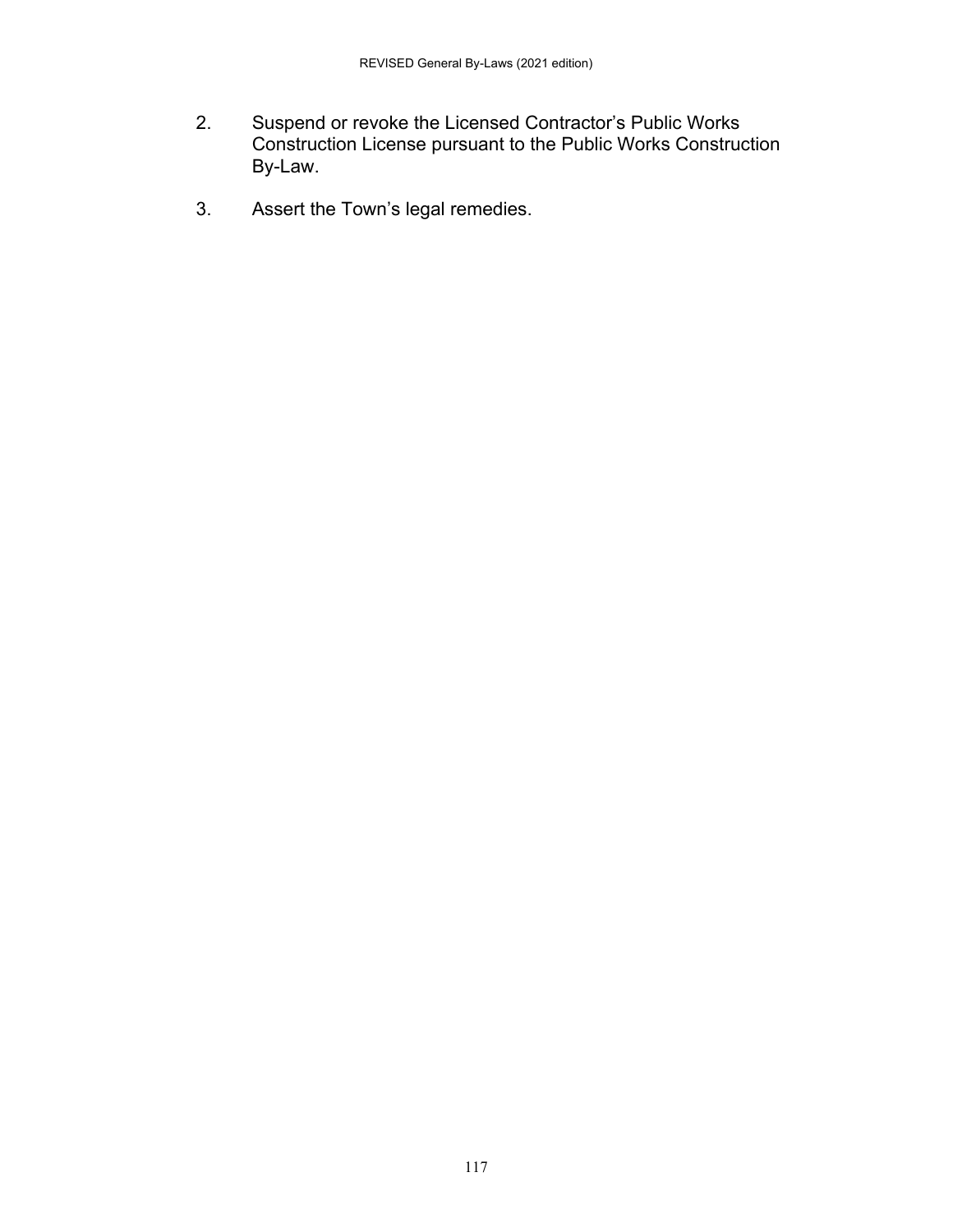2. Suspend or revoke the Licensed Contractor's Public Works Construction License pursuant to the Public Works Construction By-Law.

3. Assert the Town's legal remedies.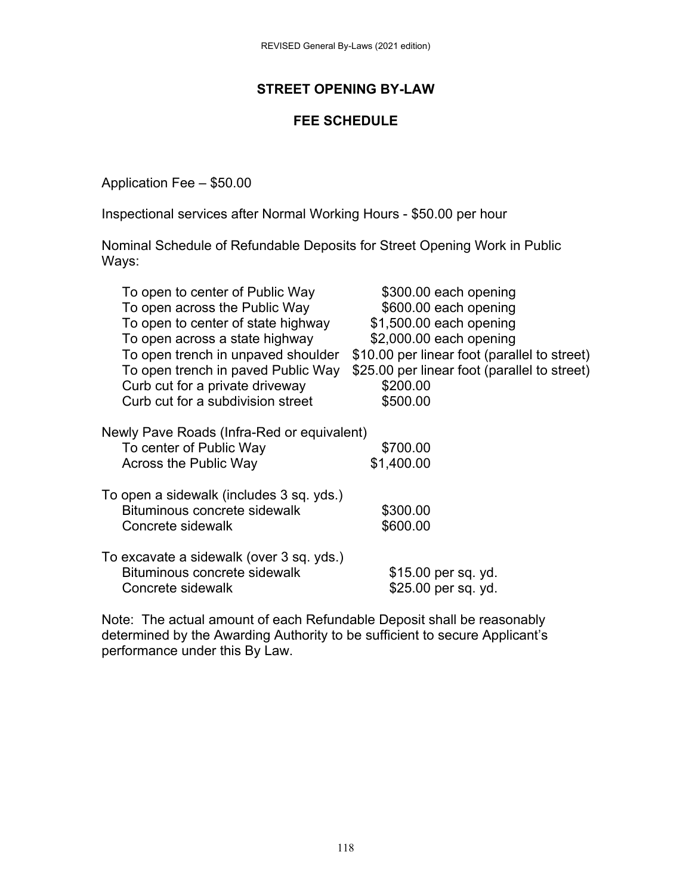# STREET OPENING BY-LAW

## FEE SCHEDULE

Application Fee – $50.00

Inspectional services after Normal Working Hours - $50.00 per hour

Nominal Schedule of Refundable Deposits for Street Opening Work in Public Ways:

| | |
|---|---|
| To open to center of Public Way | $300.00 each opening |
| To open across the Public Way | $600.00 each opening |
| To open to center of state highway | $1,500.00 each opening |
| To open across a state highway | $2,000.00 each opening |
| To open trench in unpaved shoulder | $10.00 per linear foot (parallel to street) |
| To open trench in paved Public Way | $25.00 per linear foot (parallel to street) |
| Curb cut for a private driveway | $200.00 |
| Curb cut for a subdivision street | $500.00 |

Newly Pave Roads (Infra-Red or equivalent)

| | |
|---|---|
| To center of Public Way | $700.00 |
| Across the Public Way | $1,400.00 |

To open a sidewalk (includes 3 sq. yds.)

| | |
|---|---|
| Bituminous concrete sidewalk | $300.00 |
| Concrete sidewalk | $600.00 |

To excavate a sidewalk (over 3 sq. yds.)

| | |
|---|---|
| Bituminous concrete sidewalk | $15.00 per sq. yd. |
| Concrete sidewalk | $25.00 per sq. yd. |

Note: The actual amount of each Refundable Deposit shall be reasonably determined by the Awarding Authority to be sufficient to secure Applicant's performance under this By Law.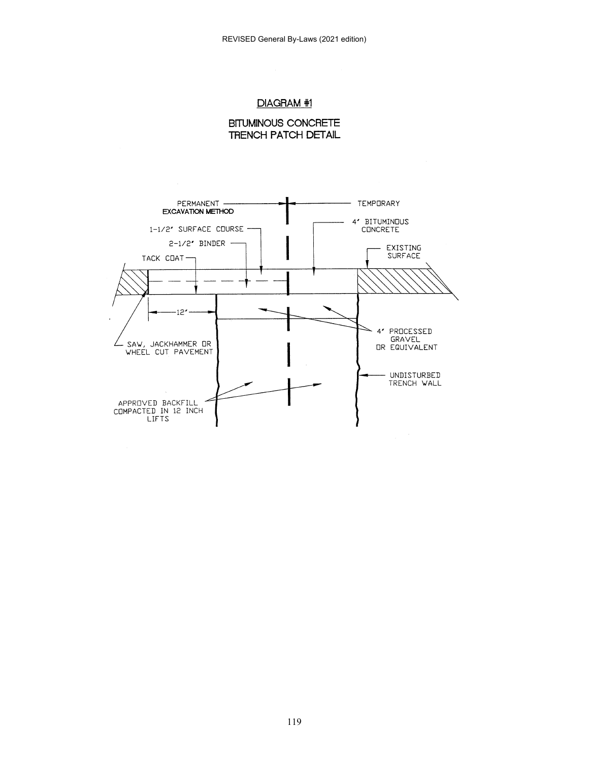## DIAGRAM #1

### BITUMINOUS CONCRETE TRENCH PATCH DETAIL

PERMANENT
**EXCAVATION METHOD**

TEMPORARY

1-1/2" SURFACE COURSE

2-1/2" BINDER

TACK COAT

4" BITUMINOUS CONCRETE

EXISTING SURFACE

12"

SAW, JACKHAMMER OR WHEEL CUT PAVEMENT

4" PROCESSED GRAVEL OR EQUIVALENT

UNDISTURBED TRENCH WALL

APPROVED BACKFILL COMPACTED IN 12 INCH LIFTS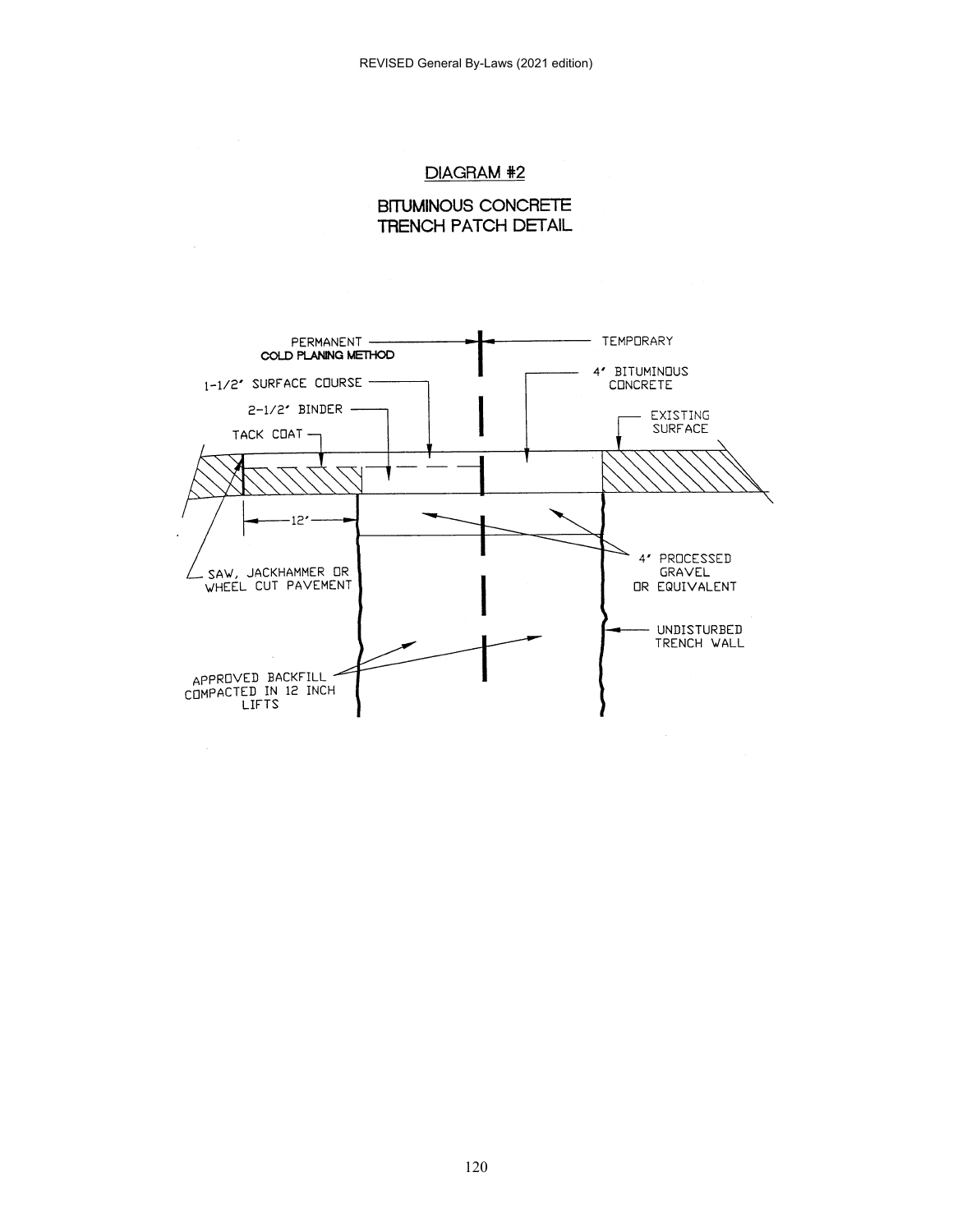## DIAGRAM #2

## BITUMINOUS CONCRETE TRENCH PATCH DETAIL

PERMANENT
**COLD PLANING METHOD**

TEMPORARY

1-1/2" SURFACE COURSE

2-1/2" BINDER

TACK COAT

4" BITUMINOUS CONCRETE

EXISTING SURFACE

12'

SAW, JACKHAMMER OR WHEEL CUT PAVEMENT

4" PROCESSED GRAVEL OR EQUIVALENT

UNDISTURBED TRENCH WALL

APPROVED BACKFILL COMPACTED IN 12 INCH LIFTS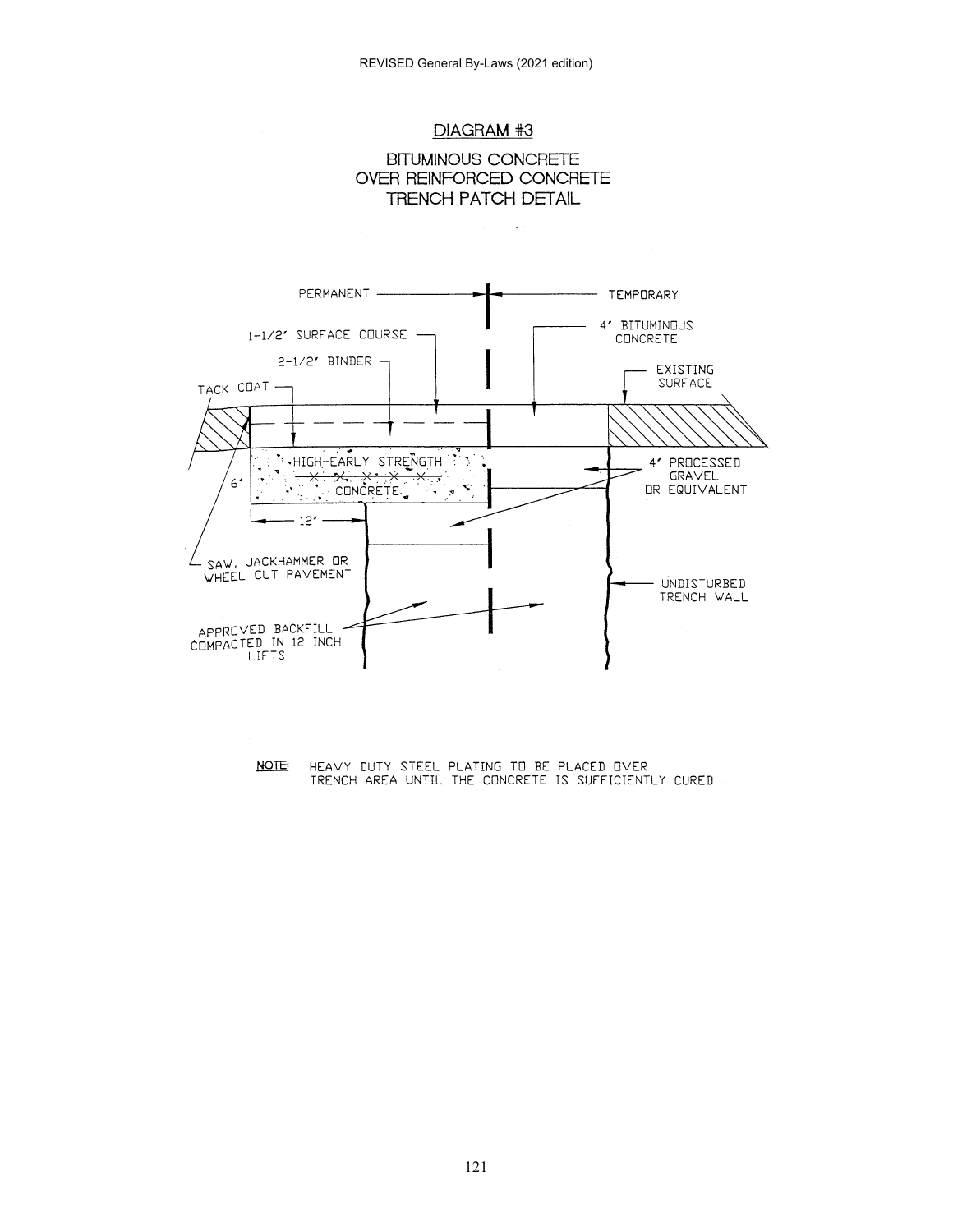## DIAGRAM #3

### BITUMINOUS CONCRETE OVER REINFORCED CONCRETE TRENCH PATCH DETAIL

PERMANENT

TEMPORARY

1-1/2" SURFACE COURSE

2-1/2" BINDER

TACK COAT

4" BITUMINOUS CONCRETE

EXISTING SURFACE

HIGH-EARLY STRENGTH CONCRETE

6"

12"

4" PROCESSED GRAVEL OR EQUIVALENT

SAW, JACKHAMMER OR WHEEL CUT PAVEMENT

UNDISTURBED TRENCH WALL

APPROVED BACKFILL COMPACTED IN 12 INCH LIFTS

NOTE: HEAVY DUTY STEEL PLATING TO BE PLACED OVER TRENCH AREA UNTIL THE CONCRETE IS SUFFICIENTLY CURED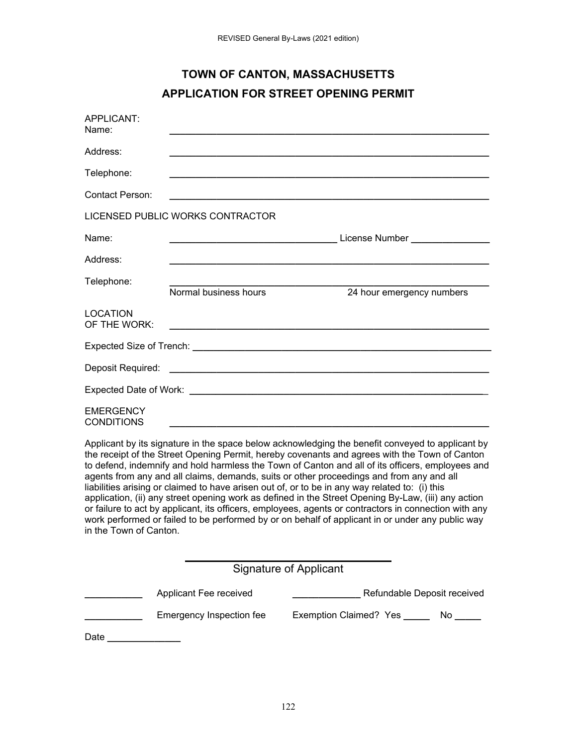# TOWN OF CANTON, MASSACHUSETTS

## APPLICATION FOR STREET OPENING PERMIT

APPLICANT:

Name: ____________________________________________________________

Address: ____________________________________________________________

Telephone: ____________________________________________________________

Contact Person: ____________________________________________________________

LICENSED PUBLIC WORKS CONTRACTOR

Name: ______________________________ License Number ______________

Address: ____________________________________________________________

Telephone: ____________________________________________________________
Normal business hours 24 hour emergency numbers

LOCATION OF THE WORK: ____________________________________________________________

Expected Size of Trench: ____________________________________________________________

Deposit Required: ____________________________________________________________

Expected Date of Work: ____________________________________________________________

EMERGENCY CONDITIONS ____________________________________________________________

Applicant by its signature in the space below acknowledging the benefit conveyed to applicant by the receipt of the Street Opening Permit, hereby covenants and agrees with the Town of Canton to defend, indemnify and hold harmless the Town of Canton and all of its officers, employees and agents from any and all claims, demands, suits or other proceedings and from any and all liabilities arising or claimed to have arisen out of, or to be in any way related to: (i) this application, (ii) any street opening work as defined in the Street Opening By-Law, (iii) any action or failure to act by applicant, its officers, employees, agents or contractors in connection with any work performed or failed to be performed by or on behalf of applicant in or under any public way in the Town of Canton.

______________________________
Signature of Applicant

__________ Applicant Fee received ____________ Refundable Deposit received

__________ Emergency Inspection fee Exemption Claimed? Yes _____ No _____

Date ____________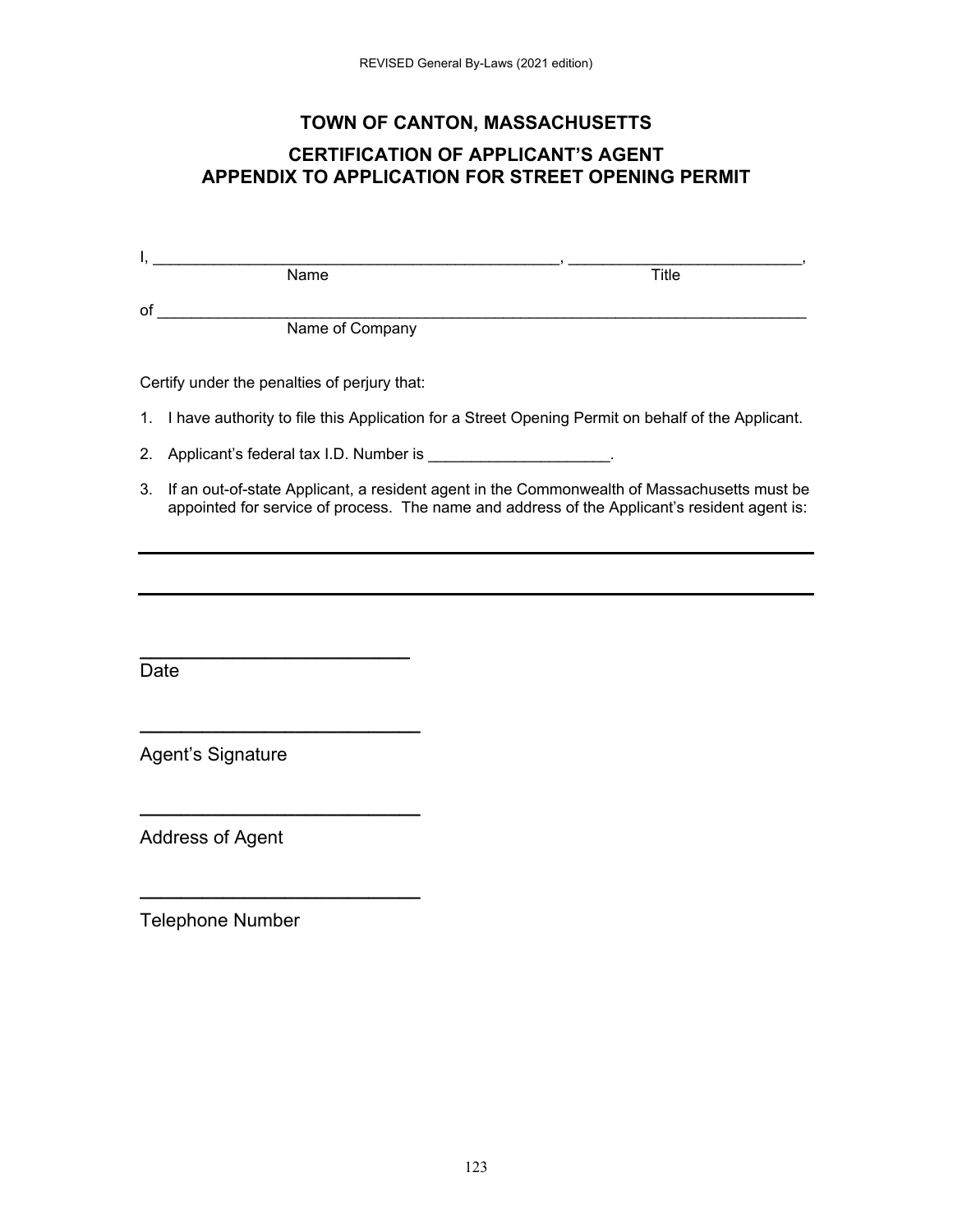# TOWN OF CANTON, MASSACHUSETTS

## CERTIFICATION OF APPLICANT'S AGENT
## APPENDIX TO APPLICATION FOR STREET OPENING PERMIT

I, ______________________________________________, ___________________________,
Name Title

of ___________________________________________________________________________
Name of Company

Certify under the penalties of perjury that:

1. I have authority to file this Application for a Street Opening Permit on behalf of the Applicant.
2. Applicant's federal tax I.D. Number is _____________________.
3. If an out-of-state Applicant, a resident agent in the Commonwealth of Massachusetts must be appointed for service of process. The name and address of the Applicant's resident agent is:

___________________________________________________________________________

___________________________________________________________________________

__________________________
Date

__________________________
Agent's Signature

__________________________
Address of Agent

__________________________
Telephone Number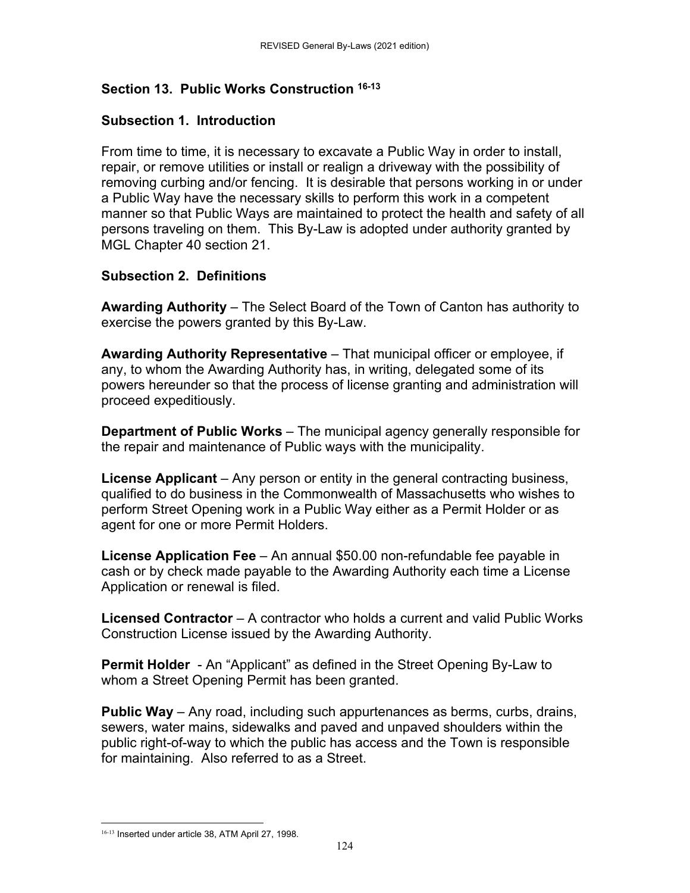## Section 13. Public Works Construction [16-13]

### Subsection 1. Introduction

From time to time, it is necessary to excavate a Public Way in order to install, repair, or remove utilities or install or realign a driveway with the possibility of removing curbing and/or fencing. It is desirable that persons working in or under a Public Way have the necessary skills to perform this work in a competent manner so that Public Ways are maintained to protect the health and safety of all persons traveling on them. This By-Law is adopted under authority granted by MGL Chapter 40 section 21.

### Subsection 2. Definitions

**Awarding Authority** – The Select Board of the Town of Canton has authority to exercise the powers granted by this By-Law.

**Awarding Authority Representative** – That municipal officer or employee, if any, to whom the Awarding Authority has, in writing, delegated some of its powers hereunder so that the process of license granting and administration will proceed expeditiously.

**Department of Public Works** – The municipal agency generally responsible for the repair and maintenance of Public ways with the municipality.

**License Applicant** – Any person or entity in the general contracting business, qualified to do business in the Commonwealth of Massachusetts who wishes to perform Street Opening work in a Public Way either as a Permit Holder or as agent for one or more Permit Holders.

**License Application Fee** – An annual $50.00 non-refundable fee payable in cash or by check made payable to the Awarding Authority each time a License Application or renewal is filed.

**Licensed Contractor** – A contractor who holds a current and valid Public Works Construction License issued by the Awarding Authority.

**Permit Holder** - An "Applicant" as defined in the Street Opening By-Law to whom a Street Opening Permit has been granted.

**Public Way** – Any road, including such appurtenances as berms, curbs, drains, sewers, water mains, sidewalks and paved and unpaved shoulders within the public right-of-way to which the public has access and the Town is responsible for maintaining. Also referred to as a Street.

---

[16-13] Inserted under article 38, ATM April 27, 1998.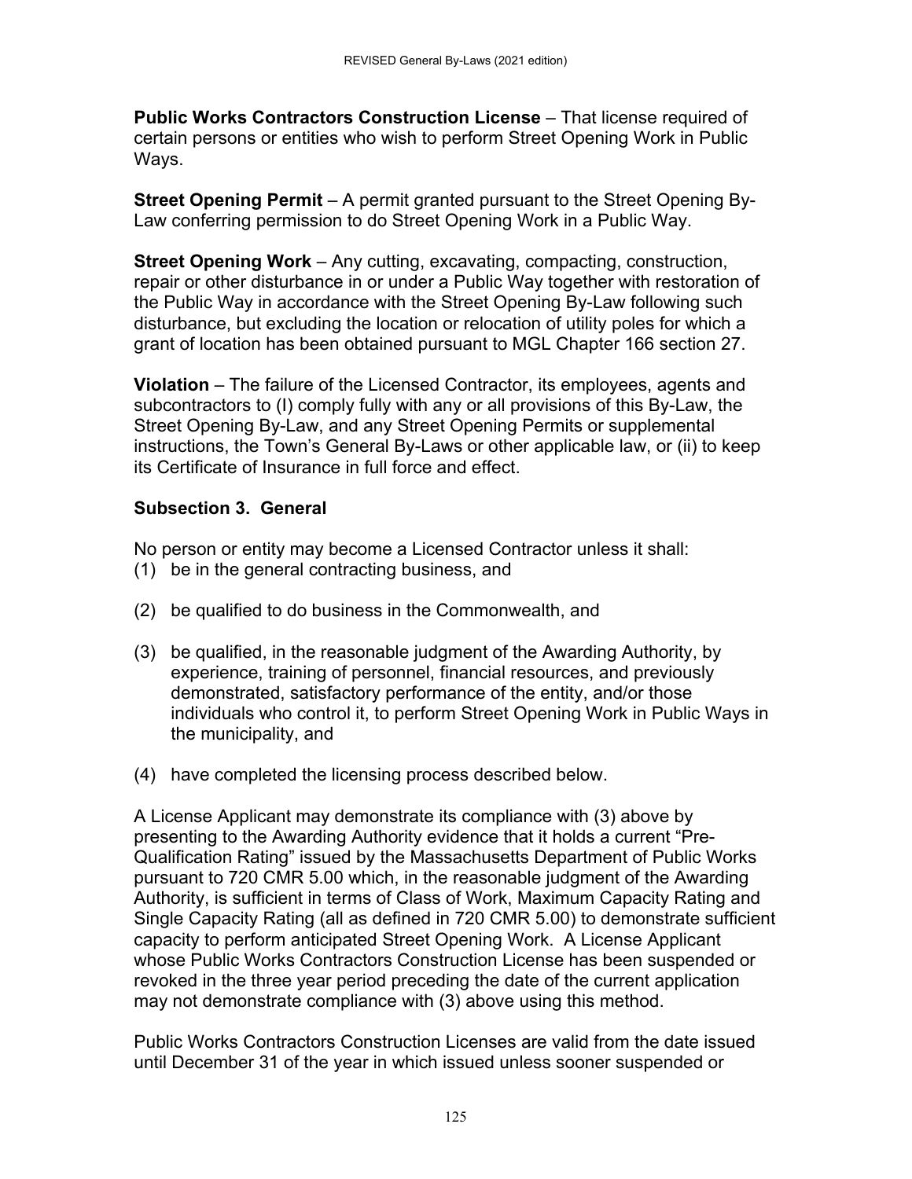**Public Works Contractors Construction License** – That license required of certain persons or entities who wish to perform Street Opening Work in Public Ways.

**Street Opening Permit** – A permit granted pursuant to the Street Opening By-Law conferring permission to do Street Opening Work in a Public Way.

**Street Opening Work** – Any cutting, excavating, compacting, construction, repair or other disturbance in or under a Public Way together with restoration of the Public Way in accordance with the Street Opening By-Law following such disturbance, but excluding the location or relocation of utility poles for which a grant of location has been obtained pursuant to MGL Chapter 166 section 27.

**Violation** – The failure of the Licensed Contractor, its employees, agents and subcontractors to (I) comply fully with any or all provisions of this By-Law, the Street Opening By-Law, and any Street Opening Permits or supplemental instructions, the Town's General By-Laws or other applicable law, or (ii) to keep its Certificate of Insurance in full force and effect.

### Subsection 3. General

No person or entity may become a Licensed Contractor unless it shall:

(1) be in the general contracting business, and

(2) be qualified to do business in the Commonwealth, and

(3) be qualified, in the reasonable judgment of the Awarding Authority, by experience, training of personnel, financial resources, and previously demonstrated, satisfactory performance of the entity, and/or those individuals who control it, to perform Street Opening Work in Public Ways in the municipality, and

(4) have completed the licensing process described below.

A License Applicant may demonstrate its compliance with (3) above by presenting to the Awarding Authority evidence that it holds a current "Pre-Qualification Rating" issued by the Massachusetts Department of Public Works pursuant to 720 CMR 5.00 which, in the reasonable judgment of the Awarding Authority, is sufficient in terms of Class of Work, Maximum Capacity Rating and Single Capacity Rating (all as defined in 720 CMR 5.00) to demonstrate sufficient capacity to perform anticipated Street Opening Work. A License Applicant whose Public Works Contractors Construction License has been suspended or revoked in the three year period preceding the date of the current application may not demonstrate compliance with (3) above using this method.

Public Works Contractors Construction Licenses are valid from the date issued until December 31 of the year in which issued unless sooner suspended or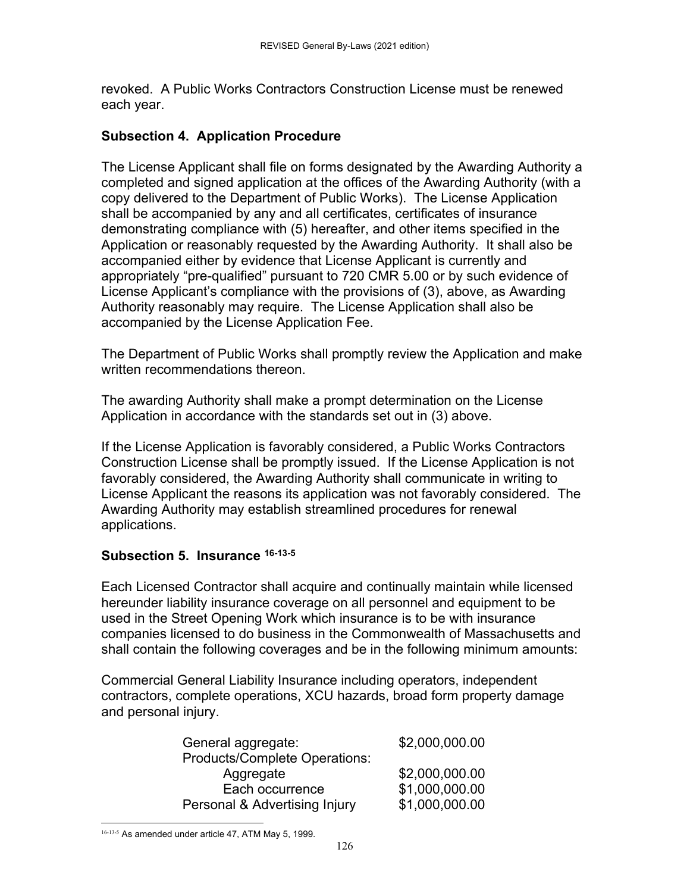revoked. A Public Works Contractors Construction License must be renewed each year.

### Subsection 4. Application Procedure

The License Applicant shall file on forms designated by the Awarding Authority a completed and signed application at the offices of the Awarding Authority (with a copy delivered to the Department of Public Works). The License Application shall be accompanied by any and all certificates, certificates of insurance demonstrating compliance with (5) hereafter, and other items specified in the Application or reasonably requested by the Awarding Authority. It shall also be accompanied either by evidence that License Applicant is currently and appropriately "pre-qualified" pursuant to 720 CMR 5.00 or by such evidence of License Applicant's compliance with the provisions of (3), above, as Awarding Authority reasonably may require. The License Application shall also be accompanied by the License Application Fee.

The Department of Public Works shall promptly review the Application and make written recommendations thereon.

The awarding Authority shall make a prompt determination on the License Application in accordance with the standards set out in (3) above.

If the License Application is favorably considered, a Public Works Contractors Construction License shall be promptly issued. If the License Application is not favorably considered, the Awarding Authority shall communicate in writing to License Applicant the reasons its application was not favorably considered. The Awarding Authority may establish streamlined procedures for renewal applications.

### Subsection 5. Insurance [16-13-5]

Each Licensed Contractor shall acquire and continually maintain while licensed hereunder liability insurance coverage on all personnel and equipment to be used in the Street Opening Work which insurance is to be with insurance companies licensed to do business in the Commonwealth of Massachusetts and shall contain the following coverages and be in the following minimum amounts:

Commercial General Liability Insurance including operators, independent contractors, complete operations, XCU hazards, broad form property damage and personal injury.

| | |
|---|---|
| General aggregate: | \$2,000,000.00 |
| Products/Complete Operations: | |
| Aggregate | \$2,000,000.00 |
| Each occurrence | \$1,000,000.00 |
| Personal & Advertising Injury | \$1,000,000.00 |

[16-13-5] As amended under article 47, ATM May 5, 1999.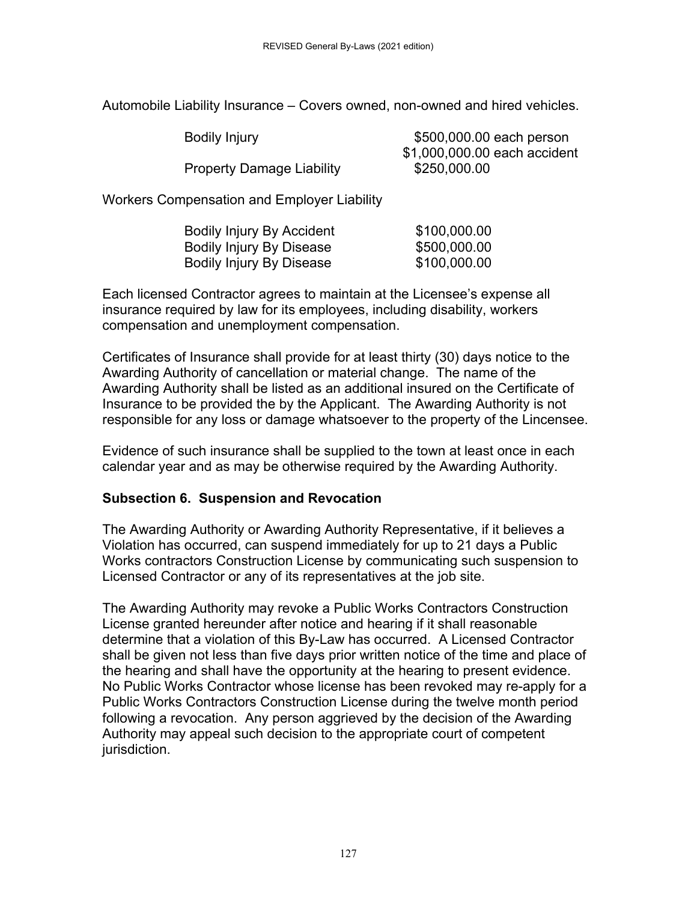Automobile Liability Insurance – Covers owned, non-owned and hired vehicles.

| | |
|---|---|
| Bodily Injury | \$500,000.00 each person<br>\$1,000,000.00 each accident |
| Property Damage Liability | \$250,000.00 |

Workers Compensation and Employer Liability

| | |
|---|---|
| Bodily Injury By Accident | \$100,000.00 |
| Bodily Injury By Disease | \$500,000.00 |
| Bodily Injury By Disease | \$100,000.00 |

Each licensed Contractor agrees to maintain at the Licensee's expense all insurance required by law for its employees, including disability, workers compensation and unemployment compensation.

Certificates of Insurance shall provide for at least thirty (30) days notice to the Awarding Authority of cancellation or material change. The name of the Awarding Authority shall be listed as an additional insured on the Certificate of Insurance to be provided the by the Applicant. The Awarding Authority is not responsible for any loss or damage whatsoever to the property of the Lincensee.

Evidence of such insurance shall be supplied to the town at least once in each calendar year and as may be otherwise required by the Awarding Authority.

**Subsection 6. Suspension and Revocation**

The Awarding Authority or Awarding Authority Representative, if it believes a Violation has occurred, can suspend immediately for up to 21 days a Public Works contractors Construction License by communicating such suspension to Licensed Contractor or any of its representatives at the job site.

The Awarding Authority may revoke a Public Works Contractors Construction License granted hereunder after notice and hearing if it shall reasonable determine that a violation of this By-Law has occurred. A Licensed Contractor shall be given not less than five days prior written notice of the time and place of the hearing and shall have the opportunity at the hearing to present evidence. No Public Works Contractor whose license has been revoked may re-apply for a Public Works Contractors Construction License during the twelve month period following a revocation. Any person aggrieved by the decision of the Awarding Authority may appeal such decision to the appropriate court of competent jurisdiction.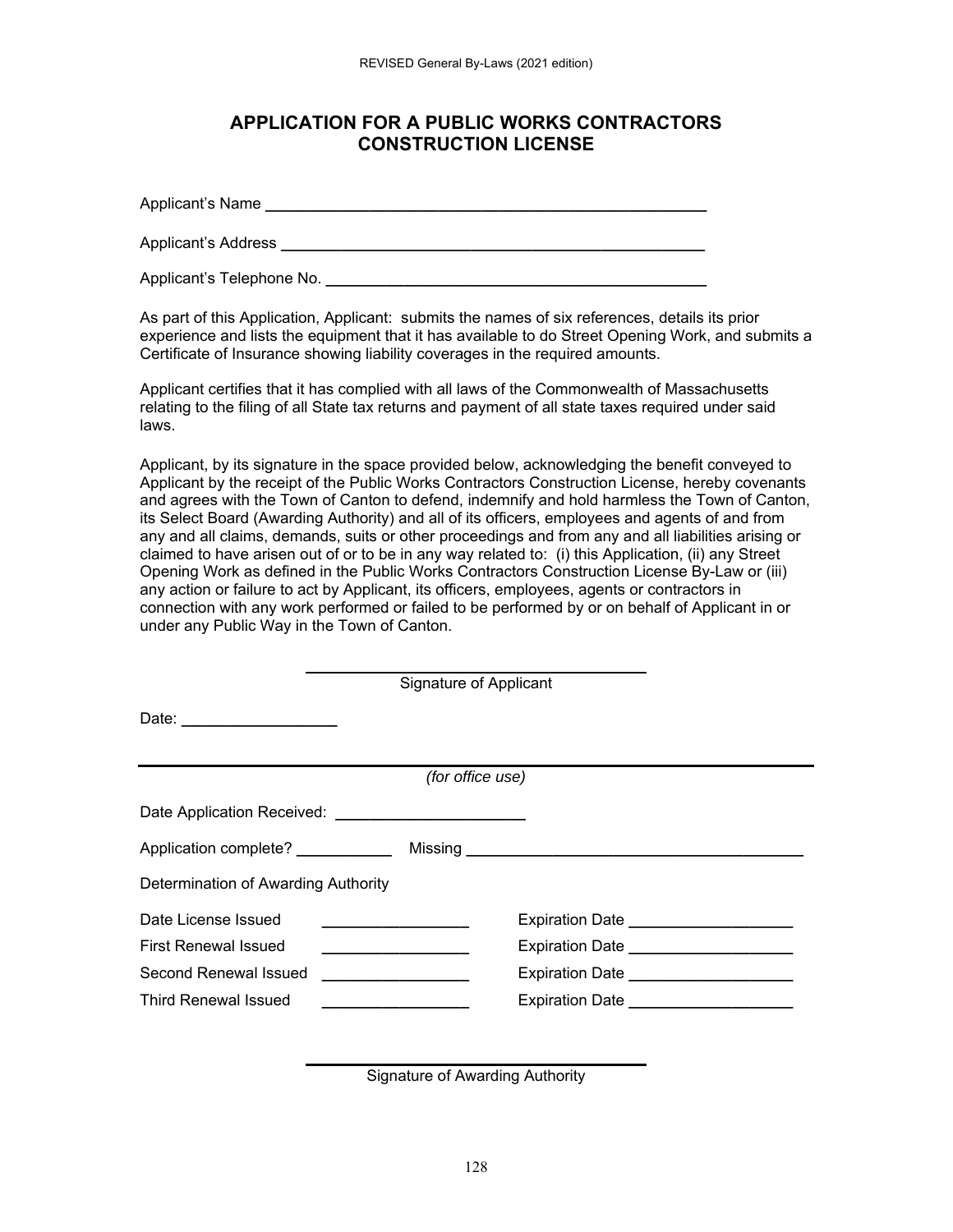## APPLICATION FOR A PUBLIC WORKS CONTRACTORS CONSTRUCTION LICENSE

Applicant's Name ______________________________________________

Applicant's Address ______________________________________________

Applicant's Telephone No. ______________________________________________

As part of this Application, Applicant: submits the names of six references, details its prior experience and lists the equipment that it has available to do Street Opening Work, and submits a Certificate of Insurance showing liability coverages in the required amounts.

Applicant certifies that it has complied with all laws of the Commonwealth of Massachusetts relating to the filing of all State tax returns and payment of all state taxes required under said laws.

Applicant, by its signature in the space provided below, acknowledging the benefit conveyed to Applicant by the receipt of the Public Works Contractors Construction License, hereby covenants and agrees with the Town of Canton to defend, indemnify and hold harmless the Town of Canton, its Select Board (Awarding Authority) and all of its officers, employees and agents of and from any and all claims, demands, suits or other proceedings and from any and all liabilities arising or claimed to have arisen out of or to be in any way related to: (i) this Application, (ii) any Street Opening Work as defined in the Public Works Contractors Construction License By-Law or (iii) any action or failure to act by Applicant, its officers, employees, agents or contractors in connection with any work performed or failed to be performed by or on behalf of Applicant in or under any Public Way in the Town of Canton.

______________________________
Signature of Applicant

Date: ________________

---

*(for office use)*

Date Application Received: ____________________

Application complete? __________ Missing ____________________________________

Determination of Awarding Authority

Date License Issued ________________ Expiration Date ________________

First Renewal Issued ________________ Expiration Date ________________

Second Renewal Issued ________________ Expiration Date ________________

Third Renewal Issued ________________ Expiration Date ________________

______________________________
Signature of Awarding Authority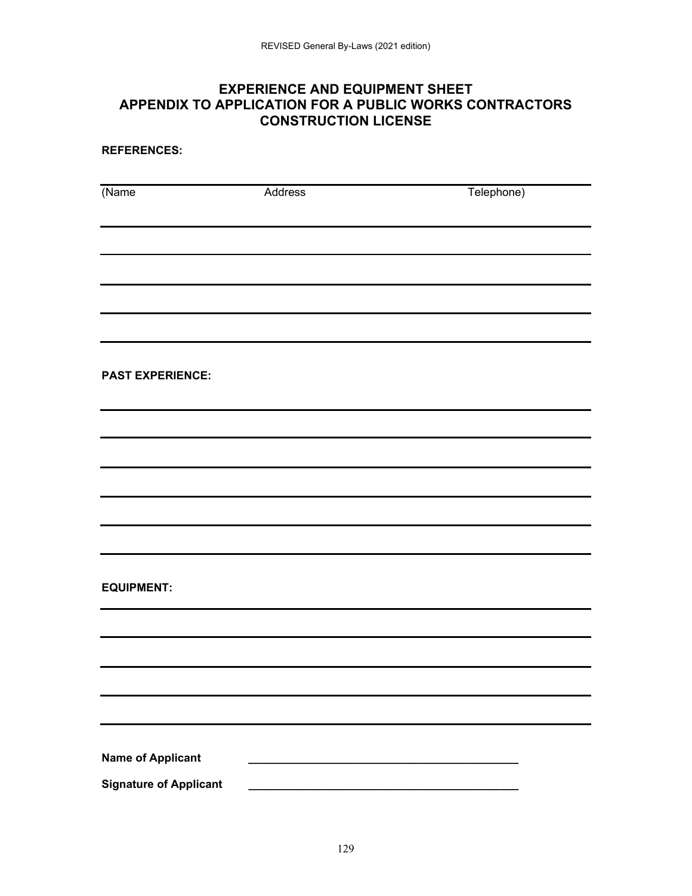## EXPERIENCE AND EQUIPMENT SHEET
## APPENDIX TO APPLICATION FOR A PUBLIC WORKS CONTRACTORS CONSTRUCTION LICENSE

**REFERENCES:**

| (Name | Address | Telephone) |
| --- | --- | --- |
| | | |
| | | |
| | | |
| | | |
| | | |

**PAST EXPERIENCE:**

______________________________________________________________________

______________________________________________________________________

______________________________________________________________________

______________________________________________________________________

______________________________________________________________________

______________________________________________________________________

**EQUIPMENT:**

______________________________________________________________________

______________________________________________________________________

______________________________________________________________________

______________________________________________________________________

______________________________________________________________________

**Name of Applicant** ___________________________________________

**Signature of Applicant** ___________________________________________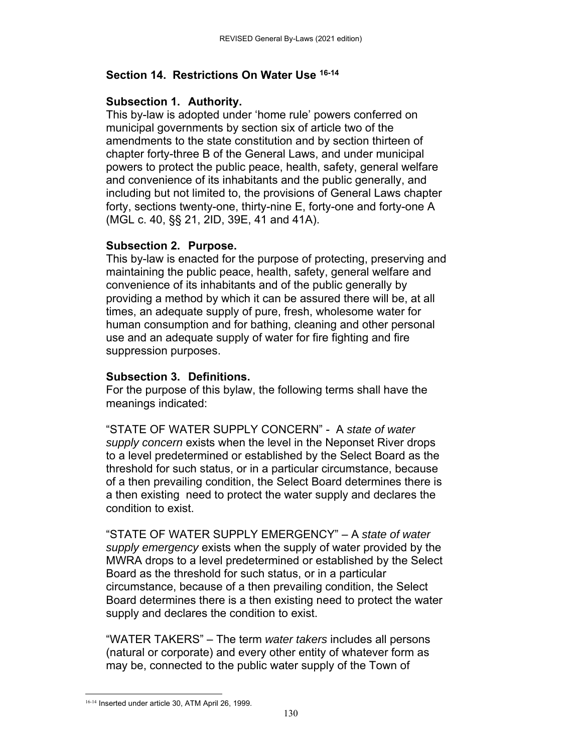## Section 14. Restrictions On Water Use [16-14]

### Subsection 1. Authority.

This by-law is adopted under 'home rule' powers conferred on municipal governments by section six of article two of the amendments to the state constitution and by section thirteen of chapter forty-three B of the General Laws, and under municipal powers to protect the public peace, health, safety, general welfare and convenience of its inhabitants and the public generally, and including but not limited to, the provisions of General Laws chapter forty, sections twenty-one, thirty-nine E, forty-one and forty-one A (MGL c. 40, §§ 21, 2ID, 39E, 41 and 41A).

### Subsection 2. Purpose.

This by-law is enacted for the purpose of protecting, preserving and maintaining the public peace, health, safety, general welfare and convenience of its inhabitants and of the public generally by providing a method by which it can be assured there will be, at all times, an adequate supply of pure, fresh, wholesome water for human consumption and for bathing, cleaning and other personal use and an adequate supply of water for fire fighting and fire suppression purposes.

### Subsection 3. Definitions.

For the purpose of this bylaw, the following terms shall have the meanings indicated:

"STATE OF WATER SUPPLY CONCERN" - A *state of water supply concern* exists when the level in the Neponset River drops to a level predetermined or established by the Select Board as the threshold for such status, or in a particular circumstance, because of a then prevailing condition, the Select Board determines there is a then existing need to protect the water supply and declares the condition to exist.

"STATE OF WATER SUPPLY EMERGENCY" – A *state of water supply emergency* exists when the supply of water provided by the MWRA drops to a level predetermined or established by the Select Board as the threshold for such status, or in a particular circumstance, because of a then prevailing condition, the Select Board determines there is a then existing need to protect the water supply and declares the condition to exist.

"WATER TAKERS" – The term *water takers* includes all persons (natural or corporate) and every other entity of whatever form as may be, connected to the public water supply of the Town of

---

[16-14] Inserted under article 30, ATM April 26, 1999.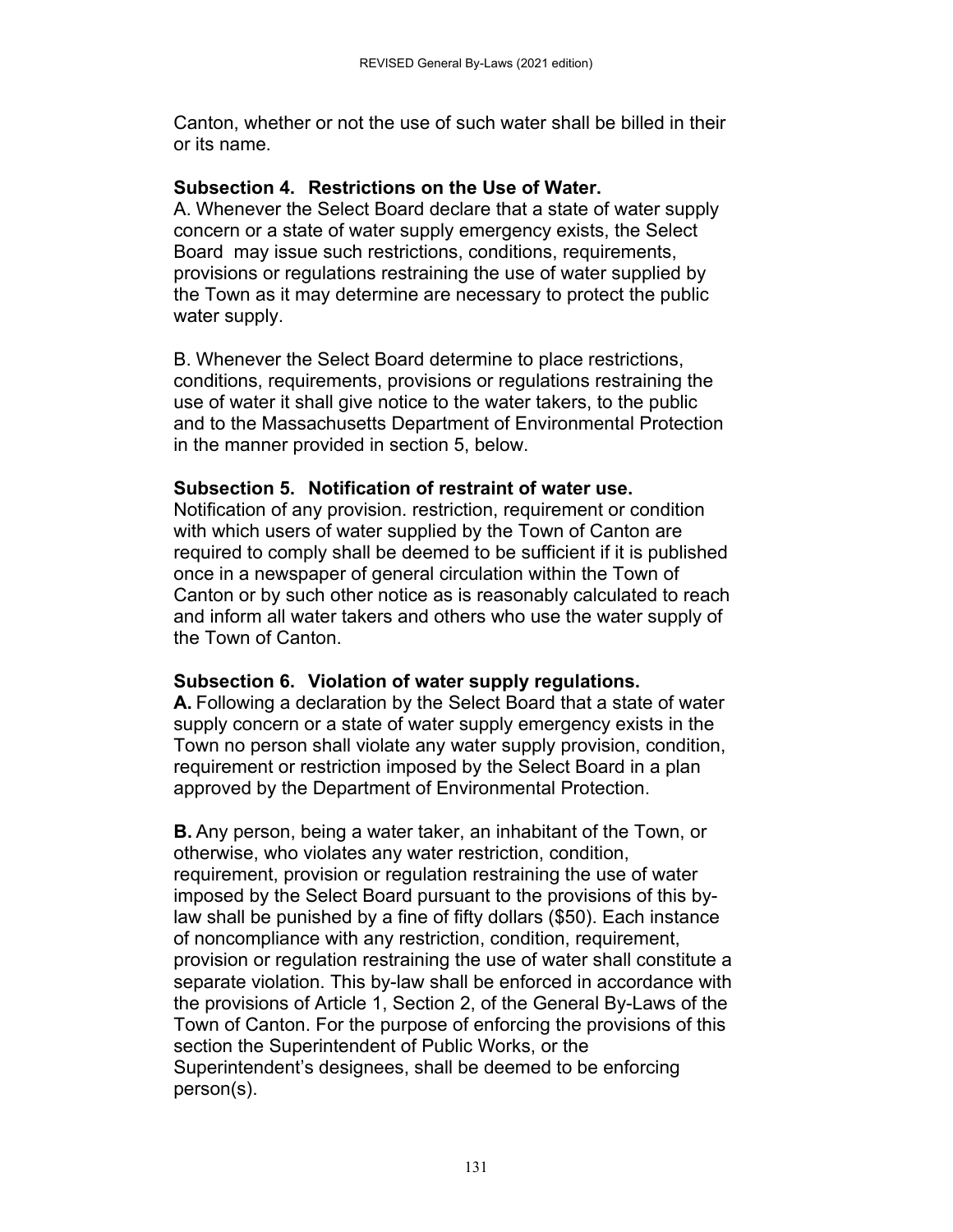Canton, whether or not the use of such water shall be billed in their or its name.

**Subsection 4. Restrictions on the Use of Water.**

A. Whenever the Select Board declare that a state of water supply concern or a state of water supply emergency exists, the Select Board may issue such restrictions, conditions, requirements, provisions or regulations restraining the use of water supplied by the Town as it may determine are necessary to protect the public water supply.

B. Whenever the Select Board determine to place restrictions, conditions, requirements, provisions or regulations restraining the use of water it shall give notice to the water takers, to the public and to the Massachusetts Department of Environmental Protection in the manner provided in section 5, below.

**Subsection 5. Notification of restraint of water use.**

Notification of any provision. restriction, requirement or condition with which users of water supplied by the Town of Canton are required to comply shall be deemed to be sufficient if it is published once in a newspaper of general circulation within the Town of Canton or by such other notice as is reasonably calculated to reach and inform all water takers and others who use the water supply of the Town of Canton.

**Subsection 6. Violation of water supply regulations.**

**A.** Following a declaration by the Select Board that a state of water supply concern or a state of water supply emergency exists in the Town no person shall violate any water supply provision, condition, requirement or restriction imposed by the Select Board in a plan approved by the Department of Environmental Protection.

**B.** Any person, being a water taker, an inhabitant of the Town, or otherwise, who violates any water restriction, condition, requirement, provision or regulation restraining the use of water imposed by the Select Board pursuant to the provisions of this by-law shall be punished by a fine of fifty dollars ($50). Each instance of noncompliance with any restriction, condition, requirement, provision or regulation restraining the use of water shall constitute a separate violation. This by-law shall be enforced in accordance with the provisions of Article 1, Section 2, of the General By-Laws of the Town of Canton. For the purpose of enforcing the provisions of this section the Superintendent of Public Works, or the Superintendent's designees, shall be deemed to be enforcing person(s).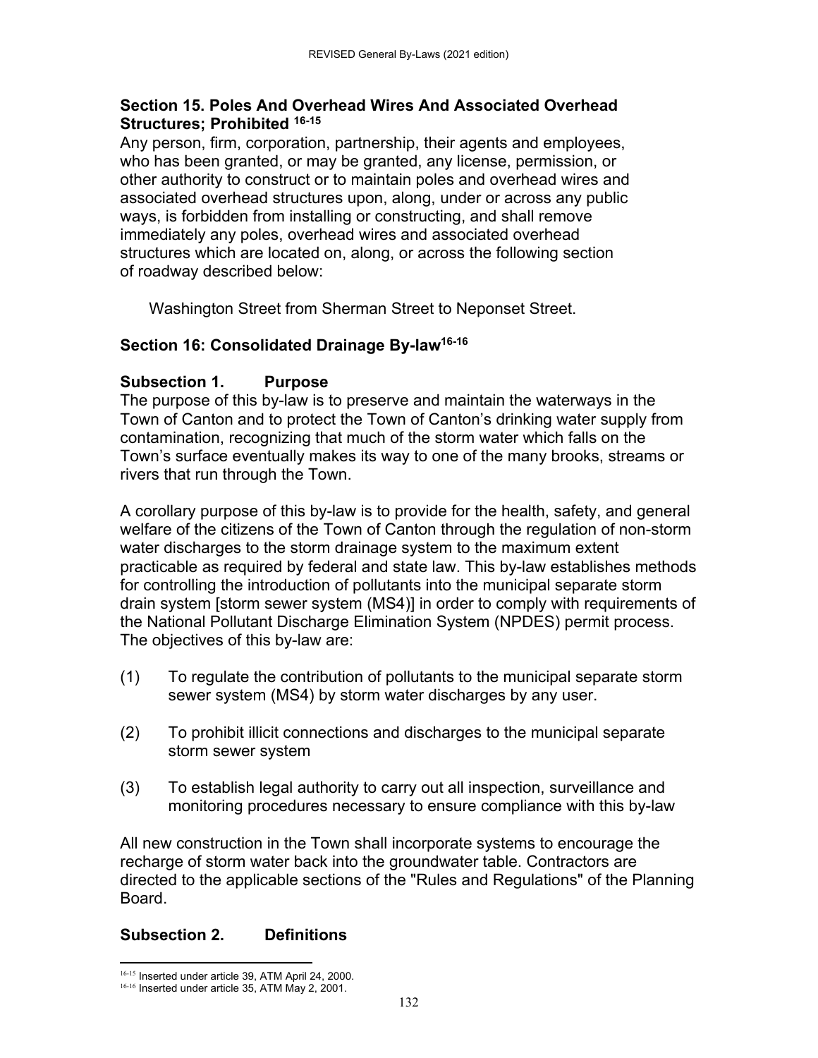### Section 15. Poles And Overhead Wires And Associated Overhead Structures; Prohibited [16-15]

Any person, firm, corporation, partnership, their agents and employees, who has been granted, or may be granted, any license, permission, or other authority to construct or to maintain poles and overhead wires and associated overhead structures upon, along, under or across any public ways, is forbidden from installing or constructing, and shall remove immediately any poles, overhead wires and associated overhead structures which are located on, along, or across the following section of roadway described below:

Washington Street from Sherman Street to Neponset Street.

### Section 16: Consolidated Drainage By-law[16-16]

#### Subsection 1. Purpose

The purpose of this by-law is to preserve and maintain the waterways in the Town of Canton and to protect the Town of Canton's drinking water supply from contamination, recognizing that much of the storm water which falls on the Town's surface eventually makes its way to one of the many brooks, streams or rivers that run through the Town.

A corollary purpose of this by-law is to provide for the health, safety, and general welfare of the citizens of the Town of Canton through the regulation of non-storm water discharges to the storm drainage system to the maximum extent practicable as required by federal and state law. This by-law establishes methods for controlling the introduction of pollutants into the municipal separate storm drain system [storm sewer system (MS4)] in order to comply with requirements of the National Pollutant Discharge Elimination System (NPDES) permit process. The objectives of this by-law are:

(1) To regulate the contribution of pollutants to the municipal separate storm sewer system (MS4) by storm water discharges by any user.

(2) To prohibit illicit connections and discharges to the municipal separate storm sewer system

(3) To establish legal authority to carry out all inspection, surveillance and monitoring procedures necessary to ensure compliance with this by-law

All new construction in the Town shall incorporate systems to encourage the recharge of storm water back into the groundwater table. Contractors are directed to the applicable sections of the "Rules and Regulations" of the Planning Board.

#### Subsection 2. Definitions

---

[16-15] Inserted under article 39, ATM April 24, 2000.

[16-16] Inserted under article 35, ATM May 2, 2001.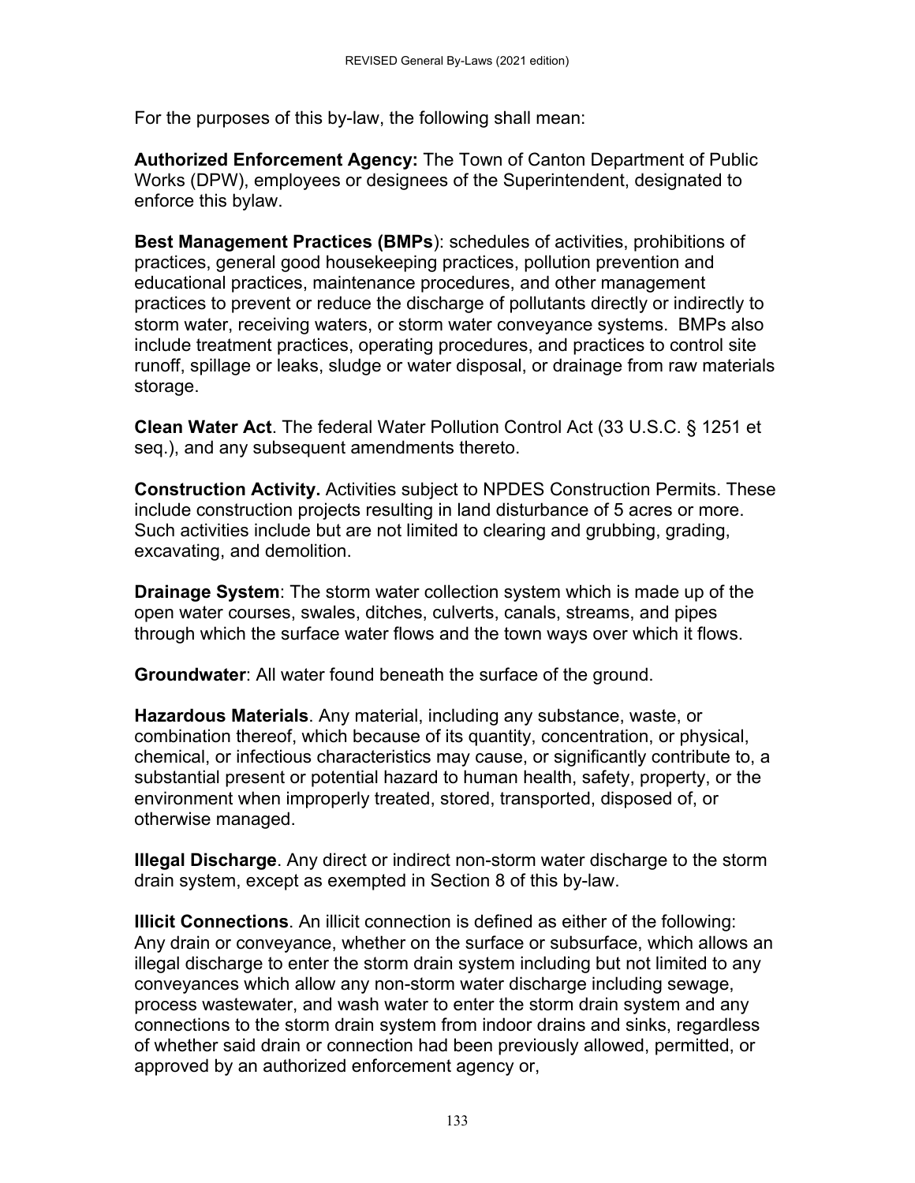For the purposes of this by-law, the following shall mean:

**Authorized Enforcement Agency:** The Town of Canton Department of Public Works (DPW), employees or designees of the Superintendent, designated to enforce this bylaw.

**Best Management Practices (BMPs**): schedules of activities, prohibitions of practices, general good housekeeping practices, pollution prevention and educational practices, maintenance procedures, and other management practices to prevent or reduce the discharge of pollutants directly or indirectly to storm water, receiving waters, or storm water conveyance systems. BMPs also include treatment practices, operating procedures, and practices to control site runoff, spillage or leaks, sludge or water disposal, or drainage from raw materials storage.

**Clean Water Act**. The federal Water Pollution Control Act (33 U.S.C. § 1251 et seq.), and any subsequent amendments thereto.

**Construction Activity.** Activities subject to NPDES Construction Permits. These include construction projects resulting in land disturbance of 5 acres or more. Such activities include but are not limited to clearing and grubbing, grading, excavating, and demolition.

**Drainage System**: The storm water collection system which is made up of the open water courses, swales, ditches, culverts, canals, streams, and pipes through which the surface water flows and the town ways over which it flows.

**Groundwater**: All water found beneath the surface of the ground.

**Hazardous Materials**. Any material, including any substance, waste, or combination thereof, which because of its quantity, concentration, or physical, chemical, or infectious characteristics may cause, or significantly contribute to, a substantial present or potential hazard to human health, safety, property, or the environment when improperly treated, stored, transported, disposed of, or otherwise managed.

**Illegal Discharge**. Any direct or indirect non-storm water discharge to the storm drain system, except as exempted in Section 8 of this by-law.

**Illicit Connections**. An illicit connection is defined as either of the following: Any drain or conveyance, whether on the surface or subsurface, which allows an illegal discharge to enter the storm drain system including but not limited to any conveyances which allow any non-storm water discharge including sewage, process wastewater, and wash water to enter the storm drain system and any connections to the storm drain system from indoor drains and sinks, regardless of whether said drain or connection had been previously allowed, permitted, or approved by an authorized enforcement agency or,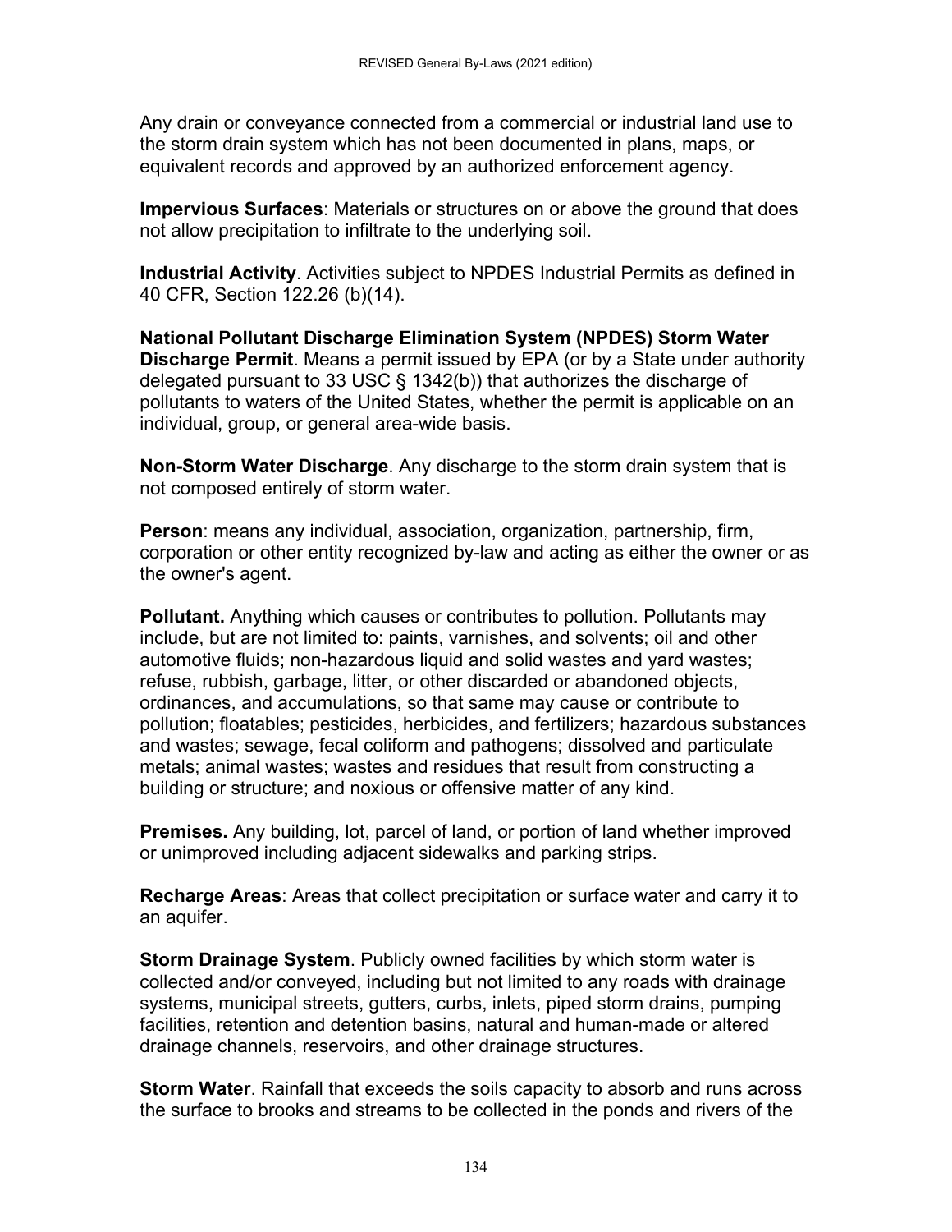Any drain or conveyance connected from a commercial or industrial land use to the storm drain system which has not been documented in plans, maps, or equivalent records and approved by an authorized enforcement agency.

**Impervious Surfaces**: Materials or structures on or above the ground that does not allow precipitation to infiltrate to the underlying soil.

**Industrial Activity**. Activities subject to NPDES Industrial Permits as defined in 40 CFR, Section 122.26 (b)(14).

**National Pollutant Discharge Elimination System (NPDES) Storm Water Discharge Permit**. Means a permit issued by EPA (or by a State under authority delegated pursuant to 33 USC § 1342(b)) that authorizes the discharge of pollutants to waters of the United States, whether the permit is applicable on an individual, group, or general area-wide basis.

**Non-Storm Water Discharge**. Any discharge to the storm drain system that is not composed entirely of storm water.

**Person**: means any individual, association, organization, partnership, firm, corporation or other entity recognized by-law and acting as either the owner or as the owner's agent.

**Pollutant.** Anything which causes or contributes to pollution. Pollutants may include, but are not limited to: paints, varnishes, and solvents; oil and other automotive fluids; non-hazardous liquid and solid wastes and yard wastes; refuse, rubbish, garbage, litter, or other discarded or abandoned objects, ordinances, and accumulations, so that same may cause or contribute to pollution; floatables; pesticides, herbicides, and fertilizers; hazardous substances and wastes; sewage, fecal coliform and pathogens; dissolved and particulate metals; animal wastes; wastes and residues that result from constructing a building or structure; and noxious or offensive matter of any kind.

**Premises.** Any building, lot, parcel of land, or portion of land whether improved or unimproved including adjacent sidewalks and parking strips.

**Recharge Areas**: Areas that collect precipitation or surface water and carry it to an aquifer.

**Storm Drainage System**. Publicly owned facilities by which storm water is collected and/or conveyed, including but not limited to any roads with drainage systems, municipal streets, gutters, curbs, inlets, piped storm drains, pumping facilities, retention and detention basins, natural and human-made or altered drainage channels, reservoirs, and other drainage structures.

**Storm Water**. Rainfall that exceeds the soils capacity to absorb and runs across the surface to brooks and streams to be collected in the ponds and rivers of the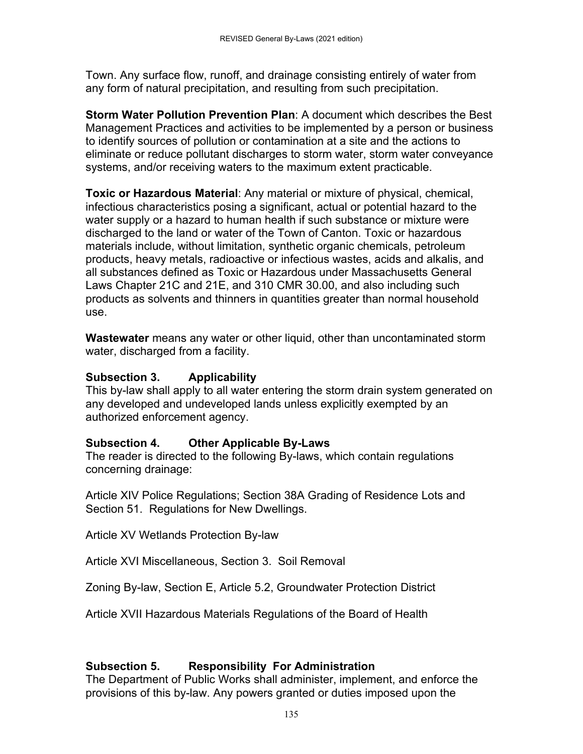Town. Any surface flow, runoff, and drainage consisting entirely of water from any form of natural precipitation, and resulting from such precipitation.

**Storm Water Pollution Prevention Plan**: A document which describes the Best Management Practices and activities to be implemented by a person or business to identify sources of pollution or contamination at a site and the actions to eliminate or reduce pollutant discharges to storm water, storm water conveyance systems, and/or receiving waters to the maximum extent practicable.

**Toxic or Hazardous Material**: Any material or mixture of physical, chemical, infectious characteristics posing a significant, actual or potential hazard to the water supply or a hazard to human health if such substance or mixture were discharged to the land or water of the Town of Canton. Toxic or hazardous materials include, without limitation, synthetic organic chemicals, petroleum products, heavy metals, radioactive or infectious wastes, acids and alkalis, and all substances defined as Toxic or Hazardous under Massachusetts General Laws Chapter 21C and 21E, and 310 CMR 30.00, and also including such products as solvents and thinners in quantities greater than normal household use.

**Wastewater** means any water or other liquid, other than uncontaminated storm water, discharged from a facility.

### Subsection 3. Applicability

This by-law shall apply to all water entering the storm drain system generated on any developed and undeveloped lands unless explicitly exempted by an authorized enforcement agency.

### Subsection 4. Other Applicable By-Laws

The reader is directed to the following By-laws, which contain regulations concerning drainage:

Article XIV Police Regulations; Section 38A Grading of Residence Lots and Section 51. Regulations for New Dwellings.

Article XV Wetlands Protection By-law

Article XVI Miscellaneous, Section 3. Soil Removal

Zoning By-law, Section E, Article 5.2, Groundwater Protection District

Article XVII Hazardous Materials Regulations of the Board of Health

### Subsection 5. Responsibility For Administration

The Department of Public Works shall administer, implement, and enforce the provisions of this by-law. Any powers granted or duties imposed upon the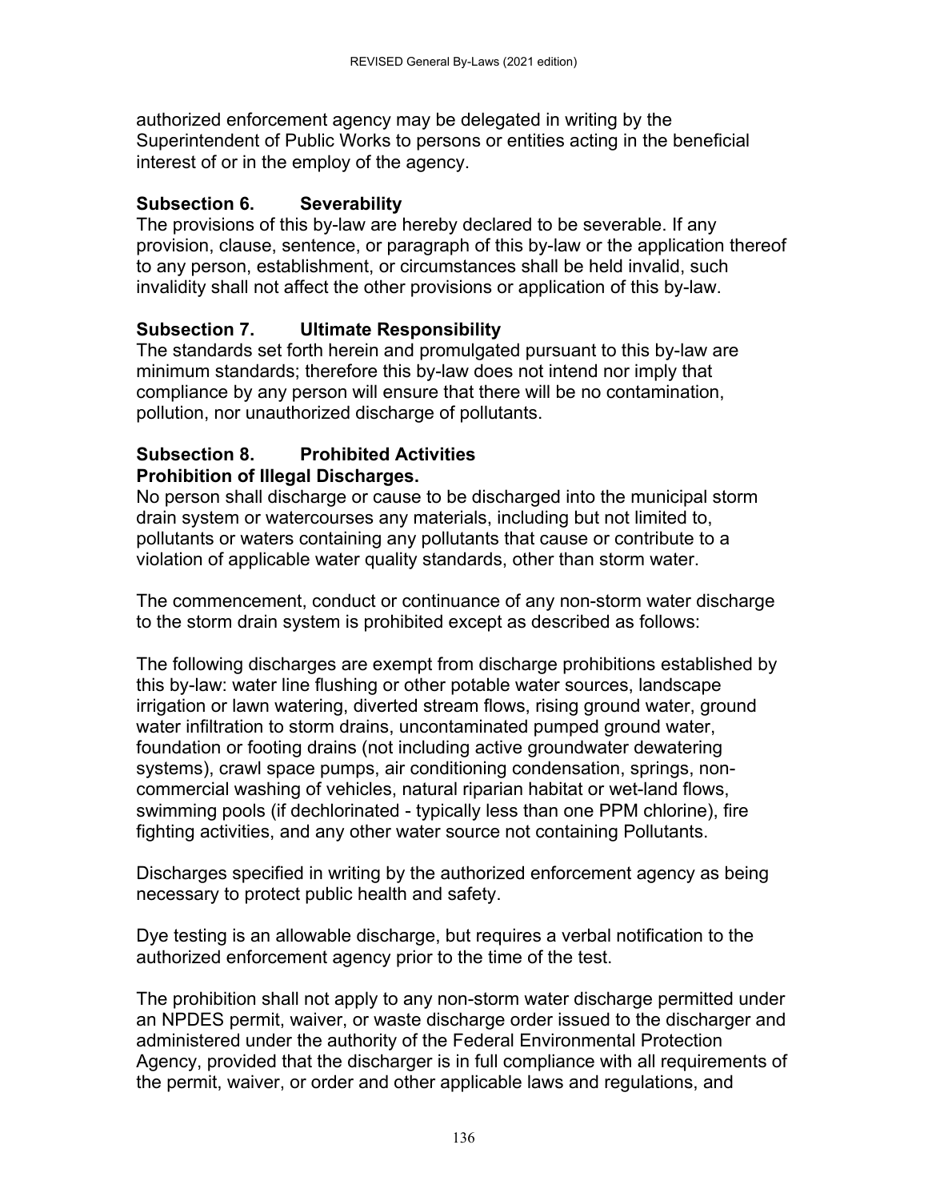authorized enforcement agency may be delegated in writing by the Superintendent of Public Works to persons or entities acting in the beneficial interest of or in the employ of the agency.

### Subsection 6. Severability

The provisions of this by-law are hereby declared to be severable. If any provision, clause, sentence, or paragraph of this by-law or the application thereof to any person, establishment, or circumstances shall be held invalid, such invalidity shall not affect the other provisions or application of this by-law.

### Subsection 7. Ultimate Responsibility

The standards set forth herein and promulgated pursuant to this by-law are minimum standards; therefore this by-law does not intend nor imply that compliance by any person will ensure that there will be no contamination, pollution, nor unauthorized discharge of pollutants.

### Subsection 8. Prohibited Activities

**Prohibition of Illegal Discharges.**

No person shall discharge or cause to be discharged into the municipal storm drain system or watercourses any materials, including but not limited to, pollutants or waters containing any pollutants that cause or contribute to a violation of applicable water quality standards, other than storm water.

The commencement, conduct or continuance of any non-storm water discharge to the storm drain system is prohibited except as described as follows:

The following discharges are exempt from discharge prohibitions established by this by-law: water line flushing or other potable water sources, landscape irrigation or lawn watering, diverted stream flows, rising ground water, ground water infiltration to storm drains, uncontaminated pumped ground water, foundation or footing drains (not including active groundwater dewatering systems), crawl space pumps, air conditioning condensation, springs, non-commercial washing of vehicles, natural riparian habitat or wet-land flows, swimming pools (if dechlorinated - typically less than one PPM chlorine), fire fighting activities, and any other water source not containing Pollutants.

Discharges specified in writing by the authorized enforcement agency as being necessary to protect public health and safety.

Dye testing is an allowable discharge, but requires a verbal notification to the authorized enforcement agency prior to the time of the test.

The prohibition shall not apply to any non-storm water discharge permitted under an NPDES permit, waiver, or waste discharge order issued to the discharger and administered under the authority of the Federal Environmental Protection Agency, provided that the discharger is in full compliance with all requirements of the permit, waiver, or order and other applicable laws and regulations, and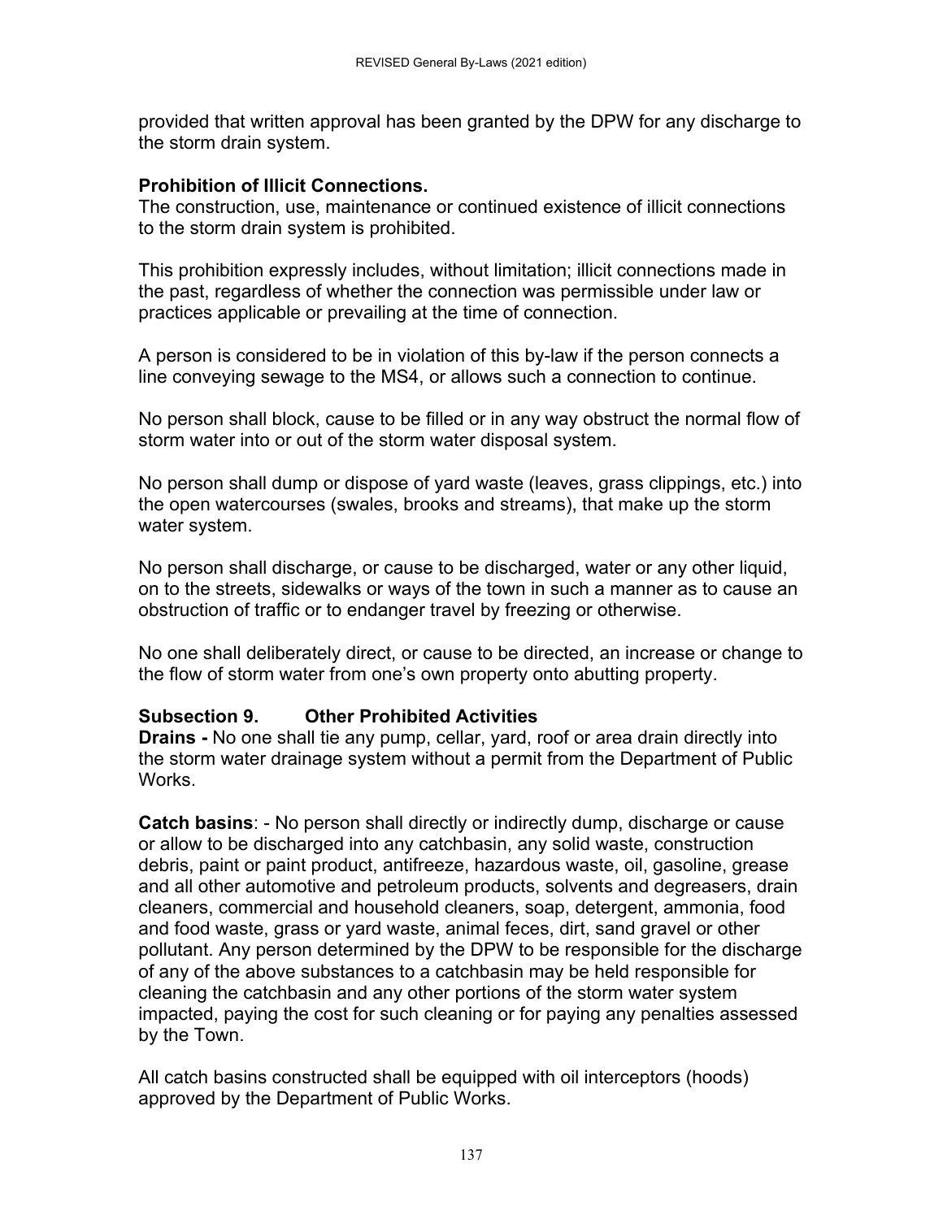provided that written approval has been granted by the DPW for any discharge to the storm drain system.

**Prohibition of Illicit Connections.**
The construction, use, maintenance or continued existence of illicit connections to the storm drain system is prohibited.

This prohibition expressly includes, without limitation; illicit connections made in the past, regardless of whether the connection was permissible under law or practices applicable or prevailing at the time of connection.

A person is considered to be in violation of this by-law if the person connects a line conveying sewage to the MS4, or allows such a connection to continue.

No person shall block, cause to be filled or in any way obstruct the normal flow of storm water into or out of the storm water disposal system.

No person shall dump or dispose of yard waste (leaves, grass clippings, etc.) into the open watercourses (swales, brooks and streams), that make up the storm water system.

No person shall discharge, or cause to be discharged, water or any other liquid, on to the streets, sidewalks or ways of the town in such a manner as to cause an obstruction of traffic or to endanger travel by freezing or otherwise.

No one shall deliberately direct, or cause to be directed, an increase or change to the flow of storm water from one's own property onto abutting property.

**Subsection 9. Other Prohibited Activities**
**Drains -** No one shall tie any pump, cellar, yard, roof or area drain directly into the storm water drainage system without a permit from the Department of Public Works.

**Catch basins**: - No person shall directly or indirectly dump, discharge or cause or allow to be discharged into any catchbasin, any solid waste, construction debris, paint or paint product, antifreeze, hazardous waste, oil, gasoline, grease and all other automotive and petroleum products, solvents and degreasers, drain cleaners, commercial and household cleaners, soap, detergent, ammonia, food and food waste, grass or yard waste, animal feces, dirt, sand gravel or other pollutant. Any person determined by the DPW to be responsible for the discharge of any of the above substances to a catchbasin may be held responsible for cleaning the catchbasin and any other portions of the storm water system impacted, paying the cost for such cleaning or for paying any penalties assessed by the Town.

All catch basins constructed shall be equipped with oil interceptors (hoods) approved by the Department of Public Works.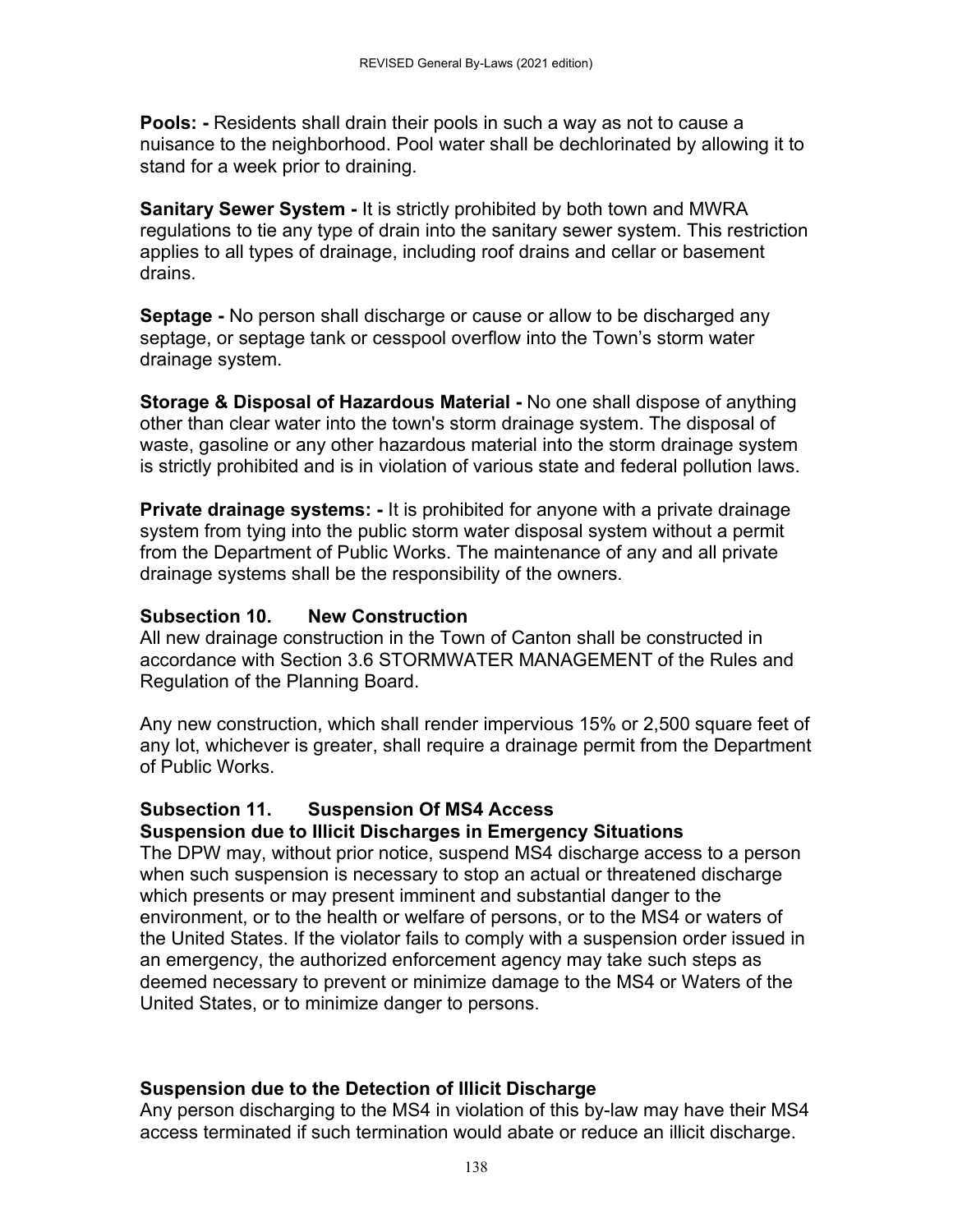**Pools: -** Residents shall drain their pools in such a way as not to cause a nuisance to the neighborhood. Pool water shall be dechlorinated by allowing it to stand for a week prior to draining.

**Sanitary Sewer System -** It is strictly prohibited by both town and MWRA regulations to tie any type of drain into the sanitary sewer system. This restriction applies to all types of drainage, including roof drains and cellar or basement drains.

**Septage -** No person shall discharge or cause or allow to be discharged any septage, or septage tank or cesspool overflow into the Town's storm water drainage system.

**Storage & Disposal of Hazardous Material -** No one shall dispose of anything other than clear water into the town's storm drainage system. The disposal of waste, gasoline or any other hazardous material into the storm drainage system is strictly prohibited and is in violation of various state and federal pollution laws.

**Private drainage systems: -** It is prohibited for anyone with a private drainage system from tying into the public storm water disposal system without a permit from the Department of Public Works. The maintenance of any and all private drainage systems shall be the responsibility of the owners.

### Subsection 10. New Construction

All new drainage construction in the Town of Canton shall be constructed in accordance with Section 3.6 STORMWATER MANAGEMENT of the Rules and Regulation of the Planning Board.

Any new construction, which shall render impervious 15% or 2,500 square feet of any lot, whichever is greater, shall require a drainage permit from the Department of Public Works.

### Subsection 11. Suspension Of MS4 Access

**Suspension due to Illicit Discharges in Emergency Situations**

The DPW may, without prior notice, suspend MS4 discharge access to a person when such suspension is necessary to stop an actual or threatened discharge which presents or may present imminent and substantial danger to the environment, or to the health or welfare of persons, or to the MS4 or waters of the United States. If the violator fails to comply with a suspension order issued in an emergency, the authorized enforcement agency may take such steps as deemed necessary to prevent or minimize damage to the MS4 or Waters of the United States, or to minimize danger to persons.

**Suspension due to the Detection of Illicit Discharge**

Any person discharging to the MS4 in violation of this by-law may have their MS4 access terminated if such termination would abate or reduce an illicit discharge.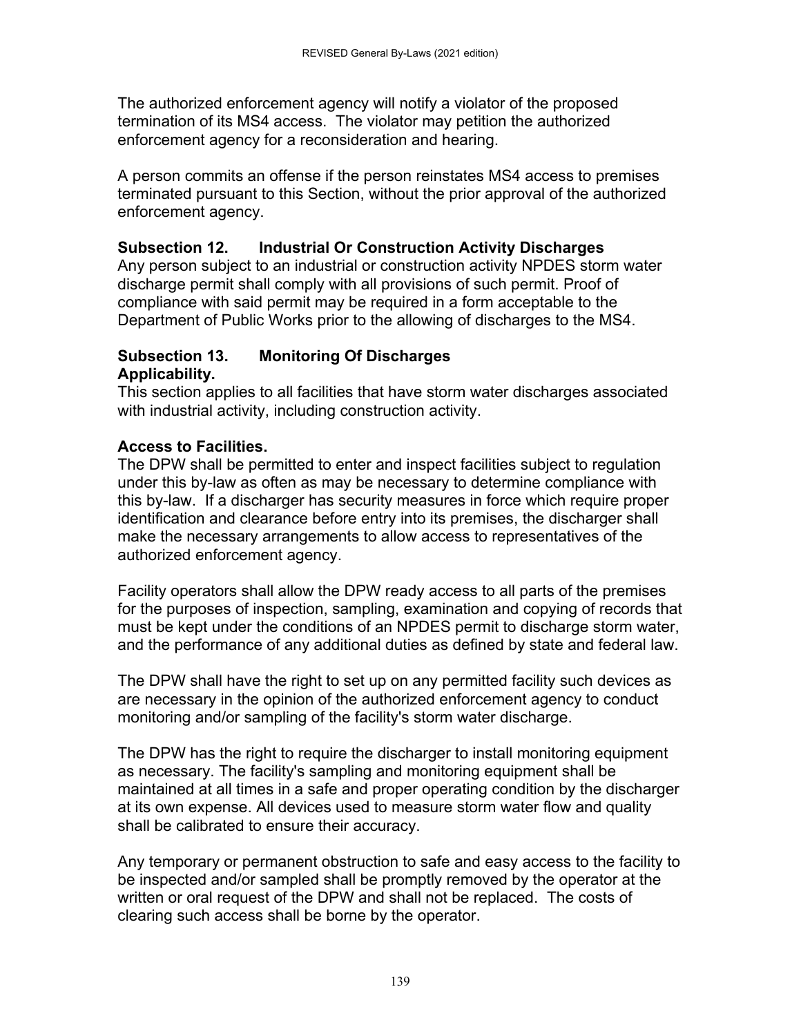The authorized enforcement agency will notify a violator of the proposed termination of its MS4 access. The violator may petition the authorized enforcement agency for a reconsideration and hearing.

A person commits an offense if the person reinstates MS4 access to premises terminated pursuant to this Section, without the prior approval of the authorized enforcement agency.

**Subsection 12. Industrial Or Construction Activity Discharges**

Any person subject to an industrial or construction activity NPDES storm water discharge permit shall comply with all provisions of such permit. Proof of compliance with said permit may be required in a form acceptable to the Department of Public Works prior to the allowing of discharges to the MS4.

**Subsection 13. Monitoring Of Discharges**

**Applicability.**

This section applies to all facilities that have storm water discharges associated with industrial activity, including construction activity.

**Access to Facilities.**

The DPW shall be permitted to enter and inspect facilities subject to regulation under this by-law as often as may be necessary to determine compliance with this by-law. If a discharger has security measures in force which require proper identification and clearance before entry into its premises, the discharger shall make the necessary arrangements to allow access to representatives of the authorized enforcement agency.

Facility operators shall allow the DPW ready access to all parts of the premises for the purposes of inspection, sampling, examination and copying of records that must be kept under the conditions of an NPDES permit to discharge storm water, and the performance of any additional duties as defined by state and federal law.

The DPW shall have the right to set up on any permitted facility such devices as are necessary in the opinion of the authorized enforcement agency to conduct monitoring and/or sampling of the facility's storm water discharge.

The DPW has the right to require the discharger to install monitoring equipment as necessary. The facility's sampling and monitoring equipment shall be maintained at all times in a safe and proper operating condition by the discharger at its own expense. All devices used to measure storm water flow and quality shall be calibrated to ensure their accuracy.

Any temporary or permanent obstruction to safe and easy access to the facility to be inspected and/or sampled shall be promptly removed by the operator at the written or oral request of the DPW and shall not be replaced. The costs of clearing such access shall be borne by the operator.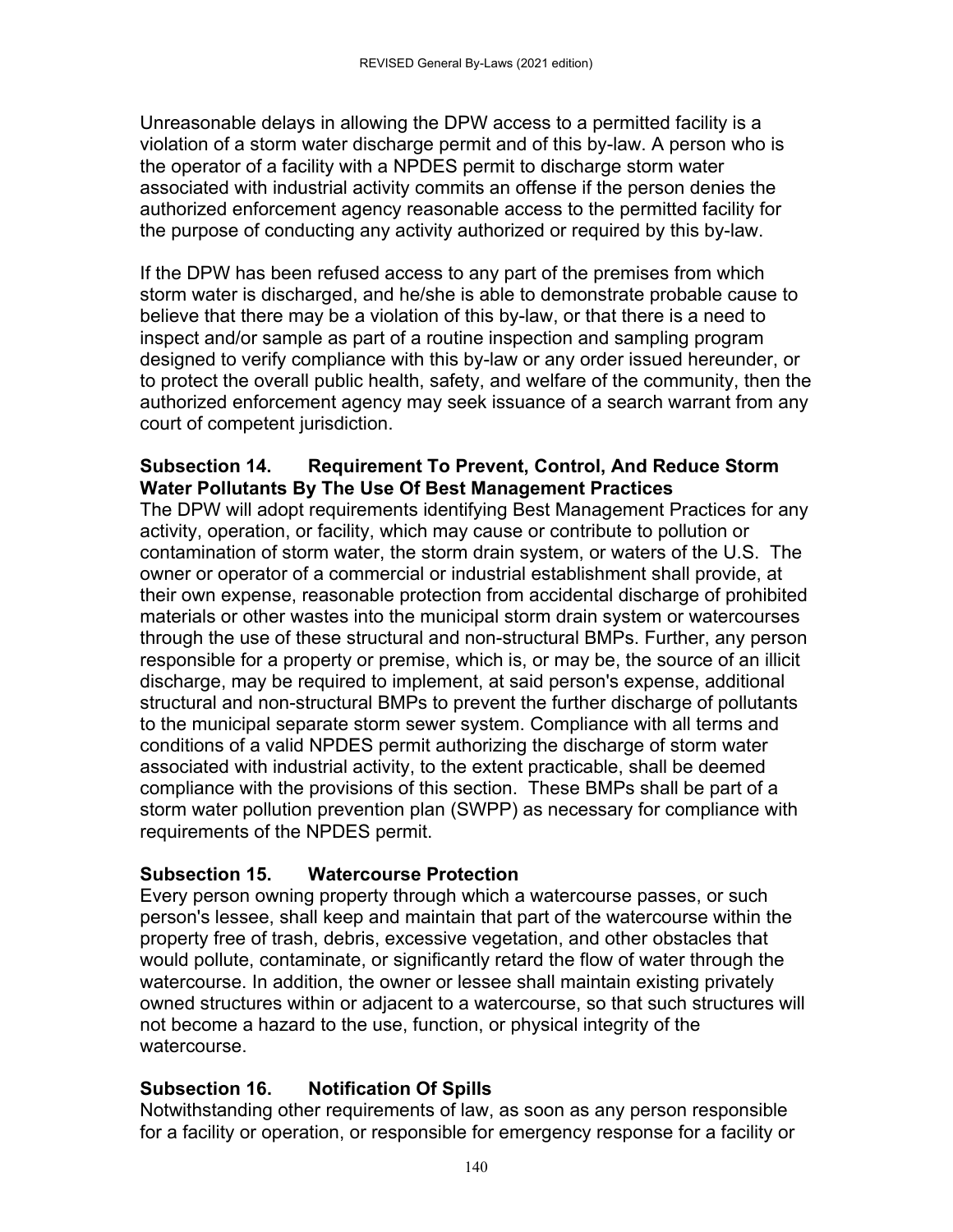Unreasonable delays in allowing the DPW access to a permitted facility is a violation of a storm water discharge permit and of this by-law. A person who is the operator of a facility with a NPDES permit to discharge storm water associated with industrial activity commits an offense if the person denies the authorized enforcement agency reasonable access to the permitted facility for the purpose of conducting any activity authorized or required by this by-law.

If the DPW has been refused access to any part of the premises from which storm water is discharged, and he/she is able to demonstrate probable cause to believe that there may be a violation of this by-law, or that there is a need to inspect and/or sample as part of a routine inspection and sampling program designed to verify compliance with this by-law or any order issued hereunder, or to protect the overall public health, safety, and welfare of the community, then the authorized enforcement agency may seek issuance of a search warrant from any court of competent jurisdiction.

**Subsection 14. Requirement To Prevent, Control, And Reduce Storm Water Pollutants By The Use Of Best Management Practices**

The DPW will adopt requirements identifying Best Management Practices for any activity, operation, or facility, which may cause or contribute to pollution or contamination of storm water, the storm drain system, or waters of the U.S. The owner or operator of a commercial or industrial establishment shall provide, at their own expense, reasonable protection from accidental discharge of prohibited materials or other wastes into the municipal storm drain system or watercourses through the use of these structural and non-structural BMPs. Further, any person responsible for a property or premise, which is, or may be, the source of an illicit discharge, may be required to implement, at said person's expense, additional structural and non-structural BMPs to prevent the further discharge of pollutants to the municipal separate storm sewer system. Compliance with all terms and conditions of a valid NPDES permit authorizing the discharge of storm water associated with industrial activity, to the extent practicable, shall be deemed compliance with the provisions of this section. These BMPs shall be part of a storm water pollution prevention plan (SWPP) as necessary for compliance with requirements of the NPDES permit.

**Subsection 15. Watercourse Protection**

Every person owning property through which a watercourse passes, or such person's lessee, shall keep and maintain that part of the watercourse within the property free of trash, debris, excessive vegetation, and other obstacles that would pollute, contaminate, or significantly retard the flow of water through the watercourse. In addition, the owner or lessee shall maintain existing privately owned structures within or adjacent to a watercourse, so that such structures will not become a hazard to the use, function, or physical integrity of the watercourse.

**Subsection 16. Notification Of Spills**

Notwithstanding other requirements of law, as soon as any person responsible for a facility or operation, or responsible for emergency response for a facility or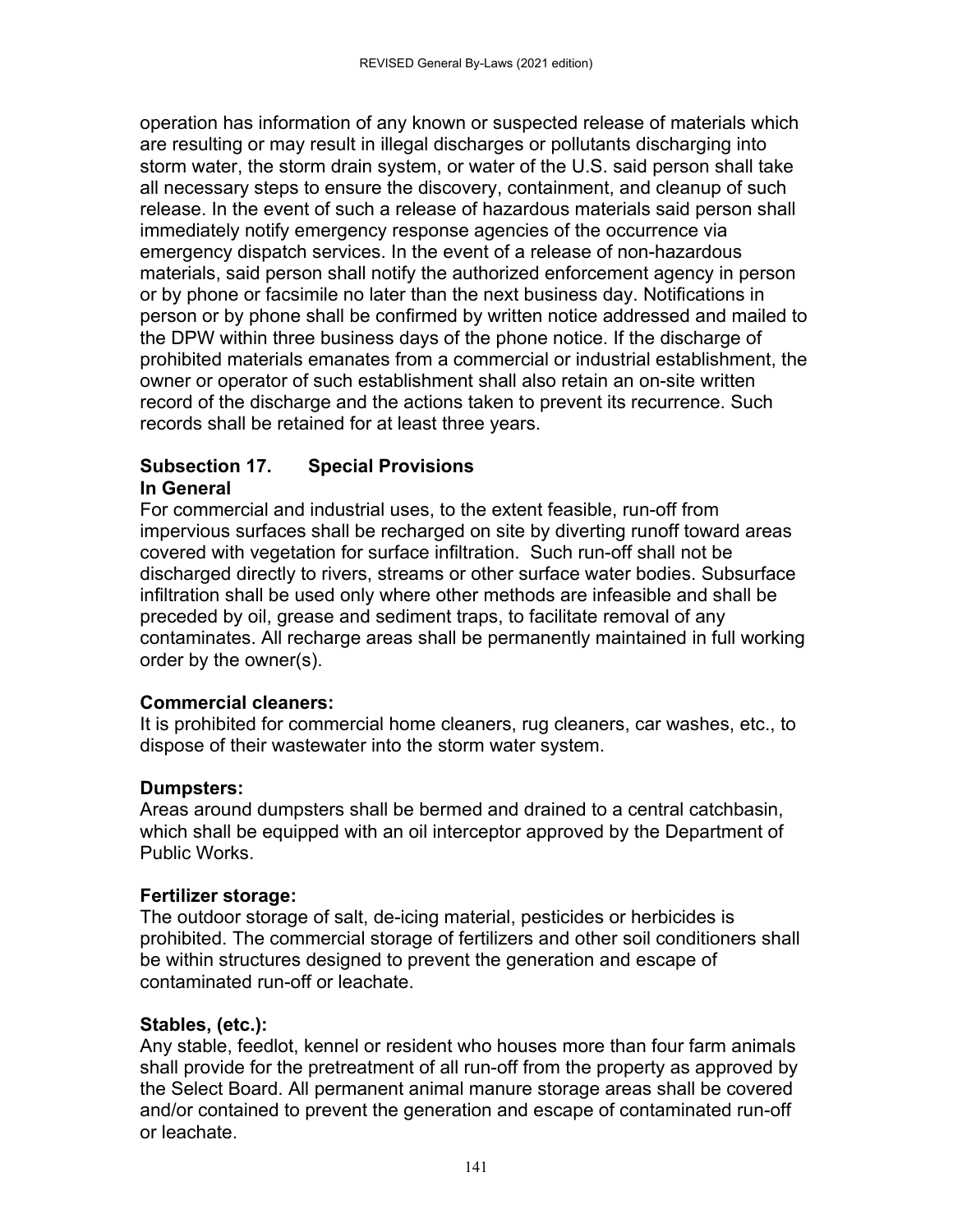operation has information of any known or suspected release of materials which are resulting or may result in illegal discharges or pollutants discharging into storm water, the storm drain system, or water of the U.S. said person shall take all necessary steps to ensure the discovery, containment, and cleanup of such release. In the event of such a release of hazardous materials said person shall immediately notify emergency response agencies of the occurrence via emergency dispatch services. In the event of a release of non-hazardous materials, said person shall notify the authorized enforcement agency in person or by phone or facsimile no later than the next business day. Notifications in person or by phone shall be confirmed by written notice addressed and mailed to the DPW within three business days of the phone notice. If the discharge of prohibited materials emanates from a commercial or industrial establishment, the owner or operator of such establishment shall also retain an on-site written record of the discharge and the actions taken to prevent its recurrence. Such records shall be retained for at least three years.

### Subsection 17. Special Provisions

**In General**

For commercial and industrial uses, to the extent feasible, run-off from impervious surfaces shall be recharged on site by diverting runoff toward areas covered with vegetation for surface infiltration. Such run-off shall not be discharged directly to rivers, streams or other surface water bodies. Subsurface infiltration shall be used only where other methods are infeasible and shall be preceded by oil, grease and sediment traps, to facilitate removal of any contaminates. All recharge areas shall be permanently maintained in full working order by the owner(s).

**Commercial cleaners:**

It is prohibited for commercial home cleaners, rug cleaners, car washes, etc., to dispose of their wastewater into the storm water system.

**Dumpsters:**

Areas around dumpsters shall be bermed and drained to a central catchbasin, which shall be equipped with an oil interceptor approved by the Department of Public Works.

**Fertilizer storage:**

The outdoor storage of salt, de-icing material, pesticides or herbicides is prohibited. The commercial storage of fertilizers and other soil conditioners shall be within structures designed to prevent the generation and escape of contaminated run-off or leachate.

**Stables, (etc.):**

Any stable, feedlot, kennel or resident who houses more than four farm animals shall provide for the pretreatment of all run-off from the property as approved by the Select Board. All permanent animal manure storage areas shall be covered and/or contained to prevent the generation and escape of contaminated run-off or leachate.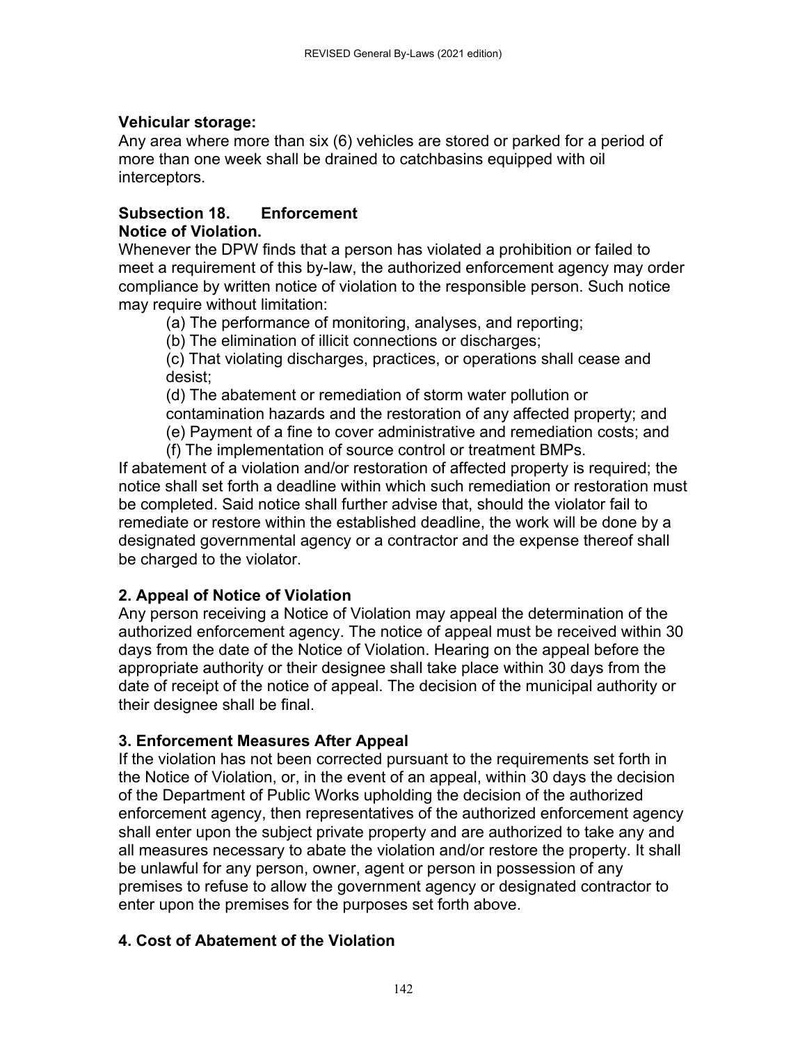**Vehicular storage:**
Any area where more than six (6) vehicles are stored or parked for a period of more than one week shall be drained to catchbasins equipped with oil interceptors.

**Subsection 18. Enforcement**

**Notice of Violation.**
Whenever the DPW finds that a person has violated a prohibition or failed to meet a requirement of this by-law, the authorized enforcement agency may order compliance by written notice of violation to the responsible person. Such notice may require without limitation:

(a) The performance of monitoring, analyses, and reporting;
(b) The elimination of illicit connections or discharges;
(c) That violating discharges, practices, or operations shall cease and desist;
(d) The abatement or remediation of storm water pollution or contamination hazards and the restoration of any affected property; and
(e) Payment of a fine to cover administrative and remediation costs; and
(f) The implementation of source control or treatment BMPs.

If abatement of a violation and/or restoration of affected property is required; the notice shall set forth a deadline within which such remediation or restoration must be completed. Said notice shall further advise that, should the violator fail to remediate or restore within the established deadline, the work will be done by a designated governmental agency or a contractor and the expense thereof shall be charged to the violator.

**2. Appeal of Notice of Violation**
Any person receiving a Notice of Violation may appeal the determination of the authorized enforcement agency. The notice of appeal must be received within 30 days from the date of the Notice of Violation. Hearing on the appeal before the appropriate authority or their designee shall take place within 30 days from the date of receipt of the notice of appeal. The decision of the municipal authority or their designee shall be final.

**3. Enforcement Measures After Appeal**
If the violation has not been corrected pursuant to the requirements set forth in the Notice of Violation, or, in the event of an appeal, within 30 days the decision of the Department of Public Works upholding the decision of the authorized enforcement agency, then representatives of the authorized enforcement agency shall enter upon the subject private property and are authorized to take any and all measures necessary to abate the violation and/or restore the property. It shall be unlawful for any person, owner, agent or person in possession of any premises to refuse to allow the government agency or designated contractor to enter upon the premises for the purposes set forth above.

**4. Cost of Abatement of the Violation**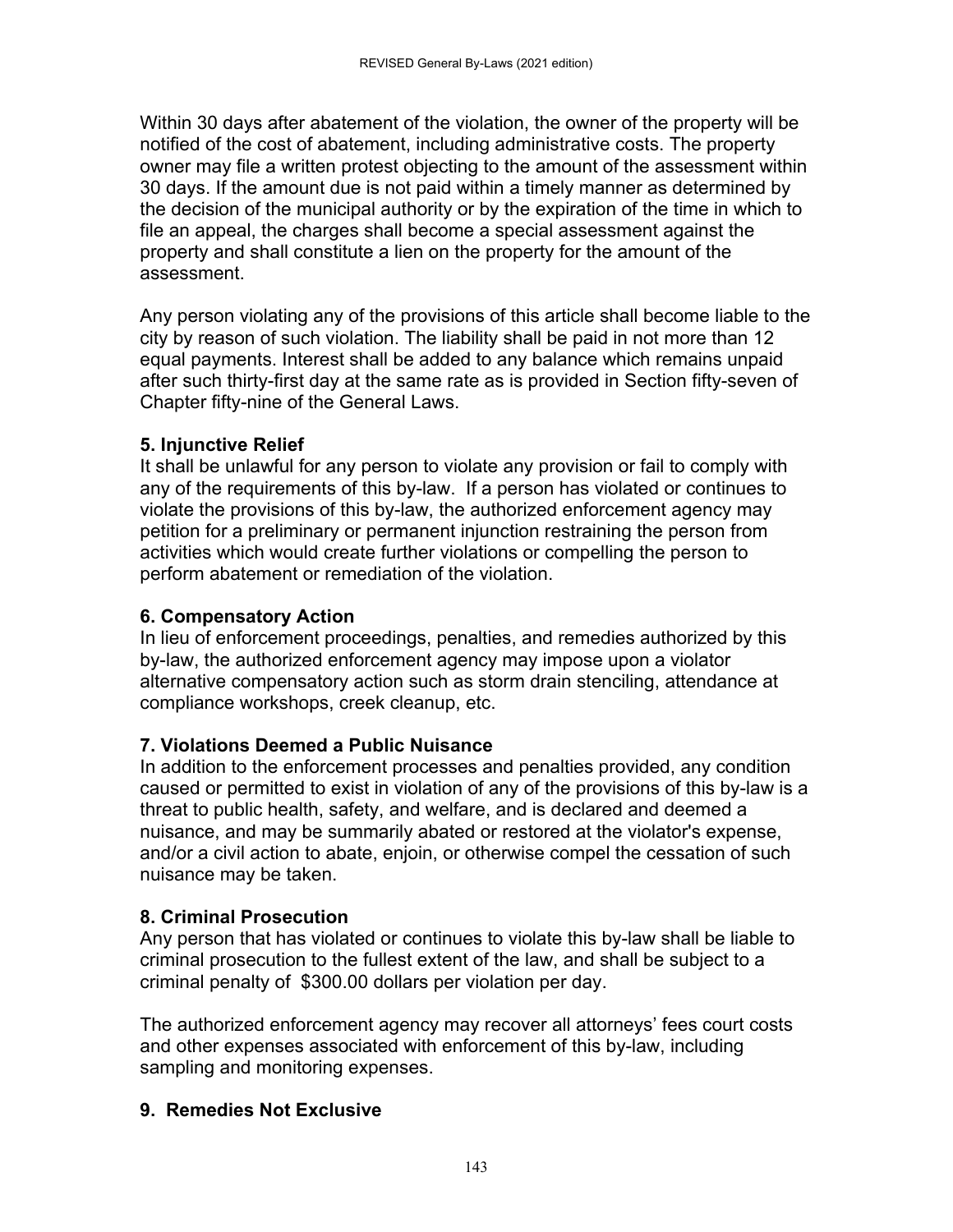Within 30 days after abatement of the violation, the owner of the property will be notified of the cost of abatement, including administrative costs. The property owner may file a written protest objecting to the amount of the assessment within 30 days. If the amount due is not paid within a timely manner as determined by the decision of the municipal authority or by the expiration of the time in which to file an appeal, the charges shall become a special assessment against the property and shall constitute a lien on the property for the amount of the assessment.

Any person violating any of the provisions of this article shall become liable to the city by reason of such violation. The liability shall be paid in not more than 12 equal payments. Interest shall be added to any balance which remains unpaid after such thirty-first day at the same rate as is provided in Section fifty-seven of Chapter fifty-nine of the General Laws.

**5. Injunctive Relief**

It shall be unlawful for any person to violate any provision or fail to comply with any of the requirements of this by-law. If a person has violated or continues to violate the provisions of this by-law, the authorized enforcement agency may petition for a preliminary or permanent injunction restraining the person from activities which would create further violations or compelling the person to perform abatement or remediation of the violation.

**6. Compensatory Action**

In lieu of enforcement proceedings, penalties, and remedies authorized by this by-law, the authorized enforcement agency may impose upon a violator alternative compensatory action such as storm drain stenciling, attendance at compliance workshops, creek cleanup, etc.

**7. Violations Deemed a Public Nuisance**

In addition to the enforcement processes and penalties provided, any condition caused or permitted to exist in violation of any of the provisions of this by-law is a threat to public health, safety, and welfare, and is declared and deemed a nuisance, and may be summarily abated or restored at the violator's expense, and/or a civil action to abate, enjoin, or otherwise compel the cessation of such nuisance may be taken.

**8. Criminal Prosecution**

Any person that has violated or continues to violate this by-law shall be liable to criminal prosecution to the fullest extent of the law, and shall be subject to a criminal penalty of $300.00 dollars per violation per day.

The authorized enforcement agency may recover all attorneys' fees court costs and other expenses associated with enforcement of this by-law, including sampling and monitoring expenses.

**9. Remedies Not Exclusive**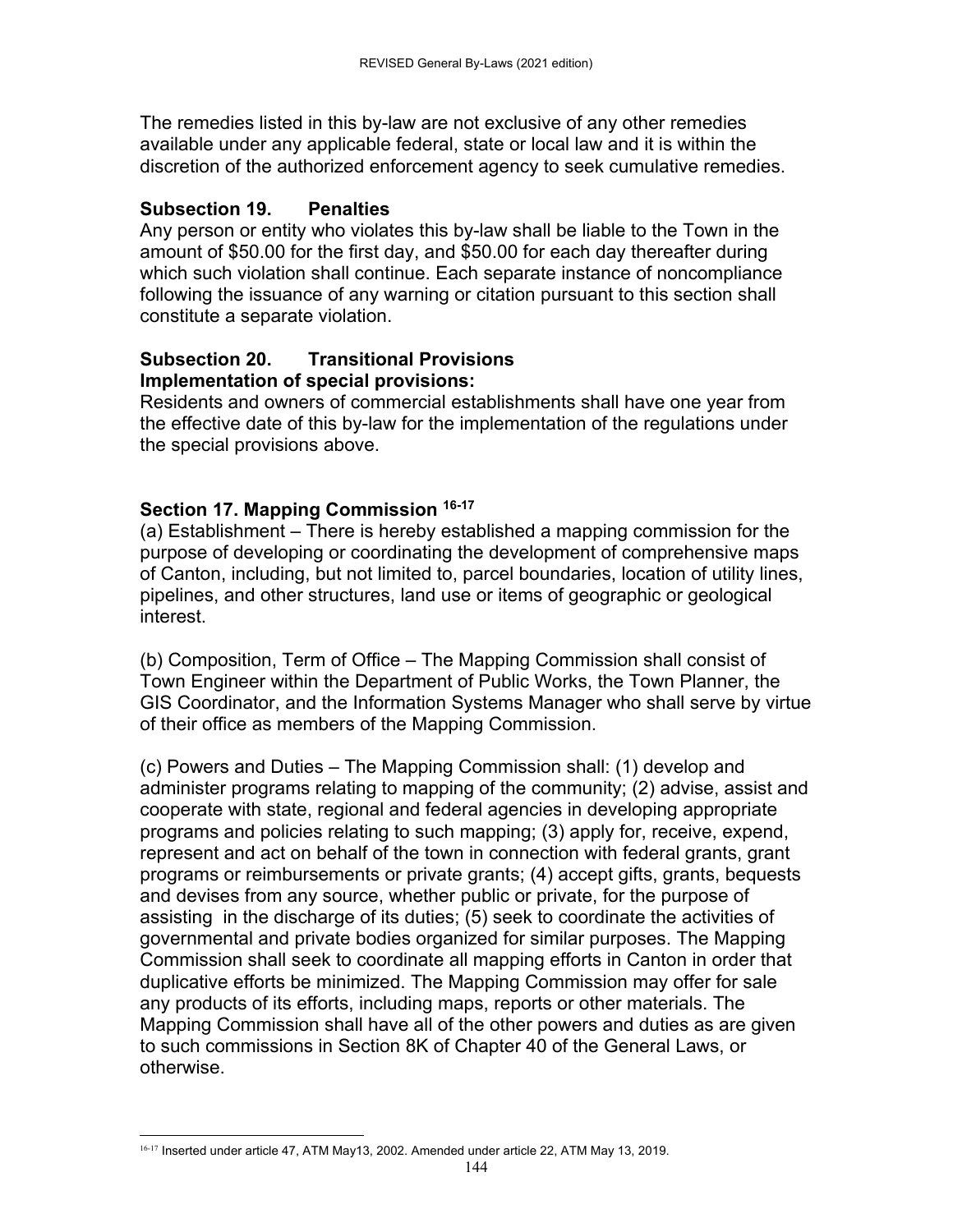The remedies listed in this by-law are not exclusive of any other remedies available under any applicable federal, state or local law and it is within the discretion of the authorized enforcement agency to seek cumulative remedies.

**Subsection 19. Penalties**

Any person or entity who violates this by-law shall be liable to the Town in the amount of $50.00 for the first day, and $50.00 for each day thereafter during which such violation shall continue. Each separate instance of noncompliance following the issuance of any warning or citation pursuant to this section shall constitute a separate violation.

**Subsection 20. Transitional Provisions**

**Implementation of special provisions:**

Residents and owners of commercial establishments shall have one year from the effective date of this by-law for the implementation of the regulations under the special provisions above.

## Section 17. Mapping Commission [16-17]

(a) Establishment – There is hereby established a mapping commission for the purpose of developing or coordinating the development of comprehensive maps of Canton, including, but not limited to, parcel boundaries, location of utility lines, pipelines, and other structures, land use or items of geographic or geological interest.

(b) Composition, Term of Office – The Mapping Commission shall consist of Town Engineer within the Department of Public Works, the Town Planner, the GIS Coordinator, and the Information Systems Manager who shall serve by virtue of their office as members of the Mapping Commission.

(c) Powers and Duties – The Mapping Commission shall: (1) develop and administer programs relating to mapping of the community; (2) advise, assist and cooperate with state, regional and federal agencies in developing appropriate programs and policies relating to such mapping; (3) apply for, receive, expend, represent and act on behalf of the town in connection with federal grants, grant programs or reimbursements or private grants; (4) accept gifts, grants, bequests and devises from any source, whether public or private, for the purpose of assisting in the discharge of its duties; (5) seek to coordinate the activities of governmental and private bodies organized for similar purposes. The Mapping Commission shall seek to coordinate all mapping efforts in Canton in order that duplicative efforts be minimized. The Mapping Commission may offer for sale any products of its efforts, including maps, reports or other materials. The Mapping Commission shall have all of the other powers and duties as are given to such commissions in Section 8K of Chapter 40 of the General Laws, or otherwise.

[16-17] Inserted under article 47, ATM May13, 2002. Amended under article 22, ATM May 13, 2019.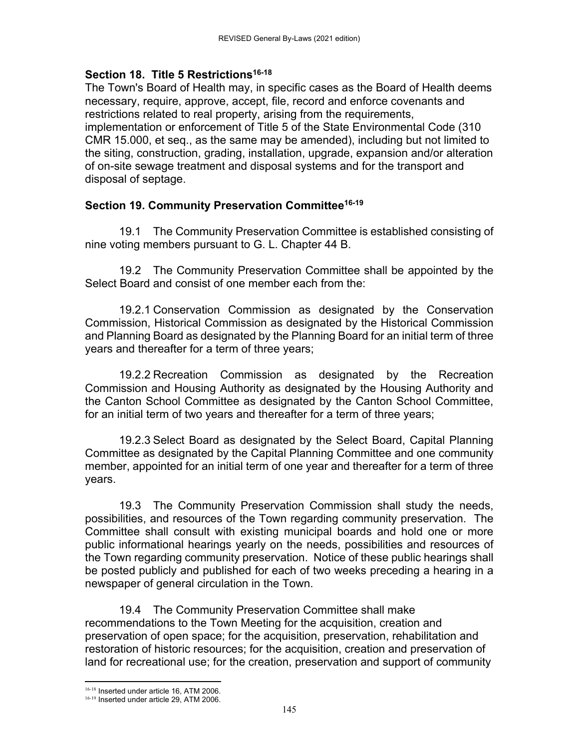## Section 18. Title 5 Restrictions[16-18]

The Town's Board of Health may, in specific cases as the Board of Health deems necessary, require, approve, accept, file, record and enforce covenants and restrictions related to real property, arising from the requirements, implementation or enforcement of Title 5 of the State Environmental Code (310 CMR 15.000, et seq., as the same may be amended), including but not limited to the siting, construction, grading, installation, upgrade, expansion and/or alteration of on-site sewage treatment and disposal systems and for the transport and disposal of septage.

## Section 19. Community Preservation Committee[16-19]

19.1 The Community Preservation Committee is established consisting of nine voting members pursuant to G. L. Chapter 44 B.

19.2 The Community Preservation Committee shall be appointed by the Select Board and consist of one member each from the:

19.2.1 Conservation Commission as designated by the Conservation Commission, Historical Commission as designated by the Historical Commission and Planning Board as designated by the Planning Board for an initial term of three years and thereafter for a term of three years;

19.2.2 Recreation Commission as designated by the Recreation Commission and Housing Authority as designated by the Housing Authority and the Canton School Committee as designated by the Canton School Committee, for an initial term of two years and thereafter for a term of three years;

19.2.3 Select Board as designated by the Select Board, Capital Planning Committee as designated by the Capital Planning Committee and one community member, appointed for an initial term of one year and thereafter for a term of three years.

19.3 The Community Preservation Commission shall study the needs, possibilities, and resources of the Town regarding community preservation. The Committee shall consult with existing municipal boards and hold one or more public informational hearings yearly on the needs, possibilities and resources of the Town regarding community preservation. Notice of these public hearings shall be posted publicly and published for each of two weeks preceding a hearing in a newspaper of general circulation in the Town.

19.4 The Community Preservation Committee shall make recommendations to the Town Meeting for the acquisition, creation and preservation of open space; for the acquisition, preservation, rehabilitation and restoration of historic resources; for the acquisition, creation and preservation of land for recreational use; for the creation, preservation and support of community

---

[16-18] Inserted under article 16, ATM 2006.

[16-19] Inserted under article 29, ATM 2006.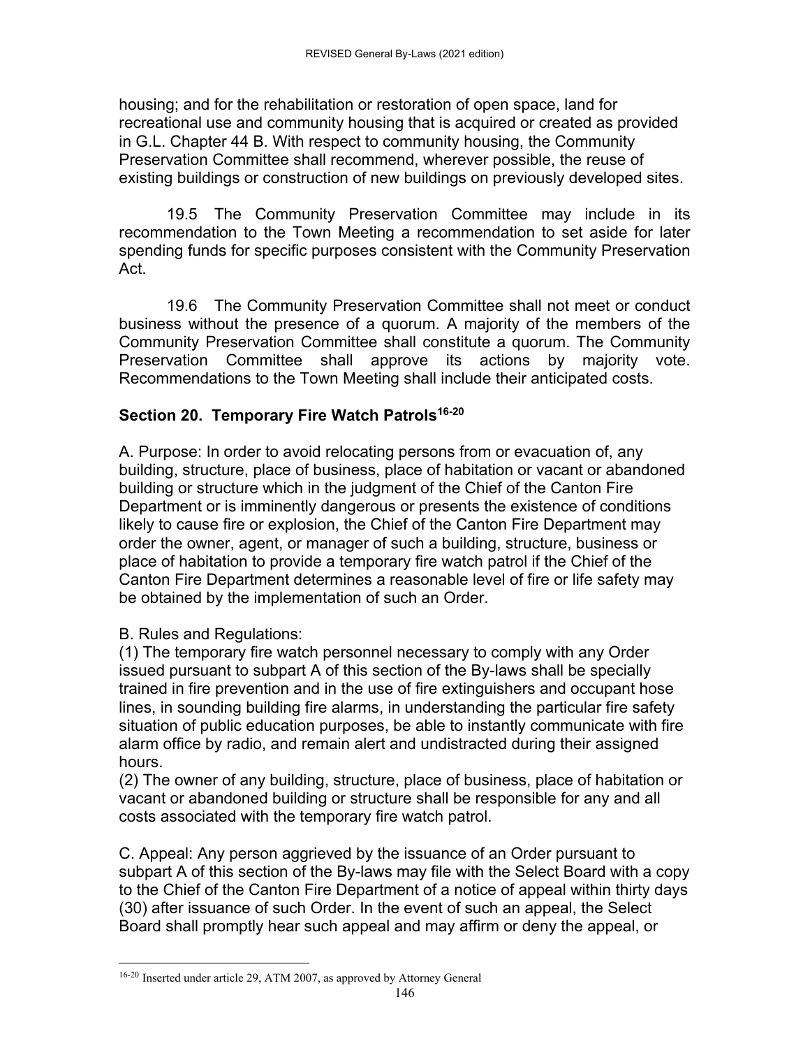housing; and for the rehabilitation or restoration of open space, land for recreational use and community housing that is acquired or created as provided in G.L. Chapter 44 B. With respect to community housing, the Community Preservation Committee shall recommend, wherever possible, the reuse of existing buildings or construction of new buildings on previously developed sites.

19.5 The Community Preservation Committee may include in its recommendation to the Town Meeting a recommendation to set aside for later spending funds for specific purposes consistent with the Community Preservation Act.

19.6 The Community Preservation Committee shall not meet or conduct business without the presence of a quorum. A majority of the members of the Community Preservation Committee shall constitute a quorum. The Community Preservation Committee shall approve its actions by majority vote. Recommendations to the Town Meeting shall include their anticipated costs.

### Section 20. Temporary Fire Watch Patrols[16-20]

A. Purpose: In order to avoid relocating persons from or evacuation of, any building, structure, place of business, place of habitation or vacant or abandoned building or structure which in the judgment of the Chief of the Canton Fire Department or is imminently dangerous or presents the existence of conditions likely to cause fire or explosion, the Chief of the Canton Fire Department may order the owner, agent, or manager of such a building, structure, business or place of habitation to provide a temporary fire watch patrol if the Chief of the Canton Fire Department determines a reasonable level of fire or life safety may be obtained by the implementation of such an Order.

B. Rules and Regulations:
(1) The temporary fire watch personnel necessary to comply with any Order issued pursuant to subpart A of this section of the By-laws shall be specially trained in fire prevention and in the use of fire extinguishers and occupant hose lines, in sounding building fire alarms, in understanding the particular fire safety situation of public education purposes, be able to instantly communicate with fire alarm office by radio, and remain alert and undistracted during their assigned hours.
(2) The owner of any building, structure, place of business, place of habitation or vacant or abandoned building or structure shall be responsible for any and all costs associated with the temporary fire watch patrol.

C. Appeal: Any person aggrieved by the issuance of an Order pursuant to subpart A of this section of the By-laws may file with the Select Board with a copy to the Chief of the Canton Fire Department of a notice of appeal within thirty days (30) after issuance of such Order. In the event of such an appeal, the Select Board shall promptly hear such appeal and may affirm or deny the appeal, or

[16-20] Inserted under article 29, ATM 2007, as approved by Attorney General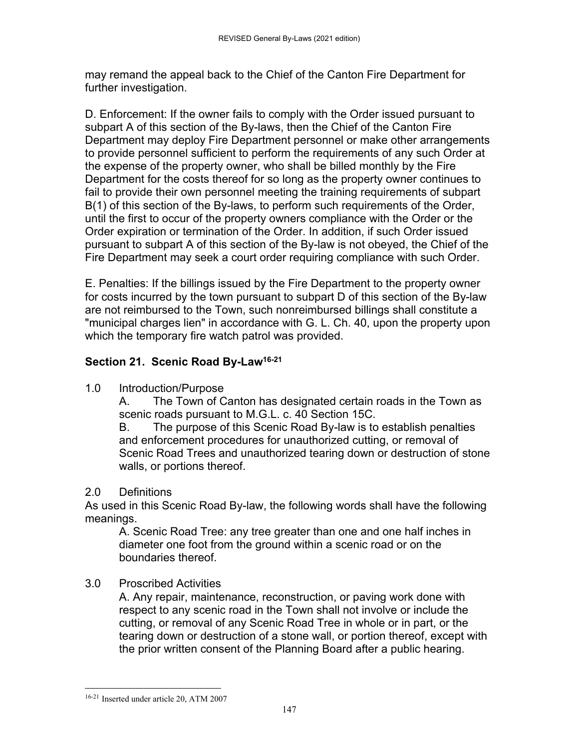may remand the appeal back to the Chief of the Canton Fire Department for further investigation.

D. Enforcement: If the owner fails to comply with the Order issued pursuant to subpart A of this section of the By-laws, then the Chief of the Canton Fire Department may deploy Fire Department personnel or make other arrangements to provide personnel sufficient to perform the requirements of any such Order at the expense of the property owner, who shall be billed monthly by the Fire Department for the costs thereof for so long as the property owner continues to fail to provide their own personnel meeting the training requirements of subpart B(1) of this section of the By-laws, to perform such requirements of the Order, until the first to occur of the property owners compliance with the Order or the Order expiration or termination of the Order. In addition, if such Order issued pursuant to subpart A of this section of the By-law is not obeyed, the Chief of the Fire Department may seek a court order requiring compliance with such Order.

E. Penalties: If the billings issued by the Fire Department to the property owner for costs incurred by the town pursuant to subpart D of this section of the By-law are not reimbursed to the Town, such nonreimbursed billings shall constitute a "municipal charges lien" in accordance with G. L. Ch. 40, upon the property upon which the temporary fire watch patrol was provided.

## Section 21. Scenic Road By-Law[16-21]

1.0 Introduction/Purpose

A. The Town of Canton has designated certain roads in the Town as scenic roads pursuant to M.G.L. c. 40 Section 15C.

B. The purpose of this Scenic Road By-law is to establish penalties and enforcement procedures for unauthorized cutting, or removal of Scenic Road Trees and unauthorized tearing down or destruction of stone walls, or portions thereof.

2.0 Definitions

As used in this Scenic Road By-law, the following words shall have the following meanings.

A. Scenic Road Tree: any tree greater than one and one half inches in diameter one foot from the ground within a scenic road or on the boundaries thereof.

3.0 Proscribed Activities

A. Any repair, maintenance, reconstruction, or paving work done with respect to any scenic road in the Town shall not involve or include the cutting, or removal of any Scenic Road Tree in whole or in part, or the tearing down or destruction of a stone wall, or portion thereof, except with the prior written consent of the Planning Board after a public hearing.

---

[16-21] Inserted under article 20, ATM 2007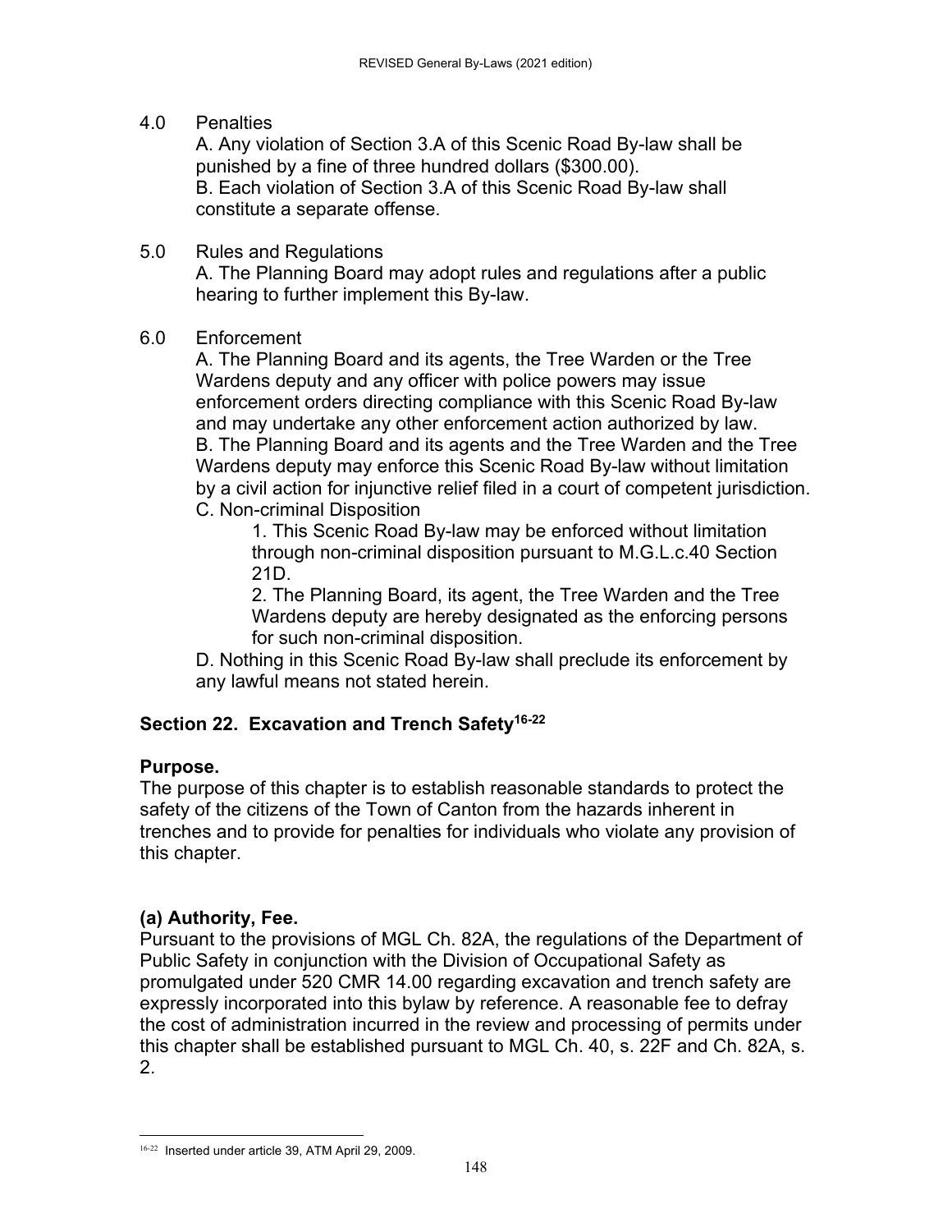4.0 Penalties

A. Any violation of Section 3.A of this Scenic Road By-law shall be punished by a fine of three hundred dollars ($300.00).
B. Each violation of Section 3.A of this Scenic Road By-law shall constitute a separate offense.

5.0 Rules and Regulations

A. The Planning Board may adopt rules and regulations after a public hearing to further implement this By-law.

6.0 Enforcement

A. The Planning Board and its agents, the Tree Warden or the Tree Wardens deputy and any officer with police powers may issue enforcement orders directing compliance with this Scenic Road By-law and may undertake any other enforcement action authorized by law.
B. The Planning Board and its agents and the Tree Warden and the Tree Wardens deputy may enforce this Scenic Road By-law without limitation by a civil action for injunctive relief filed in a court of competent jurisdiction.
C. Non-criminal Disposition

1. This Scenic Road By-law may be enforced without limitation through non-criminal disposition pursuant to M.G.L.c.40 Section 21D.
2. The Planning Board, its agent, the Tree Warden and the Tree Wardens deputy are hereby designated as the enforcing persons for such non-criminal disposition.

D. Nothing in this Scenic Road By-law shall preclude its enforcement by any lawful means not stated herein.

## Section 22. Excavation and Trench Safety[16-22]

**Purpose.**
The purpose of this chapter is to establish reasonable standards to protect the safety of the citizens of the Town of Canton from the hazards inherent in trenches and to provide for penalties for individuals who violate any provision of this chapter.

**(a) Authority, Fee.**
Pursuant to the provisions of MGL Ch. 82A, the regulations of the Department of Public Safety in conjunction with the Division of Occupational Safety as promulgated under 520 CMR 14.00 regarding excavation and trench safety are expressly incorporated into this bylaw by reference. A reasonable fee to defray the cost of administration incurred in the review and processing of permits under this chapter shall be established pursuant to MGL Ch. 40, s. 22F and Ch. 82A, s. 2.

[16-22] Inserted under article 39, ATM April 29, 2009.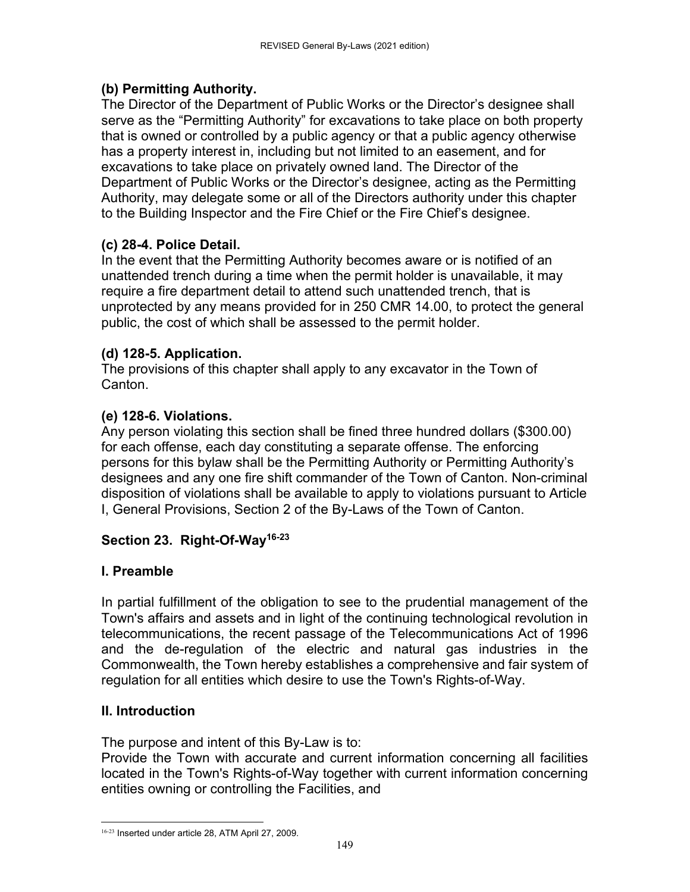### (b) Permitting Authority.

The Director of the Department of Public Works or the Director's designee shall serve as the "Permitting Authority" for excavations to take place on both property that is owned or controlled by a public agency or that a public agency otherwise has a property interest in, including but not limited to an easement, and for excavations to take place on privately owned land. The Director of the Department of Public Works or the Director's designee, acting as the Permitting Authority, may delegate some or all of the Directors authority under this chapter to the Building Inspector and the Fire Chief or the Fire Chief's designee.

### (c) 28-4. Police Detail.

In the event that the Permitting Authority becomes aware or is notified of an unattended trench during a time when the permit holder is unavailable, it may require a fire department detail to attend such unattended trench, that is unprotected by any means provided for in 250 CMR 14.00, to protect the general public, the cost of which shall be assessed to the permit holder.

### (d) 128-5. Application.

The provisions of this chapter shall apply to any excavator in the Town of Canton.

### (e) 128-6. Violations.

Any person violating this section shall be fined three hundred dollars ($300.00) for each offense, each day constituting a separate offense. The enforcing persons for this bylaw shall be the Permitting Authority or Permitting Authority's designees and any one fire shift commander of the Town of Canton. Non-criminal disposition of violations shall be available to apply to violations pursuant to Article I, General Provisions, Section 2 of the By-Laws of the Town of Canton.

## Section 23. Right-Of-Way[16-23]

### I. Preamble

In partial fulfillment of the obligation to see to the prudential management of the Town's affairs and assets and in light of the continuing technological revolution in telecommunications, the recent passage of the Telecommunications Act of 1996 and the de-regulation of the electric and natural gas industries in the Commonwealth, the Town hereby establishes a comprehensive and fair system of regulation for all entities which desire to use the Town's Rights-of-Way.

### II. Introduction

The purpose and intent of this By-Law is to:

Provide the Town with accurate and current information concerning all facilities located in the Town's Rights-of-Way together with current information concerning entities owning or controlling the Facilities, and

---

[16-23] Inserted under article 28, ATM April 27, 2009.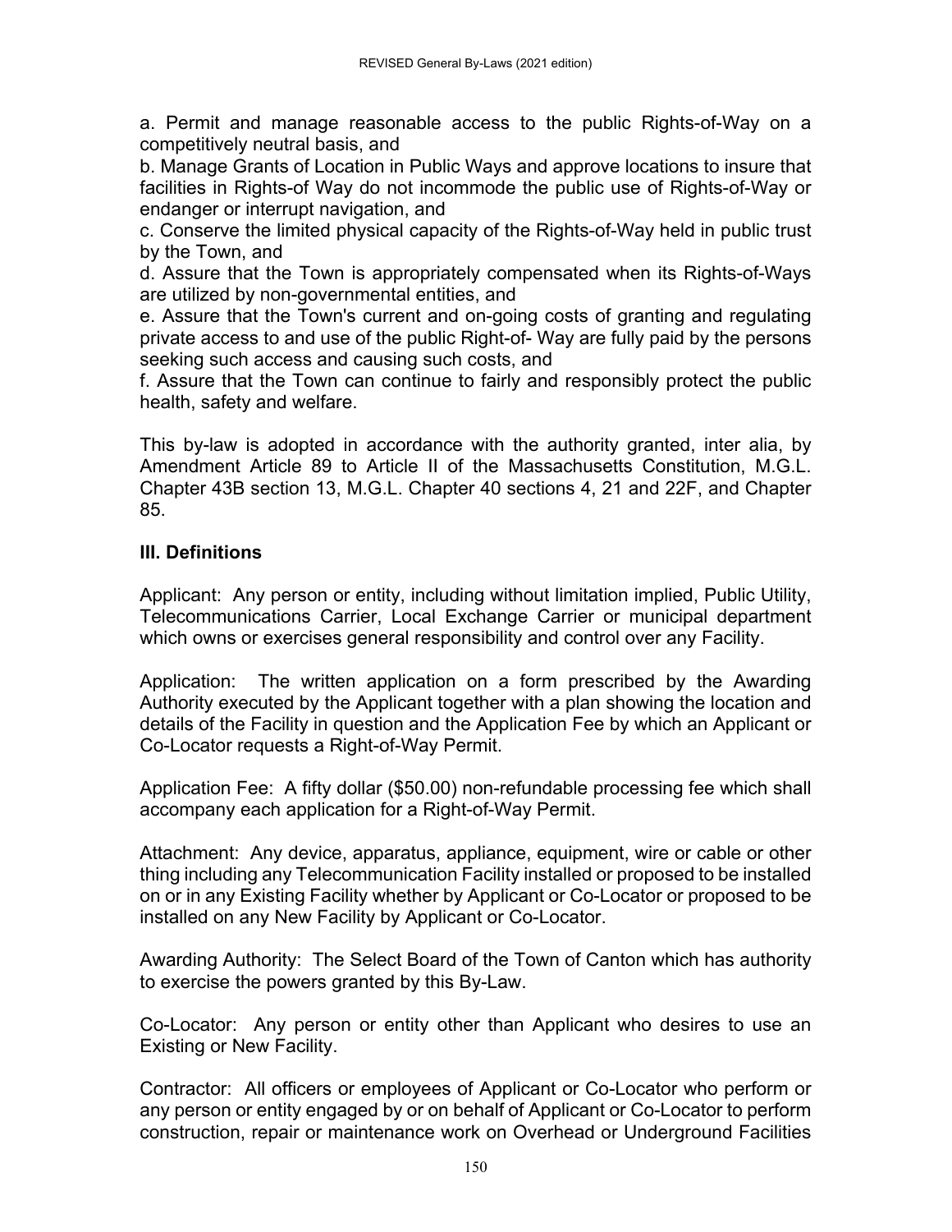a. Permit and manage reasonable access to the public Rights-of-Way on a competitively neutral basis, and

b. Manage Grants of Location in Public Ways and approve locations to insure that facilities in Rights-of Way do not incommode the public use of Rights-of-Way or endanger or interrupt navigation, and

c. Conserve the limited physical capacity of the Rights-of-Way held in public trust by the Town, and

d. Assure that the Town is appropriately compensated when its Rights-of-Ways are utilized by non-governmental entities, and

e. Assure that the Town's current and on-going costs of granting and regulating private access to and use of the public Right-of- Way are fully paid by the persons seeking such access and causing such costs, and

f. Assure that the Town can continue to fairly and responsibly protect the public health, safety and welfare.

This by-law is adopted in accordance with the authority granted, inter alia, by Amendment Article 89 to Article II of the Massachusetts Constitution, M.G.L. Chapter 43B section 13, M.G.L. Chapter 40 sections 4, 21 and 22F, and Chapter 85.

## III. Definitions

Applicant: Any person or entity, including without limitation implied, Public Utility, Telecommunications Carrier, Local Exchange Carrier or municipal department which owns or exercises general responsibility and control over any Facility.

Application: The written application on a form prescribed by the Awarding Authority executed by the Applicant together with a plan showing the location and details of the Facility in question and the Application Fee by which an Applicant or Co-Locator requests a Right-of-Way Permit.

Application Fee: A fifty dollar ($50.00) non-refundable processing fee which shall accompany each application for a Right-of-Way Permit.

Attachment: Any device, apparatus, appliance, equipment, wire or cable or other thing including any Telecommunication Facility installed or proposed to be installed on or in any Existing Facility whether by Applicant or Co-Locator or proposed to be installed on any New Facility by Applicant or Co-Locator.

Awarding Authority: The Select Board of the Town of Canton which has authority to exercise the powers granted by this By-Law.

Co-Locator: Any person or entity other than Applicant who desires to use an Existing or New Facility.

Contractor: All officers or employees of Applicant or Co-Locator who perform or any person or entity engaged by or on behalf of Applicant or Co-Locator to perform construction, repair or maintenance work on Overhead or Underground Facilities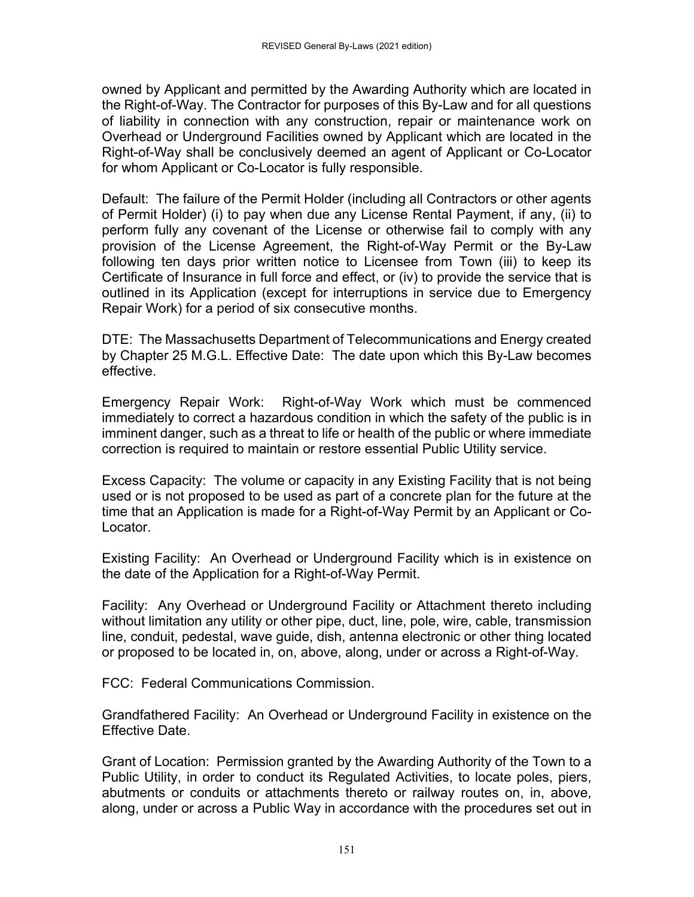owned by Applicant and permitted by the Awarding Authority which are located in the Right-of-Way. The Contractor for purposes of this By-Law and for all questions of liability in connection with any construction, repair or maintenance work on Overhead or Underground Facilities owned by Applicant which are located in the Right-of-Way shall be conclusively deemed an agent of Applicant or Co-Locator for whom Applicant or Co-Locator is fully responsible.

Default: The failure of the Permit Holder (including all Contractors or other agents of Permit Holder) (i) to pay when due any License Rental Payment, if any, (ii) to perform fully any covenant of the License or otherwise fail to comply with any provision of the License Agreement, the Right-of-Way Permit or the By-Law following ten days prior written notice to Licensee from Town (iii) to keep its Certificate of Insurance in full force and effect, or (iv) to provide the service that is outlined in its Application (except for interruptions in service due to Emergency Repair Work) for a period of six consecutive months.

DTE: The Massachusetts Department of Telecommunications and Energy created by Chapter 25 M.G.L. Effective Date: The date upon which this By-Law becomes effective.

Emergency Repair Work: Right-of-Way Work which must be commenced immediately to correct a hazardous condition in which the safety of the public is in imminent danger, such as a threat to life or health of the public or where immediate correction is required to maintain or restore essential Public Utility service.

Excess Capacity: The volume or capacity in any Existing Facility that is not being used or is not proposed to be used as part of a concrete plan for the future at the time that an Application is made for a Right-of-Way Permit by an Applicant or Co-Locator.

Existing Facility: An Overhead or Underground Facility which is in existence on the date of the Application for a Right-of-Way Permit.

Facility: Any Overhead or Underground Facility or Attachment thereto including without limitation any utility or other pipe, duct, line, pole, wire, cable, transmission line, conduit, pedestal, wave guide, dish, antenna electronic or other thing located or proposed to be located in, on, above, along, under or across a Right-of-Way.

FCC: Federal Communications Commission.

Grandfathered Facility: An Overhead or Underground Facility in existence on the Effective Date.

Grant of Location: Permission granted by the Awarding Authority of the Town to a Public Utility, in order to conduct its Regulated Activities, to locate poles, piers, abutments or conduits or attachments thereto or railway routes on, in, above, along, under or across a Public Way in accordance with the procedures set out in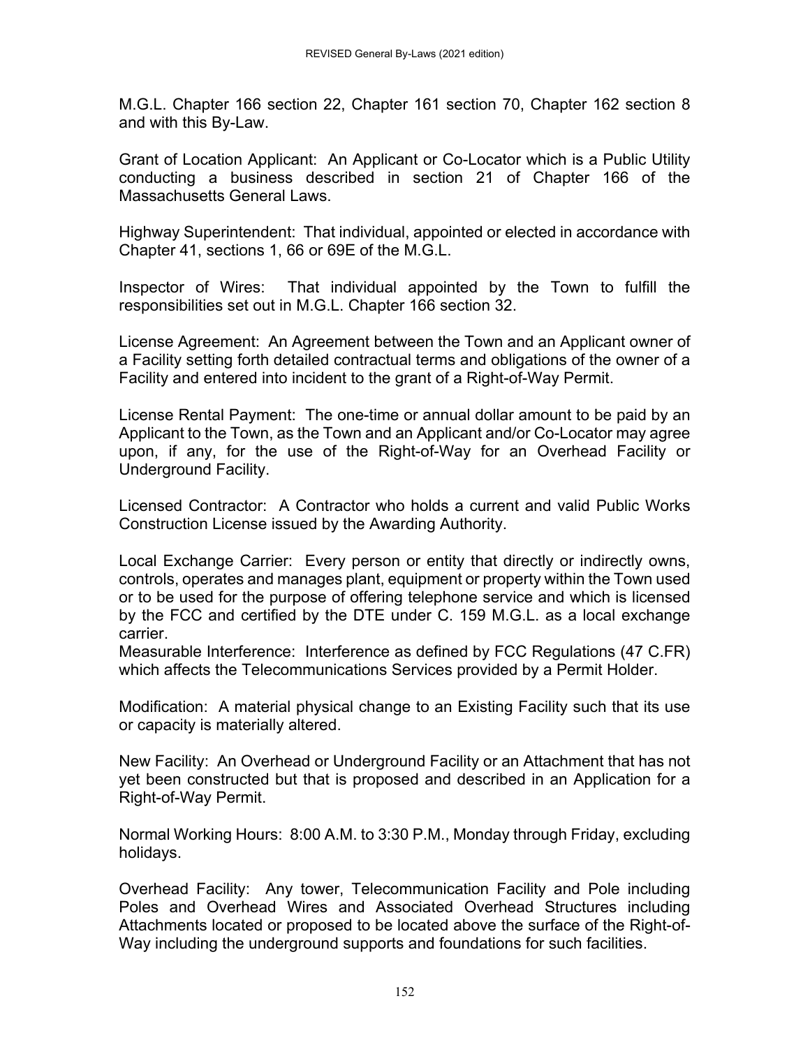M.G.L. Chapter 166 section 22, Chapter 161 section 70, Chapter 162 section 8 and with this By-Law.

Grant of Location Applicant: An Applicant or Co-Locator which is a Public Utility conducting a business described in section 21 of Chapter 166 of the Massachusetts General Laws.

Highway Superintendent: That individual, appointed or elected in accordance with Chapter 41, sections 1, 66 or 69E of the M.G.L.

Inspector of Wires: That individual appointed by the Town to fulfill the responsibilities set out in M.G.L. Chapter 166 section 32.

License Agreement: An Agreement between the Town and an Applicant owner of a Facility setting forth detailed contractual terms and obligations of the owner of a Facility and entered into incident to the grant of a Right-of-Way Permit.

License Rental Payment: The one-time or annual dollar amount to be paid by an Applicant to the Town, as the Town and an Applicant and/or Co-Locator may agree upon, if any, for the use of the Right-of-Way for an Overhead Facility or Underground Facility.

Licensed Contractor: A Contractor who holds a current and valid Public Works Construction License issued by the Awarding Authority.

Local Exchange Carrier: Every person or entity that directly or indirectly owns, controls, operates and manages plant, equipment or property within the Town used or to be used for the purpose of offering telephone service and which is licensed by the FCC and certified by the DTE under C. 159 M.G.L. as a local exchange carrier.

Measurable Interference: Interference as defined by FCC Regulations (47 C.FR) which affects the Telecommunications Services provided by a Permit Holder.

Modification: A material physical change to an Existing Facility such that its use or capacity is materially altered.

New Facility: An Overhead or Underground Facility or an Attachment that has not yet been constructed but that is proposed and described in an Application for a Right-of-Way Permit.

Normal Working Hours: 8:00 A.M. to 3:30 P.M., Monday through Friday, excluding holidays.

Overhead Facility: Any tower, Telecommunication Facility and Pole including Poles and Overhead Wires and Associated Overhead Structures including Attachments located or proposed to be located above the surface of the Right-of-Way including the underground supports and foundations for such facilities.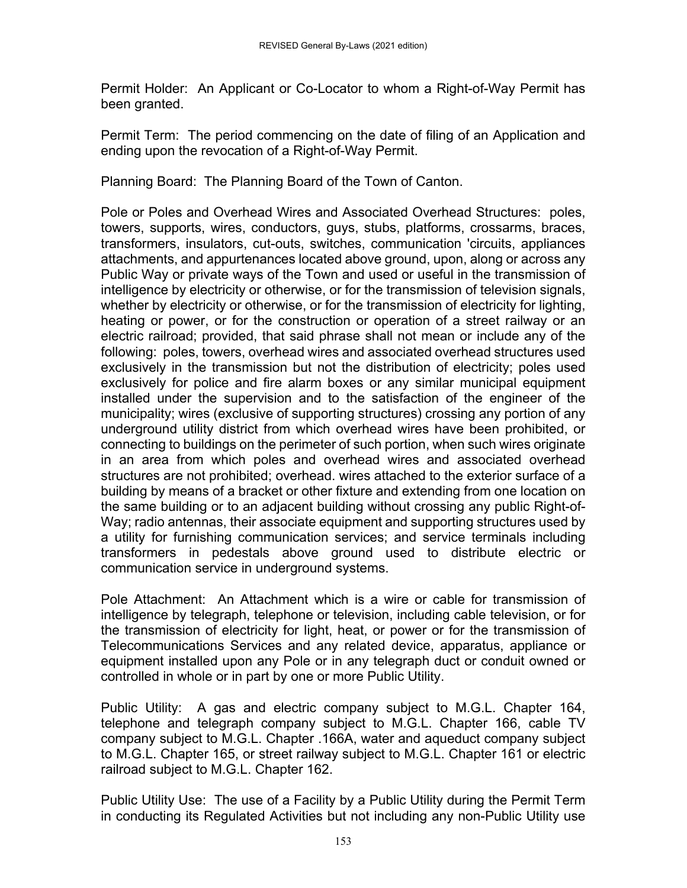Permit Holder: An Applicant or Co-Locator to whom a Right-of-Way Permit has been granted.

Permit Term: The period commencing on the date of filing of an Application and ending upon the revocation of a Right-of-Way Permit.

Planning Board: The Planning Board of the Town of Canton.

Pole or Poles and Overhead Wires and Associated Overhead Structures: poles, towers, supports, wires, conductors, guys, stubs, platforms, crossarms, braces, transformers, insulators, cut-outs, switches, communication 'circuits, appliances attachments, and appurtenances located above ground, upon, along or across any Public Way or private ways of the Town and used or useful in the transmission of intelligence by electricity or otherwise, or for the transmission of television signals, whether by electricity or otherwise, or for the transmission of electricity for lighting, heating or power, or for the construction or operation of a street railway or an electric railroad; provided, that said phrase shall not mean or include any of the following: poles, towers, overhead wires and associated overhead structures used exclusively in the transmission but not the distribution of electricity; poles used exclusively for police and fire alarm boxes or any similar municipal equipment installed under the supervision and to the satisfaction of the engineer of the municipality; wires (exclusive of supporting structures) crossing any portion of any underground utility district from which overhead wires have been prohibited, or connecting to buildings on the perimeter of such portion, when such wires originate in an area from which poles and overhead wires and associated overhead structures are not prohibited; overhead. wires attached to the exterior surface of a building by means of a bracket or other fixture and extending from one location on the same building or to an adjacent building without crossing any public Right-of-Way; radio antennas, their associate equipment and supporting structures used by a utility for furnishing communication services; and service terminals including transformers in pedestals above ground used to distribute electric or communication service in underground systems.

Pole Attachment: An Attachment which is a wire or cable for transmission of intelligence by telegraph, telephone or television, including cable television, or for the transmission of electricity for light, heat, or power or for the transmission of Telecommunications Services and any related device, apparatus, appliance or equipment installed upon any Pole or in any telegraph duct or conduit owned or controlled in whole or in part by one or more Public Utility.

Public Utility: A gas and electric company subject to M.G.L. Chapter 164, telephone and telegraph company subject to M.G.L. Chapter 166, cable TV company subject to M.G.L. Chapter .166A, water and aqueduct company subject to M.G.L. Chapter 165, or street railway subject to M.G.L. Chapter 161 or electric railroad subject to M.G.L. Chapter 162.

Public Utility Use: The use of a Facility by a Public Utility during the Permit Term in conducting its Regulated Activities but not including any non-Public Utility use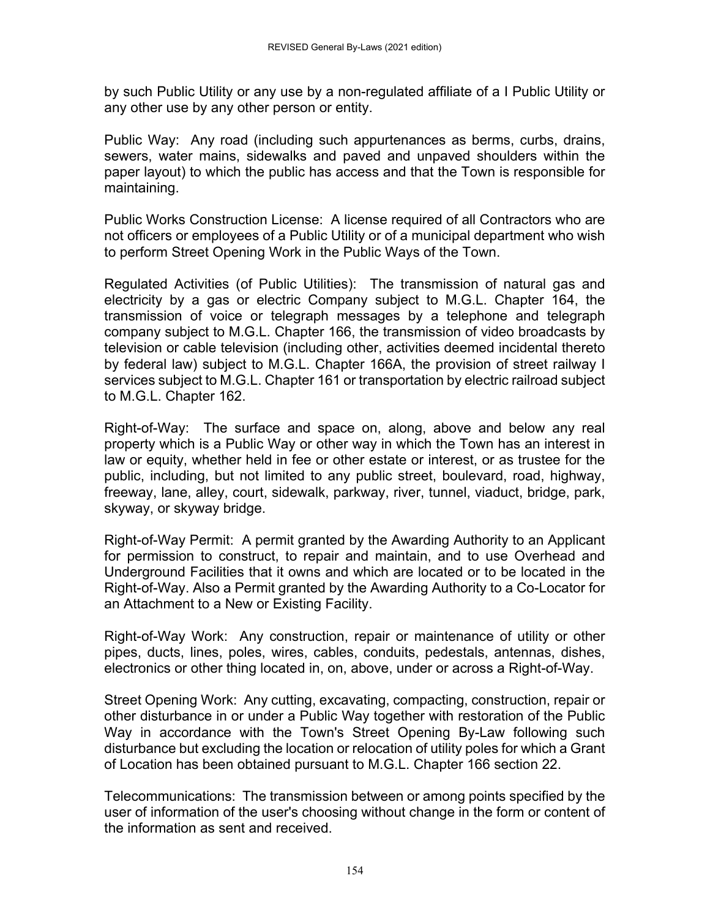by such Public Utility or any use by a non-regulated affiliate of a I Public Utility or any other use by any other person or entity.

Public Way: Any road (including such appurtenances as berms, curbs, drains, sewers, water mains, sidewalks and paved and unpaved shoulders within the paper layout) to which the public has access and that the Town is responsible for maintaining.

Public Works Construction License: A license required of all Contractors who are not officers or employees of a Public Utility or of a municipal department who wish to perform Street Opening Work in the Public Ways of the Town.

Regulated Activities (of Public Utilities): The transmission of natural gas and electricity by a gas or electric Company subject to M.G.L. Chapter 164, the transmission of voice or telegraph messages by a telephone and telegraph company subject to M.G.L. Chapter 166, the transmission of video broadcasts by television or cable television (including other, activities deemed incidental thereto by federal law) subject to M.G.L. Chapter 166A, the provision of street railway I services subject to M.G.L. Chapter 161 or transportation by electric railroad subject to M.G.L. Chapter 162.

Right-of-Way: The surface and space on, along, above and below any real property which is a Public Way or other way in which the Town has an interest in law or equity, whether held in fee or other estate or interest, or as trustee for the public, including, but not limited to any public street, boulevard, road, highway, freeway, lane, alley, court, sidewalk, parkway, river, tunnel, viaduct, bridge, park, skyway, or skyway bridge.

Right-of-Way Permit: A permit granted by the Awarding Authority to an Applicant for permission to construct, to repair and maintain, and to use Overhead and Underground Facilities that it owns and which are located or to be located in the Right-of-Way. Also a Permit granted by the Awarding Authority to a Co-Locator for an Attachment to a New or Existing Facility.

Right-of-Way Work: Any construction, repair or maintenance of utility or other pipes, ducts, lines, poles, wires, cables, conduits, pedestals, antennas, dishes, electronics or other thing located in, on, above, under or across a Right-of-Way.

Street Opening Work: Any cutting, excavating, compacting, construction, repair or other disturbance in or under a Public Way together with restoration of the Public Way in accordance with the Town's Street Opening By-Law following such disturbance but excluding the location or relocation of utility poles for which a Grant of Location has been obtained pursuant to M.G.L. Chapter 166 section 22.

Telecommunications: The transmission between or among points specified by the user of information of the user's choosing without change in the form or content of the information as sent and received.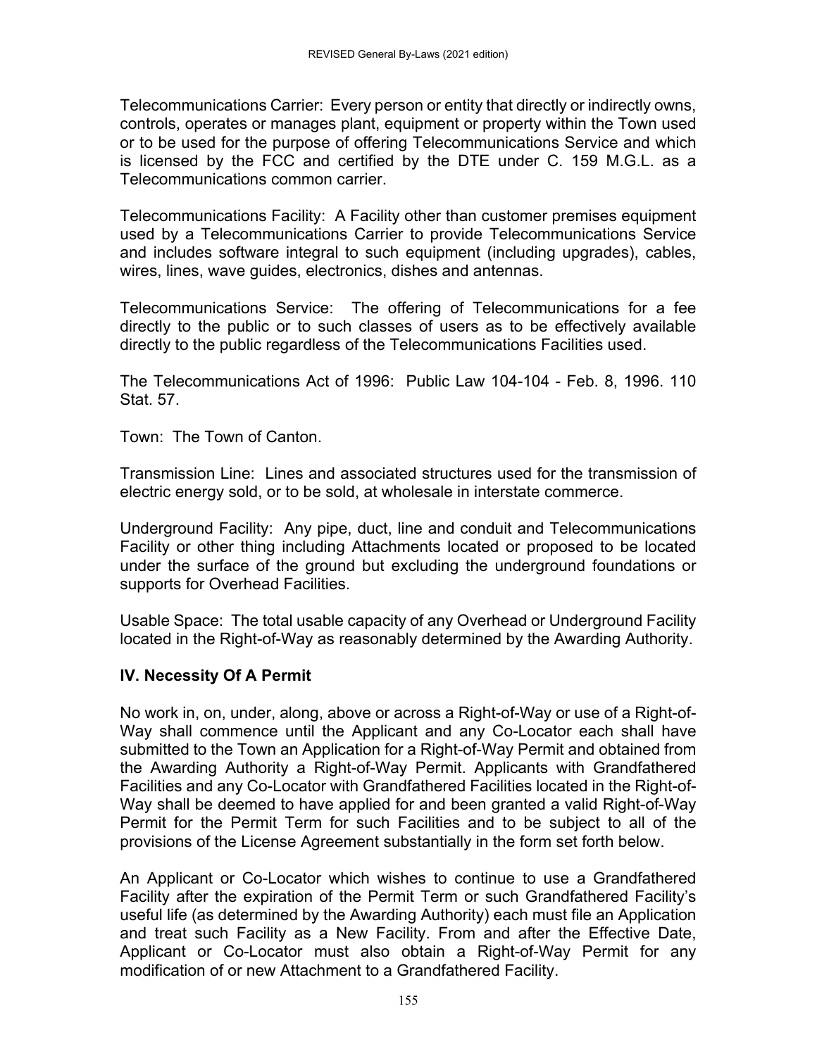Telecommunications Carrier: Every person or entity that directly or indirectly owns, controls, operates or manages plant, equipment or property within the Town used or to be used for the purpose of offering Telecommunications Service and which is licensed by the FCC and certified by the DTE under C. 159 M.G.L. as a Telecommunications common carrier.

Telecommunications Facility: A Facility other than customer premises equipment used by a Telecommunications Carrier to provide Telecommunications Service and includes software integral to such equipment (including upgrades), cables, wires, lines, wave guides, electronics, dishes and antennas.

Telecommunications Service: The offering of Telecommunications for a fee directly to the public or to such classes of users as to be effectively available directly to the public regardless of the Telecommunications Facilities used.

The Telecommunications Act of 1996: Public Law 104-104 - Feb. 8, 1996. 110 Stat. 57.

Town: The Town of Canton.

Transmission Line: Lines and associated structures used for the transmission of electric energy sold, or to be sold, at wholesale in interstate commerce.

Underground Facility: Any pipe, duct, line and conduit and Telecommunications Facility or other thing including Attachments located or proposed to be located under the surface of the ground but excluding the underground foundations or supports for Overhead Facilities.

Usable Space: The total usable capacity of any Overhead or Underground Facility located in the Right-of-Way as reasonably determined by the Awarding Authority.

## IV. Necessity Of A Permit

No work in, on, under, along, above or across a Right-of-Way or use of a Right-of-Way shall commence until the Applicant and any Co-Locator each shall have submitted to the Town an Application for a Right-of-Way Permit and obtained from the Awarding Authority a Right-of-Way Permit. Applicants with Grandfathered Facilities and any Co-Locator with Grandfathered Facilities located in the Right-of-Way shall be deemed to have applied for and been granted a valid Right-of-Way Permit for the Permit Term for such Facilities and to be subject to all of the provisions of the License Agreement substantially in the form set forth below.

An Applicant or Co-Locator which wishes to continue to use a Grandfathered Facility after the expiration of the Permit Term or such Grandfathered Facility's useful life (as determined by the Awarding Authority) each must file an Application and treat such Facility as a New Facility. From and after the Effective Date, Applicant or Co-Locator must also obtain a Right-of-Way Permit for any modification of or new Attachment to a Grandfathered Facility.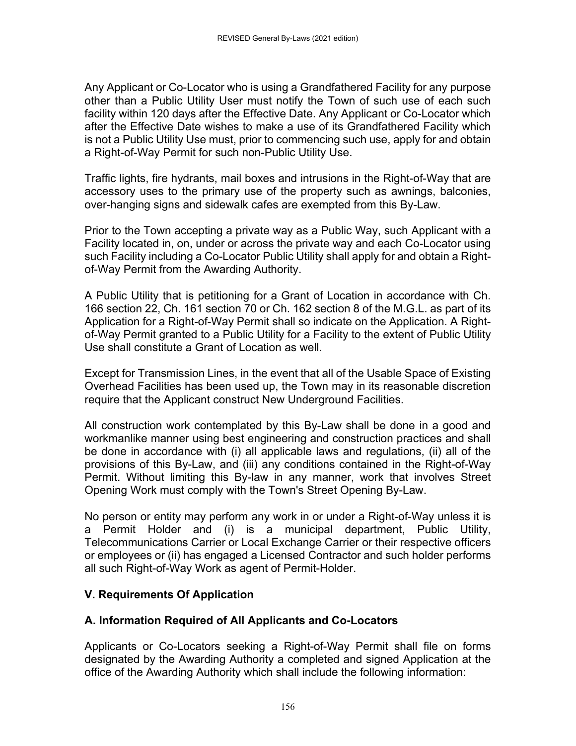Any Applicant or Co-Locator who is using a Grandfathered Facility for any purpose other than a Public Utility User must notify the Town of such use of each such facility within 120 days after the Effective Date. Any Applicant or Co-Locator which after the Effective Date wishes to make a use of its Grandfathered Facility which is not a Public Utility Use must, prior to commencing such use, apply for and obtain a Right-of-Way Permit for such non-Public Utility Use.

Traffic lights, fire hydrants, mail boxes and intrusions in the Right-of-Way that are accessory uses to the primary use of the property such as awnings, balconies, over-hanging signs and sidewalk cafes are exempted from this By-Law.

Prior to the Town accepting a private way as a Public Way, such Applicant with a Facility located in, on, under or across the private way and each Co-Locator using such Facility including a Co-Locator Public Utility shall apply for and obtain a Right-of-Way Permit from the Awarding Authority.

A Public Utility that is petitioning for a Grant of Location in accordance with Ch. 166 section 22, Ch. 161 section 70 or Ch. 162 section 8 of the M.G.L. as part of its Application for a Right-of-Way Permit shall so indicate on the Application. A Right-of-Way Permit granted to a Public Utility for a Facility to the extent of Public Utility Use shall constitute a Grant of Location as well.

Except for Transmission Lines, in the event that all of the Usable Space of Existing Overhead Facilities has been used up, the Town may in its reasonable discretion require that the Applicant construct New Underground Facilities.

All construction work contemplated by this By-Law shall be done in a good and workmanlike manner using best engineering and construction practices and shall be done in accordance with (i) all applicable laws and regulations, (ii) all of the provisions of this By-Law, and (iii) any conditions contained in the Right-of-Way Permit. Without limiting this By-law in any manner, work that involves Street Opening Work must comply with the Town's Street Opening By-Law.

No person or entity may perform any work in or under a Right-of-Way unless it is a Permit Holder and (i) is a municipal department, Public Utility, Telecommunications Carrier or Local Exchange Carrier or their respective officers or employees or (ii) has engaged a Licensed Contractor and such holder performs all such Right-of-Way Work as agent of Permit-Holder.

## V. Requirements Of Application

### A. Information Required of All Applicants and Co-Locators

Applicants or Co-Locators seeking a Right-of-Way Permit shall file on forms designated by the Awarding Authority a completed and signed Application at the office of the Awarding Authority which shall include the following information: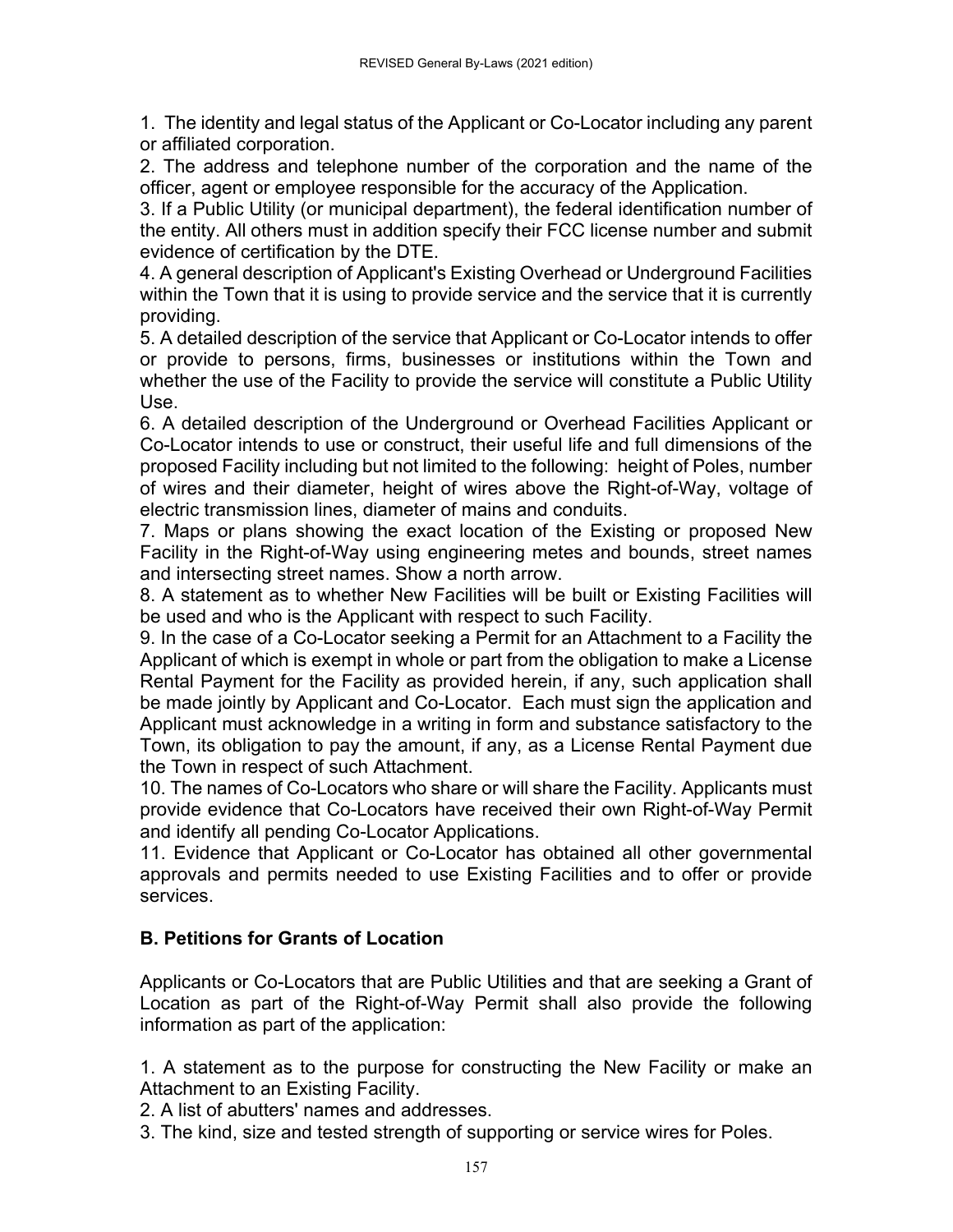1. The identity and legal status of the Applicant or Co-Locator including any parent or affiliated corporation.
2. The address and telephone number of the corporation and the name of the officer, agent or employee responsible for the accuracy of the Application.
3. If a Public Utility (or municipal department), the federal identification number of the entity. All others must in addition specify their FCC license number and submit evidence of certification by the DTE.
4. A general description of Applicant's Existing Overhead or Underground Facilities within the Town that it is using to provide service and the service that it is currently providing.
5. A detailed description of the service that Applicant or Co-Locator intends to offer or provide to persons, firms, businesses or institutions within the Town and whether the use of the Facility to provide the service will constitute a Public Utility Use.
6. A detailed description of the Underground or Overhead Facilities Applicant or Co-Locator intends to use or construct, their useful life and full dimensions of the proposed Facility including but not limited to the following: height of Poles, number of wires and their diameter, height of wires above the Right-of-Way, voltage of electric transmission lines, diameter of mains and conduits.
7. Maps or plans showing the exact location of the Existing or proposed New Facility in the Right-of-Way using engineering metes and bounds, street names and intersecting street names. Show a north arrow.
8. A statement as to whether New Facilities will be built or Existing Facilities will be used and who is the Applicant with respect to such Facility.
9. In the case of a Co-Locator seeking a Permit for an Attachment to a Facility the Applicant of which is exempt in whole or part from the obligation to make a License Rental Payment for the Facility as provided herein, if any, such application shall be made jointly by Applicant and Co-Locator. Each must sign the application and Applicant must acknowledge in a writing in form and substance satisfactory to the Town, its obligation to pay the amount, if any, as a License Rental Payment due the Town in respect of such Attachment.
10. The names of Co-Locators who share or will share the Facility. Applicants must provide evidence that Co-Locators have received their own Right-of-Way Permit and identify all pending Co-Locator Applications.
11. Evidence that Applicant or Co-Locator has obtained all other governmental approvals and permits needed to use Existing Facilities and to offer or provide services.

### B. Petitions for Grants of Location

Applicants or Co-Locators that are Public Utilities and that are seeking a Grant of Location as part of the Right-of-Way Permit shall also provide the following information as part of the application:

1. A statement as to the purpose for constructing the New Facility or make an Attachment to an Existing Facility.
2. A list of abutters' names and addresses.
3. The kind, size and tested strength of supporting or service wires for Poles.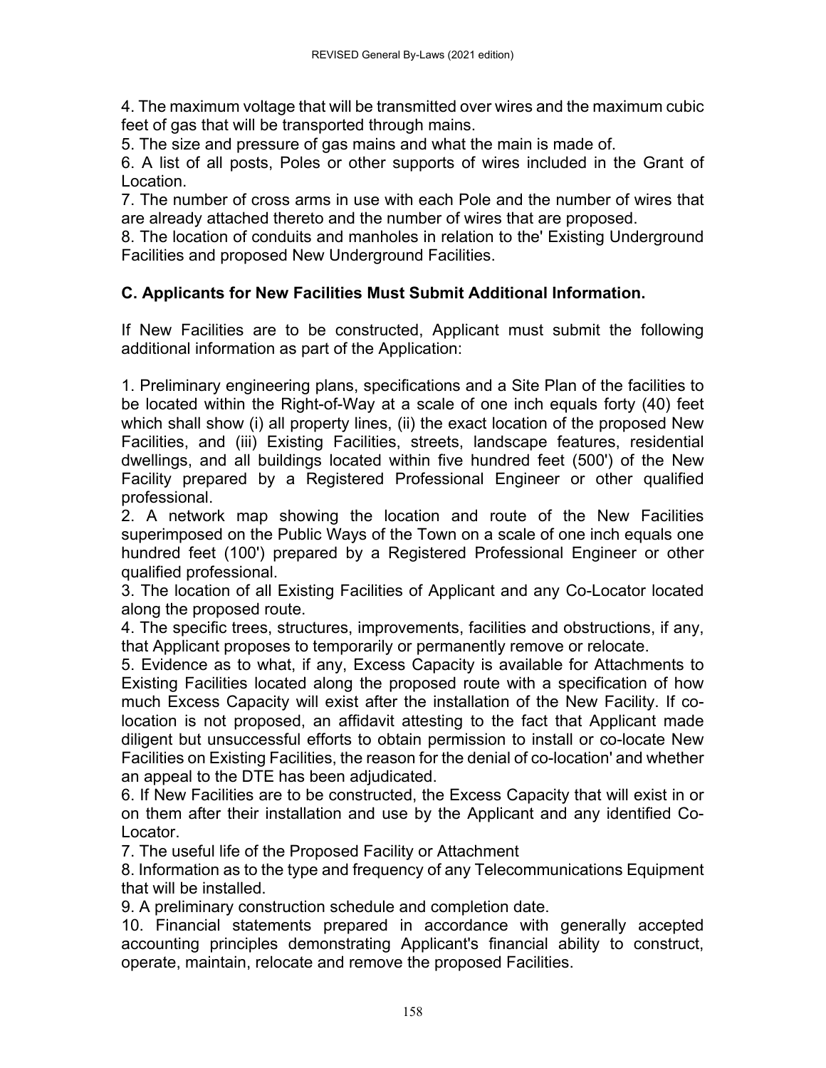4. The maximum voltage that will be transmitted over wires and the maximum cubic feet of gas that will be transported through mains.

5. The size and pressure of gas mains and what the main is made of.

6. A list of all posts, Poles or other supports of wires included in the Grant of Location.

7. The number of cross arms in use with each Pole and the number of wires that are already attached thereto and the number of wires that are proposed.

8. The location of conduits and manholes in relation to the' Existing Underground Facilities and proposed New Underground Facilities.

**C. Applicants for New Facilities Must Submit Additional Information.**

If New Facilities are to be constructed, Applicant must submit the following additional information as part of the Application:

1. Preliminary engineering plans, specifications and a Site Plan of the facilities to be located within the Right-of-Way at a scale of one inch equals forty (40) feet which shall show (i) all property lines, (ii) the exact location of the proposed New Facilities, and (iii) Existing Facilities, streets, landscape features, residential dwellings, and all buildings located within five hundred feet (500') of the New Facility prepared by a Registered Professional Engineer or other qualified professional.

2. A network map showing the location and route of the New Facilities superimposed on the Public Ways of the Town on a scale of one inch equals one hundred feet (100') prepared by a Registered Professional Engineer or other qualified professional.

3. The location of all Existing Facilities of Applicant and any Co-Locator located along the proposed route.

4. The specific trees, structures, improvements, facilities and obstructions, if any, that Applicant proposes to temporarily or permanently remove or relocate.

5. Evidence as to what, if any, Excess Capacity is available for Attachments to Existing Facilities located along the proposed route with a specification of how much Excess Capacity will exist after the installation of the New Facility. If co-location is not proposed, an affidavit attesting to the fact that Applicant made diligent but unsuccessful efforts to obtain permission to install or co-locate New Facilities on Existing Facilities, the reason for the denial of co-location' and whether an appeal to the DTE has been adjudicated.

6. If New Facilities are to be constructed, the Excess Capacity that will exist in or on them after their installation and use by the Applicant and any identified Co-Locator.

7. The useful life of the Proposed Facility or Attachment

8. Information as to the type and frequency of any Telecommunications Equipment that will be installed.

9. A preliminary construction schedule and completion date.

10. Financial statements prepared in accordance with generally accepted accounting principles demonstrating Applicant's financial ability to construct, operate, maintain, relocate and remove the proposed Facilities.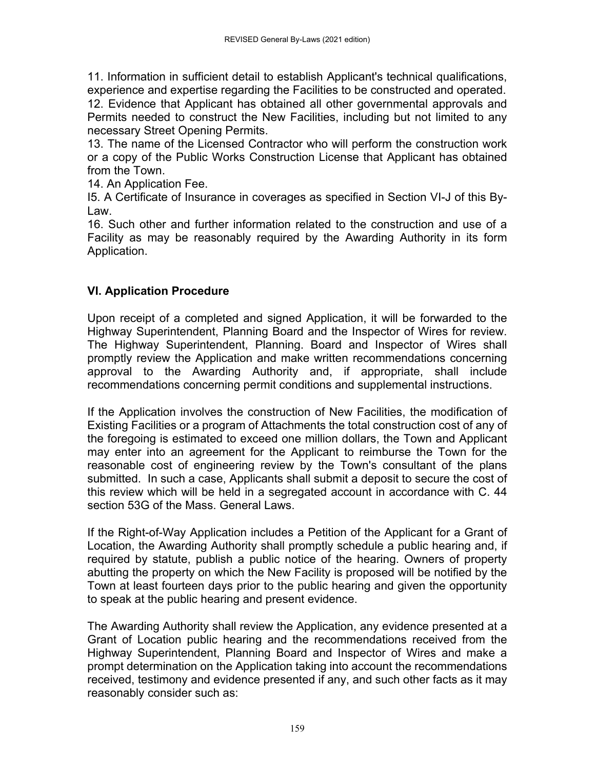11. Information in sufficient detail to establish Applicant's technical qualifications, experience and expertise regarding the Facilities to be constructed and operated.
12. Evidence that Applicant has obtained all other governmental approvals and Permits needed to construct the New Facilities, including but not limited to any necessary Street Opening Permits.
13. The name of the Licensed Contractor who will perform the construction work or a copy of the Public Works Construction License that Applicant has obtained from the Town.
14. An Application Fee.
I5. A Certificate of Insurance in coverages as specified in Section VI-J of this By-Law.
16. Such other and further information related to the construction and use of a Facility as may be reasonably required by the Awarding Authority in its form Application.

## VI. Application Procedure

Upon receipt of a completed and signed Application, it will be forwarded to the Highway Superintendent, Planning Board and the Inspector of Wires for review. The Highway Superintendent, Planning. Board and Inspector of Wires shall promptly review the Application and make written recommendations concerning approval to the Awarding Authority and, if appropriate, shall include recommendations concerning permit conditions and supplemental instructions.

If the Application involves the construction of New Facilities, the modification of Existing Facilities or a program of Attachments the total construction cost of any of the foregoing is estimated to exceed one million dollars, the Town and Applicant may enter into an agreement for the Applicant to reimburse the Town for the reasonable cost of engineering review by the Town's consultant of the plans submitted. In such a case, Applicants shall submit a deposit to secure the cost of this review which will be held in a segregated account in accordance with C. 44 section 53G of the Mass. General Laws.

If the Right-of-Way Application includes a Petition of the Applicant for a Grant of Location, the Awarding Authority shall promptly schedule a public hearing and, if required by statute, publish a public notice of the hearing. Owners of property abutting the property on which the New Facility is proposed will be notified by the Town at least fourteen days prior to the public hearing and given the opportunity to speak at the public hearing and present evidence.

The Awarding Authority shall review the Application, any evidence presented at a Grant of Location public hearing and the recommendations received from the Highway Superintendent, Planning Board and Inspector of Wires and make a prompt determination on the Application taking into account the recommendations received, testimony and evidence presented if any, and such other facts as it may reasonably consider such as: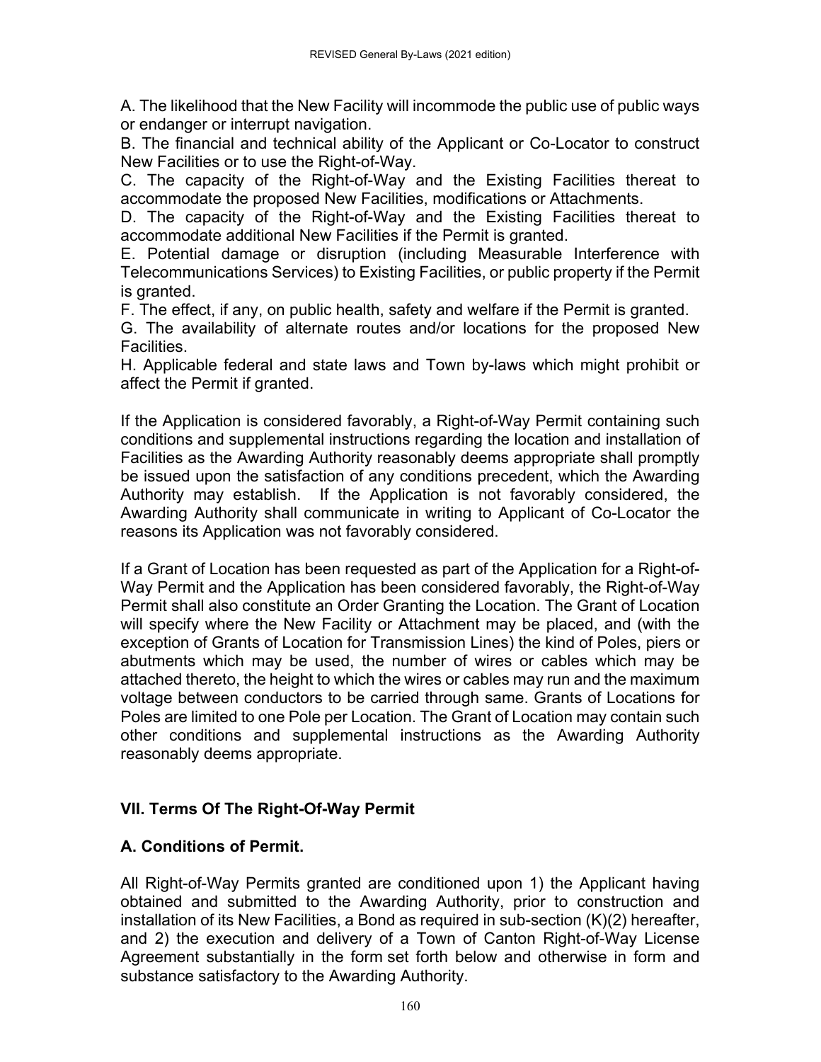A. The likelihood that the New Facility will incommode the public use of public ways or endanger or interrupt navigation.

B. The financial and technical ability of the Applicant or Co-Locator to construct New Facilities or to use the Right-of-Way.

C. The capacity of the Right-of-Way and the Existing Facilities thereat to accommodate the proposed New Facilities, modifications or Attachments.

D. The capacity of the Right-of-Way and the Existing Facilities thereat to accommodate additional New Facilities if the Permit is granted.

E. Potential damage or disruption (including Measurable Interference with Telecommunications Services) to Existing Facilities, or public property if the Permit is granted.

F. The effect, if any, on public health, safety and welfare if the Permit is granted.

G. The availability of alternate routes and/or locations for the proposed New Facilities.

H. Applicable federal and state laws and Town by-laws which might prohibit or affect the Permit if granted.

If the Application is considered favorably, a Right-of-Way Permit containing such conditions and supplemental instructions regarding the location and installation of Facilities as the Awarding Authority reasonably deems appropriate shall promptly be issued upon the satisfaction of any conditions precedent, which the Awarding Authority may establish. If the Application is not favorably considered, the Awarding Authority shall communicate in writing to Applicant of Co-Locator the reasons its Application was not favorably considered.

If a Grant of Location has been requested as part of the Application for a Right-of-Way Permit and the Application has been considered favorably, the Right-of-Way Permit shall also constitute an Order Granting the Location. The Grant of Location will specify where the New Facility or Attachment may be placed, and (with the exception of Grants of Location for Transmission Lines) the kind of Poles, piers or abutments which may be used, the number of wires or cables which may be attached thereto, the height to which the wires or cables may run and the maximum voltage between conductors to be carried through same. Grants of Locations for Poles are limited to one Pole per Location. The Grant of Location may contain such other conditions and supplemental instructions as the Awarding Authority reasonably deems appropriate.

## VII. Terms Of The Right-Of-Way Permit

### A. Conditions of Permit.

All Right-of-Way Permits granted are conditioned upon 1) the Applicant having obtained and submitted to the Awarding Authority, prior to construction and installation of its New Facilities, a Bond as required in sub-section (K)(2) hereafter, and 2) the execution and delivery of a Town of Canton Right-of-Way License Agreement substantially in the form set forth below and otherwise in form and substance satisfactory to the Awarding Authority.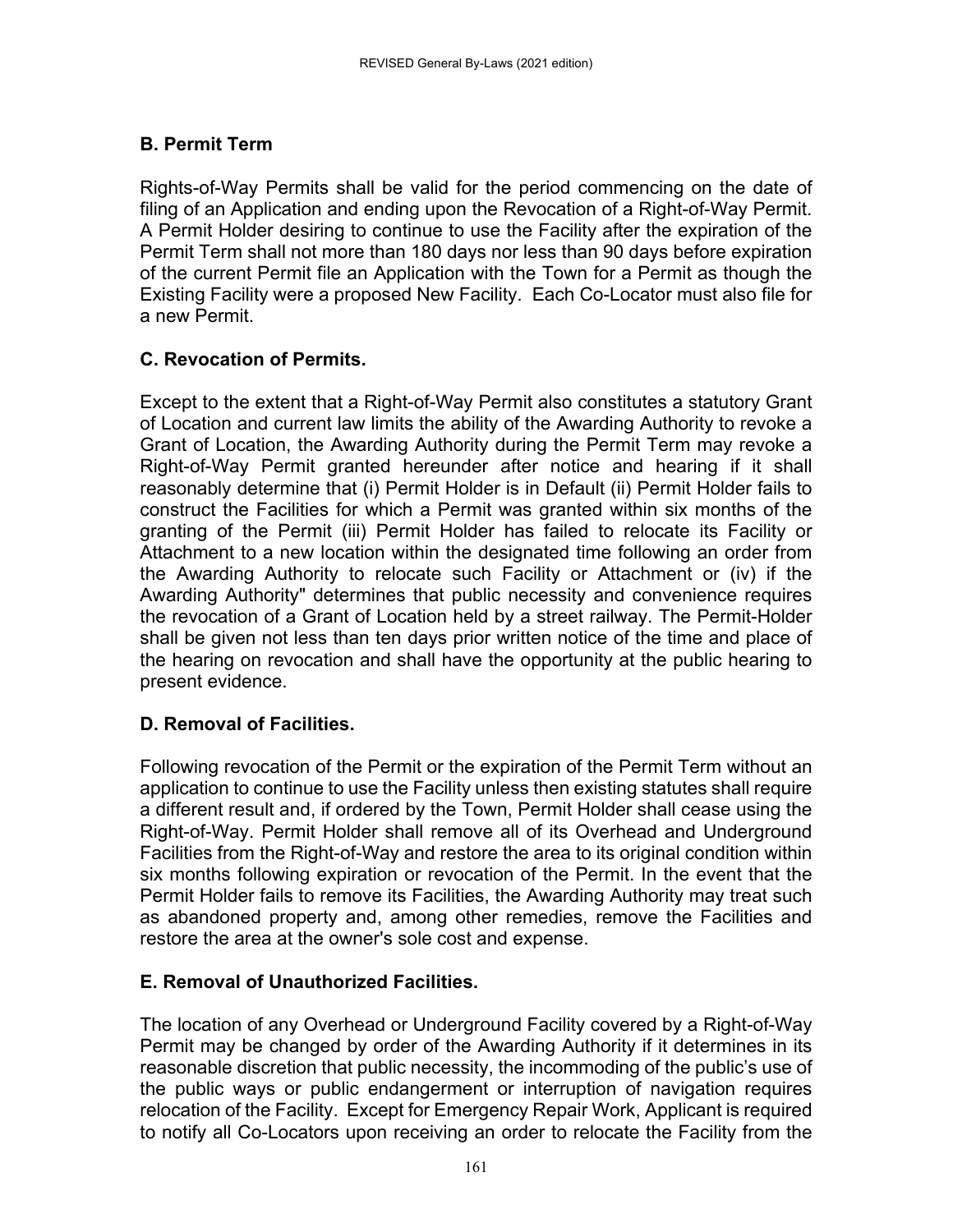## B. Permit Term

Rights-of-Way Permits shall be valid for the period commencing on the date of filing of an Application and ending upon the Revocation of a Right-of-Way Permit. A Permit Holder desiring to continue to use the Facility after the expiration of the Permit Term shall not more than 180 days nor less than 90 days before expiration of the current Permit file an Application with the Town for a Permit as though the Existing Facility were a proposed New Facility. Each Co-Locator must also file for a new Permit.

## C. Revocation of Permits.

Except to the extent that a Right-of-Way Permit also constitutes a statutory Grant of Location and current law limits the ability of the Awarding Authority to revoke a Grant of Location, the Awarding Authority during the Permit Term may revoke a Right-of-Way Permit granted hereunder after notice and hearing if it shall reasonably determine that (i) Permit Holder is in Default (ii) Permit Holder fails to construct the Facilities for which a Permit was granted within six months of the granting of the Permit (iii) Permit Holder has failed to relocate its Facility or Attachment to a new location within the designated time following an order from the Awarding Authority to relocate such Facility or Attachment or (iv) if the Awarding Authority" determines that public necessity and convenience requires the revocation of a Grant of Location held by a street railway. The Permit-Holder shall be given not less than ten days prior written notice of the time and place of the hearing on revocation and shall have the opportunity at the public hearing to present evidence.

## D. Removal of Facilities.

Following revocation of the Permit or the expiration of the Permit Term without an application to continue to use the Facility unless then existing statutes shall require a different result and, if ordered by the Town, Permit Holder shall cease using the Right-of-Way. Permit Holder shall remove all of its Overhead and Underground Facilities from the Right-of-Way and restore the area to its original condition within six months following expiration or revocation of the Permit. In the event that the Permit Holder fails to remove its Facilities, the Awarding Authority may treat such as abandoned property and, among other remedies, remove the Facilities and restore the area at the owner's sole cost and expense.

## E. Removal of Unauthorized Facilities.

The location of any Overhead or Underground Facility covered by a Right-of-Way Permit may be changed by order of the Awarding Authority if it determines in its reasonable discretion that public necessity, the incommoding of the public's use of the public ways or public endangerment or interruption of navigation requires relocation of the Facility. Except for Emergency Repair Work, Applicant is required to notify all Co-Locators upon receiving an order to relocate the Facility from the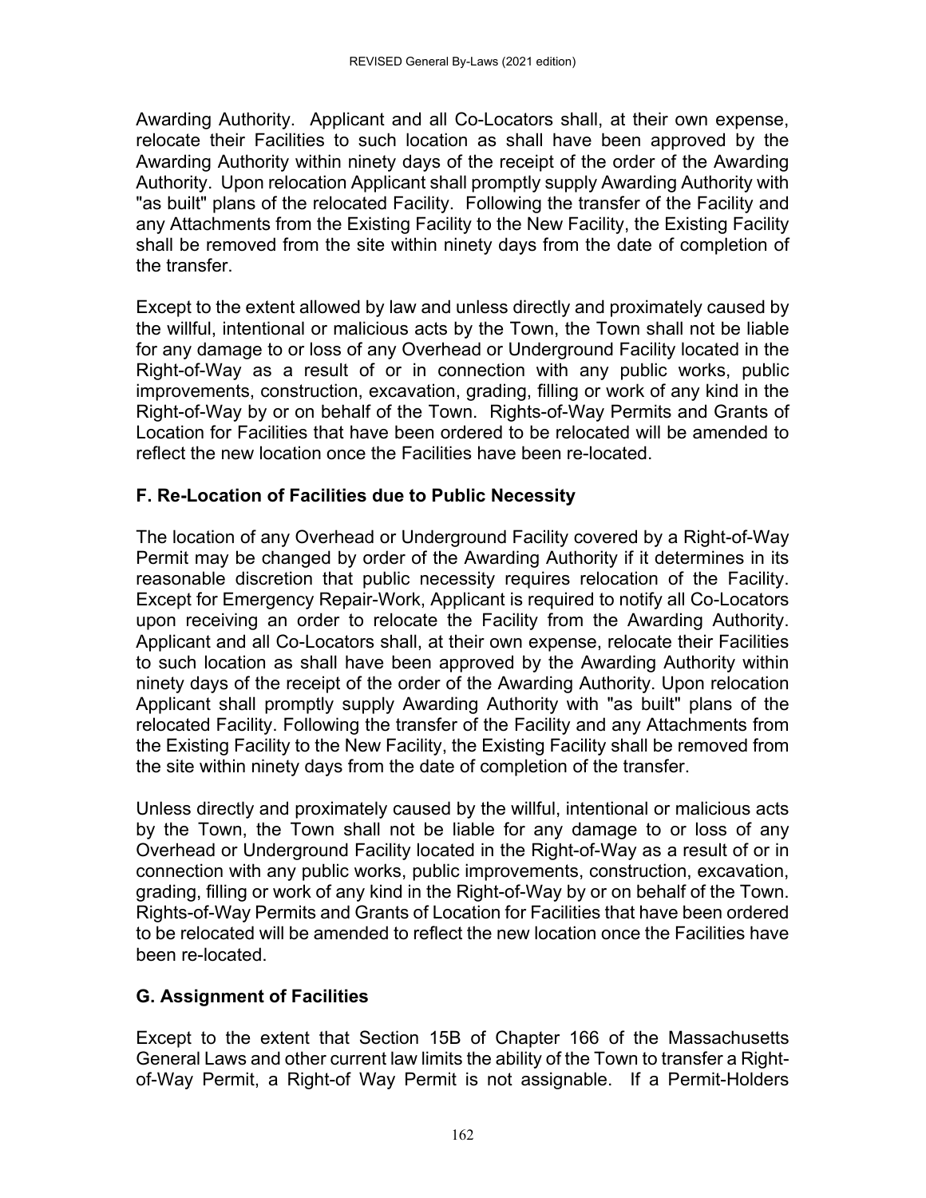Awarding Authority. Applicant and all Co-Locators shall, at their own expense, relocate their Facilities to such location as shall have been approved by the Awarding Authority within ninety days of the receipt of the order of the Awarding Authority. Upon relocation Applicant shall promptly supply Awarding Authority with "as built" plans of the relocated Facility. Following the transfer of the Facility and any Attachments from the Existing Facility to the New Facility, the Existing Facility shall be removed from the site within ninety days from the date of completion of the transfer.

Except to the extent allowed by law and unless directly and proximately caused by the willful, intentional or malicious acts by the Town, the Town shall not be liable for any damage to or loss of any Overhead or Underground Facility located in the Right-of-Way as a result of or in connection with any public works, public improvements, construction, excavation, grading, filling or work of any kind in the Right-of-Way by or on behalf of the Town. Rights-of-Way Permits and Grants of Location for Facilities that have been ordered to be relocated will be amended to reflect the new location once the Facilities have been re-located.

### F. Re-Location of Facilities due to Public Necessity

The location of any Overhead or Underground Facility covered by a Right-of-Way Permit may be changed by order of the Awarding Authority if it determines in its reasonable discretion that public necessity requires relocation of the Facility. Except for Emergency Repair-Work, Applicant is required to notify all Co-Locators upon receiving an order to relocate the Facility from the Awarding Authority. Applicant and all Co-Locators shall, at their own expense, relocate their Facilities to such location as shall have been approved by the Awarding Authority within ninety days of the receipt of the order of the Awarding Authority. Upon relocation Applicant shall promptly supply Awarding Authority with "as built" plans of the relocated Facility. Following the transfer of the Facility and any Attachments from the Existing Facility to the New Facility, the Existing Facility shall be removed from the site within ninety days from the date of completion of the transfer.

Unless directly and proximately caused by the willful, intentional or malicious acts by the Town, the Town shall not be liable for any damage to or loss of any Overhead or Underground Facility located in the Right-of-Way as a result of or in connection with any public works, public improvements, construction, excavation, grading, filling or work of any kind in the Right-of-Way by or on behalf of the Town. Rights-of-Way Permits and Grants of Location for Facilities that have been ordered to be relocated will be amended to reflect the new location once the Facilities have been re-located.

### G. Assignment of Facilities

Except to the extent that Section 15B of Chapter 166 of the Massachusetts General Laws and other current law limits the ability of the Town to transfer a Right-of-Way Permit, a Right-of Way Permit is not assignable. If a Permit-Holders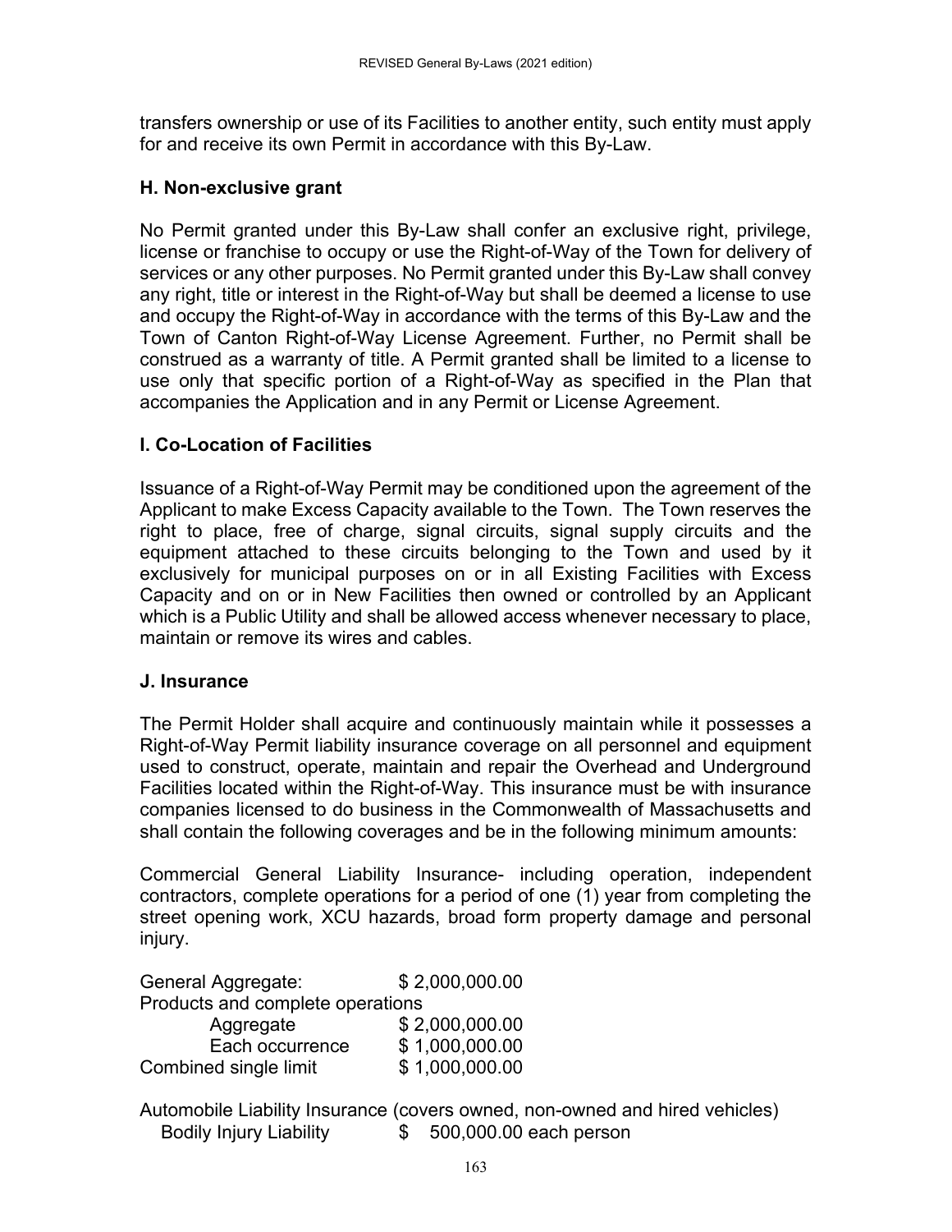transfers ownership or use of its Facilities to another entity, such entity must apply for and receive its own Permit in accordance with this By-Law.

### H. Non-exclusive grant

No Permit granted under this By-Law shall confer an exclusive right, privilege, license or franchise to occupy or use the Right-of-Way of the Town for delivery of services or any other purposes. No Permit granted under this By-Law shall convey any right, title or interest in the Right-of-Way but shall be deemed a license to use and occupy the Right-of-Way in accordance with the terms of this By-Law and the Town of Canton Right-of-Way License Agreement. Further, no Permit shall be construed as a warranty of title. A Permit granted shall be limited to a license to use only that specific portion of a Right-of-Way as specified in the Plan that accompanies the Application and in any Permit or License Agreement.

### I. Co-Location of Facilities

Issuance of a Right-of-Way Permit may be conditioned upon the agreement of the Applicant to make Excess Capacity available to the Town. The Town reserves the right to place, free of charge, signal circuits, signal supply circuits and the equipment attached to these circuits belonging to the Town and used by it exclusively for municipal purposes on or in all Existing Facilities with Excess Capacity and on or in New Facilities then owned or controlled by an Applicant which is a Public Utility and shall be allowed access whenever necessary to place, maintain or remove its wires and cables.

### J. Insurance

The Permit Holder shall acquire and continuously maintain while it possesses a Right-of-Way Permit liability insurance coverage on all personnel and equipment used to construct, operate, maintain and repair the Overhead and Underground Facilities located within the Right-of-Way. This insurance must be with insurance companies licensed to do business in the Commonwealth of Massachusetts and shall contain the following coverages and be in the following minimum amounts:

Commercial General Liability Insurance- including operation, independent contractors, complete operations for a period of one (1) year from completing the street opening work, XCU hazards, broad form property damage and personal injury.

| | |
|---|---|
| General Aggregate: | $ 2,000,000.00 |
| Products and complete operations | |
| Aggregate | $ 2,000,000.00 |
| Each occurrence | $ 1,000,000.00 |
| Combined single limit | $ 1,000,000.00 |

Automobile Liability Insurance (covers owned, non-owned and hired vehicles)

| | |
|---|---|
| Bodily Injury Liability | $ 500,000.00 each person |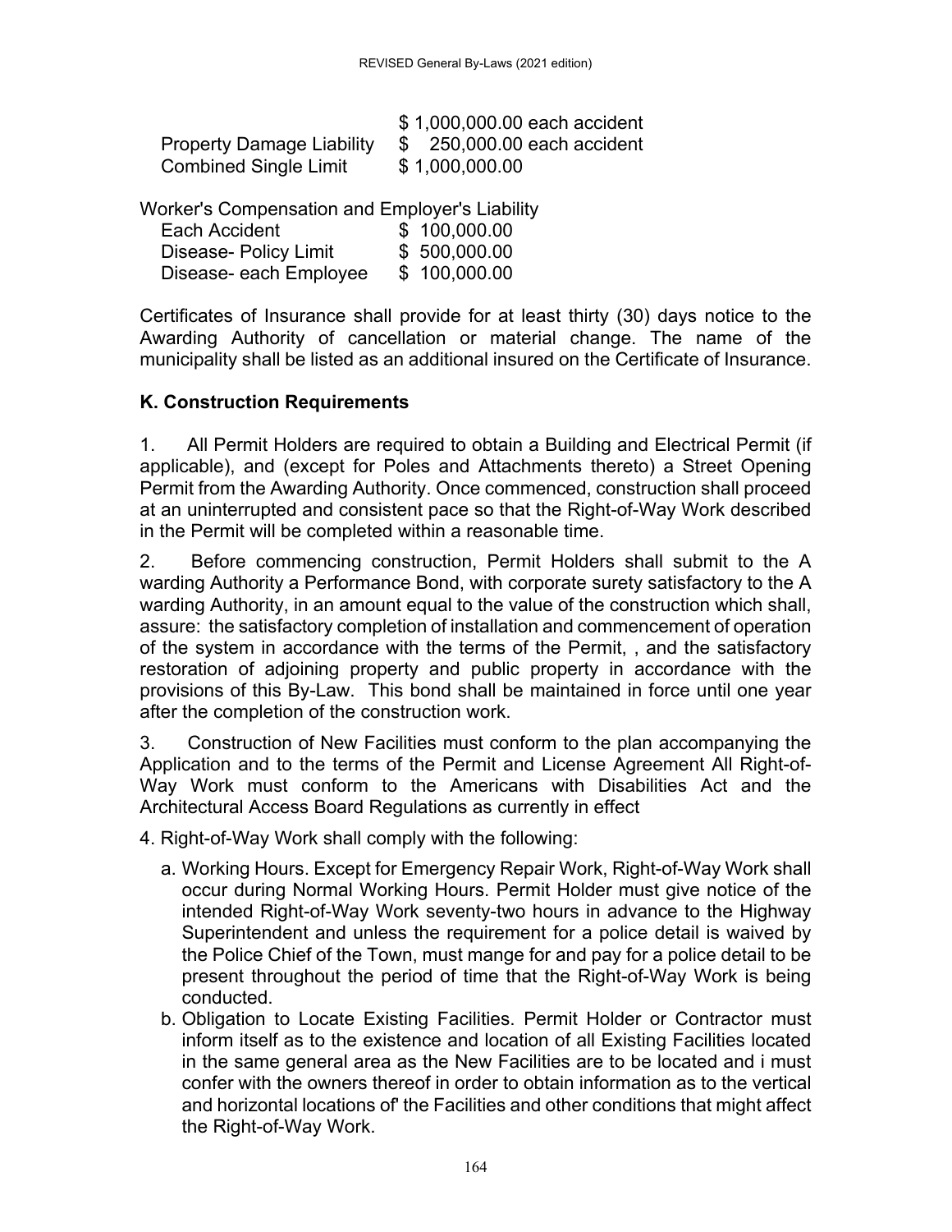| | |
|---|---|
| | $ 1,000,000.00 each accident |
| Property Damage Liability | $ 250,000.00 each accident |
| Combined Single Limit | $ 1,000,000.00 |

Worker's Compensation and Employer's Liability

| | |
|---|---|
| Each Accident | $ 100,000.00 |
| Disease- Policy Limit | $ 500,000.00 |
| Disease- each Employee | $ 100,000.00 |

Certificates of Insurance shall provide for at least thirty (30) days notice to the Awarding Authority of cancellation or material change. The name of the municipality shall be listed as an additional insured on the Certificate of Insurance.

## K. Construction Requirements

1. All Permit Holders are required to obtain a Building and Electrical Permit (if applicable), and (except for Poles and Attachments thereto) a Street Opening Permit from the Awarding Authority. Once commenced, construction shall proceed at an uninterrupted and consistent pace so that the Right-of-Way Work described in the Permit will be completed within a reasonable time.

2. Before commencing construction, Permit Holders shall submit to the A warding Authority a Performance Bond, with corporate surety satisfactory to the A warding Authority, in an amount equal to the value of the construction which shall, assure: the satisfactory completion of installation and commencement of operation of the system in accordance with the terms of the Permit, , and the satisfactory restoration of adjoining property and public property in accordance with the provisions of this By-Law. This bond shall be maintained in force until one year after the completion of the construction work.

3. Construction of New Facilities must conform to the plan accompanying the Application and to the terms of the Permit and License Agreement All Right-of-Way Work must conform to the Americans with Disabilities Act and the Architectural Access Board Regulations as currently in effect

4. Right-of-Way Work shall comply with the following:

   a. Working Hours. Except for Emergency Repair Work, Right-of-Way Work shall occur during Normal Working Hours. Permit Holder must give notice of the intended Right-of-Way Work seventy-two hours in advance to the Highway Superintendent and unless the requirement for a police detail is waived by the Police Chief of the Town, must mange for and pay for a police detail to be present throughout the period of time that the Right-of-Way Work is being conducted.

   b. Obligation to Locate Existing Facilities. Permit Holder or Contractor must inform itself as to the existence and location of all Existing Facilities located in the same general area as the New Facilities are to be located and i must confer with the owners thereof in order to obtain information as to the vertical and horizontal locations of' the Facilities and other conditions that might affect the Right-of-Way Work.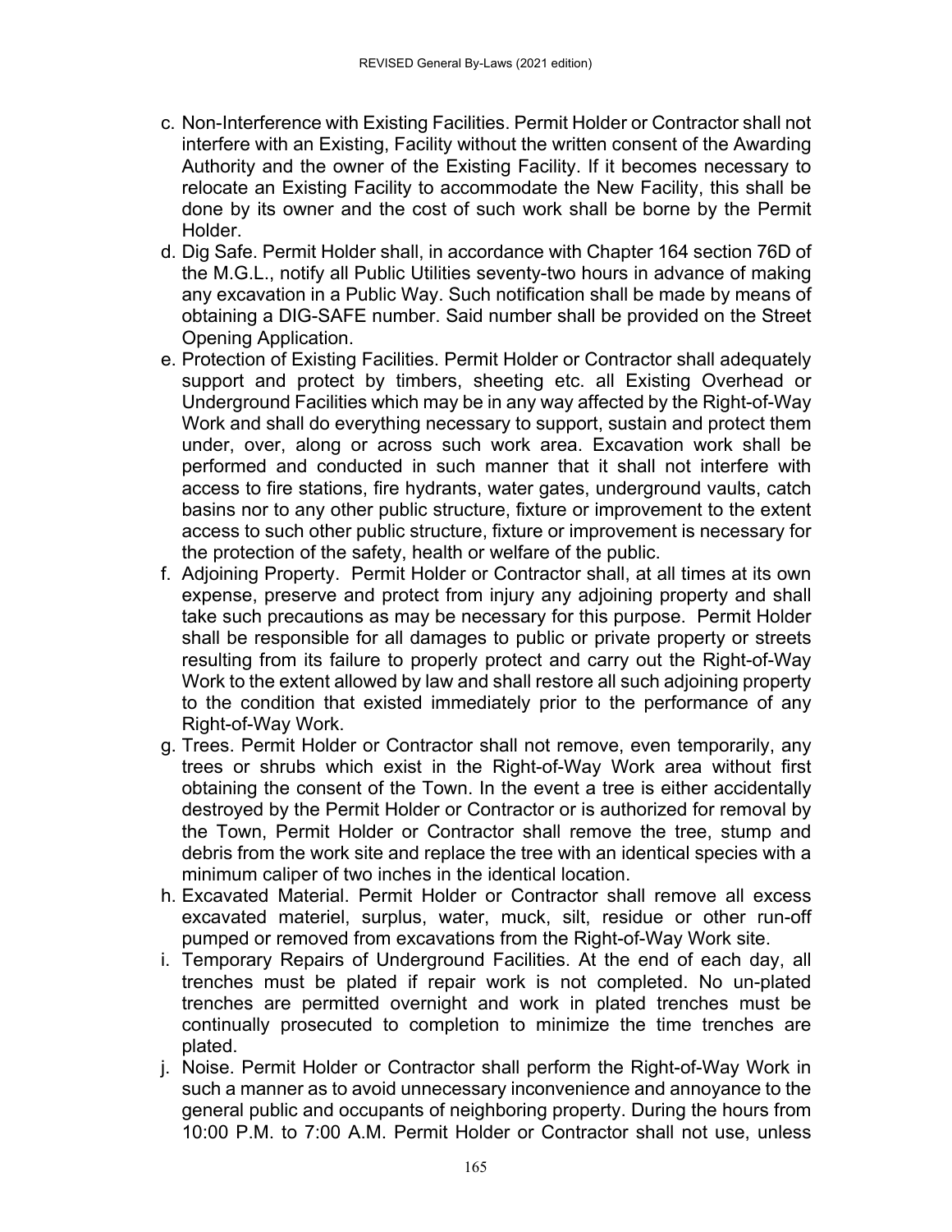c. Non-Interference with Existing Facilities. Permit Holder or Contractor shall not interfere with an Existing, Facility without the written consent of the Awarding Authority and the owner of the Existing Facility. If it becomes necessary to relocate an Existing Facility to accommodate the New Facility, this shall be done by its owner and the cost of such work shall be borne by the Permit Holder.

d. Dig Safe. Permit Holder shall, in accordance with Chapter 164 section 76D of the M.G.L., notify all Public Utilities seventy-two hours in advance of making any excavation in a Public Way. Such notification shall be made by means of obtaining a DIG-SAFE number. Said number shall be provided on the Street Opening Application.

e. Protection of Existing Facilities. Permit Holder or Contractor shall adequately support and protect by timbers, sheeting etc. all Existing Overhead or Underground Facilities which may be in any way affected by the Right-of-Way Work and shall do everything necessary to support, sustain and protect them under, over, along or across such work area. Excavation work shall be performed and conducted in such manner that it shall not interfere with access to fire stations, fire hydrants, water gates, underground vaults, catch basins nor to any other public structure, fixture or improvement to the extent access to such other public structure, fixture or improvement is necessary for the protection of the safety, health or welfare of the public.

f. Adjoining Property. Permit Holder or Contractor shall, at all times at its own expense, preserve and protect from injury any adjoining property and shall take such precautions as may be necessary for this purpose. Permit Holder shall be responsible for all damages to public or private property or streets resulting from its failure to properly protect and carry out the Right-of-Way Work to the extent allowed by law and shall restore all such adjoining property to the condition that existed immediately prior to the performance of any Right-of-Way Work.

g. Trees. Permit Holder or Contractor shall not remove, even temporarily, any trees or shrubs which exist in the Right-of-Way Work area without first obtaining the consent of the Town. In the event a tree is either accidentally destroyed by the Permit Holder or Contractor or is authorized for removal by the Town, Permit Holder or Contractor shall remove the tree, stump and debris from the work site and replace the tree with an identical species with a minimum caliper of two inches in the identical location.

h. Excavated Material. Permit Holder or Contractor shall remove all excess excavated materiel, surplus, water, muck, silt, residue or other run-off pumped or removed from excavations from the Right-of-Way Work site.

i. Temporary Repairs of Underground Facilities. At the end of each day, all trenches must be plated if repair work is not completed. No un-plated trenches are permitted overnight and work in plated trenches must be continually prosecuted to completion to minimize the time trenches are plated.

j. Noise. Permit Holder or Contractor shall perform the Right-of-Way Work in such a manner as to avoid unnecessary inconvenience and annoyance to the general public and occupants of neighboring property. During the hours from 10:00 P.M. to 7:00 A.M. Permit Holder or Contractor shall not use, unless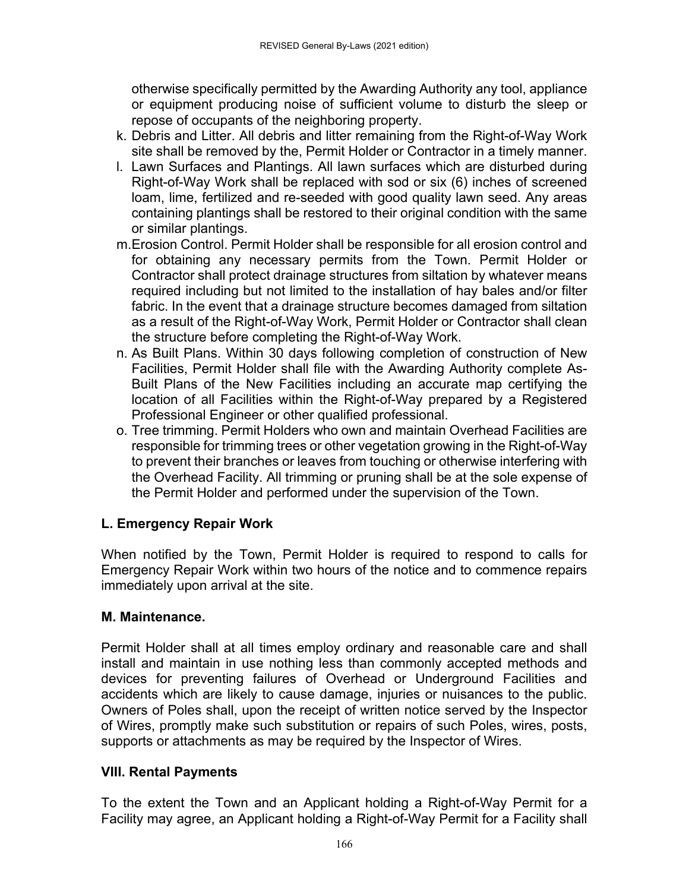otherwise specifically permitted by the Awarding Authority any tool, appliance or equipment producing noise of sufficient volume to disturb the sleep or repose of occupants of the neighboring property.

k. Debris and Litter. All debris and litter remaining from the Right-of-Way Work site shall be removed by the, Permit Holder or Contractor in a timely manner.

l. Lawn Surfaces and Plantings. All lawn surfaces which are disturbed during Right-of-Way Work shall be replaced with sod or six (6) inches of screened loam, lime, fertilized and re-seeded with good quality lawn seed. Any areas containing plantings shall be restored to their original condition with the same or similar plantings.

m. Erosion Control. Permit Holder shall be responsible for all erosion control and for obtaining any necessary permits from the Town. Permit Holder or Contractor shall protect drainage structures from siltation by whatever means required including but not limited to the installation of hay bales and/or filter fabric. In the event that a drainage structure becomes damaged from siltation as a result of the Right-of-Way Work, Permit Holder or Contractor shall clean the structure before completing the Right-of-Way Work.

n. As Built Plans. Within 30 days following completion of construction of New Facilities, Permit Holder shall file with the Awarding Authority complete As-Built Plans of the New Facilities including an accurate map certifying the location of all Facilities within the Right-of-Way prepared by a Registered Professional Engineer or other qualified professional.

o. Tree trimming. Permit Holders who own and maintain Overhead Facilities are responsible for trimming trees or other vegetation growing in the Right-of-Way to prevent their branches or leaves from touching or otherwise interfering with the Overhead Facility. All trimming or pruning shall be at the sole expense of the Permit Holder and performed under the supervision of the Town.

### L. Emergency Repair Work

When notified by the Town, Permit Holder is required to respond to calls for Emergency Repair Work within two hours of the notice and to commence repairs immediately upon arrival at the site.

### M. Maintenance.

Permit Holder shall at all times employ ordinary and reasonable care and shall install and maintain in use nothing less than commonly accepted methods and devices for preventing failures of Overhead or Underground Facilities and accidents which are likely to cause damage, injuries or nuisances to the public. Owners of Poles shall, upon the receipt of written notice served by the Inspector of Wires, promptly make such substitution or repairs of such Poles, wires, posts, supports or attachments as may be required by the Inspector of Wires.

## VIII. Rental Payments

To the extent the Town and an Applicant holding a Right-of-Way Permit for a Facility may agree, an Applicant holding a Right-of-Way Permit for a Facility shall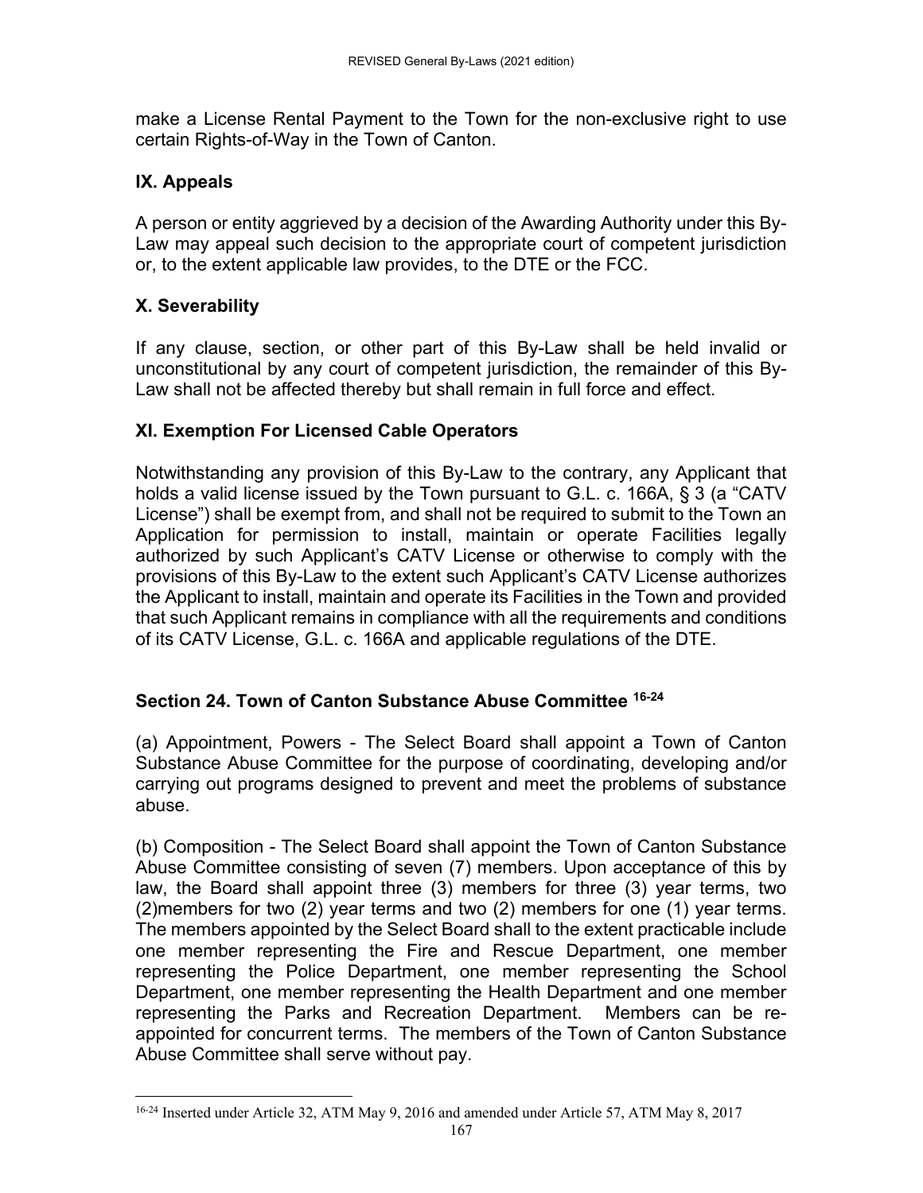make a License Rental Payment to the Town for the non-exclusive right to use certain Rights-of-Way in the Town of Canton.

## IX. Appeals

A person or entity aggrieved by a decision of the Awarding Authority under this By-Law may appeal such decision to the appropriate court of competent jurisdiction or, to the extent applicable law provides, to the DTE or the FCC.

## X. Severability

If any clause, section, or other part of this By-Law shall be held invalid or unconstitutional by any court of competent jurisdiction, the remainder of this By-Law shall not be affected thereby but shall remain in full force and effect.

## XI. Exemption For Licensed Cable Operators

Notwithstanding any provision of this By-Law to the contrary, any Applicant that holds a valid license issued by the Town pursuant to G.L. c. 166A, § 3 (a "CATV License") shall be exempt from, and shall not be required to submit to the Town an Application for permission to install, maintain or operate Facilities legally authorized by such Applicant's CATV License or otherwise to comply with the provisions of this By-Law to the extent such Applicant's CATV License authorizes the Applicant to install, maintain and operate its Facilities in the Town and provided that such Applicant remains in compliance with all the requirements and conditions of its CATV License, G.L. c. 166A and applicable regulations of the DTE.

## Section 24. Town of Canton Substance Abuse Committee [16-24]

(a) Appointment, Powers - The Select Board shall appoint a Town of Canton Substance Abuse Committee for the purpose of coordinating, developing and/or carrying out programs designed to prevent and meet the problems of substance abuse.

(b) Composition - The Select Board shall appoint the Town of Canton Substance Abuse Committee consisting of seven (7) members. Upon acceptance of this by law, the Board shall appoint three (3) members for three (3) year terms, two (2)members for two (2) year terms and two (2) members for one (1) year terms. The members appointed by the Select Board shall to the extent practicable include one member representing the Fire and Rescue Department, one member representing the Police Department, one member representing the School Department, one member representing the Health Department and one member representing the Parks and Recreation Department. Members can be re-appointed for concurrent terms. The members of the Town of Canton Substance Abuse Committee shall serve without pay.

---

[16-24] Inserted under Article 32, ATM May 9, 2016 and amended under Article 57, ATM May 8, 2017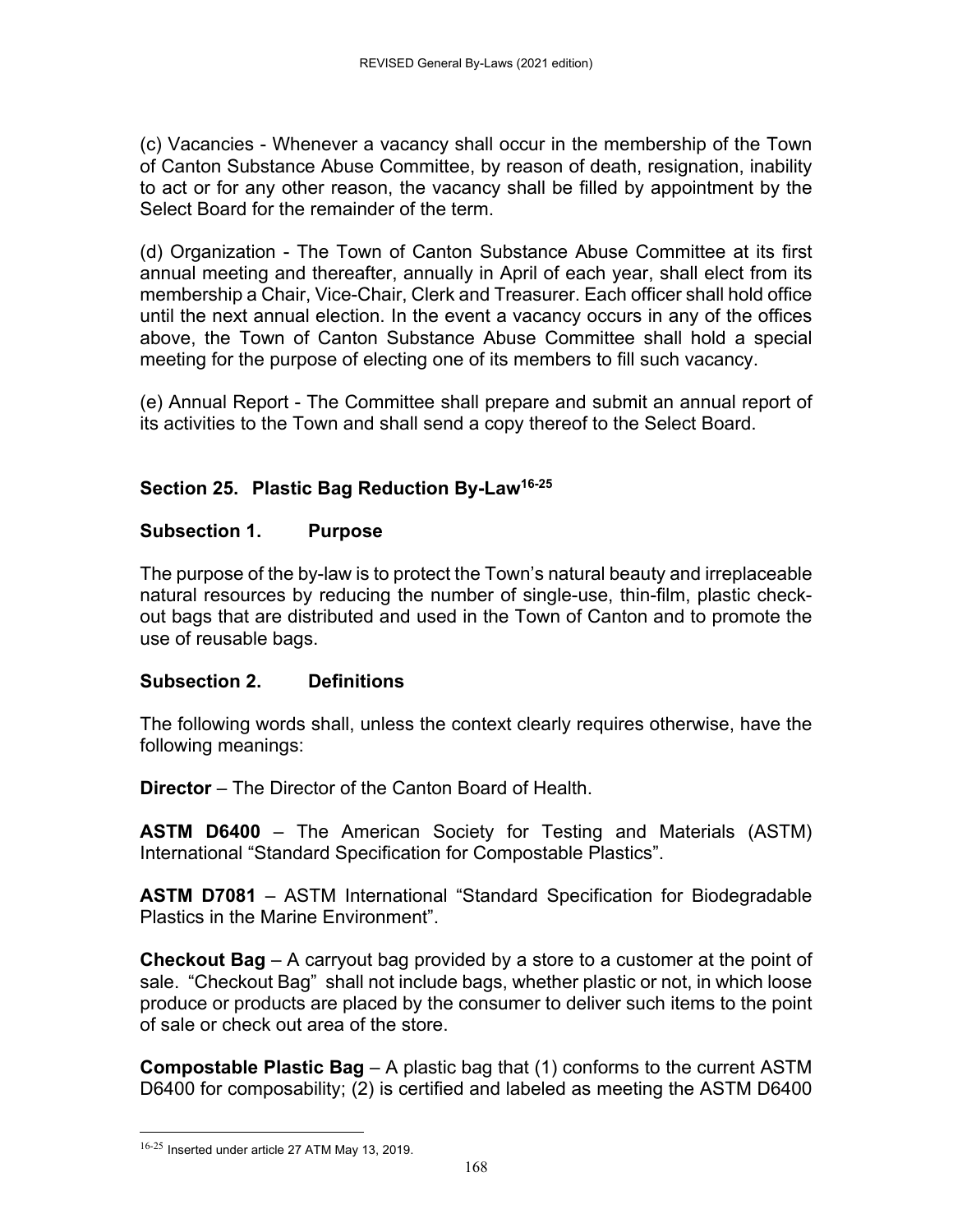(c) Vacancies - Whenever a vacancy shall occur in the membership of the Town of Canton Substance Abuse Committee, by reason of death, resignation, inability to act or for any other reason, the vacancy shall be filled by appointment by the Select Board for the remainder of the term.

(d) Organization - The Town of Canton Substance Abuse Committee at its first annual meeting and thereafter, annually in April of each year, shall elect from its membership a Chair, Vice-Chair, Clerk and Treasurer. Each officer shall hold office until the next annual election. In the event a vacancy occurs in any of the offices above, the Town of Canton Substance Abuse Committee shall hold a special meeting for the purpose of electing one of its members to fill such vacancy.

(e) Annual Report - The Committee shall prepare and submit an annual report of its activities to the Town and shall send a copy thereof to the Select Board.

## Section 25. Plastic Bag Reduction By-Law[16-25]

### Subsection 1. Purpose

The purpose of the by-law is to protect the Town's natural beauty and irreplaceable natural resources by reducing the number of single-use, thin-film, plastic check-out bags that are distributed and used in the Town of Canton and to promote the use of reusable bags.

### Subsection 2. Definitions

The following words shall, unless the context clearly requires otherwise, have the following meanings:

**Director** – The Director of the Canton Board of Health.

**ASTM D6400** – The American Society for Testing and Materials (ASTM) International "Standard Specification for Compostable Plastics".

**ASTM D7081** – ASTM International "Standard Specification for Biodegradable Plastics in the Marine Environment".

**Checkout Bag** – A carryout bag provided by a store to a customer at the point of sale. "Checkout Bag" shall not include bags, whether plastic or not, in which loose produce or products are placed by the consumer to deliver such items to the point of sale or check out area of the store.

**Compostable Plastic Bag** – A plastic bag that (1) conforms to the current ASTM D6400 for composability; (2) is certified and labeled as meeting the ASTM D6400

[16-25] Inserted under article 27 ATM May 13, 2019.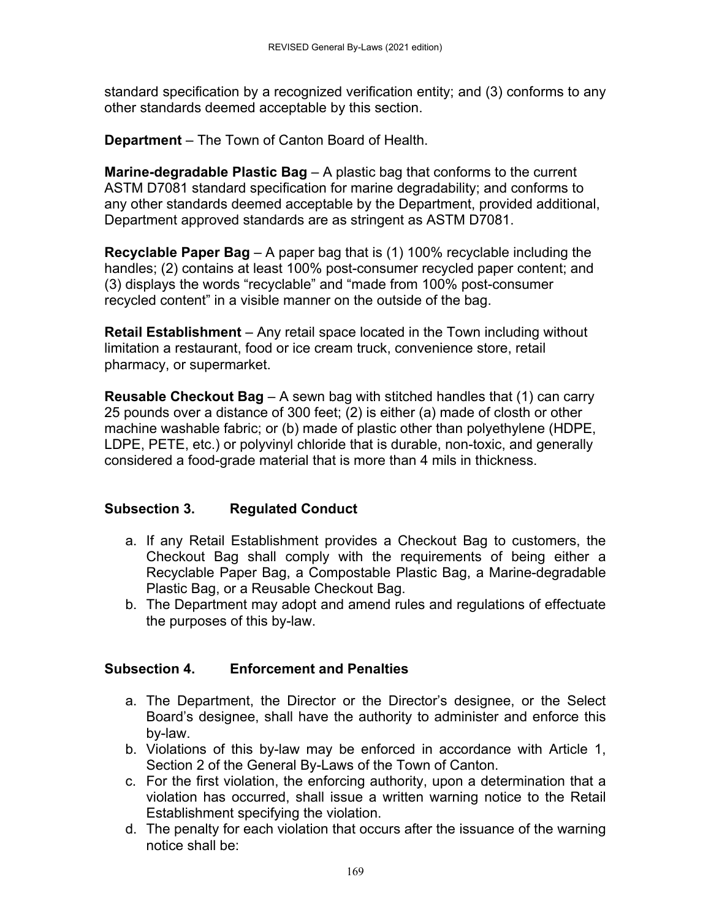standard specification by a recognized verification entity; and (3) conforms to any other standards deemed acceptable by this section.

**Department** – The Town of Canton Board of Health.

**Marine-degradable Plastic Bag** – A plastic bag that conforms to the current ASTM D7081 standard specification for marine degradability; and conforms to any other standards deemed acceptable by the Department, provided additional, Department approved standards are as stringent as ASTM D7081.

**Recyclable Paper Bag** – A paper bag that is (1) 100% recyclable including the handles; (2) contains at least 100% post-consumer recycled paper content; and (3) displays the words "recyclable" and "made from 100% post-consumer recycled content" in a visible manner on the outside of the bag.

**Retail Establishment** – Any retail space located in the Town including without limitation a restaurant, food or ice cream truck, convenience store, retail pharmacy, or supermarket.

**Reusable Checkout Bag** – A sewn bag with stitched handles that (1) can carry 25 pounds over a distance of 300 feet; (2) is either (a) made of closth or other machine washable fabric; or (b) made of plastic other than polyethylene (HDPE, LDPE, PETE, etc.) or polyvinyl chloride that is durable, non-toxic, and generally considered a food-grade material that is more than 4 mils in thickness.

### Subsection 3. Regulated Conduct

a. If any Retail Establishment provides a Checkout Bag to customers, the Checkout Bag shall comply with the requirements of being either a Recyclable Paper Bag, a Compostable Plastic Bag, a Marine-degradable Plastic Bag, or a Reusable Checkout Bag.
b. The Department may adopt and amend rules and regulations of effectuate the purposes of this by-law.

### Subsection 4. Enforcement and Penalties

a. The Department, the Director or the Director's designee, or the Select Board's designee, shall have the authority to administer and enforce this by-law.
b. Violations of this by-law may be enforced in accordance with Article 1, Section 2 of the General By-Laws of the Town of Canton.
c. For the first violation, the enforcing authority, upon a determination that a violation has occurred, shall issue a written warning notice to the Retail Establishment specifying the violation.
d. The penalty for each violation that occurs after the issuance of the warning notice shall be: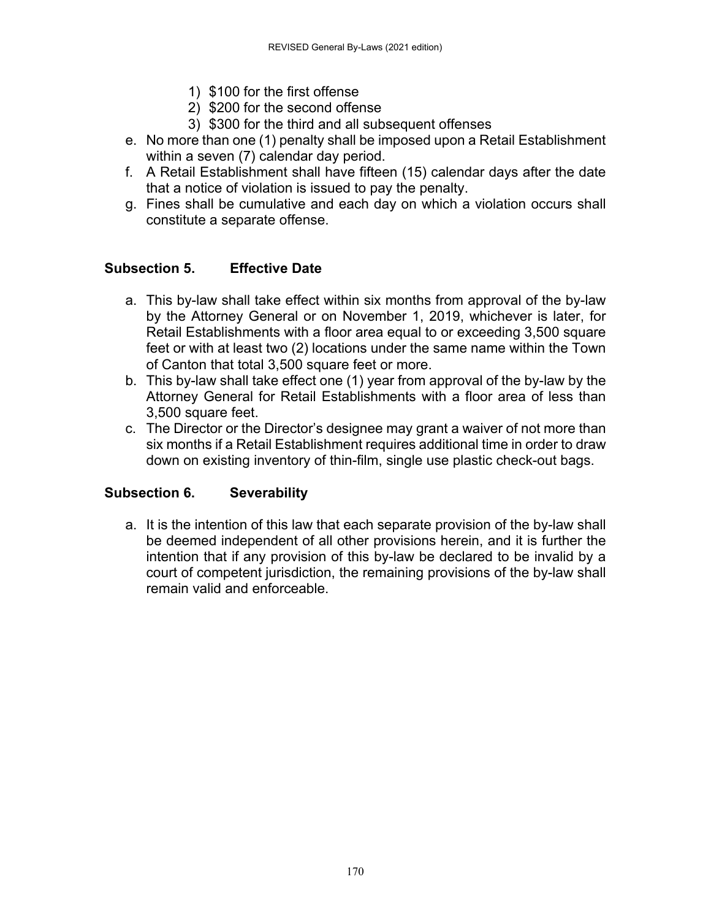1) $100 for the first offense
   2) $200 for the second offense
   3) $300 for the third and all subsequent offenses

e. No more than one (1) penalty shall be imposed upon a Retail Establishment within a seven (7) calendar day period.
f. A Retail Establishment shall have fifteen (15) calendar days after the date that a notice of violation is issued to pay the penalty.
g. Fines shall be cumulative and each day on which a violation occurs shall constitute a separate offense.

### Subsection 5. Effective Date

a. This by-law shall take effect within six months from approval of the by-law by the Attorney General or on November 1, 2019, whichever is later, for Retail Establishments with a floor area equal to or exceeding 3,500 square feet or with at least two (2) locations under the same name within the Town of Canton that total 3,500 square feet or more.
b. This by-law shall take effect one (1) year from approval of the by-law by the Attorney General for Retail Establishments with a floor area of less than 3,500 square feet.
c. The Director or the Director's designee may grant a waiver of not more than six months if a Retail Establishment requires additional time in order to draw down on existing inventory of thin-film, single use plastic check-out bags.

### Subsection 6. Severability

a. It is the intention of this law that each separate provision of the by-law shall be deemed independent of all other provisions herein, and it is further the intention that if any provision of this by-law be declared to be invalid by a court of competent jurisdiction, the remaining provisions of the by-law shall remain valid and enforceable.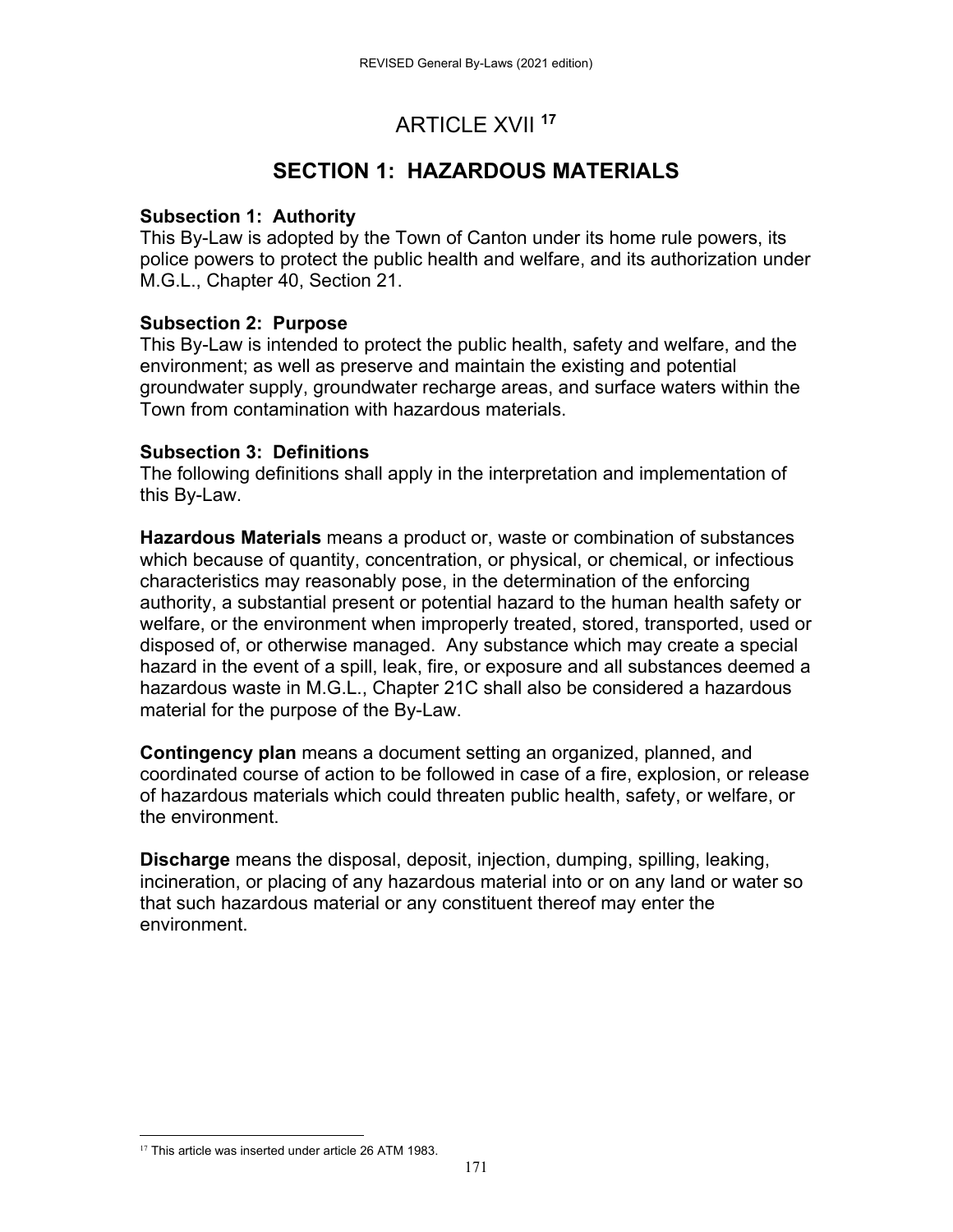# ARTICLE XVII [17]

## SECTION 1: HAZARDOUS MATERIALS

**Subsection 1: Authority**
This By-Law is adopted by the Town of Canton under its home rule powers, its police powers to protect the public health and welfare, and its authorization under M.G.L., Chapter 40, Section 21.

**Subsection 2: Purpose**
This By-Law is intended to protect the public health, safety and welfare, and the environment; as well as preserve and maintain the existing and potential groundwater supply, groundwater recharge areas, and surface waters within the Town from contamination with hazardous materials.

**Subsection 3: Definitions**
The following definitions shall apply in the interpretation and implementation of this By-Law.

**Hazardous Materials** means a product or, waste or combination of substances which because of quantity, concentration, or physical, or chemical, or infectious characteristics may reasonably pose, in the determination of the enforcing authority, a substantial present or potential hazard to the human health safety or welfare, or the environment when improperly treated, stored, transported, used or disposed of, or otherwise managed. Any substance which may create a special hazard in the event of a spill, leak, fire, or exposure and all substances deemed a hazardous waste in M.G.L., Chapter 21C shall also be considered a hazardous material for the purpose of the By-Law.

**Contingency plan** means a document setting an organized, planned, and coordinated course of action to be followed in case of a fire, explosion, or release of hazardous materials which could threaten public health, safety, or welfare, or the environment.

**Discharge** means the disposal, deposit, injection, dumping, spilling, leaking, incineration, or placing of any hazardous material into or on any land or water so that such hazardous material or any constituent thereof may enter the environment.

[17] This article was inserted under article 26 ATM 1983.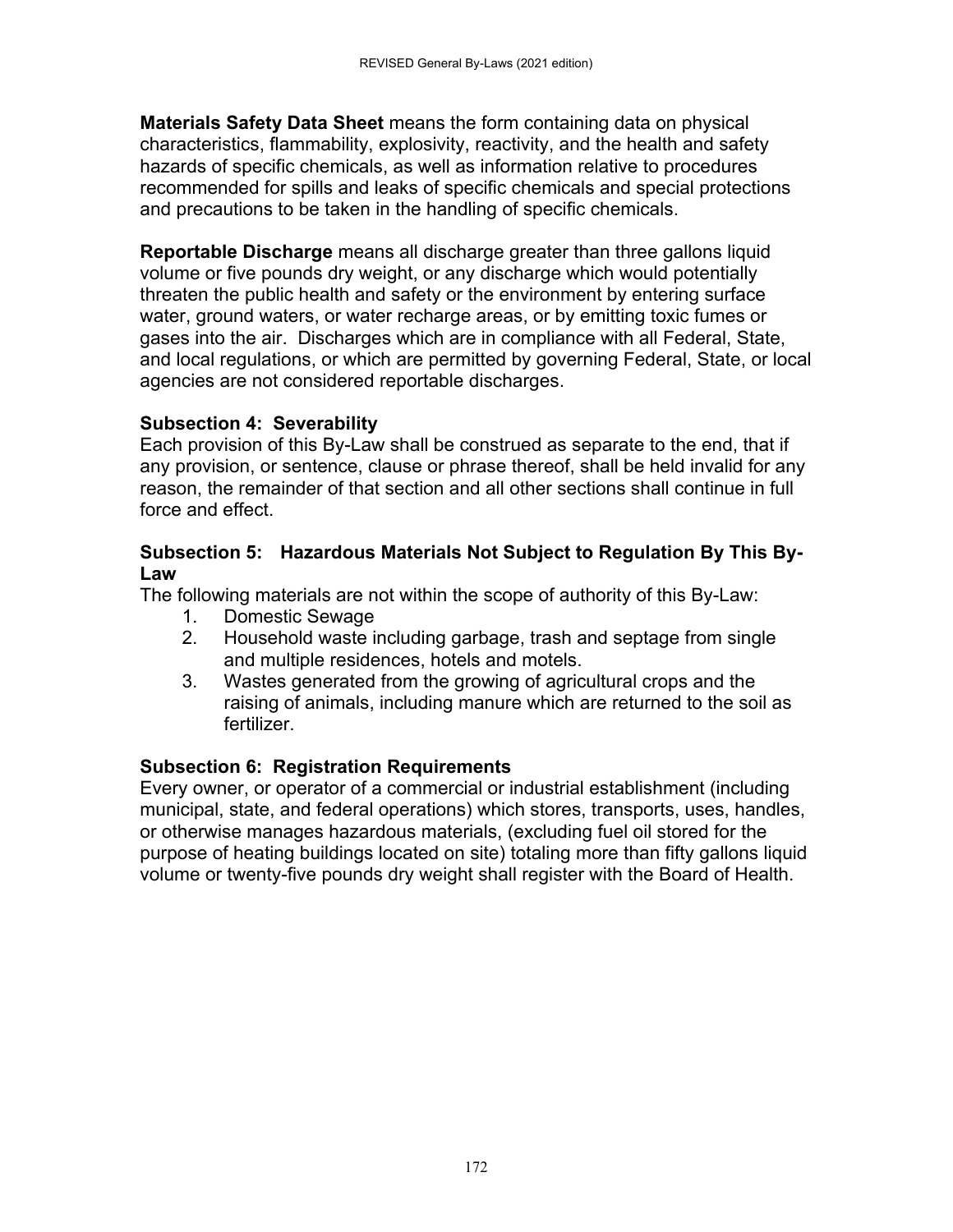**Materials Safety Data Sheet** means the form containing data on physical characteristics, flammability, explosivity, reactivity, and the health and safety hazards of specific chemicals, as well as information relative to procedures recommended for spills and leaks of specific chemicals and special protections and precautions to be taken in the handling of specific chemicals.

**Reportable Discharge** means all discharge greater than three gallons liquid volume or five pounds dry weight, or any discharge which would potentially threaten the public health and safety or the environment by entering surface water, ground waters, or water recharge areas, or by emitting toxic fumes or gases into the air. Discharges which are in compliance with all Federal, State, and local regulations, or which are permitted by governing Federal, State, or local agencies are not considered reportable discharges.

**Subsection 4: Severability**

Each provision of this By-Law shall be construed as separate to the end, that if any provision, or sentence, clause or phrase thereof, shall be held invalid for any reason, the remainder of that section and all other sections shall continue in full force and effect.

**Subsection 5: Hazardous Materials Not Subject to Regulation By This By-Law**

The following materials are not within the scope of authority of this By-Law:

1. Domestic Sewage
2. Household waste including garbage, trash and septage from single and multiple residences, hotels and motels.
3. Wastes generated from the growing of agricultural crops and the raising of animals, including manure which are returned to the soil as fertilizer.

**Subsection 6: Registration Requirements**

Every owner, or operator of a commercial or industrial establishment (including municipal, state, and federal operations) which stores, transports, uses, handles, or otherwise manages hazardous materials, (excluding fuel oil stored for the purpose of heating buildings located on site) totaling more than fifty gallons liquid volume or twenty-five pounds dry weight shall register with the Board of Health.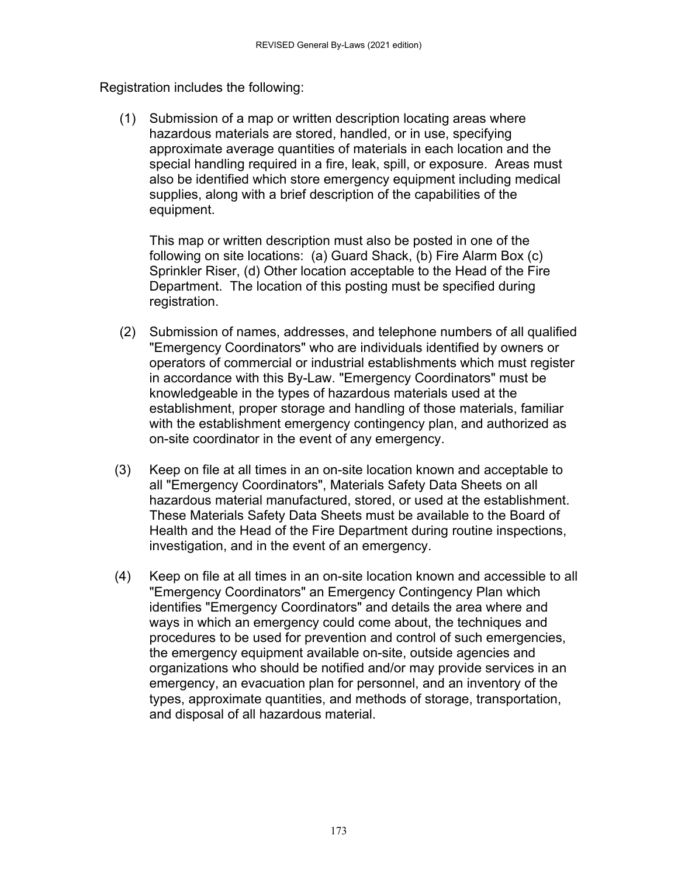Registration includes the following:

(1) Submission of a map or written description locating areas where hazardous materials are stored, handled, or in use, specifying approximate average quantities of materials in each location and the special handling required in a fire, leak, spill, or exposure. Areas must also be identified which store emergency equipment including medical supplies, along with a brief description of the capabilities of the equipment.

This map or written description must also be posted in one of the following on site locations: (a) Guard Shack, (b) Fire Alarm Box (c) Sprinkler Riser, (d) Other location acceptable to the Head of the Fire Department. The location of this posting must be specified during registration.

(2) Submission of names, addresses, and telephone numbers of all qualified "Emergency Coordinators" who are individuals identified by owners or operators of commercial or industrial establishments which must register in accordance with this By-Law. "Emergency Coordinators" must be knowledgeable in the types of hazardous materials used at the establishment, proper storage and handling of those materials, familiar with the establishment emergency contingency plan, and authorized as on-site coordinator in the event of any emergency.

(3) Keep on file at all times in an on-site location known and acceptable to all "Emergency Coordinators", Materials Safety Data Sheets on all hazardous material manufactured, stored, or used at the establishment. These Materials Safety Data Sheets must be available to the Board of Health and the Head of the Fire Department during routine inspections, investigation, and in the event of an emergency.

(4) Keep on file at all times in an on-site location known and accessible to all "Emergency Coordinators" an Emergency Contingency Plan which identifies "Emergency Coordinators" and details the area where and ways in which an emergency could come about, the techniques and procedures to be used for prevention and control of such emergencies, the emergency equipment available on-site, outside agencies and organizations who should be notified and/or may provide services in an emergency, an evacuation plan for personnel, and an inventory of the types, approximate quantities, and methods of storage, transportation, and disposal of all hazardous material.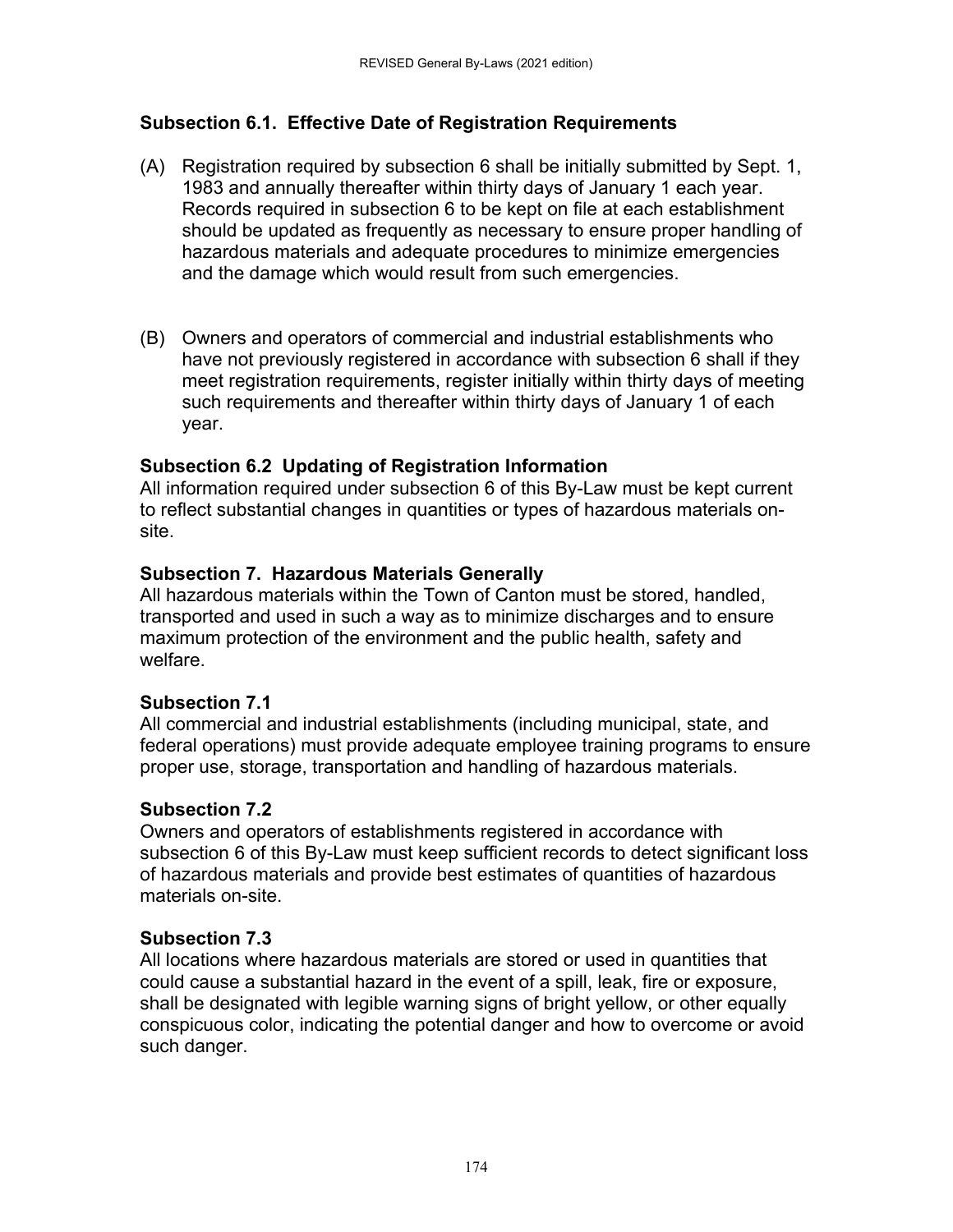### Subsection 6.1. Effective Date of Registration Requirements

(A) Registration required by subsection 6 shall be initially submitted by Sept. 1, 1983 and annually thereafter within thirty days of January 1 each year. Records required in subsection 6 to be kept on file at each establishment should be updated as frequently as necessary to ensure proper handling of hazardous materials and adequate procedures to minimize emergencies and the damage which would result from such emergencies.

(B) Owners and operators of commercial and industrial establishments who have not previously registered in accordance with subsection 6 shall if they meet registration requirements, register initially within thirty days of meeting such requirements and thereafter within thirty days of January 1 of each year.

### Subsection 6.2 Updating of Registration Information

All information required under subsection 6 of this By-Law must be kept current to reflect substantial changes in quantities or types of hazardous materials on-site.

### Subsection 7. Hazardous Materials Generally

All hazardous materials within the Town of Canton must be stored, handled, transported and used in such a way as to minimize discharges and to ensure maximum protection of the environment and the public health, safety and welfare.

### Subsection 7.1

All commercial and industrial establishments (including municipal, state, and federal operations) must provide adequate employee training programs to ensure proper use, storage, transportation and handling of hazardous materials.

### Subsection 7.2

Owners and operators of establishments registered in accordance with subsection 6 of this By-Law must keep sufficient records to detect significant loss of hazardous materials and provide best estimates of quantities of hazardous materials on-site.

### Subsection 7.3

All locations where hazardous materials are stored or used in quantities that could cause a substantial hazard in the event of a spill, leak, fire or exposure, shall be designated with legible warning signs of bright yellow, or other equally conspicuous color, indicating the potential danger and how to overcome or avoid such danger.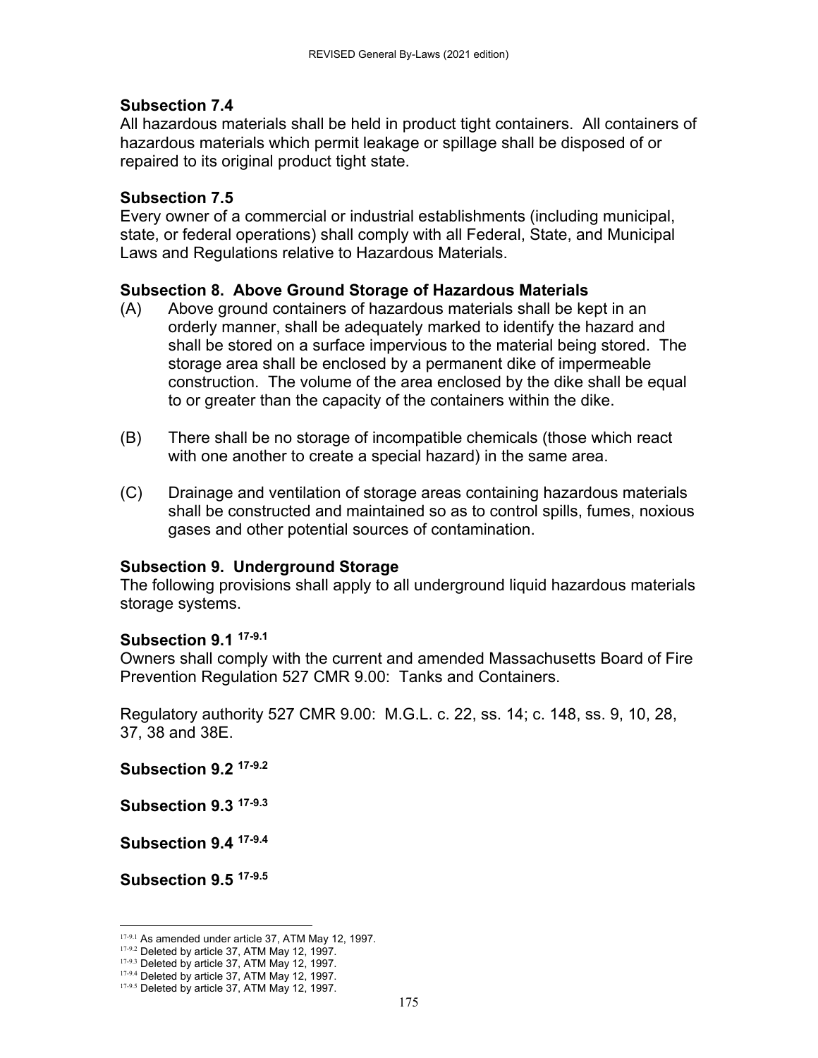**Subsection 7.4**

All hazardous materials shall be held in product tight containers. All containers of hazardous materials which permit leakage or spillage shall be disposed of or repaired to its original product tight state.

**Subsection 7.5**

Every owner of a commercial or industrial establishments (including municipal, state, or federal operations) shall comply with all Federal, State, and Municipal Laws and Regulations relative to Hazardous Materials.

**Subsection 8. Above Ground Storage of Hazardous Materials**

(A) Above ground containers of hazardous materials shall be kept in an orderly manner, shall be adequately marked to identify the hazard and shall be stored on a surface impervious to the material being stored. The storage area shall be enclosed by a permanent dike of impermeable construction. The volume of the area enclosed by the dike shall be equal to or greater than the capacity of the containers within the dike.

(B) There shall be no storage of incompatible chemicals (those which react with one another to create a special hazard) in the same area.

(C) Drainage and ventilation of storage areas containing hazardous materials shall be constructed and maintained so as to control spills, fumes, noxious gases and other potential sources of contamination.

**Subsection 9. Underground Storage**

The following provisions shall apply to all underground liquid hazardous materials storage systems.

**Subsection 9.1** [17-9.1]

Owners shall comply with the current and amended Massachusetts Board of Fire Prevention Regulation 527 CMR 9.00: Tanks and Containers.

Regulatory authority 527 CMR 9.00: M.G.L. c. 22, ss. 14; c. 148, ss. 9, 10, 28, 37, 38 and 38E.

**Subsection 9.2** [17-9.2]

**Subsection 9.3** [17-9.3]

**Subsection 9.4** [17-9.4]

**Subsection 9.5** [17-9.5]

---

[17-9.1] As amended under article 37, ATM May 12, 1997.

[17-9.2] Deleted by article 37, ATM May 12, 1997.

[17-9.3] Deleted by article 37, ATM May 12, 1997.

[17-9.4] Deleted by article 37, ATM May 12, 1997.

[17-9.5] Deleted by article 37, ATM May 12, 1997.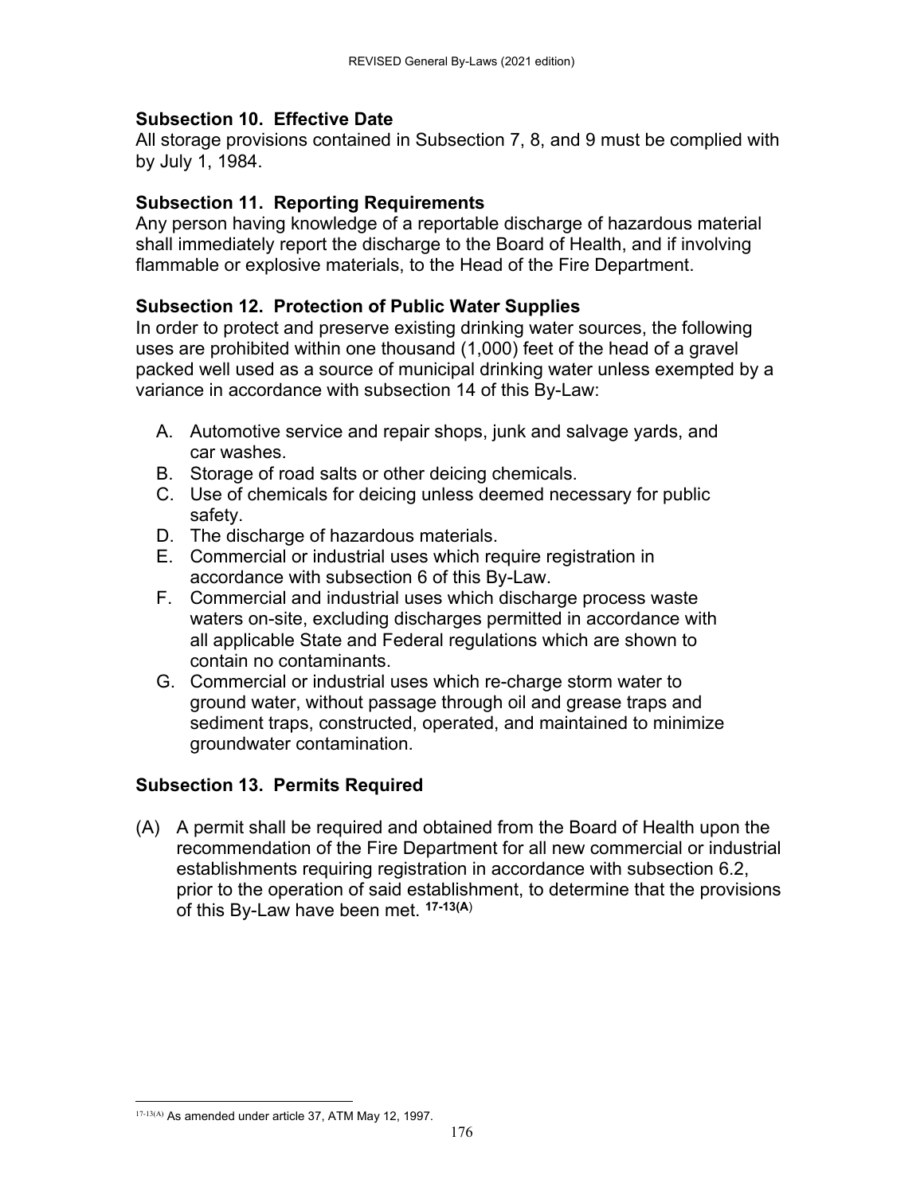### Subsection 10. Effective Date

All storage provisions contained in Subsection 7, 8, and 9 must be complied with by July 1, 1984.

### Subsection 11. Reporting Requirements

Any person having knowledge of a reportable discharge of hazardous material shall immediately report the discharge to the Board of Health, and if involving flammable or explosive materials, to the Head of the Fire Department.

### Subsection 12. Protection of Public Water Supplies

In order to protect and preserve existing drinking water sources, the following uses are prohibited within one thousand (1,000) feet of the head of a gravel packed well used as a source of municipal drinking water unless exempted by a variance in accordance with subsection 14 of this By-Law:

A. Automotive service and repair shops, junk and salvage yards, and car washes.
B. Storage of road salts or other deicing chemicals.
C. Use of chemicals for deicing unless deemed necessary for public safety.
D. The discharge of hazardous materials.
E. Commercial or industrial uses which require registration in accordance with subsection 6 of this By-Law.
F. Commercial and industrial uses which discharge process waste waters on-site, excluding discharges permitted in accordance with all applicable State and Federal regulations which are shown to contain no contaminants.
G. Commercial or industrial uses which re-charge storm water to ground water, without passage through oil and grease traps and sediment traps, constructed, operated, and maintained to minimize groundwater contamination.

### Subsection 13. Permits Required

(A) A permit shall be required and obtained from the Board of Health upon the recommendation of the Fire Department for all new commercial or industrial establishments requiring registration in accordance with subsection 6.2, prior to the operation of said establishment, to determine that the provisions of this By-Law have been met. [17-13(A)]

[17-13(A)] As amended under article 37, ATM May 12, 1997.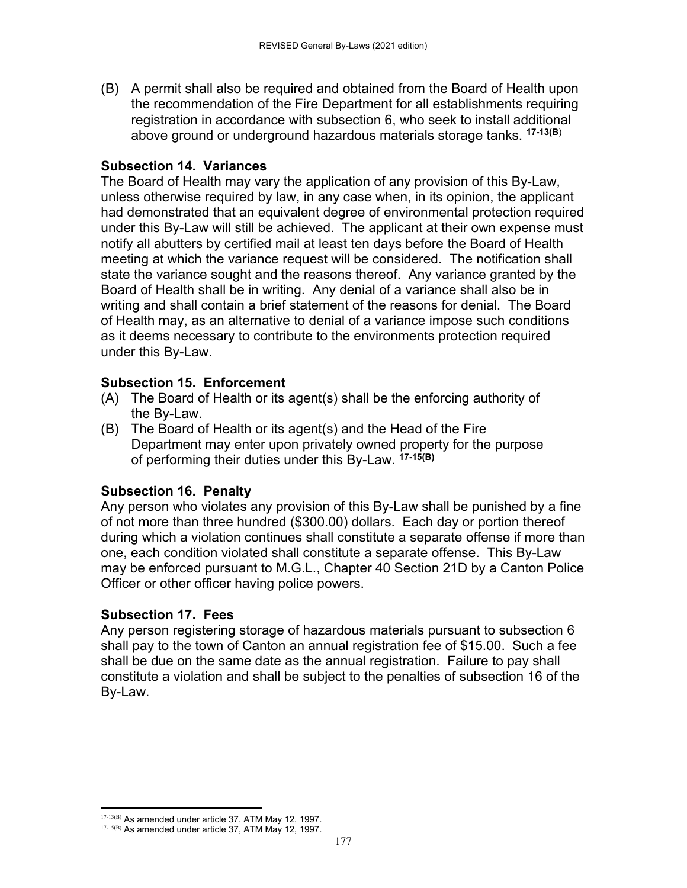(B) A permit shall also be required and obtained from the Board of Health upon the recommendation of the Fire Department for all establishments requiring registration in accordance with subsection 6, who seek to install additional above ground or underground hazardous materials storage tanks. [17-13(B)]

**Subsection 14. Variances**

The Board of Health may vary the application of any provision of this By-Law, unless otherwise required by law, in any case when, in its opinion, the applicant had demonstrated that an equivalent degree of environmental protection required under this By-Law will still be achieved. The applicant at their own expense must notify all abutters by certified mail at least ten days before the Board of Health meeting at which the variance request will be considered. The notification shall state the variance sought and the reasons thereof. Any variance granted by the Board of Health shall be in writing. Any denial of a variance shall also be in writing and shall contain a brief statement of the reasons for denial. The Board of Health may, as an alternative to denial of a variance impose such conditions as it deems necessary to contribute to the environments protection required under this By-Law.

**Subsection 15. Enforcement**

(A) The Board of Health or its agent(s) shall be the enforcing authority of the By-Law.

(B) The Board of Health or its agent(s) and the Head of the Fire Department may enter upon privately owned property for the purpose of performing their duties under this By-Law. [17-15(B)]

**Subsection 16. Penalty**

Any person who violates any provision of this By-Law shall be punished by a fine of not more than three hundred ($300.00) dollars. Each day or portion thereof during which a violation continues shall constitute a separate offense if more than one, each condition violated shall constitute a separate offense. This By-Law may be enforced pursuant to M.G.L., Chapter 40 Section 21D by a Canton Police Officer or other officer having police powers.

**Subsection 17. Fees**

Any person registering storage of hazardous materials pursuant to subsection 6 shall pay to the town of Canton an annual registration fee of $15.00. Such a fee shall be due on the same date as the annual registration. Failure to pay shall constitute a violation and shall be subject to the penalties of subsection 16 of the By-Law.

---

[17-13(B)] As amended under article 37, ATM May 12, 1997.

[17-15(B)] As amended under article 37, ATM May 12, 1997.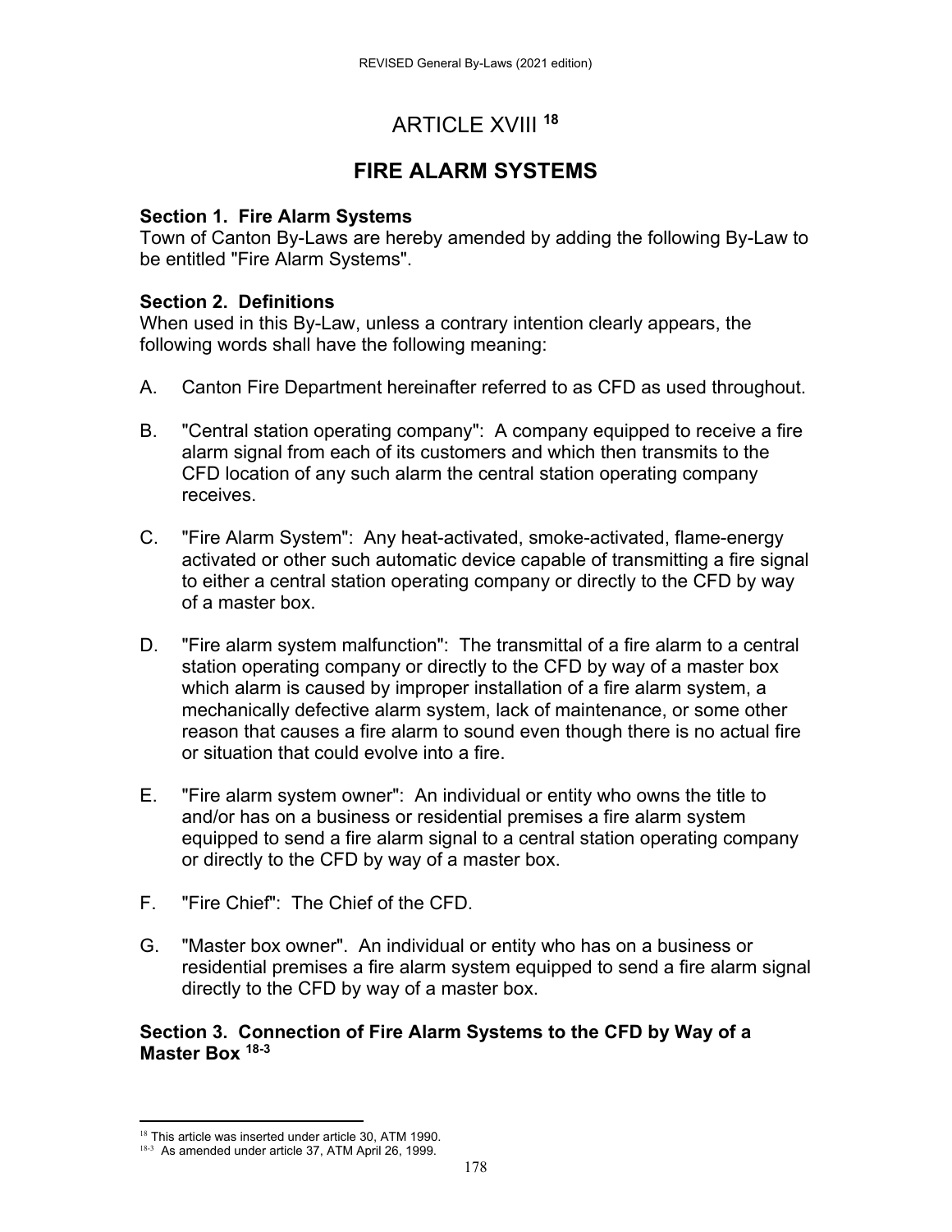# ARTICLE XVIII [18]

## FIRE ALARM SYSTEMS

**Section 1. Fire Alarm Systems**
Town of Canton By-Laws are hereby amended by adding the following By-Law to be entitled "Fire Alarm Systems".

**Section 2. Definitions**
When used in this By-Law, unless a contrary intention clearly appears, the following words shall have the following meaning:

A. Canton Fire Department hereinafter referred to as CFD as used throughout.

B. "Central station operating company": A company equipped to receive a fire alarm signal from each of its customers and which then transmits to the CFD location of any such alarm the central station operating company receives.

C. "Fire Alarm System": Any heat-activated, smoke-activated, flame-energy activated or other such automatic device capable of transmitting a fire signal to either a central station operating company or directly to the CFD by way of a master box.

D. "Fire alarm system malfunction": The transmittal of a fire alarm to a central station operating company or directly to the CFD by way of a master box which alarm is caused by improper installation of a fire alarm system, a mechanically defective alarm system, lack of maintenance, or some other reason that causes a fire alarm to sound even though there is no actual fire or situation that could evolve into a fire.

E. "Fire alarm system owner": An individual or entity who owns the title to and/or has on a business or residential premises a fire alarm system equipped to send a fire alarm signal to a central station operating company or directly to the CFD by way of a master box.

F. "Fire Chief": The Chief of the CFD.

G. "Master box owner". An individual or entity who has on a business or residential premises a fire alarm system equipped to send a fire alarm signal directly to the CFD by way of a master box.

**Section 3. Connection of Fire Alarm Systems to the CFD by Way of a Master Box [18-3]**

---

[18] This article was inserted under article 30, ATM 1990.
[18-3] As amended under article 37, ATM April 26, 1999.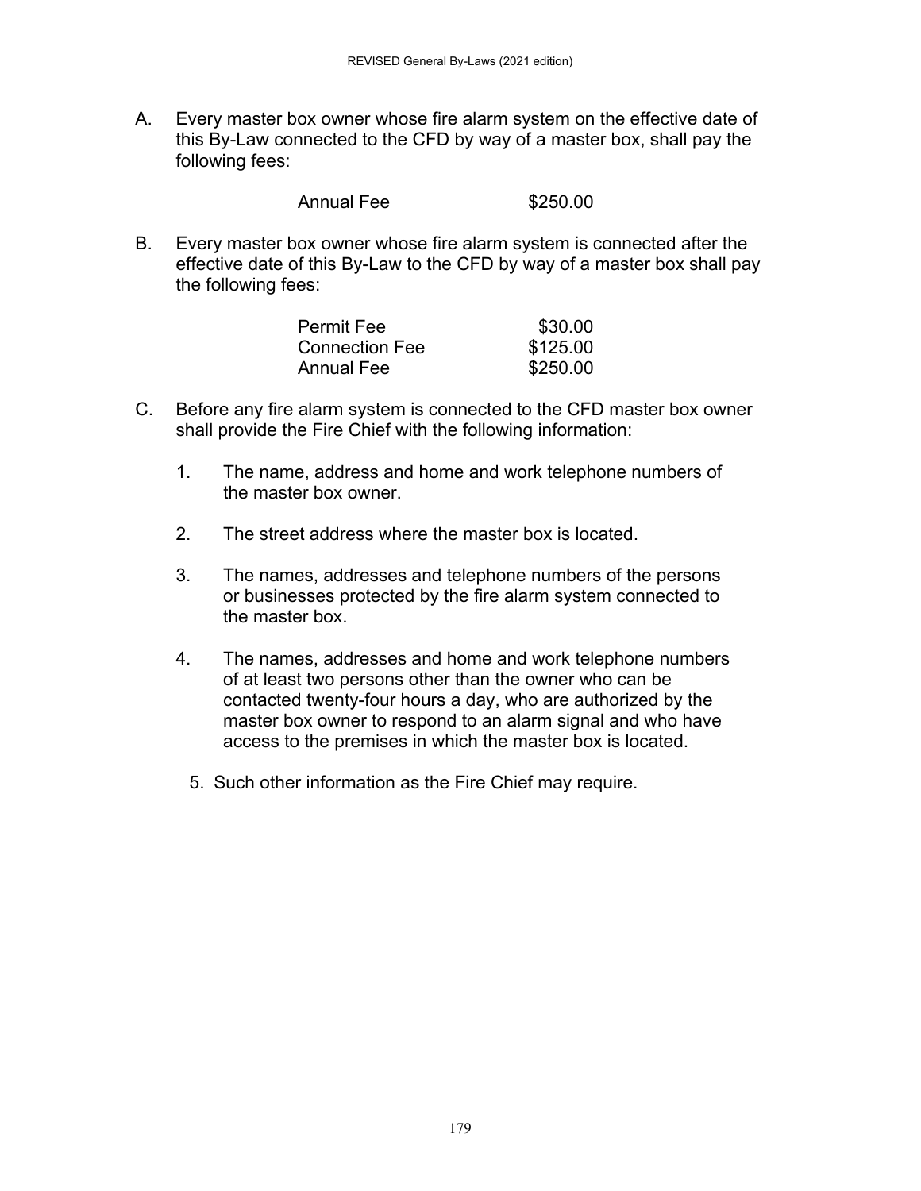A. Every master box owner whose fire alarm system on the effective date of this By-Law connected to the CFD by way of a master box, shall pay the following fees:

| | |
|---|---|
| Annual Fee | $250.00 |

B. Every master box owner whose fire alarm system is connected after the effective date of this By-Law to the CFD by way of a master box shall pay the following fees:

| | |
|---|---|
| Permit Fee | $30.00 |
| Connection Fee | $125.00 |
| Annual Fee | $250.00 |

C. Before any fire alarm system is connected to the CFD master box owner shall provide the Fire Chief with the following information:

1. The name, address and home and work telephone numbers of the master box owner.

2. The street address where the master box is located.

3. The names, addresses and telephone numbers of the persons or businesses protected by the fire alarm system connected to the master box.

4. The names, addresses and home and work telephone numbers of at least two persons other than the owner who can be contacted twenty-four hours a day, who are authorized by the master box owner to respond to an alarm signal and who have access to the premises in which the master box is located.

5. Such other information as the Fire Chief may require.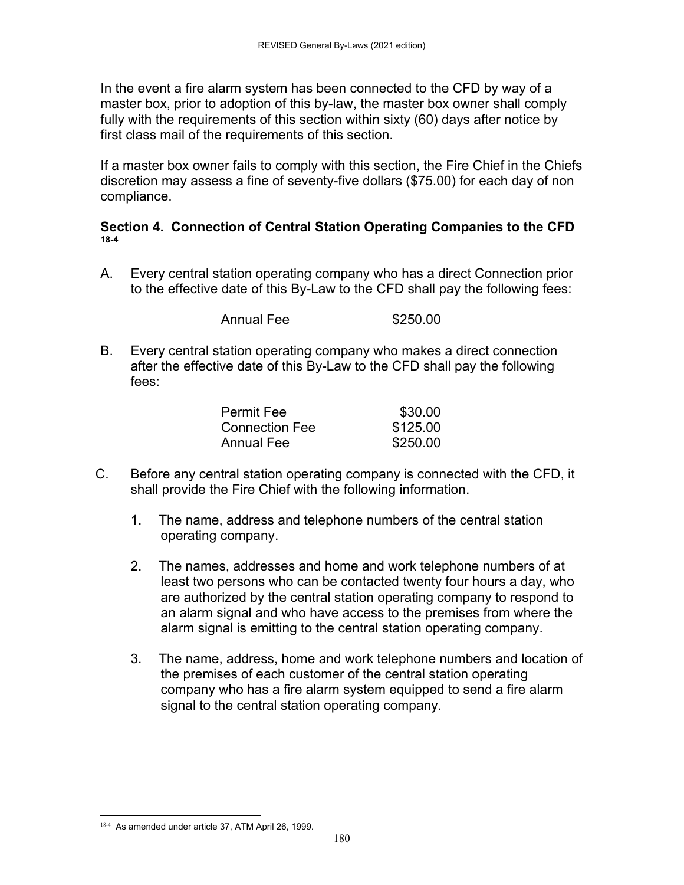In the event a fire alarm system has been connected to the CFD by way of a master box, prior to adoption of this by-law, the master box owner shall comply fully with the requirements of this section within sixty (60) days after notice by first class mail of the requirements of this section.

If a master box owner fails to comply with this section, the Fire Chief in the Chiefs discretion may assess a fine of seventy-five dollars ($75.00) for each day of non compliance.

### Section 4. Connection of Central Station Operating Companies to the CFD [18-4]

A. Every central station operating company who has a direct Connection prior to the effective date of this By-Law to the CFD shall pay the following fees:

| | |
|---|---|
| Annual Fee | $250.00 |

B. Every central station operating company who makes a direct connection after the effective date of this By-Law to the CFD shall pay the following fees:

| | |
|---|---|
| Permit Fee | $30.00 |
| Connection Fee | $125.00 |
| Annual Fee | $250.00 |

C. Before any central station operating company is connected with the CFD, it shall provide the Fire Chief with the following information.

1. The name, address and telephone numbers of the central station operating company.

2. The names, addresses and home and work telephone numbers of at least two persons who can be contacted twenty four hours a day, who are authorized by the central station operating company to respond to an alarm signal and who have access to the premises from where the alarm signal is emitting to the central station operating company.

3. The name, address, home and work telephone numbers and location of the premises of each customer of the central station operating company who has a fire alarm system equipped to send a fire alarm signal to the central station operating company.

---

[18-4] As amended under article 37, ATM April 26, 1999.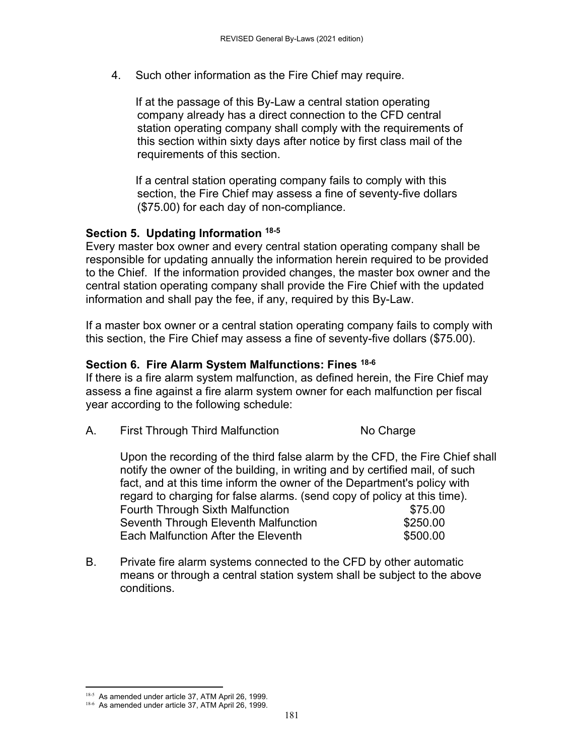4. Such other information as the Fire Chief may require.

   If at the passage of this By-Law a central station operating company already has a direct connection to the CFD central station operating company shall comply with the requirements of this section within sixty days after notice by first class mail of the requirements of this section.

   If a central station operating company fails to comply with this section, the Fire Chief may assess a fine of seventy-five dollars ($75.00) for each day of non-compliance.

**Section 5. Updating Information [18-5]**

Every master box owner and every central station operating company shall be responsible for updating annually the information herein required to be provided to the Chief. If the information provided changes, the master box owner and the central station operating company shall provide the Fire Chief with the updated information and shall pay the fee, if any, required by this By-Law.

If a master box owner or a central station operating company fails to comply with this section, the Fire Chief may assess a fine of seventy-five dollars ($75.00).

**Section 6. Fire Alarm System Malfunctions: Fines [18-6]**

If there is a fire alarm system malfunction, as defined herein, the Fire Chief may assess a fine against a fire alarm system owner for each malfunction per fiscal year according to the following schedule:

A. First Through Third Malfunction — No Charge

   Upon the recording of the third false alarm by the CFD, the Fire Chief shall notify the owner of the building, in writing and by certified mail, of such fact, and at this time inform the owner of the Department's policy with regard to charging for false alarms. (send copy of policy at this time).

| | |
|---|---|
| Fourth Through Sixth Malfunction | $75.00 |
| Seventh Through Eleventh Malfunction | $250.00 |
| Each Malfunction After the Eleventh | $500.00 |

B. Private fire alarm systems connected to the CFD by other automatic means or through a central station system shall be subject to the above conditions.

---

[18-5] As amended under article 37, ATM April 26, 1999.

[18-6] As amended under article 37, ATM April 26, 1999.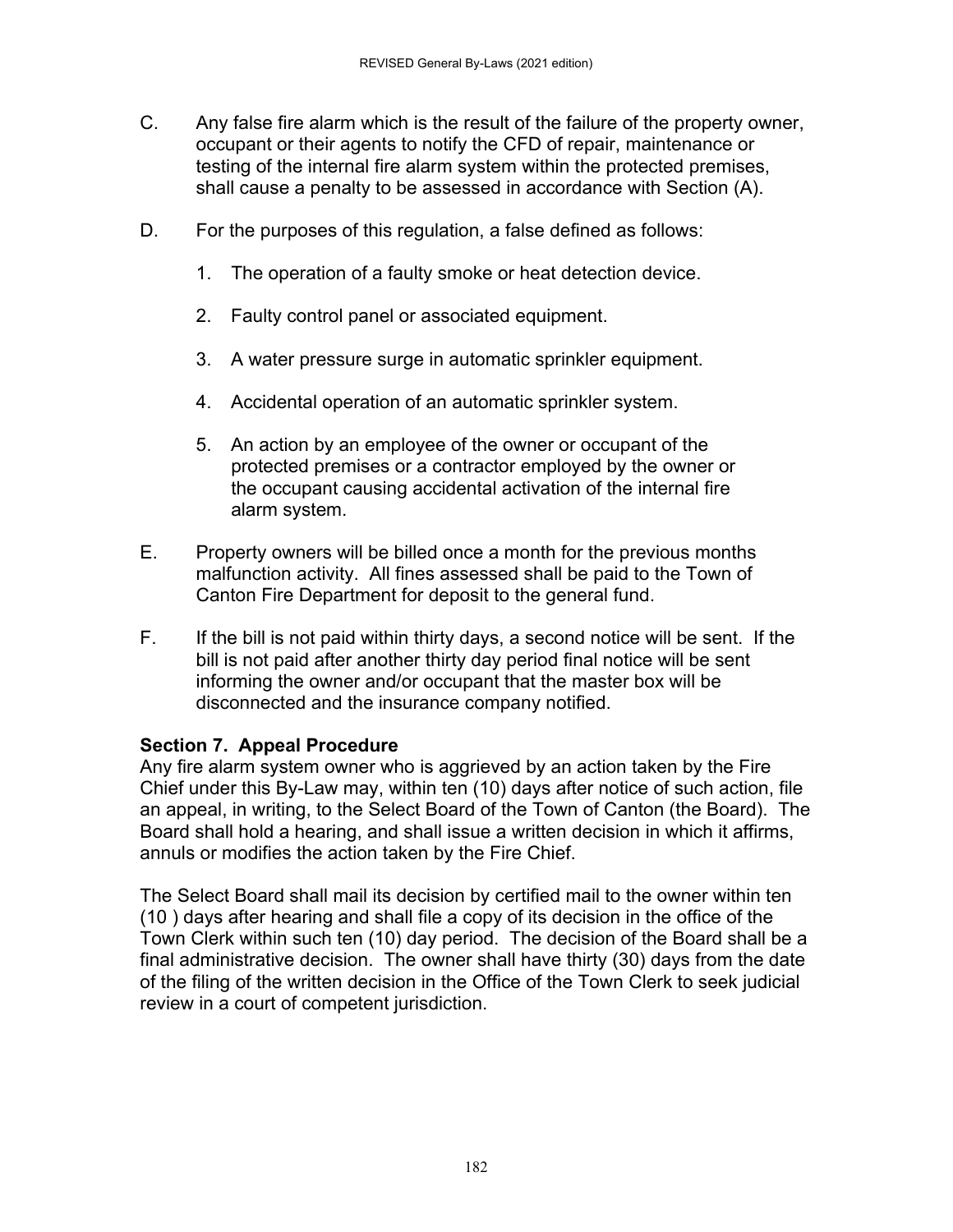C. Any false fire alarm which is the result of the failure of the property owner, occupant or their agents to notify the CFD of repair, maintenance or testing of the internal fire alarm system within the protected premises, shall cause a penalty to be assessed in accordance with Section (A).

D. For the purposes of this regulation, a false defined as follows:

1. The operation of a faulty smoke or heat detection device.

2. Faulty control panel or associated equipment.

3. A water pressure surge in automatic sprinkler equipment.

4. Accidental operation of an automatic sprinkler system.

5. An action by an employee of the owner or occupant of the protected premises or a contractor employed by the owner or the occupant causing accidental activation of the internal fire alarm system.

E. Property owners will be billed once a month for the previous months malfunction activity. All fines assessed shall be paid to the Town of Canton Fire Department for deposit to the general fund.

F. If the bill is not paid within thirty days, a second notice will be sent. If the bill is not paid after another thirty day period final notice will be sent informing the owner and/or occupant that the master box will be disconnected and the insurance company notified.

**Section 7. Appeal Procedure**

Any fire alarm system owner who is aggrieved by an action taken by the Fire Chief under this By-Law may, within ten (10) days after notice of such action, file an appeal, in writing, to the Select Board of the Town of Canton (the Board). The Board shall hold a hearing, and shall issue a written decision in which it affirms, annuls or modifies the action taken by the Fire Chief.

The Select Board shall mail its decision by certified mail to the owner within ten (10 ) days after hearing and shall file a copy of its decision in the office of the Town Clerk within such ten (10) day period. The decision of the Board shall be a final administrative decision. The owner shall have thirty (30) days from the date of the filing of the written decision in the Office of the Town Clerk to seek judicial review in a court of competent jurisdiction.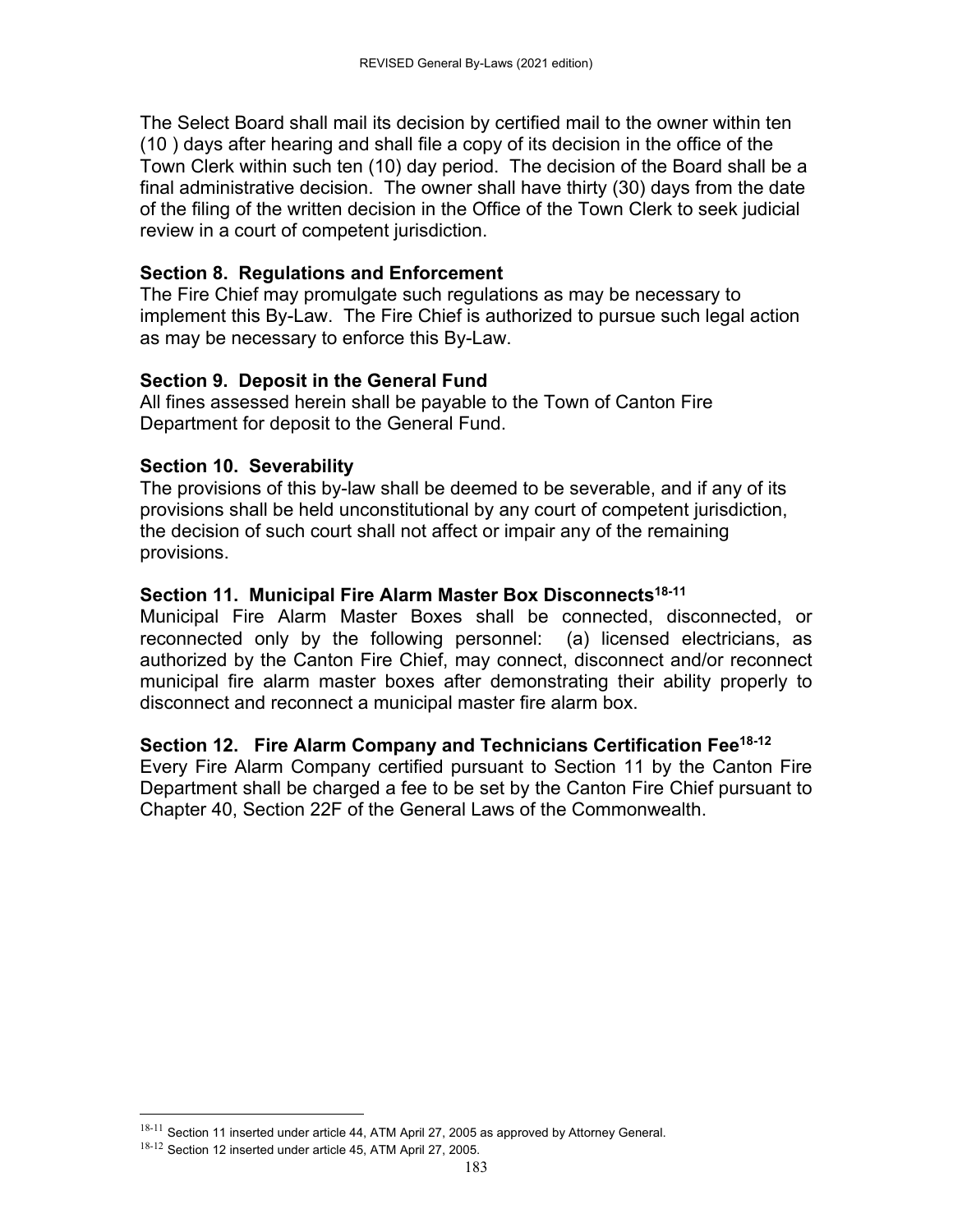The Select Board shall mail its decision by certified mail to the owner within ten (10 ) days after hearing and shall file a copy of its decision in the office of the Town Clerk within such ten (10) day period. The decision of the Board shall be a final administrative decision. The owner shall have thirty (30) days from the date of the filing of the written decision in the Office of the Town Clerk to seek judicial review in a court of competent jurisdiction.

### Section 8. Regulations and Enforcement

The Fire Chief may promulgate such regulations as may be necessary to implement this By-Law. The Fire Chief is authorized to pursue such legal action as may be necessary to enforce this By-Law.

### Section 9. Deposit in the General Fund

All fines assessed herein shall be payable to the Town of Canton Fire Department for deposit to the General Fund.

### Section 10. Severability

The provisions of this by-law shall be deemed to be severable, and if any of its provisions shall be held unconstitutional by any court of competent jurisdiction, the decision of such court shall not affect or impair any of the remaining provisions.

### Section 11. Municipal Fire Alarm Master Box Disconnects[18-11]

Municipal Fire Alarm Master Boxes shall be connected, disconnected, or reconnected only by the following personnel: (a) licensed electricians, as authorized by the Canton Fire Chief, may connect, disconnect and/or reconnect municipal fire alarm master boxes after demonstrating their ability properly to disconnect and reconnect a municipal master fire alarm box.

### Section 12. Fire Alarm Company and Technicians Certification Fee[18-12]

Every Fire Alarm Company certified pursuant to Section 11 by the Canton Fire Department shall be charged a fee to be set by the Canton Fire Chief pursuant to Chapter 40, Section 22F of the General Laws of the Commonwealth.

---

[18-11] Section 11 inserted under article 44, ATM April 27, 2005 as approved by Attorney General.

[18-12] Section 12 inserted under article 45, ATM April 27, 2005.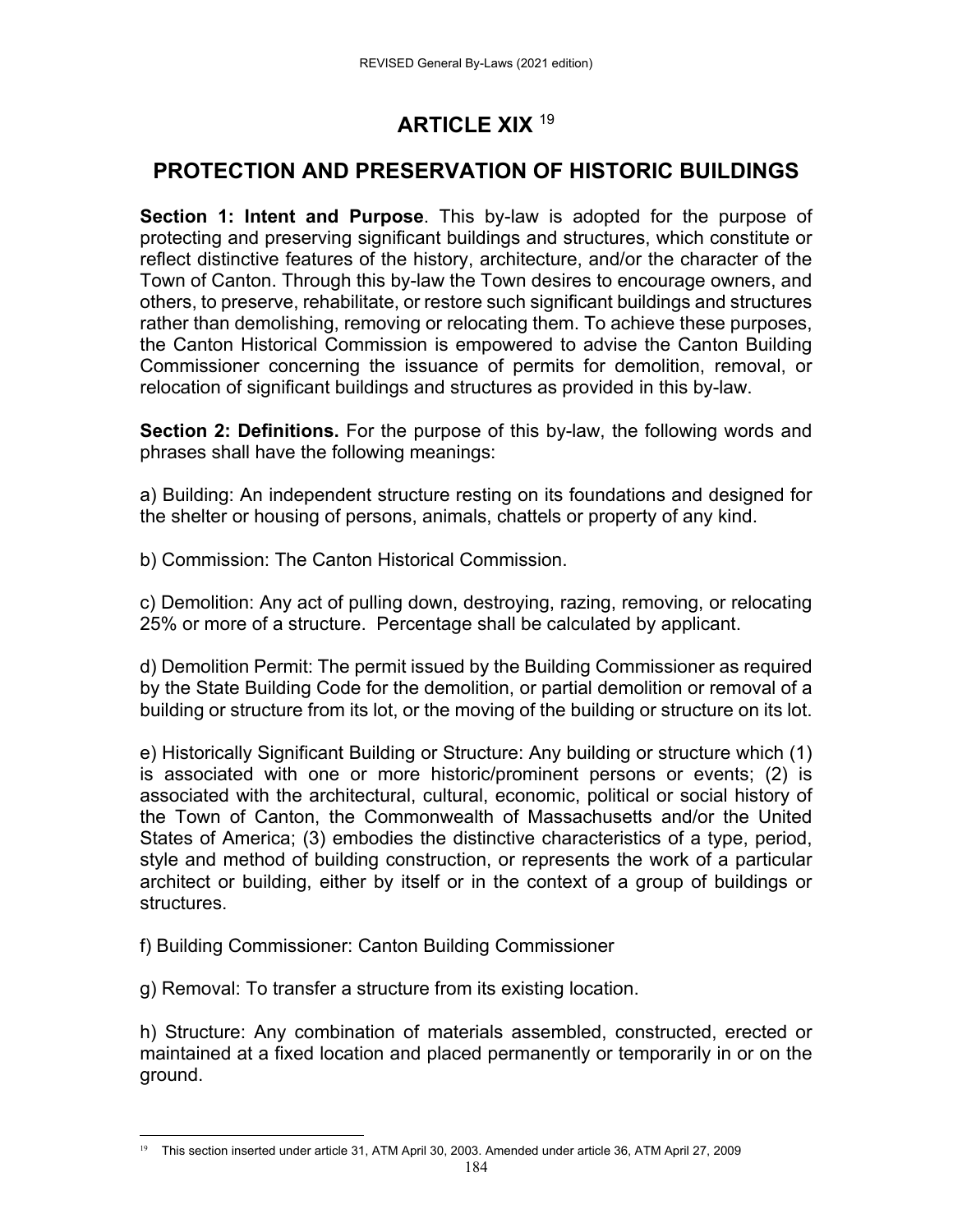# ARTICLE XIX [19]

## PROTECTION AND PRESERVATION OF HISTORIC BUILDINGS

**Section 1: Intent and Purpose**. This by-law is adopted for the purpose of protecting and preserving significant buildings and structures, which constitute or reflect distinctive features of the history, architecture, and/or the character of the Town of Canton. Through this by-law the Town desires to encourage owners, and others, to preserve, rehabilitate, or restore such significant buildings and structures rather than demolishing, removing or relocating them. To achieve these purposes, the Canton Historical Commission is empowered to advise the Canton Building Commissioner concerning the issuance of permits for demolition, removal, or relocation of significant buildings and structures as provided in this by-law.

**Section 2: Definitions.** For the purpose of this by-law, the following words and phrases shall have the following meanings:

a) Building: An independent structure resting on its foundations and designed for the shelter or housing of persons, animals, chattels or property of any kind.

b) Commission: The Canton Historical Commission.

c) Demolition: Any act of pulling down, destroying, razing, removing, or relocating 25% or more of a structure. Percentage shall be calculated by applicant.

d) Demolition Permit: The permit issued by the Building Commissioner as required by the State Building Code for the demolition, or partial demolition or removal of a building or structure from its lot, or the moving of the building or structure on its lot.

e) Historically Significant Building or Structure: Any building or structure which (1) is associated with one or more historic/prominent persons or events; (2) is associated with the architectural, cultural, economic, political or social history of the Town of Canton, the Commonwealth of Massachusetts and/or the United States of America; (3) embodies the distinctive characteristics of a type, period, style and method of building construction, or represents the work of a particular architect or building, either by itself or in the context of a group of buildings or structures.

f) Building Commissioner: Canton Building Commissioner

g) Removal: To transfer a structure from its existing location.

h) Structure: Any combination of materials assembled, constructed, erected or maintained at a fixed location and placed permanently or temporarily in or on the ground.

---

[19] This section inserted under article 31, ATM April 30, 2003. Amended under article 36, ATM April 27, 2009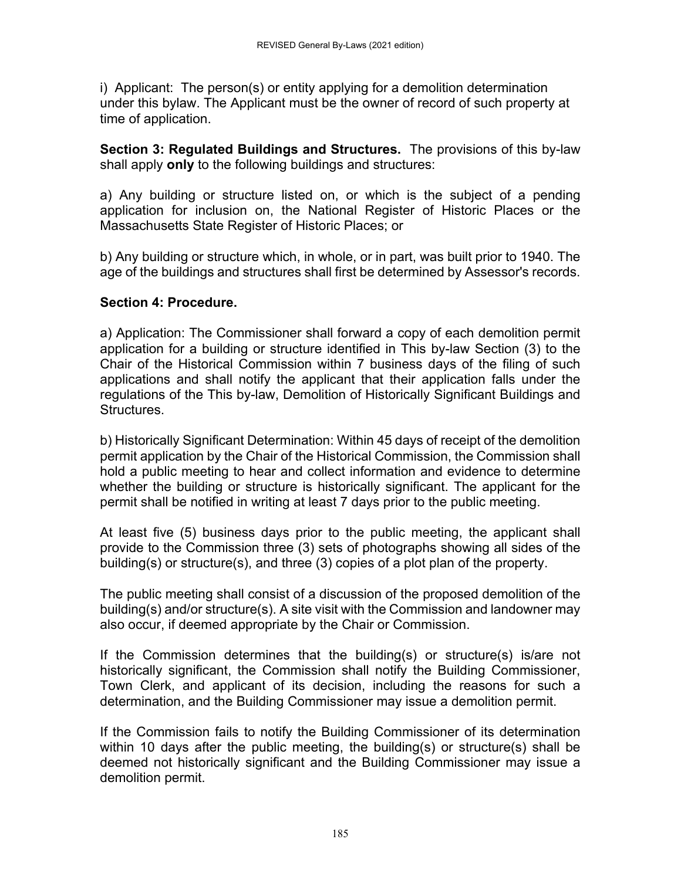i) Applicant: The person(s) or entity applying for a demolition determination under this bylaw. The Applicant must be the owner of record of such property at time of application.

**Section 3: Regulated Buildings and Structures.** The provisions of this by-law shall apply **only** to the following buildings and structures:

a) Any building or structure listed on, or which is the subject of a pending application for inclusion on, the National Register of Historic Places or the Massachusetts State Register of Historic Places; or

b) Any building or structure which, in whole, or in part, was built prior to 1940. The age of the buildings and structures shall first be determined by Assessor's records.

**Section 4: Procedure.**

a) Application: The Commissioner shall forward a copy of each demolition permit application for a building or structure identified in This by-law Section (3) to the Chair of the Historical Commission within 7 business days of the filing of such applications and shall notify the applicant that their application falls under the regulations of the This by-law, Demolition of Historically Significant Buildings and Structures.

b) Historically Significant Determination: Within 45 days of receipt of the demolition permit application by the Chair of the Historical Commission, the Commission shall hold a public meeting to hear and collect information and evidence to determine whether the building or structure is historically significant. The applicant for the permit shall be notified in writing at least 7 days prior to the public meeting.

At least five (5) business days prior to the public meeting, the applicant shall provide to the Commission three (3) sets of photographs showing all sides of the building(s) or structure(s), and three (3) copies of a plot plan of the property.

The public meeting shall consist of a discussion of the proposed demolition of the building(s) and/or structure(s). A site visit with the Commission and landowner may also occur, if deemed appropriate by the Chair or Commission.

If the Commission determines that the building(s) or structure(s) is/are not historically significant, the Commission shall notify the Building Commissioner, Town Clerk, and applicant of its decision, including the reasons for such a determination, and the Building Commissioner may issue a demolition permit.

If the Commission fails to notify the Building Commissioner of its determination within 10 days after the public meeting, the building(s) or structure(s) shall be deemed not historically significant and the Building Commissioner may issue a demolition permit.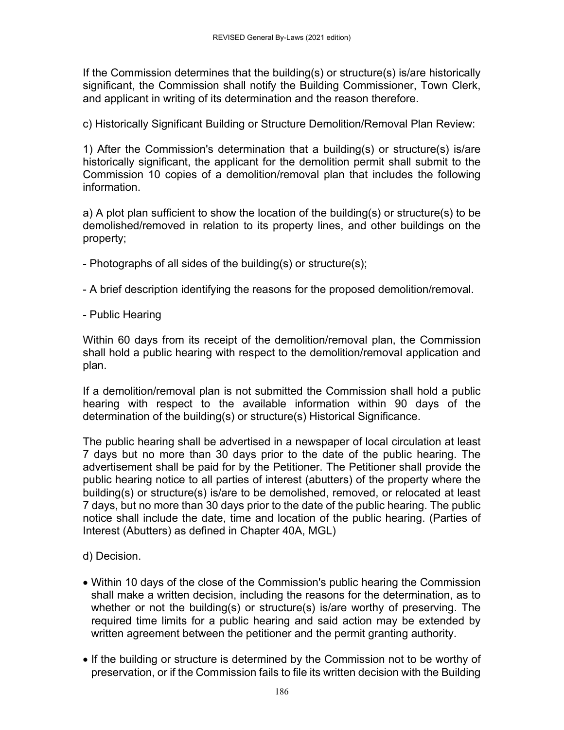If the Commission determines that the building(s) or structure(s) is/are historically significant, the Commission shall notify the Building Commissioner, Town Clerk, and applicant in writing of its determination and the reason therefore.

c) Historically Significant Building or Structure Demolition/Removal Plan Review:

1) After the Commission's determination that a building(s) or structure(s) is/are historically significant, the applicant for the demolition permit shall submit to the Commission 10 copies of a demolition/removal plan that includes the following information.

a) A plot plan sufficient to show the location of the building(s) or structure(s) to be demolished/removed in relation to its property lines, and other buildings on the property;

- Photographs of all sides of the building(s) or structure(s);

- A brief description identifying the reasons for the proposed demolition/removal.

- Public Hearing

Within 60 days from its receipt of the demolition/removal plan, the Commission shall hold a public hearing with respect to the demolition/removal application and plan.

If a demolition/removal plan is not submitted the Commission shall hold a public hearing with respect to the available information within 90 days of the determination of the building(s) or structure(s) Historical Significance.

The public hearing shall be advertised in a newspaper of local circulation at least 7 days but no more than 30 days prior to the date of the public hearing. The advertisement shall be paid for by the Petitioner. The Petitioner shall provide the public hearing notice to all parties of interest (abutters) of the property where the building(s) or structure(s) is/are to be demolished, removed, or relocated at least 7 days, but no more than 30 days prior to the date of the public hearing. The public notice shall include the date, time and location of the public hearing. (Parties of Interest (Abutters) as defined in Chapter 40A, MGL)

d) Decision.

- Within 10 days of the close of the Commission's public hearing the Commission shall make a written decision, including the reasons for the determination, as to whether or not the building(s) or structure(s) is/are worthy of preserving. The required time limits for a public hearing and said action may be extended by written agreement between the petitioner and the permit granting authority.

- If the building or structure is determined by the Commission not to be worthy of preservation, or if the Commission fails to file its written decision with the Building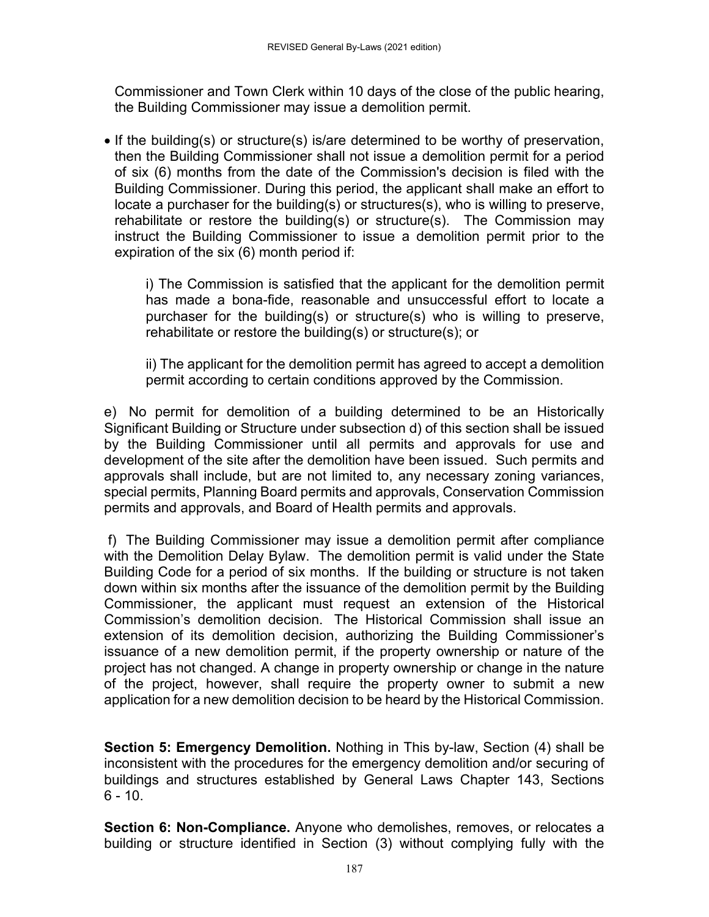Commissioner and Town Clerk within 10 days of the close of the public hearing, the Building Commissioner may issue a demolition permit.

- If the building(s) or structure(s) is/are determined to be worthy of preservation, then the Building Commissioner shall not issue a demolition permit for a period of six (6) months from the date of the Commission's decision is filed with the Building Commissioner. During this period, the applicant shall make an effort to locate a purchaser for the building(s) or structures(s), who is willing to preserve, rehabilitate or restore the building(s) or structure(s). The Commission may instruct the Building Commissioner to issue a demolition permit prior to the expiration of the six (6) month period if:

  i) The Commission is satisfied that the applicant for the demolition permit has made a bona-fide, reasonable and unsuccessful effort to locate a purchaser for the building(s) or structure(s) who is willing to preserve, rehabilitate or restore the building(s) or structure(s); or

  ii) The applicant for the demolition permit has agreed to accept a demolition permit according to certain conditions approved by the Commission.

e) No permit for demolition of a building determined to be an Historically Significant Building or Structure under subsection d) of this section shall be issued by the Building Commissioner until all permits and approvals for use and development of the site after the demolition have been issued. Such permits and approvals shall include, but are not limited to, any necessary zoning variances, special permits, Planning Board permits and approvals, Conservation Commission permits and approvals, and Board of Health permits and approvals.

f) The Building Commissioner may issue a demolition permit after compliance with the Demolition Delay Bylaw. The demolition permit is valid under the State Building Code for a period of six months. If the building or structure is not taken down within six months after the issuance of the demolition permit by the Building Commissioner, the applicant must request an extension of the Historical Commission's demolition decision. The Historical Commission shall issue an extension of its demolition decision, authorizing the Building Commissioner's issuance of a new demolition permit, if the property ownership or nature of the project has not changed. A change in property ownership or change in the nature of the project, however, shall require the property owner to submit a new application for a new demolition decision to be heard by the Historical Commission.

**Section 5: Emergency Demolition.** Nothing in This by-law, Section (4) shall be inconsistent with the procedures for the emergency demolition and/or securing of buildings and structures established by General Laws Chapter 143, Sections 6 - 10.

**Section 6: Non-Compliance.** Anyone who demolishes, removes, or relocates a building or structure identified in Section (3) without complying fully with the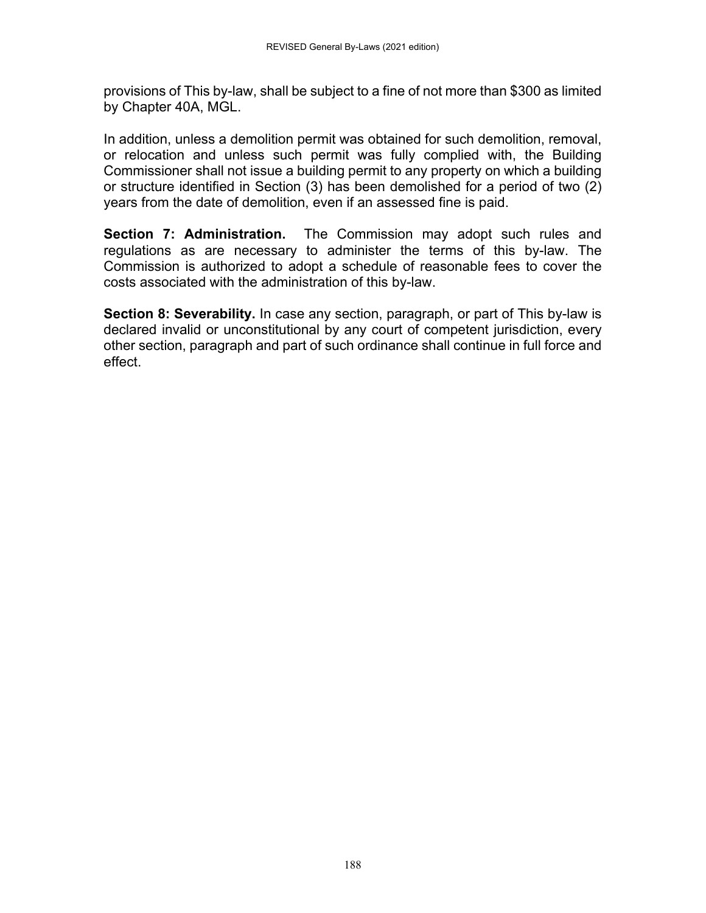provisions of This by-law, shall be subject to a fine of not more than $300 as limited by Chapter 40A, MGL.

In addition, unless a demolition permit was obtained for such demolition, removal, or relocation and unless such permit was fully complied with, the Building Commissioner shall not issue a building permit to any property on which a building or structure identified in Section (3) has been demolished for a period of two (2) years from the date of demolition, even if an assessed fine is paid.

**Section 7: Administration.** The Commission may adopt such rules and regulations as are necessary to administer the terms of this by-law. The Commission is authorized to adopt a schedule of reasonable fees to cover the costs associated with the administration of this by-law.

**Section 8: Severability.** In case any section, paragraph, or part of This by-law is declared invalid or unconstitutional by any court of competent jurisdiction, every other section, paragraph and part of such ordinance shall continue in full force and effect.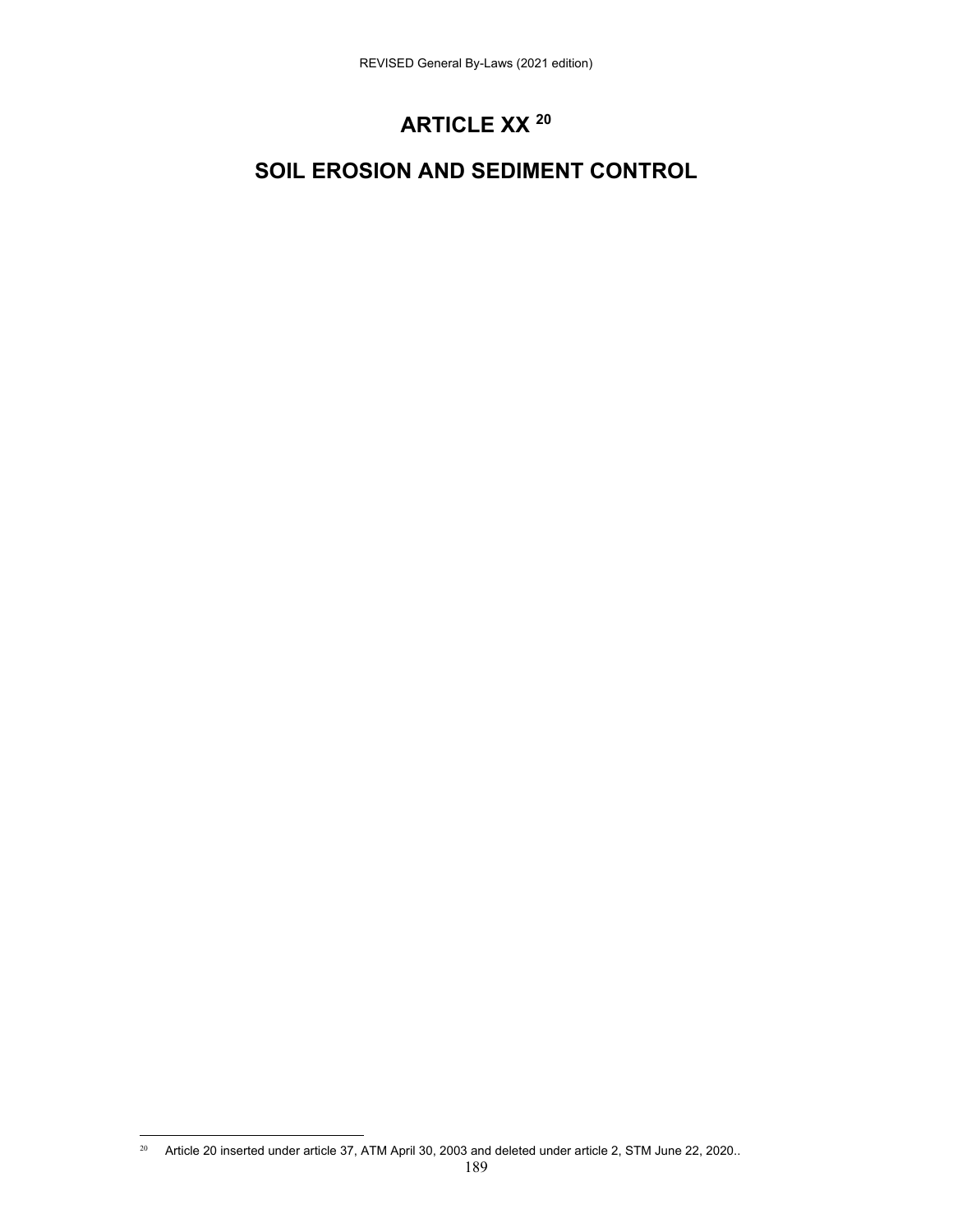# ARTICLE XX [20]

# SOIL EROSION AND SEDIMENT CONTROL

[20] Article 20 inserted under article 37, ATM April 30, 2003 and deleted under article 2, STM June 22, 2020..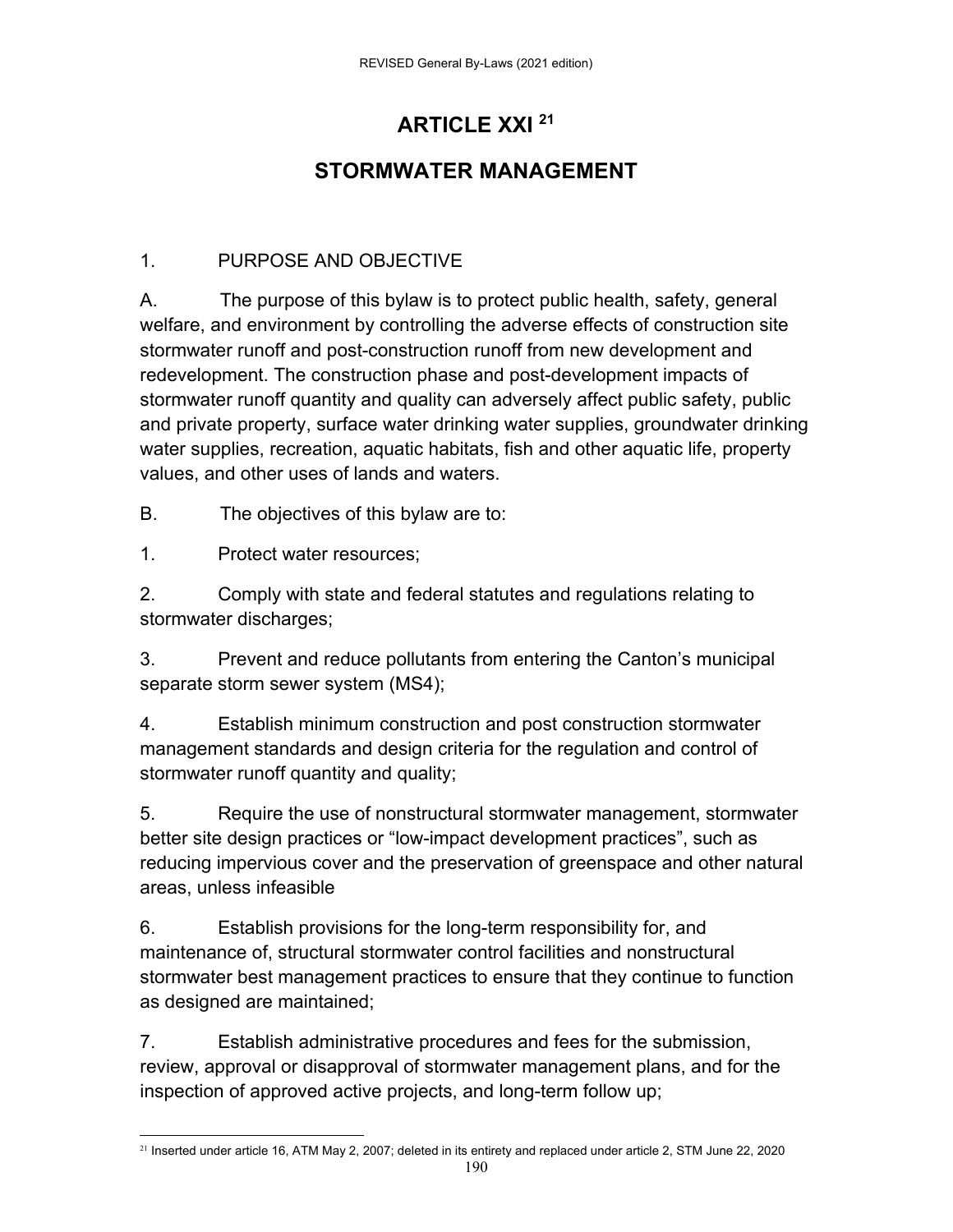# ARTICLE XXI [21]

## STORMWATER MANAGEMENT

1. PURPOSE AND OBJECTIVE

A. The purpose of this bylaw is to protect public health, safety, general welfare, and environment by controlling the adverse effects of construction site stormwater runoff and post-construction runoff from new development and redevelopment. The construction phase and post-development impacts of stormwater runoff quantity and quality can adversely affect public safety, public and private property, surface water drinking water supplies, groundwater drinking water supplies, recreation, aquatic habitats, fish and other aquatic life, property values, and other uses of lands and waters.

B. The objectives of this bylaw are to:

1. Protect water resources;

2. Comply with state and federal statutes and regulations relating to stormwater discharges;

3. Prevent and reduce pollutants from entering the Canton's municipal separate storm sewer system (MS4);

4. Establish minimum construction and post construction stormwater management standards and design criteria for the regulation and control of stormwater runoff quantity and quality;

5. Require the use of nonstructural stormwater management, stormwater better site design practices or "low-impact development practices", such as reducing impervious cover and the preservation of greenspace and other natural areas, unless infeasible

6. Establish provisions for the long-term responsibility for, and maintenance of, structural stormwater control facilities and nonstructural stormwater best management practices to ensure that they continue to function as designed are maintained;

7. Establish administrative procedures and fees for the submission, review, approval or disapproval of stormwater management plans, and for the inspection of approved active projects, and long-term follow up;

---

[21] Inserted under article 16, ATM May 2, 2007; deleted in its entirety and replaced under article 2, STM June 22, 2020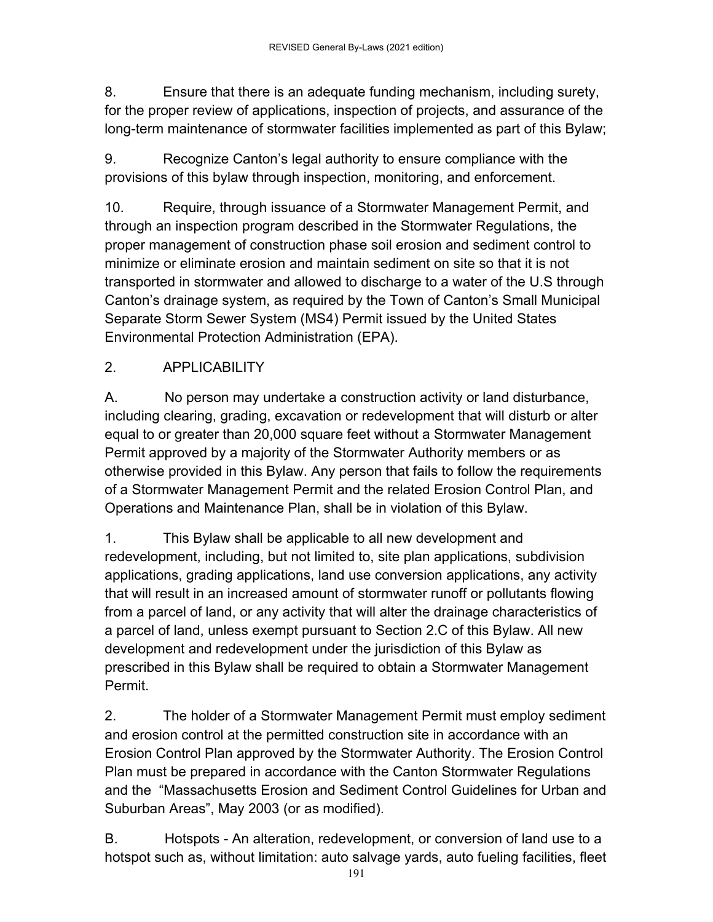8. Ensure that there is an adequate funding mechanism, including surety, for the proper review of applications, inspection of projects, and assurance of the long-term maintenance of stormwater facilities implemented as part of this Bylaw;

9. Recognize Canton's legal authority to ensure compliance with the provisions of this bylaw through inspection, monitoring, and enforcement.

10. Require, through issuance of a Stormwater Management Permit, and through an inspection program described in the Stormwater Regulations, the proper management of construction phase soil erosion and sediment control to minimize or eliminate erosion and maintain sediment on site so that it is not transported in stormwater and allowed to discharge to a water of the U.S through Canton's drainage system, as required by the Town of Canton's Small Municipal Separate Storm Sewer System (MS4) Permit issued by the United States Environmental Protection Administration (EPA).

## 2. APPLICABILITY

A. No person may undertake a construction activity or land disturbance, including clearing, grading, excavation or redevelopment that will disturb or alter equal to or greater than 20,000 square feet without a Stormwater Management Permit approved by a majority of the Stormwater Authority members or as otherwise provided in this Bylaw. Any person that fails to follow the requirements of a Stormwater Management Permit and the related Erosion Control Plan, and Operations and Maintenance Plan, shall be in violation of this Bylaw.

1. This Bylaw shall be applicable to all new development and redevelopment, including, but not limited to, site plan applications, subdivision applications, grading applications, land use conversion applications, any activity that will result in an increased amount of stormwater runoff or pollutants flowing from a parcel of land, or any activity that will alter the drainage characteristics of a parcel of land, unless exempt pursuant to Section 2.C of this Bylaw. All new development and redevelopment under the jurisdiction of this Bylaw as prescribed in this Bylaw shall be required to obtain a Stormwater Management Permit.

2. The holder of a Stormwater Management Permit must employ sediment and erosion control at the permitted construction site in accordance with an Erosion Control Plan approved by the Stormwater Authority. The Erosion Control Plan must be prepared in accordance with the Canton Stormwater Regulations and the "Massachusetts Erosion and Sediment Control Guidelines for Urban and Suburban Areas", May 2003 (or as modified).

B. Hotspots - An alteration, redevelopment, or conversion of land use to a hotspot such as, without limitation: auto salvage yards, auto fueling facilities, fleet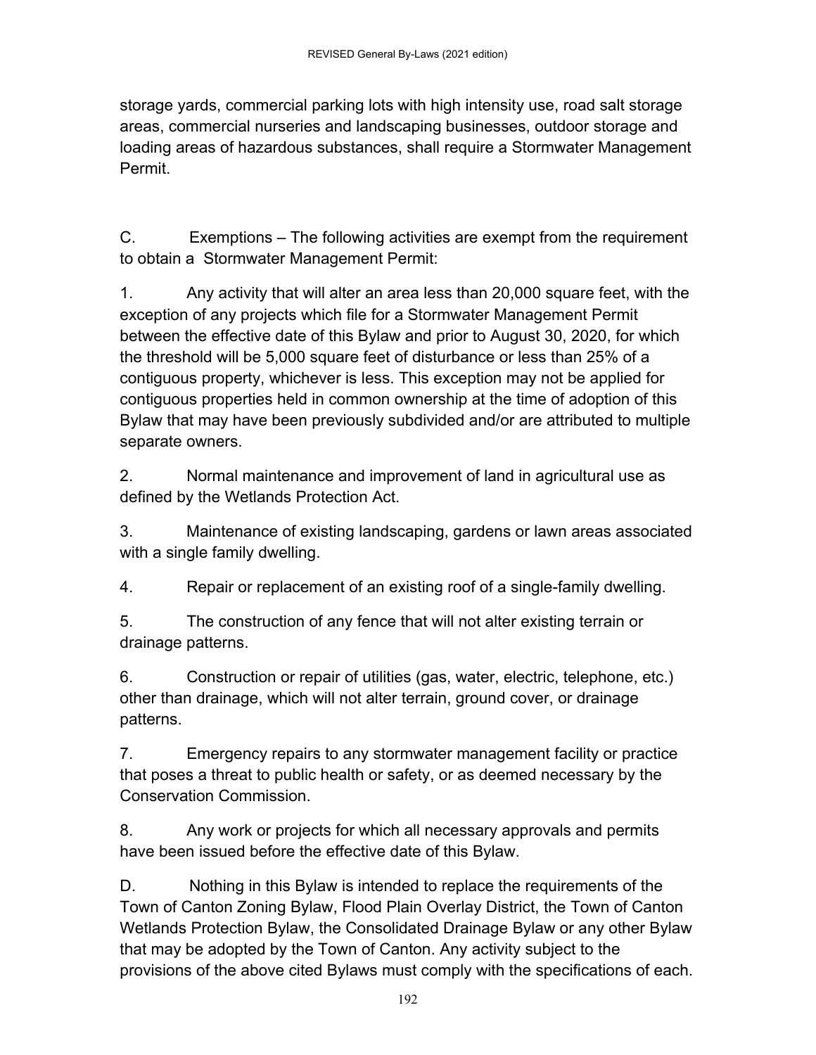storage yards, commercial parking lots with high intensity use, road salt storage areas, commercial nurseries and landscaping businesses, outdoor storage and loading areas of hazardous substances, shall require a Stormwater Management Permit.

C. Exemptions – The following activities are exempt from the requirement to obtain a Stormwater Management Permit:

1. Any activity that will alter an area less than 20,000 square feet, with the exception of any projects which file for a Stormwater Management Permit between the effective date of this Bylaw and prior to August 30, 2020, for which the threshold will be 5,000 square feet of disturbance or less than 25% of a contiguous property, whichever is less. This exception may not be applied for contiguous properties held in common ownership at the time of adoption of this Bylaw that may have been previously subdivided and/or are attributed to multiple separate owners.

2. Normal maintenance and improvement of land in agricultural use as defined by the Wetlands Protection Act.

3. Maintenance of existing landscaping, gardens or lawn areas associated with a single family dwelling.

4. Repair or replacement of an existing roof of a single-family dwelling.

5. The construction of any fence that will not alter existing terrain or drainage patterns.

6. Construction or repair of utilities (gas, water, electric, telephone, etc.) other than drainage, which will not alter terrain, ground cover, or drainage patterns.

7. Emergency repairs to any stormwater management facility or practice that poses a threat to public health or safety, or as deemed necessary by the Conservation Commission.

8. Any work or projects for which all necessary approvals and permits have been issued before the effective date of this Bylaw.

D. Nothing in this Bylaw is intended to replace the requirements of the Town of Canton Zoning Bylaw, Flood Plain Overlay District, the Town of Canton Wetlands Protection Bylaw, the Consolidated Drainage Bylaw or any other Bylaw that may be adopted by the Town of Canton. Any activity subject to the provisions of the above cited Bylaws must comply with the specifications of each.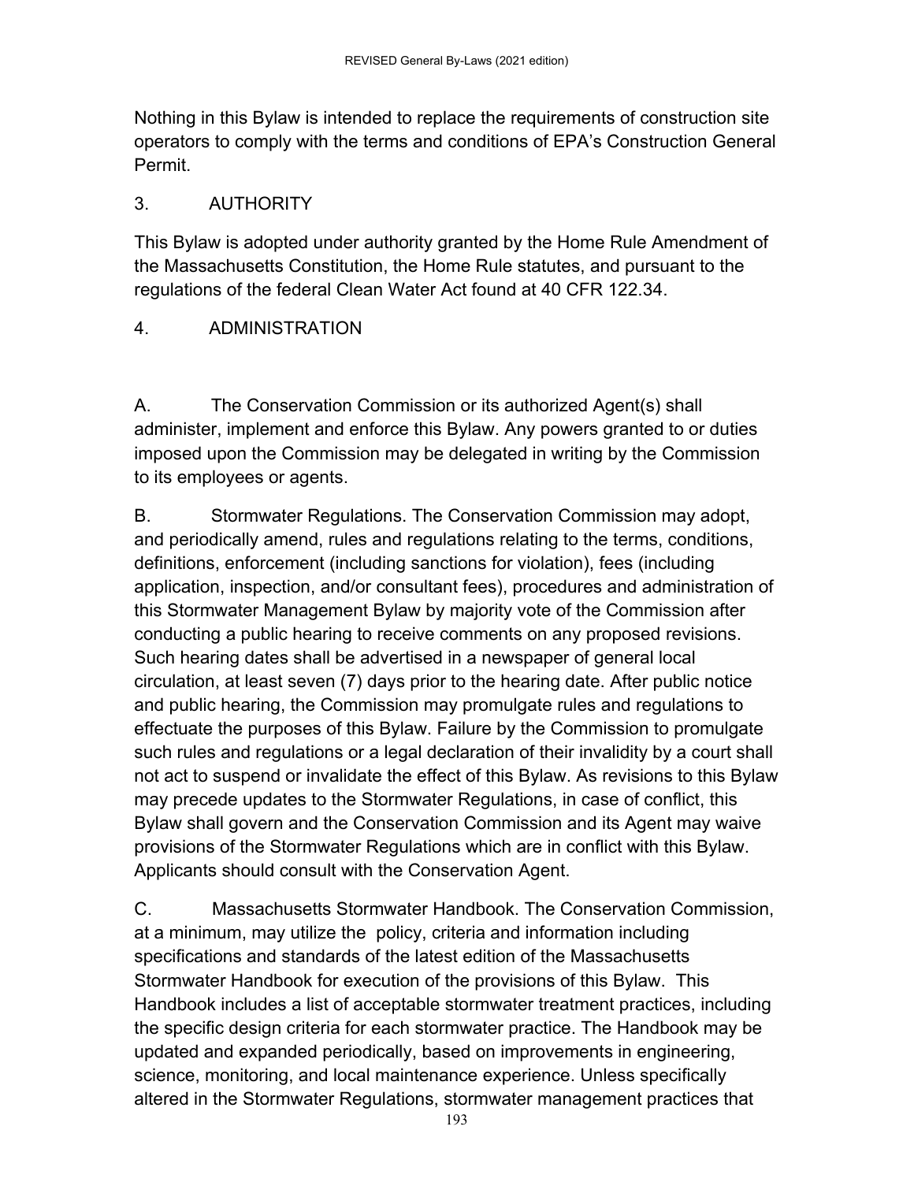Nothing in this Bylaw is intended to replace the requirements of construction site operators to comply with the terms and conditions of EPA's Construction General Permit.

## 3. AUTHORITY

This Bylaw is adopted under authority granted by the Home Rule Amendment of the Massachusetts Constitution, the Home Rule statutes, and pursuant to the regulations of the federal Clean Water Act found at 40 CFR 122.34.

## 4. ADMINISTRATION

A. The Conservation Commission or its authorized Agent(s) shall administer, implement and enforce this Bylaw. Any powers granted to or duties imposed upon the Commission may be delegated in writing by the Commission to its employees or agents.

B. Stormwater Regulations. The Conservation Commission may adopt, and periodically amend, rules and regulations relating to the terms, conditions, definitions, enforcement (including sanctions for violation), fees (including application, inspection, and/or consultant fees), procedures and administration of this Stormwater Management Bylaw by majority vote of the Commission after conducting a public hearing to receive comments on any proposed revisions. Such hearing dates shall be advertised in a newspaper of general local circulation, at least seven (7) days prior to the hearing date. After public notice and public hearing, the Commission may promulgate rules and regulations to effectuate the purposes of this Bylaw. Failure by the Commission to promulgate such rules and regulations or a legal declaration of their invalidity by a court shall not act to suspend or invalidate the effect of this Bylaw. As revisions to this Bylaw may precede updates to the Stormwater Regulations, in case of conflict, this Bylaw shall govern and the Conservation Commission and its Agent may waive provisions of the Stormwater Regulations which are in conflict with this Bylaw. Applicants should consult with the Conservation Agent.

C. Massachusetts Stormwater Handbook. The Conservation Commission, at a minimum, may utilize the policy, criteria and information including specifications and standards of the latest edition of the Massachusetts Stormwater Handbook for execution of the provisions of this Bylaw. This Handbook includes a list of acceptable stormwater treatment practices, including the specific design criteria for each stormwater practice. The Handbook may be updated and expanded periodically, based on improvements in engineering, science, monitoring, and local maintenance experience. Unless specifically altered in the Stormwater Regulations, stormwater management practices that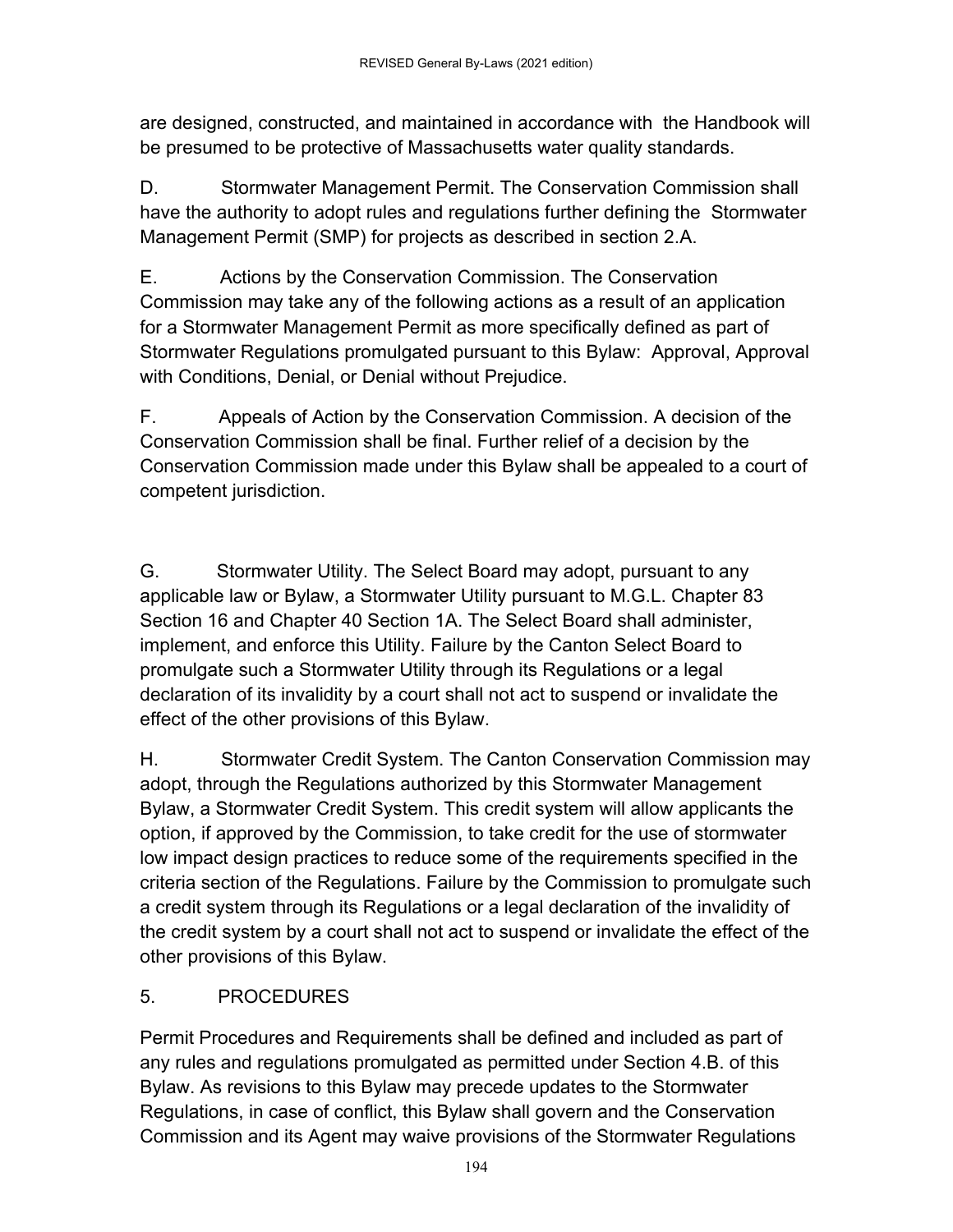are designed, constructed, and maintained in accordance with the Handbook will be presumed to be protective of Massachusetts water quality standards.

D. Stormwater Management Permit. The Conservation Commission shall have the authority to adopt rules and regulations further defining the Stormwater Management Permit (SMP) for projects as described in section 2.A.

E. Actions by the Conservation Commission. The Conservation Commission may take any of the following actions as a result of an application for a Stormwater Management Permit as more specifically defined as part of Stormwater Regulations promulgated pursuant to this Bylaw: Approval, Approval with Conditions, Denial, or Denial without Prejudice.

F. Appeals of Action by the Conservation Commission. A decision of the Conservation Commission shall be final. Further relief of a decision by the Conservation Commission made under this Bylaw shall be appealed to a court of competent jurisdiction.

G. Stormwater Utility. The Select Board may adopt, pursuant to any applicable law or Bylaw, a Stormwater Utility pursuant to M.G.L. Chapter 83 Section 16 and Chapter 40 Section 1A. The Select Board shall administer, implement, and enforce this Utility. Failure by the Canton Select Board to promulgate such a Stormwater Utility through its Regulations or a legal declaration of its invalidity by a court shall not act to suspend or invalidate the effect of the other provisions of this Bylaw.

H. Stormwater Credit System. The Canton Conservation Commission may adopt, through the Regulations authorized by this Stormwater Management Bylaw, a Stormwater Credit System. This credit system will allow applicants the option, if approved by the Commission, to take credit for the use of stormwater low impact design practices to reduce some of the requirements specified in the criteria section of the Regulations. Failure by the Commission to promulgate such a credit system through its Regulations or a legal declaration of the invalidity of the credit system by a court shall not act to suspend or invalidate the effect of the other provisions of this Bylaw.

## 5. PROCEDURES

Permit Procedures and Requirements shall be defined and included as part of any rules and regulations promulgated as permitted under Section 4.B. of this Bylaw. As revisions to this Bylaw may precede updates to the Stormwater Regulations, in case of conflict, this Bylaw shall govern and the Conservation Commission and its Agent may waive provisions of the Stormwater Regulations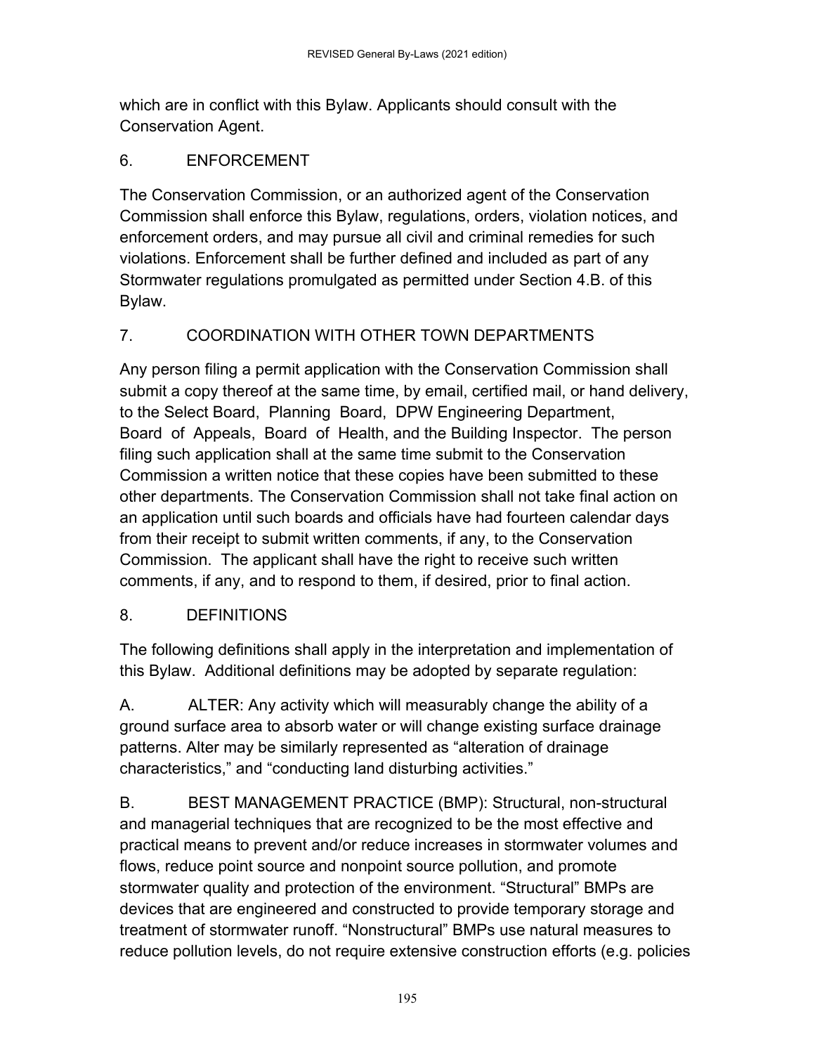which are in conflict with this Bylaw. Applicants should consult with the Conservation Agent.

## 6. ENFORCEMENT

The Conservation Commission, or an authorized agent of the Conservation Commission shall enforce this Bylaw, regulations, orders, violation notices, and enforcement orders, and may pursue all civil and criminal remedies for such violations. Enforcement shall be further defined and included as part of any Stormwater regulations promulgated as permitted under Section 4.B. of this Bylaw.

## 7. COORDINATION WITH OTHER TOWN DEPARTMENTS

Any person filing a permit application with the Conservation Commission shall submit a copy thereof at the same time, by email, certified mail, or hand delivery, to the Select Board, Planning Board, DPW Engineering Department, Board of Appeals, Board of Health, and the Building Inspector. The person filing such application shall at the same time submit to the Conservation Commission a written notice that these copies have been submitted to these other departments. The Conservation Commission shall not take final action on an application until such boards and officials have had fourteen calendar days from their receipt to submit written comments, if any, to the Conservation Commission. The applicant shall have the right to receive such written comments, if any, and to respond to them, if desired, prior to final action.

## 8. DEFINITIONS

The following definitions shall apply in the interpretation and implementation of this Bylaw. Additional definitions may be adopted by separate regulation:

A. ALTER: Any activity which will measurably change the ability of a ground surface area to absorb water or will change existing surface drainage patterns. Alter may be similarly represented as "alteration of drainage characteristics," and "conducting land disturbing activities."

B. BEST MANAGEMENT PRACTICE (BMP): Structural, non-structural and managerial techniques that are recognized to be the most effective and practical means to prevent and/or reduce increases in stormwater volumes and flows, reduce point source and nonpoint source pollution, and promote stormwater quality and protection of the environment. "Structural" BMPs are devices that are engineered and constructed to provide temporary storage and treatment of stormwater runoff. "Nonstructural" BMPs use natural measures to reduce pollution levels, do not require extensive construction efforts (e.g. policies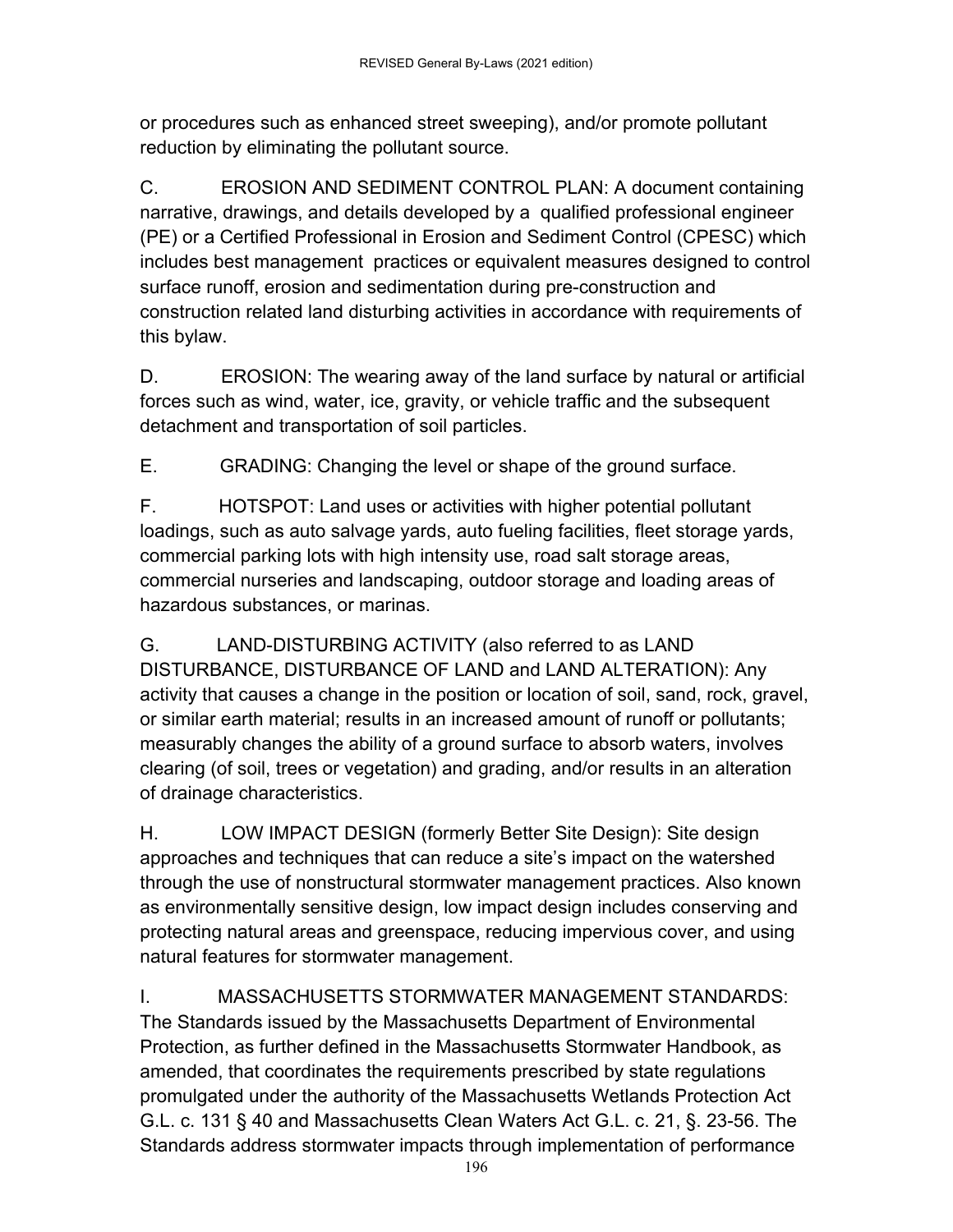or procedures such as enhanced street sweeping), and/or promote pollutant reduction by eliminating the pollutant source.

C. EROSION AND SEDIMENT CONTROL PLAN: A document containing narrative, drawings, and details developed by a qualified professional engineer (PE) or a Certified Professional in Erosion and Sediment Control (CPESC) which includes best management practices or equivalent measures designed to control surface runoff, erosion and sedimentation during pre-construction and construction related land disturbing activities in accordance with requirements of this bylaw.

D. EROSION: The wearing away of the land surface by natural or artificial forces such as wind, water, ice, gravity, or vehicle traffic and the subsequent detachment and transportation of soil particles.

E. GRADING: Changing the level or shape of the ground surface.

F. HOTSPOT: Land uses or activities with higher potential pollutant loadings, such as auto salvage yards, auto fueling facilities, fleet storage yards, commercial parking lots with high intensity use, road salt storage areas, commercial nurseries and landscaping, outdoor storage and loading areas of hazardous substances, or marinas.

G. LAND-DISTURBING ACTIVITY (also referred to as LAND DISTURBANCE, DISTURBANCE OF LAND and LAND ALTERATION): Any activity that causes a change in the position or location of soil, sand, rock, gravel, or similar earth material; results in an increased amount of runoff or pollutants; measurably changes the ability of a ground surface to absorb waters, involves clearing (of soil, trees or vegetation) and grading, and/or results in an alteration of drainage characteristics.

H. LOW IMPACT DESIGN (formerly Better Site Design): Site design approaches and techniques that can reduce a site's impact on the watershed through the use of nonstructural stormwater management practices. Also known as environmentally sensitive design, low impact design includes conserving and protecting natural areas and greenspace, reducing impervious cover, and using natural features for stormwater management.

I. MASSACHUSETTS STORMWATER MANAGEMENT STANDARDS: The Standards issued by the Massachusetts Department of Environmental Protection, as further defined in the Massachusetts Stormwater Handbook, as amended, that coordinates the requirements prescribed by state regulations promulgated under the authority of the Massachusetts Wetlands Protection Act G.L. c. 131 § 40 and Massachusetts Clean Waters Act G.L. c. 21, §. 23-56. The Standards address stormwater impacts through implementation of performance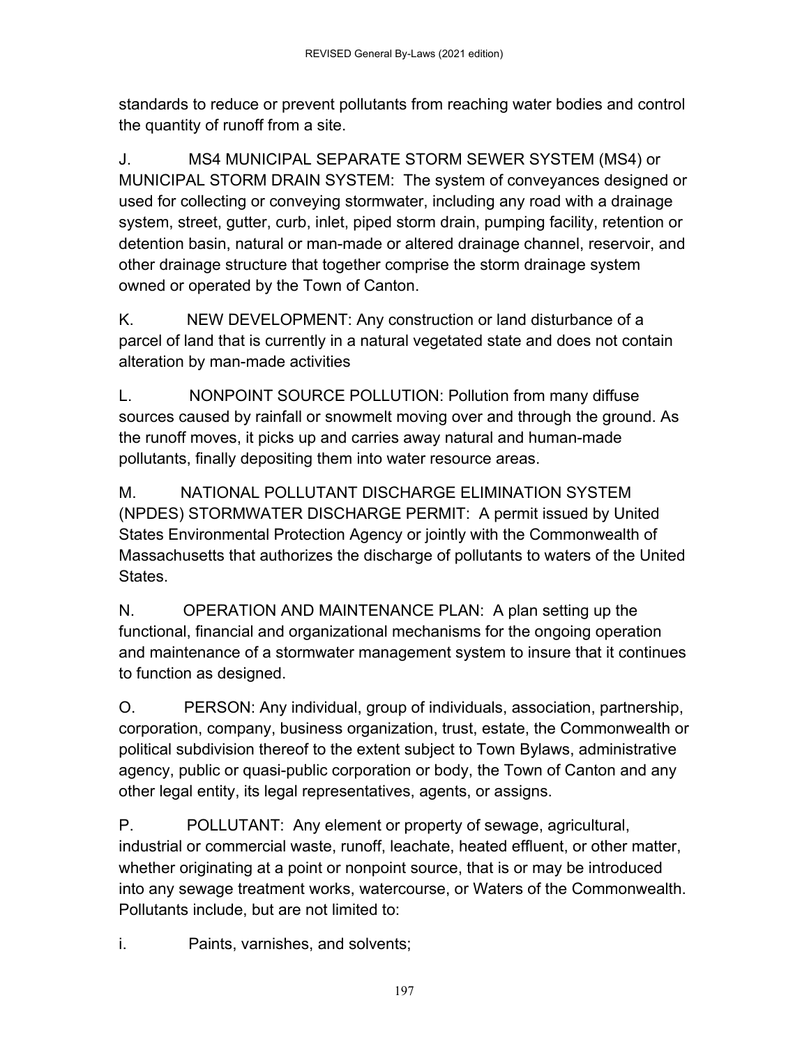standards to reduce or prevent pollutants from reaching water bodies and control the quantity of runoff from a site.

J. MS4 MUNICIPAL SEPARATE STORM SEWER SYSTEM (MS4) or MUNICIPAL STORM DRAIN SYSTEM: The system of conveyances designed or used for collecting or conveying stormwater, including any road with a drainage system, street, gutter, curb, inlet, piped storm drain, pumping facility, retention or detention basin, natural or man-made or altered drainage channel, reservoir, and other drainage structure that together comprise the storm drainage system owned or operated by the Town of Canton.

K. NEW DEVELOPMENT: Any construction or land disturbance of a parcel of land that is currently in a natural vegetated state and does not contain alteration by man-made activities

L. NONPOINT SOURCE POLLUTION: Pollution from many diffuse sources caused by rainfall or snowmelt moving over and through the ground. As the runoff moves, it picks up and carries away natural and human-made pollutants, finally depositing them into water resource areas.

M. NATIONAL POLLUTANT DISCHARGE ELIMINATION SYSTEM (NPDES) STORMWATER DISCHARGE PERMIT: A permit issued by United States Environmental Protection Agency or jointly with the Commonwealth of Massachusetts that authorizes the discharge of pollutants to waters of the United States.

N. OPERATION AND MAINTENANCE PLAN: A plan setting up the functional, financial and organizational mechanisms for the ongoing operation and maintenance of a stormwater management system to insure that it continues to function as designed.

O. PERSON: Any individual, group of individuals, association, partnership, corporation, company, business organization, trust, estate, the Commonwealth or political subdivision thereof to the extent subject to Town Bylaws, administrative agency, public or quasi-public corporation or body, the Town of Canton and any other legal entity, its legal representatives, agents, or assigns.

P. POLLUTANT: Any element or property of sewage, agricultural, industrial or commercial waste, runoff, leachate, heated effluent, or other matter, whether originating at a point or nonpoint source, that is or may be introduced into any sewage treatment works, watercourse, or Waters of the Commonwealth. Pollutants include, but are not limited to:

i. Paints, varnishes, and solvents;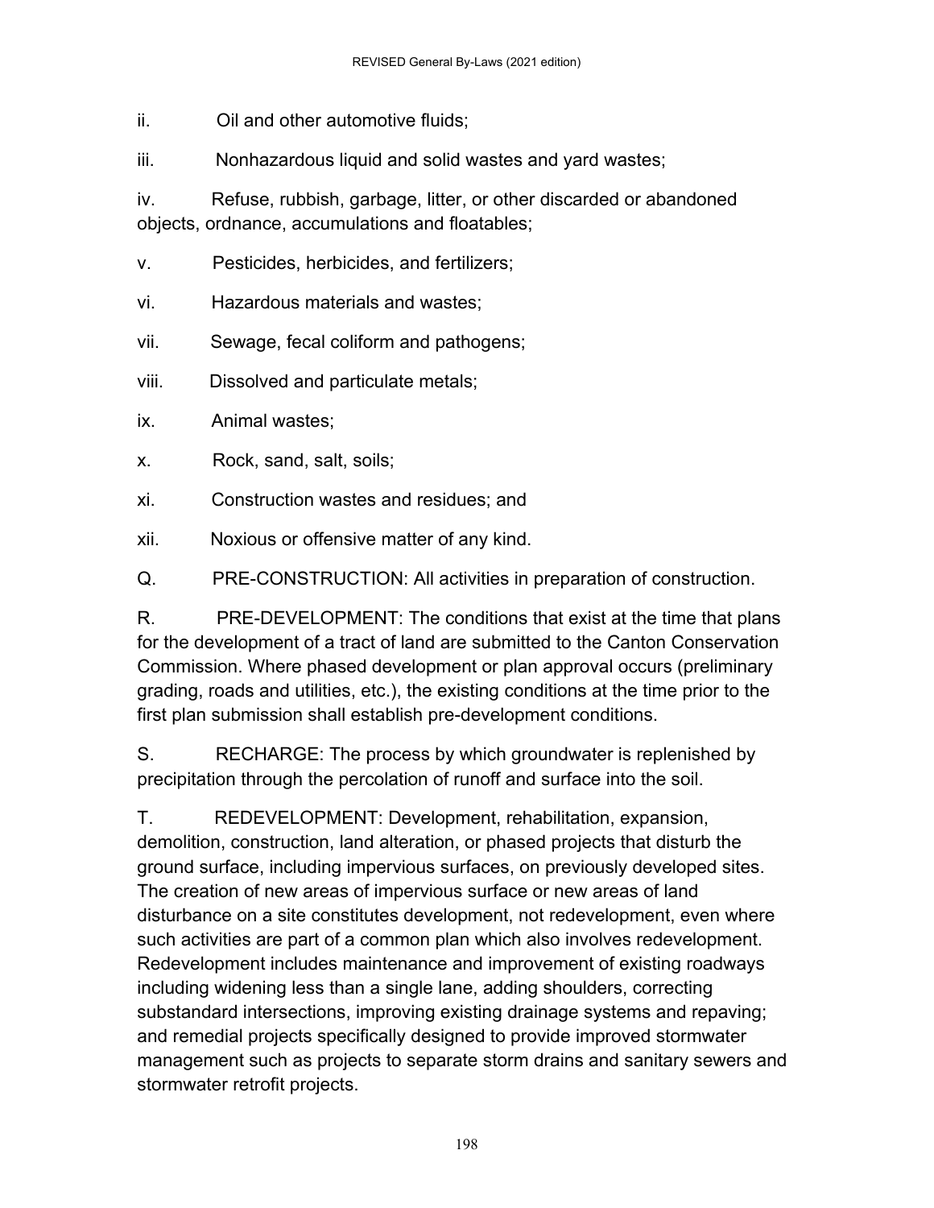ii. Oil and other automotive fluids;

iii. Nonhazardous liquid and solid wastes and yard wastes;

iv. Refuse, rubbish, garbage, litter, or other discarded or abandoned objects, ordnance, accumulations and floatables;

v. Pesticides, herbicides, and fertilizers;

vi. Hazardous materials and wastes;

vii. Sewage, fecal coliform and pathogens;

viii. Dissolved and particulate metals;

ix. Animal wastes;

x. Rock, sand, salt, soils;

xi. Construction wastes and residues; and

xii. Noxious or offensive matter of any kind.

Q. PRE-CONSTRUCTION: All activities in preparation of construction.

R. PRE-DEVELOPMENT: The conditions that exist at the time that plans for the development of a tract of land are submitted to the Canton Conservation Commission. Where phased development or plan approval occurs (preliminary grading, roads and utilities, etc.), the existing conditions at the time prior to the first plan submission shall establish pre-development conditions.

S. RECHARGE: The process by which groundwater is replenished by precipitation through the percolation of runoff and surface into the soil.

T. REDEVELOPMENT: Development, rehabilitation, expansion, demolition, construction, land alteration, or phased projects that disturb the ground surface, including impervious surfaces, on previously developed sites. The creation of new areas of impervious surface or new areas of land disturbance on a site constitutes development, not redevelopment, even where such activities are part of a common plan which also involves redevelopment. Redevelopment includes maintenance and improvement of existing roadways including widening less than a single lane, adding shoulders, correcting substandard intersections, improving existing drainage systems and repaving; and remedial projects specifically designed to provide improved stormwater management such as projects to separate storm drains and sanitary sewers and stormwater retrofit projects.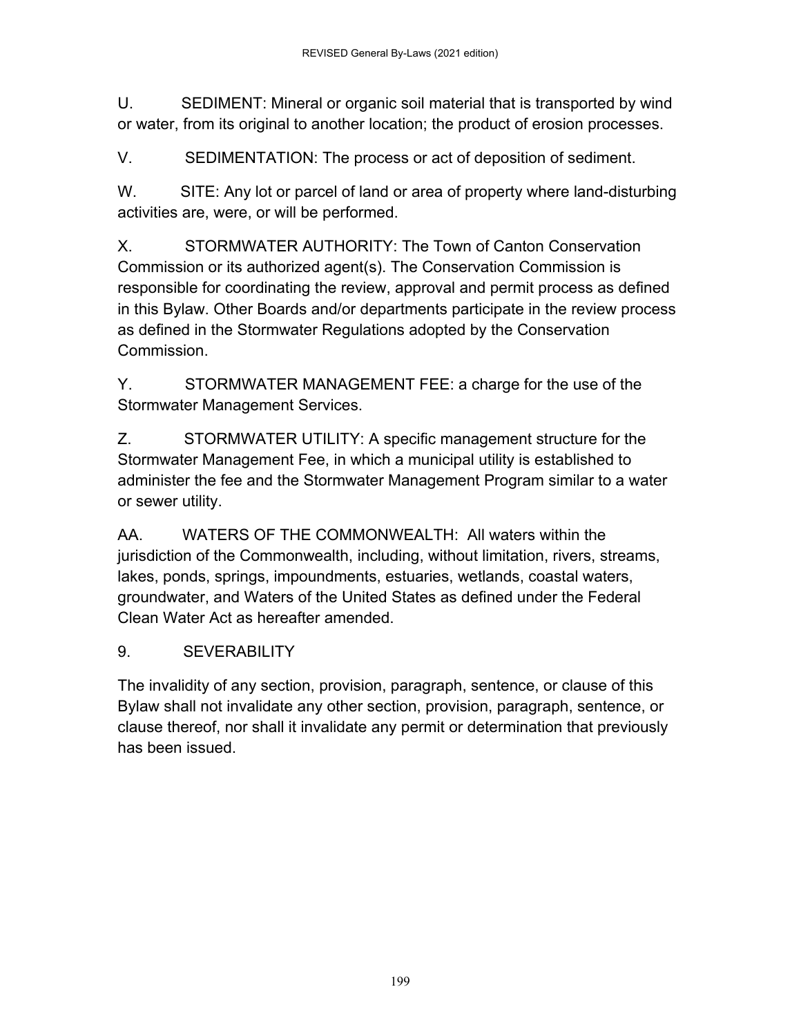U. SEDIMENT: Mineral or organic soil material that is transported by wind or water, from its original to another location; the product of erosion processes.

V. SEDIMENTATION: The process or act of deposition of sediment.

W. SITE: Any lot or parcel of land or area of property where land-disturbing activities are, were, or will be performed.

X. STORMWATER AUTHORITY: The Town of Canton Conservation Commission or its authorized agent(s). The Conservation Commission is responsible for coordinating the review, approval and permit process as defined in this Bylaw. Other Boards and/or departments participate in the review process as defined in the Stormwater Regulations adopted by the Conservation Commission.

Y. STORMWATER MANAGEMENT FEE: a charge for the use of the Stormwater Management Services.

Z. STORMWATER UTILITY: A specific management structure for the Stormwater Management Fee, in which a municipal utility is established to administer the fee and the Stormwater Management Program similar to a water or sewer utility.

AA. WATERS OF THE COMMONWEALTH: All waters within the jurisdiction of the Commonwealth, including, without limitation, rivers, streams, lakes, ponds, springs, impoundments, estuaries, wetlands, coastal waters, groundwater, and Waters of the United States as defined under the Federal Clean Water Act as hereafter amended.

## 9. SEVERABILITY

The invalidity of any section, provision, paragraph, sentence, or clause of this Bylaw shall not invalidate any other section, provision, paragraph, sentence, or clause thereof, nor shall it invalidate any permit or determination that previously has been issued.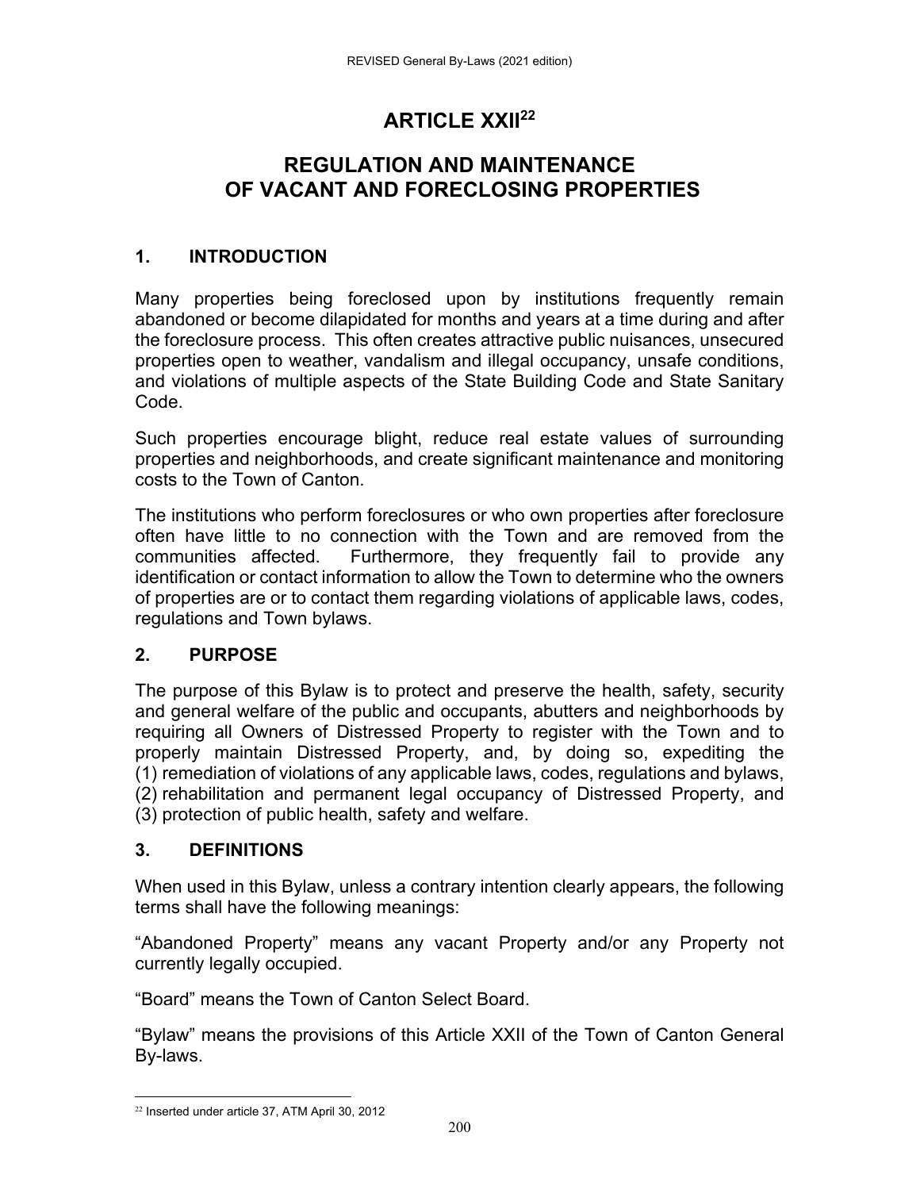# ARTICLE XXII[22]

## REGULATION AND MAINTENANCE OF VACANT AND FORECLOSING PROPERTIES

### 1. INTRODUCTION

Many properties being foreclosed upon by institutions frequently remain abandoned or become dilapidated for months and years at a time during and after the foreclosure process. This often creates attractive public nuisances, unsecured properties open to weather, vandalism and illegal occupancy, unsafe conditions, and violations of multiple aspects of the State Building Code and State Sanitary Code.

Such properties encourage blight, reduce real estate values of surrounding properties and neighborhoods, and create significant maintenance and monitoring costs to the Town of Canton.

The institutions who perform foreclosures or who own properties after foreclosure often have little to no connection with the Town and are removed from the communities affected. Furthermore, they frequently fail to provide any identification or contact information to allow the Town to determine who the owners of properties are or to contact them regarding violations of applicable laws, codes, regulations and Town bylaws.

### 2. PURPOSE

The purpose of this Bylaw is to protect and preserve the health, safety, security and general welfare of the public and occupants, abutters and neighborhoods by requiring all Owners of Distressed Property to register with the Town and to properly maintain Distressed Property, and, by doing so, expediting the (1) remediation of violations of any applicable laws, codes, regulations and bylaws, (2) rehabilitation and permanent legal occupancy of Distressed Property, and (3) protection of public health, safety and welfare.

### 3. DEFINITIONS

When used in this Bylaw, unless a contrary intention clearly appears, the following terms shall have the following meanings:

"Abandoned Property" means any vacant Property and/or any Property not currently legally occupied.

"Board" means the Town of Canton Select Board.

"Bylaw" means the provisions of this Article XXII of the Town of Canton General By-laws.

[22] Inserted under article 37, ATM April 30, 2012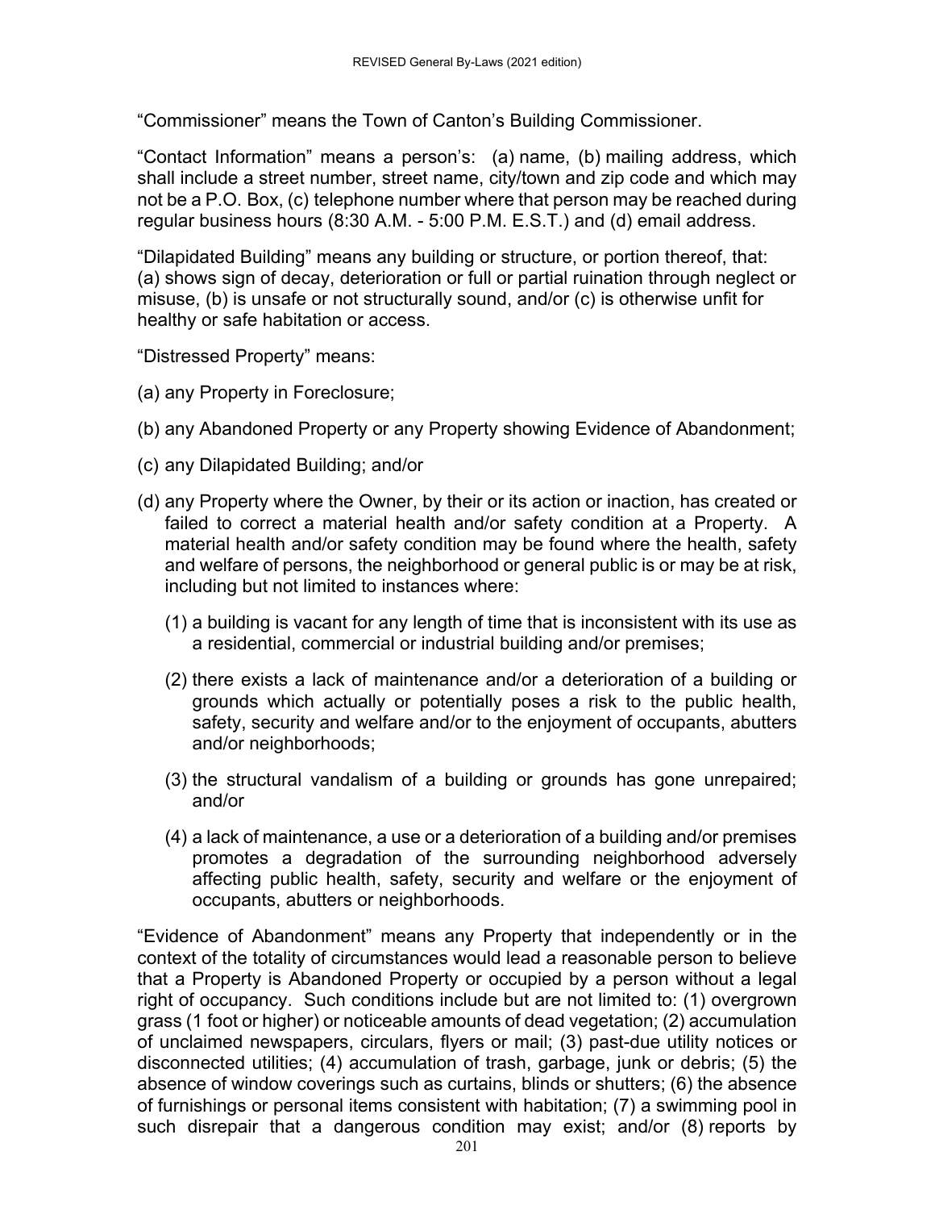"Commissioner" means the Town of Canton's Building Commissioner.

"Contact Information" means a person's: (a) name, (b) mailing address, which shall include a street number, street name, city/town and zip code and which may not be a P.O. Box, (c) telephone number where that person may be reached during regular business hours (8:30 A.M. - 5:00 P.M. E.S.T.) and (d) email address.

"Dilapidated Building" means any building or structure, or portion thereof, that: (a) shows sign of decay, deterioration or full or partial ruination through neglect or misuse, (b) is unsafe or not structurally sound, and/or (c) is otherwise unfit for healthy or safe habitation or access.

"Distressed Property" means:

(a) any Property in Foreclosure;

(b) any Abandoned Property or any Property showing Evidence of Abandonment;

(c) any Dilapidated Building; and/or

(d) any Property where the Owner, by their or its action or inaction, has created or failed to correct a material health and/or safety condition at a Property. A material health and/or safety condition may be found where the health, safety and welfare of persons, the neighborhood or general public is or may be at risk, including but not limited to instances where:

  (1) a building is vacant for any length of time that is inconsistent with its use as a residential, commercial or industrial building and/or premises;

  (2) there exists a lack of maintenance and/or a deterioration of a building or grounds which actually or potentially poses a risk to the public health, safety, security and welfare and/or to the enjoyment of occupants, abutters and/or neighborhoods;

  (3) the structural vandalism of a building or grounds has gone unrepaired; and/or

  (4) a lack of maintenance, a use or a deterioration of a building and/or premises promotes a degradation of the surrounding neighborhood adversely affecting public health, safety, security and welfare or the enjoyment of occupants, abutters or neighborhoods.

"Evidence of Abandonment" means any Property that independently or in the context of the totality of circumstances would lead a reasonable person to believe that a Property is Abandoned Property or occupied by a person without a legal right of occupancy. Such conditions include but are not limited to: (1) overgrown grass (1 foot or higher) or noticeable amounts of dead vegetation; (2) accumulation of unclaimed newspapers, circulars, flyers or mail; (3) past-due utility notices or disconnected utilities; (4) accumulation of trash, garbage, junk or debris; (5) the absence of window coverings such as curtains, blinds or shutters; (6) the absence of furnishings or personal items consistent with habitation; (7) a swimming pool in such disrepair that a dangerous condition may exist; and/or (8) reports by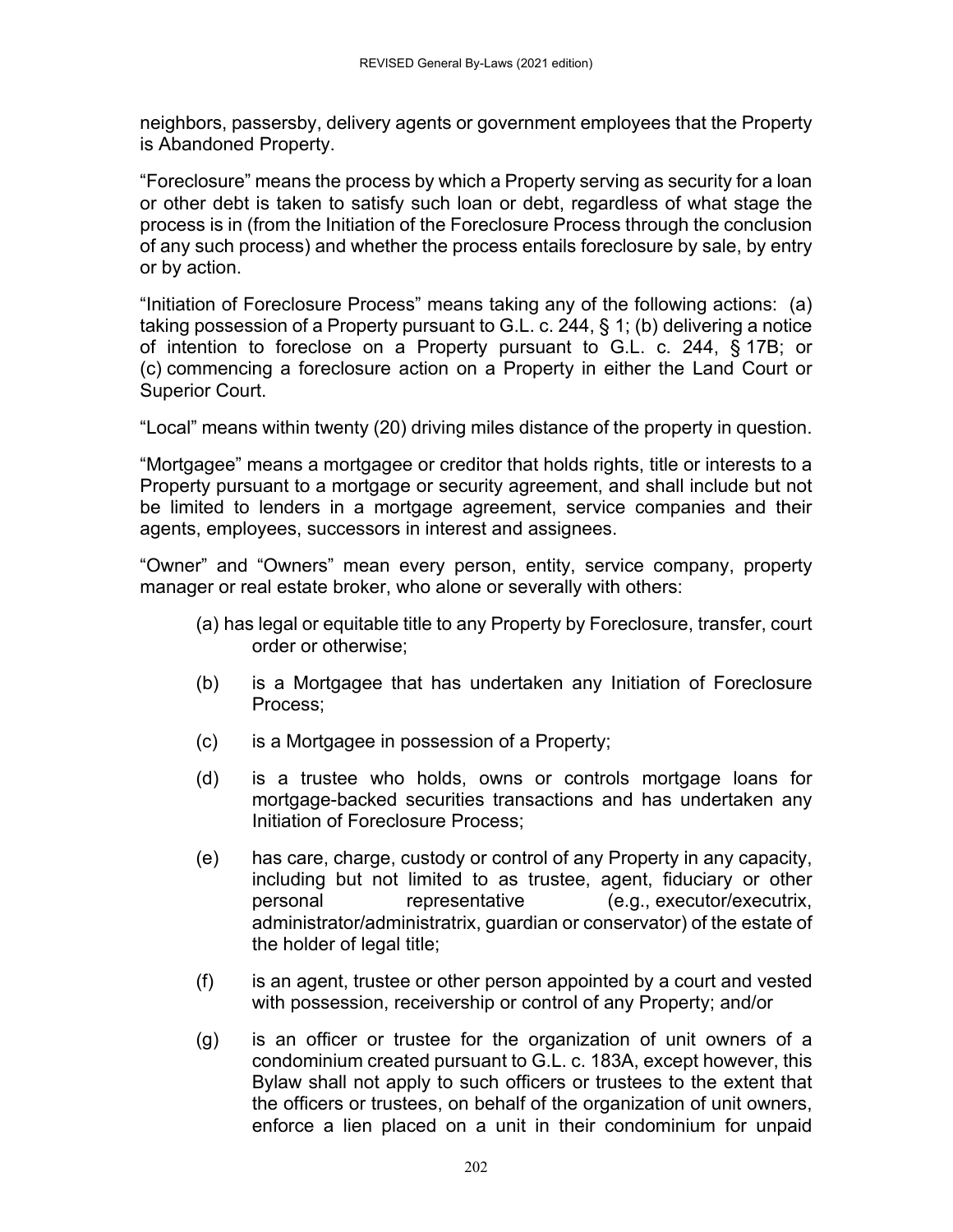neighbors, passersby, delivery agents or government employees that the Property is Abandoned Property.

"Foreclosure" means the process by which a Property serving as security for a loan or other debt is taken to satisfy such loan or debt, regardless of what stage the process is in (from the Initiation of the Foreclosure Process through the conclusion of any such process) and whether the process entails foreclosure by sale, by entry or by action.

"Initiation of Foreclosure Process" means taking any of the following actions: (a) taking possession of a Property pursuant to G.L. c. 244, § 1; (b) delivering a notice of intention to foreclose on a Property pursuant to G.L. c. 244, § 17B; or (c) commencing a foreclosure action on a Property in either the Land Court or Superior Court.

"Local" means within twenty (20) driving miles distance of the property in question.

"Mortgagee" means a mortgagee or creditor that holds rights, title or interests to a Property pursuant to a mortgage or security agreement, and shall include but not be limited to lenders in a mortgage agreement, service companies and their agents, employees, successors in interest and assignees.

"Owner" and "Owners" mean every person, entity, service company, property manager or real estate broker, who alone or severally with others:

(a) has legal or equitable title to any Property by Foreclosure, transfer, court order or otherwise;

(b) is a Mortgagee that has undertaken any Initiation of Foreclosure Process;

(c) is a Mortgagee in possession of a Property;

(d) is a trustee who holds, owns or controls mortgage loans for mortgage-backed securities transactions and has undertaken any Initiation of Foreclosure Process;

(e) has care, charge, custody or control of any Property in any capacity, including but not limited to as trustee, agent, fiduciary or other personal representative (e.g., executor/executrix, administrator/administratrix, guardian or conservator) of the estate of the holder of legal title;

(f) is an agent, trustee or other person appointed by a court and vested with possession, receivership or control of any Property; and/or

(g) is an officer or trustee for the organization of unit owners of a condominium created pursuant to G.L. c. 183A, except however, this Bylaw shall not apply to such officers or trustees to the extent that the officers or trustees, on behalf of the organization of unit owners, enforce a lien placed on a unit in their condominium for unpaid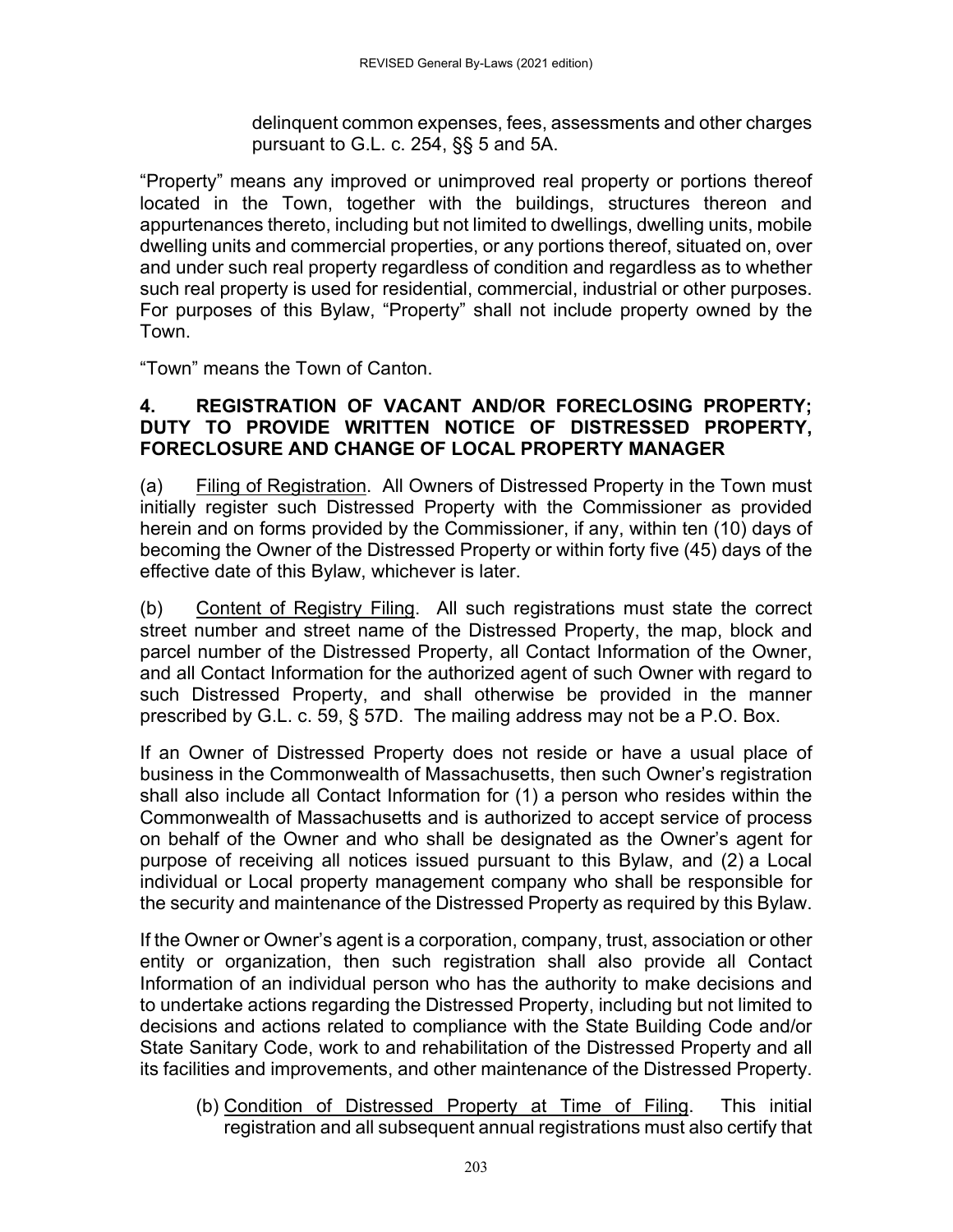delinquent common expenses, fees, assessments and other charges pursuant to G.L. c. 254, §§ 5 and 5A.

"Property" means any improved or unimproved real property or portions thereof located in the Town, together with the buildings, structures thereon and appurtenances thereto, including but not limited to dwellings, dwelling units, mobile dwelling units and commercial properties, or any portions thereof, situated on, over and under such real property regardless of condition and regardless as to whether such real property is used for residential, commercial, industrial or other purposes. For purposes of this Bylaw, "Property" shall not include property owned by the Town.

"Town" means the Town of Canton.

**4. REGISTRATION OF VACANT AND/OR FORECLOSING PROPERTY; DUTY TO PROVIDE WRITTEN NOTICE OF DISTRESSED PROPERTY, FORECLOSURE AND CHANGE OF LOCAL PROPERTY MANAGER**

(a) Filing of Registration. All Owners of Distressed Property in the Town must initially register such Distressed Property with the Commissioner as provided herein and on forms provided by the Commissioner, if any, within ten (10) days of becoming the Owner of the Distressed Property or within forty five (45) days of the effective date of this Bylaw, whichever is later.

(b) Content of Registry Filing. All such registrations must state the correct street number and street name of the Distressed Property, the map, block and parcel number of the Distressed Property, all Contact Information of the Owner, and all Contact Information for the authorized agent of such Owner with regard to such Distressed Property, and shall otherwise be provided in the manner prescribed by G.L. c. 59, § 57D. The mailing address may not be a P.O. Box.

If an Owner of Distressed Property does not reside or have a usual place of business in the Commonwealth of Massachusetts, then such Owner's registration shall also include all Contact Information for (1) a person who resides within the Commonwealth of Massachusetts and is authorized to accept service of process on behalf of the Owner and who shall be designated as the Owner's agent for purpose of receiving all notices issued pursuant to this Bylaw, and (2) a Local individual or Local property management company who shall be responsible for the security and maintenance of the Distressed Property as required by this Bylaw.

If the Owner or Owner's agent is a corporation, company, trust, association or other entity or organization, then such registration shall also provide all Contact Information of an individual person who has the authority to make decisions and to undertake actions regarding the Distressed Property, including but not limited to decisions and actions related to compliance with the State Building Code and/or State Sanitary Code, work to and rehabilitation of the Distressed Property and all its facilities and improvements, and other maintenance of the Distressed Property.

(b) Condition of Distressed Property at Time of Filing. This initial registration and all subsequent annual registrations must also certify that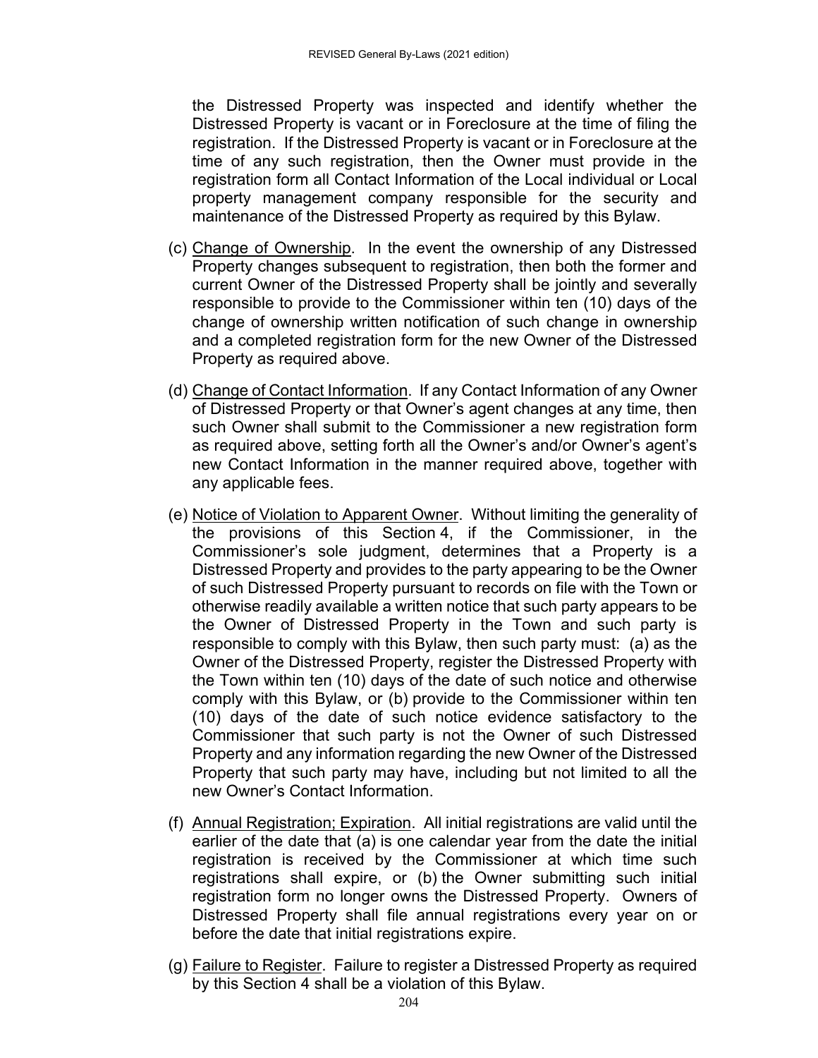the Distressed Property was inspected and identify whether the Distressed Property is vacant or in Foreclosure at the time of filing the registration. If the Distressed Property is vacant or in Foreclosure at the time of any such registration, then the Owner must provide in the registration form all Contact Information of the Local individual or Local property management company responsible for the security and maintenance of the Distressed Property as required by this Bylaw.

(c) Change of Ownership. In the event the ownership of any Distressed Property changes subsequent to registration, then both the former and current Owner of the Distressed Property shall be jointly and severally responsible to provide to the Commissioner within ten (10) days of the change of ownership written notification of such change in ownership and a completed registration form for the new Owner of the Distressed Property as required above.

(d) Change of Contact Information. If any Contact Information of any Owner of Distressed Property or that Owner's agent changes at any time, then such Owner shall submit to the Commissioner a new registration form as required above, setting forth all the Owner's and/or Owner's agent's new Contact Information in the manner required above, together with any applicable fees.

(e) Notice of Violation to Apparent Owner. Without limiting the generality of the provisions of this Section 4, if the Commissioner, in the Commissioner's sole judgment, determines that a Property is a Distressed Property and provides to the party appearing to be the Owner of such Distressed Property pursuant to records on file with the Town or otherwise readily available a written notice that such party appears to be the Owner of Distressed Property in the Town and such party is responsible to comply with this Bylaw, then such party must: (a) as the Owner of the Distressed Property, register the Distressed Property with the Town within ten (10) days of the date of such notice and otherwise comply with this Bylaw, or (b) provide to the Commissioner within ten (10) days of the date of such notice evidence satisfactory to the Commissioner that such party is not the Owner of such Distressed Property and any information regarding the new Owner of the Distressed Property that such party may have, including but not limited to all the new Owner's Contact Information.

(f) Annual Registration; Expiration. All initial registrations are valid until the earlier of the date that (a) is one calendar year from the date the initial registration is received by the Commissioner at which time such registrations shall expire, or (b) the Owner submitting such initial registration form no longer owns the Distressed Property. Owners of Distressed Property shall file annual registrations every year on or before the date that initial registrations expire.

(g) Failure to Register. Failure to register a Distressed Property as required by this Section 4 shall be a violation of this Bylaw.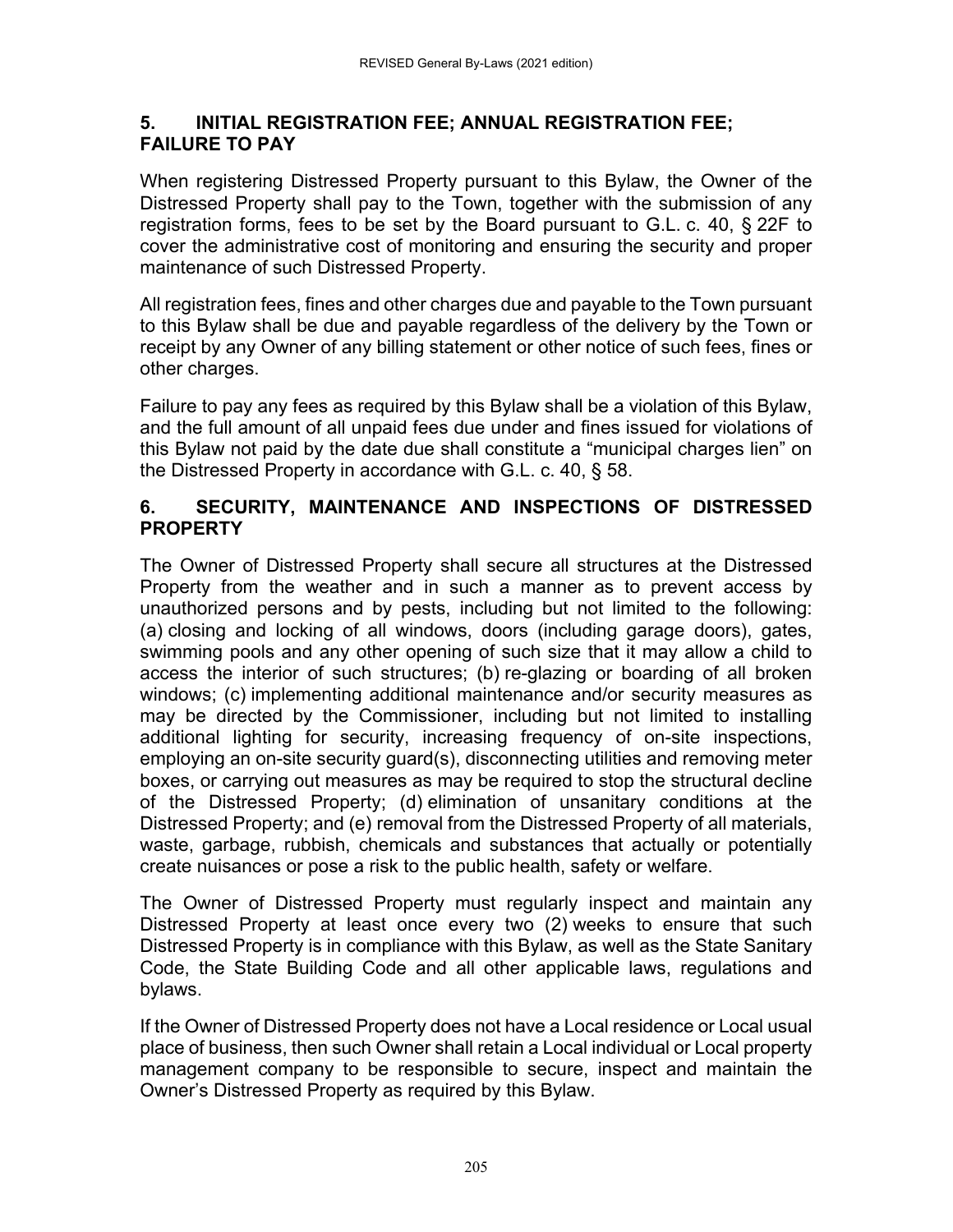## 5. INITIAL REGISTRATION FEE; ANNUAL REGISTRATION FEE; FAILURE TO PAY

When registering Distressed Property pursuant to this Bylaw, the Owner of the Distressed Property shall pay to the Town, together with the submission of any registration forms, fees to be set by the Board pursuant to G.L. c. 40, § 22F to cover the administrative cost of monitoring and ensuring the security and proper maintenance of such Distressed Property.

All registration fees, fines and other charges due and payable to the Town pursuant to this Bylaw shall be due and payable regardless of the delivery by the Town or receipt by any Owner of any billing statement or other notice of such fees, fines or other charges.

Failure to pay any fees as required by this Bylaw shall be a violation of this Bylaw, and the full amount of all unpaid fees due under and fines issued for violations of this Bylaw not paid by the date due shall constitute a "municipal charges lien" on the Distressed Property in accordance with G.L. c. 40, § 58.

## 6. SECURITY, MAINTENANCE AND INSPECTIONS OF DISTRESSED PROPERTY

The Owner of Distressed Property shall secure all structures at the Distressed Property from the weather and in such a manner as to prevent access by unauthorized persons and by pests, including but not limited to the following: (a) closing and locking of all windows, doors (including garage doors), gates, swimming pools and any other opening of such size that it may allow a child to access the interior of such structures; (b) re-glazing or boarding of all broken windows; (c) implementing additional maintenance and/or security measures as may be directed by the Commissioner, including but not limited to installing additional lighting for security, increasing frequency of on-site inspections, employing an on-site security guard(s), disconnecting utilities and removing meter boxes, or carrying out measures as may be required to stop the structural decline of the Distressed Property; (d) elimination of unsanitary conditions at the Distressed Property; and (e) removal from the Distressed Property of all materials, waste, garbage, rubbish, chemicals and substances that actually or potentially create nuisances or pose a risk to the public health, safety or welfare.

The Owner of Distressed Property must regularly inspect and maintain any Distressed Property at least once every two (2) weeks to ensure that such Distressed Property is in compliance with this Bylaw, as well as the State Sanitary Code, the State Building Code and all other applicable laws, regulations and bylaws.

If the Owner of Distressed Property does not have a Local residence or Local usual place of business, then such Owner shall retain a Local individual or Local property management company to be responsible to secure, inspect and maintain the Owner's Distressed Property as required by this Bylaw.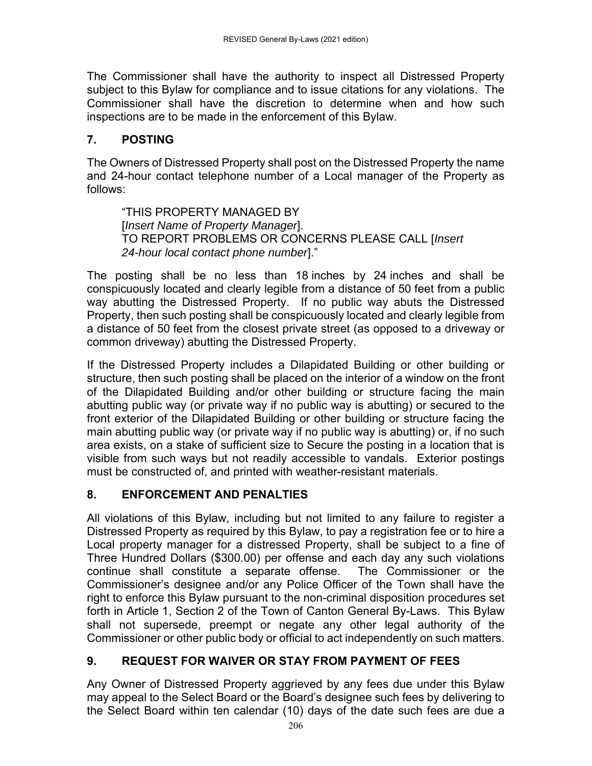The Commissioner shall have the authority to inspect all Distressed Property subject to this Bylaw for compliance and to issue citations for any violations. The Commissioner shall have the discretion to determine when and how such inspections are to be made in the enforcement of this Bylaw.

## 7. POSTING

The Owners of Distressed Property shall post on the Distressed Property the name and 24-hour contact telephone number of a Local manager of the Property as follows:

> "THIS PROPERTY MANAGED BY
> [*Insert Name of Property Manager*].
> TO REPORT PROBLEMS OR CONCERNS PLEASE CALL [*Insert 24-hour local contact phone number*]."

The posting shall be no less than 18 inches by 24 inches and shall be conspicuously located and clearly legible from a distance of 50 feet from a public way abutting the Distressed Property. If no public way abuts the Distressed Property, then such posting shall be conspicuously located and clearly legible from a distance of 50 feet from the closest private street (as opposed to a driveway or common driveway) abutting the Distressed Property.

If the Distressed Property includes a Dilapidated Building or other building or structure, then such posting shall be placed on the interior of a window on the front of the Dilapidated Building and/or other building or structure facing the main abutting public way (or private way if no public way is abutting) or secured to the front exterior of the Dilapidated Building or other building or structure facing the main abutting public way (or private way if no public way is abutting) or, if no such area exists, on a stake of sufficient size to Secure the posting in a location that is visible from such ways but not readily accessible to vandals. Exterior postings must be constructed of, and printed with weather-resistant materials.

## 8. ENFORCEMENT AND PENALTIES

All violations of this Bylaw, including but not limited to any failure to register a Distressed Property as required by this Bylaw, to pay a registration fee or to hire a Local property manager for a distressed Property, shall be subject to a fine of Three Hundred Dollars ($300.00) per offense and each day any such violations continue shall constitute a separate offense. The Commissioner or the Commissioner's designee and/or any Police Officer of the Town shall have the right to enforce this Bylaw pursuant to the non-criminal disposition procedures set forth in Article 1, Section 2 of the Town of Canton General By-Laws. This Bylaw shall not supersede, preempt or negate any other legal authority of the Commissioner or other public body or official to act independently on such matters.

## 9. REQUEST FOR WAIVER OR STAY FROM PAYMENT OF FEES

Any Owner of Distressed Property aggrieved by any fees due under this Bylaw may appeal to the Select Board or the Board's designee such fees by delivering to the Select Board within ten calendar (10) days of the date such fees are due a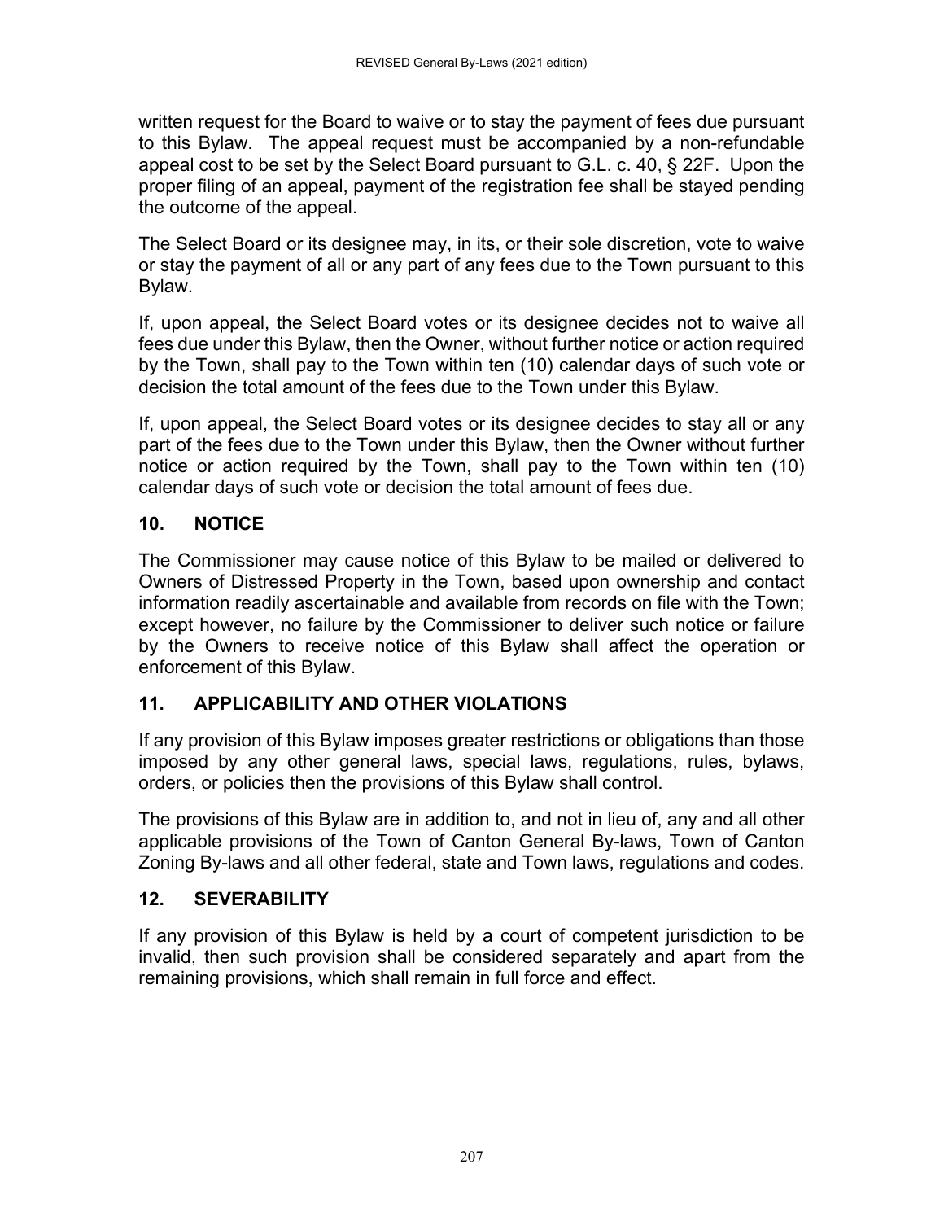written request for the Board to waive or to stay the payment of fees due pursuant to this Bylaw. The appeal request must be accompanied by a non-refundable appeal cost to be set by the Select Board pursuant to G.L. c. 40, § 22F. Upon the proper filing of an appeal, payment of the registration fee shall be stayed pending the outcome of the appeal.

The Select Board or its designee may, in its, or their sole discretion, vote to waive or stay the payment of all or any part of any fees due to the Town pursuant to this Bylaw.

If, upon appeal, the Select Board votes or its designee decides not to waive all fees due under this Bylaw, then the Owner, without further notice or action required by the Town, shall pay to the Town within ten (10) calendar days of such vote or decision the total amount of the fees due to the Town under this Bylaw.

If, upon appeal, the Select Board votes or its designee decides to stay all or any part of the fees due to the Town under this Bylaw, then the Owner without further notice or action required by the Town, shall pay to the Town within ten (10) calendar days of such vote or decision the total amount of fees due.

## 10. NOTICE

The Commissioner may cause notice of this Bylaw to be mailed or delivered to Owners of Distressed Property in the Town, based upon ownership and contact information readily ascertainable and available from records on file with the Town; except however, no failure by the Commissioner to deliver such notice or failure by the Owners to receive notice of this Bylaw shall affect the operation or enforcement of this Bylaw.

## 11. APPLICABILITY AND OTHER VIOLATIONS

If any provision of this Bylaw imposes greater restrictions or obligations than those imposed by any other general laws, special laws, regulations, rules, bylaws, orders, or policies then the provisions of this Bylaw shall control.

The provisions of this Bylaw are in addition to, and not in lieu of, any and all other applicable provisions of the Town of Canton General By-laws, Town of Canton Zoning By-laws and all other federal, state and Town laws, regulations and codes.

## 12. SEVERABILITY

If any provision of this Bylaw is held by a court of competent jurisdiction to be invalid, then such provision shall be considered separately and apart from the remaining provisions, which shall remain in full force and effect.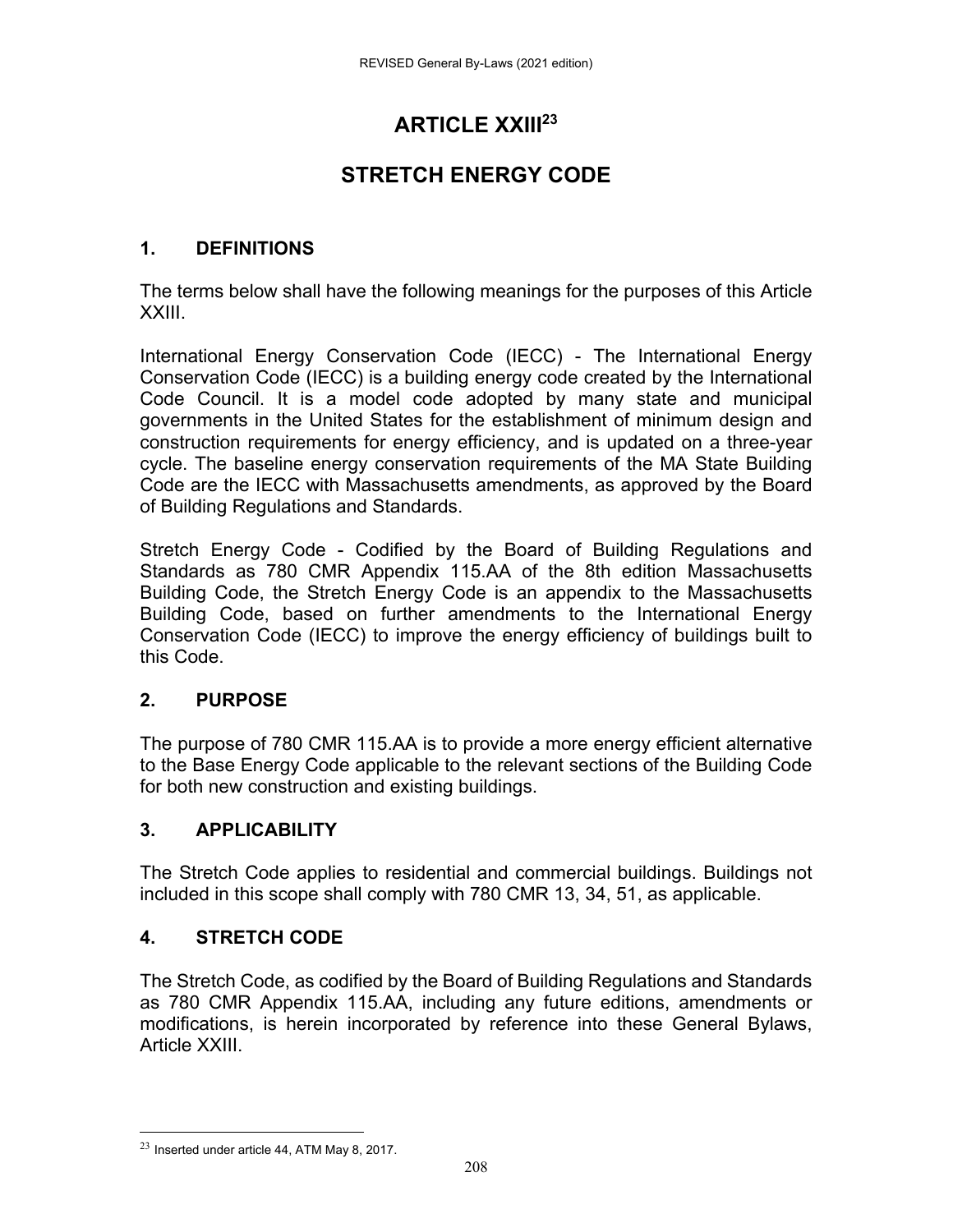# ARTICLE XXIII[23]

# STRETCH ENERGY CODE

## 1. DEFINITIONS

The terms below shall have the following meanings for the purposes of this Article XXIII.

International Energy Conservation Code (IECC) - The International Energy Conservation Code (IECC) is a building energy code created by the International Code Council. It is a model code adopted by many state and municipal governments in the United States for the establishment of minimum design and construction requirements for energy efficiency, and is updated on a three-year cycle. The baseline energy conservation requirements of the MA State Building Code are the IECC with Massachusetts amendments, as approved by the Board of Building Regulations and Standards.

Stretch Energy Code - Codified by the Board of Building Regulations and Standards as 780 CMR Appendix 115.AA of the 8th edition Massachusetts Building Code, the Stretch Energy Code is an appendix to the Massachusetts Building Code, based on further amendments to the International Energy Conservation Code (IECC) to improve the energy efficiency of buildings built to this Code.

## 2. PURPOSE

The purpose of 780 CMR 115.AA is to provide a more energy efficient alternative to the Base Energy Code applicable to the relevant sections of the Building Code for both new construction and existing buildings.

## 3. APPLICABILITY

The Stretch Code applies to residential and commercial buildings. Buildings not included in this scope shall comply with 780 CMR 13, 34, 51, as applicable.

## 4. STRETCH CODE

The Stretch Code, as codified by the Board of Building Regulations and Standards as 780 CMR Appendix 115.AA, including any future editions, amendments or modifications, is herein incorporated by reference into these General Bylaws, Article XXIII.

[23] Inserted under article 44, ATM May 8, 2017.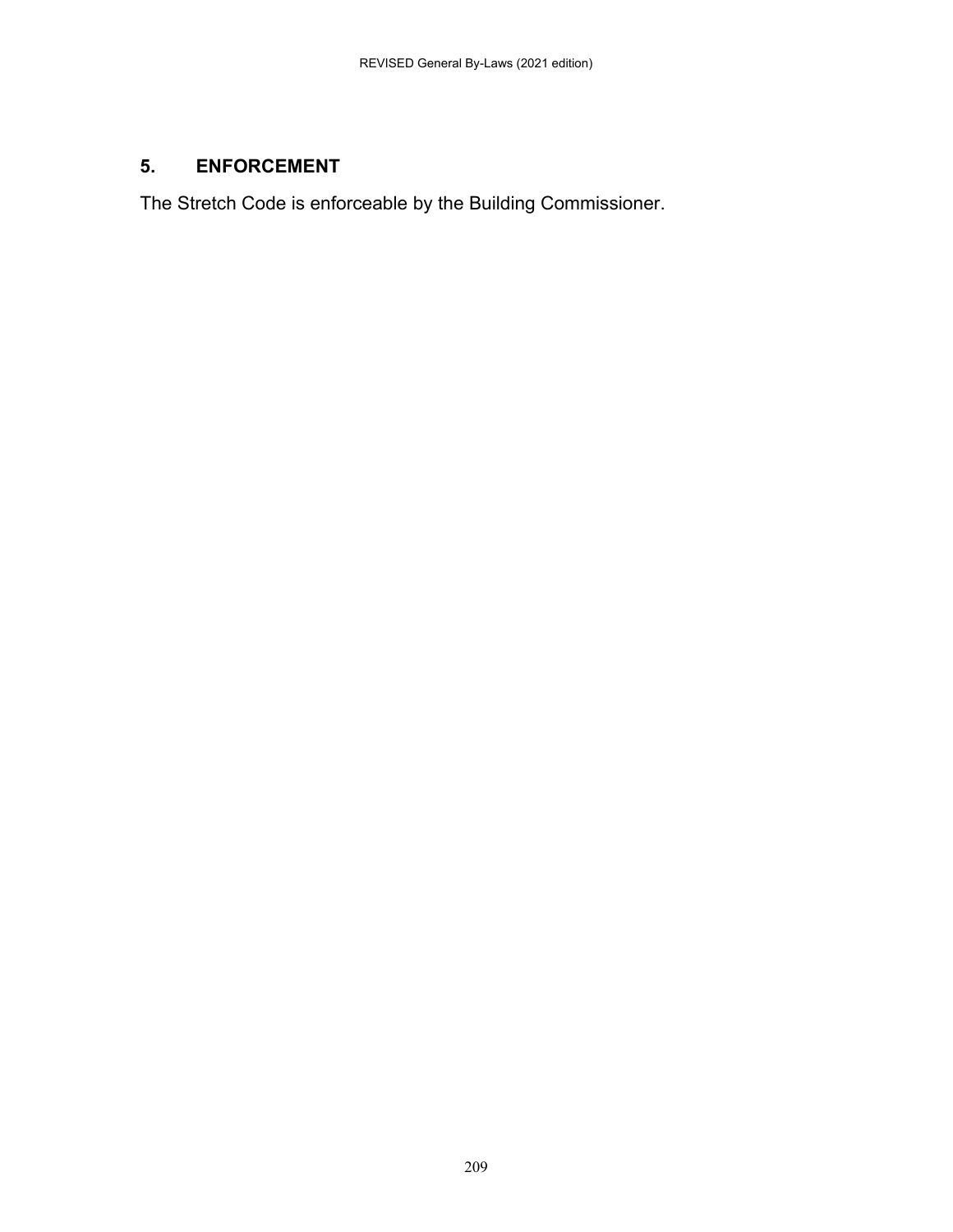## 5. ENFORCEMENT

The Stretch Code is enforceable by the Building Commissioner.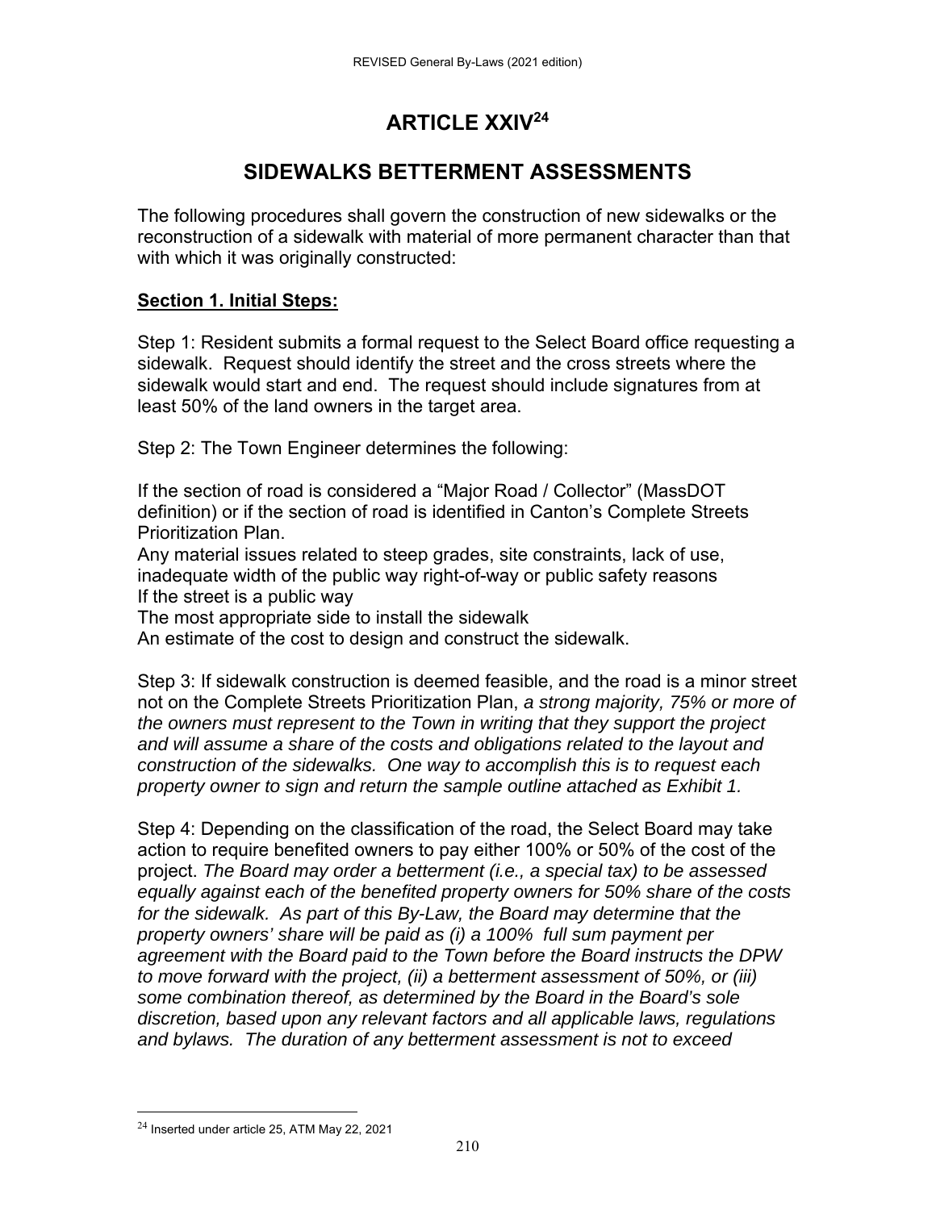# ARTICLE XXIV[24]

## SIDEWALKS BETTERMENT ASSESSMENTS

The following procedures shall govern the construction of new sidewalks or the reconstruction of a sidewalk with material of more permanent character than that with which it was originally constructed:

**Section 1. Initial Steps:**

Step 1: Resident submits a formal request to the Select Board office requesting a sidewalk. Request should identify the street and the cross streets where the sidewalk would start and end. The request should include signatures from at least 50% of the land owners in the target area.

Step 2: The Town Engineer determines the following:

If the section of road is considered a "Major Road / Collector" (MassDOT definition) or if the section of road is identified in Canton's Complete Streets Prioritization Plan.
Any material issues related to steep grades, site constraints, lack of use, inadequate width of the public way right-of-way or public safety reasons
If the street is a public way
The most appropriate side to install the sidewalk
An estimate of the cost to design and construct the sidewalk.

Step 3: If sidewalk construction is deemed feasible, and the road is a minor street not on the Complete Streets Prioritization Plan, *a strong majority, 75% or more of the owners must represent to the Town in writing that they support the project and will assume a share of the costs and obligations related to the layout and construction of the sidewalks. One way to accomplish this is to request each property owner to sign and return the sample outline attached as Exhibit 1.*

Step 4: Depending on the classification of the road, the Select Board may take action to require benefited owners to pay either 100% or 50% of the cost of the project. *The Board may order a betterment (i.e., a special tax) to be assessed equally against each of the benefited property owners for 50% share of the costs for the sidewalk. As part of this By-Law, the Board may determine that the property owners' share will be paid as (i) a 100% full sum payment per agreement with the Board paid to the Town before the Board instructs the DPW to move forward with the project, (ii) a betterment assessment of 50%, or (iii) some combination thereof, as determined by the Board in the Board's sole discretion, based upon any relevant factors and all applicable laws, regulations and bylaws. The duration of any betterment assessment is not to exceed*

---

[24] Inserted under article 25, ATM May 22, 2021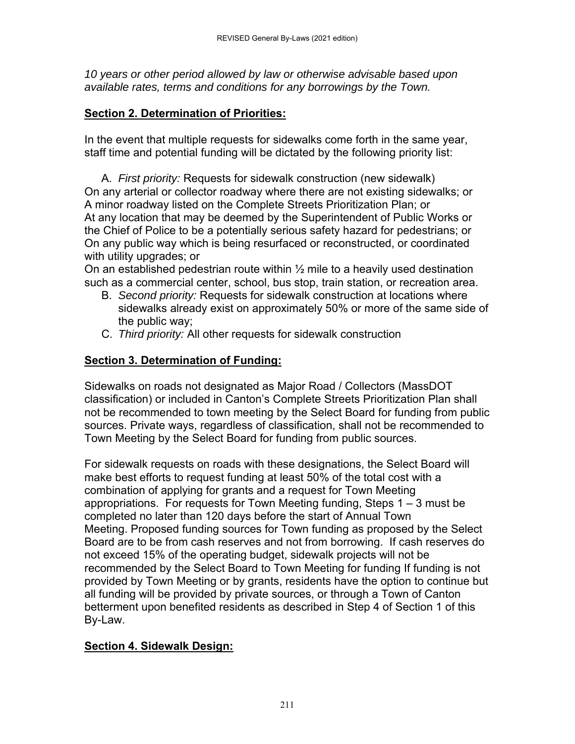*10 years or other period allowed by law or otherwise advisable based upon available rates, terms and conditions for any borrowings by the Town.*

**Section 2. Determination of Priorities:**

In the event that multiple requests for sidewalks come forth in the same year, staff time and potential funding will be dictated by the following priority list:

A. *First priority:* Requests for sidewalk construction (new sidewalk)
On any arterial or collector roadway where there are not existing sidewalks; or
A minor roadway listed on the Complete Streets Prioritization Plan; or
At any location that may be deemed by the Superintendent of Public Works or the Chief of Police to be a potentially serious safety hazard for pedestrians; or
On any public way which is being resurfaced or reconstructed, or coordinated with utility upgrades; or
On an established pedestrian route within ½ mile to a heavily used destination such as a commercial center, school, bus stop, train station, or recreation area.

B. *Second priority:* Requests for sidewalk construction at locations where sidewalks already exist on approximately 50% or more of the same side of the public way;

C. *Third priority:* All other requests for sidewalk construction

**Section 3. Determination of Funding:**

Sidewalks on roads not designated as Major Road / Collectors (MassDOT classification) or included in Canton's Complete Streets Prioritization Plan shall not be recommended to town meeting by the Select Board for funding from public sources. Private ways, regardless of classification, shall not be recommended to Town Meeting by the Select Board for funding from public sources.

For sidewalk requests on roads with these designations, the Select Board will make best efforts to request funding at least 50% of the total cost with a combination of applying for grants and a request for Town Meeting appropriations. For requests for Town Meeting funding, Steps 1 – 3 must be completed no later than 120 days before the start of Annual Town Meeting. Proposed funding sources for Town funding as proposed by the Select Board are to be from cash reserves and not from borrowing. If cash reserves do not exceed 15% of the operating budget, sidewalk projects will not be recommended by the Select Board to Town Meeting for funding If funding is not provided by Town Meeting or by grants, residents have the option to continue but all funding will be provided by private sources, or through a Town of Canton betterment upon benefited residents as described in Step 4 of Section 1 of this By-Law.

**Section 4. Sidewalk Design:**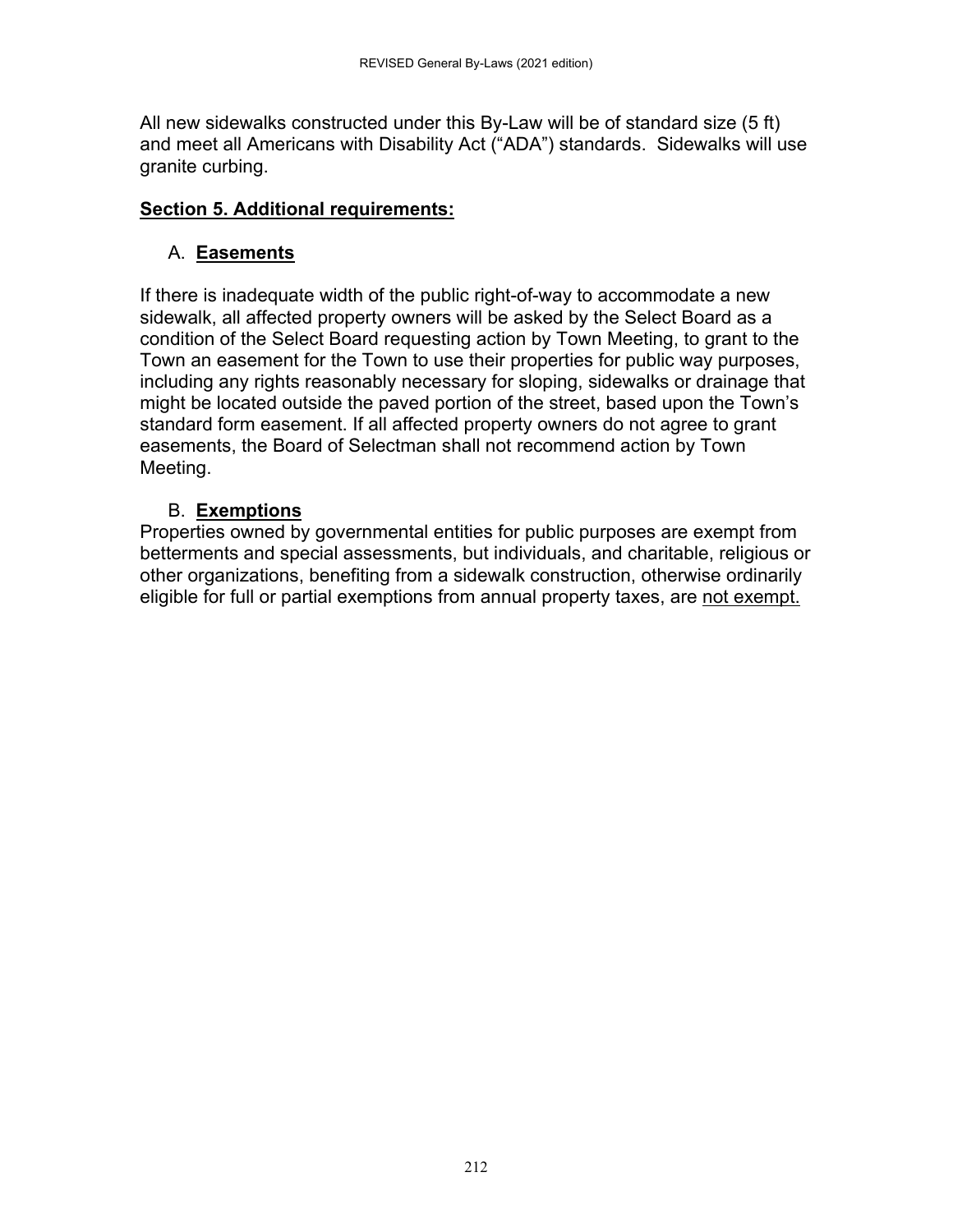All new sidewalks constructed under this By-Law will be of standard size (5 ft) and meet all Americans with Disability Act ("ADA") standards. Sidewalks will use granite curbing.

## Section 5. Additional requirements:

### A. Easements

If there is inadequate width of the public right-of-way to accommodate a new sidewalk, all affected property owners will be asked by the Select Board as a condition of the Select Board requesting action by Town Meeting, to grant to the Town an easement for the Town to use their properties for public way purposes, including any rights reasonably necessary for sloping, sidewalks or drainage that might be located outside the paved portion of the street, based upon the Town's standard form easement. If all affected property owners do not agree to grant easements, the Board of Selectman shall not recommend action by Town Meeting.

### B. Exemptions

Properties owned by governmental entities for public purposes are exempt from betterments and special assessments, but individuals, and charitable, religious or other organizations, benefiting from a sidewalk construction, otherwise ordinarily eligible for full or partial exemptions from annual property taxes, are <u>not exempt.</u>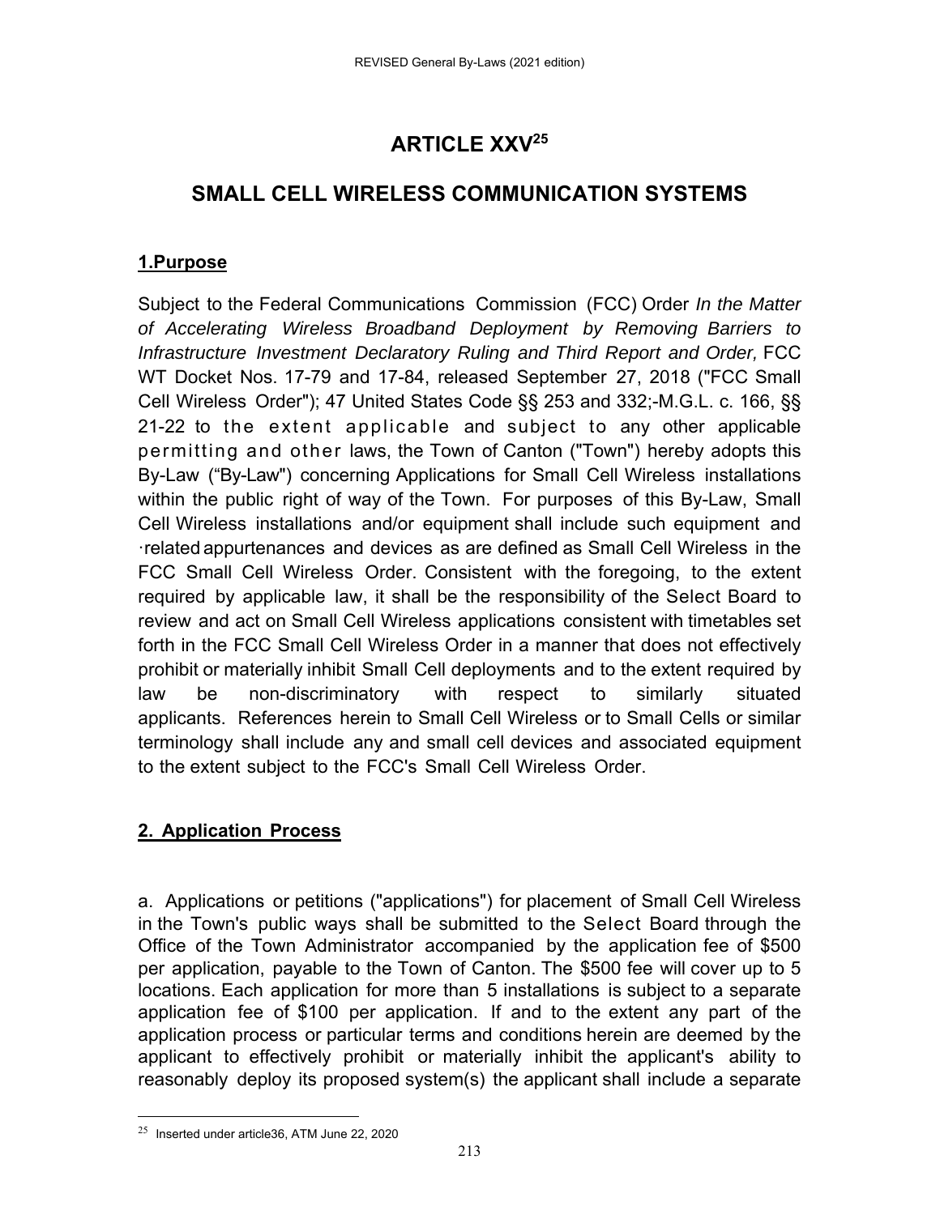# ARTICLE XXV[25]

## SMALL CELL WIRELESS COMMUNICATION SYSTEMS

### 1.Purpose

Subject to the Federal Communications Commission (FCC) Order *In the Matter of Accelerating Wireless Broadband Deployment by Removing Barriers to Infrastructure Investment Declaratory Ruling and Third Report and Order,* FCC WT Docket Nos. 17-79 and 17-84, released September 27, 2018 ("FCC Small Cell Wireless Order"); 47 United States Code §§ 253 and 332;-M.G.L. c. 166, §§ 21-22 to the extent applicable and subject to any other applicable permitting and other laws, the Town of Canton ("Town") hereby adopts this By-Law ("By-Law") concerning Applications for Small Cell Wireless installations within the public right of way of the Town. For purposes of this By-Law, Small Cell Wireless installations and/or equipment shall include such equipment and ·related appurtenances and devices as are defined as Small Cell Wireless in the FCC Small Cell Wireless Order. Consistent with the foregoing, to the extent required by applicable law, it shall be the responsibility of the Select Board to review and act on Small Cell Wireless applications consistent with timetables set forth in the FCC Small Cell Wireless Order in a manner that does not effectively prohibit or materially inhibit Small Cell deployments and to the extent required by law be non-discriminatory with respect to similarly situated applicants. References herein to Small Cell Wireless or to Small Cells or similar terminology shall include any and small cell devices and associated equipment to the extent subject to the FCC's Small Cell Wireless Order.

### 2. Application Process

a. Applications or petitions ("applications") for placement of Small Cell Wireless in the Town's public ways shall be submitted to the Select Board through the Office of the Town Administrator accompanied by the application fee of $500 per application, payable to the Town of Canton. The $500 fee will cover up to 5 locations. Each application for more than 5 installations is subject to a separate application fee of $100 per application. If and to the extent any part of the application process or particular terms and conditions herein are deemed by the applicant to effectively prohibit or materially inhibit the applicant's ability to reasonably deploy its proposed system(s) the applicant shall include a separate

[25] Inserted under article36, ATM June 22, 2020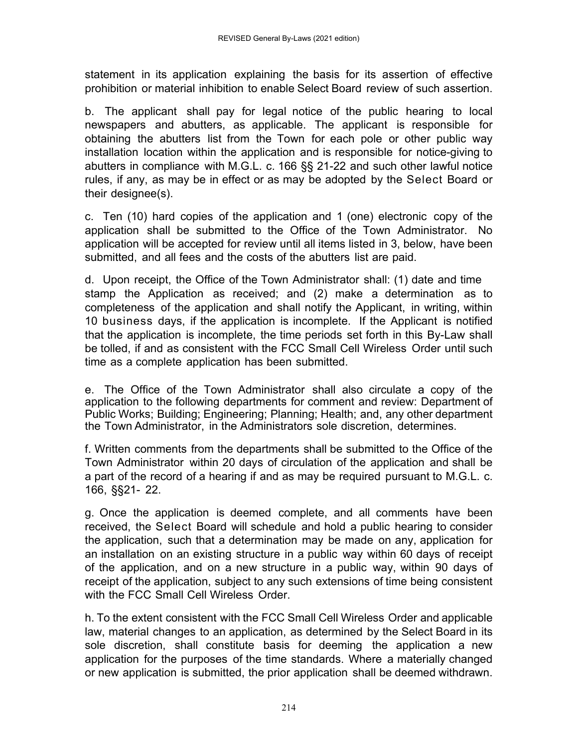statement in its application explaining the basis for its assertion of effective prohibition or material inhibition to enable Select Board review of such assertion.

b. The applicant shall pay for legal notice of the public hearing to local newspapers and abutters, as applicable. The applicant is responsible for obtaining the abutters list from the Town for each pole or other public way installation location within the application and is responsible for notice-giving to abutters in compliance with M.G.L. c. 166 §§ 21-22 and such other lawful notice rules, if any, as may be in effect or as may be adopted by the Select Board or their designee(s).

c. Ten (10) hard copies of the application and 1 (one) electronic copy of the application shall be submitted to the Office of the Town Administrator. No application will be accepted for review until all items listed in 3, below, have been submitted, and all fees and the costs of the abutters list are paid.

d. Upon receipt, the Office of the Town Administrator shall: (1) date and time stamp the Application as received; and (2) make a determination as to completeness of the application and shall notify the Applicant, in writing, within 10 business days, if the application is incomplete. If the Applicant is notified that the application is incomplete, the time periods set forth in this By-Law shall be tolled, if and as consistent with the FCC Small Cell Wireless Order until such time as a complete application has been submitted.

e. The Office of the Town Administrator shall also circulate a copy of the application to the following departments for comment and review: Department of Public Works; Building; Engineering; Planning; Health; and, any other department the Town Administrator, in the Administrators sole discretion, determines.

f. Written comments from the departments shall be submitted to the Office of the Town Administrator within 20 days of circulation of the application and shall be a part of the record of a hearing if and as may be required pursuant to M.G.L. c. 166, §§21- 22.

g. Once the application is deemed complete, and all comments have been received, the Select Board will schedule and hold a public hearing to consider the application, such that a determination may be made on any, application for an installation on an existing structure in a public way within 60 days of receipt of the application, and on a new structure in a public way, within 90 days of receipt of the application, subject to any such extensions of time being consistent with the FCC Small Cell Wireless Order.

h. To the extent consistent with the FCC Small Cell Wireless Order and applicable law, material changes to an application, as determined by the Select Board in its sole discretion, shall constitute basis for deeming the application a new application for the purposes of the time standards. Where a materially changed or new application is submitted, the prior application shall be deemed withdrawn.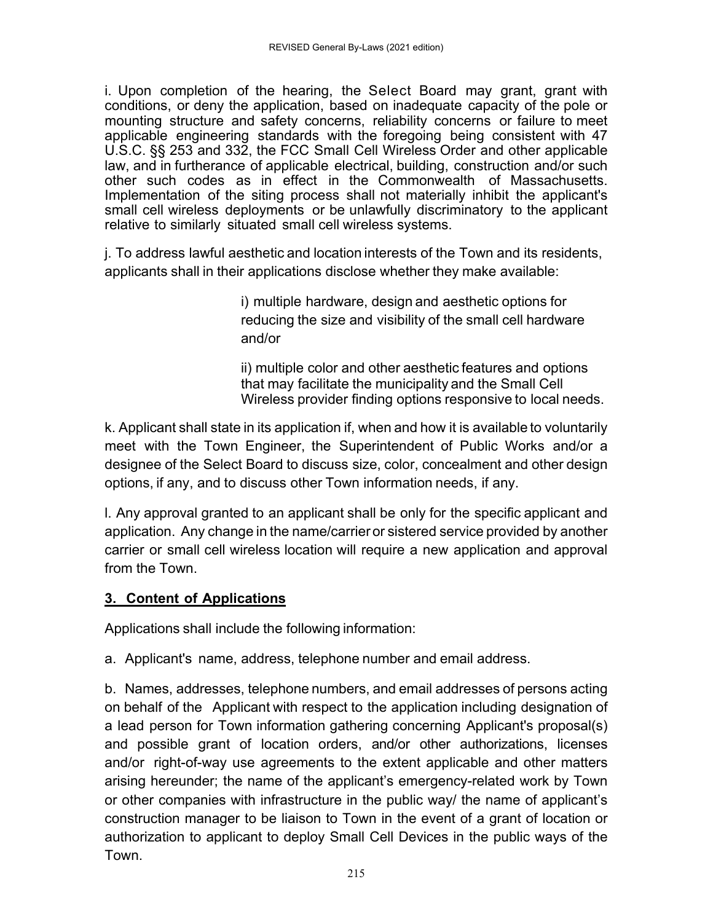i. Upon completion of the hearing, the Select Board may grant, grant with conditions, or deny the application, based on inadequate capacity of the pole or mounting structure and safety concerns, reliability concerns or failure to meet applicable engineering standards with the foregoing being consistent with 47 U.S.C. §§ 253 and 332, the FCC Small Cell Wireless Order and other applicable law, and in furtherance of applicable electrical, building, construction and/or such other such codes as in effect in the Commonwealth of Massachusetts. Implementation of the siting process shall not materially inhibit the applicant's small cell wireless deployments or be unlawfully discriminatory to the applicant relative to similarly situated small cell wireless systems.

j. To address lawful aesthetic and location interests of the Town and its residents, applicants shall in their applications disclose whether they make available:

> i) multiple hardware, design and aesthetic options for reducing the size and visibility of the small cell hardware and/or
>
> ii) multiple color and other aesthetic features and options that may facilitate the municipality and the Small Cell Wireless provider finding options responsive to local needs.

k. Applicant shall state in its application if, when and how it is available to voluntarily meet with the Town Engineer, the Superintendent of Public Works and/or a designee of the Select Board to discuss size, color, concealment and other design options, if any, and to discuss other Town information needs, if any.

l. Any approval granted to an applicant shall be only for the specific applicant and application. Any change in the name/carrier or sistered service provided by another carrier or small cell wireless location will require a new application and approval from the Town.

## 3. Content of Applications

Applications shall include the following information:

a. Applicant's name, address, telephone number and email address.

b. Names, addresses, telephone numbers, and email addresses of persons acting on behalf of the Applicant with respect to the application including designation of a lead person for Town information gathering concerning Applicant's proposal(s) and possible grant of location orders, and/or other authorizations, licenses and/or right-of-way use agreements to the extent applicable and other matters arising hereunder; the name of the applicant's emergency-related work by Town or other companies with infrastructure in the public way/ the name of applicant's construction manager to be liaison to Town in the event of a grant of location or authorization to applicant to deploy Small Cell Devices in the public ways of the Town.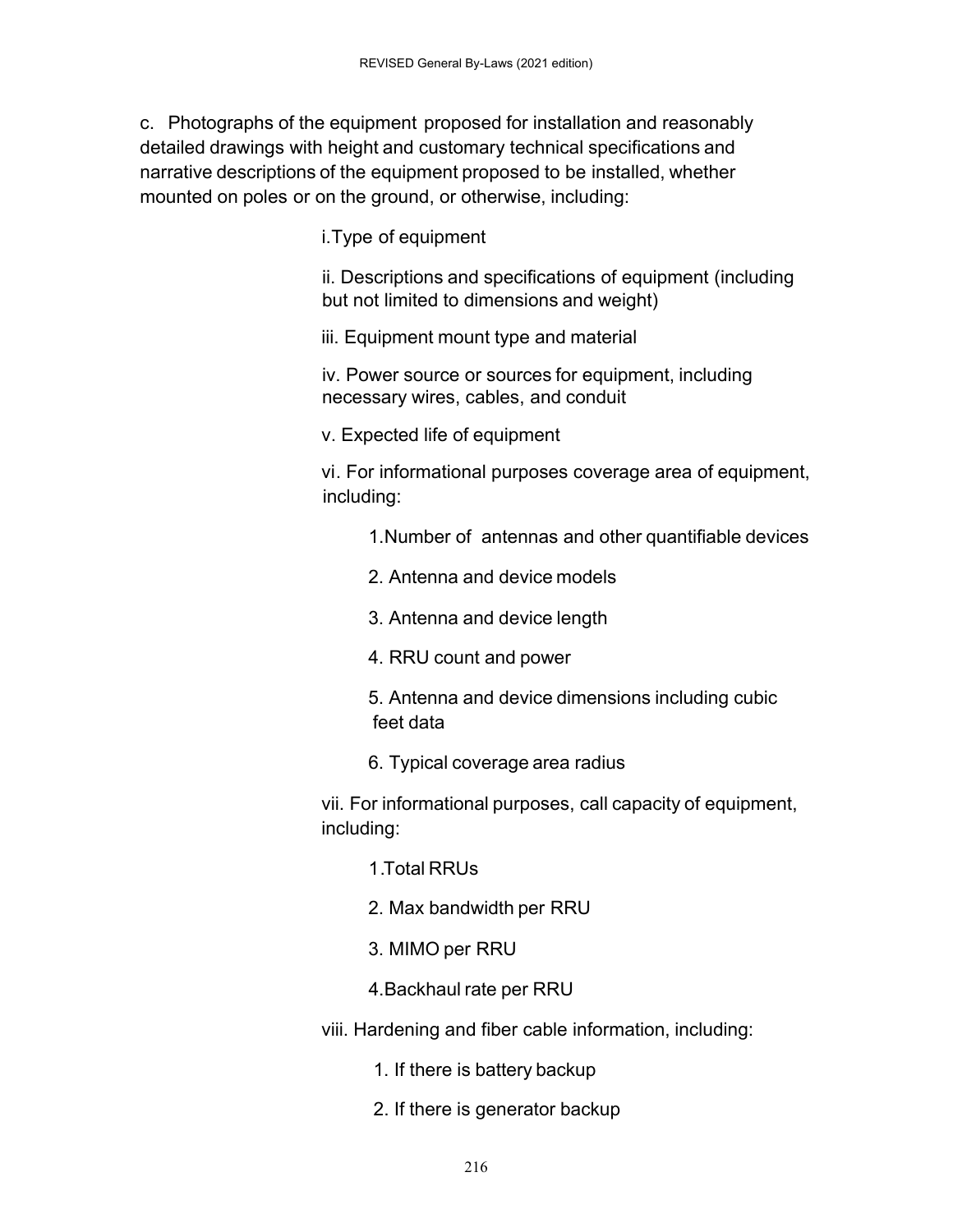c. Photographs of the equipment proposed for installation and reasonably detailed drawings with height and customary technical specifications and narrative descriptions of the equipment proposed to be installed, whether mounted on poles or on the ground, or otherwise, including:

- i. Type of equipment
- ii. Descriptions and specifications of equipment (including but not limited to dimensions and weight)
- iii. Equipment mount type and material
- iv. Power source or sources for equipment, including necessary wires, cables, and conduit
- v. Expected life of equipment
- vi. For informational purposes coverage area of equipment, including:
    1. Number of antennas and other quantifiable devices
    2. Antenna and device models
    3. Antenna and device length
    4. RRU count and power
    5. Antenna and device dimensions including cubic feet data
    6. Typical coverage area radius
- vii. For informational purposes, call capacity of equipment, including:
    1. Total RRUs
    2. Max bandwidth per RRU
    3. MIMO per RRU
    4. Backhaul rate per RRU
- viii. Hardening and fiber cable information, including:
    1. If there is battery backup
    2. If there is generator backup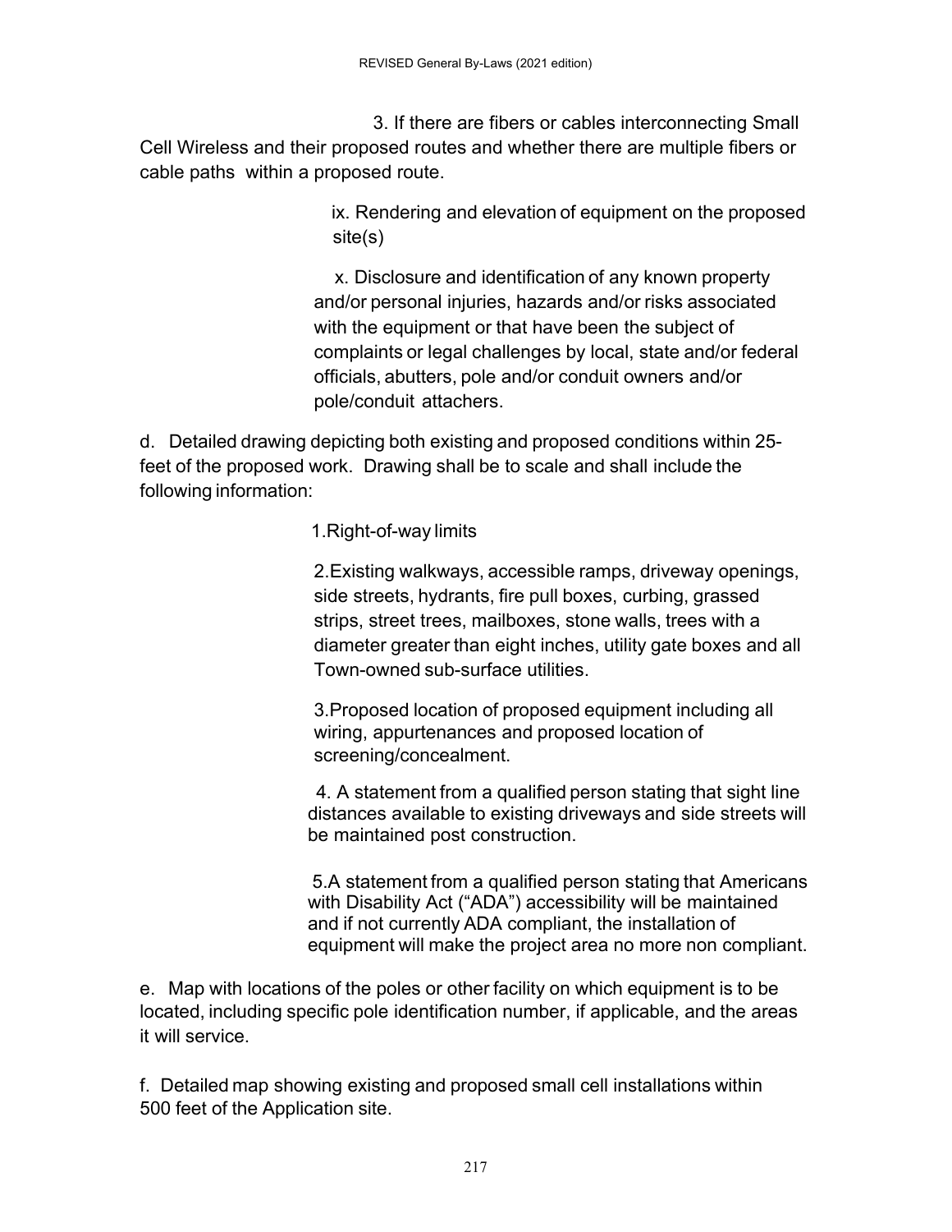3. If there are fibers or cables interconnecting Small Cell Wireless and their proposed routes and whether there are multiple fibers or cable paths within a proposed route.

ix. Rendering and elevation of equipment on the proposed site(s)

x. Disclosure and identification of any known property and/or personal injuries, hazards and/or risks associated with the equipment or that have been the subject of complaints or legal challenges by local, state and/or federal officials, abutters, pole and/or conduit owners and/or pole/conduit attachers.

d. Detailed drawing depicting both existing and proposed conditions within 25-feet of the proposed work. Drawing shall be to scale and shall include the following information:

1.Right-of-way limits

2.Existing walkways, accessible ramps, driveway openings, side streets, hydrants, fire pull boxes, curbing, grassed strips, street trees, mailboxes, stone walls, trees with a diameter greater than eight inches, utility gate boxes and all Town-owned sub-surface utilities.

3.Proposed location of proposed equipment including all wiring, appurtenances and proposed location of screening/concealment.

4. A statement from a qualified person stating that sight line distances available to existing driveways and side streets will be maintained post construction.

5.A statement from a qualified person stating that Americans with Disability Act ("ADA") accessibility will be maintained and if not currently ADA compliant, the installation of equipment will make the project area no more non compliant.

e. Map with locations of the poles or other facility on which equipment is to be located, including specific pole identification number, if applicable, and the areas it will service.

f. Detailed map showing existing and proposed small cell installations within 500 feet of the Application site.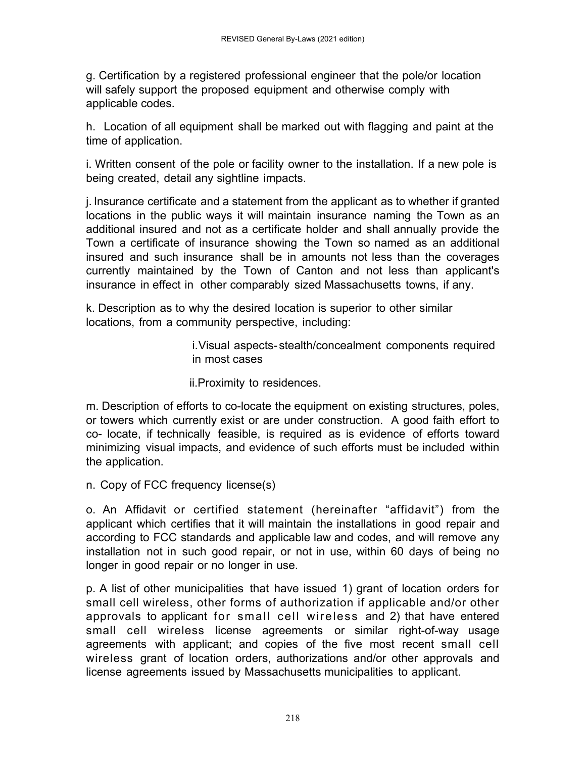g. Certification by a registered professional engineer that the pole/or location will safely support the proposed equipment and otherwise comply with applicable codes.

h. Location of all equipment shall be marked out with flagging and paint at the time of application.

i. Written consent of the pole or facility owner to the installation. If a new pole is being created, detail any sightline impacts.

j. Insurance certificate and a statement from the applicant as to whether if granted locations in the public ways it will maintain insurance naming the Town as an additional insured and not as a certificate holder and shall annually provide the Town a certificate of insurance showing the Town so named as an additional insured and such insurance shall be in amounts not less than the coverages currently maintained by the Town of Canton and not less than applicant's insurance in effect in other comparably sized Massachusetts towns, if any.

k. Description as to why the desired location is superior to other similar locations, from a community perspective, including:

> i. Visual aspects- stealth/concealment components required in most cases
>
> ii. Proximity to residences.

m. Description of efforts to co-locate the equipment on existing structures, poles, or towers which currently exist or are under construction. A good faith effort to co- locate, if technically feasible, is required as is evidence of efforts toward minimizing visual impacts, and evidence of such efforts must be included within the application.

n. Copy of FCC frequency license(s)

o. An Affidavit or certified statement (hereinafter "affidavit") from the applicant which certifies that it will maintain the installations in good repair and according to FCC standards and applicable law and codes, and will remove any installation not in such good repair, or not in use, within 60 days of being no longer in good repair or no longer in use.

p. A list of other municipalities that have issued 1) grant of location orders for small cell wireless, other forms of authorization if applicable and/or other approvals to applicant for small cell wireless and 2) that have entered small cell wireless license agreements or similar right-of-way usage agreements with applicant; and copies of the five most recent small cell wireless grant of location orders, authorizations and/or other approvals and license agreements issued by Massachusetts municipalities to applicant.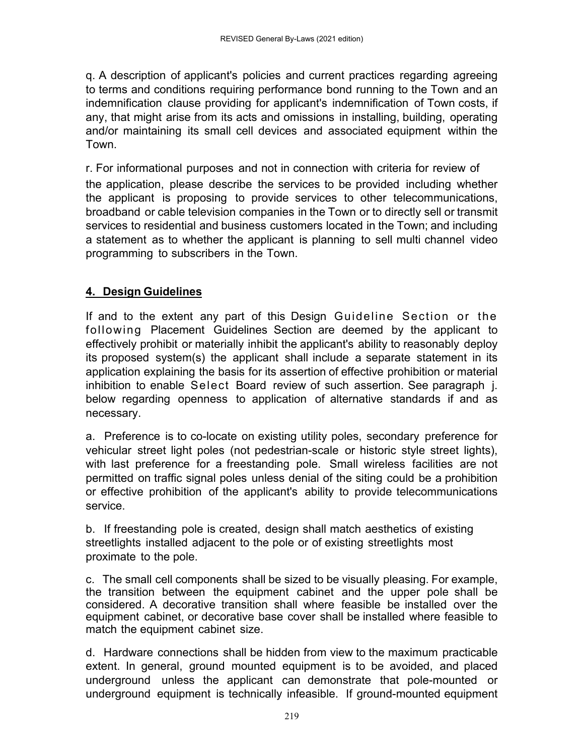q. A description of applicant's policies and current practices regarding agreeing to terms and conditions requiring performance bond running to the Town and an indemnification clause providing for applicant's indemnification of Town costs, if any, that might arise from its acts and omissions in installing, building, operating and/or maintaining its small cell devices and associated equipment within the Town.

r. For informational purposes and not in connection with criteria for review of the application, please describe the services to be provided including whether the applicant is proposing to provide services to other telecommunications, broadband or cable television companies in the Town or to directly sell or transmit services to residential and business customers located in the Town; and including a statement as to whether the applicant is planning to sell multi channel video programming to subscribers in the Town.

## 4. Design Guidelines

If and to the extent any part of this Design Guideline Section or the following Placement Guidelines Section are deemed by the applicant to effectively prohibit or materially inhibit the applicant's ability to reasonably deploy its proposed system(s) the applicant shall include a separate statement in its application explaining the basis for its assertion of effective prohibition or material inhibition to enable Select Board review of such assertion. See paragraph j. below regarding openness to application of alternative standards if and as necessary.

a. Preference is to co-locate on existing utility poles, secondary preference for vehicular street light poles (not pedestrian-scale or historic style street lights), with last preference for a freestanding pole. Small wireless facilities are not permitted on traffic signal poles unless denial of the siting could be a prohibition or effective prohibition of the applicant's ability to provide telecommunications service.

b. If freestanding pole is created, design shall match aesthetics of existing streetlights installed adjacent to the pole or of existing streetlights most proximate to the pole.

c. The small cell components shall be sized to be visually pleasing. For example, the transition between the equipment cabinet and the upper pole shall be considered. A decorative transition shall where feasible be installed over the equipment cabinet, or decorative base cover shall be installed where feasible to match the equipment cabinet size.

d. Hardware connections shall be hidden from view to the maximum practicable extent. In general, ground mounted equipment is to be avoided, and placed underground unless the applicant can demonstrate that pole-mounted or underground equipment is technically infeasible. If ground-mounted equipment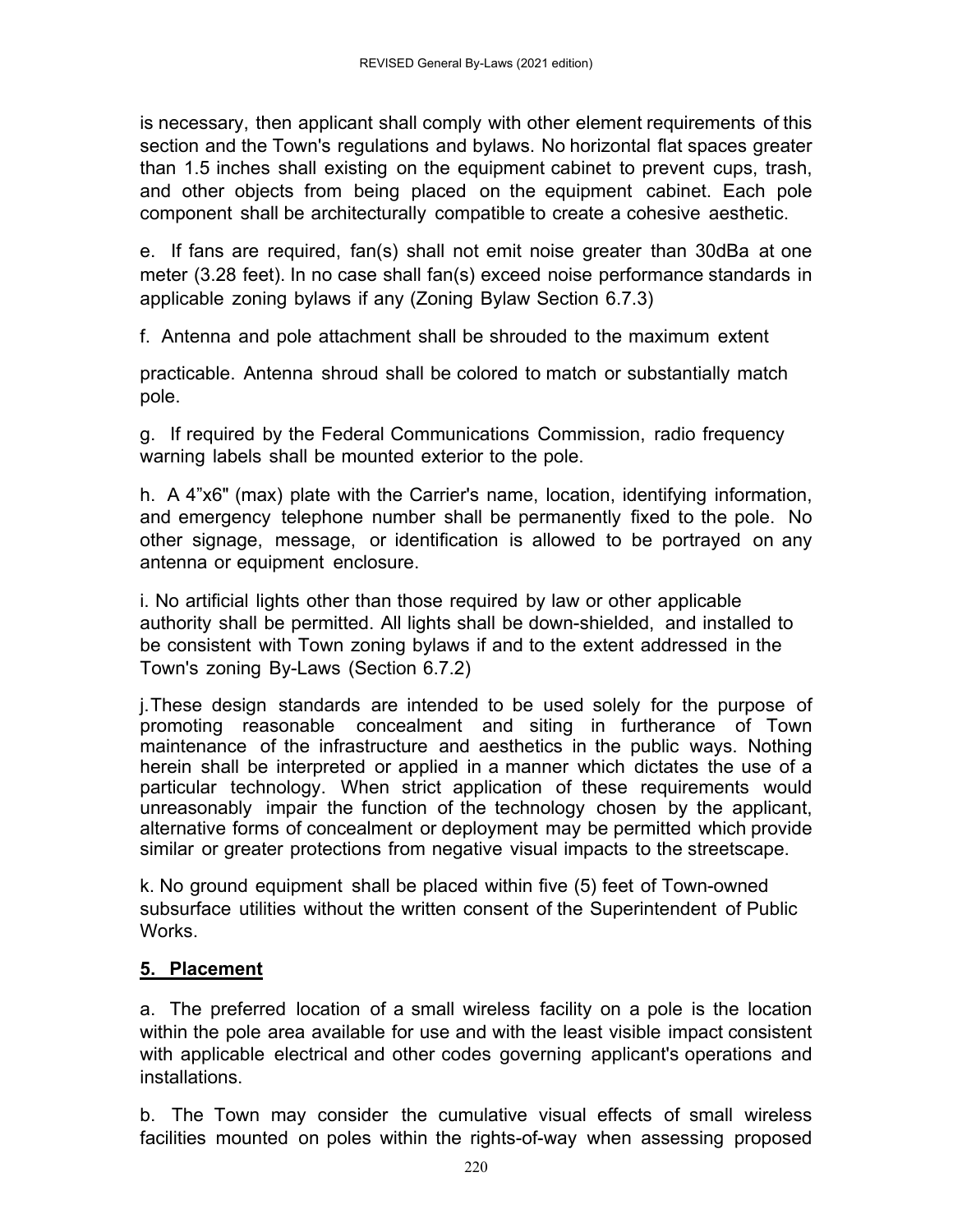is necessary, then applicant shall comply with other element requirements of this section and the Town's regulations and bylaws. No horizontal flat spaces greater than 1.5 inches shall existing on the equipment cabinet to prevent cups, trash, and other objects from being placed on the equipment cabinet. Each pole component shall be architecturally compatible to create a cohesive aesthetic.

e. If fans are required, fan(s) shall not emit noise greater than 30dBa at one meter (3.28 feet). In no case shall fan(s) exceed noise performance standards in applicable zoning bylaws if any (Zoning Bylaw Section 6.7.3)

f. Antenna and pole attachment shall be shrouded to the maximum extent

practicable. Antenna shroud shall be colored to match or substantially match pole.

g. If required by the Federal Communications Commission, radio frequency warning labels shall be mounted exterior to the pole.

h. A 4”x6" (max) plate with the Carrier's name, location, identifying information, and emergency telephone number shall be permanently fixed to the pole. No other signage, message, or identification is allowed to be portrayed on any antenna or equipment enclosure.

i. No artificial lights other than those required by law or other applicable authority shall be permitted. All lights shall be down-shielded, and installed to be consistent with Town zoning bylaws if and to the extent addressed in the Town's zoning By-Laws (Section 6.7.2)

j. These design standards are intended to be used solely for the purpose of promoting reasonable concealment and siting in furtherance of Town maintenance of the infrastructure and aesthetics in the public ways. Nothing herein shall be interpreted or applied in a manner which dictates the use of a particular technology. When strict application of these requirements would unreasonably impair the function of the technology chosen by the applicant, alternative forms of concealment or deployment may be permitted which provide similar or greater protections from negative visual impacts to the streetscape.

k. No ground equipment shall be placed within five (5) feet of Town-owned subsurface utilities without the written consent of the Superintendent of Public Works.

## 5. Placement

a. The preferred location of a small wireless facility on a pole is the location within the pole area available for use and with the least visible impact consistent with applicable electrical and other codes governing applicant's operations and installations.

b. The Town may consider the cumulative visual effects of small wireless facilities mounted on poles within the rights-of-way when assessing proposed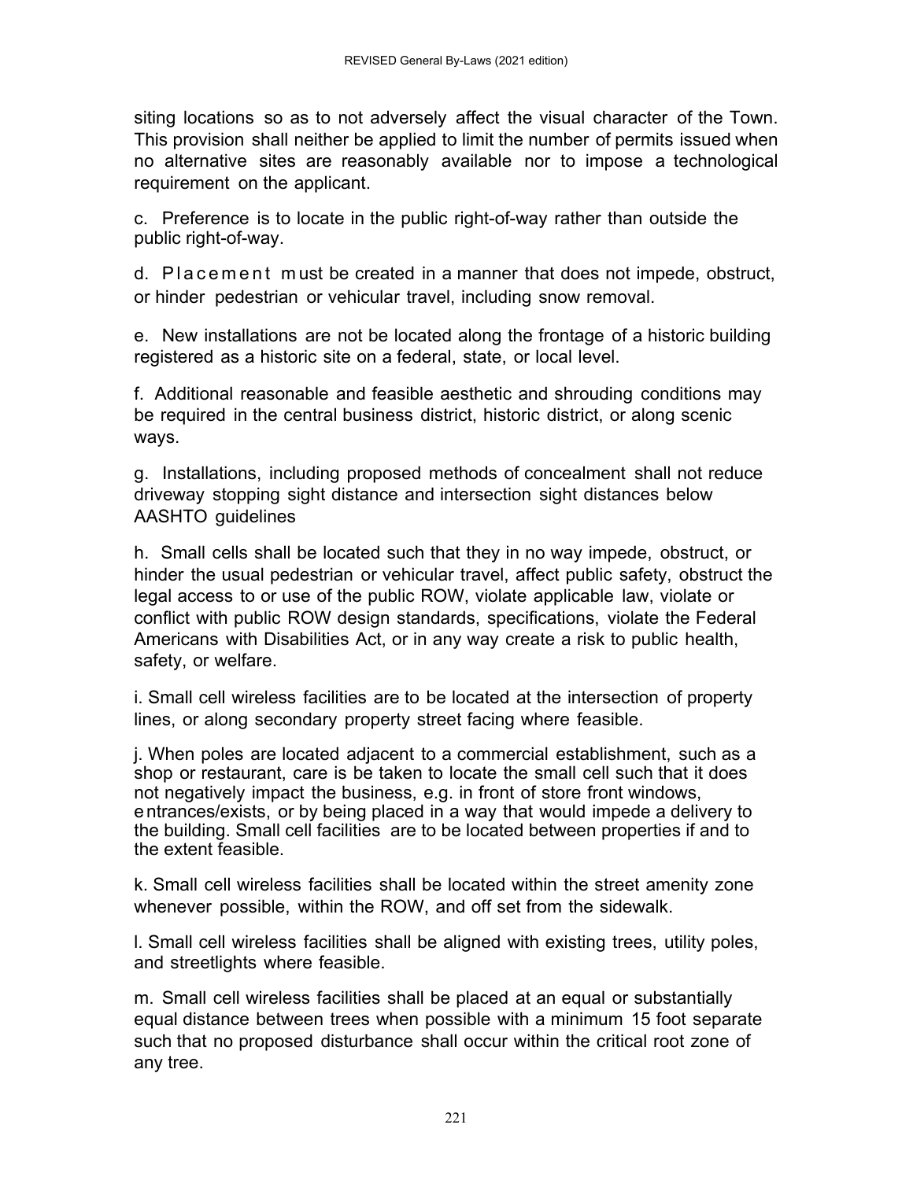siting locations so as to not adversely affect the visual character of the Town. This provision shall neither be applied to limit the number of permits issued when no alternative sites are reasonably available nor to impose a technological requirement on the applicant.

c. Preference is to locate in the public right-of-way rather than outside the public right-of-way.

d. Placement must be created in a manner that does not impede, obstruct, or hinder pedestrian or vehicular travel, including snow removal.

e. New installations are not be located along the frontage of a historic building registered as a historic site on a federal, state, or local level.

f. Additional reasonable and feasible aesthetic and shrouding conditions may be required in the central business district, historic district, or along scenic ways.

g. Installations, including proposed methods of concealment shall not reduce driveway stopping sight distance and intersection sight distances below AASHTO guidelines

h. Small cells shall be located such that they in no way impede, obstruct, or hinder the usual pedestrian or vehicular travel, affect public safety, obstruct the legal access to or use of the public ROW, violate applicable law, violate or conflict with public ROW design standards, specifications, violate the Federal Americans with Disabilities Act, or in any way create a risk to public health, safety, or welfare.

i. Small cell wireless facilities are to be located at the intersection of property lines, or along secondary property street facing where feasible.

j. When poles are located adjacent to a commercial establishment, such as a shop or restaurant, care is be taken to locate the small cell such that it does not negatively impact the business, e.g. in front of store front windows, entrances/exists, or by being placed in a way that would impede a delivery to the building. Small cell facilities are to be located between properties if and to the extent feasible.

k. Small cell wireless facilities shall be located within the street amenity zone whenever possible, within the ROW, and off set from the sidewalk.

l. Small cell wireless facilities shall be aligned with existing trees, utility poles, and streetlights where feasible.

m. Small cell wireless facilities shall be placed at an equal or substantially equal distance between trees when possible with a minimum 15 foot separate such that no proposed disturbance shall occur within the critical root zone of any tree.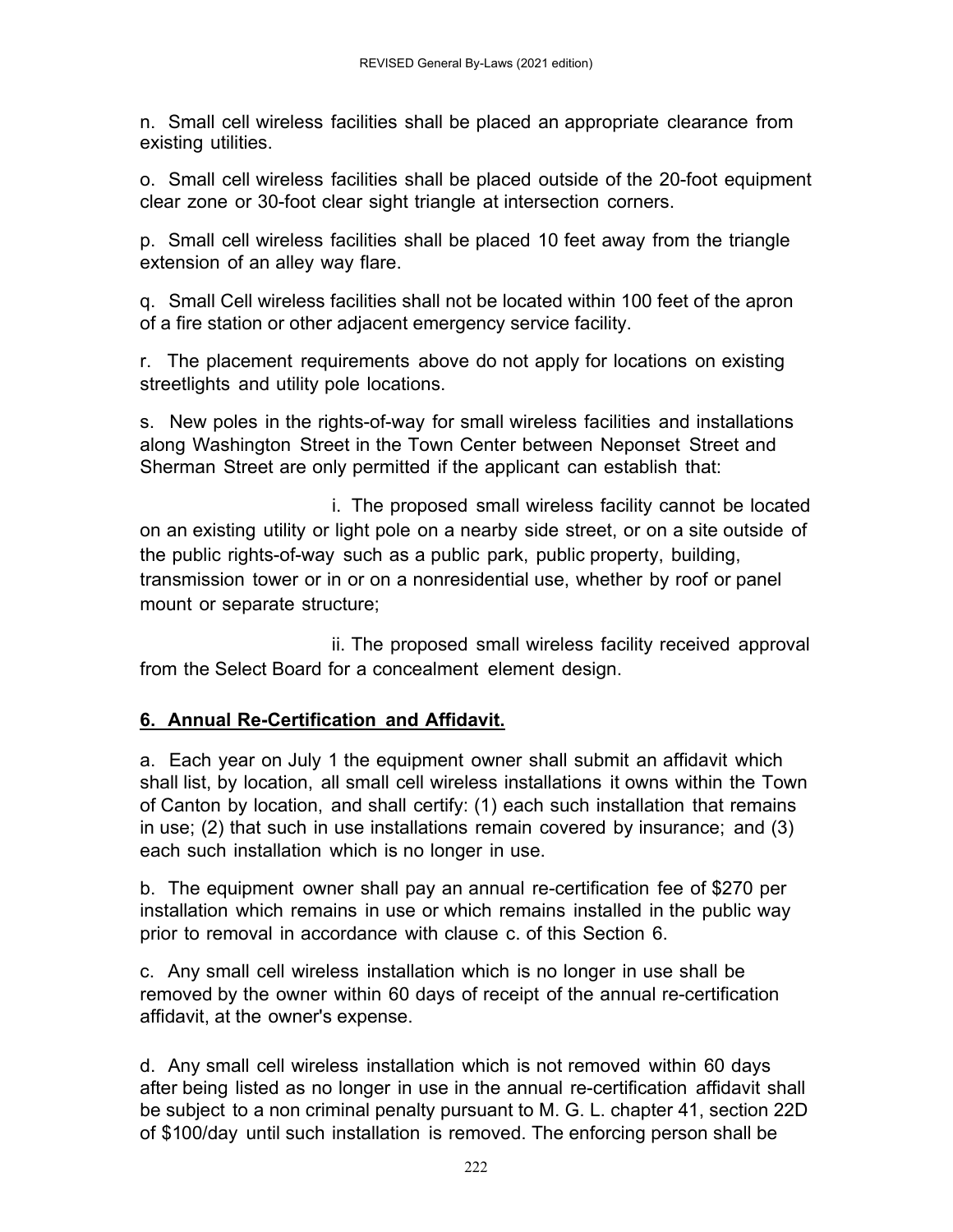n. Small cell wireless facilities shall be placed an appropriate clearance from existing utilities.

o. Small cell wireless facilities shall be placed outside of the 20-foot equipment clear zone or 30-foot clear sight triangle at intersection corners.

p. Small cell wireless facilities shall be placed 10 feet away from the triangle extension of an alley way flare.

q. Small Cell wireless facilities shall not be located within 100 feet of the apron of a fire station or other adjacent emergency service facility.

r. The placement requirements above do not apply for locations on existing streetlights and utility pole locations.

s. New poles in the rights-of-way for small wireless facilities and installations along Washington Street in the Town Center between Neponset Street and Sherman Street are only permitted if the applicant can establish that:

i. The proposed small wireless facility cannot be located on an existing utility or light pole on a nearby side street, or on a site outside of the public rights-of-way such as a public park, public property, building, transmission tower or in or on a nonresidential use, whether by roof or panel mount or separate structure;

ii. The proposed small wireless facility received approval from the Select Board for a concealment element design.

**6. Annual Re-Certification and Affidavit.**

a. Each year on July 1 the equipment owner shall submit an affidavit which shall list, by location, all small cell wireless installations it owns within the Town of Canton by location, and shall certify: (1) each such installation that remains in use; (2) that such in use installations remain covered by insurance; and (3) each such installation which is no longer in use.

b. The equipment owner shall pay an annual re-certification fee of $270 per installation which remains in use or which remains installed in the public way prior to removal in accordance with clause c. of this Section 6.

c. Any small cell wireless installation which is no longer in use shall be removed by the owner within 60 days of receipt of the annual re-certification affidavit, at the owner's expense.

d. Any small cell wireless installation which is not removed within 60 days after being listed as no longer in use in the annual re-certification affidavit shall be subject to a non criminal penalty pursuant to M. G. L. chapter 41, section 22D of $100/day until such installation is removed. The enforcing person shall be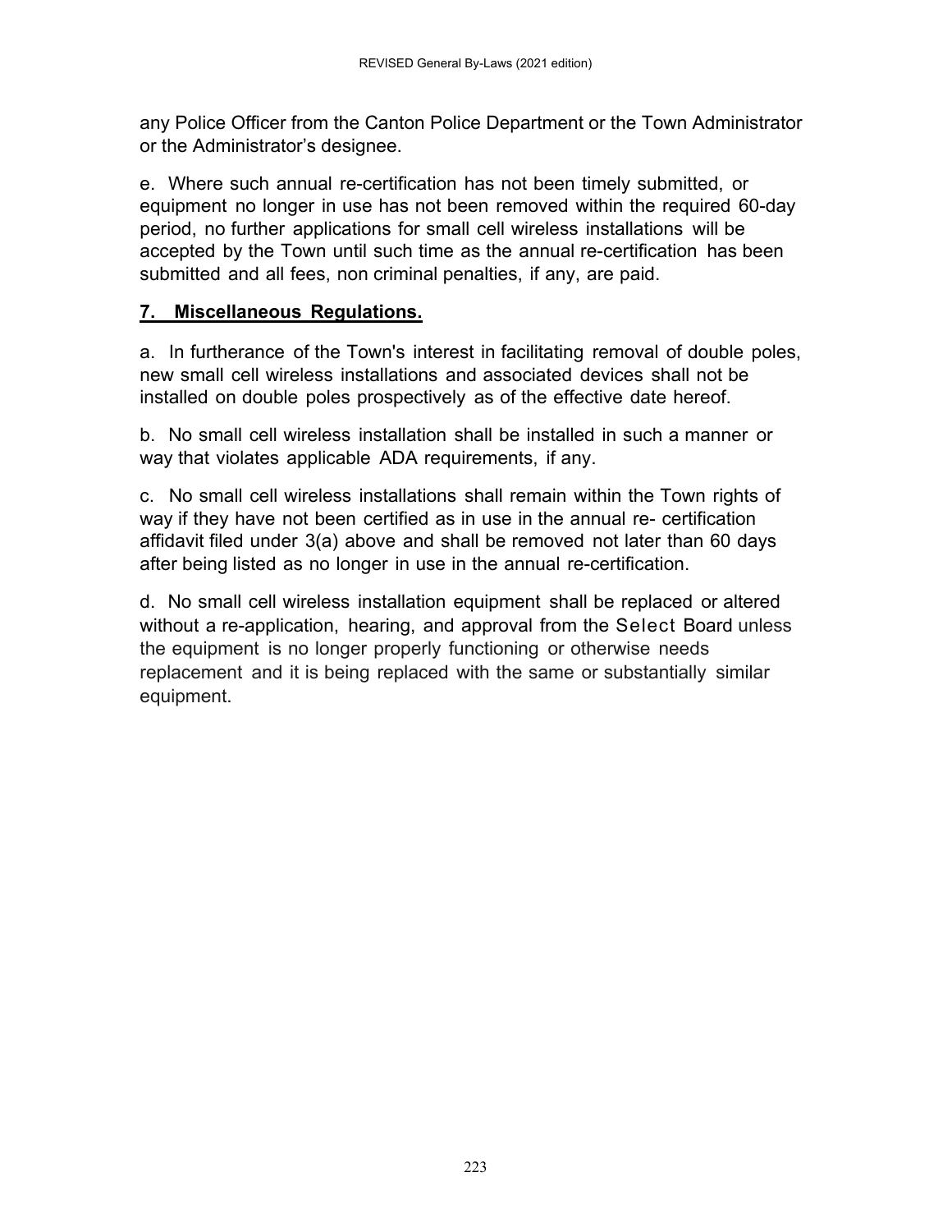any Police Officer from the Canton Police Department or the Town Administrator or the Administrator's designee.

e. Where such annual re-certification has not been timely submitted, or equipment no longer in use has not been removed within the required 60-day period, no further applications for small cell wireless installations will be accepted by the Town until such time as the annual re-certification has been submitted and all fees, non criminal penalties, if any, are paid.

**7. Miscellaneous Regulations.**

a. In furtherance of the Town's interest in facilitating removal of double poles, new small cell wireless installations and associated devices shall not be installed on double poles prospectively as of the effective date hereof.

b. No small cell wireless installation shall be installed in such a manner or way that violates applicable ADA requirements, if any.

c. No small cell wireless installations shall remain within the Town rights of way if they have not been certified as in use in the annual re- certification affidavit filed under 3(a) above and shall be removed not later than 60 days after being listed as no longer in use in the annual re-certification.

d. No small cell wireless installation equipment shall be replaced or altered without a re-application, hearing, and approval from the Select Board unless the equipment is no longer properly functioning or otherwise needs replacement and it is being replaced with the same or substantially similar equipment.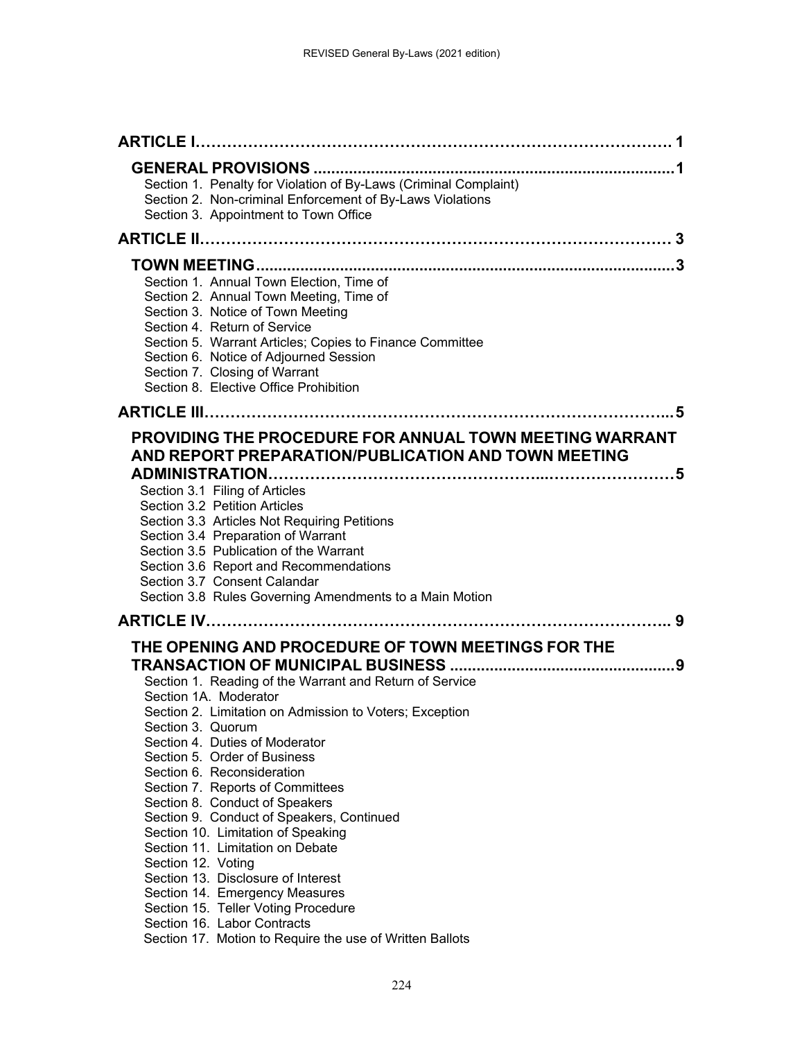**ARTICLE I………………………………………………………………………………. 1**

**GENERAL PROVISIONS ................................................................................1**

Section 1. Penalty for Violation of By-Laws (Criminal Complaint)
Section 2. Non-criminal Enforcement of By-Laws Violations
Section 3. Appointment to Town Office

**ARTICLE II……………………………………………………………………………. 3**

**TOWN MEETING.............................................................................................3**

Section 1. Annual Town Election, Time of
Section 2. Annual Town Meeting, Time of
Section 3. Notice of Town Meeting
Section 4. Return of Service
Section 5. Warrant Articles; Copies to Finance Committee
Section 6. Notice of Adjourned Session
Section 7. Closing of Warrant
Section 8. Elective Office Prohibition

**ARTICLE III…………………………………………………………………………...5**

**PROVIDING THE PROCEDURE FOR ANNUAL TOWN MEETING WARRANT AND REPORT PREPARATION/PUBLICATION AND TOWN MEETING ADMINISTRATION…………………………………………..……………………5**

Section 3.1 Filing of Articles
Section 3.2 Petition Articles
Section 3.3 Articles Not Requiring Petitions
Section 3.4 Preparation of Warrant
Section 3.5 Publication of the Warrant
Section 3.6 Report and Recommendations
Section 3.7 Consent Calendar
Section 3.8 Rules Governing Amendments to a Main Motion

**ARTICLE IV………………………………………………………………………….. 9**

**THE OPENING AND PROCEDURE OF TOWN MEETINGS FOR THE TRANSACTION OF MUNICIPAL BUSINESS ..................................................9**

Section 1. Reading of the Warrant and Return of Service
Section 1A. Moderator
Section 2. Limitation on Admission to Voters; Exception
Section 3. Quorum
Section 4. Duties of Moderator
Section 5. Order of Business
Section 6. Reconsideration
Section 7. Reports of Committees
Section 8. Conduct of Speakers
Section 9. Conduct of Speakers, Continued
Section 10. Limitation of Speaking
Section 11. Limitation on Debate
Section 12. Voting
Section 13. Disclosure of Interest
Section 14. Emergency Measures
Section 15. Teller Voting Procedure
Section 16. Labor Contracts
Section 17. Motion to Require the use of Written Ballots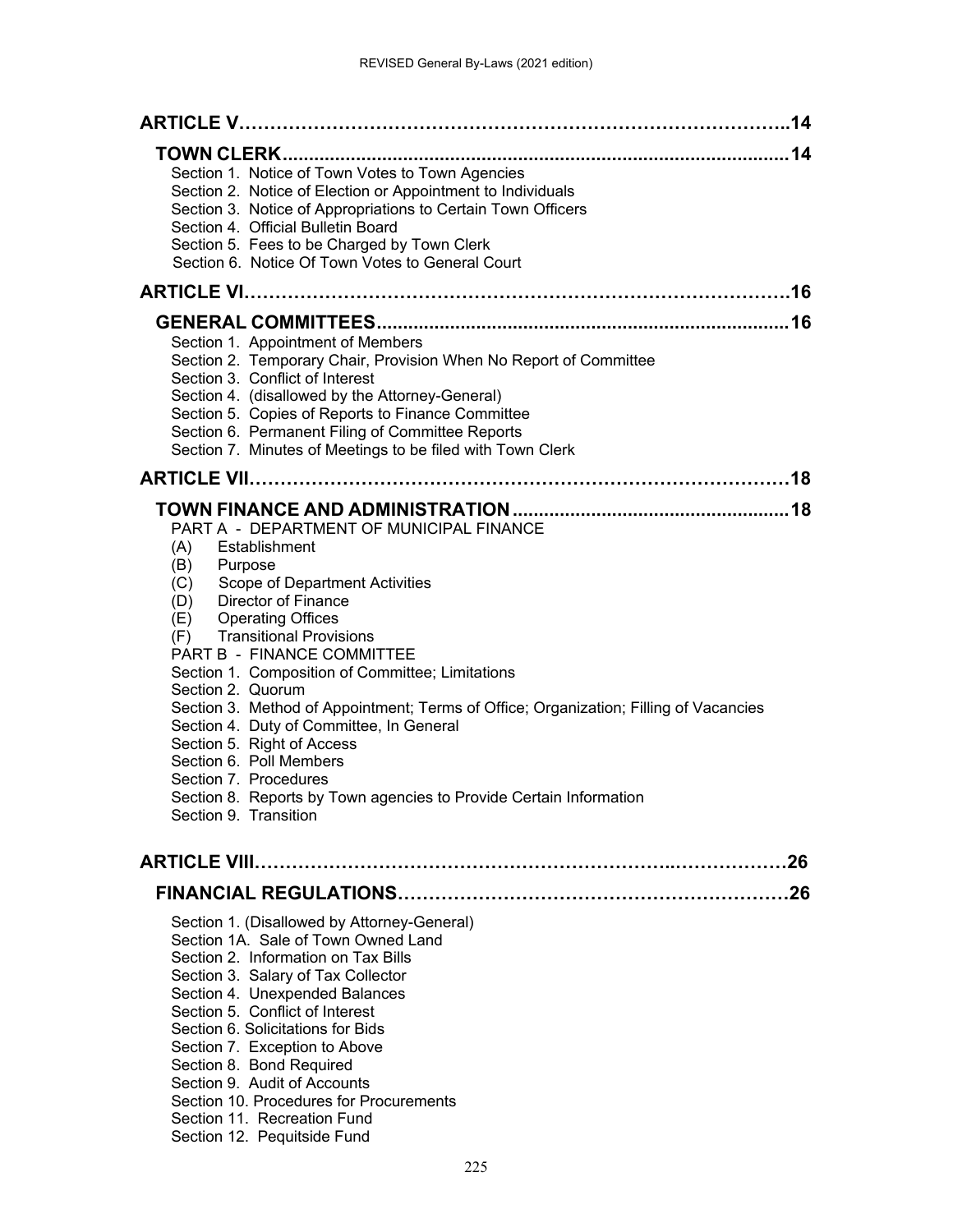**ARTICLE V……………………………………………………………………………..14**

**TOWN CLERK...............................................................................................14**

Section 1. Notice of Town Votes to Town Agencies
Section 2. Notice of Election or Appointment to Individuals
Section 3. Notice of Appropriations to Certain Town Officers
Section 4. Official Bulletin Board
Section 5. Fees to be Charged by Town Clerk
Section 6. Notice Of Town Votes to General Court

**ARTICLE VI………………………………………………………………………16**

**GENERAL COMMITTEES............................................................................16**

Section 1. Appointment of Members
Section 2. Temporary Chair, Provision When No Report of Committee
Section 3. Conflict of Interest
Section 4. (disallowed by the Attorney-General)
Section 5. Copies of Reports to Finance Committee
Section 6. Permanent Filing of Committee Reports
Section 7. Minutes of Meetings to be filed with Town Clerk

**ARTICLE VII………………………………………………………………………18**

**TOWN FINANCE AND ADMINISTRATION....................................................18**

PART A - DEPARTMENT OF MUNICIPAL FINANCE
(A) Establishment
(B) Purpose
(C) Scope of Department Activities
(D) Director of Finance
(E) Operating Offices
(F) Transitional Provisions
PART B - FINANCE COMMITTEE
Section 1. Composition of Committee; Limitations
Section 2. Quorum
Section 3. Method of Appointment; Terms of Office; Organization; Filling of Vacancies
Section 4. Duty of Committee, In General
Section 5. Right of Access
Section 6. Poll Members
Section 7. Procedures
Section 8. Reports by Town agencies to Provide Certain Information
Section 9. Transition

**ARTICLE VIII………………………………………………………...……………26**

**FINANCIAL REGULATIONS……………………………………………………26**

Section 1. (Disallowed by Attorney-General)
Section 1A. Sale of Town Owned Land
Section 2. Information on Tax Bills
Section 3. Salary of Tax Collector
Section 4. Unexpended Balances
Section 5. Conflict of Interest
Section 6. Solicitations for Bids
Section 7. Exception to Above
Section 8. Bond Required
Section 9. Audit of Accounts
Section 10. Procedures for Procurements
Section 11. Recreation Fund
Section 12. Pequitside Fund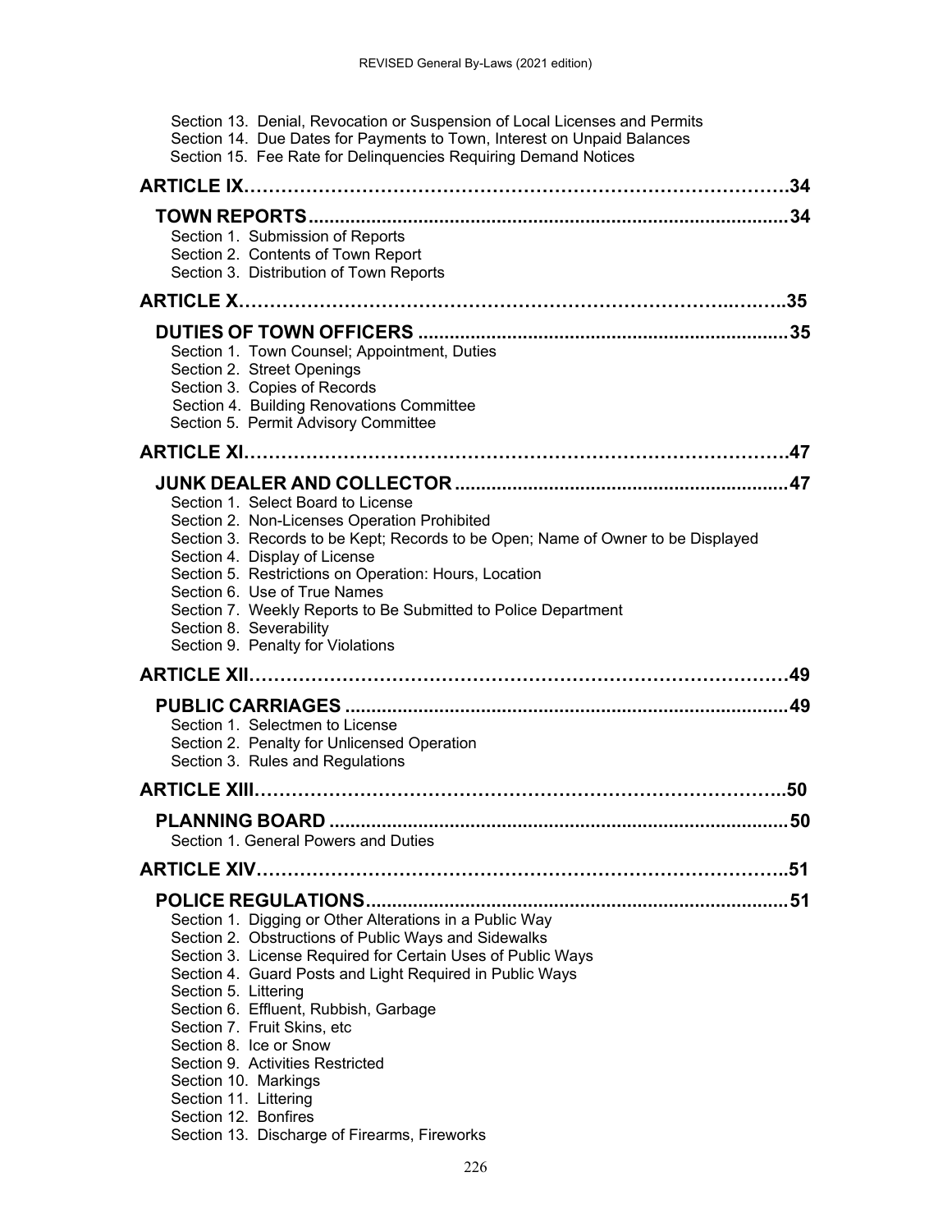Section 13. Denial, Revocation or Suspension of Local Licenses and Permits
Section 14. Due Dates for Payments to Town, Interest on Unpaid Balances
Section 15. Fee Rate for Delinquencies Requiring Demand Notices

**ARTICLE IX……………………………………………………………………………34**

**TOWN REPORTS..........................................................................................34**

Section 1. Submission of Reports
Section 2. Contents of Town Report
Section 3. Distribution of Town Reports

**ARTICLE X……………………………………………………………………..……..35**

**DUTIES OF TOWN OFFICERS .....................................................................35**

Section 1. Town Counsel; Appointment, Duties
Section 2. Street Openings
Section 3. Copies of Records
Section 4. Building Renovations Committee
Section 5. Permit Advisory Committee

**ARTICLE XI……………………………………………………………………………47**

**JUNK DEALER AND COLLECTOR ..............................................................47**

Section 1. Select Board to License
Section 2. Non-Licenses Operation Prohibited
Section 3. Records to be Kept; Records to be Open; Name of Owner to be Displayed
Section 4. Display of License
Section 5. Restrictions on Operation: Hours, Location
Section 6. Use of True Names
Section 7. Weekly Reports to Be Submitted to Police Department
Section 8. Severability
Section 9. Penalty for Violations

**ARTICLE XII……………………………………………………………………………49**

**PUBLIC CARRIAGES ....................................................................................49**

Section 1. Selectmen to License
Section 2. Penalty for Unlicensed Operation
Section 3. Rules and Regulations

**ARTICLE XIII…………………………………………………………………………..50**

**PLANNING BOARD .......................................................................................50**

Section 1. General Powers and Duties

**ARTICLE XIV…………………………………………………………………………..51**

**POLICE REGULATIONS................................................................................51**

Section 1. Digging or Other Alterations in a Public Way
Section 2. Obstructions of Public Ways and Sidewalks
Section 3. License Required for Certain Uses of Public Ways
Section 4. Guard Posts and Light Required in Public Ways
Section 5. Littering
Section 6. Effluent, Rubbish, Garbage
Section 7. Fruit Skins, etc
Section 8. Ice or Snow
Section 9. Activities Restricted
Section 10. Markings
Section 11. Littering
Section 12. Bonfires
Section 13. Discharge of Firearms, Fireworks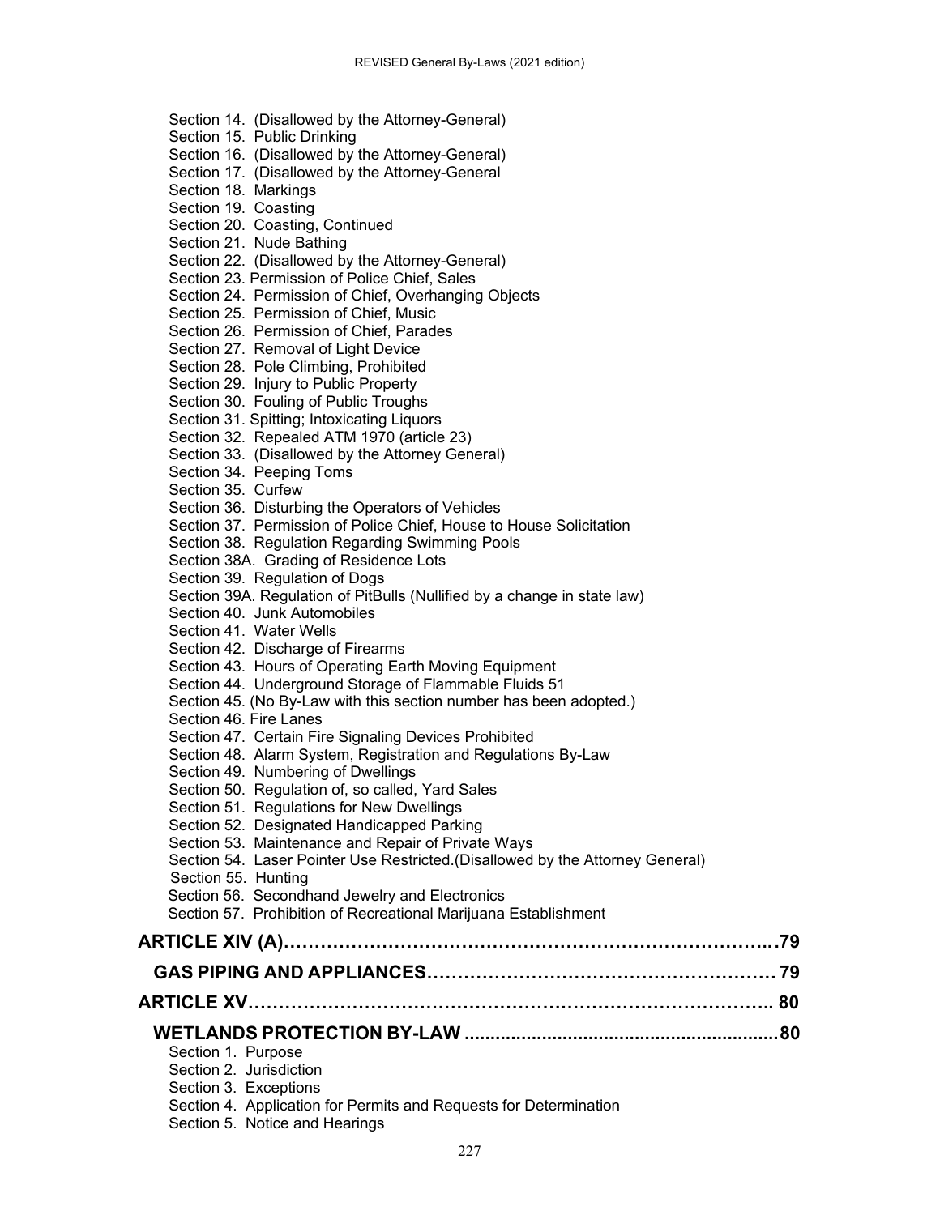Section 14. (Disallowed by the Attorney-General)
Section 15. Public Drinking
Section 16. (Disallowed by the Attorney-General)
Section 17. (Disallowed by the Attorney-General
Section 18. Markings
Section 19. Coasting
Section 20. Coasting, Continued
Section 21. Nude Bathing
Section 22. (Disallowed by the Attorney-General)
Section 23. Permission of Police Chief, Sales
Section 24. Permission of Chief, Overhanging Objects
Section 25. Permission of Chief, Music
Section 26. Permission of Chief, Parades
Section 27. Removal of Light Device
Section 28. Pole Climbing, Prohibited
Section 29. Injury to Public Property
Section 30. Fouling of Public Troughs
Section 31. Spitting; Intoxicating Liquors
Section 32. Repealed ATM 1970 (article 23)
Section 33. (Disallowed by the Attorney General)
Section 34. Peeping Toms
Section 35. Curfew
Section 36. Disturbing the Operators of Vehicles
Section 37. Permission of Police Chief, House to House Solicitation
Section 38. Regulation Regarding Swimming Pools
Section 38A. Grading of Residence Lots
Section 39. Regulation of Dogs
Section 39A. Regulation of PitBulls (Nullified by a change in state law)
Section 40. Junk Automobiles
Section 41. Water Wells
Section 42. Discharge of Firearms
Section 43. Hours of Operating Earth Moving Equipment
Section 44. Underground Storage of Flammable Fluids 51
Section 45. (No By-Law with this section number has been adopted.)
Section 46. Fire Lanes
Section 47. Certain Fire Signaling Devices Prohibited
Section 48. Alarm System, Registration and Regulations By-Law
Section 49. Numbering of Dwellings
Section 50. Regulation of, so called, Yard Sales
Section 51. Regulations for New Dwellings
Section 52. Designated Handicapped Parking
Section 53. Maintenance and Repair of Private Ways
Section 54. Laser Pointer Use Restricted.(Disallowed by the Attorney General)
Section 55. Hunting
Section 56. Secondhand Jewelry and Electronics
Section 57. Prohibition of Recreational Marijuana Establishment

**ARTICLE XIV (A)…………………………………………………………………….79**

**GAS PIPING AND APPLIANCES………………………………………………… 79**

**ARTICLE XV……………………………………………………………………….. 80**

**WETLANDS PROTECTION BY-LAW ............................................................80**

Section 1. Purpose
Section 2. Jurisdiction
Section 3. Exceptions
Section 4. Application for Permits and Requests for Determination
Section 5. Notice and Hearings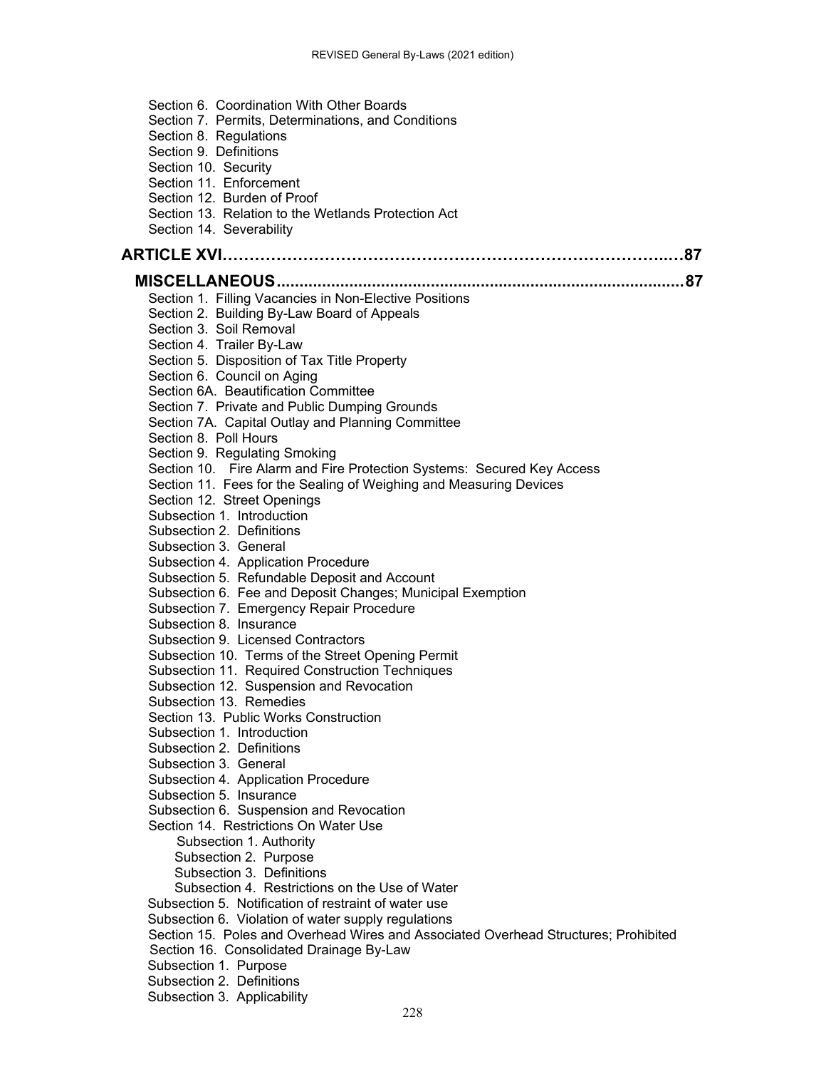Section 6. Coordination With Other Boards
Section 7. Permits, Determinations, and Conditions
Section 8. Regulations
Section 9. Definitions
Section 10. Security
Section 11. Enforcement
Section 12. Burden of Proof
Section 13. Relation to the Wetlands Protection Act
Section 14. Severability

**ARTICLE XVI………………………………………………………………………..…87**

**MISCELLANEOUS........................................................................................87**

Section 1. Filling Vacancies in Non-Elective Positions
Section 2. Building By-Law Board of Appeals
Section 3. Soil Removal
Section 4. Trailer By-Law
Section 5. Disposition of Tax Title Property
Section 6. Council on Aging
Section 6A. Beautification Committee
Section 7. Private and Public Dumping Grounds
Section 7A. Capital Outlay and Planning Committee
Section 8. Poll Hours
Section 9. Regulating Smoking
Section 10. Fire Alarm and Fire Protection Systems: Secured Key Access
Section 11. Fees for the Sealing of Weighing and Measuring Devices
Section 12. Street Openings
Subsection 1. Introduction
Subsection 2. Definitions
Subsection 3. General
Subsection 4. Application Procedure
Subsection 5. Refundable Deposit and Account
Subsection 6. Fee and Deposit Changes; Municipal Exemption
Subsection 7. Emergency Repair Procedure
Subsection 8. Insurance
Subsection 9. Licensed Contractors
Subsection 10. Terms of the Street Opening Permit
Subsection 11. Required Construction Techniques
Subsection 12. Suspension and Revocation
Subsection 13. Remedies
Section 13. Public Works Construction
Subsection 1. Introduction
Subsection 2. Definitions
Subsection 3. General
Subsection 4. Application Procedure
Subsection 5. Insurance
Subsection 6. Suspension and Revocation
Section 14. Restrictions On Water Use
Subsection 1. Authority
Subsection 2. Purpose
Subsection 3. Definitions
Subsection 4. Restrictions on the Use of Water
Subsection 5. Notification of restraint of water use
Subsection 6. Violation of water supply regulations
Section 15. Poles and Overhead Wires and Associated Overhead Structures; Prohibited
Section 16. Consolidated Drainage By-Law
Subsection 1. Purpose
Subsection 2. Definitions
Subsection 3. Applicability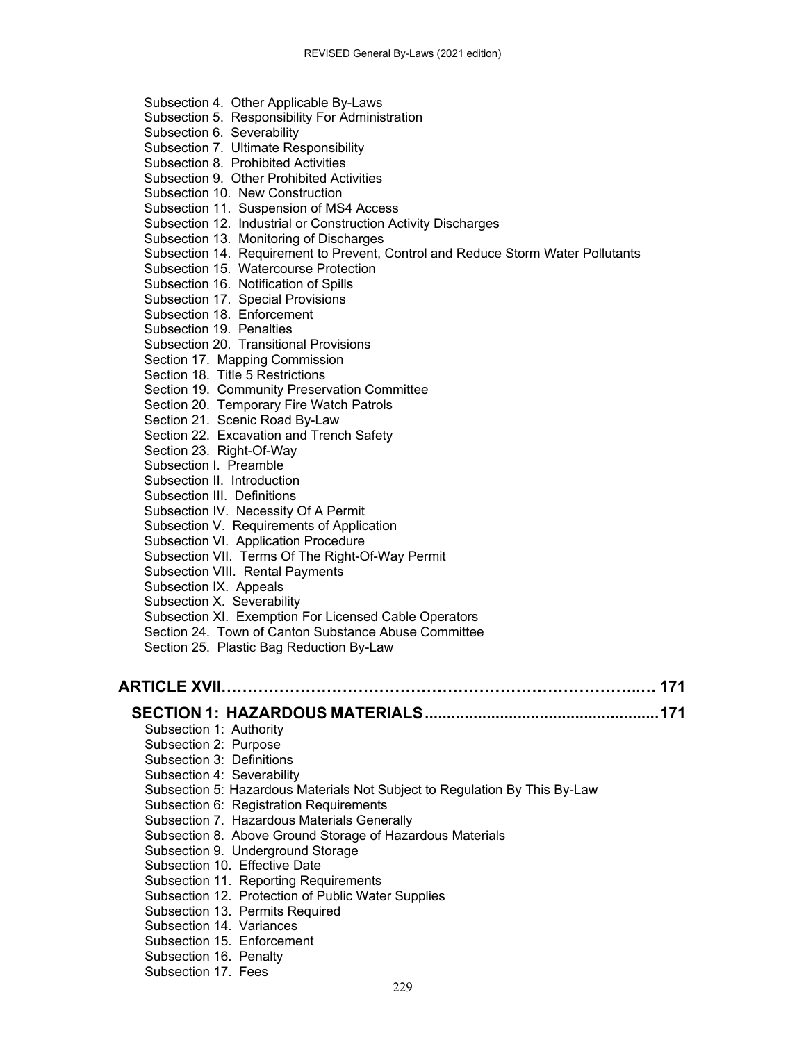Subsection 4. Other Applicable By-Laws
Subsection 5. Responsibility For Administration
Subsection 6. Severability
Subsection 7. Ultimate Responsibility
Subsection 8. Prohibited Activities
Subsection 9. Other Prohibited Activities
Subsection 10. New Construction
Subsection 11. Suspension of MS4 Access
Subsection 12. Industrial or Construction Activity Discharges
Subsection 13. Monitoring of Discharges
Subsection 14. Requirement to Prevent, Control and Reduce Storm Water Pollutants
Subsection 15. Watercourse Protection
Subsection 16. Notification of Spills
Subsection 17. Special Provisions
Subsection 18. Enforcement
Subsection 19. Penalties
Subsection 20. Transitional Provisions
Section 17. Mapping Commission
Section 18. Title 5 Restrictions
Section 19. Community Preservation Committee
Section 20. Temporary Fire Watch Patrols
Section 21. Scenic Road By-Law
Section 22. Excavation and Trench Safety
Section 23. Right-Of-Way
Subsection I. Preamble
Subsection II. Introduction
Subsection III. Definitions
Subsection IV. Necessity Of A Permit
Subsection V. Requirements of Application
Subsection VI. Application Procedure
Subsection VII. Terms Of The Right-Of-Way Permit
Subsection VIII. Rental Payments
Subsection IX. Appeals
Subsection X. Severability
Subsection XI. Exemption For Licensed Cable Operators
Section 24. Town of Canton Substance Abuse Committee
Section 25. Plastic Bag Reduction By-Law

**ARTICLE XVII……………………………………………………………………..… 171**

**SECTION 1: HAZARDOUS MATERIALS .................................................... 171**

Subsection 1: Authority
Subsection 2: Purpose
Subsection 3: Definitions
Subsection 4: Severability
Subsection 5: Hazardous Materials Not Subject to Regulation By This By-Law
Subsection 6: Registration Requirements
Subsection 7. Hazardous Materials Generally
Subsection 8. Above Ground Storage of Hazardous Materials
Subsection 9. Underground Storage
Subsection 10. Effective Date
Subsection 11. Reporting Requirements
Subsection 12. Protection of Public Water Supplies
Subsection 13. Permits Required
Subsection 14. Variances
Subsection 15. Enforcement
Subsection 16. Penalty
Subsection 17. Fees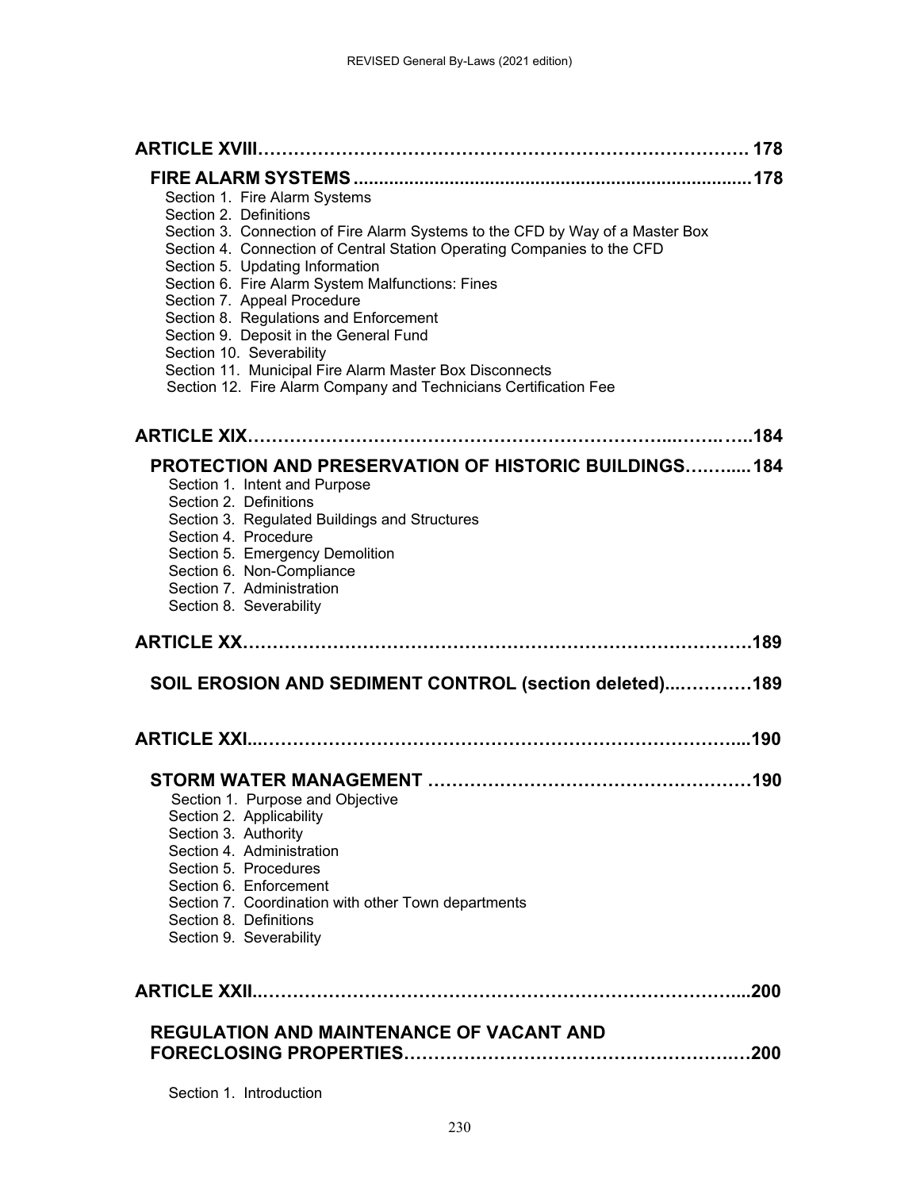**ARTICLE XVIII……………………………………………………………………… 178**

**FIRE ALARM SYSTEMS ............................................................................178**

Section 1. Fire Alarm Systems
Section 2. Definitions
Section 3. Connection of Fire Alarm Systems to the CFD by Way of a Master Box
Section 4. Connection of Central Station Operating Companies to the CFD
Section 5. Updating Information
Section 6. Fire Alarm System Malfunctions: Fines
Section 7. Appeal Procedure
Section 8. Regulations and Enforcement
Section 9. Deposit in the General Fund
Section 10. Severability
Section 11. Municipal Fire Alarm Master Box Disconnects
Section 12. Fire Alarm Company and Technicians Certification Fee

**ARTICLE XIX…………………………………………………………...……..…..184**

**PROTECTION AND PRESERVATION OF HISTORIC BUILDINGS……..... 184**

Section 1. Intent and Purpose
Section 2. Definitions
Section 3. Regulated Buildings and Structures
Section 4. Procedure
Section 5. Emergency Demolition
Section 6. Non-Compliance
Section 7. Administration
Section 8. Severability

**ARTICLE XX………………………………………………………………………189**

**SOIL EROSION AND SEDIMENT CONTROL (section deleted)...…………189**

**ARTICLE XXI...…………………………………………………………………....190**

**STORM WATER MANAGEMENT ……………………………………………190**

Section 1. Purpose and Objective
Section 2. Applicability
Section 3. Authority
Section 4. Administration
Section 5. Procedures
Section 6. Enforcement
Section 7. Coordination with other Town departments
Section 8. Definitions
Section 9. Severability

**ARTICLE XXII..…………………………………………………………………....200**

**REGULATION AND MAINTENANCE OF VACANT AND FORECLOSING PROPERTIES…………………………………………………200**

Section 1. Introduction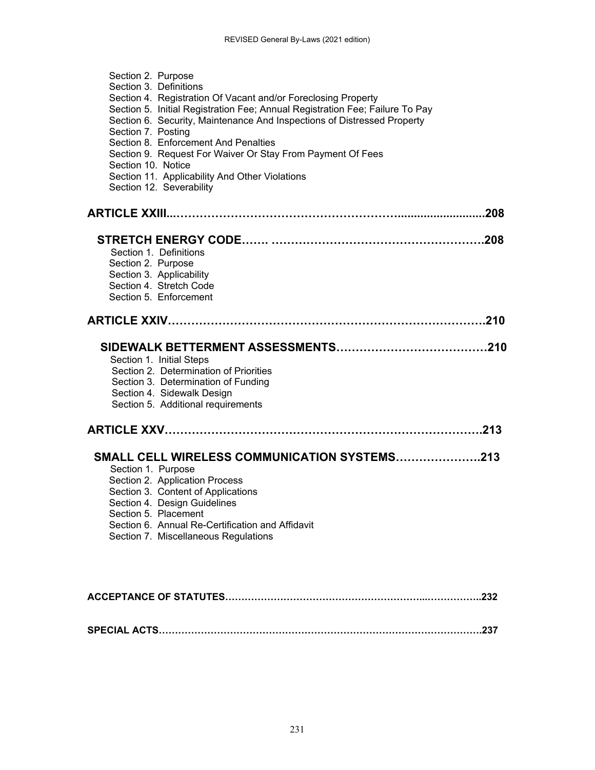Section 2. Purpose
Section 3. Definitions
Section 4. Registration Of Vacant and/or Foreclosing Property
Section 5. Initial Registration Fee; Annual Registration Fee; Failure To Pay
Section 6. Security, Maintenance And Inspections of Distressed Property
Section 7. Posting
Section 8. Enforcement And Penalties
Section 9. Request For Waiver Or Stay From Payment Of Fees
Section 10. Notice
Section 11. Applicability And Other Violations
Section 12. Severability

**ARTICLE XXIII...…………………………………………………..........................208**

**STRETCH ENERGY CODE……. ……………………………………………….208**

Section 1. Definitions
Section 2. Purpose
Section 3. Applicability
Section 4. Stretch Code
Section 5. Enforcement

**ARTICLE XXIV……………………………………………………………………….210**

**SIDEWALK BETTERMENT ASSESSMENTS…………………………………210**

Section 1. Initial Steps
Section 2. Determination of Priorities
Section 3. Determination of Funding
Section 4. Sidewalk Design
Section 5. Additional requirements

**ARTICLE XXV……………………………………………………………………….213**

**SMALL CELL WIRELESS COMMUNICATION SYSTEMS………………….213**

Section 1. Purpose
Section 2. Application Process
Section 3. Content of Applications
Section 4. Design Guidelines
Section 5. Placement
Section 6. Annual Re-Certification and Affidavit
Section 7. Miscellaneous Regulations

**ACCEPTANCE OF STATUTES……………………………………………………..…………….232**

**SPECIAL ACTS……………………………………………………………………………………….237**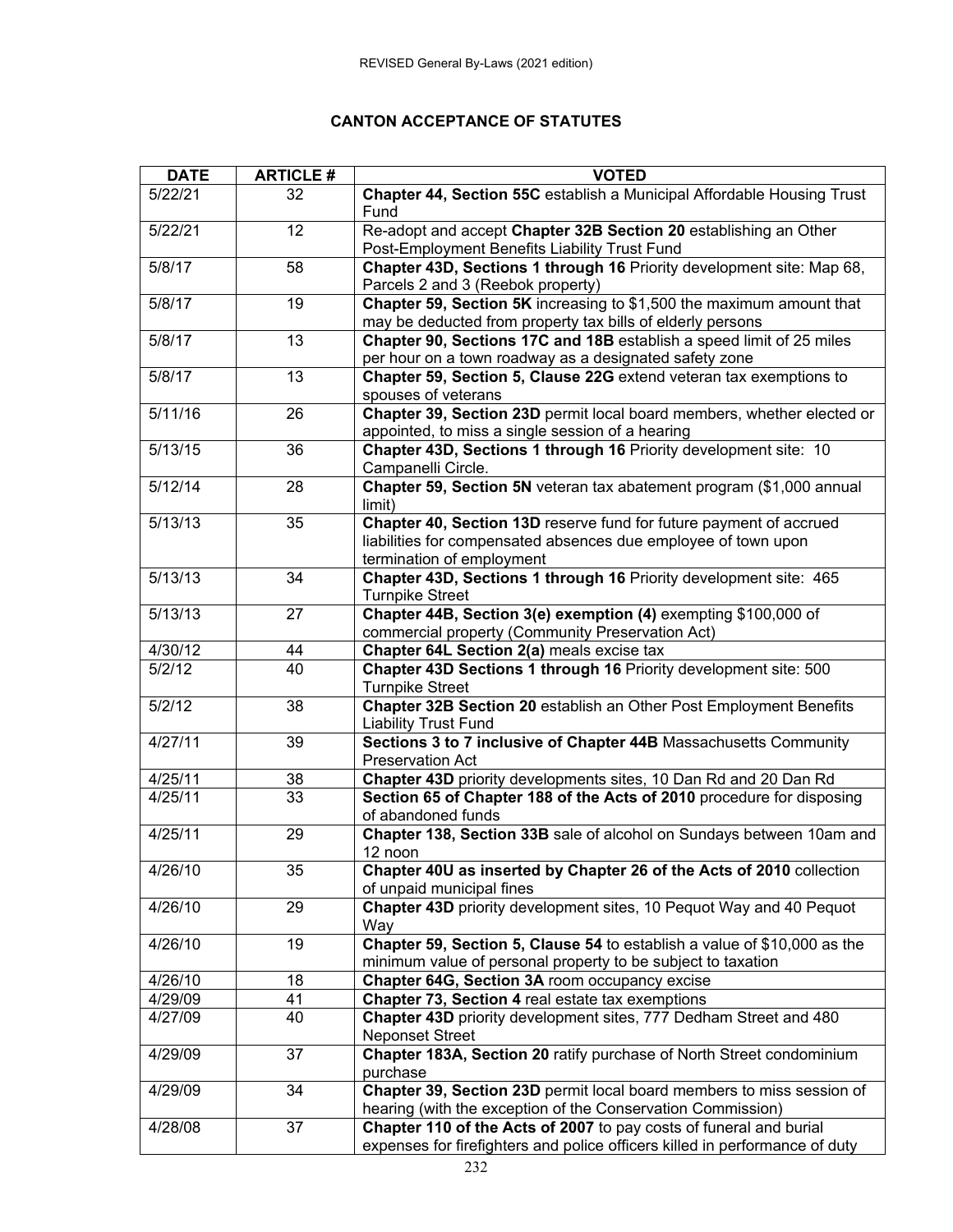## CANTON ACCEPTANCE OF STATUTES

| DATE | ARTICLE # | VOTED |
|---|---|---|
| 5/22/21 | 32 | **Chapter 44, Section 55C** establish a Municipal Affordable Housing Trust Fund |
| 5/22/21 | 12 | Re-adopt and accept **Chapter 32B Section 20** establishing an Other Post-Employment Benefits Liability Trust Fund |
| 5/8/17 | 58 | **Chapter 43D, Sections 1 through 16** Priority development site: Map 68, Parcels 2 and 3 (Reebok property) |
| 5/8/17 | 19 | **Chapter 59, Section 5K** increasing to $1,500 the maximum amount that may be deducted from property tax bills of elderly persons |
| 5/8/17 | 13 | **Chapter 90, Sections 17C and 18B** establish a speed limit of 25 miles per hour on a town roadway as a designated safety zone |
| 5/8/17 | 13 | **Chapter 59, Section 5, Clause 22G** extend veteran tax exemptions to spouses of veterans |
| 5/11/16 | 26 | **Chapter 39, Section 23D** permit local board members, whether elected or appointed, to miss a single session of a hearing |
| 5/13/15 | 36 | **Chapter 43D, Sections 1 through 16** Priority development site: 10 Campanelli Circle. |
| 5/12/14 | 28 | **Chapter 59, Section 5N** veteran tax abatement program ($1,000 annual limit) |
| 5/13/13 | 35 | **Chapter 40, Section 13D** reserve fund for future payment of accrued liabilities for compensated absences due employee of town upon termination of employment |
| 5/13/13 | 34 | **Chapter 43D, Sections 1 through 16** Priority development site: 465 Turnpike Street |
| 5/13/13 | 27 | **Chapter 44B, Section 3(e) exemption (4)** exempting $100,000 of commercial property (Community Preservation Act) |
| 4/30/12 | 44 | **Chapter 64L Section 2(a)** meals excise tax |
| 5/2/12 | 40 | **Chapter 43D Sections 1 through 16** Priority development site: 500 Turnpike Street |
| 5/2/12 | 38 | **Chapter 32B Section 20** establish an Other Post Employment Benefits Liability Trust Fund |
| 4/27/11 | 39 | **Sections 3 to 7 inclusive of Chapter 44B** Massachusetts Community Preservation Act |
| 4/25/11 | 38 | **Chapter 43D** priority developments sites, 10 Dan Rd and 20 Dan Rd |
| 4/25/11 | 33 | **Section 65 of Chapter 188 of the Acts of 2010** procedure for disposing of abandoned funds |
| 4/25/11 | 29 | **Chapter 138, Section 33B** sale of alcohol on Sundays between 10am and 12 noon |
| 4/26/10 | 35 | **Chapter 40U as inserted by Chapter 26 of the Acts of 2010** collection of unpaid municipal fines |
| 4/26/10 | 29 | **Chapter 43D** priority development sites, 10 Pequot Way and 40 Pequot Way |
| 4/26/10 | 19 | **Chapter 59, Section 5, Clause 54** to establish a value of $10,000 as the minimum value of personal property to be subject to taxation |
| 4/26/10 | 18 | **Chapter 64G, Section 3A** room occupancy excise |
| 4/29/09 | 41 | **Chapter 73, Section 4** real estate tax exemptions |
| 4/27/09 | 40 | **Chapter 43D** priority development sites, 777 Dedham Street and 480 Neponset Street |
| 4/29/09 | 37 | **Chapter 183A, Section 20** ratify purchase of North Street condominium purchase |
| 4/29/09 | 34 | **Chapter 39, Section 23D** permit local board members to miss session of hearing (with the exception of the Conservation Commission) |
| 4/28/08 | 37 | **Chapter 110 of the Acts of 2007** to pay costs of funeral and burial expenses for firefighters and police officers killed in performance of duty |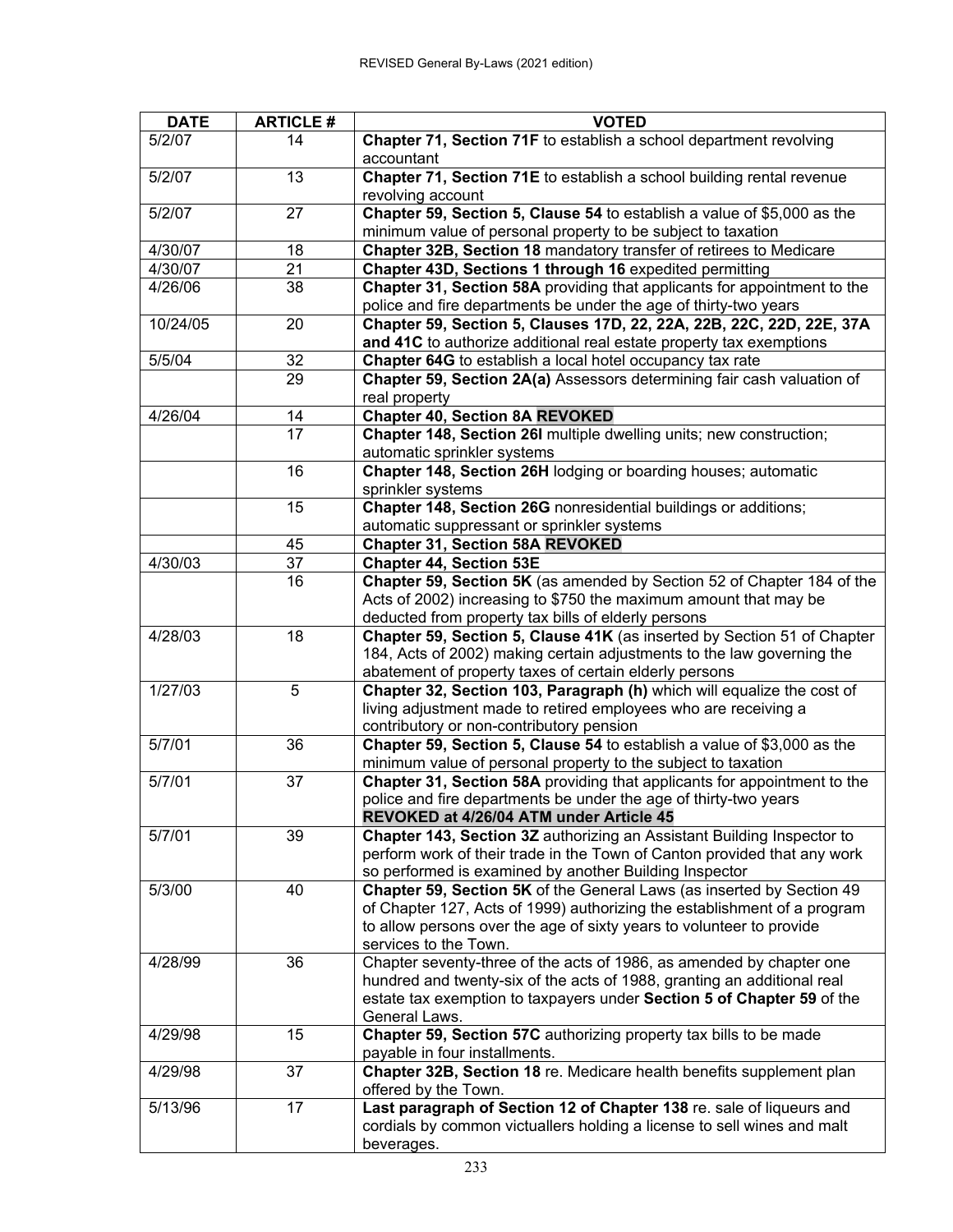| DATE | ARTICLE # | VOTED |
|---|---|---|
| 5/2/07 | 14 | **Chapter 71, Section 71F** to establish a school department revolving accountant |
| 5/2/07 | 13 | **Chapter 71, Section 71E** to establish a school building rental revenue revolving account |
| 5/2/07 | 27 | **Chapter 59, Section 5, Clause 54** to establish a value of $5,000 as the minimum value of personal property to be subject to taxation |
| 4/30/07 | 18 | **Chapter 32B, Section 18** mandatory transfer of retirees to Medicare |
| 4/30/07 | 21 | **Chapter 43D, Sections 1 through 16** expedited permitting |
| 4/26/06 | 38 | **Chapter 31, Section 58A** providing that applicants for appointment to the police and fire departments be under the age of thirty-two years |
| 10/24/05 | 20 | **Chapter 59, Section 5, Clauses 17D, 22, 22A, 22B, 22C, 22D, 22E, 37A and 41C** to authorize additional real estate property tax exemptions |
| 5/5/04 | 32 | **Chapter 64G** to establish a local hotel occupancy tax rate |
| | 29 | **Chapter 59, Section 2A(a)** Assessors determining fair cash valuation of real property |
| 4/26/04 | 14 | **Chapter 40, Section 8A REVOKED** |
| | 17 | **Chapter 148, Section 26I** multiple dwelling units; new construction; automatic sprinkler systems |
| | 16 | **Chapter 148, Section 26H** lodging or boarding houses; automatic sprinkler systems |
| | 15 | **Chapter 148, Section 26G** nonresidential buildings or additions; automatic suppressant or sprinkler systems |
| | 45 | **Chapter 31, Section 58A REVOKED** |
| 4/30/03 | 37 | **Chapter 44, Section 53E** |
| | 16 | **Chapter 59, Section 5K** (as amended by Section 52 of Chapter 184 of the Acts of 2002) increasing to $750 the maximum amount that may be deducted from property tax bills of elderly persons |
| 4/28/03 | 18 | **Chapter 59, Section 5, Clause 41K** (as inserted by Section 51 of Chapter 184, Acts of 2002) making certain adjustments to the law governing the abatement of property taxes of certain elderly persons |
| 1/27/03 | 5 | **Chapter 32, Section 103, Paragraph (h)** which will equalize the cost of living adjustment made to retired employees who are receiving a contributory or non-contributory pension |
| 5/7/01 | 36 | **Chapter 59, Section 5, Clause 54** to establish a value of $3,000 as the minimum value of personal property to the subject to taxation |
| 5/7/01 | 37 | **Chapter 31, Section 58A** providing that applicants for appointment to the police and fire departments be under the age of thirty-two years **REVOKED at 4/26/04 ATM under Article 45** |
| 5/7/01 | 39 | **Chapter 143, Section 3Z** authorizing an Assistant Building Inspector to perform work of their trade in the Town of Canton provided that any work so performed is examined by another Building Inspector |
| 5/3/00 | 40 | **Chapter 59, Section 5K** of the General Laws (as inserted by Section 49 of Chapter 127, Acts of 1999) authorizing the establishment of a program to allow persons over the age of sixty years to volunteer to provide services to the Town. |
| 4/28/99 | 36 | Chapter seventy-three of the acts of 1986, as amended by chapter one hundred and twenty-six of the acts of 1988, granting an additional real estate tax exemption to taxpayers under **Section 5 of Chapter 59** of the General Laws. |
| 4/29/98 | 15 | **Chapter 59, Section 57C** authorizing property tax bills to be made payable in four installments. |
| 4/29/98 | 37 | **Chapter 32B, Section 18** re. Medicare health benefits supplement plan offered by the Town. |
| 5/13/96 | 17 | **Last paragraph of Section 12 of Chapter 138** re. sale of liqueurs and cordials by common victuallers holding a license to sell wines and malt beverages. |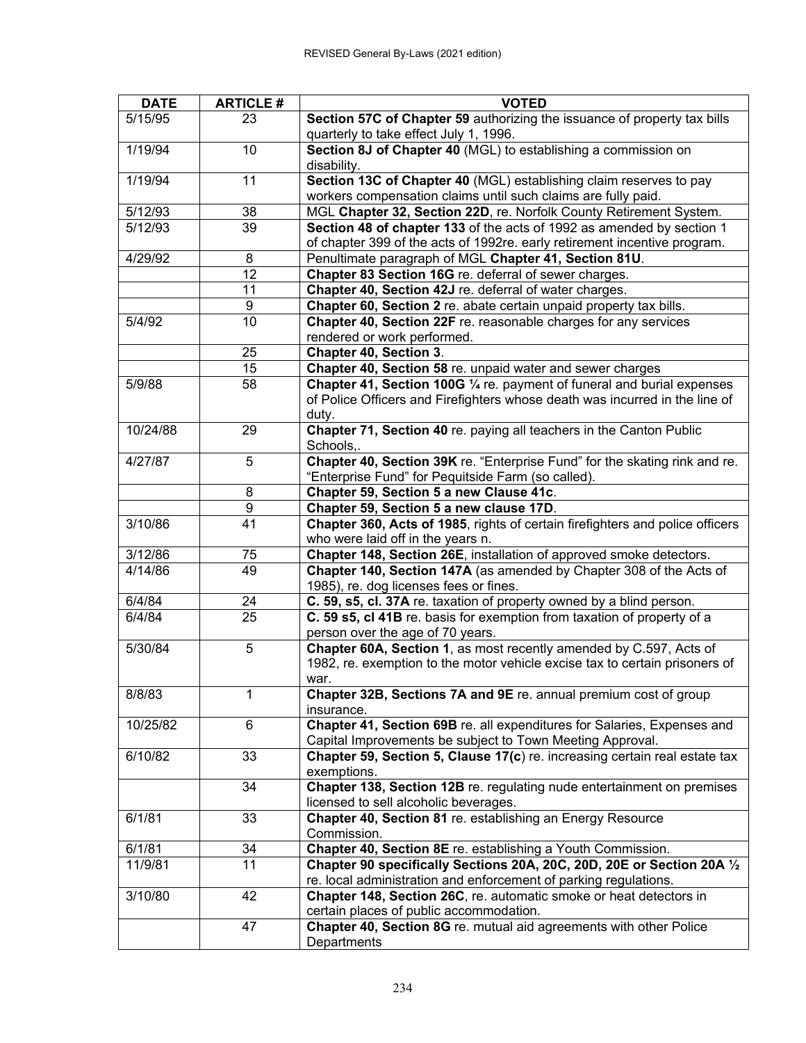| DATE | ARTICLE # | VOTED |
|---|---|---|
| 5/15/95 | 23 | **Section 57C of Chapter 59** authorizing the issuance of property tax bills quarterly to take effect July 1, 1996. |
| 1/19/94 | 10 | **Section 8J of Chapter 40** (MGL) to establishing a commission on disability. |
| 1/19/94 | 11 | **Section 13C of Chapter 40** (MGL) establishing claim reserves to pay workers compensation claims until such claims are fully paid. |
| 5/12/93 | 38 | MGL **Chapter 32, Section 22D**, re. Norfolk County Retirement System. |
| 5/12/93 | 39 | **Section 48 of chapter 133** of the acts of 1992 as amended by section 1 of chapter 399 of the acts of 1992re. early retirement incentive program. |
| 4/29/92 | 8 | Penultimate paragraph of MGL **Chapter 41, Section 81U**. |
| | 12 | **Chapter 83 Section 16G** re. deferral of sewer charges. |
| | 11 | **Chapter 40, Section 42J** re. deferral of water charges. |
| | 9 | **Chapter 60, Section 2** re. abate certain unpaid property tax bills. |
| 5/4/92 | 10 | **Chapter 40, Section 22F** re. reasonable charges for any services rendered or work performed. |
| | 25 | **Chapter 40, Section 3**. |
| | 15 | **Chapter 40, Section 58** re. unpaid water and sewer charges |
| 5/9/88 | 58 | **Chapter 41, Section 100G ¼** re. payment of funeral and burial expenses of Police Officers and Firefighters whose death was incurred in the line of duty. |
| 10/24/88 | 29 | **Chapter 71, Section 40** re. paying all teachers in the Canton Public Schools,. |
| 4/27/87 | 5 | **Chapter 40, Section 39K** re. "Enterprise Fund" for the skating rink and re. "Enterprise Fund" for Pequitside Farm (so called). |
| | 8 | **Chapter 59, Section 5 a new Clause 41c**. |
| | 9 | **Chapter 59, Section 5 a new clause 17D**. |
| 3/10/86 | 41 | **Chapter 360, Acts of 1985**, rights of certain firefighters and police officers who were laid off in the years n. |
| 3/12/86 | 75 | **Chapter 148, Section 26E**, installation of approved smoke detectors. |
| 4/14/86 | 49 | **Chapter 140, Section 147A** (as amended by Chapter 308 of the Acts of 1985), re. dog licenses fees or fines. |
| 6/4/84 | 24 | **C. 59, s5, cl. 37A** re. taxation of property owned by a blind person. |
| 6/4/84 | 25 | **C. 59 s5, cl 41B** re. basis for exemption from taxation of property of a person over the age of 70 years. |
| 5/30/84 | 5 | **Chapter 60A, Section 1**, as most recently amended by C.597, Acts of 1982, re. exemption to the motor vehicle excise tax to certain prisoners of war. |
| 8/8/83 | 1 | **Chapter 32B, Sections 7A and 9E** re. annual premium cost of group insurance. |
| 10/25/82 | 6 | **Chapter 41, Section 69B** re. all expenditures for Salaries, Expenses and Capital Improvements be subject to Town Meeting Approval. |
| 6/10/82 | 33 | **Chapter 59, Section 5, Clause 17(c**) re. increasing certain real estate tax exemptions. |
| | 34 | **Chapter 138, Section 12B** re. regulating nude entertainment on premises licensed to sell alcoholic beverages. |
| 6/1/81 | 33 | **Chapter 40, Section 81** re. establishing an Energy Resource Commission. |
| 6/1/81 | 34 | **Chapter 40, Section 8E** re. establishing a Youth Commission. |
| 11/9/81 | 11 | **Chapter 90 specifically Sections 20A, 20C, 20D, 20E or Section 20A ½** re. local administration and enforcement of parking regulations. |
| 3/10/80 | 42 | **Chapter 148, Section 26C**, re. automatic smoke or heat detectors in certain places of public accommodation. |
| | 47 | **Chapter 40, Section 8G** re. mutual aid agreements with other Police Departments |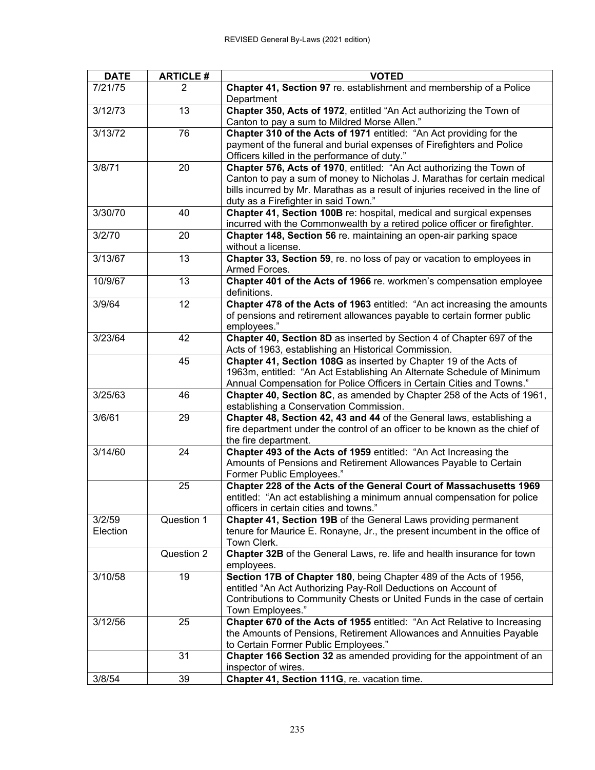| DATE | ARTICLE # | VOTED |
|---|---|---|
| 7/21/75 | 2 | **Chapter 41, Section 97** re. establishment and membership of a Police Department |
| 3/12/73 | 13 | **Chapter 350, Acts of 1972**, entitled "An Act authorizing the Town of Canton to pay a sum to Mildred Morse Allen." |
| 3/13/72 | 76 | **Chapter 310 of the Acts of 1971** entitled: "An Act providing for the payment of the funeral and burial expenses of Firefighters and Police Officers killed in the performance of duty." |
| 3/8/71 | 20 | **Chapter 576, Acts of 1970**, entitled: "An Act authorizing the Town of Canton to pay a sum of money to Nicholas J. Marathas for certain medical bills incurred by Mr. Marathas as a result of injuries received in the line of duty as a Firefighter in said Town." |
| 3/30/70 | 40 | **Chapter 41, Section 100B** re: hospital, medical and surgical expenses incurred with the Commonwealth by a retired police officer or firefighter. |
| 3/2/70 | 20 | **Chapter 148, Section 56** re. maintaining an open-air parking space without a license. |
| 3/13/67 | 13 | **Chapter 33, Section 59**, re. no loss of pay or vacation to employees in Armed Forces. |
| 10/9/67 | 13 | **Chapter 401 of the Acts of 1966** re. workmen's compensation employee definitions. |
| 3/9/64 | 12 | **Chapter 478 of the Acts of 1963** entitled: "An act increasing the amounts of pensions and retirement allowances payable to certain former public employees." |
| 3/23/64 | 42 | **Chapter 40, Section 8D** as inserted by Section 4 of Chapter 697 of the Acts of 1963, establishing an Historical Commission. |
| | 45 | **Chapter 41, Section 108G** as inserted by Chapter 19 of the Acts of 1963m, entitled: "An Act Establishing An Alternate Schedule of Minimum Annual Compensation for Police Officers in Certain Cities and Towns." |
| 3/25/63 | 46 | **Chapter 40, Section 8C**, as amended by Chapter 258 of the Acts of 1961, establishing a Conservation Commission. |
| 3/6/61 | 29 | **Chapter 48, Section 42, 43 and 44** of the General laws, establishing a fire department under the control of an officer to be known as the chief of the fire department. |
| 3/14/60 | 24 | **Chapter 493 of the Acts of 1959** entitled: "An Act Increasing the Amounts of Pensions and Retirement Allowances Payable to Certain Former Public Employees." |
| | 25 | **Chapter 228 of the Acts of the General Court of Massachusetts 1969** entitled: "An act establishing a minimum annual compensation for police officers in certain cities and towns." |
| 3/2/59 Election | Question 1 | **Chapter 41, Section 19B** of the General Laws providing permanent tenure for Maurice E. Ronayne, Jr., the present incumbent in the office of Town Clerk. |
| | Question 2 | **Chapter 32B** of the General Laws, re. life and health insurance for town employees. |
| 3/10/58 | 19 | **Section 17B of Chapter 180**, being Chapter 489 of the Acts of 1956, entitled "An Act Authorizing Pay-Roll Deductions on Account of Contributions to Community Chests or United Funds in the case of certain Town Employees." |
| 3/12/56 | 25 | **Chapter 670 of the Acts of 1955** entitled: "An Act Relative to Increasing the Amounts of Pensions, Retirement Allowances and Annuities Payable to Certain Former Public Employees." |
| | 31 | **Chapter 166 Section 32** as amended providing for the appointment of an inspector of wires. |
| 3/8/54 | 39 | **Chapter 41, Section 111G**, re. vacation time. |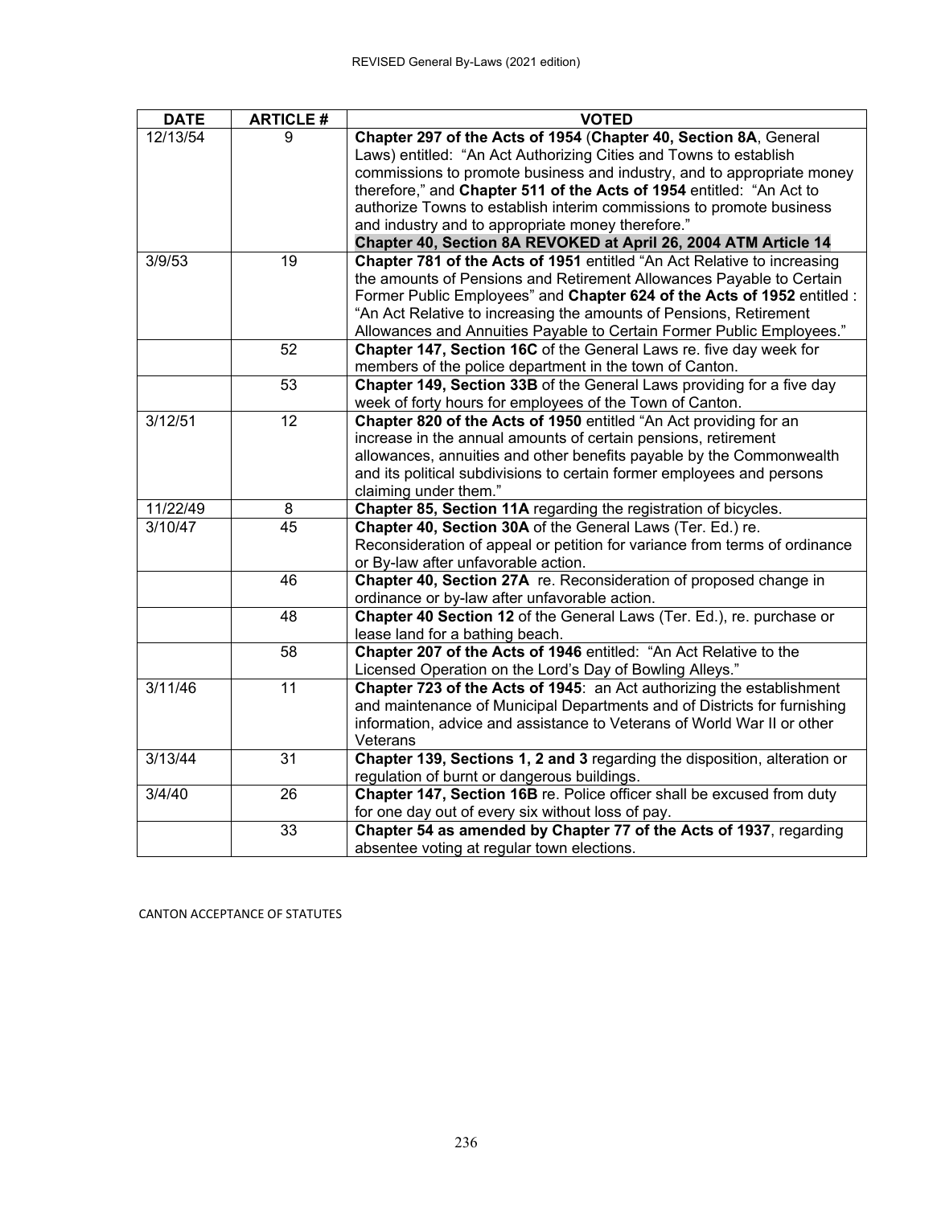| DATE | ARTICLE # | VOTED |
|---|---|---|
| 12/13/54 | 9 | **Chapter 297 of the Acts of 1954** (**Chapter 40, Section 8A**, General Laws) entitled: "An Act Authorizing Cities and Towns to establish commissions to promote business and industry, and to appropriate money therefore," and **Chapter 511 of the Acts of 1954** entitled: "An Act to authorize Towns to establish interim commissions to promote business and industry and to appropriate money therefore." **Chapter 40, Section 8A REVOKED at April 26, 2004 ATM Article 14** |
| 3/9/53 | 19 | **Chapter 781 of the Acts of 1951** entitled "An Act Relative to increasing the amounts of Pensions and Retirement Allowances Payable to Certain Former Public Employees" and **Chapter 624 of the Acts of 1952** entitled : "An Act Relative to increasing the amounts of Pensions, Retirement Allowances and Annuities Payable to Certain Former Public Employees." |
| | 52 | **Chapter 147, Section 16C** of the General Laws re. five day week for members of the police department in the town of Canton. |
| | 53 | **Chapter 149, Section 33B** of the General Laws providing for a five day week of forty hours for employees of the Town of Canton. |
| 3/12/51 | 12 | **Chapter 820 of the Acts of 1950** entitled "An Act providing for an increase in the annual amounts of certain pensions, retirement allowances, annuities and other benefits payable by the Commonwealth and its political subdivisions to certain former employees and persons claiming under them." |
| 11/22/49 | 8 | **Chapter 85, Section 11A** regarding the registration of bicycles. |
| 3/10/47 | 45 | **Chapter 40, Section 30A** of the General Laws (Ter. Ed.) re. Reconsideration of appeal or petition for variance from terms of ordinance or By-law after unfavorable action. |
| | 46 | **Chapter 40, Section 27A** re. Reconsideration of proposed change in ordinance or by-law after unfavorable action. |
| | 48 | **Chapter 40 Section 12** of the General Laws (Ter. Ed.), re. purchase or lease land for a bathing beach. |
| | 58 | **Chapter 207 of the Acts of 1946** entitled: "An Act Relative to the Licensed Operation on the Lord's Day of Bowling Alleys." |
| 3/11/46 | 11 | **Chapter 723 of the Acts of 1945**: an Act authorizing the establishment and maintenance of Municipal Departments and of Districts for furnishing information, advice and assistance to Veterans of World War II or other Veterans |
| 3/13/44 | 31 | **Chapter 139, Sections 1, 2 and 3** regarding the disposition, alteration or regulation of burnt or dangerous buildings. |
| 3/4/40 | 26 | **Chapter 147, Section 16B** re. Police officer shall be excused from duty for one day out of every six without loss of pay. |
| | 33 | **Chapter 54 as amended by Chapter 77 of the Acts of 1937**, regarding absentee voting at regular town elections. |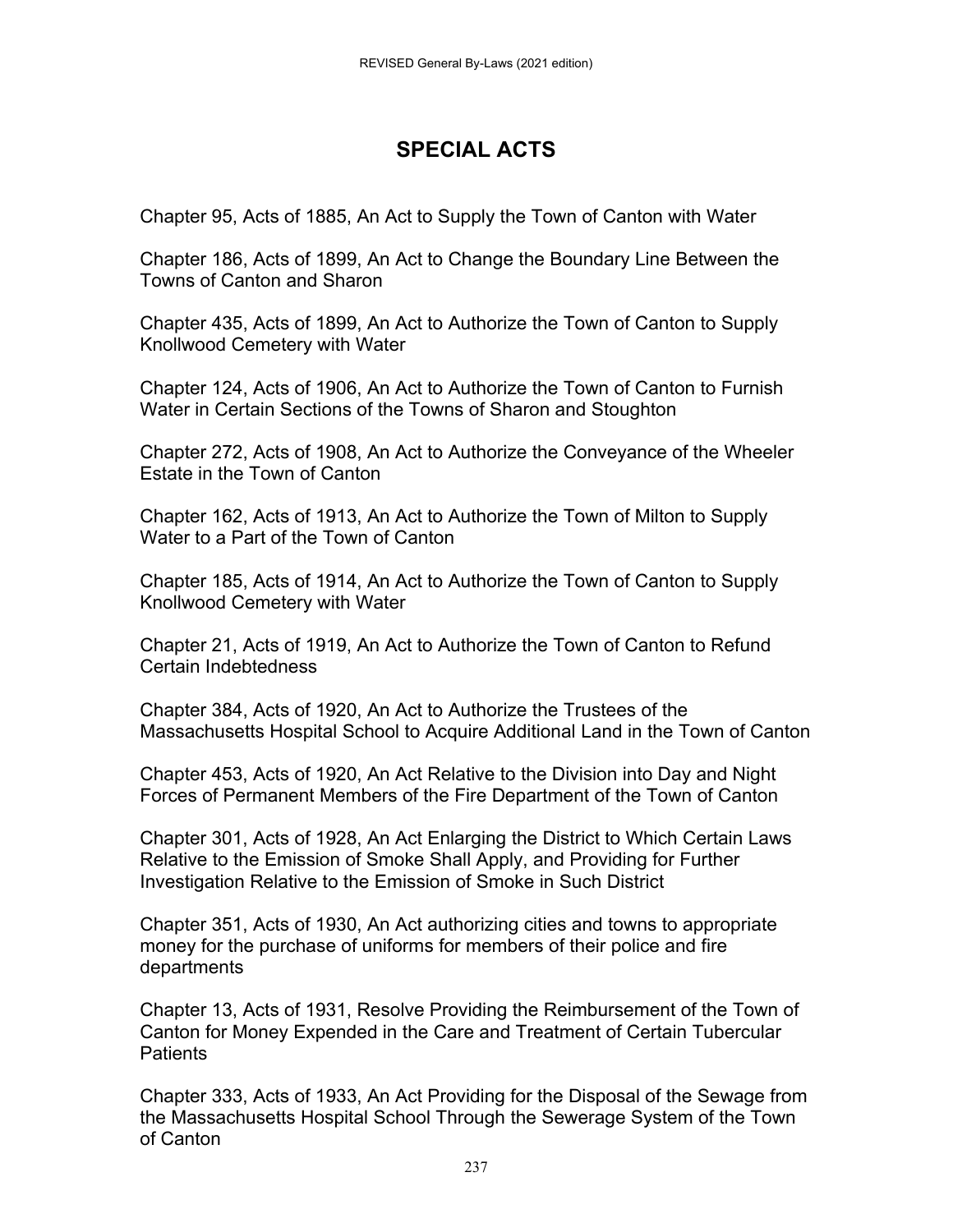# SPECIAL ACTS

Chapter 95, Acts of 1885, An Act to Supply the Town of Canton with Water

Chapter 186, Acts of 1899, An Act to Change the Boundary Line Between the Towns of Canton and Sharon

Chapter 435, Acts of 1899, An Act to Authorize the Town of Canton to Supply Knollwood Cemetery with Water

Chapter 124, Acts of 1906, An Act to Authorize the Town of Canton to Furnish Water in Certain Sections of the Towns of Sharon and Stoughton

Chapter 272, Acts of 1908, An Act to Authorize the Conveyance of the Wheeler Estate in the Town of Canton

Chapter 162, Acts of 1913, An Act to Authorize the Town of Milton to Supply Water to a Part of the Town of Canton

Chapter 185, Acts of 1914, An Act to Authorize the Town of Canton to Supply Knollwood Cemetery with Water

Chapter 21, Acts of 1919, An Act to Authorize the Town of Canton to Refund Certain Indebtedness

Chapter 384, Acts of 1920, An Act to Authorize the Trustees of the Massachusetts Hospital School to Acquire Additional Land in the Town of Canton

Chapter 453, Acts of 1920, An Act Relative to the Division into Day and Night Forces of Permanent Members of the Fire Department of the Town of Canton

Chapter 301, Acts of 1928, An Act Enlarging the District to Which Certain Laws Relative to the Emission of Smoke Shall Apply, and Providing for Further Investigation Relative to the Emission of Smoke in Such District

Chapter 351, Acts of 1930, An Act authorizing cities and towns to appropriate money for the purchase of uniforms for members of their police and fire departments

Chapter 13, Acts of 1931, Resolve Providing the Reimbursement of the Town of Canton for Money Expended in the Care and Treatment of Certain Tubercular Patients

Chapter 333, Acts of 1933, An Act Providing for the Disposal of the Sewage from the Massachusetts Hospital School Through the Sewerage System of the Town of Canton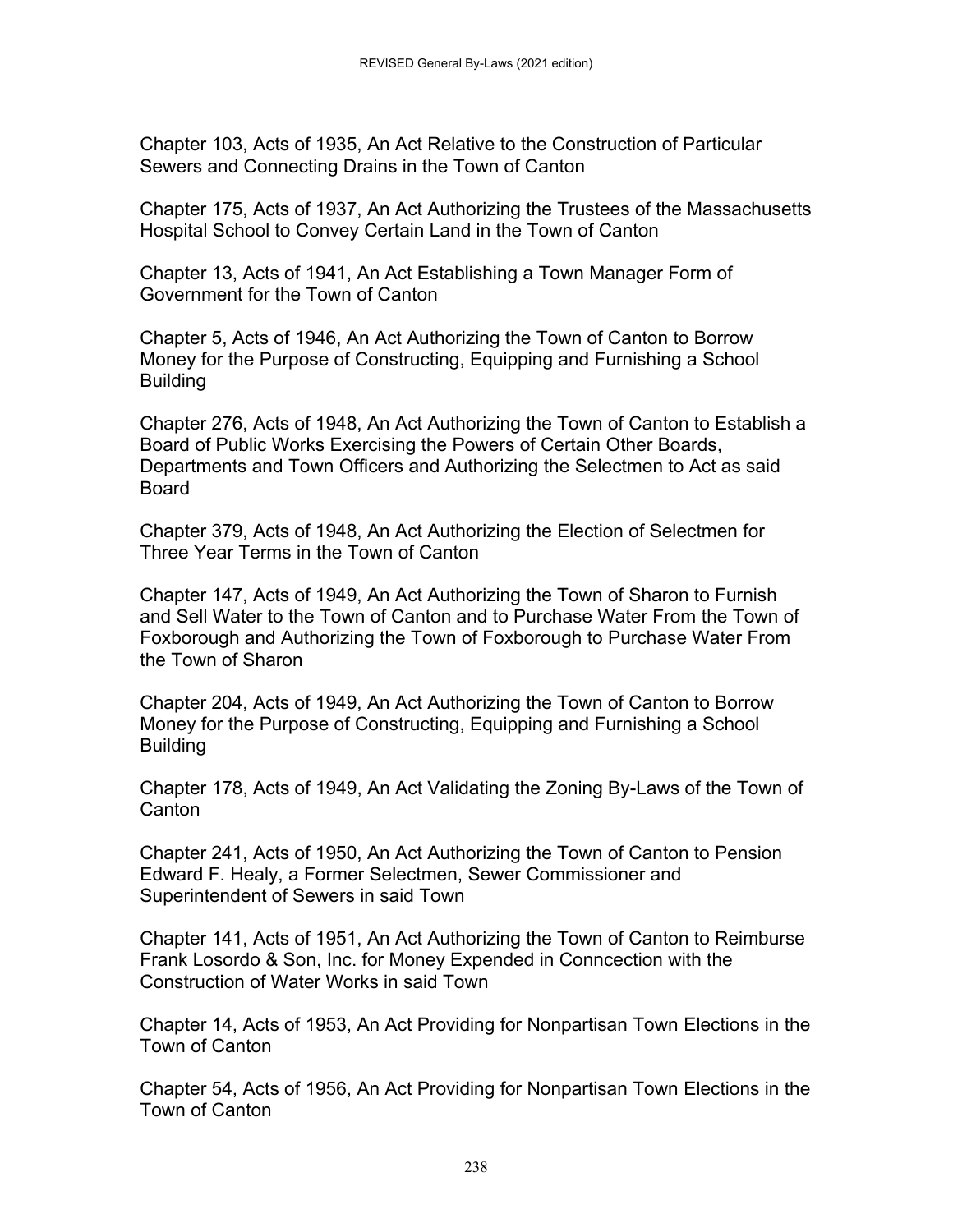Chapter 103, Acts of 1935, An Act Relative to the Construction of Particular Sewers and Connecting Drains in the Town of Canton

Chapter 175, Acts of 1937, An Act Authorizing the Trustees of the Massachusetts Hospital School to Convey Certain Land in the Town of Canton

Chapter 13, Acts of 1941, An Act Establishing a Town Manager Form of Government for the Town of Canton

Chapter 5, Acts of 1946, An Act Authorizing the Town of Canton to Borrow Money for the Purpose of Constructing, Equipping and Furnishing a School Building

Chapter 276, Acts of 1948, An Act Authorizing the Town of Canton to Establish a Board of Public Works Exercising the Powers of Certain Other Boards, Departments and Town Officers and Authorizing the Selectmen to Act as said Board

Chapter 379, Acts of 1948, An Act Authorizing the Election of Selectmen for Three Year Terms in the Town of Canton

Chapter 147, Acts of 1949, An Act Authorizing the Town of Sharon to Furnish and Sell Water to the Town of Canton and to Purchase Water From the Town of Foxborough and Authorizing the Town of Foxborough to Purchase Water From the Town of Sharon

Chapter 204, Acts of 1949, An Act Authorizing the Town of Canton to Borrow Money for the Purpose of Constructing, Equipping and Furnishing a School Building

Chapter 178, Acts of 1949, An Act Validating the Zoning By-Laws of the Town of Canton

Chapter 241, Acts of 1950, An Act Authorizing the Town of Canton to Pension Edward F. Healy, a Former Selectmen, Sewer Commissioner and Superintendent of Sewers in said Town

Chapter 141, Acts of 1951, An Act Authorizing the Town of Canton to Reimburse Frank Losordo & Son, Inc. for Money Expended in Conncection with the Construction of Water Works in said Town

Chapter 14, Acts of 1953, An Act Providing for Nonpartisan Town Elections in the Town of Canton

Chapter 54, Acts of 1956, An Act Providing for Nonpartisan Town Elections in the Town of Canton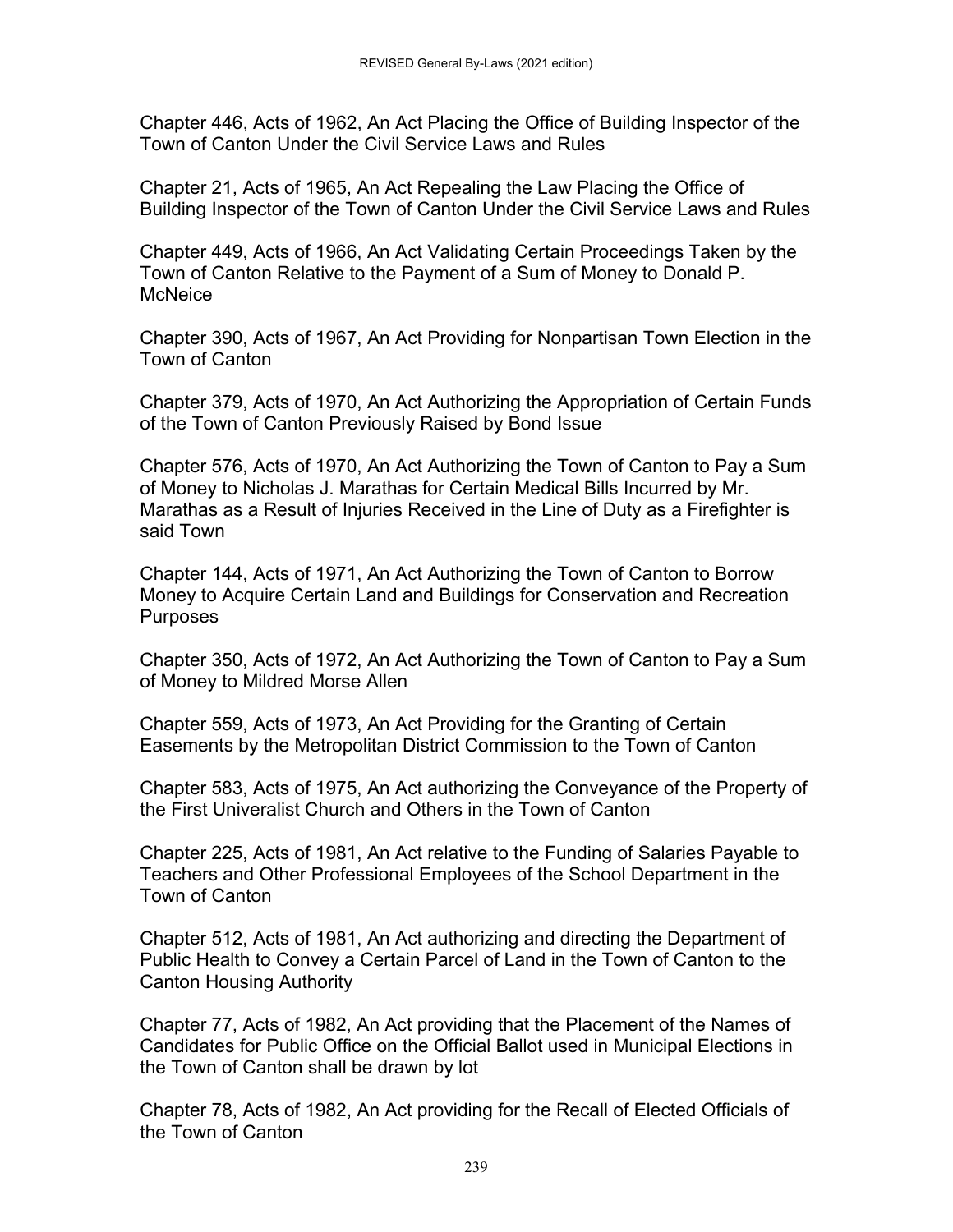Chapter 446, Acts of 1962, An Act Placing the Office of Building Inspector of the Town of Canton Under the Civil Service Laws and Rules

Chapter 21, Acts of 1965, An Act Repealing the Law Placing the Office of Building Inspector of the Town of Canton Under the Civil Service Laws and Rules

Chapter 449, Acts of 1966, An Act Validating Certain Proceedings Taken by the Town of Canton Relative to the Payment of a Sum of Money to Donald P. McNeice

Chapter 390, Acts of 1967, An Act Providing for Nonpartisan Town Election in the Town of Canton

Chapter 379, Acts of 1970, An Act Authorizing the Appropriation of Certain Funds of the Town of Canton Previously Raised by Bond Issue

Chapter 576, Acts of 1970, An Act Authorizing the Town of Canton to Pay a Sum of Money to Nicholas J. Marathas for Certain Medical Bills Incurred by Mr. Marathas as a Result of Injuries Received in the Line of Duty as a Firefighter is said Town

Chapter 144, Acts of 1971, An Act Authorizing the Town of Canton to Borrow Money to Acquire Certain Land and Buildings for Conservation and Recreation Purposes

Chapter 350, Acts of 1972, An Act Authorizing the Town of Canton to Pay a Sum of Money to Mildred Morse Allen

Chapter 559, Acts of 1973, An Act Providing for the Granting of Certain Easements by the Metropolitan District Commission to the Town of Canton

Chapter 583, Acts of 1975, An Act authorizing the Conveyance of the Property of the First Univeralist Church and Others in the Town of Canton

Chapter 225, Acts of 1981, An Act relative to the Funding of Salaries Payable to Teachers and Other Professional Employees of the School Department in the Town of Canton

Chapter 512, Acts of 1981, An Act authorizing and directing the Department of Public Health to Convey a Certain Parcel of Land in the Town of Canton to the Canton Housing Authority

Chapter 77, Acts of 1982, An Act providing that the Placement of the Names of Candidates for Public Office on the Official Ballot used in Municipal Elections in the Town of Canton shall be drawn by lot

Chapter 78, Acts of 1982, An Act providing for the Recall of Elected Officials of the Town of Canton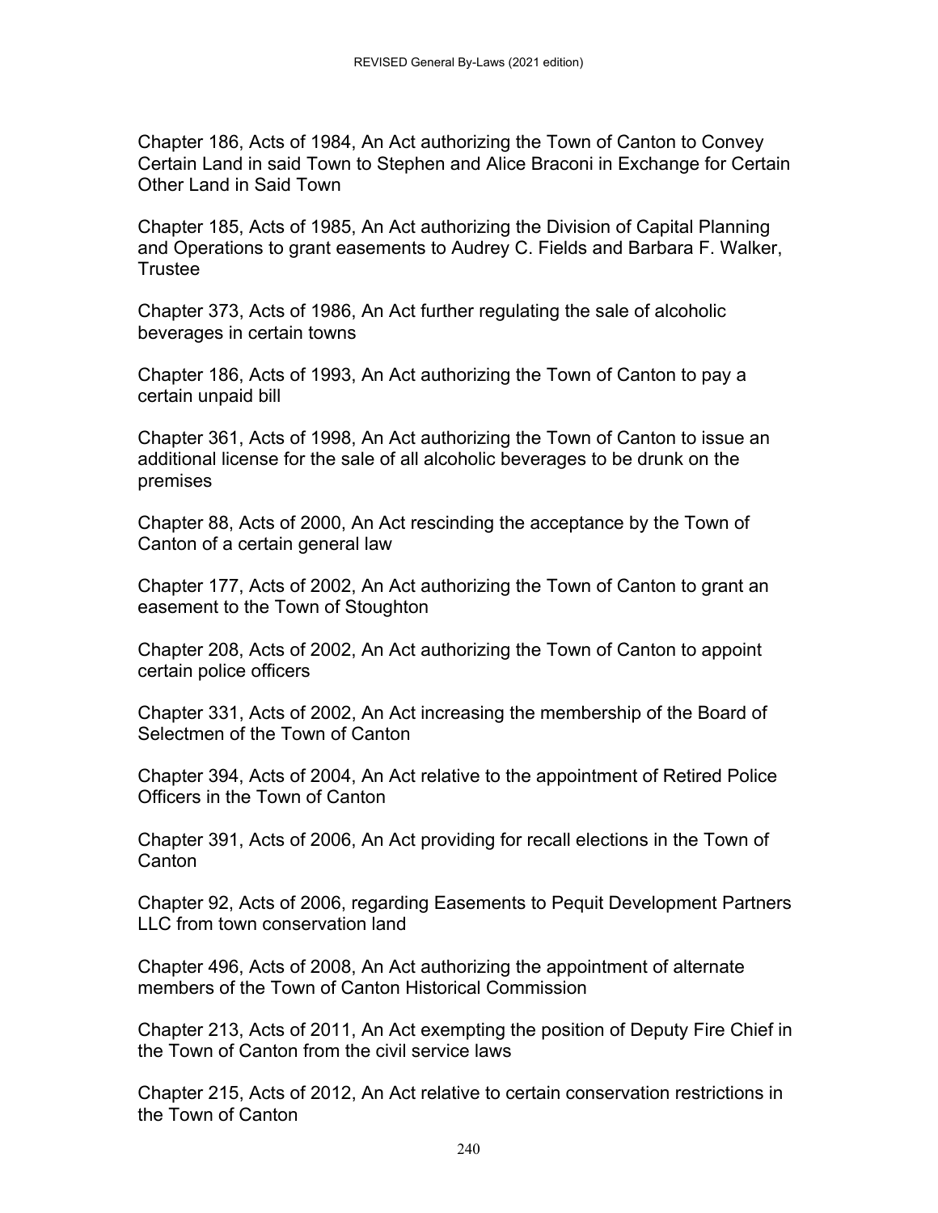Chapter 186, Acts of 1984, An Act authorizing the Town of Canton to Convey Certain Land in said Town to Stephen and Alice Braconi in Exchange for Certain Other Land in Said Town

Chapter 185, Acts of 1985, An Act authorizing the Division of Capital Planning and Operations to grant easements to Audrey C. Fields and Barbara F. Walker, Trustee

Chapter 373, Acts of 1986, An Act further regulating the sale of alcoholic beverages in certain towns

Chapter 186, Acts of 1993, An Act authorizing the Town of Canton to pay a certain unpaid bill

Chapter 361, Acts of 1998, An Act authorizing the Town of Canton to issue an additional license for the sale of all alcoholic beverages to be drunk on the premises

Chapter 88, Acts of 2000, An Act rescinding the acceptance by the Town of Canton of a certain general law

Chapter 177, Acts of 2002, An Act authorizing the Town of Canton to grant an easement to the Town of Stoughton

Chapter 208, Acts of 2002, An Act authorizing the Town of Canton to appoint certain police officers

Chapter 331, Acts of 2002, An Act increasing the membership of the Board of Selectmen of the Town of Canton

Chapter 394, Acts of 2004, An Act relative to the appointment of Retired Police Officers in the Town of Canton

Chapter 391, Acts of 2006, An Act providing for recall elections in the Town of Canton

Chapter 92, Acts of 2006, regarding Easements to Pequit Development Partners LLC from town conservation land

Chapter 496, Acts of 2008, An Act authorizing the appointment of alternate members of the Town of Canton Historical Commission

Chapter 213, Acts of 2011, An Act exempting the position of Deputy Fire Chief in the Town of Canton from the civil service laws

Chapter 215, Acts of 2012, An Act relative to certain conservation restrictions in the Town of Canton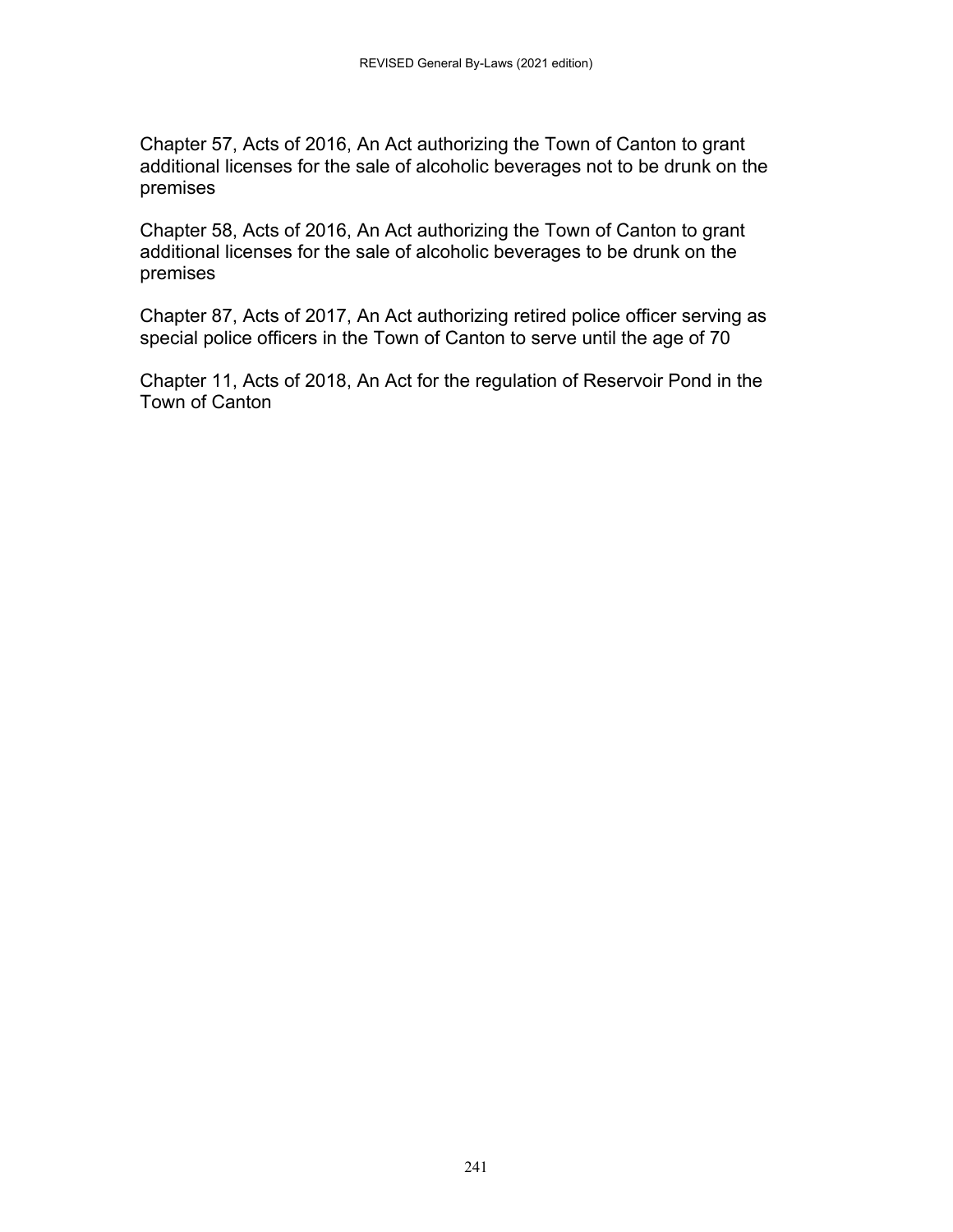Chapter 57, Acts of 2016, An Act authorizing the Town of Canton to grant additional licenses for the sale of alcoholic beverages not to be drunk on the premises

Chapter 58, Acts of 2016, An Act authorizing the Town of Canton to grant additional licenses for the sale of alcoholic beverages to be drunk on the premises

Chapter 87, Acts of 2017, An Act authorizing retired police officer serving as special police officers in the Town of Canton to serve until the age of 70

Chapter 11, Acts of 2018, An Act for the regulation of Reservoir Pond in the Town of Canton